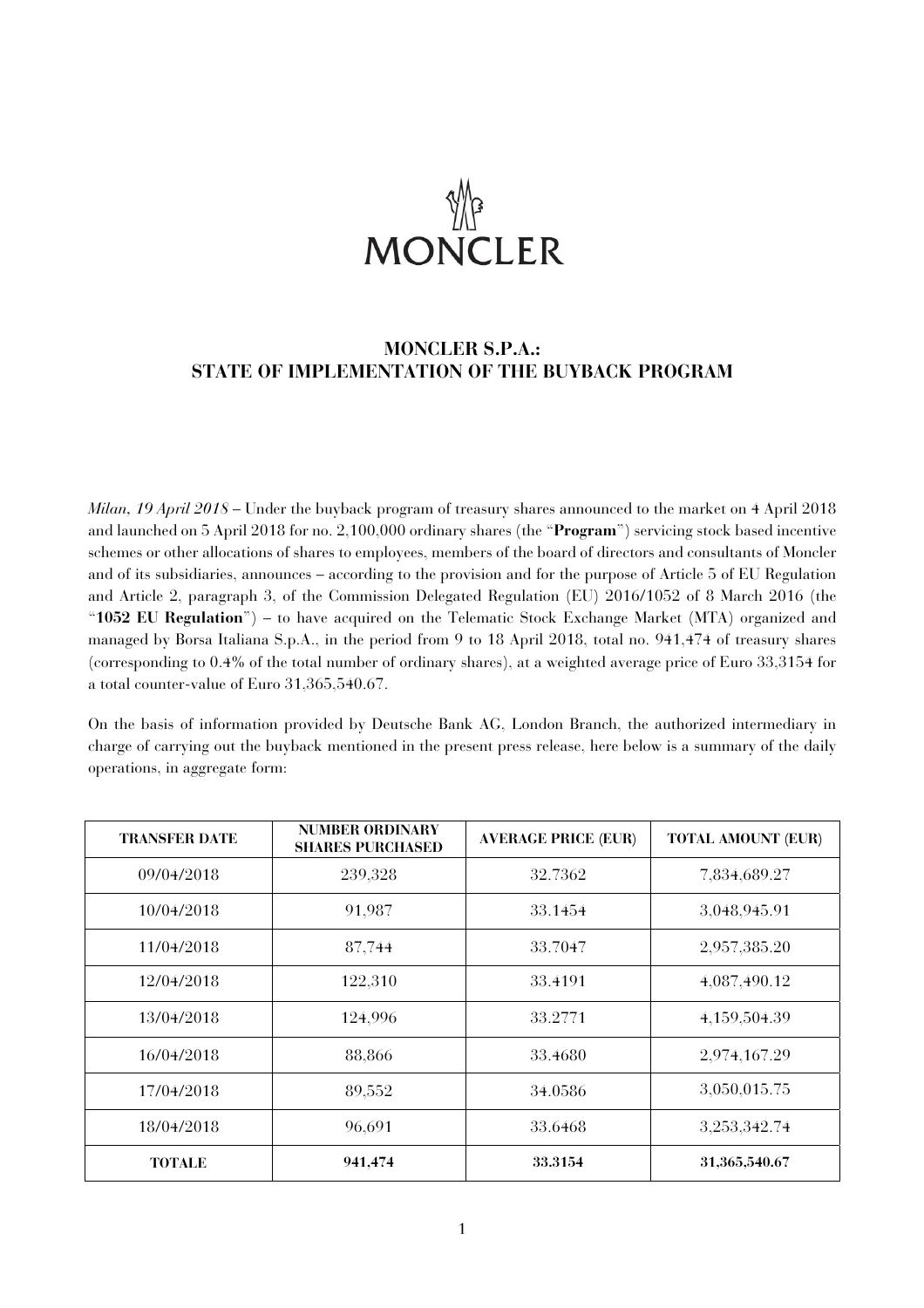MONCLER

# MONCLER S.P.A.: STATE OF IMPLEMENTATION OF THE BUYBACK PROGRAM

*Milan, 19 April 2018* – Under the buyback program of treasury shares announced to the market on 4 April 2018 and launched on 5 April 2018 for no. 2,100,000 ordinary shares (the "**Program**") servicing stock based incentive schemes or other allocations of shares to employees, members of the board of directors and consultants of Moncler and of its subsidiaries, announces – according to the provision and for the purpose of Article 5 of EU Regulation and Article 2, paragraph 3, of the Commission Delegated Regulation (EU) 2016/1052 of 8 March 2016 (the "**1052 EU Regulation**") – to have acquired on the Telematic Stock Exchange Market (MTA) organized and managed by Borsa Italiana S.p.A., in the period from 9 to 18 April 2018, total no. 941,474 of treasury shares (corresponding to 0.4% of the total number of ordinary shares), at a weighted average price of Euro 33.3154 for a total counter-value of Euro 31,365,540.67.

On the basis of information provided by Deutsche Bank AG, London Branch, the authorized intermediary in charge of carrying out the buyback mentioned in the present press release, here below is a summary of the daily operations, in aggregate form:

| TRANSFER DATE | NUMBER ORDINARY SHARES PURCHASED | AVERAGE PRICE (EUR) | TOTAL AMOUNT (EUR) |
|---|---|---|---|
| 09/04/2018 | 239,328 | 32.7362 | 7,834,689.27 |
| 10/04/2018 | 91,987 | 33.1454 | 3,048,945.91 |
| 11/04/2018 | 87,744 | 33.7047 | 2,957,385.20 |
| 12/04/2018 | 122,310 | 33.4191 | 4,087,490.12 |
| 13/04/2018 | 124,996 | 33.2771 | 4,159,504.39 |
| 16/04/2018 | 88,866 | 33.4680 | 2,974,167.29 |
| 17/04/2018 | 89,552 | 34.0586 | 3,050,015.75 |
| 18/04/2018 | 96,691 | 33.6468 | 3,253,342.74 |
| **TOTALE** | **941,474** | **33.3154** | **31,365,540.67** |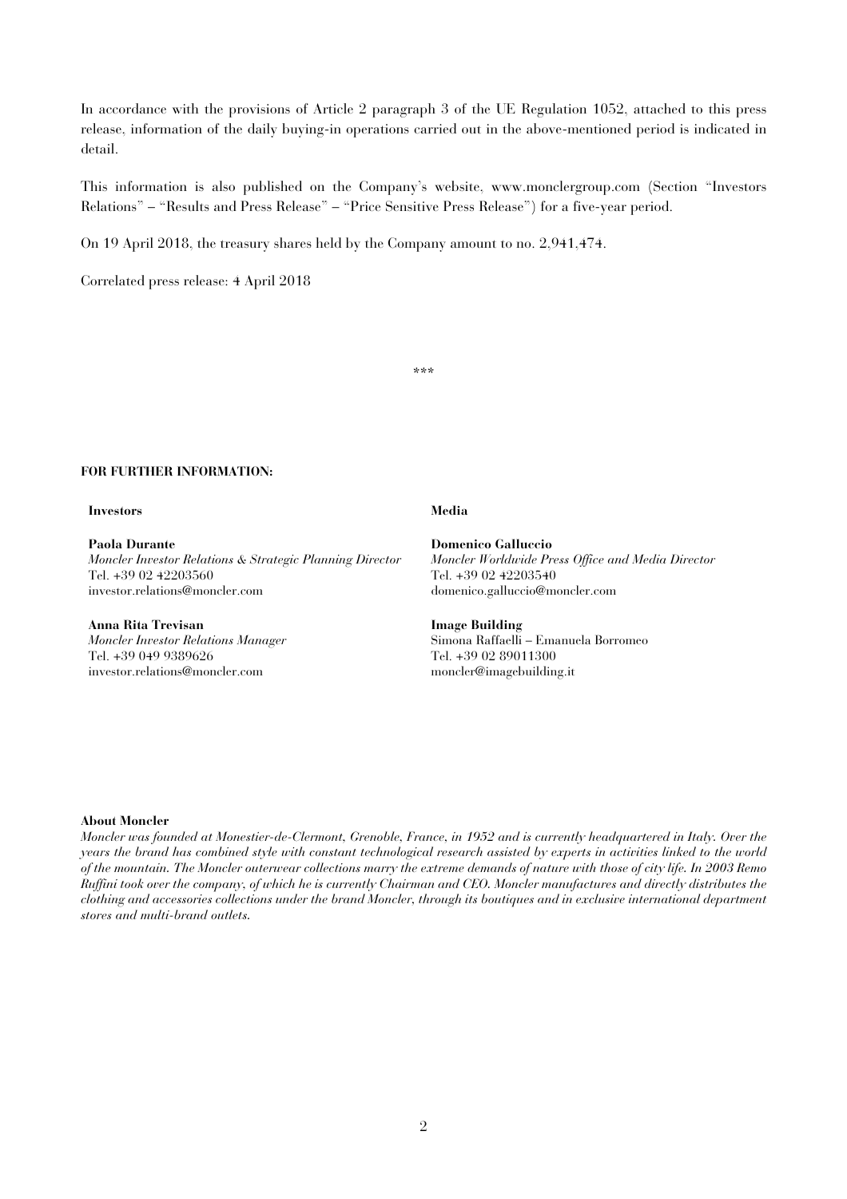In accordance with the provisions of Article 2 paragraph 3 of the UE Regulation 1052, attached to this press release, information of the daily buying-in operations carried out in the above-mentioned period is indicated in detail.

This information is also published on the Company's website, www.monclergroup.com (Section "Investors Relations" – "Results and Press Release" – "Price Sensitive Press Release") for a five-year period.

On 19 April 2018, the treasury shares held by the Company amount to no. 2,941,474.

Correlated press release: 4 April 2018

***

**FOR FURTHER INFORMATION:**

**Investors**

**Paola Durante**
*Moncler Investor Relations & Strategic Planning Director*
Tel. +39 02 42203560
investor.relations@moncler.com

**Anna Rita Trevisan**
*Moncler Investor Relations Manager*
Tel. +39 049 9389626
investor.relations@moncler.com

**Media**

**Domenico Galluccio**
*Moncler Worldwide Press Office and Media Director*
Tel. +39 02 42203540
domenico.galluccio@moncler.com

**Image Building**
Simona Raffaelli – Emanuela Borromeo
Tel. +39 02 89011300
moncler@imagebuilding.it

**About Moncler**

*Moncler was founded at Monestier-de-Clermont, Grenoble, France, in 1952 and is currently headquartered in Italy. Over the years the brand has combined style with constant technological research assisted by experts in activities linked to the world of the mountain. The Moncler outerwear collections marry the extreme demands of nature with those of city life. In 2003 Remo Ruffini took over the company, of which he is currently Chairman and CEO. Moncler manufactures and directly distributes the clothing and accessories collections under the brand Moncler, through its boutiques and in exclusive international department stores and multi-brand outlets.*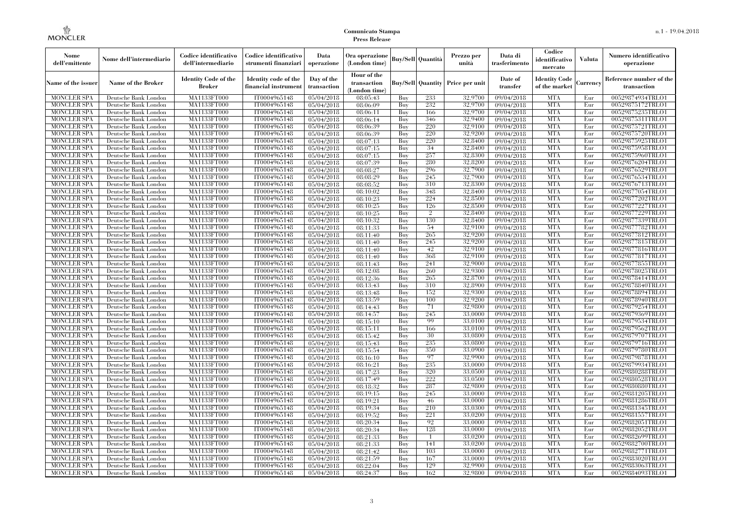**Comunicato Stampa**
**Press Release**

| Nome dell'emittente | Nome dell'intermediario | Codice identificativo dell'intermediario | Codice identificativo strumenti finanziari | Data operazione | Ora operazione (London time) | Buy/Sell | Quantità | Prezzo per unità | Data di trasferimento | Codice identificativo mercato | Valuta | Numero identificativo operazione |
|---|---|---|---|---|---|---|---|---|---|---|---|---|
| Name of the issuer | Name of the Broker | Identity Code of the Broker | Identity code of the financial instrument | Day of the transaction | Hour of the transaction (London time) | Buy/Sell | Quantity | Price per unit | Date of transfer | Identity Code of the market | Currency | Reference number of the transaction |
| MONCLER SPA | Deutsche Bank London | MA1133FT000 | IT0004965148 | 05/04/2018 | 08:05:43 | Buy | 233 | 32,9700 | 09/04/2018 | MTA | Eur | 00529874934TRLO1 |
| MONCLER SPA | Deutsche Bank London | MA1133FT000 | IT0004965148 | 05/04/2018 | 08:06:09 | Buy | 232 | 32,9700 | 09/04/2018 | MTA | Eur | 00529875172TRLO1 |
| MONCLER SPA | Deutsche Bank London | MA1133FT000 | IT0004965148 | 05/04/2018 | 08:06:11 | Buy | 166 | 32,9700 | 09/04/2018 | MTA | Eur | 00529875235TRLO1 |
| MONCLER SPA | Deutsche Bank London | MA1133FT000 | IT0004965148 | 05/04/2018 | 08:06:14 | Buy | 346 | 32,9400 | 09/04/2018 | MTA | Eur | 00529875311TRLO1 |
| MONCLER SPA | Deutsche Bank London | MA1133FT000 | IT0004965148 | 05/04/2018 | 08:06:39 | Buy | 220 | 32,9100 | 09/04/2018 | MTA | Eur | 00529875721TRLO1 |
| MONCLER SPA | Deutsche Bank London | MA1133FT000 | IT0004965148 | 05/04/2018 | 08:06:39 | Buy | 220 | 32,9200 | 09/04/2018 | MTA | Eur | 00529875720TRLO1 |
| MONCLER SPA | Deutsche Bank London | MA1133FT000 | IT0004965148 | 05/04/2018 | 08:07:13 | Buy | 220 | 32,8400 | 09/04/2018 | MTA | Eur | 00529875925TRLO1 |
| MONCLER SPA | Deutsche Bank London | MA1133FT000 | IT0004965148 | 05/04/2018 | 08:07:15 | Buy | 34 | 32,8400 | 09/04/2018 | MTA | Eur | 00529875958TRLO1 |
| MONCLER SPA | Deutsche Bank London | MA1133FT000 | IT0004965148 | 05/04/2018 | 08:07:15 | Buy | 257 | 32,8300 | 09/04/2018 | MTA | Eur | 00529875960TRLO1 |
| MONCLER SPA | Deutsche Bank London | MA1133FT000 | IT0004965148 | 05/04/2018 | 08:07:39 | Buy | 280 | 32,8200 | 09/04/2018 | MTA | Eur | 00529876204TRLO1 |
| MONCLER SPA | Deutsche Bank London | MA1133FT000 | IT0004965148 | 05/04/2018 | 08:08:27 | Buy | 296 | 32,7900 | 09/04/2018 | MTA | Eur | 00529876529TRLO1 |
| MONCLER SPA | Deutsche Bank London | MA1133FT000 | IT0004965148 | 05/04/2018 | 08:08:29 | Buy | 245 | 32,7900 | 09/04/2018 | MTA | Eur | 00529876534TRLO1 |
| MONCLER SPA | Deutsche Bank London | MA1133FT000 | IT0004965148 | 05/04/2018 | 08:08:52 | Buy | 310 | 32,8300 | 09/04/2018 | MTA | Eur | 00529876713TRLO1 |
| MONCLER SPA | Deutsche Bank London | MA1133FT000 | IT0004965148 | 05/04/2018 | 08:10:02 | Buy | 348 | 32,8400 | 09/04/2018 | MTA | Eur | 00529877054TRLO1 |
| MONCLER SPA | Deutsche Bank London | MA1133FT000 | IT0004965148 | 05/04/2018 | 08:10:23 | Buy | 224 | 32,8500 | 09/04/2018 | MTA | Eur | 00529877202TRLO1 |
| MONCLER SPA | Deutsche Bank London | MA1133FT000 | IT0004965148 | 05/04/2018 | 08:10:25 | Buy | 126 | 32,8500 | 09/04/2018 | MTA | Eur | 00529877227TRLO1 |
| MONCLER SPA | Deutsche Bank London | MA1133FT000 | IT0004965148 | 05/04/2018 | 08:10:25 | Buy | 2 | 32,8400 | 09/04/2018 | MTA | Eur | 00529877229TRLO1 |
| MONCLER SPA | Deutsche Bank London | MA1133FT000 | IT0004965148 | 05/04/2018 | 08:10:32 | Buy | 130 | 32,8400 | 09/04/2018 | MTA | Eur | 00529877339TRLO1 |
| MONCLER SPA | Deutsche Bank London | MA1133FT000 | IT0004965148 | 05/04/2018 | 08:11:33 | Buy | 54 | 32,9100 | 09/04/2018 | MTA | Eur | 00529877782TRLO1 |
| MONCLER SPA | Deutsche Bank London | MA1133FT000 | IT0004965148 | 05/04/2018 | 08:11:40 | Buy | 265 | 32,9200 | 09/04/2018 | MTA | Eur | 00529877812TRLO1 |
| MONCLER SPA | Deutsche Bank London | MA1133FT000 | IT0004965148 | 05/04/2018 | 08:11:40 | Buy | 245 | 32,9200 | 09/04/2018 | MTA | Eur | 00529877815TRLO1 |
| MONCLER SPA | Deutsche Bank London | MA1133FT000 | IT0004965148 | 05/04/2018 | 08:11:40 | Buy | 42 | 32,9100 | 09/04/2018 | MTA | Eur | 00529877816TRLO1 |
| MONCLER SPA | Deutsche Bank London | MA1133FT000 | IT0004965148 | 05/04/2018 | 08:11:40 | Buy | 368 | 32,9100 | 09/04/2018 | MTA | Eur | 00529877817TRLO1 |
| MONCLER SPA | Deutsche Bank London | MA1133FT000 | IT0004965148 | 05/04/2018 | 08:11:43 | Buy | 241 | 32,9000 | 09/04/2018 | MTA | Eur | 00529877855TRLO1 |
| MONCLER SPA | Deutsche Bank London | MA1133FT000 | IT0004965148 | 05/04/2018 | 08:12:08 | Buy | 260 | 32,9300 | 09/04/2018 | MTA | Eur | 00529878025TRLO1 |
| MONCLER SPA | Deutsche Bank London | MA1133FT000 | IT0004965148 | 05/04/2018 | 08:12:36 | Buy | 265 | 32,8700 | 09/04/2018 | MTA | Eur | 00529878414TRLO1 |
| MONCLER SPA | Deutsche Bank London | MA1133FT000 | IT0004965148 | 05/04/2018 | 08:13:43 | Buy | 310 | 32,8900 | 09/04/2018 | MTA | Eur | 00529878840TRLO1 |
| MONCLER SPA | Deutsche Bank London | MA1133FT000 | IT0004965148 | 05/04/2018 | 08:13:48 | Buy | 152 | 32,9300 | 09/04/2018 | MTA | Eur | 00529878894TRLO1 |
| MONCLER SPA | Deutsche Bank London | MA1133FT000 | IT0004965148 | 05/04/2018 | 08:13:59 | Buy | 100 | 32,9200 | 09/04/2018 | MTA | Eur | 00529878940TRLO1 |
| MONCLER SPA | Deutsche Bank London | MA1133FT000 | IT0004965148 | 05/04/2018 | 08:14:43 | Buy | 71 | 32,9800 | 09/04/2018 | MTA | Eur | 00529879254TRLO1 |
| MONCLER SPA | Deutsche Bank London | MA1133FT000 | IT0004965148 | 05/04/2018 | 08:14:57 | Buy | 245 | 33,0000 | 09/04/2018 | MTA | Eur | 00529879369TRLO1 |
| MONCLER SPA | Deutsche Bank London | MA1133FT000 | IT0004965148 | 05/04/2018 | 08:15:10 | Buy | 99 | 33,0100 | 09/04/2018 | MTA | Eur | 00529879534TRLO1 |
| MONCLER SPA | Deutsche Bank London | MA1133FT000 | IT0004965148 | 05/04/2018 | 08:15:11 | Buy | 166 | 33,0100 | 09/04/2018 | MTA | Eur | 00529879562TRLO1 |
| MONCLER SPA | Deutsche Bank London | MA1133FT000 | IT0004965148 | 05/04/2018 | 08:15:42 | Buy | 30 | 33,0800 | 09/04/2018 | MTA | Eur | 00529879707TRLO1 |
| MONCLER SPA | Deutsche Bank London | MA1133FT000 | IT0004965148 | 05/04/2018 | 08:15:43 | Buy | 235 | 33,0800 | 09/04/2018 | MTA | Eur | 00529879716TRLO1 |
| MONCLER SPA | Deutsche Bank London | MA1133FT000 | IT0004965148 | 05/04/2018 | 08:15:54 | Buy | 350 | 33,0900 | 09/04/2018 | MTA | Eur | 00529879780TRLO1 |
| MONCLER SPA | Deutsche Bank London | MA1133FT000 | IT0004965148 | 05/04/2018 | 08:16:10 | Buy | 97 | 32,9900 | 09/04/2018 | MTA | Eur | 00529879878TRLO1 |
| MONCLER SPA | Deutsche Bank London | MA1133FT000 | IT0004965148 | 05/04/2018 | 08:16:21 | Buy | 235 | 33,0000 | 09/04/2018 | MTA | Eur | 00529879934TRLO1 |
| MONCLER SPA | Deutsche Bank London | MA1133FT000 | IT0004965148 | 05/04/2018 | 08:17:23 | Buy | 320 | 33,0500 | 09/04/2018 | MTA | Eur | 00529880288TRLO1 |
| MONCLER SPA | Deutsche Bank London | MA1133FT000 | IT0004965148 | 05/04/2018 | 08:17:49 | Buy | 222 | 33,0500 | 09/04/2018 | MTA | Eur | 00529880528TRLO1 |
| MONCLER SPA | Deutsche Bank London | MA1133FT000 | IT0004965148 | 05/04/2018 | 08:18:32 | Buy | 287 | 32,9800 | 09/04/2018 | MTA | Eur | 00529880880TRLO1 |
| MONCLER SPA | Deutsche Bank London | MA1133FT000 | IT0004965148 | 05/04/2018 | 08:19:15 | Buy | 245 | 33,0000 | 09/04/2018 | MTA | Eur | 00529881205TRLO1 |
| MONCLER SPA | Deutsche Bank London | MA1133FT000 | IT0004965148 | 05/04/2018 | 08:19:21 | Buy | 46 | 33,0000 | 09/04/2018 | MTA | Eur | 00529881286TRLO1 |
| MONCLER SPA | Deutsche Bank London | MA1133FT000 | IT0004965148 | 05/04/2018 | 08:19:34 | Buy | 210 | 33,0300 | 09/04/2018 | MTA | Eur | 00529881345TRLO1 |
| MONCLER SPA | Deutsche Bank London | MA1133FT000 | IT0004965148 | 05/04/2018 | 08:19:52 | Buy | 221 | 33,0200 | 09/04/2018 | MTA | Eur | 00529881557TRLO1 |
| MONCLER SPA | Deutsche Bank London | MA1133FT000 | IT0004965148 | 05/04/2018 | 08:20:34 | Buy | 92 | 33,0000 | 09/04/2018 | MTA | Eur | 00529882051TRLO1 |
| MONCLER SPA | Deutsche Bank London | MA1133FT000 | IT0004965148 | 05/04/2018 | 08:20:34 | Buy | 128 | 33,0000 | 09/04/2018 | MTA | Eur | 00529882052TRLO1 |
| MONCLER SPA | Deutsche Bank London | MA1133FT000 | IT0004965148 | 05/04/2018 | 08:21:33 | Buy | 1 | 33,0200 | 09/04/2018 | MTA | Eur | 00529882699TRLO1 |
| MONCLER SPA | Deutsche Bank London | MA1133FT000 | IT0004965148 | 05/04/2018 | 08:21:33 | Buy | 141 | 33,0200 | 09/04/2018 | MTA | Eur | 00529882700TRLO1 |
| MONCLER SPA | Deutsche Bank London | MA1133FT000 | IT0004965148 | 05/04/2018 | 08:21:42 | Buy | 103 | 33,0000 | 09/04/2018 | MTA | Eur | 00529882771TRLO1 |
| MONCLER SPA | Deutsche Bank London | MA1133FT000 | IT0004965148 | 05/04/2018 | 08:21:59 | Buy | 167 | 33,0000 | 09/04/2018 | MTA | Eur | 00529883020TRLO1 |
| MONCLER SPA | Deutsche Bank London | MA1133FT000 | IT0004965148 | 05/04/2018 | 08:22:04 | Buy | 129 | 32,9900 | 09/04/2018 | MTA | Eur | 00529883063TRLO1 |
| MONCLER SPA | Deutsche Bank London | MA1133FT000 | IT0004965148 | 05/04/2018 | 08:24:37 | Buy | 162 | 32,9800 | 09/04/2018 | MTA | Eur | 00529884093TRLO1 |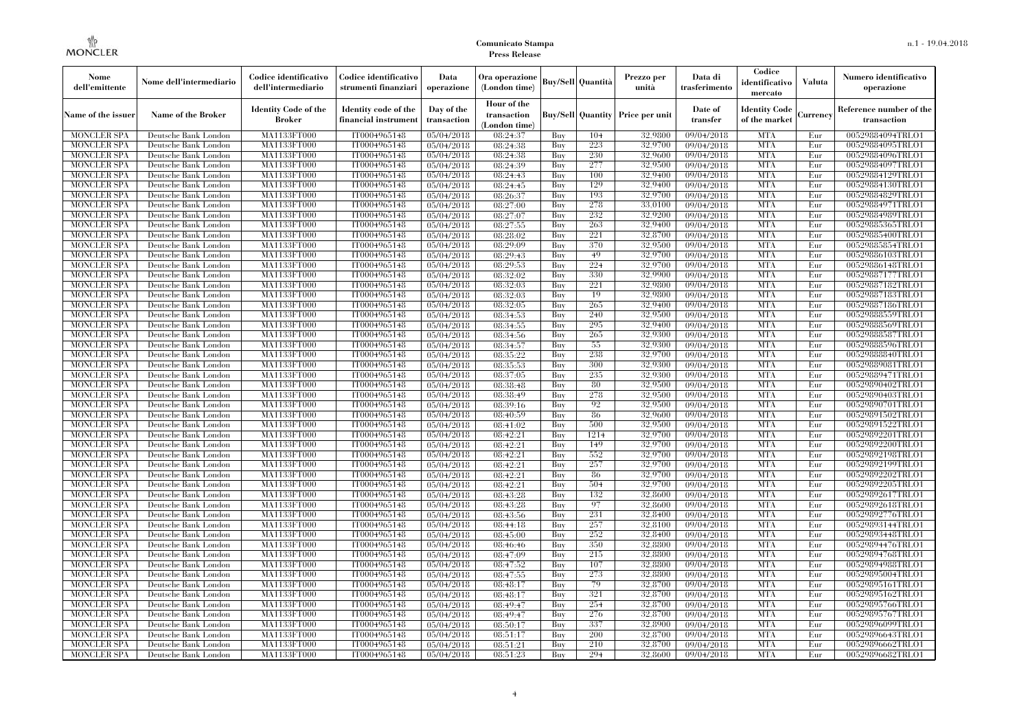| Nome dell'emittente | Nome dell'intermediario | Codice identificativo dell'intermediario | Codice identificativo strumenti finanziari | Data operazione | Ora operazione (London time) | Buy/Sell | Quantità | Prezzo per unità | Data di trasferimento | Codice identificativo mercato | Valuta | Numero identificativo operazione |
|---|---|---|---|---|---|---|---|---|---|---|---|---|
| Name of the issuer | Name of the Broker | Identity Code of the Broker | Identity code of the financial instrument | Day of the transaction | Hour of the transaction (London time) | Buy/Sell | Quantity | Price per unit | Date of transfer | Identity Code of the market | Currency | Reference number of the transaction |
| MONCLER SPA | Deutsche Bank London | MA1133FT000 | IT0004965148 | 05/04/2018 | 08:24:37 | Buy | 104 | 32,9800 | 09/04/2018 | MTA | Eur | 00529884094TRLO1 |
| MONCLER SPA | Deutsche Bank London | MA1133FT000 | IT0004965148 | 05/04/2018 | 08:24:38 | Buy | 223 | 32,9700 | 09/04/2018 | MTA | Eur | 00529884095TRLO1 |
| MONCLER SPA | Deutsche Bank London | MA1133FT000 | IT0004965148 | 05/04/2018 | 08:24:38 | Buy | 230 | 32,9600 | 09/04/2018 | MTA | Eur | 00529884096TRLO1 |
| MONCLER SPA | Deutsche Bank London | MA1133FT000 | IT0004965148 | 05/04/2018 | 08:24:39 | Buy | 277 | 32,9500 | 09/04/2018 | MTA | Eur | 00529884097TRLO1 |
| MONCLER SPA | Deutsche Bank London | MA1133FT000 | IT0004965148 | 05/04/2018 | 08:24:43 | Buy | 100 | 32,9400 | 09/04/2018 | MTA | Eur | 00529884129TRLO1 |
| MONCLER SPA | Deutsche Bank London | MA1133FT000 | IT0004965148 | 05/04/2018 | 08:24:45 | Buy | 129 | 32,9400 | 09/04/2018 | MTA | Eur | 00529884130TRLO1 |
| MONCLER SPA | Deutsche Bank London | MA1133FT000 | IT0004965148 | 05/04/2018 | 08:26:37 | Buy | 193 | 32,9700 | 09/04/2018 | MTA | Eur | 00529884829TRLO1 |
| MONCLER SPA | Deutsche Bank London | MA1133FT000 | IT0004965148 | 05/04/2018 | 08:27:00 | Buy | 278 | 33,0100 | 09/04/2018 | MTA | Eur | 00529884971TRLO1 |
| MONCLER SPA | Deutsche Bank London | MA1133FT000 | IT0004965148 | 05/04/2018 | 08:27:07 | Buy | 232 | 32,9200 | 09/04/2018 | MTA | Eur | 00529884989TRLO1 |
| MONCLER SPA | Deutsche Bank London | MA1133FT000 | IT0004965148 | 05/04/2018 | 08:27:55 | Buy | 263 | 32,9400 | 09/04/2018 | MTA | Eur | 00529885365TRLO1 |
| MONCLER SPA | Deutsche Bank London | MA1133FT000 | IT0004965148 | 05/04/2018 | 08:28:02 | Buy | 221 | 32,8700 | 09/04/2018 | MTA | Eur | 00529885400TRLO1 |
| MONCLER SPA | Deutsche Bank London | MA1133FT000 | IT0004965148 | 05/04/2018 | 08:29:09 | Buy | 370 | 32,9500 | 09/04/2018 | MTA | Eur | 00529885854TRLO1 |
| MONCLER SPA | Deutsche Bank London | MA1133FT000 | IT0004965148 | 05/04/2018 | 08:29:43 | Buy | 49 | 32,9700 | 09/04/2018 | MTA | Eur | 00529886103TRLO1 |
| MONCLER SPA | Deutsche Bank London | MA1133FT000 | IT0004965148 | 05/04/2018 | 08:29:53 | Buy | 224 | 32,9700 | 09/04/2018 | MTA | Eur | 00529886148TRLO1 |
| MONCLER SPA | Deutsche Bank London | MA1133FT000 | IT0004965148 | 05/04/2018 | 08:32:02 | Buy | 330 | 32,9900 | 09/04/2018 | MTA | Eur | 00529887177TRLO1 |
| MONCLER SPA | Deutsche Bank London | MA1133FT000 | IT0004965148 | 05/04/2018 | 08:32:03 | Buy | 221 | 32,9800 | 09/04/2018 | MTA | Eur | 00529887182TRLO1 |
| MONCLER SPA | Deutsche Bank London | MA1133FT000 | IT0004965148 | 05/04/2018 | 08:32:03 | Buy | 19 | 32,9800 | 09/04/2018 | MTA | Eur | 00529887183TRLO1 |
| MONCLER SPA | Deutsche Bank London | MA1133FT000 | IT0004965148 | 05/04/2018 | 08:32:05 | Buy | 265 | 32,9400 | 09/04/2018 | MTA | Eur | 00529887186TRLO1 |
| MONCLER SPA | Deutsche Bank London | MA1133FT000 | IT0004965148 | 05/04/2018 | 08:34:53 | Buy | 240 | 32,9500 | 09/04/2018 | MTA | Eur | 00529888559TRLO1 |
| MONCLER SPA | Deutsche Bank London | MA1133FT000 | IT0004965148 | 05/04/2018 | 08:34:55 | Buy | 295 | 32,9400 | 09/04/2018 | MTA | Eur | 00529888569TRLO1 |
| MONCLER SPA | Deutsche Bank London | MA1133FT000 | IT0004965148 | 05/04/2018 | 08:34:56 | Buy | 265 | 32,9300 | 09/04/2018 | MTA | Eur | 00529888587TRLO1 |
| MONCLER SPA | Deutsche Bank London | MA1133FT000 | IT0004965148 | 05/04/2018 | 08:34:57 | Buy | 55 | 32,9300 | 09/04/2018 | MTA | Eur | 00529888596TRLO1 |
| MONCLER SPA | Deutsche Bank London | MA1133FT000 | IT0004965148 | 05/04/2018 | 08:35:22 | Buy | 238 | 32,9700 | 09/04/2018 | MTA | Eur | 00529888840TRLO1 |
| MONCLER SPA | Deutsche Bank London | MA1133FT000 | IT0004965148 | 05/04/2018 | 08:35:53 | Buy | 300 | 32,9300 | 09/04/2018 | MTA | Eur | 00529889081TRLO1 |
| MONCLER SPA | Deutsche Bank London | MA1133FT000 | IT0004965148 | 05/04/2018 | 08:37:05 | Buy | 235 | 32,9300 | 09/04/2018 | MTA | Eur | 00529889471TRLO1 |
| MONCLER SPA | Deutsche Bank London | MA1133FT000 | IT0004965148 | 05/04/2018 | 08:38:48 | Buy | 80 | 32,9500 | 09/04/2018 | MTA | Eur | 00529890402TRLO1 |
| MONCLER SPA | Deutsche Bank London | MA1133FT000 | IT0004965148 | 05/04/2018 | 08:38:49 | Buy | 278 | 32,9500 | 09/04/2018 | MTA | Eur | 00529890403TRLO1 |
| MONCLER SPA | Deutsche Bank London | MA1133FT000 | IT0004965148 | 05/04/2018 | 08:39:16 | Buy | 92 | 32,9500 | 09/04/2018 | MTA | Eur | 00529890701TRLO1 |
| MONCLER SPA | Deutsche Bank London | MA1133FT000 | IT0004965148 | 05/04/2018 | 08:40:59 | Buy | 86 | 32,9600 | 09/04/2018 | MTA | Eur | 00529891502TRLO1 |
| MONCLER SPA | Deutsche Bank London | MA1133FT000 | IT0004965148 | 05/04/2018 | 08:41:02 | Buy | 500 | 32,9500 | 09/04/2018 | MTA | Eur | 00529891522TRLO1 |
| MONCLER SPA | Deutsche Bank London | MA1133FT000 | IT0004965148 | 05/04/2018 | 08:42:21 | Buy | 1214 | 32,9700 | 09/04/2018 | MTA | Eur | 00529892201TRLO1 |
| MONCLER SPA | Deutsche Bank London | MA1133FT000 | IT0004965148 | 05/04/2018 | 08:42:21 | Buy | 149 | 32,9700 | 09/04/2018 | MTA | Eur | 00529892200TRLO1 |
| MONCLER SPA | Deutsche Bank London | MA1133FT000 | IT0004965148 | 05/04/2018 | 08:42:21 | Buy | 552 | 32,9700 | 09/04/2018 | MTA | Eur | 00529892198TRLO1 |
| MONCLER SPA | Deutsche Bank London | MA1133FT000 | IT0004965148 | 05/04/2018 | 08:42:21 | Buy | 257 | 32,9700 | 09/04/2018 | MTA | Eur | 00529892199TRLO1 |
| MONCLER SPA | Deutsche Bank London | MA1133FT000 | IT0004965148 | 05/04/2018 | 08:42:21 | Buy | 86 | 32,9700 | 09/04/2018 | MTA | Eur | 00529892202TRLO1 |
| MONCLER SPA | Deutsche Bank London | MA1133FT000 | IT0004965148 | 05/04/2018 | 08:42:21 | Buy | 504 | 32,9700 | 09/04/2018 | MTA | Eur | 00529892205TRLO1 |
| MONCLER SPA | Deutsche Bank London | MA1133FT000 | IT0004965148 | 05/04/2018 | 08:43:28 | Buy | 132 | 32,8600 | 09/04/2018 | MTA | Eur | 00529892617TRLO1 |
| MONCLER SPA | Deutsche Bank London | MA1133FT000 | IT0004965148 | 05/04/2018 | 08:43:28 | Buy | 97 | 32,8600 | 09/04/2018 | MTA | Eur | 00529892618TRLO1 |
| MONCLER SPA | Deutsche Bank London | MA1133FT000 | IT0004965148 | 05/04/2018 | 08:43:56 | Buy | 231 | 32,8400 | 09/04/2018 | MTA | Eur | 00529892776TRLO1 |
| MONCLER SPA | Deutsche Bank London | MA1133FT000 | IT0004965148 | 05/04/2018 | 08:44:18 | Buy | 257 | 32,8100 | 09/04/2018 | MTA | Eur | 00529893144TRLO1 |
| MONCLER SPA | Deutsche Bank London | MA1133FT000 | IT0004965148 | 05/04/2018 | 08:45:00 | Buy | 252 | 32,8400 | 09/04/2018 | MTA | Eur | 00529893448TRLO1 |
| MONCLER SPA | Deutsche Bank London | MA1133FT000 | IT0004965148 | 05/04/2018 | 08:46:46 | Buy | 350 | 32,8800 | 09/04/2018 | MTA | Eur | 00529894476TRLO1 |
| MONCLER SPA | Deutsche Bank London | MA1133FT000 | IT0004965148 | 05/04/2018 | 08:47:09 | Buy | 215 | 32,8800 | 09/04/2018 | MTA | Eur | 00529894768TRLO1 |
| MONCLER SPA | Deutsche Bank London | MA1133FT000 | IT0004965148 | 05/04/2018 | 08:47:52 | Buy | 107 | 32,8800 | 09/04/2018 | MTA | Eur | 00529894988TRLO1 |
| MONCLER SPA | Deutsche Bank London | MA1133FT000 | IT0004965148 | 05/04/2018 | 08:47:55 | Buy | 273 | 32,8800 | 09/04/2018 | MTA | Eur | 00529895004TRLO1 |
| MONCLER SPA | Deutsche Bank London | MA1133FT000 | IT0004965148 | 05/04/2018 | 08:48:17 | Buy | 79 | 32,8700 | 09/04/2018 | MTA | Eur | 00529895161TRLO1 |
| MONCLER SPA | Deutsche Bank London | MA1133FT000 | IT0004965148 | 05/04/2018 | 08:48:17 | Buy | 321 | 32,8700 | 09/04/2018 | MTA | Eur | 00529895162TRLO1 |
| MONCLER SPA | Deutsche Bank London | MA1133FT000 | IT0004965148 | 05/04/2018 | 08:49:47 | Buy | 254 | 32,8700 | 09/04/2018 | MTA | Eur | 00529895766TRLO1 |
| MONCLER SPA | Deutsche Bank London | MA1133FT000 | IT0004965148 | 05/04/2018 | 08:49:47 | Buy | 276 | 32,8700 | 09/04/2018 | MTA | Eur | 00529895767TRLO1 |
| MONCLER SPA | Deutsche Bank London | MA1133FT000 | IT0004965148 | 05/04/2018 | 08:50:17 | Buy | 337 | 32,8900 | 09/04/2018 | MTA | Eur | 00529896099TRLO1 |
| MONCLER SPA | Deutsche Bank London | MA1133FT000 | IT0004965148 | 05/04/2018 | 08:51:17 | Buy | 200 | 32,8700 | 09/04/2018 | MTA | Eur | 00529896643TRLO1 |
| MONCLER SPA | Deutsche Bank London | MA1133FT000 | IT0004965148 | 05/04/2018 | 08:51:21 | Buy | 210 | 32,8700 | 09/04/2018 | MTA | Eur | 00529896662TRLO1 |
| MONCLER SPA | Deutsche Bank London | MA1133FT000 | IT0004965148 | 05/04/2018 | 08:51:23 | Buy | 294 | 32,8600 | 09/04/2018 | MTA | Eur | 00529896682TRLO1 |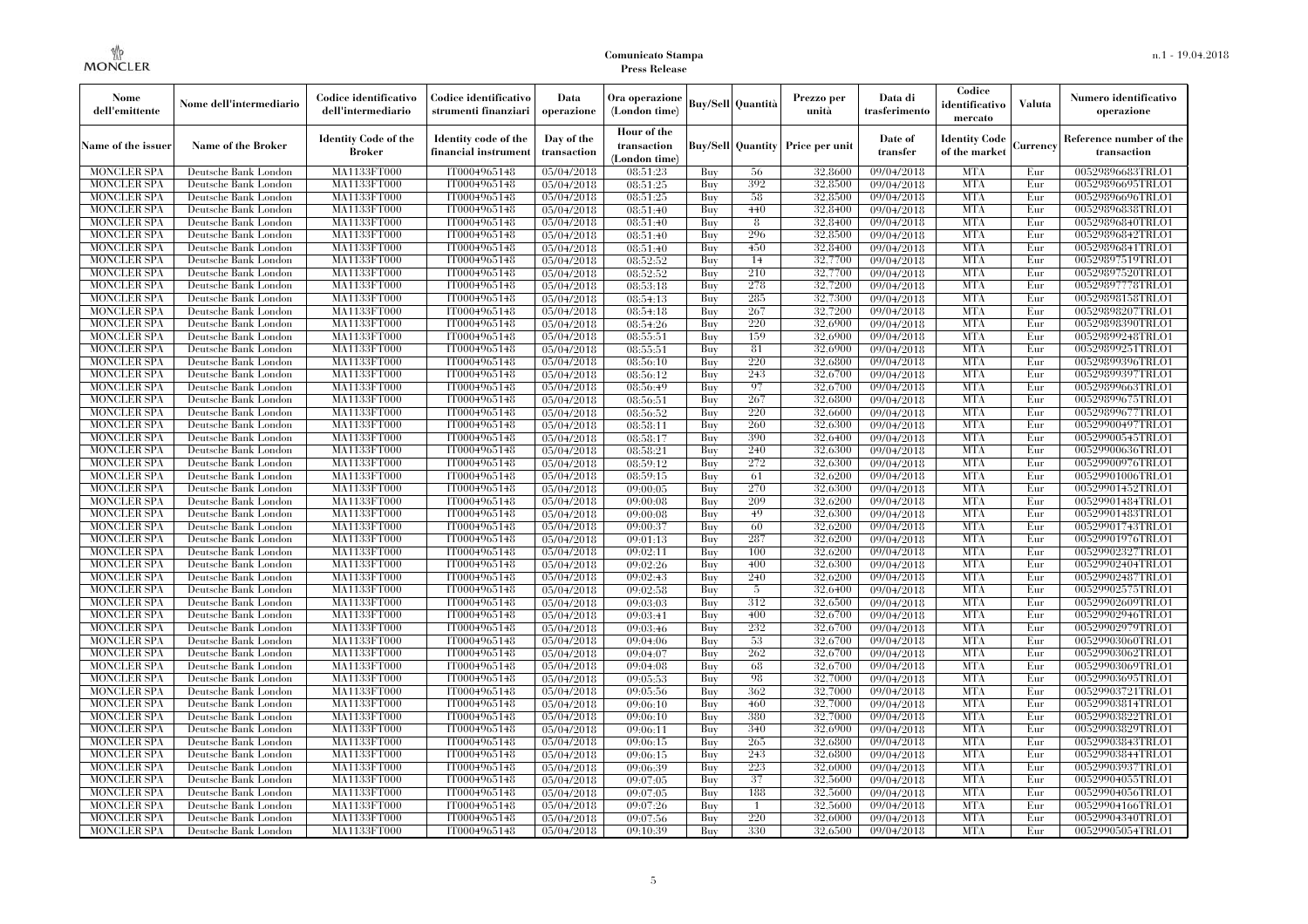| Nome dell'emittente | Nome dell'intermediario | Codice identificativo dell'intermediario | Codice identificativo strumenti finanziari | Data operazione | Ora operazione (London time) | Buy/Sell | Quantità | Prezzo per unità | Data di trasferimento | Codice identificativo mercato | Valuta | Numero identificativo operazione |
|---|---|---|---|---|---|---|---|---|---|---|---|---|
| Name of the issuer | Name of the Broker | Identity Code of the Broker | Identity code of the financial instrument | Day of the transaction | Hour of the transaction (London time) | Buy/Sell | Quantity | Price per unit | Date of transfer | Identity Code of the market | Currency | Reference number of the transaction |
| MONCLER SPA | Deutsche Bank London | MA1133FT000 | IT0004965148 | 05/04/2018 | 08:51:23 | Buy | 56 | 32,8600 | 09/04/2018 | MTA | Eur | 00529896683TRLO1 |
| MONCLER SPA | Deutsche Bank London | MA1133FT000 | IT0004965148 | 05/04/2018 | 08:51:25 | Buy | 392 | 32,8500 | 09/04/2018 | MTA | Eur | 00529896695TRLO1 |
| MONCLER SPA | Deutsche Bank London | MA1133FT000 | IT0004965148 | 05/04/2018 | 08:51:25 | Buy | 58 | 32,8500 | 09/04/2018 | MTA | Eur | 00529896696TRLO1 |
| MONCLER SPA | Deutsche Bank London | MA1133FT000 | IT0004965148 | 05/04/2018 | 08:51:40 | Buy | 440 | 32,8400 | 09/04/2018 | MTA | Eur | 00529896838TRLO1 |
| MONCLER SPA | Deutsche Bank London | MA1133FT000 | IT0004965148 | 05/04/2018 | 08:51:40 | Buy | 8 | 32,8400 | 09/04/2018 | MTA | Eur | 00529896840TRLO1 |
| MONCLER SPA | Deutsche Bank London | MA1133FT000 | IT0004965148 | 05/04/2018 | 08:51:40 | Buy | 296 | 32,8500 | 09/04/2018 | MTA | Eur | 00529896842TRLO1 |
| MONCLER SPA | Deutsche Bank London | MA1133FT000 | IT0004965148 | 05/04/2018 | 08:51:40 | Buy | 450 | 32,8400 | 09/04/2018 | MTA | Eur | 00529896841TRLO1 |
| MONCLER SPA | Deutsche Bank London | MA1133FT000 | IT0004965148 | 05/04/2018 | 08:52:52 | Buy | 14 | 32,7700 | 09/04/2018 | MTA | Eur | 00529897519TRLO1 |
| MONCLER SPA | Deutsche Bank London | MA1133FT000 | IT0004965148 | 05/04/2018 | 08:52:52 | Buy | 210 | 32,7700 | 09/04/2018 | MTA | Eur | 00529897520TRLO1 |
| MONCLER SPA | Deutsche Bank London | MA1133FT000 | IT0004965148 | 05/04/2018 | 08:53:18 | Buy | 278 | 32,7200 | 09/04/2018 | MTA | Eur | 00529897778TRLO1 |
| MONCLER SPA | Deutsche Bank London | MA1133FT000 | IT0004965148 | 05/04/2018 | 08:54:13 | Buy | 285 | 32,7300 | 09/04/2018 | MTA | Eur | 00529898158TRLO1 |
| MONCLER SPA | Deutsche Bank London | MA1133FT000 | IT0004965148 | 05/04/2018 | 08:54:18 | Buy | 267 | 32,7200 | 09/04/2018 | MTA | Eur | 00529898207TRLO1 |
| MONCLER SPA | Deutsche Bank London | MA1133FT000 | IT0004965148 | 05/04/2018 | 08:54:26 | Buy | 220 | 32,6900 | 09/04/2018 | MTA | Eur | 00529898390TRLO1 |
| MONCLER SPA | Deutsche Bank London | MA1133FT000 | IT0004965148 | 05/04/2018 | 08:55:51 | Buy | 159 | 32,6900 | 09/04/2018 | MTA | Eur | 00529899248TRLO1 |
| MONCLER SPA | Deutsche Bank London | MA1133FT000 | IT0004965148 | 05/04/2018 | 08:55:51 | Buy | 81 | 32,6900 | 09/04/2018 | MTA | Eur | 00529899251TRLO1 |
| MONCLER SPA | Deutsche Bank London | MA1133FT000 | IT0004965148 | 05/04/2018 | 08:56:10 | Buy | 220 | 32,6800 | 09/04/2018 | MTA | Eur | 00529899396TRLO1 |
| MONCLER SPA | Deutsche Bank London | MA1133FT000 | IT0004965148 | 05/04/2018 | 08:56:12 | Buy | 243 | 32,6700 | 09/04/2018 | MTA | Eur | 00529899397TRLO1 |
| MONCLER SPA | Deutsche Bank London | MA1133FT000 | IT0004965148 | 05/04/2018 | 08:56:49 | Buy | 97 | 32,6700 | 09/04/2018 | MTA | Eur | 00529899663TRLO1 |
| MONCLER SPA | Deutsche Bank London | MA1133FT000 | IT0004965148 | 05/04/2018 | 08:56:51 | Buy | 267 | 32,6800 | 09/04/2018 | MTA | Eur | 00529899675TRLO1 |
| MONCLER SPA | Deutsche Bank London | MA1133FT000 | IT0004965148 | 05/04/2018 | 08:56:52 | Buy | 220 | 32,6600 | 09/04/2018 | MTA | Eur | 00529899677TRLO1 |
| MONCLER SPA | Deutsche Bank London | MA1133FT000 | IT0004965148 | 05/04/2018 | 08:58:11 | Buy | 260 | 32,6300 | 09/04/2018 | MTA | Eur | 00529900497TRLO1 |
| MONCLER SPA | Deutsche Bank London | MA1133FT000 | IT0004965148 | 05/04/2018 | 08:58:17 | Buy | 390 | 32,6400 | 09/04/2018 | MTA | Eur | 00529900545TRLO1 |
| MONCLER SPA | Deutsche Bank London | MA1133FT000 | IT0004965148 | 05/04/2018 | 08:58:21 | Buy | 240 | 32,6300 | 09/04/2018 | MTA | Eur | 00529900636TRLO1 |
| MONCLER SPA | Deutsche Bank London | MA1133FT000 | IT0004965148 | 05/04/2018 | 08:59:12 | Buy | 272 | 32,6300 | 09/04/2018 | MTA | Eur | 00529900976TRLO1 |
| MONCLER SPA | Deutsche Bank London | MA1133FT000 | IT0004965148 | 05/04/2018 | 08:59:15 | Buy | 61 | 32,6200 | 09/04/2018 | MTA | Eur | 00529901006TRLO1 |
| MONCLER SPA | Deutsche Bank London | MA1133FT000 | IT0004965148 | 05/04/2018 | 09:00:05 | Buy | 270 | 32,6300 | 09/04/2018 | MTA | Eur | 00529901452TRLO1 |
| MONCLER SPA | Deutsche Bank London | MA1133FT000 | IT0004965148 | 05/04/2018 | 09:00:08 | Buy | 209 | 32,6200 | 09/04/2018 | MTA | Eur | 00529901484TRLO1 |
| MONCLER SPA | Deutsche Bank London | MA1133FT000 | IT0004965148 | 05/04/2018 | 09:00:08 | Buy | 49 | 32,6300 | 09/04/2018 | MTA | Eur | 00529901483TRLO1 |
| MONCLER SPA | Deutsche Bank London | MA1133FT000 | IT0004965148 | 05/04/2018 | 09:00:37 | Buy | 60 | 32,6200 | 09/04/2018 | MTA | Eur | 00529901743TRLO1 |
| MONCLER SPA | Deutsche Bank London | MA1133FT000 | IT0004965148 | 05/04/2018 | 09:01:13 | Buy | 287 | 32,6200 | 09/04/2018 | MTA | Eur | 00529901976TRLO1 |
| MONCLER SPA | Deutsche Bank London | MA1133FT000 | IT0004965148 | 05/04/2018 | 09:02:11 | Buy | 100 | 32,6200 | 09/04/2018 | MTA | Eur | 00529902327TRLO1 |
| MONCLER SPA | Deutsche Bank London | MA1133FT000 | IT0004965148 | 05/04/2018 | 09:02:26 | Buy | 400 | 32,6300 | 09/04/2018 | MTA | Eur | 00529902404TRLO1 |
| MONCLER SPA | Deutsche Bank London | MA1133FT000 | IT0004965148 | 05/04/2018 | 09:02:43 | Buy | 240 | 32,6200 | 09/04/2018 | MTA | Eur | 00529902487TRLO1 |
| MONCLER SPA | Deutsche Bank London | MA1133FT000 | IT0004965148 | 05/04/2018 | 09:02:58 | Buy | 5 | 32,6400 | 09/04/2018 | MTA | Eur | 00529902575TRLO1 |
| MONCLER SPA | Deutsche Bank London | MA1133FT000 | IT0004965148 | 05/04/2018 | 09:03:03 | Buy | 312 | 32,6500 | 09/04/2018 | MTA | Eur | 00529902609TRLO1 |
| MONCLER SPA | Deutsche Bank London | MA1133FT000 | IT0004965148 | 05/04/2018 | 09:03:41 | Buy | 400 | 32,6700 | 09/04/2018 | MTA | Eur | 00529902946TRLO1 |
| MONCLER SPA | Deutsche Bank London | MA1133FT000 | IT0004965148 | 05/04/2018 | 09:03:46 | Buy | 232 | 32,6700 | 09/04/2018 | MTA | Eur | 00529902979TRLO1 |
| MONCLER SPA | Deutsche Bank London | MA1133FT000 | IT0004965148 | 05/04/2018 | 09:04:06 | Buy | 53 | 32,6700 | 09/04/2018 | MTA | Eur | 00529903060TRLO1 |
| MONCLER SPA | Deutsche Bank London | MA1133FT000 | IT0004965148 | 05/04/2018 | 09:04:07 | Buy | 262 | 32,6700 | 09/04/2018 | MTA | Eur | 00529903062TRLO1 |
| MONCLER SPA | Deutsche Bank London | MA1133FT000 | IT0004965148 | 05/04/2018 | 09:04:08 | Buy | 68 | 32,6700 | 09/04/2018 | MTA | Eur | 00529903069TRLO1 |
| MONCLER SPA | Deutsche Bank London | MA1133FT000 | IT0004965148 | 05/04/2018 | 09:05:53 | Buy | 98 | 32,7000 | 09/04/2018 | MTA | Eur | 00529903695TRLO1 |
| MONCLER SPA | Deutsche Bank London | MA1133FT000 | IT0004965148 | 05/04/2018 | 09:05:56 | Buy | 362 | 32,7000 | 09/04/2018 | MTA | Eur | 00529903721TRLO1 |
| MONCLER SPA | Deutsche Bank London | MA1133FT000 | IT0004965148 | 05/04/2018 | 09:06:10 | Buy | 460 | 32,7000 | 09/04/2018 | MTA | Eur | 00529903814TRLO1 |
| MONCLER SPA | Deutsche Bank London | MA1133FT000 | IT0004965148 | 05/04/2018 | 09:06:10 | Buy | 380 | 32,7000 | 09/04/2018 | MTA | Eur | 00529903822TRLO1 |
| MONCLER SPA | Deutsche Bank London | MA1133FT000 | IT0004965148 | 05/04/2018 | 09:06:11 | Buy | 340 | 32,6900 | 09/04/2018 | MTA | Eur | 00529903829TRLO1 |
| MONCLER SPA | Deutsche Bank London | MA1133FT000 | IT0004965148 | 05/04/2018 | 09:06:15 | Buy | 265 | 32,6800 | 09/04/2018 | MTA | Eur | 00529903843TRLO1 |
| MONCLER SPA | Deutsche Bank London | MA1133FT000 | IT0004965148 | 05/04/2018 | 09:06:15 | Buy | 243 | 32,6800 | 09/04/2018 | MTA | Eur | 00529903844TRLO1 |
| MONCLER SPA | Deutsche Bank London | MA1133FT000 | IT0004965148 | 05/04/2018 | 09:06:39 | Buy | 223 | 32,6000 | 09/04/2018 | MTA | Eur | 00529903937TRLO1 |
| MONCLER SPA | Deutsche Bank London | MA1133FT000 | IT0004965148 | 05/04/2018 | 09:07:05 | Buy | 37 | 32,5600 | 09/04/2018 | MTA | Eur | 00529904055TRLO1 |
| MONCLER SPA | Deutsche Bank London | MA1133FT000 | IT0004965148 | 05/04/2018 | 09:07:05 | Buy | 188 | 32,5600 | 09/04/2018 | MTA | Eur | 00529904056TRLO1 |
| MONCLER SPA | Deutsche Bank London | MA1133FT000 | IT0004965148 | 05/04/2018 | 09:07:26 | Buy | 1 | 32,5600 | 09/04/2018 | MTA | Eur | 00529904166TRLO1 |
| MONCLER SPA | Deutsche Bank London | MA1133FT000 | IT0004965148 | 05/04/2018 | 09:07:56 | Buy | 220 | 32,6000 | 09/04/2018 | MTA | Eur | 00529904340TRLO1 |
| MONCLER SPA | Deutsche Bank London | MA1133FT000 | IT0004965148 | 05/04/2018 | 09:10:39 | Buy | 330 | 32,6500 | 09/04/2018 | MTA | Eur | 00529905054TRLO1 |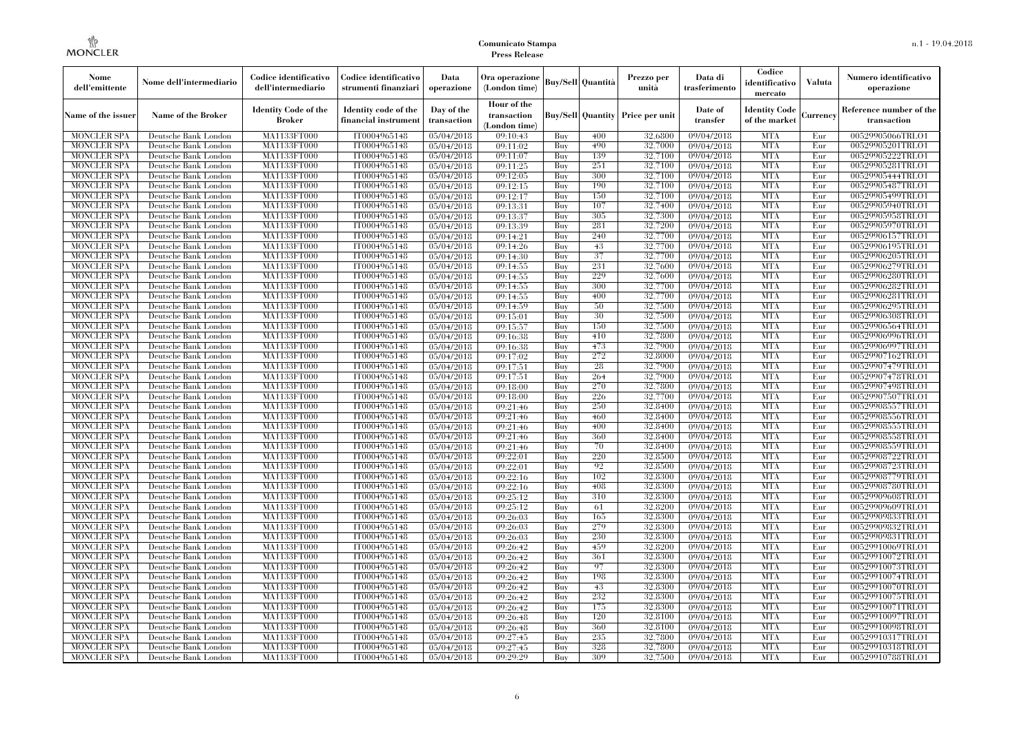| Nome dell'emittente | Nome dell'intermediario | Codice identificativo dell'intermediario | Codice identificativo strumenti finanziari | Data operazione | Ora operazione (London time) | Buy/Sell | Quantità | Prezzo per unità | Data di trasferimento | Codice identificativo mercato | Valuta | Numero identificativo operazione |
|---|---|---|---|---|---|---|---|---|---|---|---|---|
| Name of the issuer | Name of the Broker | Identity Code of the Broker | Identity code of the financial instrument | Day of the transaction | Hour of the transaction (London time) | Buy/Sell | Quantity | Price per unit | Date of transfer | Identity Code of the market | Currency | Reference number of the transaction |
| MONCLER SPA | Deutsche Bank London | MA1133FT000 | IT0004965148 | 05/04/2018 | 09:10:43 | Buy | 400 | 32,6800 | 09/04/2018 | MTA | Eur | 00529905066TRLO1 |
| MONCLER SPA | Deutsche Bank London | MA1133FT000 | IT0004965148 | 05/04/2018 | 09:11:02 | Buy | 490 | 32,7000 | 09/04/2018 | MTA | Eur | 00529905201TRLO1 |
| MONCLER SPA | Deutsche Bank London | MA1133FT000 | IT0004965148 | 05/04/2018 | 09:11:07 | Buy | 139 | 32,7100 | 09/04/2018 | MTA | Eur | 00529905222TRLO1 |
| MONCLER SPA | Deutsche Bank London | MA1133FT000 | IT0004965148 | 05/04/2018 | 09:11:25 | Buy | 251 | 32,7100 | 09/04/2018 | MTA | Eur | 00529905281TRLO1 |
| MONCLER SPA | Deutsche Bank London | MA1133FT000 | IT0004965148 | 05/04/2018 | 09:12:05 | Buy | 300 | 32,7100 | 09/04/2018 | MTA | Eur | 00529905444TRLO1 |
| MONCLER SPA | Deutsche Bank London | MA1133FT000 | IT0004965148 | 05/04/2018 | 09:12:15 | Buy | 190 | 32,7100 | 09/04/2018 | MTA | Eur | 00529905487TRLO1 |
| MONCLER SPA | Deutsche Bank London | MA1133FT000 | IT0004965148 | 05/04/2018 | 09:12:17 | Buy | 150 | 32,7100 | 09/04/2018 | MTA | Eur | 00529905499TRLO1 |
| MONCLER SPA | Deutsche Bank London | MA1133FT000 | IT0004965148 | 05/04/2018 | 09:13:31 | Buy | 107 | 32,7400 | 09/04/2018 | MTA | Eur | 00529905940TRLO1 |
| MONCLER SPA | Deutsche Bank London | MA1133FT000 | IT0004965148 | 05/04/2018 | 09:13:37 | Buy | 305 | 32,7300 | 09/04/2018 | MTA | Eur | 00529905958TRLO1 |
| MONCLER SPA | Deutsche Bank London | MA1133FT000 | IT0004965148 | 05/04/2018 | 09:13:39 | Buy | 281 | 32,7200 | 09/04/2018 | MTA | Eur | 00529905970TRLO1 |
| MONCLER SPA | Deutsche Bank London | MA1133FT000 | IT0004965148 | 05/04/2018 | 09:14:21 | Buy | 240 | 32,7700 | 09/04/2018 | MTA | Eur | 00529906157TRLO1 |
| MONCLER SPA | Deutsche Bank London | MA1133FT000 | IT0004965148 | 05/04/2018 | 09:14:26 | Buy | 43 | 32,7700 | 09/04/2018 | MTA | Eur | 00529906195TRLO1 |
| MONCLER SPA | Deutsche Bank London | MA1133FT000 | IT0004965148 | 05/04/2018 | 09:14:30 | Buy | 37 | 32,7700 | 09/04/2018 | MTA | Eur | 00529906205TRLO1 |
| MONCLER SPA | Deutsche Bank London | MA1133FT000 | IT0004965148 | 05/04/2018 | 09:14:55 | Buy | 231 | 32,7600 | 09/04/2018 | MTA | Eur | 00529906279TRLO1 |
| MONCLER SPA | Deutsche Bank London | MA1133FT000 | IT0004965148 | 05/04/2018 | 09:14:55 | Buy | 229 | 32,7600 | 09/04/2018 | MTA | Eur | 00529906280TRLO1 |
| MONCLER SPA | Deutsche Bank London | MA1133FT000 | IT0004965148 | 05/04/2018 | 09:14:55 | Buy | 300 | 32,7700 | 09/04/2018 | MTA | Eur | 00529906282TRLO1 |
| MONCLER SPA | Deutsche Bank London | MA1133FT000 | IT0004965148 | 05/04/2018 | 09:14:55 | Buy | 400 | 32,7700 | 09/04/2018 | MTA | Eur | 00529906281TRLO1 |
| MONCLER SPA | Deutsche Bank London | MA1133FT000 | IT0004965148 | 05/04/2018 | 09:14:59 | Buy | 50 | 32,7500 | 09/04/2018 | MTA | Eur | 00529906295TRLO1 |
| MONCLER SPA | Deutsche Bank London | MA1133FT000 | IT0004965148 | 05/04/2018 | 09:15:01 | Buy | 30 | 32,7500 | 09/04/2018 | MTA | Eur | 00529906308TRLO1 |
| MONCLER SPA | Deutsche Bank London | MA1133FT000 | IT0004965148 | 05/04/2018 | 09:15:57 | Buy | 150 | 32,7500 | 09/04/2018 | MTA | Eur | 00529906564TRLO1 |
| MONCLER SPA | Deutsche Bank London | MA1133FT000 | IT0004965148 | 05/04/2018 | 09:16:38 | Buy | 410 | 32,7800 | 09/04/2018 | MTA | Eur | 00529906996TRLO1 |
| MONCLER SPA | Deutsche Bank London | MA1133FT000 | IT0004965148 | 05/04/2018 | 09:16:38 | Buy | 473 | 32,7900 | 09/04/2018 | MTA | Eur | 00529906997TRLO1 |
| MONCLER SPA | Deutsche Bank London | MA1133FT000 | IT0004965148 | 05/04/2018 | 09:17:02 | Buy | 272 | 32,8000 | 09/04/2018 | MTA | Eur | 00529907162TRLO1 |
| MONCLER SPA | Deutsche Bank London | MA1133FT000 | IT0004965148 | 05/04/2018 | 09:17:51 | Buy | 28 | 32,7900 | 09/04/2018 | MTA | Eur | 00529907479TRLO1 |
| MONCLER SPA | Deutsche Bank London | MA1133FT000 | IT0004965148 | 05/04/2018 | 09:17:51 | Buy | 264 | 32,7900 | 09/04/2018 | MTA | Eur | 00529907478TRLO1 |
| MONCLER SPA | Deutsche Bank London | MA1133FT000 | IT0004965148 | 05/04/2018 | 09:18:00 | Buy | 270 | 32,7800 | 09/04/2018 | MTA | Eur | 00529907498TRLO1 |
| MONCLER SPA | Deutsche Bank London | MA1133FT000 | IT0004965148 | 05/04/2018 | 09:18:00 | Buy | 226 | 32,7700 | 09/04/2018 | MTA | Eur | 00529907507TRLO1 |
| MONCLER SPA | Deutsche Bank London | MA1133FT000 | IT0004965148 | 05/04/2018 | 09:21:46 | Buy | 250 | 32,8400 | 09/04/2018 | MTA | Eur | 00529908557TRLO1 |
| MONCLER SPA | Deutsche Bank London | MA1133FT000 | IT0004965148 | 05/04/2018 | 09:21:46 | Buy | 460 | 32,8400 | 09/04/2018 | MTA | Eur | 00529908556TRLO1 |
| MONCLER SPA | Deutsche Bank London | MA1133FT000 | IT0004965148 | 05/04/2018 | 09:21:46 | Buy | 400 | 32,8400 | 09/04/2018 | MTA | Eur | 00529908555TRLO1 |
| MONCLER SPA | Deutsche Bank London | MA1133FT000 | IT0004965148 | 05/04/2018 | 09:21:46 | Buy | 360 | 32,8400 | 09/04/2018 | MTA | Eur | 00529908558TRLO1 |
| MONCLER SPA | Deutsche Bank London | MA1133FT000 | IT0004965148 | 05/04/2018 | 09:21:46 | Buy | 70 | 32,8400 | 09/04/2018 | MTA | Eur | 00529908559TRLO1 |
| MONCLER SPA | Deutsche Bank London | MA1133FT000 | IT0004965148 | 05/04/2018 | 09:22:01 | Buy | 220 | 32,8500 | 09/04/2018 | MTA | Eur | 00529908722TRLO1 |
| MONCLER SPA | Deutsche Bank London | MA1133FT000 | IT0004965148 | 05/04/2018 | 09:22:01 | Buy | 92 | 32,8500 | 09/04/2018 | MTA | Eur | 00529908723TRLO1 |
| MONCLER SPA | Deutsche Bank London | MA1133FT000 | IT0004965148 | 05/04/2018 | 09:22:16 | Buy | 102 | 32,8300 | 09/04/2018 | MTA | Eur | 00529908779TRLO1 |
| MONCLER SPA | Deutsche Bank London | MA1133FT000 | IT0004965148 | 05/04/2018 | 09:22:16 | Buy | 408 | 32,8300 | 09/04/2018 | MTA | Eur | 00529908780TRLO1 |
| MONCLER SPA | Deutsche Bank London | MA1133FT000 | IT0004965148 | 05/04/2018 | 09:25:12 | Buy | 310 | 32,8300 | 09/04/2018 | MTA | Eur | 00529909608TRLO1 |
| MONCLER SPA | Deutsche Bank London | MA1133FT000 | IT0004965148 | 05/04/2018 | 09:25:12 | Buy | 61 | 32,8200 | 09/04/2018 | MTA | Eur | 00529909609TRLO1 |
| MONCLER SPA | Deutsche Bank London | MA1133FT000 | IT0004965148 | 05/04/2018 | 09:26:03 | Buy | 165 | 32,8300 | 09/04/2018 | MTA | Eur | 00529909833TRLO1 |
| MONCLER SPA | Deutsche Bank London | MA1133FT000 | IT0004965148 | 05/04/2018 | 09:26:03 | Buy | 279 | 32,8300 | 09/04/2018 | MTA | Eur | 00529909832TRLO1 |
| MONCLER SPA | Deutsche Bank London | MA1133FT000 | IT0004965148 | 05/04/2018 | 09:26:03 | Buy | 230 | 32,8300 | 09/04/2018 | MTA | Eur | 00529909831TRLO1 |
| MONCLER SPA | Deutsche Bank London | MA1133FT000 | IT0004965148 | 05/04/2018 | 09:26:42 | Buy | 459 | 32,8200 | 09/04/2018 | MTA | Eur | 00529910069TRLO1 |
| MONCLER SPA | Deutsche Bank London | MA1133FT000 | IT0004965148 | 05/04/2018 | 09:26:42 | Buy | 361 | 32,8300 | 09/04/2018 | MTA | Eur | 00529910072TRLO1 |
| MONCLER SPA | Deutsche Bank London | MA1133FT000 | IT0004965148 | 05/04/2018 | 09:26:42 | Buy | 97 | 32,8300 | 09/04/2018 | MTA | Eur | 00529910073TRLO1 |
| MONCLER SPA | Deutsche Bank London | MA1133FT000 | IT0004965148 | 05/04/2018 | 09:26:42 | Buy | 198 | 32,8300 | 09/04/2018 | MTA | Eur | 00529910074TRLO1 |
| MONCLER SPA | Deutsche Bank London | MA1133FT000 | IT0004965148 | 05/04/2018 | 09:26:42 | Buy | 43 | 32,8300 | 09/04/2018 | MTA | Eur | 00529910070TRLO1 |
| MONCLER SPA | Deutsche Bank London | MA1133FT000 | IT0004965148 | 05/04/2018 | 09:26:42 | Buy | 232 | 32,8300 | 09/04/2018 | MTA | Eur | 00529910075TRLO1 |
| MONCLER SPA | Deutsche Bank London | MA1133FT000 | IT0004965148 | 05/04/2018 | 09:26:42 | Buy | 175 | 32,8300 | 09/04/2018 | MTA | Eur | 00529910071TRLO1 |
| MONCLER SPA | Deutsche Bank London | MA1133FT000 | IT0004965148 | 05/04/2018 | 09:26:48 | Buy | 120 | 32,8100 | 09/04/2018 | MTA | Eur | 00529910097TRLO1 |
| MONCLER SPA | Deutsche Bank London | MA1133FT000 | IT0004965148 | 05/04/2018 | 09:26:48 | Buy | 360 | 32,8100 | 09/04/2018 | MTA | Eur | 00529910098TRLO1 |
| MONCLER SPA | Deutsche Bank London | MA1133FT000 | IT0004965148 | 05/04/2018 | 09:27:45 | Buy | 235 | 32,7800 | 09/04/2018 | MTA | Eur | 00529910317TRLO1 |
| MONCLER SPA | Deutsche Bank London | MA1133FT000 | IT0004965148 | 05/04/2018 | 09:27:45 | Buy | 328 | 32,7800 | 09/04/2018 | MTA | Eur | 00529910318TRLO1 |
| MONCLER SPA | Deutsche Bank London | MA1133FT000 | IT0004965148 | 05/04/2018 | 09:29:29 | Buy | 309 | 32,7500 | 09/04/2018 | MTA | Eur | 00529910788TRLO1 |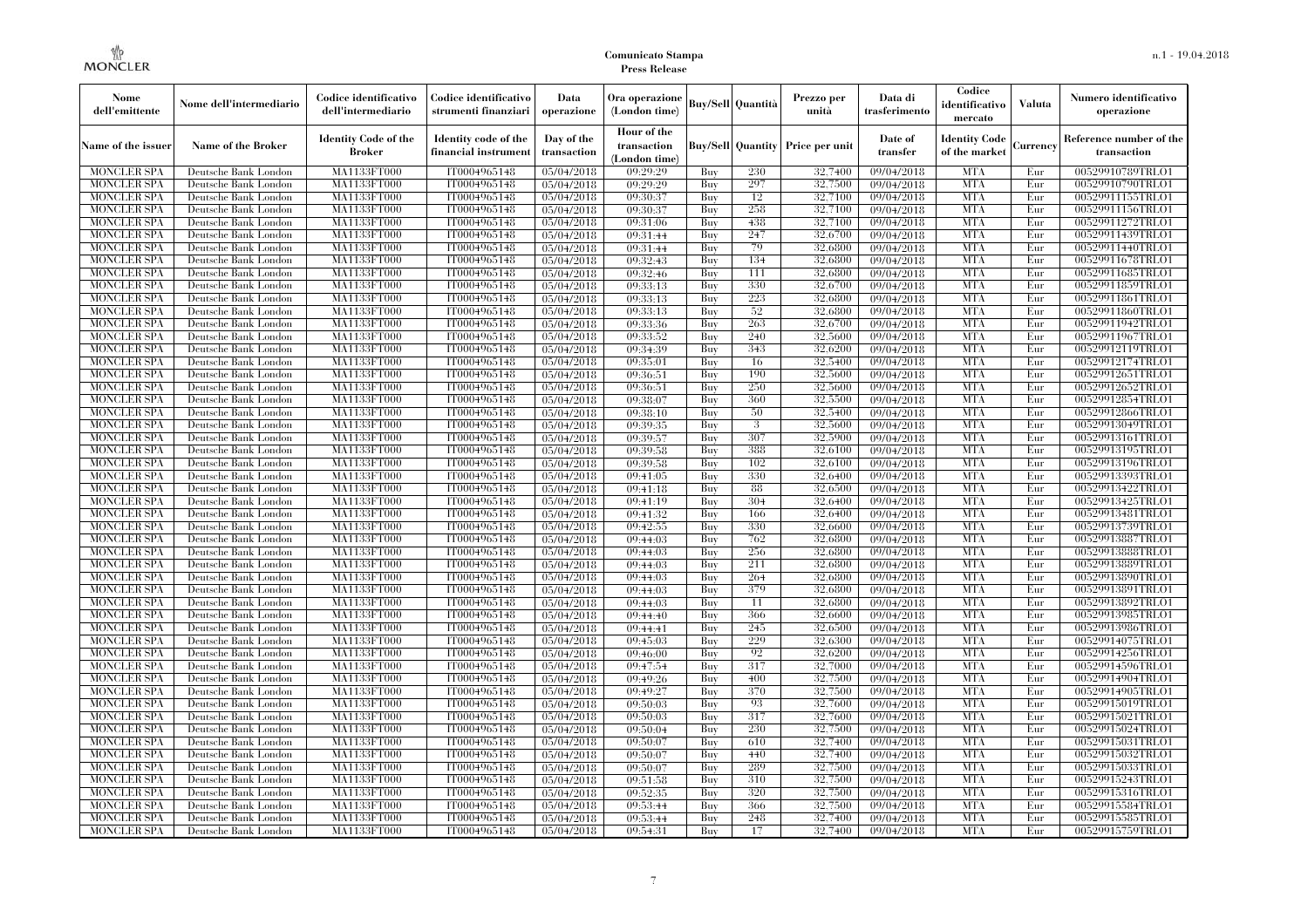**Comunicato Stampa**
**Press Release**

| Nome dell'emittente | Nome dell'intermediario | Codice identificativo dell'intermediario | Codice identificativo strumenti finanziari | Data operazione | Ora operazione (London time) | Buy/Sell | Quantità | Prezzo per unità | Data di trasferimento | Codice identificativo mercato | Valuta | Numero identificativo operazione |
|---|---|---|---|---|---|---|---|---|---|---|---|---|
| Name of the issuer | Name of the Broker | Identity Code of the Broker | Identity code of the financial instrument | Day of the transaction | Hour of the transaction (London time) | Buy/Sell | Quantity | Price per unit | Date of transfer | Identity Code of the market | Currency | Reference number of the transaction |
| MONCLER SPA | Deutsche Bank London | MA1133FT000 | IT0004965148 | 05/04/2018 | 09:29:29 | Buy | 230 | 32,7400 | 09/04/2018 | MTA | Eur | 00529910789TRLO1 |
| MONCLER SPA | Deutsche Bank London | MA1133FT000 | IT0004965148 | 05/04/2018 | 09:29:29 | Buy | 297 | 32,7500 | 09/04/2018 | MTA | Eur | 00529910790TRLO1 |
| MONCLER SPA | Deutsche Bank London | MA1133FT000 | IT0004965148 | 05/04/2018 | 09:30:37 | Buy | 12 | 32,7100 | 09/04/2018 | MTA | Eur | 00529911155TRLO1 |
| MONCLER SPA | Deutsche Bank London | MA1133FT000 | IT0004965148 | 05/04/2018 | 09:30:37 | Buy | 258 | 32,7100 | 09/04/2018 | MTA | Eur | 00529911156TRLO1 |
| MONCLER SPA | Deutsche Bank London | MA1133FT000 | IT0004965148 | 05/04/2018 | 09:31:06 | Buy | 438 | 32,7100 | 09/04/2018 | MTA | Eur | 00529911272TRLO1 |
| MONCLER SPA | Deutsche Bank London | MA1133FT000 | IT0004965148 | 05/04/2018 | 09:31:44 | Buy | 247 | 32,6700 | 09/04/2018 | MTA | Eur | 00529911439TRLO1 |
| MONCLER SPA | Deutsche Bank London | MA1133FT000 | IT0004965148 | 05/04/2018 | 09:31:44 | Buy | 79 | 32,6800 | 09/04/2018 | MTA | Eur | 00529911440TRLO1 |
| MONCLER SPA | Deutsche Bank London | MA1133FT000 | IT0004965148 | 05/04/2018 | 09:32:43 | Buy | 134 | 32,6800 | 09/04/2018 | MTA | Eur | 00529911678TRLO1 |
| MONCLER SPA | Deutsche Bank London | MA1133FT000 | IT0004965148 | 05/04/2018 | 09:32:46 | Buy | 111 | 32,6800 | 09/04/2018 | MTA | Eur | 00529911685TRLO1 |
| MONCLER SPA | Deutsche Bank London | MA1133FT000 | IT0004965148 | 05/04/2018 | 09:33:13 | Buy | 330 | 32,6700 | 09/04/2018 | MTA | Eur | 00529911859TRLO1 |
| MONCLER SPA | Deutsche Bank London | MA1133FT000 | IT0004965148 | 05/04/2018 | 09:33:13 | Buy | 223 | 32,6800 | 09/04/2018 | MTA | Eur | 00529911861TRLO1 |
| MONCLER SPA | Deutsche Bank London | MA1133FT000 | IT0004965148 | 05/04/2018 | 09:33:13 | Buy | 52 | 32,6800 | 09/04/2018 | MTA | Eur | 00529911860TRLO1 |
| MONCLER SPA | Deutsche Bank London | MA1133FT000 | IT0004965148 | 05/04/2018 | 09:33:36 | Buy | 263 | 32,6700 | 09/04/2018 | MTA | Eur | 00529911942TRLO1 |
| MONCLER SPA | Deutsche Bank London | MA1133FT000 | IT0004965148 | 05/04/2018 | 09:33:52 | Buy | 240 | 32,5600 | 09/04/2018 | MTA | Eur | 00529911967TRLO1 |
| MONCLER SPA | Deutsche Bank London | MA1133FT000 | IT0004965148 | 05/04/2018 | 09:34:39 | Buy | 343 | 32,6200 | 09/04/2018 | MTA | Eur | 00529912119TRLO1 |
| MONCLER SPA | Deutsche Bank London | MA1133FT000 | IT0004965148 | 05/04/2018 | 09:35:01 | Buy | 16 | 32,5400 | 09/04/2018 | MTA | Eur | 00529912174TRLO1 |
| MONCLER SPA | Deutsche Bank London | MA1133FT000 | IT0004965148 | 05/04/2018 | 09:36:51 | Buy | 190 | 32,5600 | 09/04/2018 | MTA | Eur | 00529912651TRLO1 |
| MONCLER SPA | Deutsche Bank London | MA1133FT000 | IT0004965148 | 05/04/2018 | 09:36:51 | Buy | 250 | 32,5600 | 09/04/2018 | MTA | Eur | 00529912652TRLO1 |
| MONCLER SPA | Deutsche Bank London | MA1133FT000 | IT0004965148 | 05/04/2018 | 09:38:07 | Buy | 360 | 32,5500 | 09/04/2018 | MTA | Eur | 00529912854TRLO1 |
| MONCLER SPA | Deutsche Bank London | MA1133FT000 | IT0004965148 | 05/04/2018 | 09:38:10 | Buy | 50 | 32,5400 | 09/04/2018 | MTA | Eur | 00529912866TRLO1 |
| MONCLER SPA | Deutsche Bank London | MA1133FT000 | IT0004965148 | 05/04/2018 | 09:39:35 | Buy | 3 | 32,5600 | 09/04/2018 | MTA | Eur | 00529913049TRLO1 |
| MONCLER SPA | Deutsche Bank London | MA1133FT000 | IT0004965148 | 05/04/2018 | 09:39:57 | Buy | 307 | 32,5900 | 09/04/2018 | MTA | Eur | 00529913161TRLO1 |
| MONCLER SPA | Deutsche Bank London | MA1133FT000 | IT0004965148 | 05/04/2018 | 09:39:58 | Buy | 388 | 32,6100 | 09/04/2018 | MTA | Eur | 00529913195TRLO1 |
| MONCLER SPA | Deutsche Bank London | MA1133FT000 | IT0004965148 | 05/04/2018 | 09:39:58 | Buy | 102 | 32,6100 | 09/04/2018 | MTA | Eur | 00529913196TRLO1 |
| MONCLER SPA | Deutsche Bank London | MA1133FT000 | IT0004965148 | 05/04/2018 | 09:41:05 | Buy | 330 | 32,6400 | 09/04/2018 | MTA | Eur | 00529913393TRLO1 |
| MONCLER SPA | Deutsche Bank London | MA1133FT000 | IT0004965148 | 05/04/2018 | 09:41:18 | Buy | 88 | 32,6500 | 09/04/2018 | MTA | Eur | 00529913422TRLO1 |
| MONCLER SPA | Deutsche Bank London | MA1133FT000 | IT0004965148 | 05/04/2018 | 09:41:19 | Buy | 304 | 32,6400 | 09/04/2018 | MTA | Eur | 00529913425TRLO1 |
| MONCLER SPA | Deutsche Bank London | MA1133FT000 | IT0004965148 | 05/04/2018 | 09:41:32 | Buy | 166 | 32,6400 | 09/04/2018 | MTA | Eur | 00529913481TRLO1 |
| MONCLER SPA | Deutsche Bank London | MA1133FT000 | IT0004965148 | 05/04/2018 | 09:42:55 | Buy | 330 | 32,6600 | 09/04/2018 | MTA | Eur | 00529913739TRLO1 |
| MONCLER SPA | Deutsche Bank London | MA1133FT000 | IT0004965148 | 05/04/2018 | 09:44:03 | Buy | 762 | 32,6800 | 09/04/2018 | MTA | Eur | 00529913887TRLO1 |
| MONCLER SPA | Deutsche Bank London | MA1133FT000 | IT0004965148 | 05/04/2018 | 09:44:03 | Buy | 256 | 32,6800 | 09/04/2018 | MTA | Eur | 00529913888TRLO1 |
| MONCLER SPA | Deutsche Bank London | MA1133FT000 | IT0004965148 | 05/04/2018 | 09:44:03 | Buy | 211 | 32,6800 | 09/04/2018 | MTA | Eur | 00529913889TRLO1 |
| MONCLER SPA | Deutsche Bank London | MA1133FT000 | IT0004965148 | 05/04/2018 | 09:44:03 | Buy | 264 | 32,6800 | 09/04/2018 | MTA | Eur | 00529913890TRLO1 |
| MONCLER SPA | Deutsche Bank London | MA1133FT000 | IT0004965148 | 05/04/2018 | 09:44:03 | Buy | 379 | 32,6800 | 09/04/2018 | MTA | Eur | 00529913891TRLO1 |
| MONCLER SPA | Deutsche Bank London | MA1133FT000 | IT0004965148 | 05/04/2018 | 09:44:03 | Buy | 11 | 32,6800 | 09/04/2018 | MTA | Eur | 00529913892TRLO1 |
| MONCLER SPA | Deutsche Bank London | MA1133FT000 | IT0004965148 | 05/04/2018 | 09:44:40 | Buy | 366 | 32,6600 | 09/04/2018 | MTA | Eur | 00529913985TRLO1 |
| MONCLER SPA | Deutsche Bank London | MA1133FT000 | IT0004965148 | 05/04/2018 | 09:44:41 | Buy | 245 | 32,6500 | 09/04/2018 | MTA | Eur | 00529913986TRLO1 |
| MONCLER SPA | Deutsche Bank London | MA1133FT000 | IT0004965148 | 05/04/2018 | 09:45:03 | Buy | 229 | 32,6300 | 09/04/2018 | MTA | Eur | 00529914075TRLO1 |
| MONCLER SPA | Deutsche Bank London | MA1133FT000 | IT0004965148 | 05/04/2018 | 09:46:00 | Buy | 92 | 32,6200 | 09/04/2018 | MTA | Eur | 00529914256TRLO1 |
| MONCLER SPA | Deutsche Bank London | MA1133FT000 | IT0004965148 | 05/04/2018 | 09:47:54 | Buy | 317 | 32,7000 | 09/04/2018 | MTA | Eur | 00529914596TRLO1 |
| MONCLER SPA | Deutsche Bank London | MA1133FT000 | IT0004965148 | 05/04/2018 | 09:49:26 | Buy | 400 | 32,7500 | 09/04/2018 | MTA | Eur | 00529914904TRLO1 |
| MONCLER SPA | Deutsche Bank London | MA1133FT000 | IT0004965148 | 05/04/2018 | 09:49:27 | Buy | 370 | 32,7500 | 09/04/2018 | MTA | Eur | 00529914905TRLO1 |
| MONCLER SPA | Deutsche Bank London | MA1133FT000 | IT0004965148 | 05/04/2018 | 09:50:03 | Buy | 93 | 32,7600 | 09/04/2018 | MTA | Eur | 00529915019TRLO1 |
| MONCLER SPA | Deutsche Bank London | MA1133FT000 | IT0004965148 | 05/04/2018 | 09:50:03 | Buy | 317 | 32,7600 | 09/04/2018 | MTA | Eur | 00529915021TRLO1 |
| MONCLER SPA | Deutsche Bank London | MA1133FT000 | IT0004965148 | 05/04/2018 | 09:50:04 | Buy | 230 | 32,7500 | 09/04/2018 | MTA | Eur | 00529915024TRLO1 |
| MONCLER SPA | Deutsche Bank London | MA1133FT000 | IT0004965148 | 05/04/2018 | 09:50:07 | Buy | 610 | 32,7400 | 09/04/2018 | MTA | Eur | 00529915031TRLO1 |
| MONCLER SPA | Deutsche Bank London | MA1133FT000 | IT0004965148 | 05/04/2018 | 09:50:07 | Buy | 440 | 32,7400 | 09/04/2018 | MTA | Eur | 00529915032TRLO1 |
| MONCLER SPA | Deutsche Bank London | MA1133FT000 | IT0004965148 | 05/04/2018 | 09:50:07 | Buy | 289 | 32,7500 | 09/04/2018 | MTA | Eur | 00529915033TRLO1 |
| MONCLER SPA | Deutsche Bank London | MA1133FT000 | IT0004965148 | 05/04/2018 | 09:51:58 | Buy | 310 | 32,7500 | 09/04/2018 | MTA | Eur | 00529915243TRLO1 |
| MONCLER SPA | Deutsche Bank London | MA1133FT000 | IT0004965148 | 05/04/2018 | 09:52:35 | Buy | 320 | 32,7500 | 09/04/2018 | MTA | Eur | 00529915316TRLO1 |
| MONCLER SPA | Deutsche Bank London | MA1133FT000 | IT0004965148 | 05/04/2018 | 09:53:44 | Buy | 366 | 32,7500 | 09/04/2018 | MTA | Eur | 00529915584TRLO1 |
| MONCLER SPA | Deutsche Bank London | MA1133FT000 | IT0004965148 | 05/04/2018 | 09:53:44 | Buy | 248 | 32,7400 | 09/04/2018 | MTA | Eur | 00529915585TRLO1 |
| MONCLER SPA | Deutsche Bank London | MA1133FT000 | IT0004965148 | 05/04/2018 | 09:54:31 | Buy | 17 | 32,7400 | 09/04/2018 | MTA | Eur | 00529915759TRLO1 |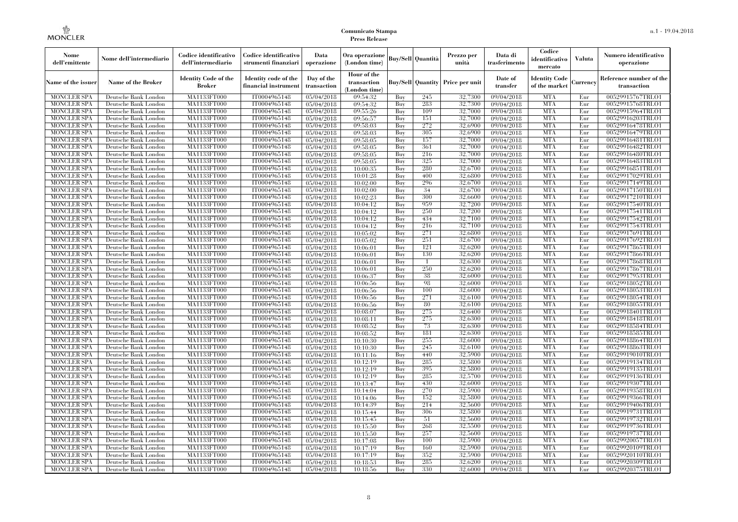**Comunicato Stampa**
**Press Release**

| Nome dell'emittente | Nome dell'intermediario | Codice identificativo dell'intermediario | Codice identificativo strumenti finanziari | Data operazione | Ora operazione (London time) | Buy/Sell | Quantità | Prezzo per unità | Data di trasferimento | Codice identificativo mercato | Valuta | Numero identificativo operazione |
|---|---|---|---|---|---|---|---|---|---|---|---|---|
| Name of the issuer | Name of the Broker | Identity Code of the Broker | Identity code of the financial instrument | Day of the transaction | Hour of the transaction (London time) | Buy/Sell | Quantity | Price per unit | Date of transfer | Identity Code of the market | Currency | Reference number of the transaction |
| MONCLER SPA | Deutsche Bank London | MA1133FT000 | IT0004965148 | 05/04/2018 | 09:54:32 | Buy | 245 | 32,7300 | 09/04/2018 | MTA | Eur | 00529915767TRLO1 |
| MONCLER SPA | Deutsche Bank London | MA1133FT000 | IT0004965148 | 05/04/2018 | 09:54:32 | Buy | 283 | 32,7300 | 09/04/2018 | MTA | Eur | 00529915768TRLO1 |
| MONCLER SPA | Deutsche Bank London | MA1133FT000 | IT0004965148 | 05/04/2018 | 09:55:26 | Buy | 109 | 32,7000 | 09/04/2018 | MTA | Eur | 00529915964TRLO1 |
| MONCLER SPA | Deutsche Bank London | MA1133FT000 | IT0004965148 | 05/04/2018 | 09:56:57 | Buy | 151 | 32,7000 | 09/04/2018 | MTA | Eur | 00529916203TRLO1 |
| MONCLER SPA | Deutsche Bank London | MA1133FT000 | IT0004965148 | 05/04/2018 | 09:58:03 | Buy | 272 | 32,6900 | 09/04/2018 | MTA | Eur | 00529916478TRLO1 |
| MONCLER SPA | Deutsche Bank London | MA1133FT000 | IT0004965148 | 05/04/2018 | 09:58:03 | Buy | 305 | 32,6900 | 09/04/2018 | MTA | Eur | 00529916479TRLO1 |
| MONCLER SPA | Deutsche Bank London | MA1133FT000 | IT0004965148 | 05/04/2018 | 09:58:05 | Buy | 157 | 32,7000 | 09/04/2018 | MTA | Eur | 00529916481TRLO1 |
| MONCLER SPA | Deutsche Bank London | MA1133FT000 | IT0004965148 | 05/04/2018 | 09:58:05 | Buy | 361 | 32,7000 | 09/04/2018 | MTA | Eur | 00529916482TRLO1 |
| MONCLER SPA | Deutsche Bank London | MA1133FT000 | IT0004965148 | 05/04/2018 | 09:58:05 | Buy | 216 | 32,7000 | 09/04/2018 | MTA | Eur | 00529916480TRLO1 |
| MONCLER SPA | Deutsche Bank London | MA1133FT000 | IT0004965148 | 05/04/2018 | 09:58:05 | Buy | 325 | 32,7000 | 09/04/2018 | MTA | Eur | 00529916483TRLO1 |
| MONCLER SPA | Deutsche Bank London | MA1133FT000 | IT0004965148 | 05/04/2018 | 10:00:35 | Buy | 280 | 32,6700 | 09/04/2018 | MTA | Eur | 00529916851TRLO1 |
| MONCLER SPA | Deutsche Bank London | MA1133FT000 | IT0004965148 | 05/04/2018 | 10:01:28 | Buy | 400 | 32,6800 | 09/04/2018 | MTA | Eur | 00529917029TRLO1 |
| MONCLER SPA | Deutsche Bank London | MA1133FT000 | IT0004965148 | 05/04/2018 | 10:02:00 | Buy | 296 | 32,6700 | 09/04/2018 | MTA | Eur | 00529917149TRLO1 |
| MONCLER SPA | Deutsche Bank London | MA1133FT000 | IT0004965148 | 05/04/2018 | 10:02:00 | Buy | 34 | 32,6700 | 09/04/2018 | MTA | Eur | 00529917150TRLO1 |
| MONCLER SPA | Deutsche Bank London | MA1133FT000 | IT0004965148 | 05/04/2018 | 10:02:23 | Buy | 300 | 32,6600 | 09/04/2018 | MTA | Eur | 00529917210TRLO1 |
| MONCLER SPA | Deutsche Bank London | MA1133FT000 | IT0004965148 | 05/04/2018 | 10:04:12 | Buy | 959 | 32,7200 | 09/04/2018 | MTA | Eur | 00529917540TRLO1 |
| MONCLER SPA | Deutsche Bank London | MA1133FT000 | IT0004965148 | 05/04/2018 | 10:04:12 | Buy | 250 | 32,7200 | 09/04/2018 | MTA | Eur | 00529917541TRLO1 |
| MONCLER SPA | Deutsche Bank London | MA1133FT000 | IT0004965148 | 05/04/2018 | 10:04:12 | Buy | 434 | 32,7100 | 09/04/2018 | MTA | Eur | 00529917542TRLO1 |
| MONCLER SPA | Deutsche Bank London | MA1133FT000 | IT0004965148 | 05/04/2018 | 10:04:12 | Buy | 216 | 32,7100 | 09/04/2018 | MTA | Eur | 00529917543TRLO1 |
| MONCLER SPA | Deutsche Bank London | MA1133FT000 | IT0004965148 | 05/04/2018 | 10:05:02 | Buy | 271 | 32,6800 | 09/04/2018 | MTA | Eur | 00529917691TRLO1 |
| MONCLER SPA | Deutsche Bank London | MA1133FT000 | IT0004965148 | 05/04/2018 | 10:05:02 | Buy | 251 | 32,6700 | 09/04/2018 | MTA | Eur | 00529917692TRLO1 |
| MONCLER SPA | Deutsche Bank London | MA1133FT000 | IT0004965148 | 05/04/2018 | 10:06:01 | Buy | 121 | 32,6200 | 09/04/2018 | MTA | Eur | 00529917865TRLO1 |
| MONCLER SPA | Deutsche Bank London | MA1133FT000 | IT0004965148 | 05/04/2018 | 10:06:01 | Buy | 130 | 32,6200 | 09/04/2018 | MTA | Eur | 00529917866TRLO1 |
| MONCLER SPA | Deutsche Bank London | MA1133FT000 | IT0004965148 | 05/04/2018 | 10:06:01 | Buy | 1 | 32,6300 | 09/04/2018 | MTA | Eur | 00529917868TRLO1 |
| MONCLER SPA | Deutsche Bank London | MA1133FT000 | IT0004965148 | 05/04/2018 | 10:06:01 | Buy | 250 | 32,6200 | 09/04/2018 | MTA | Eur | 00529917867TRLO1 |
| MONCLER SPA | Deutsche Bank London | MA1133FT000 | IT0004965148 | 05/04/2018 | 10:06:37 | Buy | 38 | 32,6000 | 09/04/2018 | MTA | Eur | 00529917953TRLO1 |
| MONCLER SPA | Deutsche Bank London | MA1133FT000 | IT0004965148 | 05/04/2018 | 10:06:56 | Buy | 98 | 32,6000 | 09/04/2018 | MTA | Eur | 00529918052TRLO1 |
| MONCLER SPA | Deutsche Bank London | MA1133FT000 | IT0004965148 | 05/04/2018 | 10:06:56 | Buy | 100 | 32,6000 | 09/04/2018 | MTA | Eur | 00529918053TRLO1 |
| MONCLER SPA | Deutsche Bank London | MA1133FT000 | IT0004965148 | 05/04/2018 | 10:06:56 | Buy | 271 | 32,6100 | 09/04/2018 | MTA | Eur | 00529918054TRLO1 |
| MONCLER SPA | Deutsche Bank London | MA1133FT000 | IT0004965148 | 05/04/2018 | 10:06:56 | Buy | 80 | 32,6100 | 09/04/2018 | MTA | Eur | 00529918055TRLO1 |
| MONCLER SPA | Deutsche Bank London | MA1133FT000 | IT0004965148 | 05/04/2018 | 10:08:07 | Buy | 275 | 32,6400 | 09/04/2018 | MTA | Eur | 00529918401TRLO1 |
| MONCLER SPA | Deutsche Bank London | MA1133FT000 | IT0004965148 | 05/04/2018 | 10:08:11 | Buy | 275 | 32,6300 | 09/04/2018 | MTA | Eur | 00529918418TRLO1 |
| MONCLER SPA | Deutsche Bank London | MA1133FT000 | IT0004965148 | 05/04/2018 | 10:08:52 | Buy | 73 | 32,6300 | 09/04/2018 | MTA | Eur | 00529918584TRLO1 |
| MONCLER SPA | Deutsche Bank London | MA1133FT000 | IT0004965148 | 05/04/2018 | 10:08:52 | Buy | 181 | 32,6300 | 09/04/2018 | MTA | Eur | 00529918585TRLO1 |
| MONCLER SPA | Deutsche Bank London | MA1133FT000 | IT0004965148 | 05/04/2018 | 10:10:30 | Buy | 255 | 32,6000 | 09/04/2018 | MTA | Eur | 00529918864TRLO1 |
| MONCLER SPA | Deutsche Bank London | MA1133FT000 | IT0004965148 | 05/04/2018 | 10:10:30 | Buy | 245 | 32,6100 | 09/04/2018 | MTA | Eur | 00529918863TRLO1 |
| MONCLER SPA | Deutsche Bank London | MA1133FT000 | IT0004965148 | 05/04/2018 | 10:11:16 | Buy | 440 | 32,5900 | 09/04/2018 | MTA | Eur | 00529919010TRLO1 |
| MONCLER SPA | Deutsche Bank London | MA1133FT000 | IT0004965148 | 05/04/2018 | 10:12:19 | Buy | 285 | 32,5800 | 09/04/2018 | MTA | Eur | 00529919134TRLO1 |
| MONCLER SPA | Deutsche Bank London | MA1133FT000 | IT0004965148 | 05/04/2018 | 10:12:19 | Buy | 395 | 32,5800 | 09/04/2018 | MTA | Eur | 00529919135TRLO1 |
| MONCLER SPA | Deutsche Bank London | MA1133FT000 | IT0004965148 | 05/04/2018 | 10:12:19 | Buy | 285 | 32,5700 | 09/04/2018 | MTA | Eur | 00529919136TRLO1 |
| MONCLER SPA | Deutsche Bank London | MA1133FT000 | IT0004965148 | 05/04/2018 | 10:13:47 | Buy | 430 | 32,6000 | 09/04/2018 | MTA | Eur | 00529919307TRLO1 |
| MONCLER SPA | Deutsche Bank London | MA1133FT000 | IT0004965148 | 05/04/2018 | 10:14:04 | Buy | 270 | 32,5900 | 09/04/2018 | MTA | Eur | 00529919358TRLO1 |
| MONCLER SPA | Deutsche Bank London | MA1133FT000 | IT0004965148 | 05/04/2018 | 10:14:06 | Buy | 152 | 32,5800 | 09/04/2018 | MTA | Eur | 00529919366TRLO1 |
| MONCLER SPA | Deutsche Bank London | MA1133FT000 | IT0004965148 | 05/04/2018 | 10:14:39 | Buy | 214 | 32,5600 | 09/04/2018 | MTA | Eur | 00529919406TRLO1 |
| MONCLER SPA | Deutsche Bank London | MA1133FT000 | IT0004965148 | 05/04/2018 | 10:15:44 | Buy | 306 | 32,5800 | 09/04/2018 | MTA | Eur | 00529919731TRLO1 |
| MONCLER SPA | Deutsche Bank London | MA1133FT000 | IT0004965148 | 05/04/2018 | 10:15:45 | Buy | 51 | 32,5600 | 09/04/2018 | MTA | Eur | 00529919732TRLO1 |
| MONCLER SPA | Deutsche Bank London | MA1133FT000 | IT0004965148 | 05/04/2018 | 10:15:50 | Buy | 268 | 32,5500 | 09/04/2018 | MTA | Eur | 00529919736TRLO1 |
| MONCLER SPA | Deutsche Bank London | MA1133FT000 | IT0004965148 | 05/04/2018 | 10:15:50 | Buy | 257 | 32,5600 | 09/04/2018 | MTA | Eur | 00529919737TRLO1 |
| MONCLER SPA | Deutsche Bank London | MA1133FT000 | IT0004965148 | 05/04/2018 | 10:17:08 | Buy | 100 | 32,5900 | 09/04/2018 | MTA | Eur | 00529920057TRLO1 |
| MONCLER SPA | Deutsche Bank London | MA1133FT000 | IT0004965148 | 05/04/2018 | 10:17:19 | Buy | 160 | 32,5900 | 09/04/2018 | MTA | Eur | 00529920109TRLO1 |
| MONCLER SPA | Deutsche Bank London | MA1133FT000 | IT0004965148 | 05/04/2018 | 10:17:19 | Buy | 352 | 32,5900 | 09/04/2018 | MTA | Eur | 00529920110TRLO1 |
| MONCLER SPA | Deutsche Bank London | MA1133FT000 | IT0004965148 | 05/04/2018 | 10:18:53 | Buy | 285 | 32,6200 | 09/04/2018 | MTA | Eur | 00529920309TRLO1 |
| MONCLER SPA | Deutsche Bank London | MA1133FT000 | IT0004965148 | 05/04/2018 | 10:18:56 | Buy | 330 | 32,6000 | 09/04/2018 | MTA | Eur | 00529920375TRLO1 |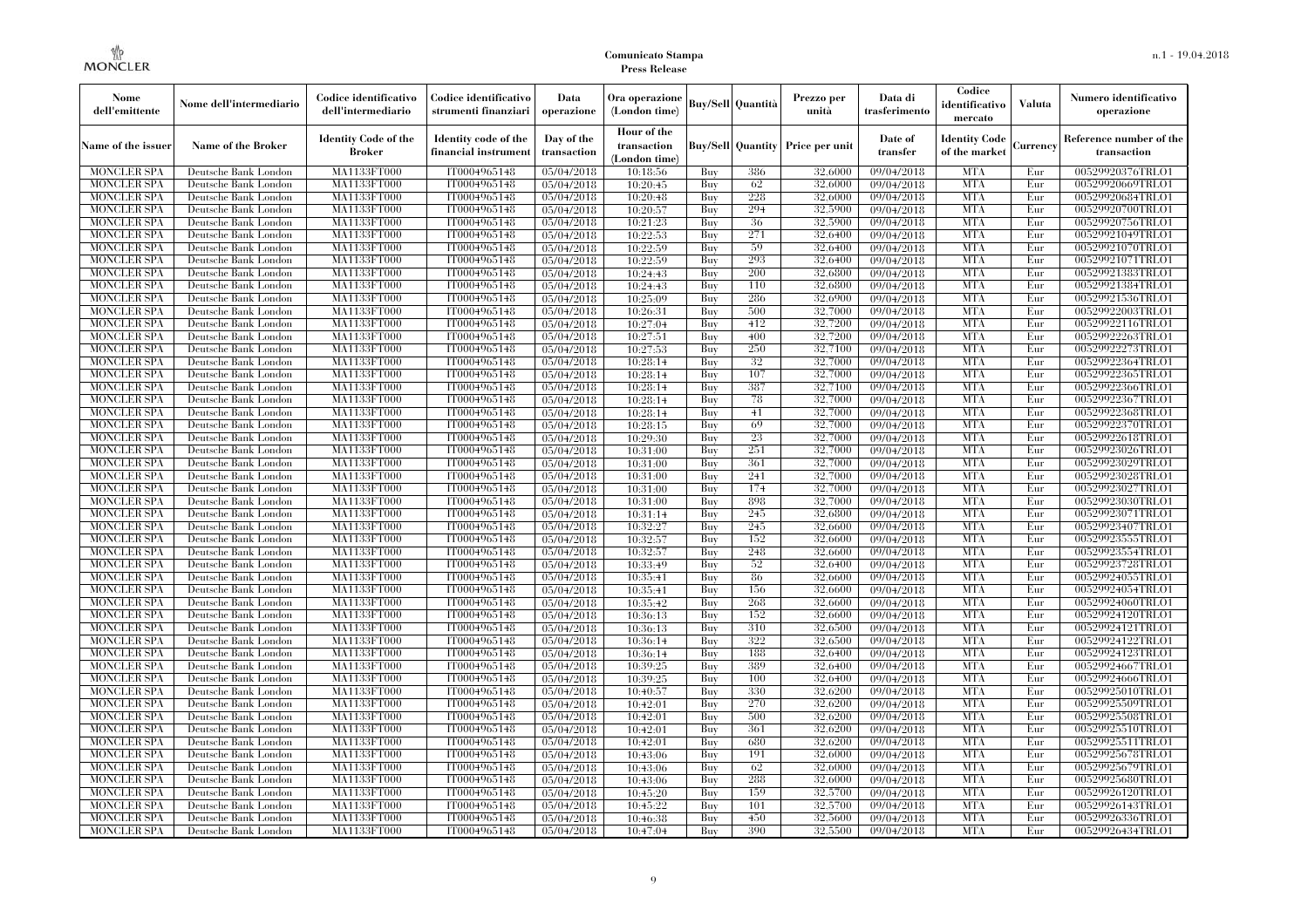| Nome dell'emittente | Nome dell'intermediario | Codice identificativo dell'intermediario | Codice identificativo strumenti finanziari | Data operazione | Ora operazione (London time) | Buy/Sell | Quantità | Prezzo per unità | Data di trasferimento | Codice identificativo mercato | Valuta | Numero identificativo operazione |
|---|---|---|---|---|---|---|---|---|---|---|---|---|
| Name of the issuer | Name of the Broker | Identity Code of the Broker | Identity code of the financial instrument | Day of the transaction | Hour of the transaction (London time) | Buy/Sell | Quantity | Price per unit | Date of transfer | Identity Code of the market | Currency | Reference number of the transaction |
| MONCLER SPA | Deutsche Bank London | MA1133FT000 | IT0004965148 | 05/04/2018 | 10:18:56 | Buy | 386 | 32,6000 | 09/04/2018 | MTA | Eur | 00529920376TRLO1 |
| MONCLER SPA | Deutsche Bank London | MA1133FT000 | IT0004965148 | 05/04/2018 | 10:20:45 | Buy | 62 | 32,6000 | 09/04/2018 | MTA | Eur | 00529920669TRLO1 |
| MONCLER SPA | Deutsche Bank London | MA1133FT000 | IT0004965148 | 05/04/2018 | 10:20:48 | Buy | 228 | 32,6000 | 09/04/2018 | MTA | Eur | 00529920684TRLO1 |
| MONCLER SPA | Deutsche Bank London | MA1133FT000 | IT0004965148 | 05/04/2018 | 10:20:57 | Buy | 294 | 32,5900 | 09/04/2018 | MTA | Eur | 00529920700TRLO1 |
| MONCLER SPA | Deutsche Bank London | MA1133FT000 | IT0004965148 | 05/04/2018 | 10:21:23 | Buy | 36 | 32,5900 | 09/04/2018 | MTA | Eur | 00529920756TRLO1 |
| MONCLER SPA | Deutsche Bank London | MA1133FT000 | IT0004965148 | 05/04/2018 | 10:22:53 | Buy | 271 | 32,6400 | 09/04/2018 | MTA | Eur | 00529921049TRLO1 |
| MONCLER SPA | Deutsche Bank London | MA1133FT000 | IT0004965148 | 05/04/2018 | 10:22:59 | Buy | 59 | 32,6400 | 09/04/2018 | MTA | Eur | 00529921070TRLO1 |
| MONCLER SPA | Deutsche Bank London | MA1133FT000 | IT0004965148 | 05/04/2018 | 10:22:59 | Buy | 293 | 32,6400 | 09/04/2018 | MTA | Eur | 00529921071TRLO1 |
| MONCLER SPA | Deutsche Bank London | MA1133FT000 | IT0004965148 | 05/04/2018 | 10:24:43 | Buy | 200 | 32,6800 | 09/04/2018 | MTA | Eur | 00529921383TRLO1 |
| MONCLER SPA | Deutsche Bank London | MA1133FT000 | IT0004965148 | 05/04/2018 | 10:24:43 | Buy | 110 | 32,6800 | 09/04/2018 | MTA | Eur | 00529921384TRLO1 |
| MONCLER SPA | Deutsche Bank London | MA1133FT000 | IT0004965148 | 05/04/2018 | 10:25:09 | Buy | 286 | 32,6900 | 09/04/2018 | MTA | Eur | 00529921536TRLO1 |
| MONCLER SPA | Deutsche Bank London | MA1133FT000 | IT0004965148 | 05/04/2018 | 10:26:31 | Buy | 500 | 32,7000 | 09/04/2018 | MTA | Eur | 00529922003TRLO1 |
| MONCLER SPA | Deutsche Bank London | MA1133FT000 | IT0004965148 | 05/04/2018 | 10:27:04 | Buy | 412 | 32,7200 | 09/04/2018 | MTA | Eur | 00529922116TRLO1 |
| MONCLER SPA | Deutsche Bank London | MA1133FT000 | IT0004965148 | 05/04/2018 | 10:27:51 | Buy | 400 | 32,7200 | 09/04/2018 | MTA | Eur | 00529922263TRLO1 |
| MONCLER SPA | Deutsche Bank London | MA1133FT000 | IT0004965148 | 05/04/2018 | 10:27:53 | Buy | 250 | 32,7100 | 09/04/2018 | MTA | Eur | 00529922273TRLO1 |
| MONCLER SPA | Deutsche Bank London | MA1133FT000 | IT0004965148 | 05/04/2018 | 10:28:14 | Buy | 32 | 32,7000 | 09/04/2018 | MTA | Eur | 00529922364TRLO1 |
| MONCLER SPA | Deutsche Bank London | MA1133FT000 | IT0004965148 | 05/04/2018 | 10:28:14 | Buy | 107 | 32,7000 | 09/04/2018 | MTA | Eur | 00529922365TRLO1 |
| MONCLER SPA | Deutsche Bank London | MA1133FT000 | IT0004965148 | 05/04/2018 | 10:28:14 | Buy | 387 | 32,7100 | 09/04/2018 | MTA | Eur | 00529922366TRLO1 |
| MONCLER SPA | Deutsche Bank London | MA1133FT000 | IT0004965148 | 05/04/2018 | 10:28:14 | Buy | 78 | 32,7000 | 09/04/2018 | MTA | Eur | 00529922367TRLO1 |
| MONCLER SPA | Deutsche Bank London | MA1133FT000 | IT0004965148 | 05/04/2018 | 10:28:14 | Buy | 41 | 32,7000 | 09/04/2018 | MTA | Eur | 00529922368TRLO1 |
| MONCLER SPA | Deutsche Bank London | MA1133FT000 | IT0004965148 | 05/04/2018 | 10:28:15 | Buy | 69 | 32,7000 | 09/04/2018 | MTA | Eur | 00529922370TRLO1 |
| MONCLER SPA | Deutsche Bank London | MA1133FT000 | IT0004965148 | 05/04/2018 | 10:29:30 | Buy | 23 | 32,7000 | 09/04/2018 | MTA | Eur | 00529922618TRLO1 |
| MONCLER SPA | Deutsche Bank London | MA1133FT000 | IT0004965148 | 05/04/2018 | 10:31:00 | Buy | 251 | 32,7000 | 09/04/2018 | MTA | Eur | 00529923026TRLO1 |
| MONCLER SPA | Deutsche Bank London | MA1133FT000 | IT0004965148 | 05/04/2018 | 10:31:00 | Buy | 361 | 32,7000 | 09/04/2018 | MTA | Eur | 00529923029TRLO1 |
| MONCLER SPA | Deutsche Bank London | MA1133FT000 | IT0004965148 | 05/04/2018 | 10:31:00 | Buy | 241 | 32,7000 | 09/04/2018 | MTA | Eur | 00529923028TRLO1 |
| MONCLER SPA | Deutsche Bank London | MA1133FT000 | IT0004965148 | 05/04/2018 | 10:31:00 | Buy | 174 | 32,7000 | 09/04/2018 | MTA | Eur | 00529923027TRLO1 |
| MONCLER SPA | Deutsche Bank London | MA1133FT000 | IT0004965148 | 05/04/2018 | 10:31:00 | Buy | 898 | 32,7000 | 09/04/2018 | MTA | Eur | 00529923030TRLO1 |
| MONCLER SPA | Deutsche Bank London | MA1133FT000 | IT0004965148 | 05/04/2018 | 10:31:14 | Buy | 245 | 32,6800 | 09/04/2018 | MTA | Eur | 00529923071TRLO1 |
| MONCLER SPA | Deutsche Bank London | MA1133FT000 | IT0004965148 | 05/04/2018 | 10:32:27 | Buy | 245 | 32,6600 | 09/04/2018 | MTA | Eur | 00529923407TRLO1 |
| MONCLER SPA | Deutsche Bank London | MA1133FT000 | IT0004965148 | 05/04/2018 | 10:32:57 | Buy | 152 | 32,6600 | 09/04/2018 | MTA | Eur | 00529923555TRLO1 |
| MONCLER SPA | Deutsche Bank London | MA1133FT000 | IT0004965148 | 05/04/2018 | 10:32:57 | Buy | 248 | 32,6600 | 09/04/2018 | MTA | Eur | 00529923554TRLO1 |
| MONCLER SPA | Deutsche Bank London | MA1133FT000 | IT0004965148 | 05/04/2018 | 10:33:49 | Buy | 52 | 32,6400 | 09/04/2018 | MTA | Eur | 00529923728TRLO1 |
| MONCLER SPA | Deutsche Bank London | MA1133FT000 | IT0004965148 | 05/04/2018 | 10:35:41 | Buy | 86 | 32,6600 | 09/04/2018 | MTA | Eur | 00529924055TRLO1 |
| MONCLER SPA | Deutsche Bank London | MA1133FT000 | IT0004965148 | 05/04/2018 | 10:35:41 | Buy | 156 | 32,6600 | 09/04/2018 | MTA | Eur | 00529924054TRLO1 |
| MONCLER SPA | Deutsche Bank London | MA1133FT000 | IT0004965148 | 05/04/2018 | 10:35:42 | Buy | 268 | 32,6600 | 09/04/2018 | MTA | Eur | 00529924060TRLO1 |
| MONCLER SPA | Deutsche Bank London | MA1133FT000 | IT0004965148 | 05/04/2018 | 10:36:13 | Buy | 152 | 32,6600 | 09/04/2018 | MTA | Eur | 00529924120TRLO1 |
| MONCLER SPA | Deutsche Bank London | MA1133FT000 | IT0004965148 | 05/04/2018 | 10:36:13 | Buy | 310 | 32,6500 | 09/04/2018 | MTA | Eur | 00529924121TRLO1 |
| MONCLER SPA | Deutsche Bank London | MA1133FT000 | IT0004965148 | 05/04/2018 | 10:36:14 | Buy | 322 | 32,6500 | 09/04/2018 | MTA | Eur | 00529924122TRLO1 |
| MONCLER SPA | Deutsche Bank London | MA1133FT000 | IT0004965148 | 05/04/2018 | 10:36:14 | Buy | 188 | 32,6400 | 09/04/2018 | MTA | Eur | 00529924123TRLO1 |
| MONCLER SPA | Deutsche Bank London | MA1133FT000 | IT0004965148 | 05/04/2018 | 10:39:25 | Buy | 389 | 32,6400 | 09/04/2018 | MTA | Eur | 00529924667TRLO1 |
| MONCLER SPA | Deutsche Bank London | MA1133FT000 | IT0004965148 | 05/04/2018 | 10:39:25 | Buy | 100 | 32,6400 | 09/04/2018 | MTA | Eur | 00529924666TRLO1 |
| MONCLER SPA | Deutsche Bank London | MA1133FT000 | IT0004965148 | 05/04/2018 | 10:40:57 | Buy | 330 | 32,6200 | 09/04/2018 | MTA | Eur | 00529925010TRLO1 |
| MONCLER SPA | Deutsche Bank London | MA1133FT000 | IT0004965148 | 05/04/2018 | 10:42:01 | Buy | 270 | 32,6200 | 09/04/2018 | MTA | Eur | 00529925509TRLO1 |
| MONCLER SPA | Deutsche Bank London | MA1133FT000 | IT0004965148 | 05/04/2018 | 10:42:01 | Buy | 500 | 32,6200 | 09/04/2018 | MTA | Eur | 00529925508TRLO1 |
| MONCLER SPA | Deutsche Bank London | MA1133FT000 | IT0004965148 | 05/04/2018 | 10:42:01 | Buy | 361 | 32,6200 | 09/04/2018 | MTA | Eur | 00529925510TRLO1 |
| MONCLER SPA | Deutsche Bank London | MA1133FT000 | IT0004965148 | 05/04/2018 | 10:42:01 | Buy | 680 | 32,6200 | 09/04/2018 | MTA | Eur | 00529925511TRLO1 |
| MONCLER SPA | Deutsche Bank London | MA1133FT000 | IT0004965148 | 05/04/2018 | 10:43:06 | Buy | 191 | 32,6000 | 09/04/2018 | MTA | Eur | 00529925678TRLO1 |
| MONCLER SPA | Deutsche Bank London | MA1133FT000 | IT0004965148 | 05/04/2018 | 10:43:06 | Buy | 62 | 32,6000 | 09/04/2018 | MTA | Eur | 00529925679TRLO1 |
| MONCLER SPA | Deutsche Bank London | MA1133FT000 | IT0004965148 | 05/04/2018 | 10:43:06 | Buy | 288 | 32,6000 | 09/04/2018 | MTA | Eur | 00529925680TRLO1 |
| MONCLER SPA | Deutsche Bank London | MA1133FT000 | IT0004965148 | 05/04/2018 | 10:45:20 | Buy | 159 | 32,5700 | 09/04/2018 | MTA | Eur | 00529926120TRLO1 |
| MONCLER SPA | Deutsche Bank London | MA1133FT000 | IT0004965148 | 05/04/2018 | 10:45:22 | Buy | 101 | 32,5700 | 09/04/2018 | MTA | Eur | 00529926143TRLO1 |
| MONCLER SPA | Deutsche Bank London | MA1133FT000 | IT0004965148 | 05/04/2018 | 10:46:38 | Buy | 450 | 32,5600 | 09/04/2018 | MTA | Eur | 00529926336TRLO1 |
| MONCLER SPA | Deutsche Bank London | MA1133FT000 | IT0004965148 | 05/04/2018 | 10:47:04 | Buy | 390 | 32,5500 | 09/04/2018 | MTA | Eur | 00529926434TRLO1 |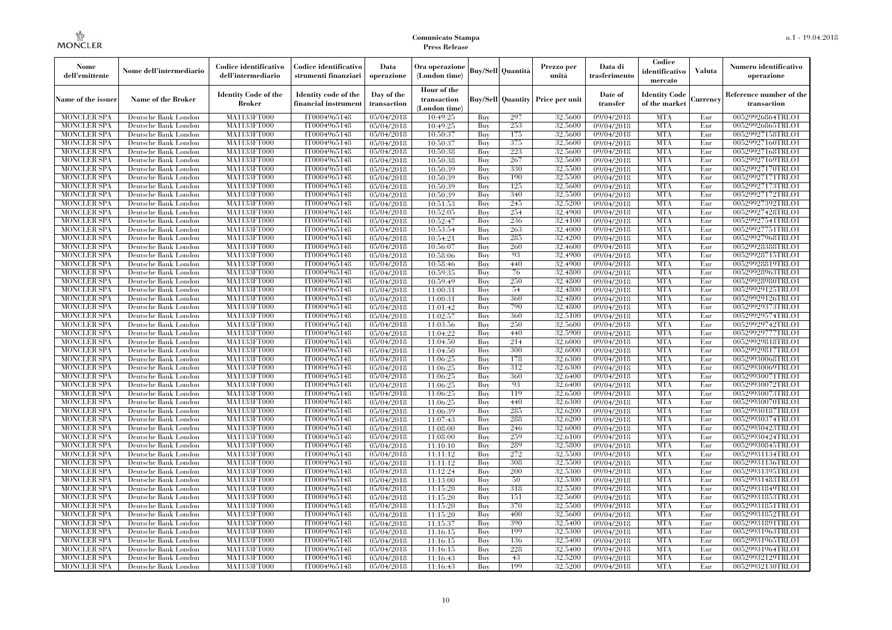**Comunicato Stampa**
**Press Release**

| Nome dell'emittente | Nome dell'intermediario | Codice identificativo dell'intermediario | Codice identificativo strumenti finanziari | Data operazione | Ora operazione (London time) | Buy/Sell | Quantità | Prezzo per unità | Data di trasferimento | Codice identificativo mercato | Valuta | Numero identificativo operazione |
|---|---|---|---|---|---|---|---|---|---|---|---|---|
| Name of the issuer | Name of the Broker | Identity Code of the Broker | Identity code of the financial instrument | Day of the transaction | Hour of the transaction (London time) | Buy/Sell | Quantity | Price per unit | Date of transfer | Identity Code of the market | Currency | Reference number of the transaction |
| MONCLER SPA | Deutsche Bank London | MA1133FT000 | IT0004965148 | 05/04/2018 | 10:49:25 | Buy | 297 | 32,5600 | 09/04/2018 | MTA | Eur | 00529926864TRLO1 |
| MONCLER SPA | Deutsche Bank London | MA1133FT000 | IT0004965148 | 05/04/2018 | 10:49:25 | Buy | 253 | 32,5600 | 09/04/2018 | MTA | Eur | 00529926865TRLO1 |
| MONCLER SPA | Deutsche Bank London | MA1133FT000 | IT0004965148 | 05/04/2018 | 10:50:37 | Buy | 175 | 32,5600 | 09/04/2018 | MTA | Eur | 00529927158TRLO1 |
| MONCLER SPA | Deutsche Bank London | MA1133FT000 | IT0004965148 | 05/04/2018 | 10:50:37 | Buy | 375 | 32,5600 | 09/04/2018 | MTA | Eur | 00529927160TRLO1 |
| MONCLER SPA | Deutsche Bank London | MA1133FT000 | IT0004965148 | 05/04/2018 | 10:50:38 | Buy | 223 | 32,5600 | 09/04/2018 | MTA | Eur | 00529927168TRLO1 |
| MONCLER SPA | Deutsche Bank London | MA1133FT000 | IT0004965148 | 05/04/2018 | 10:50:38 | Buy | 267 | 32,5600 | 09/04/2018 | MTA | Eur | 00529927169TRLO1 |
| MONCLER SPA | Deutsche Bank London | MA1133FT000 | IT0004965148 | 05/04/2018 | 10:50:39 | Buy | 330 | 32,5500 | 09/04/2018 | MTA | Eur | 00529927170TRLO1 |
| MONCLER SPA | Deutsche Bank London | MA1133FT000 | IT0004965148 | 05/04/2018 | 10:50:39 | Buy | 190 | 32,5500 | 09/04/2018 | MTA | Eur | 00529927171TRLO1 |
| MONCLER SPA | Deutsche Bank London | MA1133FT000 | IT0004965148 | 05/04/2018 | 10:50:39 | Buy | 125 | 32,5600 | 09/04/2018 | MTA | Eur | 00529927173TRLO1 |
| MONCLER SPA | Deutsche Bank London | MA1133FT000 | IT0004965148 | 05/04/2018 | 10:50:39 | Buy | 340 | 32,5500 | 09/04/2018 | MTA | Eur | 00529927172TRLO1 |
| MONCLER SPA | Deutsche Bank London | MA1133FT000 | IT0004965148 | 05/04/2018 | 10:51:53 | Buy | 245 | 32,5200 | 09/04/2018 | MTA | Eur | 00529927392TRLO1 |
| MONCLER SPA | Deutsche Bank London | MA1133FT000 | IT0004965148 | 05/04/2018 | 10:52:05 | Buy | 254 | 32,4900 | 09/04/2018 | MTA | Eur | 00529927428TRLO1 |
| MONCLER SPA | Deutsche Bank London | MA1133FT000 | IT0004965148 | 05/04/2018 | 10:52:47 | Buy | 236 | 32,4100 | 09/04/2018 | MTA | Eur | 00529927541TRLO1 |
| MONCLER SPA | Deutsche Bank London | MA1133FT000 | IT0004965148 | 05/04/2018 | 10:53:54 | Buy | 263 | 32,4000 | 09/04/2018 | MTA | Eur | 00529927751TRLO1 |
| MONCLER SPA | Deutsche Bank London | MA1133FT000 | IT0004965148 | 05/04/2018 | 10:54:21 | Buy | 285 | 32,4200 | 09/04/2018 | MTA | Eur | 00529927968TRLO1 |
| MONCLER SPA | Deutsche Bank London | MA1133FT000 | IT0004965148 | 05/04/2018 | 10:56:07 | Buy | 260 | 32,4600 | 09/04/2018 | MTA | Eur | 00529928388TRLO1 |
| MONCLER SPA | Deutsche Bank London | MA1133FT000 | IT0004965148 | 05/04/2018 | 10:58:06 | Buy | 93 | 32,4900 | 09/04/2018 | MTA | Eur | 00529928715TRLO1 |
| MONCLER SPA | Deutsche Bank London | MA1133FT000 | IT0004965148 | 05/04/2018 | 10:58:46 | Buy | 440 | 32,4900 | 09/04/2018 | MTA | Eur | 00529928819TRLO1 |
| MONCLER SPA | Deutsche Bank London | MA1133FT000 | IT0004965148 | 05/04/2018 | 10:59:35 | Buy | 76 | 32,4800 | 09/04/2018 | MTA | Eur | 00529928963TRLO1 |
| MONCLER SPA | Deutsche Bank London | MA1133FT000 | IT0004965148 | 05/04/2018 | 10:59:49 | Buy | 250 | 32,4800 | 09/04/2018 | MTA | Eur | 00529928980TRLO1 |
| MONCLER SPA | Deutsche Bank London | MA1133FT000 | IT0004965148 | 05/04/2018 | 11:00:31 | Buy | 54 | 32,4800 | 09/04/2018 | MTA | Eur | 00529929125TRLO1 |
| MONCLER SPA | Deutsche Bank London | MA1133FT000 | IT0004965148 | 05/04/2018 | 11:00:31 | Buy | 360 | 32,4800 | 09/04/2018 | MTA | Eur | 00529929126TRLO1 |
| MONCLER SPA | Deutsche Bank London | MA1133FT000 | IT0004965148 | 05/04/2018 | 11:01:42 | Buy | 790 | 32,4800 | 09/04/2018 | MTA | Eur | 00529929373TRLO1 |
| MONCLER SPA | Deutsche Bank London | MA1133FT000 | IT0004965148 | 05/04/2018 | 11:02:57 | Buy | 360 | 32,5100 | 09/04/2018 | MTA | Eur | 00529929574TRLO1 |
| MONCLER SPA | Deutsche Bank London | MA1133FT000 | IT0004965148 | 05/04/2018 | 11:03:56 | Buy | 250 | 32,5600 | 09/04/2018 | MTA | Eur | 00529929742TRLO1 |
| MONCLER SPA | Deutsche Bank London | MA1133FT000 | IT0004965148 | 05/04/2018 | 11:04:22 | Buy | 440 | 32,5900 | 09/04/2018 | MTA | Eur | 00529929777TRLO1 |
| MONCLER SPA | Deutsche Bank London | MA1133FT000 | IT0004965148 | 05/04/2018 | 11:04:50 | Buy | 214 | 32,6000 | 09/04/2018 | MTA | Eur | 00529929818TRLO1 |
| MONCLER SPA | Deutsche Bank London | MA1133FT000 | IT0004965148 | 05/04/2018 | 11:04:50 | Buy | 300 | 32,6000 | 09/04/2018 | MTA | Eur | 00529929817TRLO1 |
| MONCLER SPA | Deutsche Bank London | MA1133FT000 | IT0004965148 | 05/04/2018 | 11:06:25 | Buy | 178 | 32,6300 | 09/04/2018 | MTA | Eur | 00529930068TRLO1 |
| MONCLER SPA | Deutsche Bank London | MA1133FT000 | IT0004965148 | 05/04/2018 | 11:06:25 | Buy | 312 | 32,6300 | 09/04/2018 | MTA | Eur | 00529930069TRLO1 |
| MONCLER SPA | Deutsche Bank London | MA1133FT000 | IT0004965148 | 05/04/2018 | 11:06:25 | Buy | 360 | 32,6400 | 09/04/2018 | MTA | Eur | 00529930071TRLO1 |
| MONCLER SPA | Deutsche Bank London | MA1133FT000 | IT0004965148 | 05/04/2018 | 11:06:25 | Buy | 93 | 32,6400 | 09/04/2018 | MTA | Eur | 00529930072TRLO1 |
| MONCLER SPA | Deutsche Bank London | MA1133FT000 | IT0004965148 | 05/04/2018 | 11:06:25 | Buy | 119 | 32,6500 | 09/04/2018 | MTA | Eur | 00529930073TRLO1 |
| MONCLER SPA | Deutsche Bank London | MA1133FT000 | IT0004965148 | 05/04/2018 | 11:06:25 | Buy | 440 | 32,6300 | 09/04/2018 | MTA | Eur | 00529930070TRLO1 |
| MONCLER SPA | Deutsche Bank London | MA1133FT000 | IT0004965148 | 05/04/2018 | 11:06:39 | Buy | 285 | 32,6200 | 09/04/2018 | MTA | Eur | 00529930187TRLO1 |
| MONCLER SPA | Deutsche Bank London | MA1133FT000 | IT0004965148 | 05/04/2018 | 11:07:43 | Buy | 288 | 32,6200 | 09/04/2018 | MTA | Eur | 00529930374TRLO1 |
| MONCLER SPA | Deutsche Bank London | MA1133FT000 | IT0004965148 | 05/04/2018 | 11:08:00 | Buy | 246 | 32,6000 | 09/04/2018 | MTA | Eur | 00529930423TRLO1 |
| MONCLER SPA | Deutsche Bank London | MA1133FT000 | IT0004965148 | 05/04/2018 | 11:08:00 | Buy | 259 | 32,6100 | 09/04/2018 | MTA | Eur | 00529930424TRLO1 |
| MONCLER SPA | Deutsche Bank London | MA1133FT000 | IT0004965148 | 05/04/2018 | 11:10:10 | Buy | 289 | 32,5800 | 09/04/2018 | MTA | Eur | 00529930845TRLO1 |
| MONCLER SPA | Deutsche Bank London | MA1133FT000 | IT0004965148 | 05/04/2018 | 11:11:12 | Buy | 272 | 32,5500 | 09/04/2018 | MTA | Eur | 00529931134TRLO1 |
| MONCLER SPA | Deutsche Bank London | MA1133FT000 | IT0004965148 | 05/04/2018 | 11:11:12 | Buy | 308 | 32,5500 | 09/04/2018 | MTA | Eur | 00529931136TRLO1 |
| MONCLER SPA | Deutsche Bank London | MA1133FT000 | IT0004965148 | 05/04/2018 | 11:12:24 | Buy | 200 | 32,5300 | 09/04/2018 | MTA | Eur | 00529931395TRLO1 |
| MONCLER SPA | Deutsche Bank London | MA1133FT000 | IT0004965148 | 05/04/2018 | 11:13:00 | Buy | 50 | 32,5300 | 09/04/2018 | MTA | Eur | 00529931483TRLO1 |
| MONCLER SPA | Deutsche Bank London | MA1133FT000 | IT0004965148 | 05/04/2018 | 11:15:20 | Buy | 318 | 32,5500 | 09/04/2018 | MTA | Eur | 00529931849TRLO1 |
| MONCLER SPA | Deutsche Bank London | MA1133FT000 | IT0004965148 | 05/04/2018 | 11:15:20 | Buy | 151 | 32,5600 | 09/04/2018 | MTA | Eur | 00529931853TRLO1 |
| MONCLER SPA | Deutsche Bank London | MA1133FT000 | IT0004965148 | 05/04/2018 | 11:15:20 | Buy | 370 | 32,5500 | 09/04/2018 | MTA | Eur | 00529931851TRLO1 |
| MONCLER SPA | Deutsche Bank London | MA1133FT000 | IT0004965148 | 05/04/2018 | 11:15:20 | Buy | 400 | 32,5600 | 09/04/2018 | MTA | Eur | 00529931852TRLO1 |
| MONCLER SPA | Deutsche Bank London | MA1133FT000 | IT0004965148 | 05/04/2018 | 11:15:37 | Buy | 390 | 32,5400 | 09/04/2018 | MTA | Eur | 00529931891TRLO1 |
| MONCLER SPA | Deutsche Bank London | MA1133FT000 | IT0004965148 | 05/04/2018 | 11:16:15 | Buy | 199 | 32,5300 | 09/04/2018 | MTA | Eur | 00529931963TRLO1 |
| MONCLER SPA | Deutsche Bank London | MA1133FT000 | IT0004965148 | 05/04/2018 | 11:16:15 | Buy | 136 | 32,5400 | 09/04/2018 | MTA | Eur | 00529931965TRLO1 |
| MONCLER SPA | Deutsche Bank London | MA1133FT000 | IT0004965148 | 05/04/2018 | 11:16:15 | Buy | 228 | 32,5400 | 09/04/2018 | MTA | Eur | 00529931964TRLO1 |
| MONCLER SPA | Deutsche Bank London | MA1133FT000 | IT0004965148 | 05/04/2018 | 11:16:43 | Buy | 43 | 32,5200 | 09/04/2018 | MTA | Eur | 00529932129TRLO1 |
| MONCLER SPA | Deutsche Bank London | MA1133FT000 | IT0004965148 | 05/04/2018 | 11:16:43 | Buy | 199 | 32,5200 | 09/04/2018 | MTA | Eur | 00529932130TRLO1 |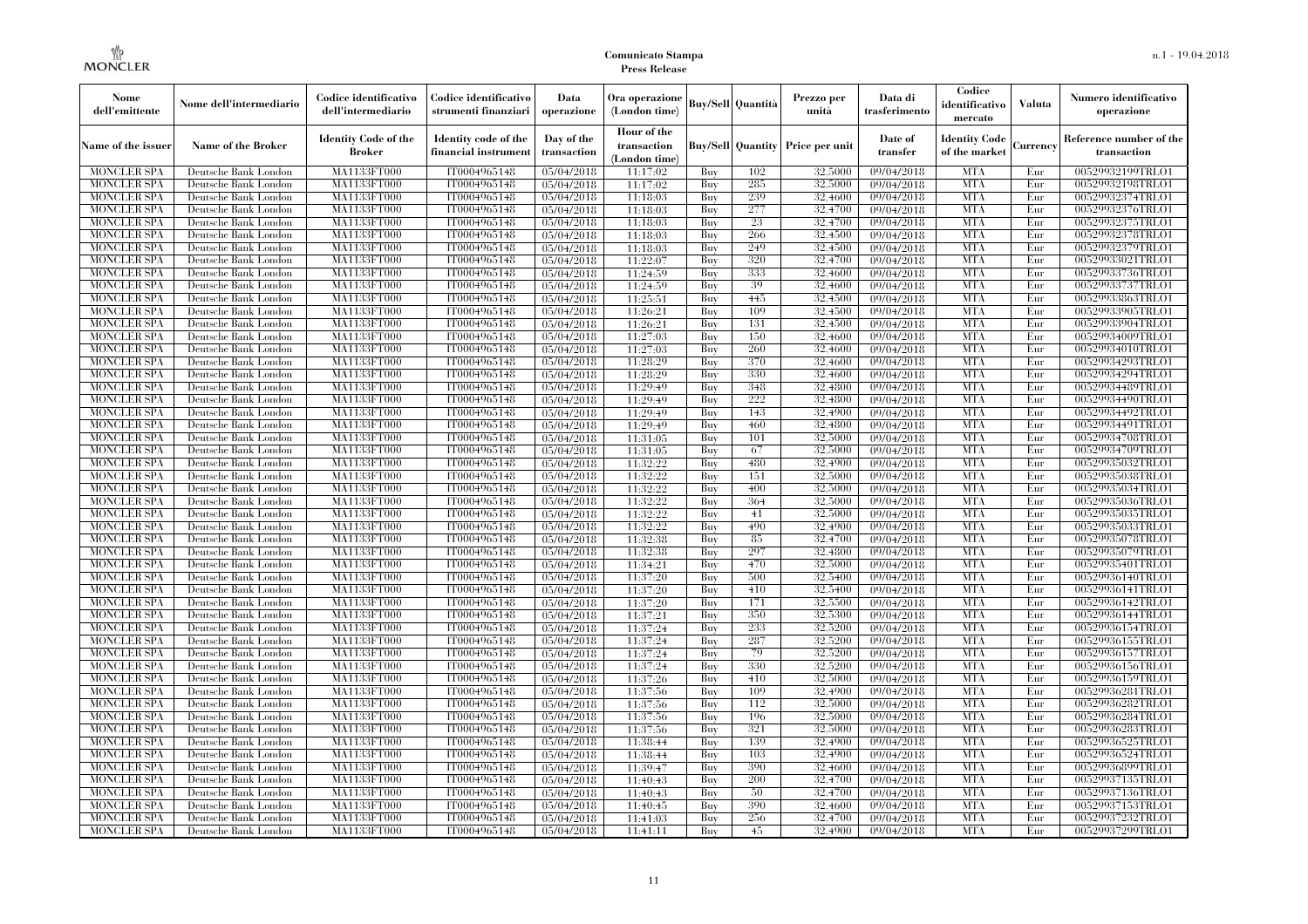**Comunicato Stampa**
**Press Release**

| Nome dell'emittente | Nome dell'intermediario | Codice identificativo dell'intermediario | Codice identificativo strumenti finanziari | Data operazione | Ora operazione (London time) | Buy/Sell | Quantità | Prezzo per unità | Data di trasferimento | Codice identificativo mercato | Valuta | Numero identificativo operazione |
|---|---|---|---|---|---|---|---|---|---|---|---|---|
| Name of the issuer | Name of the Broker | Identity Code of the Broker | Identity code of the financial instrument | Day of the transaction | Hour of the transaction (London time) | Buy/Sell | Quantity | Price per unit | Date of transfer | Identity Code of the market | Currency | Reference number of the transaction |
| MONCLER SPA | Deutsche Bank London | MA1133FT000 | IT0004965148 | 05/04/2018 | 11:17:02 | Buy | 102 | 32,5000 | 09/04/2018 | MTA | Eur | 00529932199TRLO1 |
| MONCLER SPA | Deutsche Bank London | MA1133FT000 | IT0004965148 | 05/04/2018 | 11:17:02 | Buy | 285 | 32,5000 | 09/04/2018 | MTA | Eur | 00529932198TRLO1 |
| MONCLER SPA | Deutsche Bank London | MA1133FT000 | IT0004965148 | 05/04/2018 | 11:18:03 | Buy | 239 | 32,4600 | 09/04/2018 | MTA | Eur | 00529932374TRLO1 |
| MONCLER SPA | Deutsche Bank London | MA1133FT000 | IT0004965148 | 05/04/2018 | 11:18:03 | Buy | 277 | 32,4700 | 09/04/2018 | MTA | Eur | 00529932376TRLO1 |
| MONCLER SPA | Deutsche Bank London | MA1133FT000 | IT0004965148 | 05/04/2018 | 11:18:03 | Buy | 23 | 32,4700 | 09/04/2018 | MTA | Eur | 00529932375TRLO1 |
| MONCLER SPA | Deutsche Bank London | MA1133FT000 | IT0004965148 | 05/04/2018 | 11:18:03 | Buy | 266 | 32,4500 | 09/04/2018 | MTA | Eur | 00529932378TRLO1 |
| MONCLER SPA | Deutsche Bank London | MA1133FT000 | IT0004965148 | 05/04/2018 | 11:18:03 | Buy | 249 | 32,4500 | 09/04/2018 | MTA | Eur | 00529932379TRLO1 |
| MONCLER SPA | Deutsche Bank London | MA1133FT000 | IT0004965148 | 05/04/2018 | 11:22:07 | Buy | 320 | 32,4700 | 09/04/2018 | MTA | Eur | 00529933021TRLO1 |
| MONCLER SPA | Deutsche Bank London | MA1133FT000 | IT0004965148 | 05/04/2018 | 11:24:59 | Buy | 333 | 32,4600 | 09/04/2018 | MTA | Eur | 00529933736TRLO1 |
| MONCLER SPA | Deutsche Bank London | MA1133FT000 | IT0004965148 | 05/04/2018 | 11:24:59 | Buy | 39 | 32,4600 | 09/04/2018 | MTA | Eur | 00529933737TRLO1 |
| MONCLER SPA | Deutsche Bank London | MA1133FT000 | IT0004965148 | 05/04/2018 | 11:25:51 | Buy | 445 | 32,4500 | 09/04/2018 | MTA | Eur | 00529933863TRLO1 |
| MONCLER SPA | Deutsche Bank London | MA1133FT000 | IT0004965148 | 05/04/2018 | 11:26:21 | Buy | 109 | 32,4500 | 09/04/2018 | MTA | Eur | 00529933905TRLO1 |
| MONCLER SPA | Deutsche Bank London | MA1133FT000 | IT0004965148 | 05/04/2018 | 11:26:21 | Buy | 131 | 32,4500 | 09/04/2018 | MTA | Eur | 00529933904TRLO1 |
| MONCLER SPA | Deutsche Bank London | MA1133FT000 | IT0004965148 | 05/04/2018 | 11:27:03 | Buy | 150 | 32,4600 | 09/04/2018 | MTA | Eur | 00529934009TRLO1 |
| MONCLER SPA | Deutsche Bank London | MA1133FT000 | IT0004965148 | 05/04/2018 | 11:27:03 | Buy | 260 | 32,4600 | 09/04/2018 | MTA | Eur | 00529934010TRLO1 |
| MONCLER SPA | Deutsche Bank London | MA1133FT000 | IT0004965148 | 05/04/2018 | 11:28:29 | Buy | 370 | 32,4600 | 09/04/2018 | MTA | Eur | 00529934293TRLO1 |
| MONCLER SPA | Deutsche Bank London | MA1133FT000 | IT0004965148 | 05/04/2018 | 11:28:29 | Buy | 330 | 32,4600 | 09/04/2018 | MTA | Eur | 00529934294TRLO1 |
| MONCLER SPA | Deutsche Bank London | MA1133FT000 | IT0004965148 | 05/04/2018 | 11:29:49 | Buy | 348 | 32,4800 | 09/04/2018 | MTA | Eur | 00529934489TRLO1 |
| MONCLER SPA | Deutsche Bank London | MA1133FT000 | IT0004965148 | 05/04/2018 | 11:29:49 | Buy | 222 | 32,4800 | 09/04/2018 | MTA | Eur | 00529934490TRLO1 |
| MONCLER SPA | Deutsche Bank London | MA1133FT000 | IT0004965148 | 05/04/2018 | 11:29:49 | Buy | 143 | 32,4900 | 09/04/2018 | MTA | Eur | 00529934492TRLO1 |
| MONCLER SPA | Deutsche Bank London | MA1133FT000 | IT0004965148 | 05/04/2018 | 11:29:49 | Buy | 460 | 32,4800 | 09/04/2018 | MTA | Eur | 00529934491TRLO1 |
| MONCLER SPA | Deutsche Bank London | MA1133FT000 | IT0004965148 | 05/04/2018 | 11:31:05 | Buy | 101 | 32,5000 | 09/04/2018 | MTA | Eur | 00529934708TRLO1 |
| MONCLER SPA | Deutsche Bank London | MA1133FT000 | IT0004965148 | 05/04/2018 | 11:31:05 | Buy | 67 | 32,5000 | 09/04/2018 | MTA | Eur | 00529934709TRLO1 |
| MONCLER SPA | Deutsche Bank London | MA1133FT000 | IT0004965148 | 05/04/2018 | 11:32:22 | Buy | 480 | 32,4900 | 09/04/2018 | MTA | Eur | 00529935032TRLO1 |
| MONCLER SPA | Deutsche Bank London | MA1133FT000 | IT0004965148 | 05/04/2018 | 11:32:22 | Buy | 151 | 32,5000 | 09/04/2018 | MTA | Eur | 00529935038TRLO1 |
| MONCLER SPA | Deutsche Bank London | MA1133FT000 | IT0004965148 | 05/04/2018 | 11:32:22 | Buy | 400 | 32,5000 | 09/04/2018 | MTA | Eur | 00529935034TRLO1 |
| MONCLER SPA | Deutsche Bank London | MA1133FT000 | IT0004965148 | 05/04/2018 | 11:32:22 | Buy | 364 | 32,5000 | 09/04/2018 | MTA | Eur | 00529935036TRLO1 |
| MONCLER SPA | Deutsche Bank London | MA1133FT000 | IT0004965148 | 05/04/2018 | 11:32:22 | Buy | 41 | 32,5000 | 09/04/2018 | MTA | Eur | 00529935035TRLO1 |
| MONCLER SPA | Deutsche Bank London | MA1133FT000 | IT0004965148 | 05/04/2018 | 11:32:22 | Buy | 490 | 32,4900 | 09/04/2018 | MTA | Eur | 00529935033TRLO1 |
| MONCLER SPA | Deutsche Bank London | MA1133FT000 | IT0004965148 | 05/04/2018 | 11:32:38 | Buy | 85 | 32,4700 | 09/04/2018 | MTA | Eur | 00529935078TRLO1 |
| MONCLER SPA | Deutsche Bank London | MA1133FT000 | IT0004965148 | 05/04/2018 | 11:32:38 | Buy | 297 | 32,4800 | 09/04/2018 | MTA | Eur | 00529935079TRLO1 |
| MONCLER SPA | Deutsche Bank London | MA1133FT000 | IT0004965148 | 05/04/2018 | 11:34:21 | Buy | 470 | 32,5000 | 09/04/2018 | MTA | Eur | 00529935401TRLO1 |
| MONCLER SPA | Deutsche Bank London | MA1133FT000 | IT0004965148 | 05/04/2018 | 11:37:20 | Buy | 500 | 32,5400 | 09/04/2018 | MTA | Eur | 00529936140TRLO1 |
| MONCLER SPA | Deutsche Bank London | MA1133FT000 | IT0004965148 | 05/04/2018 | 11:37:20 | Buy | 410 | 32,5400 | 09/04/2018 | MTA | Eur | 00529936141TRLO1 |
| MONCLER SPA | Deutsche Bank London | MA1133FT000 | IT0004965148 | 05/04/2018 | 11:37:20 | Buy | 171 | 32,5500 | 09/04/2018 | MTA | Eur | 00529936142TRLO1 |
| MONCLER SPA | Deutsche Bank London | MA1133FT000 | IT0004965148 | 05/04/2018 | 11:37:21 | Buy | 350 | 32,5300 | 09/04/2018 | MTA | Eur | 00529936144TRLO1 |
| MONCLER SPA | Deutsche Bank London | MA1133FT000 | IT0004965148 | 05/04/2018 | 11:37:24 | Buy | 233 | 32,5200 | 09/04/2018 | MTA | Eur | 00529936154TRLO1 |
| MONCLER SPA | Deutsche Bank London | MA1133FT000 | IT0004965148 | 05/04/2018 | 11:37:24 | Buy | 287 | 32,5200 | 09/04/2018 | MTA | Eur | 00529936155TRLO1 |
| MONCLER SPA | Deutsche Bank London | MA1133FT000 | IT0004965148 | 05/04/2018 | 11:37:24 | Buy | 79 | 32,5200 | 09/04/2018 | MTA | Eur | 00529936157TRLO1 |
| MONCLER SPA | Deutsche Bank London | MA1133FT000 | IT0004965148 | 05/04/2018 | 11:37:24 | Buy | 330 | 32,5200 | 09/04/2018 | MTA | Eur | 00529936156TRLO1 |
| MONCLER SPA | Deutsche Bank London | MA1133FT000 | IT0004965148 | 05/04/2018 | 11:37:26 | Buy | 410 | 32,5000 | 09/04/2018 | MTA | Eur | 00529936159TRLO1 |
| MONCLER SPA | Deutsche Bank London | MA1133FT000 | IT0004965148 | 05/04/2018 | 11:37:56 | Buy | 109 | 32,4900 | 09/04/2018 | MTA | Eur | 00529936281TRLO1 |
| MONCLER SPA | Deutsche Bank London | MA1133FT000 | IT0004965148 | 05/04/2018 | 11:37:56 | Buy | 112 | 32,5000 | 09/04/2018 | MTA | Eur | 00529936282TRLO1 |
| MONCLER SPA | Deutsche Bank London | MA1133FT000 | IT0004965148 | 05/04/2018 | 11:37:56 | Buy | 196 | 32,5000 | 09/04/2018 | MTA | Eur | 00529936284TRLO1 |
| MONCLER SPA | Deutsche Bank London | MA1133FT000 | IT0004965148 | 05/04/2018 | 11:37:56 | Buy | 321 | 32,5000 | 09/04/2018 | MTA | Eur | 00529936283TRLO1 |
| MONCLER SPA | Deutsche Bank London | MA1133FT000 | IT0004965148 | 05/04/2018 | 11:38:44 | Buy | 139 | 32,4900 | 09/04/2018 | MTA | Eur | 00529936525TRLO1 |
| MONCLER SPA | Deutsche Bank London | MA1133FT000 | IT0004965148 | 05/04/2018 | 11:38:44 | Buy | 103 | 32,4900 | 09/04/2018 | MTA | Eur | 00529936524TRLO1 |
| MONCLER SPA | Deutsche Bank London | MA1133FT000 | IT0004965148 | 05/04/2018 | 11:39:47 | Buy | 390 | 32,4600 | 09/04/2018 | MTA | Eur | 00529936899TRLO1 |
| MONCLER SPA | Deutsche Bank London | MA1133FT000 | IT0004965148 | 05/04/2018 | 11:40:43 | Buy | 200 | 32,4700 | 09/04/2018 | MTA | Eur | 00529937135TRLO1 |
| MONCLER SPA | Deutsche Bank London | MA1133FT000 | IT0004965148 | 05/04/2018 | 11:40:43 | Buy | 50 | 32,4700 | 09/04/2018 | MTA | Eur | 00529937136TRLO1 |
| MONCLER SPA | Deutsche Bank London | MA1133FT000 | IT0004965148 | 05/04/2018 | 11:40:45 | Buy | 390 | 32,4600 | 09/04/2018 | MTA | Eur | 00529937153TRLO1 |
| MONCLER SPA | Deutsche Bank London | MA1133FT000 | IT0004965148 | 05/04/2018 | 11:41:03 | Buy | 256 | 32,4700 | 09/04/2018 | MTA | Eur | 00529937232TRLO1 |
| MONCLER SPA | Deutsche Bank London | MA1133FT000 | IT0004965148 | 05/04/2018 | 11:41:11 | Buy | 45 | 32,4900 | 09/04/2018 | MTA | Eur | 00529937299TRLO1 |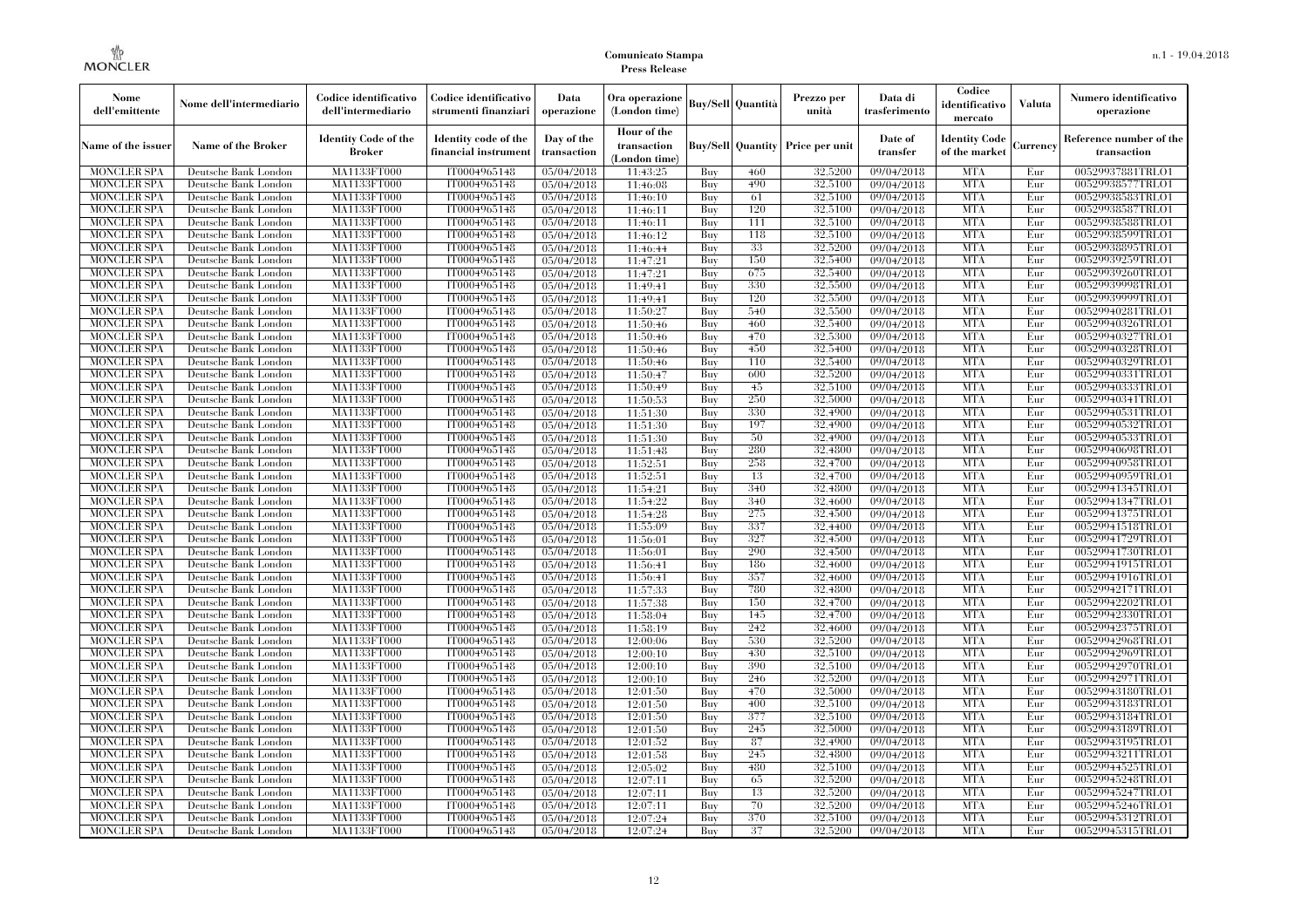| Nome dell'emittente | Nome dell'intermediario | Codice identificativo dell'intermediario | Codice identificativo strumenti finanziari | Data operazione | Ora operazione (London time) | Buy/Sell | Quantità | Prezzo per unità | Data di trasferimento | Codice identificativo mercato | Valuta | Numero identificativo operazione |
|---|---|---|---|---|---|---|---|---|---|---|---|---|
| Name of the issuer | Name of the Broker | Identity Code of the Broker | Identity code of the financial instrument | Day of the transaction | Hour of the transaction (London time) | Buy/Sell | Quantity | Price per unit | Date of transfer | Identity Code of the market | Currency | Reference number of the transaction |
| MONCLER SPA | Deutsche Bank London | MA1133FT000 | IT0004965148 | 05/04/2018 | 11:43:25 | Buy | 460 | 32,5200 | 09/04/2018 | MTA | Eur | 00529937881TRLO1 |
| MONCLER SPA | Deutsche Bank London | MA1133FT000 | IT0004965148 | 05/04/2018 | 11:46:08 | Buy | 490 | 32,5100 | 09/04/2018 | MTA | Eur | 00529938577TRLO1 |
| MONCLER SPA | Deutsche Bank London | MA1133FT000 | IT0004965148 | 05/04/2018 | 11:46:10 | Buy | 61 | 32,5100 | 09/04/2018 | MTA | Eur | 00529938583TRLO1 |
| MONCLER SPA | Deutsche Bank London | MA1133FT000 | IT0004965148 | 05/04/2018 | 11:46:11 | Buy | 120 | 32,5100 | 09/04/2018 | MTA | Eur | 00529938587TRLO1 |
| MONCLER SPA | Deutsche Bank London | MA1133FT000 | IT0004965148 | 05/04/2018 | 11:46:11 | Buy | 111 | 32,5100 | 09/04/2018 | MTA | Eur | 00529938588TRLO1 |
| MONCLER SPA | Deutsche Bank London | MA1133FT000 | IT0004965148 | 05/04/2018 | 11:46:12 | Buy | 118 | 32,5100 | 09/04/2018 | MTA | Eur | 00529938599TRLO1 |
| MONCLER SPA | Deutsche Bank London | MA1133FT000 | IT0004965148 | 05/04/2018 | 11:46:44 | Buy | 33 | 32,5200 | 09/04/2018 | MTA | Eur | 00529938895TRLO1 |
| MONCLER SPA | Deutsche Bank London | MA1133FT000 | IT0004965148 | 05/04/2018 | 11:47:21 | Buy | 150 | 32,5400 | 09/04/2018 | MTA | Eur | 00529939259TRLO1 |
| MONCLER SPA | Deutsche Bank London | MA1133FT000 | IT0004965148 | 05/04/2018 | 11:47:21 | Buy | 675 | 32,5400 | 09/04/2018 | MTA | Eur | 00529939260TRLO1 |
| MONCLER SPA | Deutsche Bank London | MA1133FT000 | IT0004965148 | 05/04/2018 | 11:49:41 | Buy | 330 | 32,5500 | 09/04/2018 | MTA | Eur | 00529939998TRLO1 |
| MONCLER SPA | Deutsche Bank London | MA1133FT000 | IT0004965148 | 05/04/2018 | 11:49:41 | Buy | 120 | 32,5500 | 09/04/2018 | MTA | Eur | 00529939999TRLO1 |
| MONCLER SPA | Deutsche Bank London | MA1133FT000 | IT0004965148 | 05/04/2018 | 11:50:27 | Buy | 540 | 32,5500 | 09/04/2018 | MTA | Eur | 00529940281TRLO1 |
| MONCLER SPA | Deutsche Bank London | MA1133FT000 | IT0004965148 | 05/04/2018 | 11:50:46 | Buy | 460 | 32,5400 | 09/04/2018 | MTA | Eur | 00529940326TRLO1 |
| MONCLER SPA | Deutsche Bank London | MA1133FT000 | IT0004965148 | 05/04/2018 | 11:50:46 | Buy | 470 | 32,5300 | 09/04/2018 | MTA | Eur | 00529940327TRLO1 |
| MONCLER SPA | Deutsche Bank London | MA1133FT000 | IT0004965148 | 05/04/2018 | 11:50:46 | Buy | 450 | 32,5400 | 09/04/2018 | MTA | Eur | 00529940328TRLO1 |
| MONCLER SPA | Deutsche Bank London | MA1133FT000 | IT0004965148 | 05/04/2018 | 11:50:46 | Buy | 110 | 32,5400 | 09/04/2018 | MTA | Eur | 00529940329TRLO1 |
| MONCLER SPA | Deutsche Bank London | MA1133FT000 | IT0004965148 | 05/04/2018 | 11:50:47 | Buy | 600 | 32,5200 | 09/04/2018 | MTA | Eur | 00529940331TRLO1 |
| MONCLER SPA | Deutsche Bank London | MA1133FT000 | IT0004965148 | 05/04/2018 | 11:50:49 | Buy | 45 | 32,5100 | 09/04/2018 | MTA | Eur | 00529940333TRLO1 |
| MONCLER SPA | Deutsche Bank London | MA1133FT000 | IT0004965148 | 05/04/2018 | 11:50:53 | Buy | 250 | 32,5000 | 09/04/2018 | MTA | Eur | 00529940341TRLO1 |
| MONCLER SPA | Deutsche Bank London | MA1133FT000 | IT0004965148 | 05/04/2018 | 11:51:30 | Buy | 330 | 32,4900 | 09/04/2018 | MTA | Eur | 00529940531TRLO1 |
| MONCLER SPA | Deutsche Bank London | MA1133FT000 | IT0004965148 | 05/04/2018 | 11:51:30 | Buy | 197 | 32,4900 | 09/04/2018 | MTA | Eur | 00529940532TRLO1 |
| MONCLER SPA | Deutsche Bank London | MA1133FT000 | IT0004965148 | 05/04/2018 | 11:51:30 | Buy | 50 | 32,4900 | 09/04/2018 | MTA | Eur | 00529940533TRLO1 |
| MONCLER SPA | Deutsche Bank London | MA1133FT000 | IT0004965148 | 05/04/2018 | 11:51:48 | Buy | 280 | 32,4800 | 09/04/2018 | MTA | Eur | 00529940698TRLO1 |
| MONCLER SPA | Deutsche Bank London | MA1133FT000 | IT0004965148 | 05/04/2018 | 11:52:51 | Buy | 258 | 32,4700 | 09/04/2018 | MTA | Eur | 00529940958TRLO1 |
| MONCLER SPA | Deutsche Bank London | MA1133FT000 | IT0004965148 | 05/04/2018 | 11:52:51 | Buy | 13 | 32,4700 | 09/04/2018 | MTA | Eur | 00529940959TRLO1 |
| MONCLER SPA | Deutsche Bank London | MA1133FT000 | IT0004965148 | 05/04/2018 | 11:54:21 | Buy | 340 | 32,4800 | 09/04/2018 | MTA | Eur | 00529941345TRLO1 |
| MONCLER SPA | Deutsche Bank London | MA1133FT000 | IT0004965148 | 05/04/2018 | 11:54:22 | Buy | 340 | 32,4600 | 09/04/2018 | MTA | Eur | 00529941347TRLO1 |
| MONCLER SPA | Deutsche Bank London | MA1133FT000 | IT0004965148 | 05/04/2018 | 11:54:28 | Buy | 275 | 32,4500 | 09/04/2018 | MTA | Eur | 00529941375TRLO1 |
| MONCLER SPA | Deutsche Bank London | MA1133FT000 | IT0004965148 | 05/04/2018 | 11:55:09 | Buy | 337 | 32,4400 | 09/04/2018 | MTA | Eur | 00529941518TRLO1 |
| MONCLER SPA | Deutsche Bank London | MA1133FT000 | IT0004965148 | 05/04/2018 | 11:56:01 | Buy | 327 | 32,4500 | 09/04/2018 | MTA | Eur | 00529941729TRLO1 |
| MONCLER SPA | Deutsche Bank London | MA1133FT000 | IT0004965148 | 05/04/2018 | 11:56:01 | Buy | 290 | 32,4500 | 09/04/2018 | MTA | Eur | 00529941730TRLO1 |
| MONCLER SPA | Deutsche Bank London | MA1133FT000 | IT0004965148 | 05/04/2018 | 11:56:41 | Buy | 186 | 32,4600 | 09/04/2018 | MTA | Eur | 00529941915TRLO1 |
| MONCLER SPA | Deutsche Bank London | MA1133FT000 | IT0004965148 | 05/04/2018 | 11:56:41 | Buy | 357 | 32,4600 | 09/04/2018 | MTA | Eur | 00529941916TRLO1 |
| MONCLER SPA | Deutsche Bank London | MA1133FT000 | IT0004965148 | 05/04/2018 | 11:57:33 | Buy | 780 | 32,4800 | 09/04/2018 | MTA | Eur | 00529942171TRLO1 |
| MONCLER SPA | Deutsche Bank London | MA1133FT000 | IT0004965148 | 05/04/2018 | 11:57:38 | Buy | 150 | 32,4700 | 09/04/2018 | MTA | Eur | 00529942202TRLO1 |
| MONCLER SPA | Deutsche Bank London | MA1133FT000 | IT0004965148 | 05/04/2018 | 11:58:04 | Buy | 145 | 32,4700 | 09/04/2018 | MTA | Eur | 00529942330TRLO1 |
| MONCLER SPA | Deutsche Bank London | MA1133FT000 | IT0004965148 | 05/04/2018 | 11:58:19 | Buy | 242 | 32,4600 | 09/04/2018 | MTA | Eur | 00529942375TRLO1 |
| MONCLER SPA | Deutsche Bank London | MA1133FT000 | IT0004965148 | 05/04/2018 | 12:00:06 | Buy | 530 | 32,5200 | 09/04/2018 | MTA | Eur | 00529942968TRLO1 |
| MONCLER SPA | Deutsche Bank London | MA1133FT000 | IT0004965148 | 05/04/2018 | 12:00:10 | Buy | 430 | 32,5100 | 09/04/2018 | MTA | Eur | 00529942969TRLO1 |
| MONCLER SPA | Deutsche Bank London | MA1133FT000 | IT0004965148 | 05/04/2018 | 12:00:10 | Buy | 390 | 32,5100 | 09/04/2018 | MTA | Eur | 00529942970TRLO1 |
| MONCLER SPA | Deutsche Bank London | MA1133FT000 | IT0004965148 | 05/04/2018 | 12:00:10 | Buy | 246 | 32,5200 | 09/04/2018 | MTA | Eur | 00529942971TRLO1 |
| MONCLER SPA | Deutsche Bank London | MA1133FT000 | IT0004965148 | 05/04/2018 | 12:01:50 | Buy | 470 | 32,5000 | 09/04/2018 | MTA | Eur | 00529943180TRLO1 |
| MONCLER SPA | Deutsche Bank London | MA1133FT000 | IT0004965148 | 05/04/2018 | 12:01:50 | Buy | 400 | 32,5100 | 09/04/2018 | MTA | Eur | 00529943183TRLO1 |
| MONCLER SPA | Deutsche Bank London | MA1133FT000 | IT0004965148 | 05/04/2018 | 12:01:50 | Buy | 377 | 32,5100 | 09/04/2018 | MTA | Eur | 00529943184TRLO1 |
| MONCLER SPA | Deutsche Bank London | MA1133FT000 | IT0004965148 | 05/04/2018 | 12:01:50 | Buy | 245 | 32,5000 | 09/04/2018 | MTA | Eur | 00529943189TRLO1 |
| MONCLER SPA | Deutsche Bank London | MA1133FT000 | IT0004965148 | 05/04/2018 | 12:01:52 | Buy | 87 | 32,4900 | 09/04/2018 | MTA | Eur | 00529943195TRLO1 |
| MONCLER SPA | Deutsche Bank London | MA1133FT000 | IT0004965148 | 05/04/2018 | 12:01:58 | Buy | 245 | 32,4800 | 09/04/2018 | MTA | Eur | 00529943211TRLO1 |
| MONCLER SPA | Deutsche Bank London | MA1133FT000 | IT0004965148 | 05/04/2018 | 12:05:02 | Buy | 480 | 32,5100 | 09/04/2018 | MTA | Eur | 00529944525TRLO1 |
| MONCLER SPA | Deutsche Bank London | MA1133FT000 | IT0004965148 | 05/04/2018 | 12:07:11 | Buy | 65 | 32,5200 | 09/04/2018 | MTA | Eur | 00529945248TRLO1 |
| MONCLER SPA | Deutsche Bank London | MA1133FT000 | IT0004965148 | 05/04/2018 | 12:07:11 | Buy | 13 | 32,5200 | 09/04/2018 | MTA | Eur | 00529945247TRLO1 |
| MONCLER SPA | Deutsche Bank London | MA1133FT000 | IT0004965148 | 05/04/2018 | 12:07:11 | Buy | 70 | 32,5200 | 09/04/2018 | MTA | Eur | 00529945246TRLO1 |
| MONCLER SPA | Deutsche Bank London | MA1133FT000 | IT0004965148 | 05/04/2018 | 12:07:24 | Buy | 370 | 32,5100 | 09/04/2018 | MTA | Eur | 00529945312TRLO1 |
| MONCLER SPA | Deutsche Bank London | MA1133FT000 | IT0004965148 | 05/04/2018 | 12:07:24 | Buy | 37 | 32,5200 | 09/04/2018 | MTA | Eur | 00529945315TRLO1 |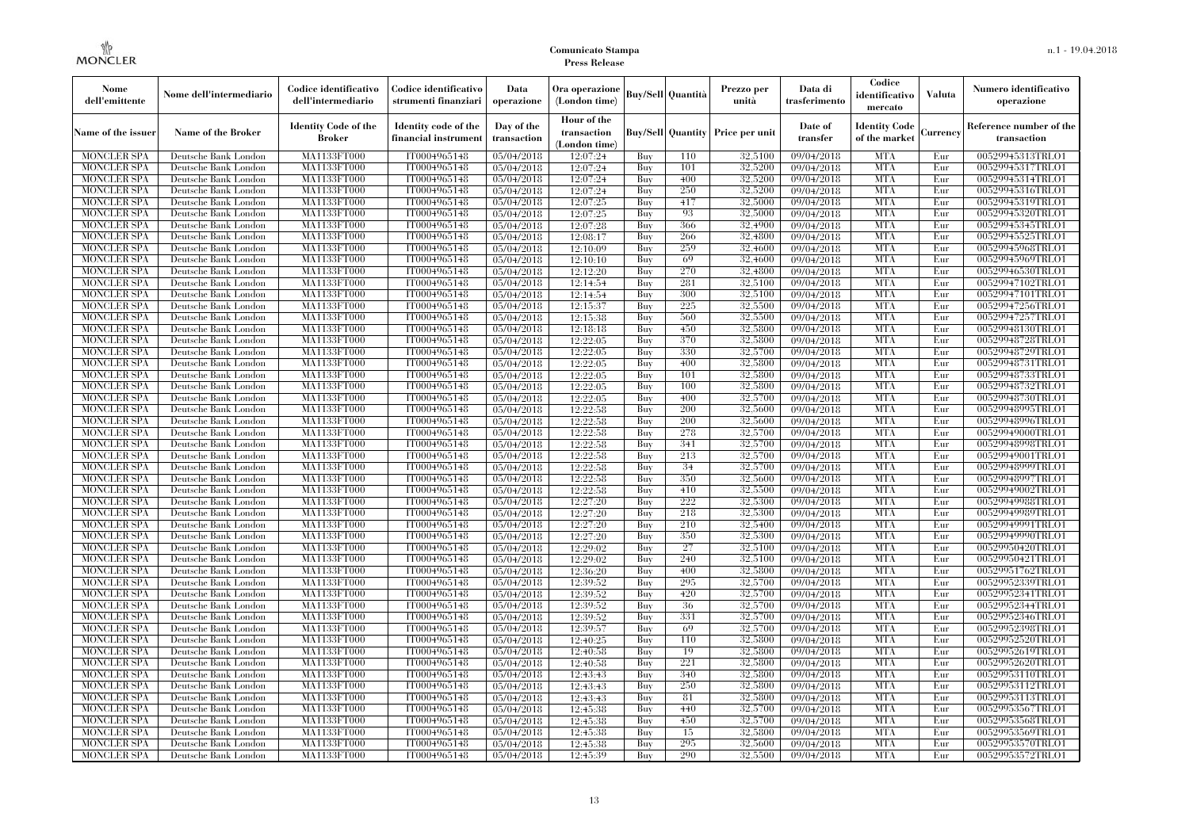| Nome dell'emittente | Nome dell'intermediario | Codice identificativo dell'intermediario | Codice identificativo strumenti finanziari | Data operazione | Ora operazione (London time) | Buy/Sell | Quantità | Prezzo per unità | Data di trasferimento | Codice identificativo mercato | Valuta | Numero identificativo operazione |
|---|---|---|---|---|---|---|---|---|---|---|---|---|
| Name of the issuer | Name of the Broker | Identity Code of the Broker | Identity code of the financial instrument | Day of the transaction | Hour of the transaction (London time) | Buy/Sell | Quantity | Price per unit | Date of transfer | Identity Code of the market | Currency | Reference number of the transaction |
| MONCLER SPA | Deutsche Bank London | MA1133FT000 | IT0004965148 | 05/04/2018 | 12:07:24 | Buy | 110 | 32,5100 | 09/04/2018 | MTA | Eur | 00529945313TRLO1 |
| MONCLER SPA | Deutsche Bank London | MA1133FT000 | IT0004965148 | 05/04/2018 | 12:07:24 | Buy | 101 | 32,5200 | 09/04/2018 | MTA | Eur | 00529945317TRLO1 |
| MONCLER SPA | Deutsche Bank London | MA1133FT000 | IT0004965148 | 05/04/2018 | 12:07:24 | Buy | 400 | 32,5200 | 09/04/2018 | MTA | Eur | 00529945314TRLO1 |
| MONCLER SPA | Deutsche Bank London | MA1133FT000 | IT0004965148 | 05/04/2018 | 12:07:24 | Buy | 250 | 32,5200 | 09/04/2018 | MTA | Eur | 00529945316TRLO1 |
| MONCLER SPA | Deutsche Bank London | MA1133FT000 | IT0004965148 | 05/04/2018 | 12:07:25 | Buy | 417 | 32,5000 | 09/04/2018 | MTA | Eur | 00529945319TRLO1 |
| MONCLER SPA | Deutsche Bank London | MA1133FT000 | IT0004965148 | 05/04/2018 | 12:07:25 | Buy | 93 | 32,5000 | 09/04/2018 | MTA | Eur | 00529945320TRLO1 |
| MONCLER SPA | Deutsche Bank London | MA1133FT000 | IT0004965148 | 05/04/2018 | 12:07:28 | Buy | 366 | 32,4900 | 09/04/2018 | MTA | Eur | 00529945345TRLO1 |
| MONCLER SPA | Deutsche Bank London | MA1133FT000 | IT0004965148 | 05/04/2018 | 12:08:17 | Buy | 266 | 32,4800 | 09/04/2018 | MTA | Eur | 00529945525TRLO1 |
| MONCLER SPA | Deutsche Bank London | MA1133FT000 | IT0004965148 | 05/04/2018 | 12:10:09 | Buy | 259 | 32,4600 | 09/04/2018 | MTA | Eur | 00529945968TRLO1 |
| MONCLER SPA | Deutsche Bank London | MA1133FT000 | IT0004965148 | 05/04/2018 | 12:10:10 | Buy | 69 | 32,4600 | 09/04/2018 | MTA | Eur | 00529945969TRLO1 |
| MONCLER SPA | Deutsche Bank London | MA1133FT000 | IT0004965148 | 05/04/2018 | 12:12:20 | Buy | 270 | 32,4800 | 09/04/2018 | MTA | Eur | 00529946530TRLO1 |
| MONCLER SPA | Deutsche Bank London | MA1133FT000 | IT0004965148 | 05/04/2018 | 12:14:54 | Buy | 281 | 32,5100 | 09/04/2018 | MTA | Eur | 00529947102TRLO1 |
| MONCLER SPA | Deutsche Bank London | MA1133FT000 | IT0004965148 | 05/04/2018 | 12:14:54 | Buy | 300 | 32,5100 | 09/04/2018 | MTA | Eur | 00529947101TRLO1 |
| MONCLER SPA | Deutsche Bank London | MA1133FT000 | IT0004965148 | 05/04/2018 | 12:15:37 | Buy | 225 | 32,5500 | 09/04/2018 | MTA | Eur | 00529947256TRLO1 |
| MONCLER SPA | Deutsche Bank London | MA1133FT000 | IT0004965148 | 05/04/2018 | 12:15:38 | Buy | 560 | 32,5500 | 09/04/2018 | MTA | Eur | 00529947257TRLO1 |
| MONCLER SPA | Deutsche Bank London | MA1133FT000 | IT0004965148 | 05/04/2018 | 12:18:18 | Buy | 450 | 32,5800 | 09/04/2018 | MTA | Eur | 00529948130TRLO1 |
| MONCLER SPA | Deutsche Bank London | MA1133FT000 | IT0004965148 | 05/04/2018 | 12:22:05 | Buy | 370 | 32,5800 | 09/04/2018 | MTA | Eur | 00529948728TRLO1 |
| MONCLER SPA | Deutsche Bank London | MA1133FT000 | IT0004965148 | 05/04/2018 | 12:22:05 | Buy | 330 | 32,5700 | 09/04/2018 | MTA | Eur | 00529948729TRLO1 |
| MONCLER SPA | Deutsche Bank London | MA1133FT000 | IT0004965148 | 05/04/2018 | 12:22:05 | Buy | 400 | 32,5800 | 09/04/2018 | MTA | Eur | 00529948731TRLO1 |
| MONCLER SPA | Deutsche Bank London | MA1133FT000 | IT0004965148 | 05/04/2018 | 12:22:05 | Buy | 101 | 32,5800 | 09/04/2018 | MTA | Eur | 00529948733TRLO1 |
| MONCLER SPA | Deutsche Bank London | MA1133FT000 | IT0004965148 | 05/04/2018 | 12:22:05 | Buy | 100 | 32,5800 | 09/04/2018 | MTA | Eur | 00529948732TRLO1 |
| MONCLER SPA | Deutsche Bank London | MA1133FT000 | IT0004965148 | 05/04/2018 | 12:22:05 | Buy | 400 | 32,5700 | 09/04/2018 | MTA | Eur | 00529948730TRLO1 |
| MONCLER SPA | Deutsche Bank London | MA1133FT000 | IT0004965148 | 05/04/2018 | 12:22:58 | Buy | 200 | 32,5600 | 09/04/2018 | MTA | Eur | 00529948995TRLO1 |
| MONCLER SPA | Deutsche Bank London | MA1133FT000 | IT0004965148 | 05/04/2018 | 12:22:58 | Buy | 200 | 32,5600 | 09/04/2018 | MTA | Eur | 00529948996TRLO1 |
| MONCLER SPA | Deutsche Bank London | MA1133FT000 | IT0004965148 | 05/04/2018 | 12:22:58 | Buy | 278 | 32,5700 | 09/04/2018 | MTA | Eur | 00529949000TRLO1 |
| MONCLER SPA | Deutsche Bank London | MA1133FT000 | IT0004965148 | 05/04/2018 | 12:22:58 | Buy | 341 | 32,5700 | 09/04/2018 | MTA | Eur | 00529948998TRLO1 |
| MONCLER SPA | Deutsche Bank London | MA1133FT000 | IT0004965148 | 05/04/2018 | 12:22:58 | Buy | 213 | 32,5700 | 09/04/2018 | MTA | Eur | 00529949001TRLO1 |
| MONCLER SPA | Deutsche Bank London | MA1133FT000 | IT0004965148 | 05/04/2018 | 12:22:58 | Buy | 34 | 32,5700 | 09/04/2018 | MTA | Eur | 00529948999TRLO1 |
| MONCLER SPA | Deutsche Bank London | MA1133FT000 | IT0004965148 | 05/04/2018 | 12:22:58 | Buy | 350 | 32,5600 | 09/04/2018 | MTA | Eur | 00529948997TRLO1 |
| MONCLER SPA | Deutsche Bank London | MA1133FT000 | IT0004965148 | 05/04/2018 | 12:22:58 | Buy | 410 | 32,5500 | 09/04/2018 | MTA | Eur | 00529949002TRLO1 |
| MONCLER SPA | Deutsche Bank London | MA1133FT000 | IT0004965148 | 05/04/2018 | 12:27:20 | Buy | 222 | 32,5300 | 09/04/2018 | MTA | Eur | 00529949988TRLO1 |
| MONCLER SPA | Deutsche Bank London | MA1133FT000 | IT0004965148 | 05/04/2018 | 12:27:20 | Buy | 218 | 32,5300 | 09/04/2018 | MTA | Eur | 00529949989TRLO1 |
| MONCLER SPA | Deutsche Bank London | MA1133FT000 | IT0004965148 | 05/04/2018 | 12:27:20 | Buy | 210 | 32,5400 | 09/04/2018 | MTA | Eur | 00529949991TRLO1 |
| MONCLER SPA | Deutsche Bank London | MA1133FT000 | IT0004965148 | 05/04/2018 | 12:27:20 | Buy | 350 | 32,5300 | 09/04/2018 | MTA | Eur | 00529949990TRLO1 |
| MONCLER SPA | Deutsche Bank London | MA1133FT000 | IT0004965148 | 05/04/2018 | 12:29:02 | Buy | 27 | 32,5100 | 09/04/2018 | MTA | Eur | 00529950420TRLO1 |
| MONCLER SPA | Deutsche Bank London | MA1133FT000 | IT0004965148 | 05/04/2018 | 12:29:02 | Buy | 240 | 32,5100 | 09/04/2018 | MTA | Eur | 00529950421TRLO1 |
| MONCLER SPA | Deutsche Bank London | MA1133FT000 | IT0004965148 | 05/04/2018 | 12:36:20 | Buy | 400 | 32,5800 | 09/04/2018 | MTA | Eur | 00529951762TRLO1 |
| MONCLER SPA | Deutsche Bank London | MA1133FT000 | IT0004965148 | 05/04/2018 | 12:39:52 | Buy | 295 | 32,5700 | 09/04/2018 | MTA | Eur | 00529952339TRLO1 |
| MONCLER SPA | Deutsche Bank London | MA1133FT000 | IT0004965148 | 05/04/2018 | 12:39:52 | Buy | 420 | 32,5700 | 09/04/2018 | MTA | Eur | 00529952341TRLO1 |
| MONCLER SPA | Deutsche Bank London | MA1133FT000 | IT0004965148 | 05/04/2018 | 12:39:52 | Buy | 36 | 32,5700 | 09/04/2018 | MTA | Eur | 00529952344TRLO1 |
| MONCLER SPA | Deutsche Bank London | MA1133FT000 | IT0004965148 | 05/04/2018 | 12:39:52 | Buy | 331 | 32,5700 | 09/04/2018 | MTA | Eur | 00529952346TRLO1 |
| MONCLER SPA | Deutsche Bank London | MA1133FT000 | IT0004965148 | 05/04/2018 | 12:39:57 | Buy | 69 | 32,5700 | 09/04/2018 | MTA | Eur | 00529952398TRLO1 |
| MONCLER SPA | Deutsche Bank London | MA1133FT000 | IT0004965148 | 05/04/2018 | 12:40:25 | Buy | 110 | 32,5800 | 09/04/2018 | MTA | Eur | 00529952520TRLO1 |
| MONCLER SPA | Deutsche Bank London | MA1133FT000 | IT0004965148 | 05/04/2018 | 12:40:58 | Buy | 19 | 32,5800 | 09/04/2018 | MTA | Eur | 00529952619TRLO1 |
| MONCLER SPA | Deutsche Bank London | MA1133FT000 | IT0004965148 | 05/04/2018 | 12:40:58 | Buy | 221 | 32,5800 | 09/04/2018 | MTA | Eur | 00529952620TRLO1 |
| MONCLER SPA | Deutsche Bank London | MA1133FT000 | IT0004965148 | 05/04/2018 | 12:43:43 | Buy | 340 | 32,5800 | 09/04/2018 | MTA | Eur | 00529953110TRLO1 |
| MONCLER SPA | Deutsche Bank London | MA1133FT000 | IT0004965148 | 05/04/2018 | 12:43:43 | Buy | 250 | 32,5800 | 09/04/2018 | MTA | Eur | 00529953112TRLO1 |
| MONCLER SPA | Deutsche Bank London | MA1133FT000 | IT0004965148 | 05/04/2018 | 12:43:43 | Buy | 81 | 32,5800 | 09/04/2018 | MTA | Eur | 00529953113TRLO1 |
| MONCLER SPA | Deutsche Bank London | MA1133FT000 | IT0004965148 | 05/04/2018 | 12:45:38 | Buy | 440 | 32,5700 | 09/04/2018 | MTA | Eur | 00529953567TRLO1 |
| MONCLER SPA | Deutsche Bank London | MA1133FT000 | IT0004965148 | 05/04/2018 | 12:45:38 | Buy | 450 | 32,5700 | 09/04/2018 | MTA | Eur | 00529953568TRLO1 |
| MONCLER SPA | Deutsche Bank London | MA1133FT000 | IT0004965148 | 05/04/2018 | 12:45:38 | Buy | 15 | 32,5800 | 09/04/2018 | MTA | Eur | 00529953569TRLO1 |
| MONCLER SPA | Deutsche Bank London | MA1133FT000 | IT0004965148 | 05/04/2018 | 12:45:38 | Buy | 295 | 32,5600 | 09/04/2018 | MTA | Eur | 00529953570TRLO1 |
| MONCLER SPA | Deutsche Bank London | MA1133FT000 | IT0004965148 | 05/04/2018 | 12:45:39 | Buy | 290 | 32,5500 | 09/04/2018 | MTA | Eur | 00529953572TRLO1 |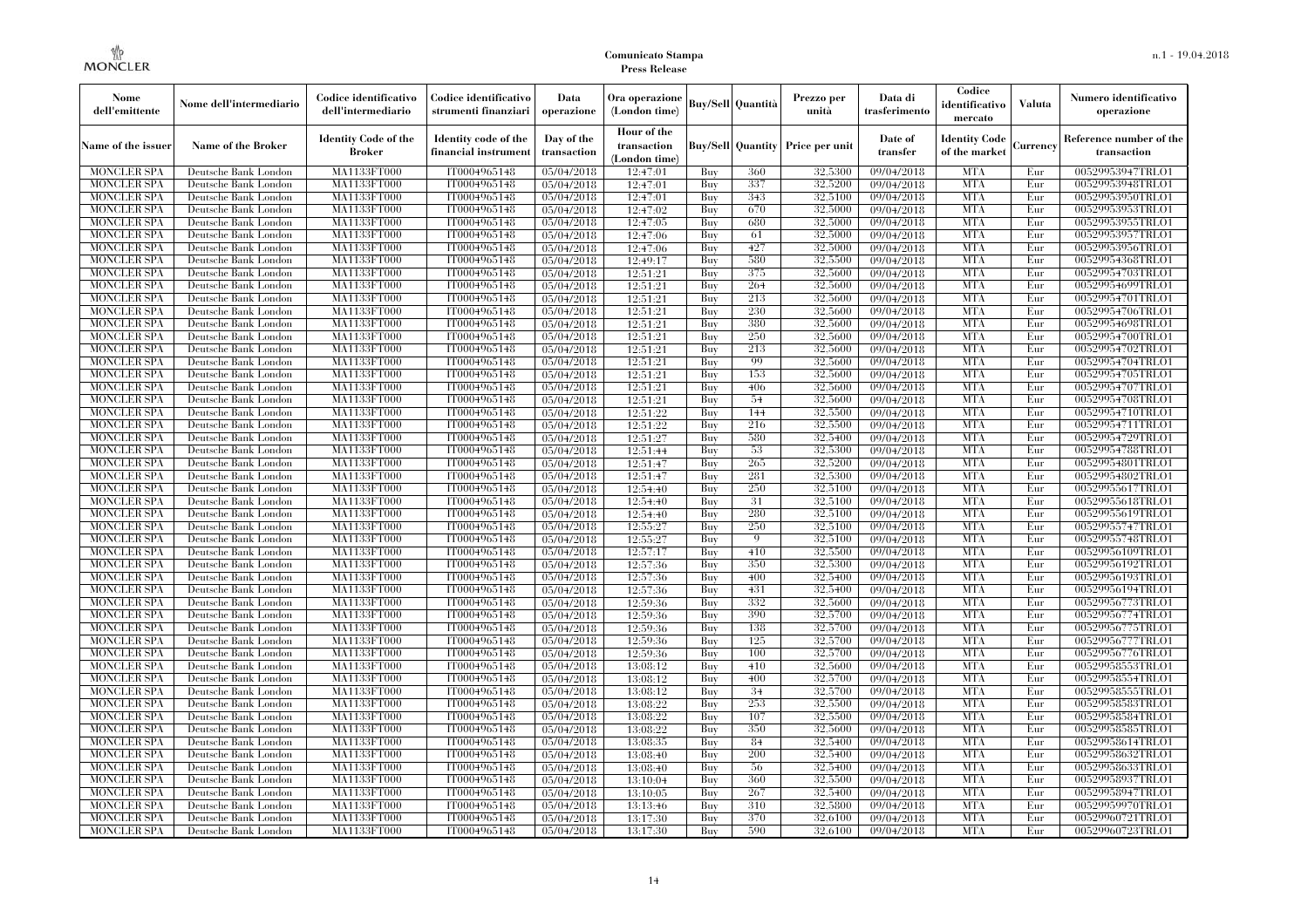| Nome dell'emittente | Nome dell'intermediario | Codice identificativo dell'intermediario | Codice identificativo strumenti finanziari | Data operazione | Ora operazione (London time) | Buy/Sell | Quantità | Prezzo per unità | Data di trasferimento | Codice identificativo mercato | Valuta | Numero identificativo operazione |
|---|---|---|---|---|---|---|---|---|---|---|---|---|
| Name of the issuer | Name of the Broker | Identity Code of the Broker | Identity code of the financial instrument | Day of the transaction | Hour of the transaction (London time) | Buy/Sell | Quantity | Price per unit | Date of transfer | Identity Code of the market | Currency | Reference number of the transaction |
| MONCLER SPA | Deutsche Bank London | MA1133FT000 | IT0004965148 | 05/04/2018 | 12:47:01 | Buy | 360 | 32,5300 | 09/04/2018 | MTA | Eur | 00529953947TRLO1 |
| MONCLER SPA | Deutsche Bank London | MA1133FT000 | IT0004965148 | 05/04/2018 | 12:47:01 | Buy | 337 | 32,5200 | 09/04/2018 | MTA | Eur | 00529953948TRLO1 |
| MONCLER SPA | Deutsche Bank London | MA1133FT000 | IT0004965148 | 05/04/2018 | 12:47:01 | Buy | 343 | 32,5100 | 09/04/2018 | MTA | Eur | 00529953950TRLO1 |
| MONCLER SPA | Deutsche Bank London | MA1133FT000 | IT0004965148 | 05/04/2018 | 12:47:02 | Buy | 670 | 32,5000 | 09/04/2018 | MTA | Eur | 00529953953TRLO1 |
| MONCLER SPA | Deutsche Bank London | MA1133FT000 | IT0004965148 | 05/04/2018 | 12:47:05 | Buy | 680 | 32,5000 | 09/04/2018 | MTA | Eur | 00529953955TRLO1 |
| MONCLER SPA | Deutsche Bank London | MA1133FT000 | IT0004965148 | 05/04/2018 | 12:47:06 | Buy | 61 | 32,5000 | 09/04/2018 | MTA | Eur | 00529953957TRLO1 |
| MONCLER SPA | Deutsche Bank London | MA1133FT000 | IT0004965148 | 05/04/2018 | 12:47:06 | Buy | 427 | 32,5000 | 09/04/2018 | MTA | Eur | 00529953956TRLO1 |
| MONCLER SPA | Deutsche Bank London | MA1133FT000 | IT0004965148 | 05/04/2018 | 12:49:17 | Buy | 580 | 32,5500 | 09/04/2018 | MTA | Eur | 00529954368TRLO1 |
| MONCLER SPA | Deutsche Bank London | MA1133FT000 | IT0004965148 | 05/04/2018 | 12:51:21 | Buy | 375 | 32,5600 | 09/04/2018 | MTA | Eur | 00529954703TRLO1 |
| MONCLER SPA | Deutsche Bank London | MA1133FT000 | IT0004965148 | 05/04/2018 | 12:51:21 | Buy | 264 | 32,5600 | 09/04/2018 | MTA | Eur | 00529954699TRLO1 |
| MONCLER SPA | Deutsche Bank London | MA1133FT000 | IT0004965148 | 05/04/2018 | 12:51:21 | Buy | 213 | 32,5600 | 09/04/2018 | MTA | Eur | 00529954701TRLO1 |
| MONCLER SPA | Deutsche Bank London | MA1133FT000 | IT0004965148 | 05/04/2018 | 12:51:21 | Buy | 230 | 32,5600 | 09/04/2018 | MTA | Eur | 00529954706TRLO1 |
| MONCLER SPA | Deutsche Bank London | MA1133FT000 | IT0004965148 | 05/04/2018 | 12:51:21 | Buy | 380 | 32,5600 | 09/04/2018 | MTA | Eur | 00529954698TRLO1 |
| MONCLER SPA | Deutsche Bank London | MA1133FT000 | IT0004965148 | 05/04/2018 | 12:51:21 | Buy | 250 | 32,5600 | 09/04/2018 | MTA | Eur | 00529954700TRLO1 |
| MONCLER SPA | Deutsche Bank London | MA1133FT000 | IT0004965148 | 05/04/2018 | 12:51:21 | Buy | 213 | 32,5600 | 09/04/2018 | MTA | Eur | 00529954702TRLO1 |
| MONCLER SPA | Deutsche Bank London | MA1133FT000 | IT0004965148 | 05/04/2018 | 12:51:21 | Buy | 99 | 32,5600 | 09/04/2018 | MTA | Eur | 00529954704TRLO1 |
| MONCLER SPA | Deutsche Bank London | MA1133FT000 | IT0004965148 | 05/04/2018 | 12:51:21 | Buy | 153 | 32,5600 | 09/04/2018 | MTA | Eur | 00529954705TRLO1 |
| MONCLER SPA | Deutsche Bank London | MA1133FT000 | IT0004965148 | 05/04/2018 | 12:51:21 | Buy | 406 | 32,5600 | 09/04/2018 | MTA | Eur | 00529954707TRLO1 |
| MONCLER SPA | Deutsche Bank London | MA1133FT000 | IT0004965148 | 05/04/2018 | 12:51:21 | Buy | 54 | 32,5600 | 09/04/2018 | MTA | Eur | 00529954708TRLO1 |
| MONCLER SPA | Deutsche Bank London | MA1133FT000 | IT0004965148 | 05/04/2018 | 12:51:22 | Buy | 144 | 32,5500 | 09/04/2018 | MTA | Eur | 00529954710TRLO1 |
| MONCLER SPA | Deutsche Bank London | MA1133FT000 | IT0004965148 | 05/04/2018 | 12:51:22 | Buy | 216 | 32,5500 | 09/04/2018 | MTA | Eur | 00529954711TRLO1 |
| MONCLER SPA | Deutsche Bank London | MA1133FT000 | IT0004965148 | 05/04/2018 | 12:51:27 | Buy | 580 | 32,5400 | 09/04/2018 | MTA | Eur | 00529954729TRLO1 |
| MONCLER SPA | Deutsche Bank London | MA1133FT000 | IT0004965148 | 05/04/2018 | 12:51:44 | Buy | 53 | 32,5300 | 09/04/2018 | MTA | Eur | 00529954788TRLO1 |
| MONCLER SPA | Deutsche Bank London | MA1133FT000 | IT0004965148 | 05/04/2018 | 12:51:47 | Buy | 265 | 32,5200 | 09/04/2018 | MTA | Eur | 00529954801TRLO1 |
| MONCLER SPA | Deutsche Bank London | MA1133FT000 | IT0004965148 | 05/04/2018 | 12:51:47 | Buy | 281 | 32,5300 | 09/04/2018 | MTA | Eur | 00529954802TRLO1 |
| MONCLER SPA | Deutsche Bank London | MA1133FT000 | IT0004965148 | 05/04/2018 | 12:54:40 | Buy | 250 | 32,5100 | 09/04/2018 | MTA | Eur | 00529955617TRLO1 |
| MONCLER SPA | Deutsche Bank London | MA1133FT000 | IT0004965148 | 05/04/2018 | 12:54:40 | Buy | 31 | 32,5100 | 09/04/2018 | MTA | Eur | 00529955618TRLO1 |
| MONCLER SPA | Deutsche Bank London | MA1133FT000 | IT0004965148 | 05/04/2018 | 12:54:40 | Buy | 280 | 32,5100 | 09/04/2018 | MTA | Eur | 00529955619TRLO1 |
| MONCLER SPA | Deutsche Bank London | MA1133FT000 | IT0004965148 | 05/04/2018 | 12:55:27 | Buy | 250 | 32,5100 | 09/04/2018 | MTA | Eur | 00529955747TRLO1 |
| MONCLER SPA | Deutsche Bank London | MA1133FT000 | IT0004965148 | 05/04/2018 | 12:55:27 | Buy | 9 | 32,5100 | 09/04/2018 | MTA | Eur | 00529955748TRLO1 |
| MONCLER SPA | Deutsche Bank London | MA1133FT000 | IT0004965148 | 05/04/2018 | 12:57:17 | Buy | 410 | 32,5500 | 09/04/2018 | MTA | Eur | 00529956109TRLO1 |
| MONCLER SPA | Deutsche Bank London | MA1133FT000 | IT0004965148 | 05/04/2018 | 12:57:36 | Buy | 350 | 32,5300 | 09/04/2018 | MTA | Eur | 00529956192TRLO1 |
| MONCLER SPA | Deutsche Bank London | MA1133FT000 | IT0004965148 | 05/04/2018 | 12:57:36 | Buy | 400 | 32,5400 | 09/04/2018 | MTA | Eur | 00529956193TRLO1 |
| MONCLER SPA | Deutsche Bank London | MA1133FT000 | IT0004965148 | 05/04/2018 | 12:57:36 | Buy | 431 | 32,5400 | 09/04/2018 | MTA | Eur | 00529956194TRLO1 |
| MONCLER SPA | Deutsche Bank London | MA1133FT000 | IT0004965148 | 05/04/2018 | 12:59:36 | Buy | 332 | 32,5600 | 09/04/2018 | MTA | Eur | 00529956773TRLO1 |
| MONCLER SPA | Deutsche Bank London | MA1133FT000 | IT0004965148 | 05/04/2018 | 12:59:36 | Buy | 390 | 32,5700 | 09/04/2018 | MTA | Eur | 00529956774TRLO1 |
| MONCLER SPA | Deutsche Bank London | MA1133FT000 | IT0004965148 | 05/04/2018 | 12:59:36 | Buy | 138 | 32,5700 | 09/04/2018 | MTA | Eur | 00529956775TRLO1 |
| MONCLER SPA | Deutsche Bank London | MA1133FT000 | IT0004965148 | 05/04/2018 | 12:59:36 | Buy | 125 | 32,5700 | 09/04/2018 | MTA | Eur | 00529956777TRLO1 |
| MONCLER SPA | Deutsche Bank London | MA1133FT000 | IT0004965148 | 05/04/2018 | 12:59:36 | Buy | 100 | 32,5700 | 09/04/2018 | MTA | Eur | 00529956776TRLO1 |
| MONCLER SPA | Deutsche Bank London | MA1133FT000 | IT0004965148 | 05/04/2018 | 13:08:12 | Buy | 410 | 32,5600 | 09/04/2018 | MTA | Eur | 00529958553TRLO1 |
| MONCLER SPA | Deutsche Bank London | MA1133FT000 | IT0004965148 | 05/04/2018 | 13:08:12 | Buy | 400 | 32,5700 | 09/04/2018 | MTA | Eur | 00529958554TRLO1 |
| MONCLER SPA | Deutsche Bank London | MA1133FT000 | IT0004965148 | 05/04/2018 | 13:08:12 | Buy | 34 | 32,5700 | 09/04/2018 | MTA | Eur | 00529958555TRLO1 |
| MONCLER SPA | Deutsche Bank London | MA1133FT000 | IT0004965148 | 05/04/2018 | 13:08:22 | Buy | 253 | 32,5500 | 09/04/2018 | MTA | Eur | 00529958583TRLO1 |
| MONCLER SPA | Deutsche Bank London | MA1133FT000 | IT0004965148 | 05/04/2018 | 13:08:22 | Buy | 107 | 32,5500 | 09/04/2018 | MTA | Eur | 00529958584TRLO1 |
| MONCLER SPA | Deutsche Bank London | MA1133FT000 | IT0004965148 | 05/04/2018 | 13:08:22 | Buy | 350 | 32,5600 | 09/04/2018 | MTA | Eur | 00529958585TRLO1 |
| MONCLER SPA | Deutsche Bank London | MA1133FT000 | IT0004965148 | 05/04/2018 | 13:08:35 | Buy | 84 | 32,5400 | 09/04/2018 | MTA | Eur | 00529958614TRLO1 |
| MONCLER SPA | Deutsche Bank London | MA1133FT000 | IT0004965148 | 05/04/2018 | 13:08:40 | Buy | 200 | 32,5400 | 09/04/2018 | MTA | Eur | 00529958632TRLO1 |
| MONCLER SPA | Deutsche Bank London | MA1133FT000 | IT0004965148 | 05/04/2018 | 13:08:40 | Buy | 56 | 32,5400 | 09/04/2018 | MTA | Eur | 00529958633TRLO1 |
| MONCLER SPA | Deutsche Bank London | MA1133FT000 | IT0004965148 | 05/04/2018 | 13:10:04 | Buy | 360 | 32,5500 | 09/04/2018 | MTA | Eur | 00529958937TRLO1 |
| MONCLER SPA | Deutsche Bank London | MA1133FT000 | IT0004965148 | 05/04/2018 | 13:10:05 | Buy | 267 | 32,5400 | 09/04/2018 | MTA | Eur | 00529958947TRLO1 |
| MONCLER SPA | Deutsche Bank London | MA1133FT000 | IT0004965148 | 05/04/2018 | 13:13:46 | Buy | 310 | 32,5800 | 09/04/2018 | MTA | Eur | 00529959970TRLO1 |
| MONCLER SPA | Deutsche Bank London | MA1133FT000 | IT0004965148 | 05/04/2018 | 13:17:30 | Buy | 370 | 32,6100 | 09/04/2018 | MTA | Eur | 00529960721TRLO1 |
| MONCLER SPA | Deutsche Bank London | MA1133FT000 | IT0004965148 | 05/04/2018 | 13:17:30 | Buy | 590 | 32,6100 | 09/04/2018 | MTA | Eur | 00529960723TRLO1 |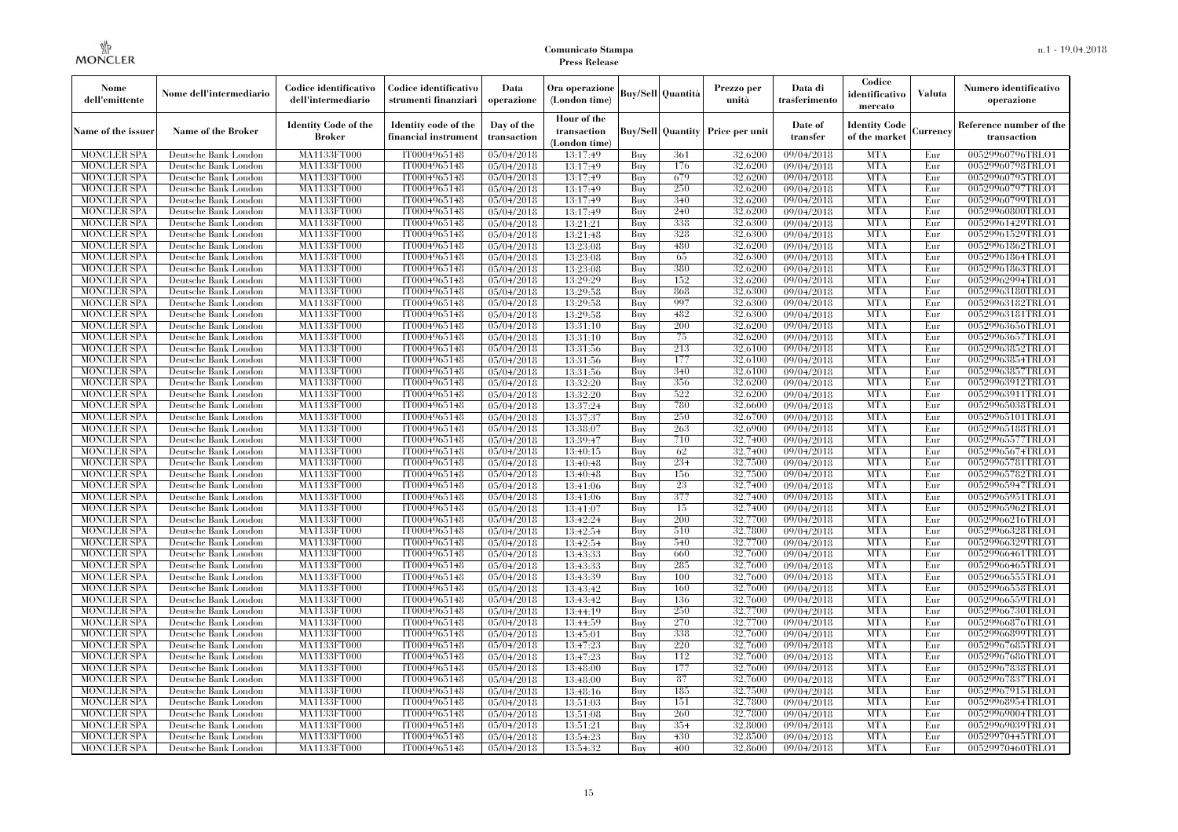| Nome dell'emittente | Nome dell'intermediario | Codice identificativo dell'intermediario | Codice identificativo strumenti finanziari | Data operazione | Ora operazione (London time) | Buy/Sell | Quantità | Prezzo per unità | Data di trasferimento | Codice identificativo mercato | Valuta | Numero identificativo operazione |
|---|---|---|---|---|---|---|---|---|---|---|---|---|
| Name of the issuer | Name of the Broker | Identity Code of the Broker | Identity code of the financial instrument | Day of the transaction | Hour of the transaction (London time) | Buy/Sell | Quantity | Price per unit | Date of transfer | Identity Code of the market | Currency | Reference number of the transaction |
| MONCLER SPA | Deutsche Bank London | MA1133FT000 | IT0004965148 | 05/04/2018 | 13:17:49 | Buy | 361 | 32,6200 | 09/04/2018 | MTA | Eur | 00529960796TRLO1 |
| MONCLER SPA | Deutsche Bank London | MA1133FT000 | IT0004965148 | 05/04/2018 | 13:17:49 | Buy | 176 | 32,6200 | 09/04/2018 | MTA | Eur | 00529960798TRLO1 |
| MONCLER SPA | Deutsche Bank London | MA1133FT000 | IT0004965148 | 05/04/2018 | 13:17:49 | Buy | 679 | 32,6200 | 09/04/2018 | MTA | Eur | 00529960795TRLO1 |
| MONCLER SPA | Deutsche Bank London | MA1133FT000 | IT0004965148 | 05/04/2018 | 13:17:49 | Buy | 250 | 32,6200 | 09/04/2018 | MTA | Eur | 00529960797TRLO1 |
| MONCLER SPA | Deutsche Bank London | MA1133FT000 | IT0004965148 | 05/04/2018 | 13:17:49 | Buy | 340 | 32,6200 | 09/04/2018 | MTA | Eur | 00529960799TRLO1 |
| MONCLER SPA | Deutsche Bank London | MA1133FT000 | IT0004965148 | 05/04/2018 | 13:17:49 | Buy | 240 | 32,6200 | 09/04/2018 | MTA | Eur | 00529960800TRLO1 |
| MONCLER SPA | Deutsche Bank London | MA1133FT000 | IT0004965148 | 05/04/2018 | 13:21:21 | Buy | 338 | 32,6300 | 09/04/2018 | MTA | Eur | 00529961429TRLO1 |
| MONCLER SPA | Deutsche Bank London | MA1133FT000 | IT0004965148 | 05/04/2018 | 13:21:48 | Buy | 328 | 32,6300 | 09/04/2018 | MTA | Eur | 00529961529TRLO1 |
| MONCLER SPA | Deutsche Bank London | MA1133FT000 | IT0004965148 | 05/04/2018 | 13:23:08 | Buy | 480 | 32,6200 | 09/04/2018 | MTA | Eur | 00529961862TRLO1 |
| MONCLER SPA | Deutsche Bank London | MA1133FT000 | IT0004965148 | 05/04/2018 | 13:23:08 | Buy | 65 | 32,6300 | 09/04/2018 | MTA | Eur | 00529961864TRLO1 |
| MONCLER SPA | Deutsche Bank London | MA1133FT000 | IT0004965148 | 05/04/2018 | 13:23:08 | Buy | 380 | 32,6200 | 09/04/2018 | MTA | Eur | 00529961863TRLO1 |
| MONCLER SPA | Deutsche Bank London | MA1133FT000 | IT0004965148 | 05/04/2018 | 13:29:29 | Buy | 152 | 32,6200 | 09/04/2018 | MTA | Eur | 00529962994TRLO1 |
| MONCLER SPA | Deutsche Bank London | MA1133FT000 | IT0004965148 | 05/04/2018 | 13:29:58 | Buy | 868 | 32,6300 | 09/04/2018 | MTA | Eur | 00529963180TRLO1 |
| MONCLER SPA | Deutsche Bank London | MA1133FT000 | IT0004965148 | 05/04/2018 | 13:29:58 | Buy | 997 | 32,6300 | 09/04/2018 | MTA | Eur | 00529963182TRLO1 |
| MONCLER SPA | Deutsche Bank London | MA1133FT000 | IT0004965148 | 05/04/2018 | 13:29:58 | Buy | 482 | 32,6300 | 09/04/2018 | MTA | Eur | 00529963181TRLO1 |
| MONCLER SPA | Deutsche Bank London | MA1133FT000 | IT0004965148 | 05/04/2018 | 13:31:10 | Buy | 200 | 32,6200 | 09/04/2018 | MTA | Eur | 00529963656TRLO1 |
| MONCLER SPA | Deutsche Bank London | MA1133FT000 | IT0004965148 | 05/04/2018 | 13:31:10 | Buy | 75 | 32,6200 | 09/04/2018 | MTA | Eur | 00529963657TRLO1 |
| MONCLER SPA | Deutsche Bank London | MA1133FT000 | IT0004965148 | 05/04/2018 | 13:31:56 | Buy | 213 | 32,6100 | 09/04/2018 | MTA | Eur | 00529963852TRLO1 |
| MONCLER SPA | Deutsche Bank London | MA1133FT000 | IT0004965148 | 05/04/2018 | 13:31:56 | Buy | 177 | 32,6100 | 09/04/2018 | MTA | Eur | 00529963854TRLO1 |
| MONCLER SPA | Deutsche Bank London | MA1133FT000 | IT0004965148 | 05/04/2018 | 13:31:56 | Buy | 340 | 32,6100 | 09/04/2018 | MTA | Eur | 00529963857TRLO1 |
| MONCLER SPA | Deutsche Bank London | MA1133FT000 | IT0004965148 | 05/04/2018 | 13:32:20 | Buy | 356 | 32,6200 | 09/04/2018 | MTA | Eur | 00529963912TRLO1 |
| MONCLER SPA | Deutsche Bank London | MA1133FT000 | IT0004965148 | 05/04/2018 | 13:32:20 | Buy | 522 | 32,6200 | 09/04/2018 | MTA | Eur | 00529963911TRLO1 |
| MONCLER SPA | Deutsche Bank London | MA1133FT000 | IT0004965148 | 05/04/2018 | 13:37:24 | Buy | 780 | 32,6600 | 09/04/2018 | MTA | Eur | 00529965038TRLO1 |
| MONCLER SPA | Deutsche Bank London | MA1133FT000 | IT0004965148 | 05/04/2018 | 13:37:37 | Buy | 250 | 32,6700 | 09/04/2018 | MTA | Eur | 00529965101TRLO1 |
| MONCLER SPA | Deutsche Bank London | MA1133FT000 | IT0004965148 | 05/04/2018 | 13:38:07 | Buy | 263 | 32,6900 | 09/04/2018 | MTA | Eur | 00529965188TRLO1 |
| MONCLER SPA | Deutsche Bank London | MA1133FT000 | IT0004965148 | 05/04/2018 | 13:39:47 | Buy | 710 | 32,7400 | 09/04/2018 | MTA | Eur | 00529965577TRLO1 |
| MONCLER SPA | Deutsche Bank London | MA1133FT000 | IT0004965148 | 05/04/2018 | 13:40:15 | Buy | 62 | 32,7400 | 09/04/2018 | MTA | Eur | 00529965674TRLO1 |
| MONCLER SPA | Deutsche Bank London | MA1133FT000 | IT0004965148 | 05/04/2018 | 13:40:48 | Buy | 234 | 32,7500 | 09/04/2018 | MTA | Eur | 00529965781TRLO1 |
| MONCLER SPA | Deutsche Bank London | MA1133FT000 | IT0004965148 | 05/04/2018 | 13:40:48 | Buy | 156 | 32,7500 | 09/04/2018 | MTA | Eur | 00529965782TRLO1 |
| MONCLER SPA | Deutsche Bank London | MA1133FT000 | IT0004965148 | 05/04/2018 | 13:41:06 | Buy | 23 | 32,7400 | 09/04/2018 | MTA | Eur | 00529965947TRLO1 |
| MONCLER SPA | Deutsche Bank London | MA1133FT000 | IT0004965148 | 05/04/2018 | 13:41:06 | Buy | 377 | 32,7400 | 09/04/2018 | MTA | Eur | 00529965951TRLO1 |
| MONCLER SPA | Deutsche Bank London | MA1133FT000 | IT0004965148 | 05/04/2018 | 13:41:07 | Buy | 15 | 32,7400 | 09/04/2018 | MTA | Eur | 00529965962TRLO1 |
| MONCLER SPA | Deutsche Bank London | MA1133FT000 | IT0004965148 | 05/04/2018 | 13:42:24 | Buy | 200 | 32,7700 | 09/04/2018 | MTA | Eur | 00529966216TRLO1 |
| MONCLER SPA | Deutsche Bank London | MA1133FT000 | IT0004965148 | 05/04/2018 | 13:42:54 | Buy | 510 | 32,7800 | 09/04/2018 | MTA | Eur | 00529966328TRLO1 |
| MONCLER SPA | Deutsche Bank London | MA1133FT000 | IT0004965148 | 05/04/2018 | 13:42:54 | Buy | 540 | 32,7700 | 09/04/2018 | MTA | Eur | 00529966329TRLO1 |
| MONCLER SPA | Deutsche Bank London | MA1133FT000 | IT0004965148 | 05/04/2018 | 13:43:33 | Buy | 660 | 32,7600 | 09/04/2018 | MTA | Eur | 00529966461TRLO1 |
| MONCLER SPA | Deutsche Bank London | MA1133FT000 | IT0004965148 | 05/04/2018 | 13:43:33 | Buy | 285 | 32,7600 | 09/04/2018 | MTA | Eur | 00529966465TRLO1 |
| MONCLER SPA | Deutsche Bank London | MA1133FT000 | IT0004965148 | 05/04/2018 | 13:43:39 | Buy | 100 | 32,7600 | 09/04/2018 | MTA | Eur | 00529966555TRLO1 |
| MONCLER SPA | Deutsche Bank London | MA1133FT000 | IT0004965148 | 05/04/2018 | 13:43:42 | Buy | 160 | 32,7600 | 09/04/2018 | MTA | Eur | 00529966558TRLO1 |
| MONCLER SPA | Deutsche Bank London | MA1133FT000 | IT0004965148 | 05/04/2018 | 13:43:42 | Buy | 136 | 32,7600 | 09/04/2018 | MTA | Eur | 00529966559TRLO1 |
| MONCLER SPA | Deutsche Bank London | MA1133FT000 | IT0004965148 | 05/04/2018 | 13:44:19 | Buy | 250 | 32,7700 | 09/04/2018 | MTA | Eur | 00529966730TRLO1 |
| MONCLER SPA | Deutsche Bank London | MA1133FT000 | IT0004965148 | 05/04/2018 | 13:44:59 | Buy | 270 | 32,7700 | 09/04/2018 | MTA | Eur | 00529966876TRLO1 |
| MONCLER SPA | Deutsche Bank London | MA1133FT000 | IT0004965148 | 05/04/2018 | 13:45:01 | Buy | 338 | 32,7600 | 09/04/2018 | MTA | Eur | 00529966899TRLO1 |
| MONCLER SPA | Deutsche Bank London | MA1133FT000 | IT0004965148 | 05/04/2018 | 13:47:23 | Buy | 220 | 32,7600 | 09/04/2018 | MTA | Eur | 00529967685TRLO1 |
| MONCLER SPA | Deutsche Bank London | MA1133FT000 | IT0004965148 | 05/04/2018 | 13:47:23 | Buy | 112 | 32,7600 | 09/04/2018 | MTA | Eur | 00529967686TRLO1 |
| MONCLER SPA | Deutsche Bank London | MA1133FT000 | IT0004965148 | 05/04/2018 | 13:48:00 | Buy | 177 | 32,7600 | 09/04/2018 | MTA | Eur | 00529967838TRLO1 |
| MONCLER SPA | Deutsche Bank London | MA1133FT000 | IT0004965148 | 05/04/2018 | 13:48:00 | Buy | 87 | 32,7600 | 09/04/2018 | MTA | Eur | 00529967837TRLO1 |
| MONCLER SPA | Deutsche Bank London | MA1133FT000 | IT0004965148 | 05/04/2018 | 13:48:16 | Buy | 185 | 32,7500 | 09/04/2018 | MTA | Eur | 00529967915TRLO1 |
| MONCLER SPA | Deutsche Bank London | MA1133FT000 | IT0004965148 | 05/04/2018 | 13:51:03 | Buy | 151 | 32,7800 | 09/04/2018 | MTA | Eur | 00529968954TRLO1 |
| MONCLER SPA | Deutsche Bank London | MA1133FT000 | IT0004965148 | 05/04/2018 | 13:51:08 | Buy | 260 | 32,7800 | 09/04/2018 | MTA | Eur | 00529969004TRLO1 |
| MONCLER SPA | Deutsche Bank London | MA1133FT000 | IT0004965148 | 05/04/2018 | 13:51:21 | Buy | 354 | 32,8000 | 09/04/2018 | MTA | Eur | 00529969039TRLO1 |
| MONCLER SPA | Deutsche Bank London | MA1133FT000 | IT0004965148 | 05/04/2018 | 13:54:23 | Buy | 430 | 32,8500 | 09/04/2018 | MTA | Eur | 00529970445TRLO1 |
| MONCLER SPA | Deutsche Bank London | MA1133FT000 | IT0004965148 | 05/04/2018 | 13:54:32 | Buy | 400 | 32,8600 | 09/04/2018 | MTA | Eur | 00529970460TRLO1 |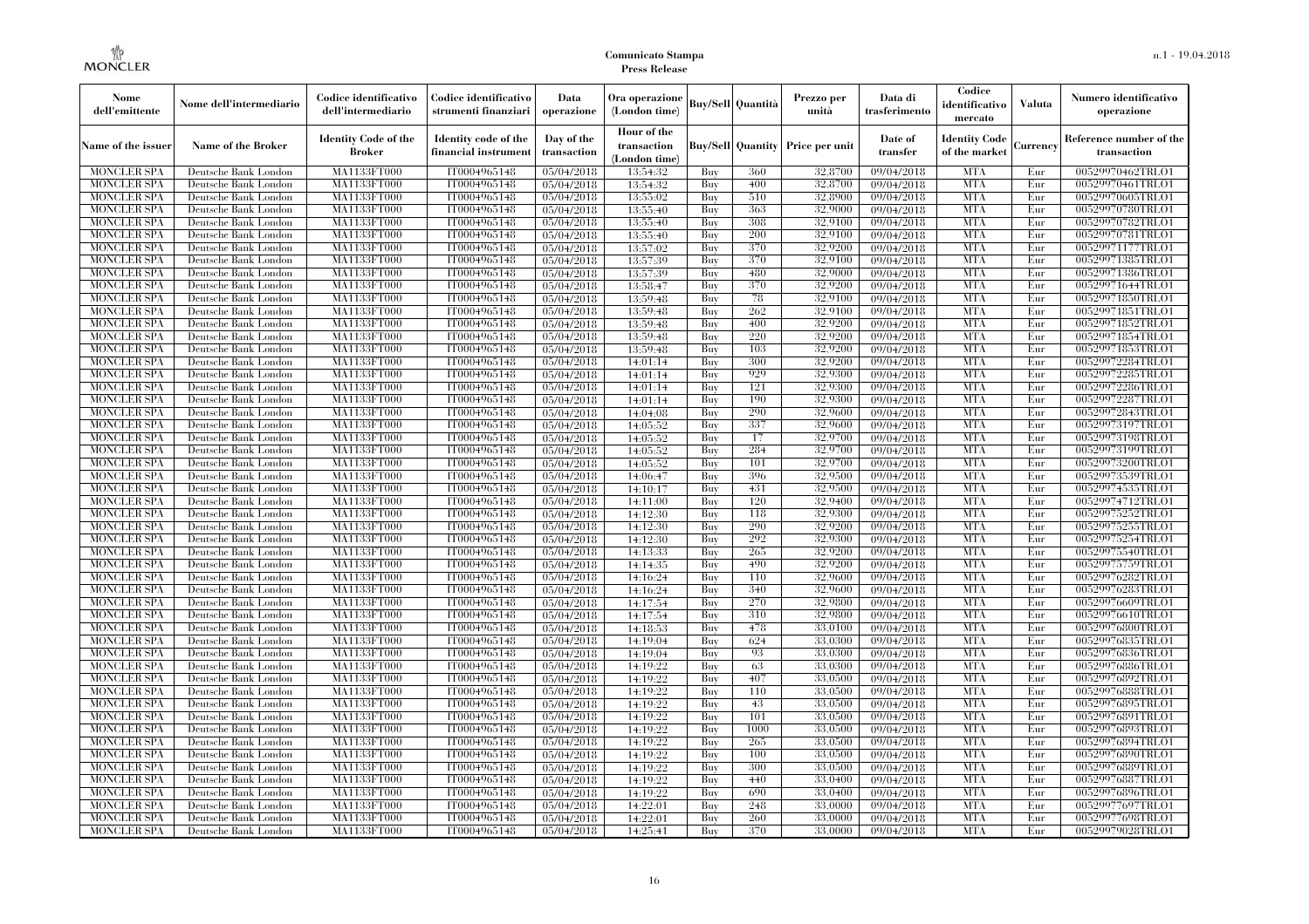| Nome dell'emittente | Nome dell'intermediario | Codice identificativo dell'intermediario | Codice identificativo strumenti finanziari | Data operazione | Ora operazione (London time) | Buy/Sell | Quantità | Prezzo per unità | Data di trasferimento | Codice identificativo mercato | Valuta | Numero identificativo operazione |
|---|---|---|---|---|---|---|---|---|---|---|---|---|
| Name of the issuer | Name of the Broker | Identity Code of the Broker | Identity code of the financial instrument | Day of the transaction | Hour of the transaction (London time) | Buy/Sell | Quantity | Price per unit | Date of transfer | Identity Code of the market | Currency | Reference number of the transaction |
| MONCLER SPA | Deutsche Bank London | MA1133FT000 | IT0004965148 | 05/04/2018 | 13:54:32 | Buy | 360 | 32,8700 | 09/04/2018 | MTA | Eur | 00529970462TRLO1 |
| MONCLER SPA | Deutsche Bank London | MA1133FT000 | IT0004965148 | 05/04/2018 | 13:54:32 | Buy | 400 | 32,8700 | 09/04/2018 | MTA | Eur | 00529970461TRLO1 |
| MONCLER SPA | Deutsche Bank London | MA1133FT000 | IT0004965148 | 05/04/2018 | 13:55:02 | Buy | 510 | 32,8900 | 09/04/2018 | MTA | Eur | 00529970605TRLO1 |
| MONCLER SPA | Deutsche Bank London | MA1133FT000 | IT0004965148 | 05/04/2018 | 13:55:40 | Buy | 363 | 32,9000 | 09/04/2018 | MTA | Eur | 00529970780TRLO1 |
| MONCLER SPA | Deutsche Bank London | MA1133FT000 | IT0004965148 | 05/04/2018 | 13:55:40 | Buy | 308 | 32,9100 | 09/04/2018 | MTA | Eur | 00529970782TRLO1 |
| MONCLER SPA | Deutsche Bank London | MA1133FT000 | IT0004965148 | 05/04/2018 | 13:55:40 | Buy | 200 | 32,9100 | 09/04/2018 | MTA | Eur | 00529970781TRLO1 |
| MONCLER SPA | Deutsche Bank London | MA1133FT000 | IT0004965148 | 05/04/2018 | 13:57:02 | Buy | 370 | 32,9200 | 09/04/2018 | MTA | Eur | 00529971177TRLO1 |
| MONCLER SPA | Deutsche Bank London | MA1133FT000 | IT0004965148 | 05/04/2018 | 13:57:39 | Buy | 370 | 32,9100 | 09/04/2018 | MTA | Eur | 00529971385TRLO1 |
| MONCLER SPA | Deutsche Bank London | MA1133FT000 | IT0004965148 | 05/04/2018 | 13:57:39 | Buy | 480 | 32,9000 | 09/04/2018 | MTA | Eur | 00529971386TRLO1 |
| MONCLER SPA | Deutsche Bank London | MA1133FT000 | IT0004965148 | 05/04/2018 | 13:58:47 | Buy | 370 | 32,9200 | 09/04/2018 | MTA | Eur | 00529971644TRLO1 |
| MONCLER SPA | Deutsche Bank London | MA1133FT000 | IT0004965148 | 05/04/2018 | 13:59:48 | Buy | 78 | 32,9100 | 09/04/2018 | MTA | Eur | 00529971850TRLO1 |
| MONCLER SPA | Deutsche Bank London | MA1133FT000 | IT0004965148 | 05/04/2018 | 13:59:48 | Buy | 262 | 32,9100 | 09/04/2018 | MTA | Eur | 00529971851TRLO1 |
| MONCLER SPA | Deutsche Bank London | MA1133FT000 | IT0004965148 | 05/04/2018 | 13:59:48 | Buy | 400 | 32,9200 | 09/04/2018 | MTA | Eur | 00529971852TRLO1 |
| MONCLER SPA | Deutsche Bank London | MA1133FT000 | IT0004965148 | 05/04/2018 | 13:59:48 | Buy | 220 | 32,9200 | 09/04/2018 | MTA | Eur | 00529971854TRLO1 |
| MONCLER SPA | Deutsche Bank London | MA1133FT000 | IT0004965148 | 05/04/2018 | 13:59:48 | Buy | 103 | 32,9200 | 09/04/2018 | MTA | Eur | 00529971853TRLO1 |
| MONCLER SPA | Deutsche Bank London | MA1133FT000 | IT0004965148 | 05/04/2018 | 14:01:14 | Buy | 300 | 32,9200 | 09/04/2018 | MTA | Eur | 00529972284TRLO1 |
| MONCLER SPA | Deutsche Bank London | MA1133FT000 | IT0004965148 | 05/04/2018 | 14:01:14 | Buy | 929 | 32,9300 | 09/04/2018 | MTA | Eur | 00529972285TRLO1 |
| MONCLER SPA | Deutsche Bank London | MA1133FT000 | IT0004965148 | 05/04/2018 | 14:01:14 | Buy | 121 | 32,9300 | 09/04/2018 | MTA | Eur | 00529972286TRLO1 |
| MONCLER SPA | Deutsche Bank London | MA1133FT000 | IT0004965148 | 05/04/2018 | 14:01:14 | Buy | 190 | 32,9300 | 09/04/2018 | MTA | Eur | 00529972287TRLO1 |
| MONCLER SPA | Deutsche Bank London | MA1133FT000 | IT0004965148 | 05/04/2018 | 14:04:08 | Buy | 290 | 32,9600 | 09/04/2018 | MTA | Eur | 00529972843TRLO1 |
| MONCLER SPA | Deutsche Bank London | MA1133FT000 | IT0004965148 | 05/04/2018 | 14:05:52 | Buy | 337 | 32,9600 | 09/04/2018 | MTA | Eur | 00529973197TRLO1 |
| MONCLER SPA | Deutsche Bank London | MA1133FT000 | IT0004965148 | 05/04/2018 | 14:05:52 | Buy | 17 | 32,9700 | 09/04/2018 | MTA | Eur | 00529973198TRLO1 |
| MONCLER SPA | Deutsche Bank London | MA1133FT000 | IT0004965148 | 05/04/2018 | 14:05:52 | Buy | 284 | 32,9700 | 09/04/2018 | MTA | Eur | 00529973199TRLO1 |
| MONCLER SPA | Deutsche Bank London | MA1133FT000 | IT0004965148 | 05/04/2018 | 14:05:52 | Buy | 101 | 32,9700 | 09/04/2018 | MTA | Eur | 00529973200TRLO1 |
| MONCLER SPA | Deutsche Bank London | MA1133FT000 | IT0004965148 | 05/04/2018 | 14:06:47 | Buy | 396 | 32,9500 | 09/04/2018 | MTA | Eur | 00529973539TRLO1 |
| MONCLER SPA | Deutsche Bank London | MA1133FT000 | IT0004965148 | 05/04/2018 | 14:10:17 | Buy | 431 | 32,9500 | 09/04/2018 | MTA | Eur | 00529974535TRLO1 |
| MONCLER SPA | Deutsche Bank London | MA1133FT000 | IT0004965148 | 05/04/2018 | 14:11:00 | Buy | 120 | 32,9400 | 09/04/2018 | MTA | Eur | 00529974712TRLO1 |
| MONCLER SPA | Deutsche Bank London | MA1133FT000 | IT0004965148 | 05/04/2018 | 14:12:30 | Buy | 118 | 32,9300 | 09/04/2018 | MTA | Eur | 00529975252TRLO1 |
| MONCLER SPA | Deutsche Bank London | MA1133FT000 | IT0004965148 | 05/04/2018 | 14:12:30 | Buy | 290 | 32,9200 | 09/04/2018 | MTA | Eur | 00529975255TRLO1 |
| MONCLER SPA | Deutsche Bank London | MA1133FT000 | IT0004965148 | 05/04/2018 | 14:12:30 | Buy | 292 | 32,9300 | 09/04/2018 | MTA | Eur | 00529975254TRLO1 |
| MONCLER SPA | Deutsche Bank London | MA1133FT000 | IT0004965148 | 05/04/2018 | 14:13:33 | Buy | 265 | 32,9200 | 09/04/2018 | MTA | Eur | 00529975540TRLO1 |
| MONCLER SPA | Deutsche Bank London | MA1133FT000 | IT0004965148 | 05/04/2018 | 14:14:35 | Buy | 490 | 32,9200 | 09/04/2018 | MTA | Eur | 00529975759TRLO1 |
| MONCLER SPA | Deutsche Bank London | MA1133FT000 | IT0004965148 | 05/04/2018 | 14:16:24 | Buy | 110 | 32,9600 | 09/04/2018 | MTA | Eur | 00529976282TRLO1 |
| MONCLER SPA | Deutsche Bank London | MA1133FT000 | IT0004965148 | 05/04/2018 | 14:16:24 | Buy | 340 | 32,9600 | 09/04/2018 | MTA | Eur | 00529976283TRLO1 |
| MONCLER SPA | Deutsche Bank London | MA1133FT000 | IT0004965148 | 05/04/2018 | 14:17:54 | Buy | 270 | 32,9800 | 09/04/2018 | MTA | Eur | 00529976609TRLO1 |
| MONCLER SPA | Deutsche Bank London | MA1133FT000 | IT0004965148 | 05/04/2018 | 14:17:54 | Buy | 310 | 32,9800 | 09/04/2018 | MTA | Eur | 00529976610TRLO1 |
| MONCLER SPA | Deutsche Bank London | MA1133FT000 | IT0004965148 | 05/04/2018 | 14:18:53 | Buy | 478 | 33,0100 | 09/04/2018 | MTA | Eur | 00529976800TRLO1 |
| MONCLER SPA | Deutsche Bank London | MA1133FT000 | IT0004965148 | 05/04/2018 | 14:19:04 | Buy | 624 | 33,0300 | 09/04/2018 | MTA | Eur | 00529976835TRLO1 |
| MONCLER SPA | Deutsche Bank London | MA1133FT000 | IT0004965148 | 05/04/2018 | 14:19:04 | Buy | 93 | 33,0300 | 09/04/2018 | MTA | Eur | 00529976836TRLO1 |
| MONCLER SPA | Deutsche Bank London | MA1133FT000 | IT0004965148 | 05/04/2018 | 14:19:22 | Buy | 63 | 33,0300 | 09/04/2018 | MTA | Eur | 00529976886TRLO1 |
| MONCLER SPA | Deutsche Bank London | MA1133FT000 | IT0004965148 | 05/04/2018 | 14:19:22 | Buy | 407 | 33,0500 | 09/04/2018 | MTA | Eur | 00529976892TRLO1 |
| MONCLER SPA | Deutsche Bank London | MA1133FT000 | IT0004965148 | 05/04/2018 | 14:19:22 | Buy | 110 | 33,0500 | 09/04/2018 | MTA | Eur | 00529976888TRLO1 |
| MONCLER SPA | Deutsche Bank London | MA1133FT000 | IT0004965148 | 05/04/2018 | 14:19:22 | Buy | 43 | 33,0500 | 09/04/2018 | MTA | Eur | 00529976895TRLO1 |
| MONCLER SPA | Deutsche Bank London | MA1133FT000 | IT0004965148 | 05/04/2018 | 14:19:22 | Buy | 101 | 33,0500 | 09/04/2018 | MTA | Eur | 00529976891TRLO1 |
| MONCLER SPA | Deutsche Bank London | MA1133FT000 | IT0004965148 | 05/04/2018 | 14:19:22 | Buy | 1000 | 33,0500 | 09/04/2018 | MTA | Eur | 00529976893TRLO1 |
| MONCLER SPA | Deutsche Bank London | MA1133FT000 | IT0004965148 | 05/04/2018 | 14:19:22 | Buy | 265 | 33,0500 | 09/04/2018 | MTA | Eur | 00529976894TRLO1 |
| MONCLER SPA | Deutsche Bank London | MA1133FT000 | IT0004965148 | 05/04/2018 | 14:19:22 | Buy | 100 | 33,0500 | 09/04/2018 | MTA | Eur | 00529976890TRLO1 |
| MONCLER SPA | Deutsche Bank London | MA1133FT000 | IT0004965148 | 05/04/2018 | 14:19:22 | Buy | 300 | 33,0500 | 09/04/2018 | MTA | Eur | 00529976889TRLO1 |
| MONCLER SPA | Deutsche Bank London | MA1133FT000 | IT0004965148 | 05/04/2018 | 14:19:22 | Buy | 440 | 33,0400 | 09/04/2018 | MTA | Eur | 00529976887TRLO1 |
| MONCLER SPA | Deutsche Bank London | MA1133FT000 | IT0004965148 | 05/04/2018 | 14:19:22 | Buy | 690 | 33,0400 | 09/04/2018 | MTA | Eur | 00529976896TRLO1 |
| MONCLER SPA | Deutsche Bank London | MA1133FT000 | IT0004965148 | 05/04/2018 | 14:22:01 | Buy | 248 | 33,0000 | 09/04/2018 | MTA | Eur | 00529977697TRLO1 |
| MONCLER SPA | Deutsche Bank London | MA1133FT000 | IT0004965148 | 05/04/2018 | 14:22:01 | Buy | 260 | 33,0000 | 09/04/2018 | MTA | Eur | 00529977698TRLO1 |
| MONCLER SPA | Deutsche Bank London | MA1133FT000 | IT0004965148 | 05/04/2018 | 14:25:41 | Buy | 370 | 33,0000 | 09/04/2018 | MTA | Eur | 00529979028TRLO1 |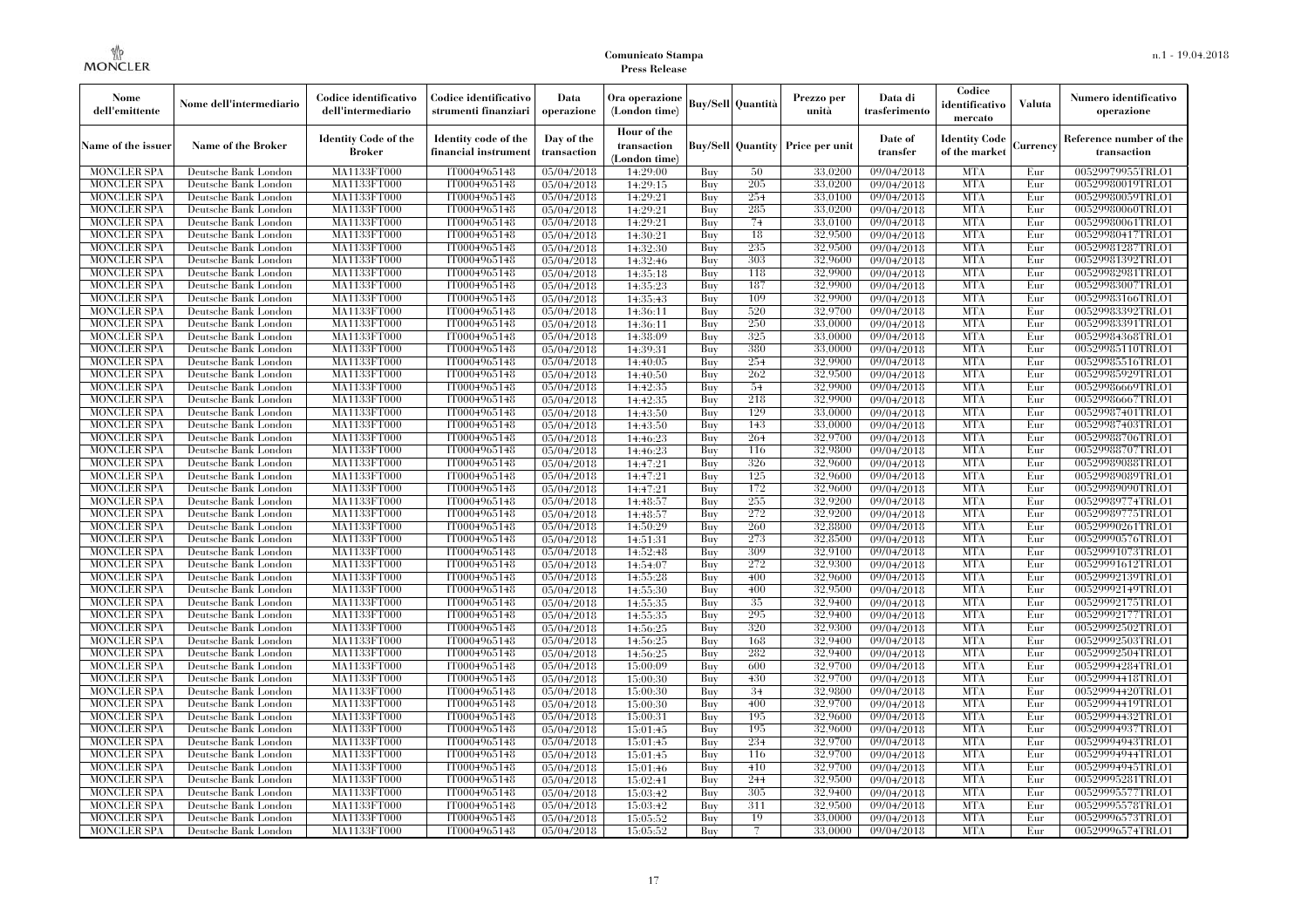| Nome dell'emittente | Nome dell'intermediario | Codice identificativo dell'intermediario | Codice identificativo strumenti finanziari | Data operazione | Ora operazione (London time) | Buy/Sell | Quantità | Prezzo per unità | Data di trasferimento | Codice identificativo mercato | Valuta | Numero identificativo operazione |
|---|---|---|---|---|---|---|---|---|---|---|---|---|
| Name of the issuer | Name of the Broker | Identity Code of the Broker | Identity code of the financial instrument | Day of the transaction | Hour of the transaction (London time) | Buy/Sell | Quantity | Price per unit | Date of transfer | Identity Code of the market | Currency | Reference number of the transaction |
| MONCLER SPA | Deutsche Bank London | MA1133FT000 | IT0004965148 | 05/04/2018 | 14:29:00 | Buy | 50 | 33,0200 | 09/04/2018 | MTA | Eur | 00529979955TRLO1 |
| MONCLER SPA | Deutsche Bank London | MA1133FT000 | IT0004965148 | 05/04/2018 | 14:29:15 | Buy | 205 | 33,0200 | 09/04/2018 | MTA | Eur | 00529980019TRLO1 |
| MONCLER SPA | Deutsche Bank London | MA1133FT000 | IT0004965148 | 05/04/2018 | 14:29:21 | Buy | 254 | 33,0100 | 09/04/2018 | MTA | Eur | 00529980059TRLO1 |
| MONCLER SPA | Deutsche Bank London | MA1133FT000 | IT0004965148 | 05/04/2018 | 14:29:21 | Buy | 285 | 33,0200 | 09/04/2018 | MTA | Eur | 00529980060TRLO1 |
| MONCLER SPA | Deutsche Bank London | MA1133FT000 | IT0004965148 | 05/04/2018 | 14:29:21 | Buy | 74 | 33,0100 | 09/04/2018 | MTA | Eur | 00529980061TRLO1 |
| MONCLER SPA | Deutsche Bank London | MA1133FT000 | IT0004965148 | 05/04/2018 | 14:30:21 | Buy | 18 | 32,9500 | 09/04/2018 | MTA | Eur | 00529980417TRLO1 |
| MONCLER SPA | Deutsche Bank London | MA1133FT000 | IT0004965148 | 05/04/2018 | 14:32:30 | Buy | 235 | 32,9500 | 09/04/2018 | MTA | Eur | 00529981287TRLO1 |
| MONCLER SPA | Deutsche Bank London | MA1133FT000 | IT0004965148 | 05/04/2018 | 14:32:46 | Buy | 303 | 32,9600 | 09/04/2018 | MTA | Eur | 00529981392TRLO1 |
| MONCLER SPA | Deutsche Bank London | MA1133FT000 | IT0004965148 | 05/04/2018 | 14:35:18 | Buy | 118 | 32,9900 | 09/04/2018 | MTA | Eur | 00529982981TRLO1 |
| MONCLER SPA | Deutsche Bank London | MA1133FT000 | IT0004965148 | 05/04/2018 | 14:35:23 | Buy | 187 | 32,9900 | 09/04/2018 | MTA | Eur | 00529983007TRLO1 |
| MONCLER SPA | Deutsche Bank London | MA1133FT000 | IT0004965148 | 05/04/2018 | 14:35:43 | Buy | 109 | 32,9900 | 09/04/2018 | MTA | Eur | 00529983166TRLO1 |
| MONCLER SPA | Deutsche Bank London | MA1133FT000 | IT0004965148 | 05/04/2018 | 14:36:11 | Buy | 520 | 32,9700 | 09/04/2018 | MTA | Eur | 00529983392TRLO1 |
| MONCLER SPA | Deutsche Bank London | MA1133FT000 | IT0004965148 | 05/04/2018 | 14:36:11 | Buy | 250 | 33,0000 | 09/04/2018 | MTA | Eur | 00529983391TRLO1 |
| MONCLER SPA | Deutsche Bank London | MA1133FT000 | IT0004965148 | 05/04/2018 | 14:38:09 | Buy | 325 | 33,0000 | 09/04/2018 | MTA | Eur | 00529984368TRLO1 |
| MONCLER SPA | Deutsche Bank London | MA1133FT000 | IT0004965148 | 05/04/2018 | 14:39:31 | Buy | 380 | 33,0000 | 09/04/2018 | MTA | Eur | 00529985110TRLO1 |
| MONCLER SPA | Deutsche Bank London | MA1133FT000 | IT0004965148 | 05/04/2018 | 14:40:05 | Buy | 254 | 32,9900 | 09/04/2018 | MTA | Eur | 00529985516TRLO1 |
| MONCLER SPA | Deutsche Bank London | MA1133FT000 | IT0004965148 | 05/04/2018 | 14:40:50 | Buy | 262 | 32,9500 | 09/04/2018 | MTA | Eur | 00529985929TRLO1 |
| MONCLER SPA | Deutsche Bank London | MA1133FT000 | IT0004965148 | 05/04/2018 | 14:42:35 | Buy | 54 | 32,9900 | 09/04/2018 | MTA | Eur | 00529986669TRLO1 |
| MONCLER SPA | Deutsche Bank London | MA1133FT000 | IT0004965148 | 05/04/2018 | 14:42:35 | Buy | 218 | 32,9900 | 09/04/2018 | MTA | Eur | 00529986667TRLO1 |
| MONCLER SPA | Deutsche Bank London | MA1133FT000 | IT0004965148 | 05/04/2018 | 14:43:50 | Buy | 129 | 33,0000 | 09/04/2018 | MTA | Eur | 00529987401TRLO1 |
| MONCLER SPA | Deutsche Bank London | MA1133FT000 | IT0004965148 | 05/04/2018 | 14:43:50 | Buy | 143 | 33,0000 | 09/04/2018 | MTA | Eur | 00529987403TRLO1 |
| MONCLER SPA | Deutsche Bank London | MA1133FT000 | IT0004965148 | 05/04/2018 | 14:46:23 | Buy | 264 | 32,9700 | 09/04/2018 | MTA | Eur | 00529988706TRLO1 |
| MONCLER SPA | Deutsche Bank London | MA1133FT000 | IT0004965148 | 05/04/2018 | 14:46:23 | Buy | 116 | 32,9800 | 09/04/2018 | MTA | Eur | 00529988707TRLO1 |
| MONCLER SPA | Deutsche Bank London | MA1133FT000 | IT0004965148 | 05/04/2018 | 14:47:21 | Buy | 326 | 32,9600 | 09/04/2018 | MTA | Eur | 00529989088TRLO1 |
| MONCLER SPA | Deutsche Bank London | MA1133FT000 | IT0004965148 | 05/04/2018 | 14:47:21 | Buy | 125 | 32,9600 | 09/04/2018 | MTA | Eur | 00529989089TRLO1 |
| MONCLER SPA | Deutsche Bank London | MA1133FT000 | IT0004965148 | 05/04/2018 | 14:47:21 | Buy | 172 | 32,9600 | 09/04/2018 | MTA | Eur | 00529989090TRLO1 |
| MONCLER SPA | Deutsche Bank London | MA1133FT000 | IT0004965148 | 05/04/2018 | 14:48:57 | Buy | 255 | 32,9200 | 09/04/2018 | MTA | Eur | 00529989774TRLO1 |
| MONCLER SPA | Deutsche Bank London | MA1133FT000 | IT0004965148 | 05/04/2018 | 14:48:57 | Buy | 272 | 32,9200 | 09/04/2018 | MTA | Eur | 00529989775TRLO1 |
| MONCLER SPA | Deutsche Bank London | MA1133FT000 | IT0004965148 | 05/04/2018 | 14:50:29 | Buy | 260 | 32,8800 | 09/04/2018 | MTA | Eur | 00529990261TRLO1 |
| MONCLER SPA | Deutsche Bank London | MA1133FT000 | IT0004965148 | 05/04/2018 | 14:51:31 | Buy | 273 | 32,8500 | 09/04/2018 | MTA | Eur | 00529990576TRLO1 |
| MONCLER SPA | Deutsche Bank London | MA1133FT000 | IT0004965148 | 05/04/2018 | 14:52:48 | Buy | 309 | 32,9100 | 09/04/2018 | MTA | Eur | 00529991073TRLO1 |
| MONCLER SPA | Deutsche Bank London | MA1133FT000 | IT0004965148 | 05/04/2018 | 14:54:07 | Buy | 272 | 32,9300 | 09/04/2018 | MTA | Eur | 00529991612TRLO1 |
| MONCLER SPA | Deutsche Bank London | MA1133FT000 | IT0004965148 | 05/04/2018 | 14:55:28 | Buy | 400 | 32,9600 | 09/04/2018 | MTA | Eur | 00529992139TRLO1 |
| MONCLER SPA | Deutsche Bank London | MA1133FT000 | IT0004965148 | 05/04/2018 | 14:55:30 | Buy | 400 | 32,9500 | 09/04/2018 | MTA | Eur | 00529992149TRLO1 |
| MONCLER SPA | Deutsche Bank London | MA1133FT000 | IT0004965148 | 05/04/2018 | 14:55:35 | Buy | 35 | 32,9400 | 09/04/2018 | MTA | Eur | 00529992175TRLO1 |
| MONCLER SPA | Deutsche Bank London | MA1133FT000 | IT0004965148 | 05/04/2018 | 14:55:35 | Buy | 295 | 32,9400 | 09/04/2018 | MTA | Eur | 00529992177TRLO1 |
| MONCLER SPA | Deutsche Bank London | MA1133FT000 | IT0004965148 | 05/04/2018 | 14:56:25 | Buy | 320 | 32,9300 | 09/04/2018 | MTA | Eur | 00529992502TRLO1 |
| MONCLER SPA | Deutsche Bank London | MA1133FT000 | IT0004965148 | 05/04/2018 | 14:56:25 | Buy | 168 | 32,9400 | 09/04/2018 | MTA | Eur | 00529992503TRLO1 |
| MONCLER SPA | Deutsche Bank London | MA1133FT000 | IT0004965148 | 05/04/2018 | 14:56:25 | Buy | 282 | 32,9400 | 09/04/2018 | MTA | Eur | 00529992504TRLO1 |
| MONCLER SPA | Deutsche Bank London | MA1133FT000 | IT0004965148 | 05/04/2018 | 15:00:09 | Buy | 600 | 32,9700 | 09/04/2018 | MTA | Eur | 00529994284TRLO1 |
| MONCLER SPA | Deutsche Bank London | MA1133FT000 | IT0004965148 | 05/04/2018 | 15:00:30 | Buy | 430 | 32,9700 | 09/04/2018 | MTA | Eur | 00529994418TRLO1 |
| MONCLER SPA | Deutsche Bank London | MA1133FT000 | IT0004965148 | 05/04/2018 | 15:00:30 | Buy | 34 | 32,9800 | 09/04/2018 | MTA | Eur | 00529994420TRLO1 |
| MONCLER SPA | Deutsche Bank London | MA1133FT000 | IT0004965148 | 05/04/2018 | 15:00:30 | Buy | 400 | 32,9700 | 09/04/2018 | MTA | Eur | 00529994419TRLO1 |
| MONCLER SPA | Deutsche Bank London | MA1133FT000 | IT0004965148 | 05/04/2018 | 15:00:31 | Buy | 195 | 32,9600 | 09/04/2018 | MTA | Eur | 00529994432TRLO1 |
| MONCLER SPA | Deutsche Bank London | MA1133FT000 | IT0004965148 | 05/04/2018 | 15:01:45 | Buy | 195 | 32,9600 | 09/04/2018 | MTA | Eur | 00529994937TRLO1 |
| MONCLER SPA | Deutsche Bank London | MA1133FT000 | IT0004965148 | 05/04/2018 | 15:01:45 | Buy | 234 | 32,9700 | 09/04/2018 | MTA | Eur | 00529994943TRLO1 |
| MONCLER SPA | Deutsche Bank London | MA1133FT000 | IT0004965148 | 05/04/2018 | 15:01:45 | Buy | 116 | 32,9700 | 09/04/2018 | MTA | Eur | 00529994944TRLO1 |
| MONCLER SPA | Deutsche Bank London | MA1133FT000 | IT0004965148 | 05/04/2018 | 15:01:46 | Buy | 410 | 32,9700 | 09/04/2018 | MTA | Eur | 00529994945TRLO1 |
| MONCLER SPA | Deutsche Bank London | MA1133FT000 | IT0004965148 | 05/04/2018 | 15:02:41 | Buy | 244 | 32,9500 | 09/04/2018 | MTA | Eur | 00529995281TRLO1 |
| MONCLER SPA | Deutsche Bank London | MA1133FT000 | IT0004965148 | 05/04/2018 | 15:03:42 | Buy | 305 | 32,9400 | 09/04/2018 | MTA | Eur | 00529995577TRLO1 |
| MONCLER SPA | Deutsche Bank London | MA1133FT000 | IT0004965148 | 05/04/2018 | 15:03:42 | Buy | 311 | 32,9500 | 09/04/2018 | MTA | Eur | 00529995578TRLO1 |
| MONCLER SPA | Deutsche Bank London | MA1133FT000 | IT0004965148 | 05/04/2018 | 15:05:52 | Buy | 19 | 33,0000 | 09/04/2018 | MTA | Eur | 00529996573TRLO1 |
| MONCLER SPA | Deutsche Bank London | MA1133FT000 | IT0004965148 | 05/04/2018 | 15:05:52 | Buy | 7 | 33,0000 | 09/04/2018 | MTA | Eur | 00529996574TRLO1 |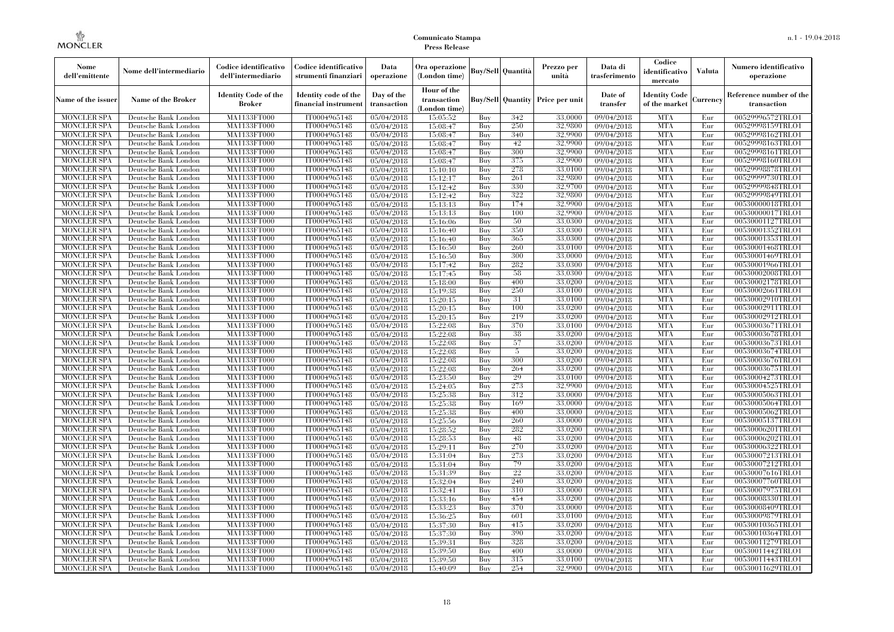| Nome dell'emittente | Nome dell'intermediario | Codice identificativo dell'intermediario | Codice identificativo strumenti finanziari | Data operazione | Ora operazione (London time) | Buy/Sell | Quantità | Prezzo per unità | Data di trasferimento | Codice identificativo mercato | Valuta | Numero identificativo operazione |
|---|---|---|---|---|---|---|---|---|---|---|---|---|
| Name of the issuer | Name of the Broker | Identity Code of the Broker | Identity code of the financial instrument | Day of the transaction | Hour of the transaction (London time) | Buy/Sell | Quantity | Price per unit | Date of transfer | Identity Code of the market | Currency | Reference number of the transaction |
| MONCLER SPA | Deutsche Bank London | MA1133FT000 | IT0004965148 | 05/04/2018 | 15:05:52 | Buy | 342 | 33.0000 | 09/04/2018 | MTA | Eur | 00529996572TRLO1 |
| MONCLER SPA | Deutsche Bank London | MA1133FT000 | IT0004965148 | 05/04/2018 | 15:08:47 | Buy | 250 | 32.9800 | 09/04/2018 | MTA | Eur | 00529998159TRLO1 |
| MONCLER SPA | Deutsche Bank London | MA1133FT000 | IT0004965148 | 05/04/2018 | 15:08:47 | Buy | 340 | 32.9900 | 09/04/2018 | MTA | Eur | 00529998162TRLO1 |
| MONCLER SPA | Deutsche Bank London | MA1133FT000 | IT0004965148 | 05/04/2018 | 15:08:47 | Buy | 42 | 32.9900 | 09/04/2018 | MTA | Eur | 00529998163TRLO1 |
| MONCLER SPA | Deutsche Bank London | MA1133FT000 | IT0004965148 | 05/04/2018 | 15:08:47 | Buy | 300 | 32.9900 | 09/04/2018 | MTA | Eur | 00529998161TRLO1 |
| MONCLER SPA | Deutsche Bank London | MA1133FT000 | IT0004965148 | 05/04/2018 | 15:08:47 | Buy | 375 | 32.9900 | 09/04/2018 | MTA | Eur | 00529998160TRLO1 |
| MONCLER SPA | Deutsche Bank London | MA1133FT000 | IT0004965148 | 05/04/2018 | 15:10:10 | Buy | 278 | 33.0100 | 09/04/2018 | MTA | Eur | 00529998878TRLO1 |
| MONCLER SPA | Deutsche Bank London | MA1133FT000 | IT0004965148 | 05/04/2018 | 15:12:17 | Buy | 261 | 32.9800 | 09/04/2018 | MTA | Eur | 00529999730TRLO1 |
| MONCLER SPA | Deutsche Bank London | MA1133FT000 | IT0004965148 | 05/04/2018 | 15:12:42 | Buy | 330 | 32.9700 | 09/04/2018 | MTA | Eur | 00529999848TRLO1 |
| MONCLER SPA | Deutsche Bank London | MA1133FT000 | IT0004965148 | 05/04/2018 | 15:12:42 | Buy | 322 | 32.9800 | 09/04/2018 | MTA | Eur | 00529999849TRLO1 |
| MONCLER SPA | Deutsche Bank London | MA1133FT000 | IT0004965148 | 05/04/2018 | 15:13:13 | Buy | 174 | 32.9900 | 09/04/2018 | MTA | Eur | 00530000018TRLO1 |
| MONCLER SPA | Deutsche Bank London | MA1133FT000 | IT0004965148 | 05/04/2018 | 15:13:13 | Buy | 100 | 32.9900 | 09/04/2018 | MTA | Eur | 00530000017TRLO1 |
| MONCLER SPA | Deutsche Bank London | MA1133FT000 | IT0004965148 | 05/04/2018 | 15:16:06 | Buy | 50 | 33.0300 | 09/04/2018 | MTA | Eur | 00530001127TRLO1 |
| MONCLER SPA | Deutsche Bank London | MA1133FT000 | IT0004965148 | 05/04/2018 | 15:16:40 | Buy | 350 | 33.0300 | 09/04/2018 | MTA | Eur | 00530001352TRLO1 |
| MONCLER SPA | Deutsche Bank London | MA1133FT000 | IT0004965148 | 05/04/2018 | 15:16:40 | Buy | 365 | 33.0300 | 09/04/2018 | MTA | Eur | 00530001353TRLO1 |
| MONCLER SPA | Deutsche Bank London | MA1133FT000 | IT0004965148 | 05/04/2018 | 15:16:50 | Buy | 260 | 33.0100 | 09/04/2018 | MTA | Eur | 00530001468TRLO1 |
| MONCLER SPA | Deutsche Bank London | MA1133FT000 | IT0004965148 | 05/04/2018 | 15:16:50 | Buy | 300 | 33.0000 | 09/04/2018 | MTA | Eur | 00530001469TRLO1 |
| MONCLER SPA | Deutsche Bank London | MA1133FT000 | IT0004965148 | 05/04/2018 | 15:17:42 | Buy | 282 | 33.0300 | 09/04/2018 | MTA | Eur | 00530001966TRLO1 |
| MONCLER SPA | Deutsche Bank London | MA1133FT000 | IT0004965148 | 05/04/2018 | 15:17:45 | Buy | 58 | 33.0300 | 09/04/2018 | MTA | Eur | 00530002008TRLO1 |
| MONCLER SPA | Deutsche Bank London | MA1133FT000 | IT0004965148 | 05/04/2018 | 15:18:00 | Buy | 400 | 33.0200 | 09/04/2018 | MTA | Eur | 00530002178TRLO1 |
| MONCLER SPA | Deutsche Bank London | MA1133FT000 | IT0004965148 | 05/04/2018 | 15:19:38 | Buy | 250 | 33.0100 | 09/04/2018 | MTA | Eur | 00530002661TRLO1 |
| MONCLER SPA | Deutsche Bank London | MA1133FT000 | IT0004965148 | 05/04/2018 | 15:20:15 | Buy | 31 | 33.0100 | 09/04/2018 | MTA | Eur | 00530002910TRLO1 |
| MONCLER SPA | Deutsche Bank London | MA1133FT000 | IT0004965148 | 05/04/2018 | 15:20:15 | Buy | 100 | 33.0200 | 09/04/2018 | MTA | Eur | 00530002911TRLO1 |
| MONCLER SPA | Deutsche Bank London | MA1133FT000 | IT0004965148 | 05/04/2018 | 15:20:15 | Buy | 219 | 33.0200 | 09/04/2018 | MTA | Eur | 00530002912TRLO1 |
| MONCLER SPA | Deutsche Bank London | MA1133FT000 | IT0004965148 | 05/04/2018 | 15:22:08 | Buy | 370 | 33.0100 | 09/04/2018 | MTA | Eur | 00530003671TRLO1 |
| MONCLER SPA | Deutsche Bank London | MA1133FT000 | IT0004965148 | 05/04/2018 | 15:22:08 | Buy | 38 | 33.0200 | 09/04/2018 | MTA | Eur | 00530003678TRLO1 |
| MONCLER SPA | Deutsche Bank London | MA1133FT000 | IT0004965148 | 05/04/2018 | 15:22:08 | Buy | 57 | 33.0200 | 09/04/2018 | MTA | Eur | 00530003673TRLO1 |
| MONCLER SPA | Deutsche Bank London | MA1133FT000 | IT0004965148 | 05/04/2018 | 15:22:08 | Buy | 5 | 33.0200 | 09/04/2018 | MTA | Eur | 00530003674TRLO1 |
| MONCLER SPA | Deutsche Bank London | MA1133FT000 | IT0004965148 | 05/04/2018 | 15:22:08 | Buy | 300 | 33.0200 | 09/04/2018 | MTA | Eur | 00530003676TRLO1 |
| MONCLER SPA | Deutsche Bank London | MA1133FT000 | IT0004965148 | 05/04/2018 | 15:22:08 | Buy | 264 | 33.0200 | 09/04/2018 | MTA | Eur | 00530003675TRLO1 |
| MONCLER SPA | Deutsche Bank London | MA1133FT000 | IT0004965148 | 05/04/2018 | 15:23:50 | Buy | 29 | 33.0100 | 09/04/2018 | MTA | Eur | 00530004273TRLO1 |
| MONCLER SPA | Deutsche Bank London | MA1133FT000 | IT0004965148 | 05/04/2018 | 15:24:05 | Buy | 273 | 32.9900 | 09/04/2018 | MTA | Eur | 00530004525TRLO1 |
| MONCLER SPA | Deutsche Bank London | MA1133FT000 | IT0004965148 | 05/04/2018 | 15:25:38 | Buy | 312 | 33.0000 | 09/04/2018 | MTA | Eur | 00530005063TRLO1 |
| MONCLER SPA | Deutsche Bank London | MA1133FT000 | IT0004965148 | 05/04/2018 | 15:25:38 | Buy | 169 | 33.0000 | 09/04/2018 | MTA | Eur | 00530005064TRLO1 |
| MONCLER SPA | Deutsche Bank London | MA1133FT000 | IT0004965148 | 05/04/2018 | 15:25:38 | Buy | 400 | 33.0000 | 09/04/2018 | MTA | Eur | 00530005062TRLO1 |
| MONCLER SPA | Deutsche Bank London | MA1133FT000 | IT0004965148 | 05/04/2018 | 15:25:56 | Buy | 260 | 33.0000 | 09/04/2018 | MTA | Eur | 00530005137TRLO1 |
| MONCLER SPA | Deutsche Bank London | MA1133FT000 | IT0004965148 | 05/04/2018 | 15:28:52 | Buy | 282 | 33.0200 | 09/04/2018 | MTA | Eur | 00530006201TRLO1 |
| MONCLER SPA | Deutsche Bank London | MA1133FT000 | IT0004965148 | 05/04/2018 | 15:28:53 | Buy | 48 | 33.0200 | 09/04/2018 | MTA | Eur | 00530006202TRLO1 |
| MONCLER SPA | Deutsche Bank London | MA1133FT000 | IT0004965148 | 05/04/2018 | 15:29:11 | Buy | 270 | 33.0200 | 09/04/2018 | MTA | Eur | 00530006322TRLO1 |
| MONCLER SPA | Deutsche Bank London | MA1133FT000 | IT0004965148 | 05/04/2018 | 15:31:04 | Buy | 273 | 33.0200 | 09/04/2018 | MTA | Eur | 00530007213TRLO1 |
| MONCLER SPA | Deutsche Bank London | MA1133FT000 | IT0004965148 | 05/04/2018 | 15:31:04 | Buy | 79 | 33.0200 | 09/04/2018 | MTA | Eur | 00530007212TRLO1 |
| MONCLER SPA | Deutsche Bank London | MA1133FT000 | IT0004965148 | 05/04/2018 | 15:31:39 | Buy | 22 | 33.0200 | 09/04/2018 | MTA | Eur | 00530007616TRLO1 |
| MONCLER SPA | Deutsche Bank London | MA1133FT000 | IT0004965148 | 05/04/2018 | 15:32:04 | Buy | 240 | 33.0200 | 09/04/2018 | MTA | Eur | 00530007760TRLO1 |
| MONCLER SPA | Deutsche Bank London | MA1133FT000 | IT0004965148 | 05/04/2018 | 15:32:41 | Buy | 310 | 33.0000 | 09/04/2018 | MTA | Eur | 00530007975TRLO1 |
| MONCLER SPA | Deutsche Bank London | MA1133FT000 | IT0004965148 | 05/04/2018 | 15:33:16 | Buy | 454 | 33.0200 | 09/04/2018 | MTA | Eur | 00530008330TRLO1 |
| MONCLER SPA | Deutsche Bank London | MA1133FT000 | IT0004965148 | 05/04/2018 | 15:33:23 | Buy | 370 | 33.0000 | 09/04/2018 | MTA | Eur | 00530008409TRLO1 |
| MONCLER SPA | Deutsche Bank London | MA1133FT000 | IT0004965148 | 05/04/2018 | 15:36:25 | Buy | 601 | 33.0100 | 09/04/2018 | MTA | Eur | 00530009879TRLO1 |
| MONCLER SPA | Deutsche Bank London | MA1133FT000 | IT0004965148 | 05/04/2018 | 15:37:30 | Buy | 415 | 33.0200 | 09/04/2018 | MTA | Eur | 00530010365TRLO1 |
| MONCLER SPA | Deutsche Bank London | MA1133FT000 | IT0004965148 | 05/04/2018 | 15:37:30 | Buy | 390 | 33.0200 | 09/04/2018 | MTA | Eur | 00530010364TRLO1 |
| MONCLER SPA | Deutsche Bank London | MA1133FT000 | IT0004965148 | 05/04/2018 | 15:39:31 | Buy | 328 | 33.0200 | 09/04/2018 | MTA | Eur | 00530011279TRLO1 |
| MONCLER SPA | Deutsche Bank London | MA1133FT000 | IT0004965148 | 05/04/2018 | 15:39:50 | Buy | 400 | 33.0000 | 09/04/2018 | MTA | Eur | 00530011442TRLO1 |
| MONCLER SPA | Deutsche Bank London | MA1133FT000 | IT0004965148 | 05/04/2018 | 15:39:50 | Buy | 315 | 33.0100 | 09/04/2018 | MTA | Eur | 00530011443TRLO1 |
| MONCLER SPA | Deutsche Bank London | MA1133FT000 | IT0004965148 | 05/04/2018 | 15:40:09 | Buy | 254 | 32.9900 | 09/04/2018 | MTA | Eur | 00530011629TRLO1 |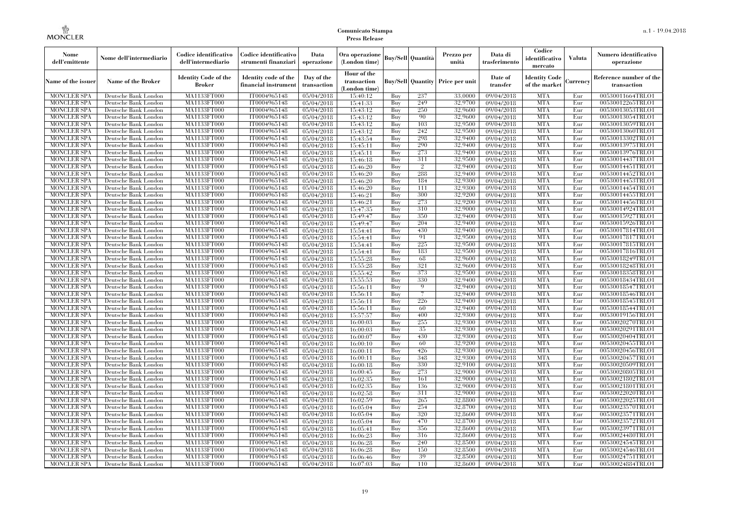| Nome dell'emittente | Nome dell'intermediario | Codice identificativo dell'intermediario | Codice identificativo strumenti finanziari | Data operazione | Ora operazione (London time) | Buy/Sell | Quantità | Prezzo per unità | Data di trasferimento | Codice identificativo mercato | Valuta | Numero identificativo operazione |
|---|---|---|---|---|---|---|---|---|---|---|---|---|
| Name of the issuer | Name of the Broker | Identity Code of the Broker | Identity code of the financial instrument | Day of the transaction | Hour of the transaction (London time) | Buy/Sell | Quantity | Price per unit | Date of transfer | Identity Code of the market | Currency | Reference number of the transaction |
| MONCLER SPA | Deutsche Bank London | MA1133FT000 | IT0004965148 | 05/04/2018 | 15:40:12 | Buy | 237 | 33,0000 | 09/04/2018 | MTA | Eur | 00530011664TRLO1 |
| MONCLER SPA | Deutsche Bank London | MA1133FT000 | IT0004965148 | 05/04/2018 | 15:41:33 | Buy | 249 | 32,9700 | 09/04/2018 | MTA | Eur | 00530012265TRLO1 |
| MONCLER SPA | Deutsche Bank London | MA1133FT000 | IT0004965148 | 05/04/2018 | 15:43:12 | Buy | 250 | 32,9600 | 09/04/2018 | MTA | Eur | 00530013053TRLO1 |
| MONCLER SPA | Deutsche Bank London | MA1133FT000 | IT0004965148 | 05/04/2018 | 15:43:12 | Buy | 90 | 32,9600 | 09/04/2018 | MTA | Eur | 00530013054TRLO1 |
| MONCLER SPA | Deutsche Bank London | MA1133FT000 | IT0004965148 | 05/04/2018 | 15:43:12 | Buy | 103 | 32,9500 | 09/04/2018 | MTA | Eur | 00530013059TRLO1 |
| MONCLER SPA | Deutsche Bank London | MA1133FT000 | IT0004965148 | 05/04/2018 | 15:43:12 | Buy | 242 | 32,9500 | 09/04/2018 | MTA | Eur | 00530013060TRLO1 |
| MONCLER SPA | Deutsche Bank London | MA1133FT000 | IT0004965148 | 05/04/2018 | 15:43:54 | Buy | 298 | 32,9400 | 09/04/2018 | MTA | Eur | 00530013302TRLO1 |
| MONCLER SPA | Deutsche Bank London | MA1133FT000 | IT0004965148 | 05/04/2018 | 15:45:11 | Buy | 290 | 32,9400 | 09/04/2018 | MTA | Eur | 00530013975TRLO1 |
| MONCLER SPA | Deutsche Bank London | MA1133FT000 | IT0004965148 | 05/04/2018 | 15:45:11 | Buy | 273 | 32,9400 | 09/04/2018 | MTA | Eur | 00530013976TRLO1 |
| MONCLER SPA | Deutsche Bank London | MA1133FT000 | IT0004965148 | 05/04/2018 | 15:46:18 | Buy | 311 | 32,9500 | 09/04/2018 | MTA | Eur | 00530014437TRLO1 |
| MONCLER SPA | Deutsche Bank London | MA1133FT000 | IT0004965148 | 05/04/2018 | 15:46:20 | Buy | 2 | 32,9400 | 09/04/2018 | MTA | Eur | 00530014451TRLO1 |
| MONCLER SPA | Deutsche Bank London | MA1133FT000 | IT0004965148 | 05/04/2018 | 15:46:20 | Buy | 288 | 32,9400 | 09/04/2018 | MTA | Eur | 00530014452TRLO1 |
| MONCLER SPA | Deutsche Bank London | MA1133FT000 | IT0004965148 | 05/04/2018 | 15:46:20 | Buy | 184 | 32,9300 | 09/04/2018 | MTA | Eur | 00530014453TRLO1 |
| MONCLER SPA | Deutsche Bank London | MA1133FT000 | IT0004965148 | 05/04/2018 | 15:46:20 | Buy | 111 | 32,9300 | 09/04/2018 | MTA | Eur | 00530014454TRLO1 |
| MONCLER SPA | Deutsche Bank London | MA1133FT000 | IT0004965148 | 05/04/2018 | 15:46:21 | Buy | 300 | 32,9200 | 09/04/2018 | MTA | Eur | 00530014455TRLO1 |
| MONCLER SPA | Deutsche Bank London | MA1133FT000 | IT0004965148 | 05/04/2018 | 15:46:21 | Buy | 273 | 32,9200 | 09/04/2018 | MTA | Eur | 00530014456TRLO1 |
| MONCLER SPA | Deutsche Bank London | MA1133FT000 | IT0004965148 | 05/04/2018 | 15:47:35 | Buy | 310 | 32,9000 | 09/04/2018 | MTA | Eur | 00530014924TRLO1 |
| MONCLER SPA | Deutsche Bank London | MA1133FT000 | IT0004965148 | 05/04/2018 | 15:49:47 | Buy | 350 | 32,9400 | 09/04/2018 | MTA | Eur | 00530015927TRLO1 |
| MONCLER SPA | Deutsche Bank London | MA1133FT000 | IT0004965148 | 05/04/2018 | 15:49:47 | Buy | 204 | 32,9400 | 09/04/2018 | MTA | Eur | 00530015926TRLO1 |
| MONCLER SPA | Deutsche Bank London | MA1133FT000 | IT0004965148 | 05/04/2018 | 15:54:41 | Buy | 430 | 32,9400 | 09/04/2018 | MTA | Eur | 00530017814TRLO1 |
| MONCLER SPA | Deutsche Bank London | MA1133FT000 | IT0004965148 | 05/04/2018 | 15:54:41 | Buy | 91 | 32,9500 | 09/04/2018 | MTA | Eur | 00530017817TRLO1 |
| MONCLER SPA | Deutsche Bank London | MA1133FT000 | IT0004965148 | 05/04/2018 | 15:54:41 | Buy | 225 | 32,9500 | 09/04/2018 | MTA | Eur | 00530017815TRLO1 |
| MONCLER SPA | Deutsche Bank London | MA1133FT000 | IT0004965148 | 05/04/2018 | 15:54:41 | Buy | 183 | 32,9500 | 09/04/2018 | MTA | Eur | 00530017816TRLO1 |
| MONCLER SPA | Deutsche Bank London | MA1133FT000 | IT0004965148 | 05/04/2018 | 15:55:28 | Buy | 68 | 32,9600 | 09/04/2018 | MTA | Eur | 00530018249TRLO1 |
| MONCLER SPA | Deutsche Bank London | MA1133FT000 | IT0004965148 | 05/04/2018 | 15:55:28 | Buy | 321 | 32,9600 | 09/04/2018 | MTA | Eur | 00530018248TRLO1 |
| MONCLER SPA | Deutsche Bank London | MA1133FT000 | IT0004965148 | 05/04/2018 | 15:55:42 | Buy | 373 | 32,9500 | 09/04/2018 | MTA | Eur | 00530018358TRLO1 |
| MONCLER SPA | Deutsche Bank London | MA1133FT000 | IT0004965148 | 05/04/2018 | 15:55:53 | Buy | 330 | 32,9400 | 09/04/2018 | MTA | Eur | 00530018434TRLO1 |
| MONCLER SPA | Deutsche Bank London | MA1133FT000 | IT0004965148 | 05/04/2018 | 15:56:11 | Buy | 9 | 32,9400 | 09/04/2018 | MTA | Eur | 00530018547TRLO1 |
| MONCLER SPA | Deutsche Bank London | MA1133FT000 | IT0004965148 | 05/04/2018 | 15:56:11 | Buy | 7 | 32,9400 | 09/04/2018 | MTA | Eur | 00530018546TRLO1 |
| MONCLER SPA | Deutsche Bank London | MA1133FT000 | IT0004965148 | 05/04/2018 | 15:56:11 | Buy | 226 | 32,9400 | 09/04/2018 | MTA | Eur | 00530018545TRLO1 |
| MONCLER SPA | Deutsche Bank London | MA1133FT000 | IT0004965148 | 05/04/2018 | 15:56:11 | Buy | 60 | 32,9400 | 09/04/2018 | MTA | Eur | 00530018544TRLO1 |
| MONCLER SPA | Deutsche Bank London | MA1133FT000 | IT0004965148 | 05/04/2018 | 15:57:57 | Buy | 400 | 32,9300 | 09/04/2018 | MTA | Eur | 00530019156TRLO1 |
| MONCLER SPA | Deutsche Bank London | MA1133FT000 | IT0004965148 | 05/04/2018 | 16:00:03 | Buy | 255 | 32,9300 | 09/04/2018 | MTA | Eur | 00530020270TRLO1 |
| MONCLER SPA | Deutsche Bank London | MA1133FT000 | IT0004965148 | 05/04/2018 | 16:00:03 | Buy | 35 | 32,9300 | 09/04/2018 | MTA | Eur | 00530020291TRLO1 |
| MONCLER SPA | Deutsche Bank London | MA1133FT000 | IT0004965148 | 05/04/2018 | 16:00:07 | Buy | 430 | 32,9300 | 09/04/2018 | MTA | Eur | 00530020404TRLO1 |
| MONCLER SPA | Deutsche Bank London | MA1133FT000 | IT0004965148 | 05/04/2018 | 16:00:10 | Buy | 60 | 32,9200 | 09/04/2018 | MTA | Eur | 00530020455TRLO1 |
| MONCLER SPA | Deutsche Bank London | MA1133FT000 | IT0004965148 | 05/04/2018 | 16:00:11 | Buy | 426 | 32,9300 | 09/04/2018 | MTA | Eur | 00530020456TRLO1 |
| MONCLER SPA | Deutsche Bank London | MA1133FT000 | IT0004965148 | 05/04/2018 | 16:00:11 | Buy | 348 | 32,9300 | 09/04/2018 | MTA | Eur | 00530020457TRLO1 |
| MONCLER SPA | Deutsche Bank London | MA1133FT000 | IT0004965148 | 05/04/2018 | 16:00:18 | Buy | 330 | 32,9100 | 09/04/2018 | MTA | Eur | 00530020509TRLO1 |
| MONCLER SPA | Deutsche Bank London | MA1133FT000 | IT0004965148 | 05/04/2018 | 16:00:45 | Buy | 273 | 32,9000 | 09/04/2018 | MTA | Eur | 00530020805TRLO1 |
| MONCLER SPA | Deutsche Bank London | MA1133FT000 | IT0004965148 | 05/04/2018 | 16:02:35 | Buy | 161 | 32,9000 | 09/04/2018 | MTA | Eur | 00530021802TRLO1 |
| MONCLER SPA | Deutsche Bank London | MA1133FT000 | IT0004965148 | 05/04/2018 | 16:02:35 | Buy | 136 | 32,9000 | 09/04/2018 | MTA | Eur | 00530021801TRLO1 |
| MONCLER SPA | Deutsche Bank London | MA1133FT000 | IT0004965148 | 05/04/2018 | 16:02:58 | Buy | 311 | 32,9000 | 09/04/2018 | MTA | Eur | 00530022020TRLO1 |
| MONCLER SPA | Deutsche Bank London | MA1133FT000 | IT0004965148 | 05/04/2018 | 16:02:59 | Buy | 265 | 32,8800 | 09/04/2018 | MTA | Eur | 00530022025TRLO1 |
| MONCLER SPA | Deutsche Bank London | MA1133FT000 | IT0004965148 | 05/04/2018 | 16:05:04 | Buy | 254 | 32,8700 | 09/04/2018 | MTA | Eur | 00530023570TRLO1 |
| MONCLER SPA | Deutsche Bank London | MA1133FT000 | IT0004965148 | 05/04/2018 | 16:05:04 | Buy | 320 | 32,8600 | 09/04/2018 | MTA | Eur | 00530023571TRLO1 |
| MONCLER SPA | Deutsche Bank London | MA1133FT000 | IT0004965148 | 05/04/2018 | 16:05:04 | Buy | 470 | 32,8700 | 09/04/2018 | MTA | Eur | 00530023572TRLO1 |
| MONCLER SPA | Deutsche Bank London | MA1133FT000 | IT0004965148 | 05/04/2018 | 16:05:41 | Buy | 356 | 32,8600 | 09/04/2018 | MTA | Eur | 00530023971TRLO1 |
| MONCLER SPA | Deutsche Bank London | MA1133FT000 | IT0004965148 | 05/04/2018 | 16:06:23 | Buy | 316 | 32,8600 | 09/04/2018 | MTA | Eur | 00530024480TRLO1 |
| MONCLER SPA | Deutsche Bank London | MA1133FT000 | IT0004965148 | 05/04/2018 | 16:06:28 | Buy | 240 | 32,8500 | 09/04/2018 | MTA | Eur | 00530024545TRLO1 |
| MONCLER SPA | Deutsche Bank London | MA1133FT000 | IT0004965148 | 05/04/2018 | 16:06:28 | Buy | 150 | 32,8500 | 09/04/2018 | MTA | Eur | 00530024546TRLO1 |
| MONCLER SPA | Deutsche Bank London | MA1133FT000 | IT0004965148 | 05/04/2018 | 16:06:46 | Buy | 39 | 32,8500 | 09/04/2018 | MTA | Eur | 00530024751TRLO1 |
| MONCLER SPA | Deutsche Bank London | MA1133FT000 | IT0004965148 | 05/04/2018 | 16:07:03 | Buy | 110 | 32,8600 | 09/04/2018 | MTA | Eur | 00530024884TRLO1 |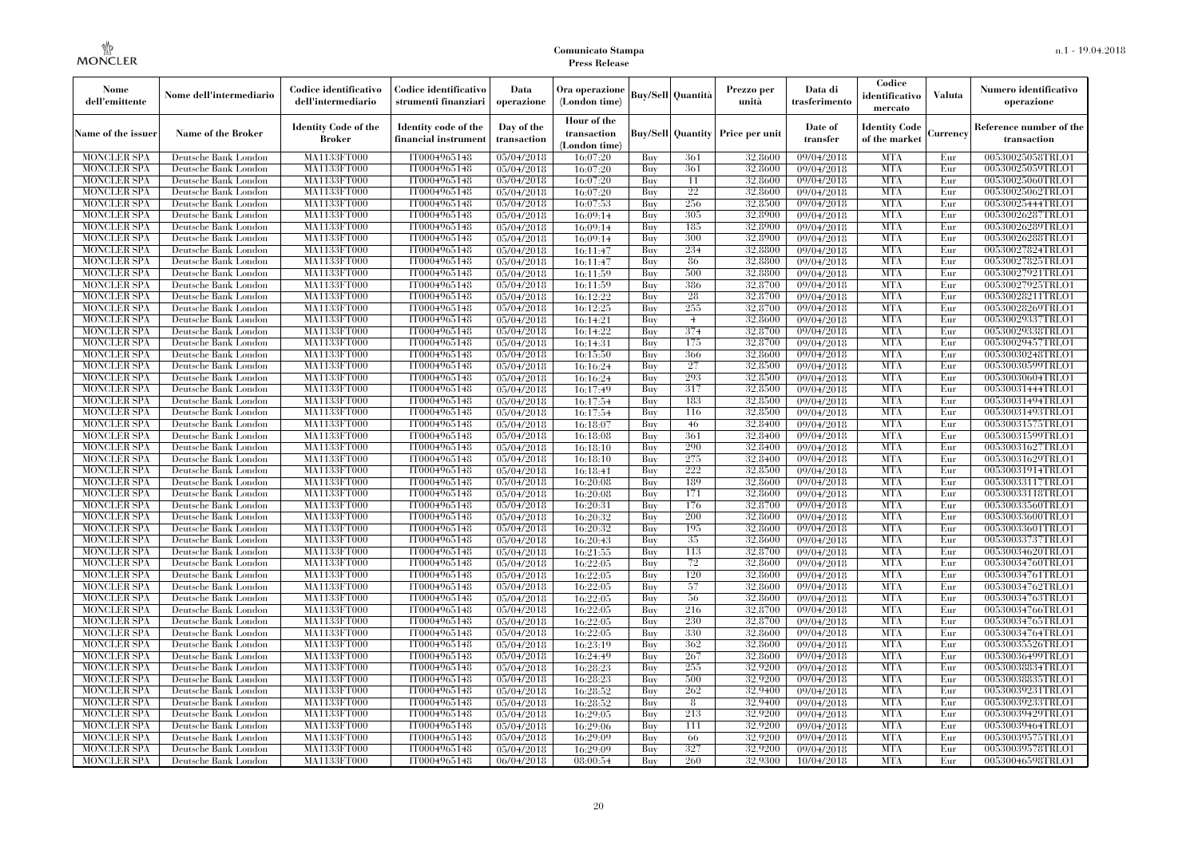| Nome dell'emittente | Nome dell'intermediario | Codice identificativo dell'intermediario | Codice identificativo strumenti finanziari | Data operazione | Ora operazione (London time) | Buy/Sell | Quantità | Prezzo per unità | Data di trasferimento | Codice identificativo mercato | Valuta | Numero identificativo operazione |
|---|---|---|---|---|---|---|---|---|---|---|---|---|
| Name of the issuer | Name of the Broker | Identity Code of the Broker | Identity code of the financial instrument | Day of the transaction | Hour of the transaction (London time) | Buy/Sell | Quantity | Price per unit | Date of transfer | Identity Code of the market | Currency | Reference number of the transaction |
| MONCLER SPA | Deutsche Bank London | MA1133FT000 | IT0004965148 | 05/04/2018 | 16:07:20 | Buy | 361 | 32,8600 | 09/04/2018 | MTA | Eur | 00530025058TRLO1 |
| MONCLER SPA | Deutsche Bank London | MA1133FT000 | IT0004965148 | 05/04/2018 | 16:07:20 | Buy | 361 | 32,8600 | 09/04/2018 | MTA | Eur | 00530025059TRLO1 |
| MONCLER SPA | Deutsche Bank London | MA1133FT000 | IT0004965148 | 05/04/2018 | 16:07:20 | Buy | 11 | 32,8600 | 09/04/2018 | MTA | Eur | 00530025060TRLO1 |
| MONCLER SPA | Deutsche Bank London | MA1133FT000 | IT0004965148 | 05/04/2018 | 16:07:20 | Buy | 22 | 32,8600 | 09/04/2018 | MTA | Eur | 00530025062TRLO1 |
| MONCLER SPA | Deutsche Bank London | MA1133FT000 | IT0004965148 | 05/04/2018 | 16:07:53 | Buy | 256 | 32,8500 | 09/04/2018 | MTA | Eur | 00530025444TRLO1 |
| MONCLER SPA | Deutsche Bank London | MA1133FT000 | IT0004965148 | 05/04/2018 | 16:09:14 | Buy | 305 | 32,8900 | 09/04/2018 | MTA | Eur | 00530026287TRLO1 |
| MONCLER SPA | Deutsche Bank London | MA1133FT000 | IT0004965148 | 05/04/2018 | 16:09:14 | Buy | 185 | 32,8900 | 09/04/2018 | MTA | Eur | 00530026289TRLO1 |
| MONCLER SPA | Deutsche Bank London | MA1133FT000 | IT0004965148 | 05/04/2018 | 16:09:14 | Buy | 300 | 32,8900 | 09/04/2018 | MTA | Eur | 00530026288TRLO1 |
| MONCLER SPA | Deutsche Bank London | MA1133FT000 | IT0004965148 | 05/04/2018 | 16:11:47 | Buy | 234 | 32,8800 | 09/04/2018 | MTA | Eur | 00530027824TRLO1 |
| MONCLER SPA | Deutsche Bank London | MA1133FT000 | IT0004965148 | 05/04/2018 | 16:11:47 | Buy | 86 | 32,8800 | 09/04/2018 | MTA | Eur | 00530027825TRLO1 |
| MONCLER SPA | Deutsche Bank London | MA1133FT000 | IT0004965148 | 05/04/2018 | 16:11:59 | Buy | 500 | 32,8800 | 09/04/2018 | MTA | Eur | 00530027921TRLO1 |
| MONCLER SPA | Deutsche Bank London | MA1133FT000 | IT0004965148 | 05/04/2018 | 16:11:59 | Buy | 386 | 32,8700 | 09/04/2018 | MTA | Eur | 00530027925TRLO1 |
| MONCLER SPA | Deutsche Bank London | MA1133FT000 | IT0004965148 | 05/04/2018 | 16:12:22 | Buy | 28 | 32,8700 | 09/04/2018 | MTA | Eur | 00530028211TRLO1 |
| MONCLER SPA | Deutsche Bank London | MA1133FT000 | IT0004965148 | 05/04/2018 | 16:12:25 | Buy | 255 | 32,8700 | 09/04/2018 | MTA | Eur | 00530028269TRLO1 |
| MONCLER SPA | Deutsche Bank London | MA1133FT000 | IT0004965148 | 05/04/2018 | 16:14:21 | Buy | 4 | 32,8600 | 09/04/2018 | MTA | Eur | 00530029337TRLO1 |
| MONCLER SPA | Deutsche Bank London | MA1133FT000 | IT0004965148 | 05/04/2018 | 16:14:22 | Buy | 374 | 32,8700 | 09/04/2018 | MTA | Eur | 00530029338TRLO1 |
| MONCLER SPA | Deutsche Bank London | MA1133FT000 | IT0004965148 | 05/04/2018 | 16:14:31 | Buy | 175 | 32,8700 | 09/04/2018 | MTA | Eur | 00530029457TRLO1 |
| MONCLER SPA | Deutsche Bank London | MA1133FT000 | IT0004965148 | 05/04/2018 | 16:15:50 | Buy | 366 | 32,8600 | 09/04/2018 | MTA | Eur | 00530030248TRLO1 |
| MONCLER SPA | Deutsche Bank London | MA1133FT000 | IT0004965148 | 05/04/2018 | 16:16:24 | Buy | 27 | 32,8500 | 09/04/2018 | MTA | Eur | 00530030599TRLO1 |
| MONCLER SPA | Deutsche Bank London | MA1133FT000 | IT0004965148 | 05/04/2018 | 16:16:24 | Buy | 293 | 32,8500 | 09/04/2018 | MTA | Eur | 00530030604TRLO1 |
| MONCLER SPA | Deutsche Bank London | MA1133FT000 | IT0004965148 | 05/04/2018 | 16:17:49 | Buy | 317 | 32,8500 | 09/04/2018 | MTA | Eur | 00530031444TRLO1 |
| MONCLER SPA | Deutsche Bank London | MA1133FT000 | IT0004965148 | 05/04/2018 | 16:17:54 | Buy | 183 | 32,8500 | 09/04/2018 | MTA | Eur | 00530031494TRLO1 |
| MONCLER SPA | Deutsche Bank London | MA1133FT000 | IT0004965148 | 05/04/2018 | 16:17:54 | Buy | 116 | 32,8500 | 09/04/2018 | MTA | Eur | 00530031493TRLO1 |
| MONCLER SPA | Deutsche Bank London | MA1133FT000 | IT0004965148 | 05/04/2018 | 16:18:07 | Buy | 46 | 32,8400 | 09/04/2018 | MTA | Eur | 00530031575TRLO1 |
| MONCLER SPA | Deutsche Bank London | MA1133FT000 | IT0004965148 | 05/04/2018 | 16:18:08 | Buy | 361 | 32,8400 | 09/04/2018 | MTA | Eur | 00530031599TRLO1 |
| MONCLER SPA | Deutsche Bank London | MA1133FT000 | IT0004965148 | 05/04/2018 | 16:18:10 | Buy | 290 | 32,8400 | 09/04/2018 | MTA | Eur | 00530031627TRLO1 |
| MONCLER SPA | Deutsche Bank London | MA1133FT000 | IT0004965148 | 05/04/2018 | 16:18:10 | Buy | 275 | 32,8400 | 09/04/2018 | MTA | Eur | 00530031629TRLO1 |
| MONCLER SPA | Deutsche Bank London | MA1133FT000 | IT0004965148 | 05/04/2018 | 16:18:41 | Buy | 222 | 32,8500 | 09/04/2018 | MTA | Eur | 00530031914TRLO1 |
| MONCLER SPA | Deutsche Bank London | MA1133FT000 | IT0004965148 | 05/04/2018 | 16:20:08 | Buy | 189 | 32,8600 | 09/04/2018 | MTA | Eur | 00530033117TRLO1 |
| MONCLER SPA | Deutsche Bank London | MA1133FT000 | IT0004965148 | 05/04/2018 | 16:20:08 | Buy | 171 | 32,8600 | 09/04/2018 | MTA | Eur | 00530033118TRLO1 |
| MONCLER SPA | Deutsche Bank London | MA1133FT000 | IT0004965148 | 05/04/2018 | 16:20:31 | Buy | 176 | 32,8700 | 09/04/2018 | MTA | Eur | 00530033560TRLO1 |
| MONCLER SPA | Deutsche Bank London | MA1133FT000 | IT0004965148 | 05/04/2018 | 16:20:32 | Buy | 200 | 32,8600 | 09/04/2018 | MTA | Eur | 00530033600TRLO1 |
| MONCLER SPA | Deutsche Bank London | MA1133FT000 | IT0004965148 | 05/04/2018 | 16:20:32 | Buy | 195 | 32,8600 | 09/04/2018 | MTA | Eur | 00530033601TRLO1 |
| MONCLER SPA | Deutsche Bank London | MA1133FT000 | IT0004965148 | 05/04/2018 | 16:20:43 | Buy | 35 | 32,8600 | 09/04/2018 | MTA | Eur | 00530033737TRLO1 |
| MONCLER SPA | Deutsche Bank London | MA1133FT000 | IT0004965148 | 05/04/2018 | 16:21:55 | Buy | 113 | 32,8700 | 09/04/2018 | MTA | Eur | 00530034620TRLO1 |
| MONCLER SPA | Deutsche Bank London | MA1133FT000 | IT0004965148 | 05/04/2018 | 16:22:05 | Buy | 72 | 32,8600 | 09/04/2018 | MTA | Eur | 00530034760TRLO1 |
| MONCLER SPA | Deutsche Bank London | MA1133FT000 | IT0004965148 | 05/04/2018 | 16:22:05 | Buy | 120 | 32,8600 | 09/04/2018 | MTA | Eur | 00530034761TRLO1 |
| MONCLER SPA | Deutsche Bank London | MA1133FT000 | IT0004965148 | 05/04/2018 | 16:22:05 | Buy | 57 | 32,8600 | 09/04/2018 | MTA | Eur | 00530034762TRLO1 |
| MONCLER SPA | Deutsche Bank London | MA1133FT000 | IT0004965148 | 05/04/2018 | 16:22:05 | Buy | 56 | 32,8600 | 09/04/2018 | MTA | Eur | 00530034763TRLO1 |
| MONCLER SPA | Deutsche Bank London | MA1133FT000 | IT0004965148 | 05/04/2018 | 16:22:05 | Buy | 216 | 32,8700 | 09/04/2018 | MTA | Eur | 00530034766TRLO1 |
| MONCLER SPA | Deutsche Bank London | MA1133FT000 | IT0004965148 | 05/04/2018 | 16:22:05 | Buy | 230 | 32,8700 | 09/04/2018 | MTA | Eur | 00530034765TRLO1 |
| MONCLER SPA | Deutsche Bank London | MA1133FT000 | IT0004965148 | 05/04/2018 | 16:22:05 | Buy | 330 | 32,8600 | 09/04/2018 | MTA | Eur | 00530034764TRLO1 |
| MONCLER SPA | Deutsche Bank London | MA1133FT000 | IT0004965148 | 05/04/2018 | 16:23:19 | Buy | 362 | 32,8600 | 09/04/2018 | MTA | Eur | 00530035526TRLO1 |
| MONCLER SPA | Deutsche Bank London | MA1133FT000 | IT0004965148 | 05/04/2018 | 16:24:49 | Buy | 267 | 32,8600 | 09/04/2018 | MTA | Eur | 00530036499TRLO1 |
| MONCLER SPA | Deutsche Bank London | MA1133FT000 | IT0004965148 | 05/04/2018 | 16:28:23 | Buy | 255 | 32,9200 | 09/04/2018 | MTA | Eur | 00530038834TRLO1 |
| MONCLER SPA | Deutsche Bank London | MA1133FT000 | IT0004965148 | 05/04/2018 | 16:28:23 | Buy | 500 | 32,9200 | 09/04/2018 | MTA | Eur | 00530038835TRLO1 |
| MONCLER SPA | Deutsche Bank London | MA1133FT000 | IT0004965148 | 05/04/2018 | 16:28:52 | Buy | 262 | 32,9400 | 09/04/2018 | MTA | Eur | 00530039231TRLO1 |
| MONCLER SPA | Deutsche Bank London | MA1133FT000 | IT0004965148 | 05/04/2018 | 16:28:52 | Buy | 8 | 32,9400 | 09/04/2018 | MTA | Eur | 00530039233TRLO1 |
| MONCLER SPA | Deutsche Bank London | MA1133FT000 | IT0004965148 | 05/04/2018 | 16:29:05 | Buy | 213 | 32,9200 | 09/04/2018 | MTA | Eur | 00530039429TRLO1 |
| MONCLER SPA | Deutsche Bank London | MA1133FT000 | IT0004965148 | 05/04/2018 | 16:29:06 | Buy | 111 | 32,9200 | 09/04/2018 | MTA | Eur | 00530039464TRLO1 |
| MONCLER SPA | Deutsche Bank London | MA1133FT000 | IT0004965148 | 05/04/2018 | 16:29:09 | Buy | 66 | 32,9200 | 09/04/2018 | MTA | Eur | 00530039575TRLO1 |
| MONCLER SPA | Deutsche Bank London | MA1133FT000 | IT0004965148 | 05/04/2018 | 16:29:09 | Buy | 327 | 32,9200 | 09/04/2018 | MTA | Eur | 00530039578TRLO1 |
| MONCLER SPA | Deutsche Bank London | MA1133FT000 | IT0004965148 | 06/04/2018 | 08:00:54 | Buy | 260 | 32,9300 | 10/04/2018 | MTA | Eur | 00530046598TRLO1 |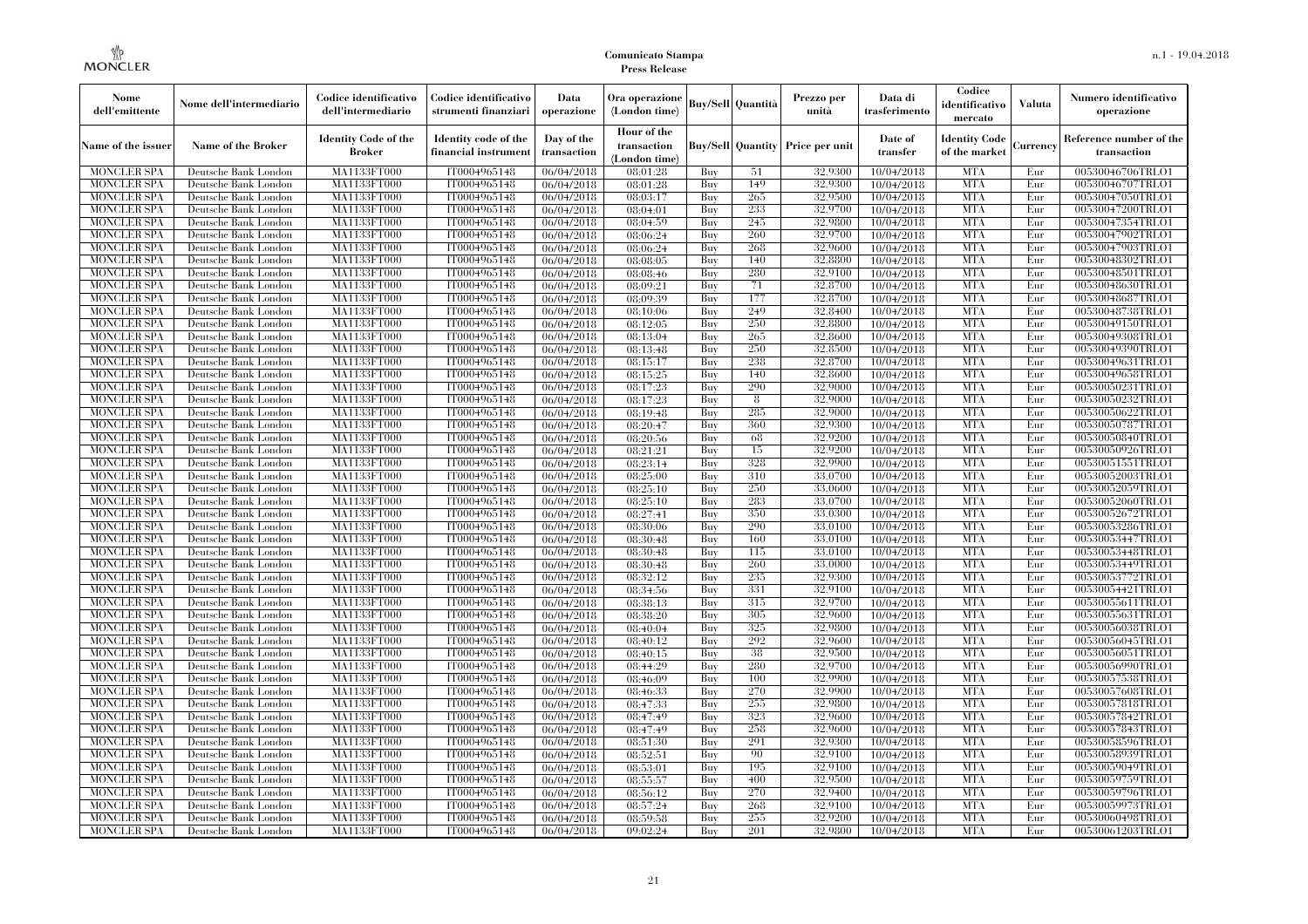| Nome dell'emittente | Nome dell'intermediario | Codice identificativo dell'intermediario | Codice identificativo strumenti finanziari | Data operazione | Ora operazione (London time) | Buy/Sell | Quantità | Prezzo per unità | Data di trasferimento | Codice identificativo mercato | Valuta | Numero identificativo operazione |
|---|---|---|---|---|---|---|---|---|---|---|---|---|
| Name of the issuer | Name of the Broker | Identity Code of the Broker | Identity code of the financial instrument | Day of the transaction | Hour of the transaction (London time) | Buy/Sell | Quantity | Price per unit | Date of transfer | Identity Code of the market | Currency | Reference number of the transaction |
| MONCLER SPA | Deutsche Bank London | MA1133FT000 | IT0004965148 | 06/04/2018 | 08:01:28 | Buy | 51 | 32,9300 | 10/04/2018 | MTA | Eur | 00530046706TRLO1 |
| MONCLER SPA | Deutsche Bank London | MA1133FT000 | IT0004965148 | 06/04/2018 | 08:01:28 | Buy | 149 | 32,9300 | 10/04/2018 | MTA | Eur | 00530046707TRLO1 |
| MONCLER SPA | Deutsche Bank London | MA1133FT000 | IT0004965148 | 06/04/2018 | 08:03:17 | Buy | 265 | 32,9500 | 10/04/2018 | MTA | Eur | 00530047050TRLO1 |
| MONCLER SPA | Deutsche Bank London | MA1133FT000 | IT0004965148 | 06/04/2018 | 08:04:01 | Buy | 233 | 32,9700 | 10/04/2018 | MTA | Eur | 00530047200TRLO1 |
| MONCLER SPA | Deutsche Bank London | MA1133FT000 | IT0004965148 | 06/04/2018 | 08:04:59 | Buy | 245 | 32,9800 | 10/04/2018 | MTA | Eur | 00530047354TRLO1 |
| MONCLER SPA | Deutsche Bank London | MA1133FT000 | IT0004965148 | 06/04/2018 | 08:06:24 | Buy | 260 | 32,9700 | 10/04/2018 | MTA | Eur | 00530047902TRLO1 |
| MONCLER SPA | Deutsche Bank London | MA1133FT000 | IT0004965148 | 06/04/2018 | 08:06:24 | Buy | 268 | 32,9600 | 10/04/2018 | MTA | Eur | 00530047903TRLO1 |
| MONCLER SPA | Deutsche Bank London | MA1133FT000 | IT0004965148 | 06/04/2018 | 08:08:05 | Buy | 140 | 32,8800 | 10/04/2018 | MTA | Eur | 00530048302TRLO1 |
| MONCLER SPA | Deutsche Bank London | MA1133FT000 | IT0004965148 | 06/04/2018 | 08:08:46 | Buy | 280 | 32,9100 | 10/04/2018 | MTA | Eur | 00530048501TRLO1 |
| MONCLER SPA | Deutsche Bank London | MA1133FT000 | IT0004965148 | 06/04/2018 | 08:09:21 | Buy | 71 | 32,8700 | 10/04/2018 | MTA | Eur | 00530048630TRLO1 |
| MONCLER SPA | Deutsche Bank London | MA1133FT000 | IT0004965148 | 06/04/2018 | 08:09:39 | Buy | 177 | 32,8700 | 10/04/2018 | MTA | Eur | 00530048687TRLO1 |
| MONCLER SPA | Deutsche Bank London | MA1133FT000 | IT0004965148 | 06/04/2018 | 08:10:06 | Buy | 249 | 32,8400 | 10/04/2018 | MTA | Eur | 00530048738TRLO1 |
| MONCLER SPA | Deutsche Bank London | MA1133FT000 | IT0004965148 | 06/04/2018 | 08:12:05 | Buy | 250 | 32,8800 | 10/04/2018 | MTA | Eur | 00530049150TRLO1 |
| MONCLER SPA | Deutsche Bank London | MA1133FT000 | IT0004965148 | 06/04/2018 | 08:13:04 | Buy | 265 | 32,8600 | 10/04/2018 | MTA | Eur | 00530049308TRLO1 |
| MONCLER SPA | Deutsche Bank London | MA1133FT000 | IT0004965148 | 06/04/2018 | 08:13:48 | Buy | 250 | 32,8500 | 10/04/2018 | MTA | Eur | 00530049390TRLO1 |
| MONCLER SPA | Deutsche Bank London | MA1133FT000 | IT0004965148 | 06/04/2018 | 08:15:17 | Buy | 238 | 32,8700 | 10/04/2018 | MTA | Eur | 00530049631TRLO1 |
| MONCLER SPA | Deutsche Bank London | MA1133FT000 | IT0004965148 | 06/04/2018 | 08:15:25 | Buy | 140 | 32,8600 | 10/04/2018 | MTA | Eur | 00530049658TRLO1 |
| MONCLER SPA | Deutsche Bank London | MA1133FT000 | IT0004965148 | 06/04/2018 | 08:17:23 | Buy | 290 | 32,9000 | 10/04/2018 | MTA | Eur | 00530050231TRLO1 |
| MONCLER SPA | Deutsche Bank London | MA1133FT000 | IT0004965148 | 06/04/2018 | 08:17:23 | Buy | 8 | 32,9000 | 10/04/2018 | MTA | Eur | 00530050232TRLO1 |
| MONCLER SPA | Deutsche Bank London | MA1133FT000 | IT0004965148 | 06/04/2018 | 08:19:48 | Buy | 285 | 32,9000 | 10/04/2018 | MTA | Eur | 00530050622TRLO1 |
| MONCLER SPA | Deutsche Bank London | MA1133FT000 | IT0004965148 | 06/04/2018 | 08:20:47 | Buy | 360 | 32,9300 | 10/04/2018 | MTA | Eur | 00530050787TRLO1 |
| MONCLER SPA | Deutsche Bank London | MA1133FT000 | IT0004965148 | 06/04/2018 | 08:20:56 | Buy | 68 | 32,9200 | 10/04/2018 | MTA | Eur | 00530050840TRLO1 |
| MONCLER SPA | Deutsche Bank London | MA1133FT000 | IT0004965148 | 06/04/2018 | 08:21:21 | Buy | 15 | 32,9200 | 10/04/2018 | MTA | Eur | 00530050926TRLO1 |
| MONCLER SPA | Deutsche Bank London | MA1133FT000 | IT0004965148 | 06/04/2018 | 08:23:14 | Buy | 328 | 32,9900 | 10/04/2018 | MTA | Eur | 00530051551TRLO1 |
| MONCLER SPA | Deutsche Bank London | MA1133FT000 | IT0004965148 | 06/04/2018 | 08:25:00 | Buy | 310 | 33,0700 | 10/04/2018 | MTA | Eur | 00530052003TRLO1 |
| MONCLER SPA | Deutsche Bank London | MA1133FT000 | IT0004965148 | 06/04/2018 | 08:25:10 | Buy | 250 | 33,0600 | 10/04/2018 | MTA | Eur | 00530052059TRLO1 |
| MONCLER SPA | Deutsche Bank London | MA1133FT000 | IT0004965148 | 06/04/2018 | 08:25:10 | Buy | 283 | 33,0700 | 10/04/2018 | MTA | Eur | 00530052060TRLO1 |
| MONCLER SPA | Deutsche Bank London | MA1133FT000 | IT0004965148 | 06/04/2018 | 08:27:41 | Buy | 350 | 33,0300 | 10/04/2018 | MTA | Eur | 00530052672TRLO1 |
| MONCLER SPA | Deutsche Bank London | MA1133FT000 | IT0004965148 | 06/04/2018 | 08:30:06 | Buy | 290 | 33,0100 | 10/04/2018 | MTA | Eur | 00530053286TRLO1 |
| MONCLER SPA | Deutsche Bank London | MA1133FT000 | IT0004965148 | 06/04/2018 | 08:30:48 | Buy | 160 | 33,0100 | 10/04/2018 | MTA | Eur | 00530053447TRLO1 |
| MONCLER SPA | Deutsche Bank London | MA1133FT000 | IT0004965148 | 06/04/2018 | 08:30:48 | Buy | 115 | 33,0100 | 10/04/2018 | MTA | Eur | 00530053448TRLO1 |
| MONCLER SPA | Deutsche Bank London | MA1133FT000 | IT0004965148 | 06/04/2018 | 08:30:48 | Buy | 260 | 33,0000 | 10/04/2018 | MTA | Eur | 00530053449TRLO1 |
| MONCLER SPA | Deutsche Bank London | MA1133FT000 | IT0004965148 | 06/04/2018 | 08:32:12 | Buy | 235 | 32,9300 | 10/04/2018 | MTA | Eur | 00530053772TRLO1 |
| MONCLER SPA | Deutsche Bank London | MA1133FT000 | IT0004965148 | 06/04/2018 | 08:34:56 | Buy | 331 | 32,9100 | 10/04/2018 | MTA | Eur | 00530054421TRLO1 |
| MONCLER SPA | Deutsche Bank London | MA1133FT000 | IT0004965148 | 06/04/2018 | 08:38:13 | Buy | 315 | 32,9700 | 10/04/2018 | MTA | Eur | 00530055611TRLO1 |
| MONCLER SPA | Deutsche Bank London | MA1133FT000 | IT0004965148 | 06/04/2018 | 08:38:20 | Buy | 305 | 32,9600 | 10/04/2018 | MTA | Eur | 00530055631TRLO1 |
| MONCLER SPA | Deutsche Bank London | MA1133FT000 | IT0004965148 | 06/04/2018 | 08:40:04 | Buy | 325 | 32,9800 | 10/04/2018 | MTA | Eur | 00530056038TRLO1 |
| MONCLER SPA | Deutsche Bank London | MA1133FT000 | IT0004965148 | 06/04/2018 | 08:40:12 | Buy | 292 | 32,9600 | 10/04/2018 | MTA | Eur | 00530056045TRLO1 |
| MONCLER SPA | Deutsche Bank London | MA1133FT000 | IT0004965148 | 06/04/2018 | 08:40:15 | Buy | 38 | 32,9500 | 10/04/2018 | MTA | Eur | 00530056051TRLO1 |
| MONCLER SPA | Deutsche Bank London | MA1133FT000 | IT0004965148 | 06/04/2018 | 08:44:29 | Buy | 280 | 32,9700 | 10/04/2018 | MTA | Eur | 00530056990TRLO1 |
| MONCLER SPA | Deutsche Bank London | MA1133FT000 | IT0004965148 | 06/04/2018 | 08:46:09 | Buy | 100 | 32,9900 | 10/04/2018 | MTA | Eur | 00530057538TRLO1 |
| MONCLER SPA | Deutsche Bank London | MA1133FT000 | IT0004965148 | 06/04/2018 | 08:46:33 | Buy | 270 | 32,9900 | 10/04/2018 | MTA | Eur | 00530057608TRLO1 |
| MONCLER SPA | Deutsche Bank London | MA1133FT000 | IT0004965148 | 06/04/2018 | 08:47:33 | Buy | 255 | 32,9800 | 10/04/2018 | MTA | Eur | 00530057818TRLO1 |
| MONCLER SPA | Deutsche Bank London | MA1133FT000 | IT0004965148 | 06/04/2018 | 08:47:49 | Buy | 323 | 32,9600 | 10/04/2018 | MTA | Eur | 00530057842TRLO1 |
| MONCLER SPA | Deutsche Bank London | MA1133FT000 | IT0004965148 | 06/04/2018 | 08:47:49 | Buy | 258 | 32,9600 | 10/04/2018 | MTA | Eur | 00530057843TRLO1 |
| MONCLER SPA | Deutsche Bank London | MA1133FT000 | IT0004965148 | 06/04/2018 | 08:51:30 | Buy | 291 | 32,9300 | 10/04/2018 | MTA | Eur | 00530058596TRLO1 |
| MONCLER SPA | Deutsche Bank London | MA1133FT000 | IT0004965148 | 06/04/2018 | 08:52:51 | Buy | 90 | 32,9100 | 10/04/2018 | MTA | Eur | 00530058939TRLO1 |
| MONCLER SPA | Deutsche Bank London | MA1133FT000 | IT0004965148 | 06/04/2018 | 08:53:01 | Buy | 195 | 32,9100 | 10/04/2018 | MTA | Eur | 00530059049TRLO1 |
| MONCLER SPA | Deutsche Bank London | MA1133FT000 | IT0004965148 | 06/04/2018 | 08:55:57 | Buy | 400 | 32,9500 | 10/04/2018 | MTA | Eur | 00530059759TRLO1 |
| MONCLER SPA | Deutsche Bank London | MA1133FT000 | IT0004965148 | 06/04/2018 | 08:56:12 | Buy | 270 | 32,9400 | 10/04/2018 | MTA | Eur | 00530059796TRLO1 |
| MONCLER SPA | Deutsche Bank London | MA1133FT000 | IT0004965148 | 06/04/2018 | 08:57:24 | Buy | 268 | 32,9100 | 10/04/2018 | MTA | Eur | 00530059973TRLO1 |
| MONCLER SPA | Deutsche Bank London | MA1133FT000 | IT0004965148 | 06/04/2018 | 08:59:58 | Buy | 255 | 32,9200 | 10/04/2018 | MTA | Eur | 00530060498TRLO1 |
| MONCLER SPA | Deutsche Bank London | MA1133FT000 | IT0004965148 | 06/04/2018 | 09:02:24 | Buy | 201 | 32,9800 | 10/04/2018 | MTA | Eur | 00530061203TRLO1 |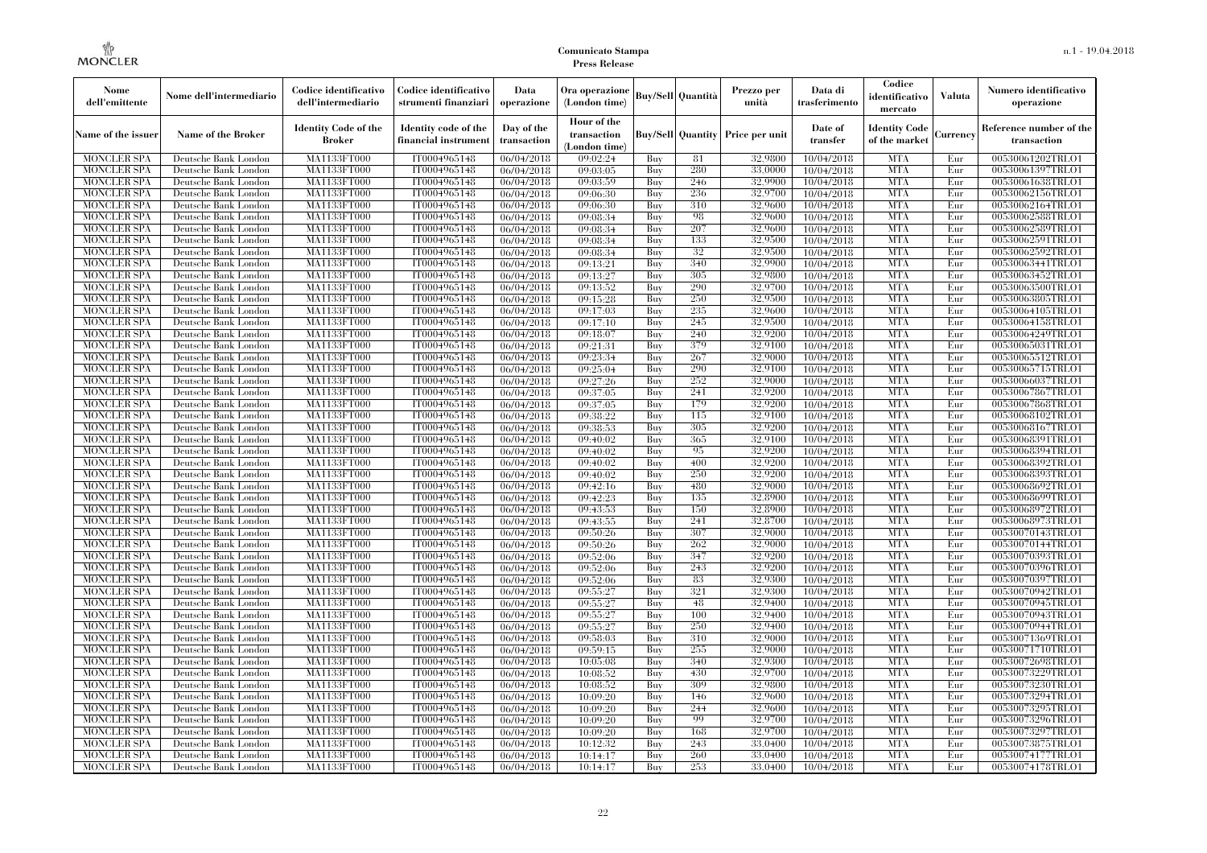| Nome dell'emittente | Nome dell'intermediario | Codice identificativo dell'intermediario | Codice identificativo strumenti finanziari | Data operazione | Ora operazione (London time) | Buy/Sell | Quantità | Prezzo per unità | Data di trasferimento | Codice identificativo mercato | Valuta | Numero identificativo operazione |
|---|---|---|---|---|---|---|---|---|---|---|---|---|
| Name of the issuer | Name of the Broker | Identity Code of the Broker | Identity code of the financial instrument | Day of the transaction | Hour of the transaction (London time) | Buy/Sell | Quantity | Price per unit | Date of transfer | Identity Code of the market | Currency | Reference number of the transaction |
| MONCLER SPA | Deutsche Bank London | MA1133FT000 | IT0004965148 | 06/04/2018 | 09:02:24 | Buy | 81 | 32,9800 | 10/04/2018 | MTA | Eur | 00530061202TRLO1 |
| MONCLER SPA | Deutsche Bank London | MA1133FT000 | IT0004965148 | 06/04/2018 | 09:03:05 | Buy | 280 | 33,0000 | 10/04/2018 | MTA | Eur | 00530061397TRLO1 |
| MONCLER SPA | Deutsche Bank London | MA1133FT000 | IT0004965148 | 06/04/2018 | 09:03:59 | Buy | 246 | 32,9900 | 10/04/2018 | MTA | Eur | 00530061638TRLO1 |
| MONCLER SPA | Deutsche Bank London | MA1133FT000 | IT0004965148 | 06/04/2018 | 09:06:30 | Buy | 236 | 32,9700 | 10/04/2018 | MTA | Eur | 00530062156TRLO1 |
| MONCLER SPA | Deutsche Bank London | MA1133FT000 | IT0004965148 | 06/04/2018 | 09:06:30 | Buy | 310 | 32,9600 | 10/04/2018 | MTA | Eur | 00530062164TRLO1 |
| MONCLER SPA | Deutsche Bank London | MA1133FT000 | IT0004965148 | 06/04/2018 | 09:08:34 | Buy | 98 | 32,9600 | 10/04/2018 | MTA | Eur | 00530062588TRLO1 |
| MONCLER SPA | Deutsche Bank London | MA1133FT000 | IT0004965148 | 06/04/2018 | 09:08:34 | Buy | 207 | 32,9600 | 10/04/2018 | MTA | Eur | 00530062589TRLO1 |
| MONCLER SPA | Deutsche Bank London | MA1133FT000 | IT0004965148 | 06/04/2018 | 09:08:34 | Buy | 133 | 32,9500 | 10/04/2018 | MTA | Eur | 00530062591TRLO1 |
| MONCLER SPA | Deutsche Bank London | MA1133FT000 | IT0004965148 | 06/04/2018 | 09:08:34 | Buy | 32 | 32,9500 | 10/04/2018 | MTA | Eur | 00530062592TRLO1 |
| MONCLER SPA | Deutsche Bank London | MA1133FT000 | IT0004965148 | 06/04/2018 | 09:13:21 | Buy | 340 | 32,9900 | 10/04/2018 | MTA | Eur | 00530063441TRLO1 |
| MONCLER SPA | Deutsche Bank London | MA1133FT000 | IT0004965148 | 06/04/2018 | 09:13:27 | Buy | 305 | 32,9800 | 10/04/2018 | MTA | Eur | 00530063452TRLO1 |
| MONCLER SPA | Deutsche Bank London | MA1133FT000 | IT0004965148 | 06/04/2018 | 09:13:52 | Buy | 290 | 32,9700 | 10/04/2018 | MTA | Eur | 00530063500TRLO1 |
| MONCLER SPA | Deutsche Bank London | MA1133FT000 | IT0004965148 | 06/04/2018 | 09:15:28 | Buy | 250 | 32,9500 | 10/04/2018 | MTA | Eur | 00530063805TRLO1 |
| MONCLER SPA | Deutsche Bank London | MA1133FT000 | IT0004965148 | 06/04/2018 | 09:17:03 | Buy | 235 | 32,9600 | 10/04/2018 | MTA | Eur | 00530064105TRLO1 |
| MONCLER SPA | Deutsche Bank London | MA1133FT000 | IT0004965148 | 06/04/2018 | 09:17:10 | Buy | 245 | 32,9500 | 10/04/2018 | MTA | Eur | 00530064158TRLO1 |
| MONCLER SPA | Deutsche Bank London | MA1133FT000 | IT0004965148 | 06/04/2018 | 09:18:07 | Buy | 240 | 32,9200 | 10/04/2018 | MTA | Eur | 00530064249TRLO1 |
| MONCLER SPA | Deutsche Bank London | MA1133FT000 | IT0004965148 | 06/04/2018 | 09:21:31 | Buy | 379 | 32,9100 | 10/04/2018 | MTA | Eur | 00530065031TRLO1 |
| MONCLER SPA | Deutsche Bank London | MA1133FT000 | IT0004965148 | 06/04/2018 | 09:23:34 | Buy | 267 | 32,9000 | 10/04/2018 | MTA | Eur | 00530065512TRLO1 |
| MONCLER SPA | Deutsche Bank London | MA1133FT000 | IT0004965148 | 06/04/2018 | 09:25:04 | Buy | 290 | 32,9100 | 10/04/2018 | MTA | Eur | 00530065715TRLO1 |
| MONCLER SPA | Deutsche Bank London | MA1133FT000 | IT0004965148 | 06/04/2018 | 09:27:26 | Buy | 252 | 32,9000 | 10/04/2018 | MTA | Eur | 00530066037TRLO1 |
| MONCLER SPA | Deutsche Bank London | MA1133FT000 | IT0004965148 | 06/04/2018 | 09:37:05 | Buy | 241 | 32,9200 | 10/04/2018 | MTA | Eur | 00530067867TRLO1 |
| MONCLER SPA | Deutsche Bank London | MA1133FT000 | IT0004965148 | 06/04/2018 | 09:37:05 | Buy | 179 | 32,9200 | 10/04/2018 | MTA | Eur | 00530067868TRLO1 |
| MONCLER SPA | Deutsche Bank London | MA1133FT000 | IT0004965148 | 06/04/2018 | 09:38:22 | Buy | 115 | 32,9100 | 10/04/2018 | MTA | Eur | 00530068102TRLO1 |
| MONCLER SPA | Deutsche Bank London | MA1133FT000 | IT0004965148 | 06/04/2018 | 09:38:53 | Buy | 305 | 32,9200 | 10/04/2018 | MTA | Eur | 00530068167TRLO1 |
| MONCLER SPA | Deutsche Bank London | MA1133FT000 | IT0004965148 | 06/04/2018 | 09:40:02 | Buy | 365 | 32,9100 | 10/04/2018 | MTA | Eur | 00530068391TRLO1 |
| MONCLER SPA | Deutsche Bank London | MA1133FT000 | IT0004965148 | 06/04/2018 | 09:40:02 | Buy | 95 | 32,9200 | 10/04/2018 | MTA | Eur | 00530068394TRLO1 |
| MONCLER SPA | Deutsche Bank London | MA1133FT000 | IT0004965148 | 06/04/2018 | 09:40:02 | Buy | 400 | 32,9200 | 10/04/2018 | MTA | Eur | 00530068392TRLO1 |
| MONCLER SPA | Deutsche Bank London | MA1133FT000 | IT0004965148 | 06/04/2018 | 09:40:02 | Buy | 250 | 32,9200 | 10/04/2018 | MTA | Eur | 00530068393TRLO1 |
| MONCLER SPA | Deutsche Bank London | MA1133FT000 | IT0004965148 | 06/04/2018 | 09:42:16 | Buy | 480 | 32,9000 | 10/04/2018 | MTA | Eur | 00530068692TRLO1 |
| MONCLER SPA | Deutsche Bank London | MA1133FT000 | IT0004965148 | 06/04/2018 | 09:42:23 | Buy | 135 | 32,8900 | 10/04/2018 | MTA | Eur | 00530068699TRLO1 |
| MONCLER SPA | Deutsche Bank London | MA1133FT000 | IT0004965148 | 06/04/2018 | 09:43:53 | Buy | 150 | 32,8900 | 10/04/2018 | MTA | Eur | 00530068972TRLO1 |
| MONCLER SPA | Deutsche Bank London | MA1133FT000 | IT0004965148 | 06/04/2018 | 09:43:55 | Buy | 241 | 32,8700 | 10/04/2018 | MTA | Eur | 00530068973TRLO1 |
| MONCLER SPA | Deutsche Bank London | MA1133FT000 | IT0004965148 | 06/04/2018 | 09:50:26 | Buy | 307 | 32,9000 | 10/04/2018 | MTA | Eur | 00530070143TRLO1 |
| MONCLER SPA | Deutsche Bank London | MA1133FT000 | IT0004965148 | 06/04/2018 | 09:50:26 | Buy | 262 | 32,9000 | 10/04/2018 | MTA | Eur | 00530070144TRLO1 |
| MONCLER SPA | Deutsche Bank London | MA1133FT000 | IT0004965148 | 06/04/2018 | 09:52:06 | Buy | 347 | 32,9200 | 10/04/2018 | MTA | Eur | 00530070393TRLO1 |
| MONCLER SPA | Deutsche Bank London | MA1133FT000 | IT0004965148 | 06/04/2018 | 09:52:06 | Buy | 243 | 32,9200 | 10/04/2018 | MTA | Eur | 00530070396TRLO1 |
| MONCLER SPA | Deutsche Bank London | MA1133FT000 | IT0004965148 | 06/04/2018 | 09:52:06 | Buy | 83 | 32,9300 | 10/04/2018 | MTA | Eur | 00530070397TRLO1 |
| MONCLER SPA | Deutsche Bank London | MA1133FT000 | IT0004965148 | 06/04/2018 | 09:55:27 | Buy | 321 | 32,9300 | 10/04/2018 | MTA | Eur | 00530070942TRLO1 |
| MONCLER SPA | Deutsche Bank London | MA1133FT000 | IT0004965148 | 06/04/2018 | 09:55:27 | Buy | 48 | 32,9400 | 10/04/2018 | MTA | Eur | 00530070945TRLO1 |
| MONCLER SPA | Deutsche Bank London | MA1133FT000 | IT0004965148 | 06/04/2018 | 09:55:27 | Buy | 100 | 32,9400 | 10/04/2018 | MTA | Eur | 00530070943TRLO1 |
| MONCLER SPA | Deutsche Bank London | MA1133FT000 | IT0004965148 | 06/04/2018 | 09:55:27 | Buy | 250 | 32,9400 | 10/04/2018 | MTA | Eur | 00530070944TRLO1 |
| MONCLER SPA | Deutsche Bank London | MA1133FT000 | IT0004965148 | 06/04/2018 | 09:58:03 | Buy | 310 | 32,9000 | 10/04/2018 | MTA | Eur | 00530071369TRLO1 |
| MONCLER SPA | Deutsche Bank London | MA1133FT000 | IT0004965148 | 06/04/2018 | 09:59:15 | Buy | 255 | 32,9000 | 10/04/2018 | MTA | Eur | 00530071710TRLO1 |
| MONCLER SPA | Deutsche Bank London | MA1133FT000 | IT0004965148 | 06/04/2018 | 10:05:08 | Buy | 340 | 32,9300 | 10/04/2018 | MTA | Eur | 00530072698TRLO1 |
| MONCLER SPA | Deutsche Bank London | MA1133FT000 | IT0004965148 | 06/04/2018 | 10:08:52 | Buy | 430 | 32,9700 | 10/04/2018 | MTA | Eur | 00530073229TRLO1 |
| MONCLER SPA | Deutsche Bank London | MA1133FT000 | IT0004965148 | 06/04/2018 | 10:08:52 | Buy | 309 | 32,9800 | 10/04/2018 | MTA | Eur | 00530073230TRLO1 |
| MONCLER SPA | Deutsche Bank London | MA1133FT000 | IT0004965148 | 06/04/2018 | 10:09:20 | Buy | 146 | 32,9600 | 10/04/2018 | MTA | Eur | 00530073294TRLO1 |
| MONCLER SPA | Deutsche Bank London | MA1133FT000 | IT0004965148 | 06/04/2018 | 10:09:20 | Buy | 244 | 32,9600 | 10/04/2018 | MTA | Eur | 00530073295TRLO1 |
| MONCLER SPA | Deutsche Bank London | MA1133FT000 | IT0004965148 | 06/04/2018 | 10:09:20 | Buy | 99 | 32,9700 | 10/04/2018 | MTA | Eur | 00530073296TRLO1 |
| MONCLER SPA | Deutsche Bank London | MA1133FT000 | IT0004965148 | 06/04/2018 | 10:09:20 | Buy | 168 | 32,9700 | 10/04/2018 | MTA | Eur | 00530073297TRLO1 |
| MONCLER SPA | Deutsche Bank London | MA1133FT000 | IT0004965148 | 06/04/2018 | 10:12:32 | Buy | 243 | 33,0400 | 10/04/2018 | MTA | Eur | 00530073875TRLO1 |
| MONCLER SPA | Deutsche Bank London | MA1133FT000 | IT0004965148 | 06/04/2018 | 10:14:17 | Buy | 260 | 33,0400 | 10/04/2018 | MTA | Eur | 00530074177TRLO1 |
| MONCLER SPA | Deutsche Bank London | MA1133FT000 | IT0004965148 | 06/04/2018 | 10:14:17 | Buy | 253 | 33,0400 | 10/04/2018 | MTA | Eur | 00530074178TRLO1 |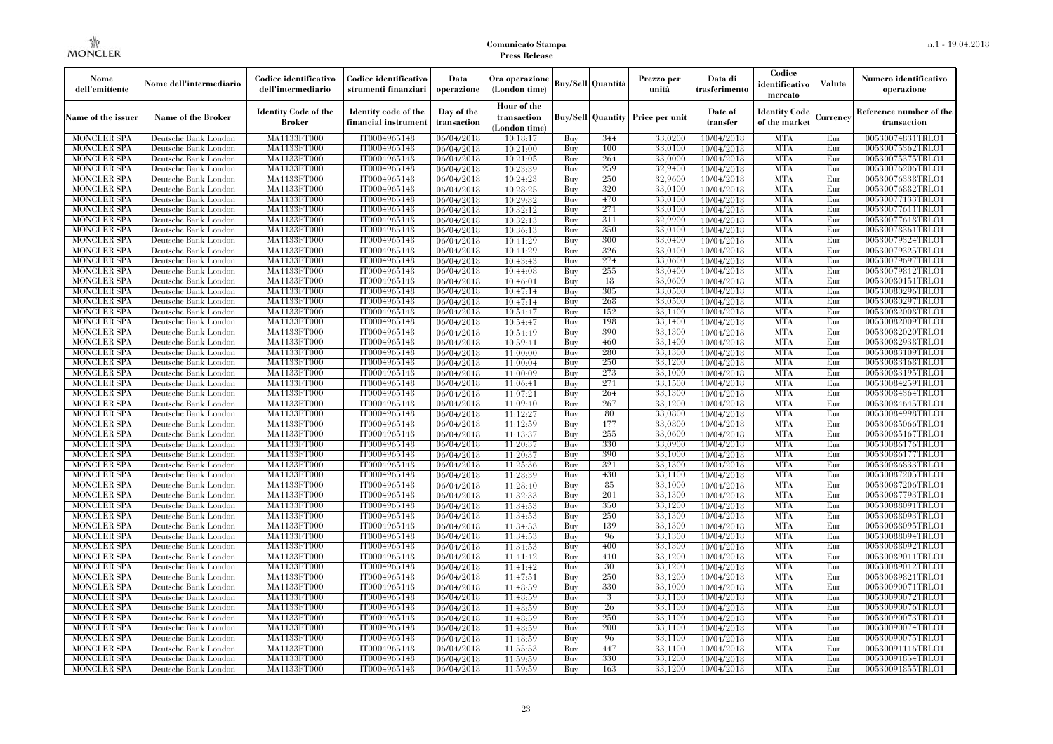| Nome dell'emittente | Nome dell'intermediario | Codice identificativo dell'intermediario | Codice identificativo strumenti finanziari | Data operazione | Ora operazione (London time) | Buy/Sell | Quantità | Prezzo per unità | Data di trasferimento | Codice identificativo mercato | Valuta | Numero identificativo operazione |
|---|---|---|---|---|---|---|---|---|---|---|---|---|
| Name of the issuer | Name of the Broker | Identity Code of the Broker | Identity code of the financial instrument | Day of the transaction | Hour of the transaction (London time) | Buy/Sell | Quantity | Price per unit | Date of transfer | Identity Code of the market | Currency | Reference number of the transaction |
| MONCLER SPA | Deutsche Bank London | MA1133FT000 | IT0004965148 | 06/04/2018 | 10:18:17 | Buy | 344 | 33.0200 | 10/04/2018 | MTA | Eur | 00530074831TRLO1 |
| MONCLER SPA | Deutsche Bank London | MA1133FT000 | IT0004965148 | 06/04/2018 | 10:21:00 | Buy | 100 | 33.0100 | 10/04/2018 | MTA | Eur | 00530075362TRLO1 |
| MONCLER SPA | Deutsche Bank London | MA1133FT000 | IT0004965148 | 06/04/2018 | 10:21:05 | Buy | 264 | 33.0000 | 10/04/2018 | MTA | Eur | 00530075375TRLO1 |
| MONCLER SPA | Deutsche Bank London | MA1133FT000 | IT0004965148 | 06/04/2018 | 10:23:39 | Buy | 259 | 32.9400 | 10/04/2018 | MTA | Eur | 00530076206TRLO1 |
| MONCLER SPA | Deutsche Bank London | MA1133FT000 | IT0004965148 | 06/04/2018 | 10:24:23 | Buy | 250 | 32.9600 | 10/04/2018 | MTA | Eur | 00530076338TRLO1 |
| MONCLER SPA | Deutsche Bank London | MA1133FT000 | IT0004965148 | 06/04/2018 | 10:28:25 | Buy | 320 | 33.0100 | 10/04/2018 | MTA | Eur | 00530076882TRLO1 |
| MONCLER SPA | Deutsche Bank London | MA1133FT000 | IT0004965148 | 06/04/2018 | 10:29:32 | Buy | 470 | 33.0100 | 10/04/2018 | MTA | Eur | 00530077133TRLO1 |
| MONCLER SPA | Deutsche Bank London | MA1133FT000 | IT0004965148 | 06/04/2018 | 10:32:12 | Buy | 271 | 33.0100 | 10/04/2018 | MTA | Eur | 00530077611TRLO1 |
| MONCLER SPA | Deutsche Bank London | MA1133FT000 | IT0004965148 | 06/04/2018 | 10:32:13 | Buy | 311 | 32.9900 | 10/04/2018 | MTA | Eur | 00530077618TRLO1 |
| MONCLER SPA | Deutsche Bank London | MA1133FT000 | IT0004965148 | 06/04/2018 | 10:36:13 | Buy | 350 | 33.0400 | 10/04/2018 | MTA | Eur | 00530078361TRLO1 |
| MONCLER SPA | Deutsche Bank London | MA1133FT000 | IT0004965148 | 06/04/2018 | 10:41:29 | Buy | 300 | 33.0400 | 10/04/2018 | MTA | Eur | 00530079324TRLO1 |
| MONCLER SPA | Deutsche Bank London | MA1133FT000 | IT0004965148 | 06/04/2018 | 10:41:29 | Buy | 326 | 33.0400 | 10/04/2018 | MTA | Eur | 00530079325TRLO1 |
| MONCLER SPA | Deutsche Bank London | MA1133FT000 | IT0004965148 | 06/04/2018 | 10:43:43 | Buy | 274 | 33.0600 | 10/04/2018 | MTA | Eur | 00530079697TRLO1 |
| MONCLER SPA | Deutsche Bank London | MA1133FT000 | IT0004965148 | 06/04/2018 | 10:44:08 | Buy | 255 | 33.0400 | 10/04/2018 | MTA | Eur | 00530079812TRLO1 |
| MONCLER SPA | Deutsche Bank London | MA1133FT000 | IT0004965148 | 06/04/2018 | 10:46:01 | Buy | 18 | 33.0600 | 10/04/2018 | MTA | Eur | 00530080151TRLO1 |
| MONCLER SPA | Deutsche Bank London | MA1133FT000 | IT0004965148 | 06/04/2018 | 10:47:14 | Buy | 305 | 33.0500 | 10/04/2018 | MTA | Eur | 00530080296TRLO1 |
| MONCLER SPA | Deutsche Bank London | MA1133FT000 | IT0004965148 | 06/04/2018 | 10:47:14 | Buy | 268 | 33.0500 | 10/04/2018 | MTA | Eur | 00530080297TRLO1 |
| MONCLER SPA | Deutsche Bank London | MA1133FT000 | IT0004965148 | 06/04/2018 | 10:54:47 | Buy | 152 | 33.1400 | 10/04/2018 | MTA | Eur | 00530082008TRLO1 |
| MONCLER SPA | Deutsche Bank London | MA1133FT000 | IT0004965148 | 06/04/2018 | 10:54:47 | Buy | 198 | 33.1400 | 10/04/2018 | MTA | Eur | 00530082009TRLO1 |
| MONCLER SPA | Deutsche Bank London | MA1133FT000 | IT0004965148 | 06/04/2018 | 10:54:49 | Buy | 390 | 33.1300 | 10/04/2018 | MTA | Eur | 00530082020TRLO1 |
| MONCLER SPA | Deutsche Bank London | MA1133FT000 | IT0004965148 | 06/04/2018 | 10:59:41 | Buy | 460 | 33.1400 | 10/04/2018 | MTA | Eur | 00530082938TRLO1 |
| MONCLER SPA | Deutsche Bank London | MA1133FT000 | IT0004965148 | 06/04/2018 | 11:00:00 | Buy | 280 | 33.1300 | 10/04/2018 | MTA | Eur | 00530083109TRLO1 |
| MONCLER SPA | Deutsche Bank London | MA1133FT000 | IT0004965148 | 06/04/2018 | 11:00:04 | Buy | 250 | 33.1200 | 10/04/2018 | MTA | Eur | 00530083168TRLO1 |
| MONCLER SPA | Deutsche Bank London | MA1133FT000 | IT0004965148 | 06/04/2018 | 11:00:09 | Buy | 273 | 33.1000 | 10/04/2018 | MTA | Eur | 00530083195TRLO1 |
| MONCLER SPA | Deutsche Bank London | MA1133FT000 | IT0004965148 | 06/04/2018 | 11:06:41 | Buy | 271 | 33.1500 | 10/04/2018 | MTA | Eur | 00530084259TRLO1 |
| MONCLER SPA | Deutsche Bank London | MA1133FT000 | IT0004965148 | 06/04/2018 | 11:07:21 | Buy | 264 | 33.1300 | 10/04/2018 | MTA | Eur | 00530084364TRLO1 |
| MONCLER SPA | Deutsche Bank London | MA1133FT000 | IT0004965148 | 06/04/2018 | 11:09:40 | Buy | 267 | 33.1200 | 10/04/2018 | MTA | Eur | 00530084645TRLO1 |
| MONCLER SPA | Deutsche Bank London | MA1133FT000 | IT0004965148 | 06/04/2018 | 11:12:27 | Buy | 80 | 33.0800 | 10/04/2018 | MTA | Eur | 00530084998TRLO1 |
| MONCLER SPA | Deutsche Bank London | MA1133FT000 | IT0004965148 | 06/04/2018 | 11:12:59 | Buy | 177 | 33.0800 | 10/04/2018 | MTA | Eur | 00530085066TRLO1 |
| MONCLER SPA | Deutsche Bank London | MA1133FT000 | IT0004965148 | 06/04/2018 | 11:13:37 | Buy | 255 | 33.0600 | 10/04/2018 | MTA | Eur | 00530085167TRLO1 |
| MONCLER SPA | Deutsche Bank London | MA1133FT000 | IT0004965148 | 06/04/2018 | 11:20:37 | Buy | 330 | 33.0900 | 10/04/2018 | MTA | Eur | 00530086176TRLO1 |
| MONCLER SPA | Deutsche Bank London | MA1133FT000 | IT0004965148 | 06/04/2018 | 11:20:37 | Buy | 390 | 33.1000 | 10/04/2018 | MTA | Eur | 00530086177TRLO1 |
| MONCLER SPA | Deutsche Bank London | MA1133FT000 | IT0004965148 | 06/04/2018 | 11:25:36 | Buy | 321 | 33.1300 | 10/04/2018 | MTA | Eur | 00530086833TRLO1 |
| MONCLER SPA | Deutsche Bank London | MA1133FT000 | IT0004965148 | 06/04/2018 | 11:28:39 | Buy | 430 | 33.1100 | 10/04/2018 | MTA | Eur | 00530087205TRLO1 |
| MONCLER SPA | Deutsche Bank London | MA1133FT000 | IT0004965148 | 06/04/2018 | 11:28:40 | Buy | 85 | 33.1000 | 10/04/2018 | MTA | Eur | 00530087206TRLO1 |
| MONCLER SPA | Deutsche Bank London | MA1133FT000 | IT0004965148 | 06/04/2018 | 11:32:33 | Buy | 201 | 33.1300 | 10/04/2018 | MTA | Eur | 00530087793TRLO1 |
| MONCLER SPA | Deutsche Bank London | MA1133FT000 | IT0004965148 | 06/04/2018 | 11:34:53 | Buy | 350 | 33.1200 | 10/04/2018 | MTA | Eur | 00530088091TRLO1 |
| MONCLER SPA | Deutsche Bank London | MA1133FT000 | IT0004965148 | 06/04/2018 | 11:34:53 | Buy | 250 | 33.1300 | 10/04/2018 | MTA | Eur | 00530088093TRLO1 |
| MONCLER SPA | Deutsche Bank London | MA1133FT000 | IT0004965148 | 06/04/2018 | 11:34:53 | Buy | 139 | 33.1300 | 10/04/2018 | MTA | Eur | 00530088095TRLO1 |
| MONCLER SPA | Deutsche Bank London | MA1133FT000 | IT0004965148 | 06/04/2018 | 11:34:53 | Buy | 96 | 33.1300 | 10/04/2018 | MTA | Eur | 00530088094TRLO1 |
| MONCLER SPA | Deutsche Bank London | MA1133FT000 | IT0004965148 | 06/04/2018 | 11:34:53 | Buy | 400 | 33.1300 | 10/04/2018 | MTA | Eur | 00530088092TRLO1 |
| MONCLER SPA | Deutsche Bank London | MA1133FT000 | IT0004965148 | 06/04/2018 | 11:41:42 | Buy | 410 | 33.1200 | 10/04/2018 | MTA | Eur | 00530089011TRLO1 |
| MONCLER SPA | Deutsche Bank London | MA1133FT000 | IT0004965148 | 06/04/2018 | 11:41:42 | Buy | 30 | 33.1200 | 10/04/2018 | MTA | Eur | 00530089012TRLO1 |
| MONCLER SPA | Deutsche Bank London | MA1133FT000 | IT0004965148 | 06/04/2018 | 11:47:51 | Buy | 250 | 33.1200 | 10/04/2018 | MTA | Eur | 00530089821TRLO1 |
| MONCLER SPA | Deutsche Bank London | MA1133FT000 | IT0004965148 | 06/04/2018 | 11:48:59 | Buy | 330 | 33.1000 | 10/04/2018 | MTA | Eur | 00530090071TRLO1 |
| MONCLER SPA | Deutsche Bank London | MA1133FT000 | IT0004965148 | 06/04/2018 | 11:48:59 | Buy | 3 | 33.1100 | 10/04/2018 | MTA | Eur | 00530090072TRLO1 |
| MONCLER SPA | Deutsche Bank London | MA1133FT000 | IT0004965148 | 06/04/2018 | 11:48:59 | Buy | 26 | 33.1100 | 10/04/2018 | MTA | Eur | 00530090076TRLO1 |
| MONCLER SPA | Deutsche Bank London | MA1133FT000 | IT0004965148 | 06/04/2018 | 11:48:59 | Buy | 250 | 33.1100 | 10/04/2018 | MTA | Eur | 00530090073TRLO1 |
| MONCLER SPA | Deutsche Bank London | MA1133FT000 | IT0004965148 | 06/04/2018 | 11:48:59 | Buy | 200 | 33.1100 | 10/04/2018 | MTA | Eur | 00530090074TRLO1 |
| MONCLER SPA | Deutsche Bank London | MA1133FT000 | IT0004965148 | 06/04/2018 | 11:48:59 | Buy | 96 | 33.1100 | 10/04/2018 | MTA | Eur | 00530090075TRLO1 |
| MONCLER SPA | Deutsche Bank London | MA1133FT000 | IT0004965148 | 06/04/2018 | 11:55:53 | Buy | 447 | 33.1100 | 10/04/2018 | MTA | Eur | 00530091116TRLO1 |
| MONCLER SPA | Deutsche Bank London | MA1133FT000 | IT0004965148 | 06/04/2018 | 11:59:59 | Buy | 330 | 33.1200 | 10/04/2018 | MTA | Eur | 00530091854TRLO1 |
| MONCLER SPA | Deutsche Bank London | MA1133FT000 | IT0004965148 | 06/04/2018 | 11:59:59 | Buy | 163 | 33.1200 | 10/04/2018 | MTA | Eur | 00530091855TRLO1 |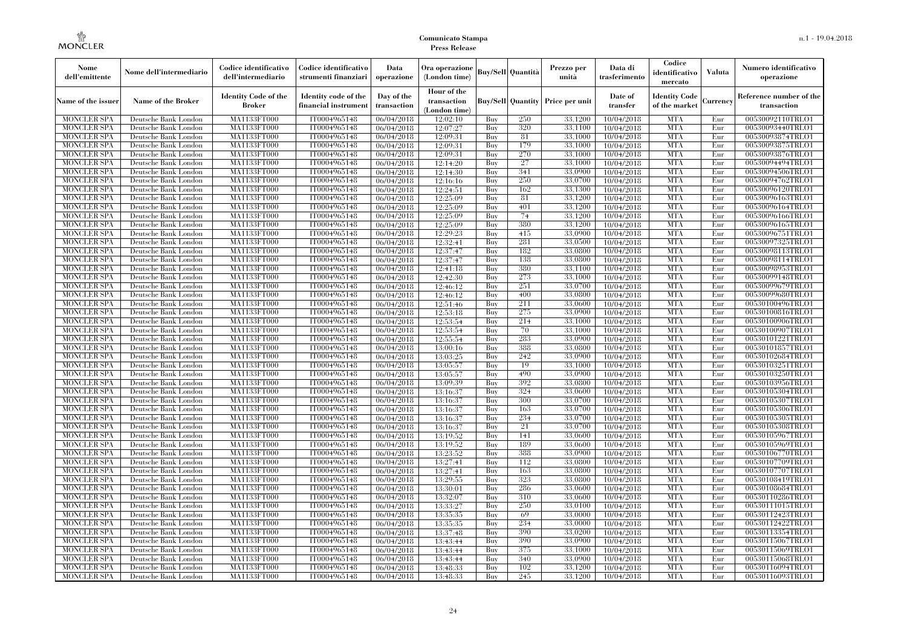| Nome dell'emittente | Nome dell'intermediario | Codice identificativo dell'intermediario | Codice identificativo strumenti finanziari | Data operazione | Ora operazione (London time) | Buy/Sell | Quantità | Prezzo per unità | Data di trasferimento | Codice identificativo mercato | Valuta | Numero identificativo operazione |
|---|---|---|---|---|---|---|---|---|---|---|---|---|
| Name of the issuer | Name of the Broker | Identity Code of the Broker | Identity code of the financial instrument | Day of the transaction | Hour of the transaction (London time) | Buy/Sell | Quantity | Price per unit | Date of transfer | Identity Code of the market | Currency | Reference number of the transaction |
| MONCLER SPA | Deutsche Bank London | MA1133FT000 | IT0004965148 | 06/04/2018 | 12:02:10 | Buy | 250 | 33.1200 | 10/04/2018 | MTA | Eur | 00530092110TRLO1 |
| MONCLER SPA | Deutsche Bank London | MA1133FT000 | IT0004965148 | 06/04/2018 | 12:07:27 | Buy | 320 | 33.1100 | 10/04/2018 | MTA | Eur | 00530093440TRLO1 |
| MONCLER SPA | Deutsche Bank London | MA1133FT000 | IT0004965148 | 06/04/2018 | 12:09:31 | Buy | 81 | 33.1000 | 10/04/2018 | MTA | Eur | 00530093874TRLO1 |
| MONCLER SPA | Deutsche Bank London | MA1133FT000 | IT0004965148 | 06/04/2018 | 12:09:31 | Buy | 179 | 33.1000 | 10/04/2018 | MTA | Eur | 00530093875TRLO1 |
| MONCLER SPA | Deutsche Bank London | MA1133FT000 | IT0004965148 | 06/04/2018 | 12:09:31 | Buy | 270 | 33.1000 | 10/04/2018 | MTA | Eur | 00530093876TRLO1 |
| MONCLER SPA | Deutsche Bank London | MA1133FT000 | IT0004965148 | 06/04/2018 | 12:14:20 | Buy | 27 | 33.1000 | 10/04/2018 | MTA | Eur | 00530094494TRLO1 |
| MONCLER SPA | Deutsche Bank London | MA1133FT000 | IT0004965148 | 06/04/2018 | 12:14:30 | Buy | 341 | 33.0900 | 10/04/2018 | MTA | Eur | 00530094506TRLO1 |
| MONCLER SPA | Deutsche Bank London | MA1133FT000 | IT0004965148 | 06/04/2018 | 12:16:16 | Buy | 250 | 33.0700 | 10/04/2018 | MTA | Eur | 00530094762TRLO1 |
| MONCLER SPA | Deutsche Bank London | MA1133FT000 | IT0004965148 | 06/04/2018 | 12:24:51 | Buy | 162 | 33.1300 | 10/04/2018 | MTA | Eur | 00530096120TRLO1 |
| MONCLER SPA | Deutsche Bank London | MA1133FT000 | IT0004965148 | 06/04/2018 | 12:25:09 | Buy | 81 | 33.1200 | 10/04/2018 | MTA | Eur | 00530096163TRLO1 |
| MONCLER SPA | Deutsche Bank London | MA1133FT000 | IT0004965148 | 06/04/2018 | 12:25:09 | Buy | 401 | 33.1200 | 10/04/2018 | MTA | Eur | 00530096164TRLO1 |
| MONCLER SPA | Deutsche Bank London | MA1133FT000 | IT0004965148 | 06/04/2018 | 12:25:09 | Buy | 74 | 33.1200 | 10/04/2018 | MTA | Eur | 00530096166TRLO1 |
| MONCLER SPA | Deutsche Bank London | MA1133FT000 | IT0004965148 | 06/04/2018 | 12:25:09 | Buy | 380 | 33.1200 | 10/04/2018 | MTA | Eur | 00530096165TRLO1 |
| MONCLER SPA | Deutsche Bank London | MA1133FT000 | IT0004965148 | 06/04/2018 | 12:29:23 | Buy | 415 | 33.0900 | 10/04/2018 | MTA | Eur | 00530096751TRLO1 |
| MONCLER SPA | Deutsche Bank London | MA1133FT000 | IT0004965148 | 06/04/2018 | 12:32:41 | Buy | 281 | 33.0500 | 10/04/2018 | MTA | Eur | 00530097325TRLO1 |
| MONCLER SPA | Deutsche Bank London | MA1133FT000 | IT0004965148 | 06/04/2018 | 12:37:47 | Buy | 182 | 33.0800 | 10/04/2018 | MTA | Eur | 00530098113TRLO1 |
| MONCLER SPA | Deutsche Bank London | MA1133FT000 | IT0004965148 | 06/04/2018 | 12:37:47 | Buy | 138 | 33.0800 | 10/04/2018 | MTA | Eur | 00530098114TRLO1 |
| MONCLER SPA | Deutsche Bank London | MA1133FT000 | IT0004965148 | 06/04/2018 | 12:41:18 | Buy | 380 | 33.1100 | 10/04/2018 | MTA | Eur | 00530098953TRLO1 |
| MONCLER SPA | Deutsche Bank London | MA1133FT000 | IT0004965148 | 06/04/2018 | 12:42:30 | Buy | 273 | 33.1000 | 10/04/2018 | MTA | Eur | 00530099148TRLO1 |
| MONCLER SPA | Deutsche Bank London | MA1133FT000 | IT0004965148 | 06/04/2018 | 12:46:12 | Buy | 251 | 33.0700 | 10/04/2018 | MTA | Eur | 00530099679TRLO1 |
| MONCLER SPA | Deutsche Bank London | MA1133FT000 | IT0004965148 | 06/04/2018 | 12:46:12 | Buy | 400 | 33.0800 | 10/04/2018 | MTA | Eur | 00530099680TRLO1 |
| MONCLER SPA | Deutsche Bank London | MA1133FT000 | IT0004965148 | 06/04/2018 | 12:51:46 | Buy | 211 | 33.0600 | 10/04/2018 | MTA | Eur | 00530100496TRLO1 |
| MONCLER SPA | Deutsche Bank London | MA1133FT000 | IT0004965148 | 06/04/2018 | 12:53:18 | Buy | 275 | 33.0900 | 10/04/2018 | MTA | Eur | 00530100816TRLO1 |
| MONCLER SPA | Deutsche Bank London | MA1133FT000 | IT0004965148 | 06/04/2018 | 12:53:54 | Buy | 214 | 33.1000 | 10/04/2018 | MTA | Eur | 00530100906TRLO1 |
| MONCLER SPA | Deutsche Bank London | MA1133FT000 | IT0004965148 | 06/04/2018 | 12:53:54 | Buy | 70 | 33.1000 | 10/04/2018 | MTA | Eur | 00530100907TRLO1 |
| MONCLER SPA | Deutsche Bank London | MA1133FT000 | IT0004965148 | 06/04/2018 | 12:55:54 | Buy | 283 | 33.0900 | 10/04/2018 | MTA | Eur | 00530101221TRLO1 |
| MONCLER SPA | Deutsche Bank London | MA1133FT000 | IT0004965148 | 06/04/2018 | 13:00:16 | Buy | 388 | 33.0800 | 10/04/2018 | MTA | Eur | 00530101857TRLO1 |
| MONCLER SPA | Deutsche Bank London | MA1133FT000 | IT0004965148 | 06/04/2018 | 13:03:25 | Buy | 242 | 33.0900 | 10/04/2018 | MTA | Eur | 00530102684TRLO1 |
| MONCLER SPA | Deutsche Bank London | MA1133FT000 | IT0004965148 | 06/04/2018 | 13:05:57 | Buy | 19 | 33.1000 | 10/04/2018 | MTA | Eur | 00530103251TRLO1 |
| MONCLER SPA | Deutsche Bank London | MA1133FT000 | IT0004965148 | 06/04/2018 | 13:05:57 | Buy | 490 | 33.0900 | 10/04/2018 | MTA | Eur | 00530103250TRLO1 |
| MONCLER SPA | Deutsche Bank London | MA1133FT000 | IT0004965148 | 06/04/2018 | 13:09:39 | Buy | 392 | 33.0800 | 10/04/2018 | MTA | Eur | 00530103956TRLO1 |
| MONCLER SPA | Deutsche Bank London | MA1133FT000 | IT0004965148 | 06/04/2018 | 13:16:37 | Buy | 324 | 33.0600 | 10/04/2018 | MTA | Eur | 00530105304TRLO1 |
| MONCLER SPA | Deutsche Bank London | MA1133FT000 | IT0004965148 | 06/04/2018 | 13:16:37 | Buy | 300 | 33.0700 | 10/04/2018 | MTA | Eur | 00530105307TRLO1 |
| MONCLER SPA | Deutsche Bank London | MA1133FT000 | IT0004965148 | 06/04/2018 | 13:16:37 | Buy | 163 | 33.0700 | 10/04/2018 | MTA | Eur | 00530105306TRLO1 |
| MONCLER SPA | Deutsche Bank London | MA1133FT000 | IT0004965148 | 06/04/2018 | 13:16:37 | Buy | 234 | 33.0700 | 10/04/2018 | MTA | Eur | 00530105305TRLO1 |
| MONCLER SPA | Deutsche Bank London | MA1133FT000 | IT0004965148 | 06/04/2018 | 13:16:37 | Buy | 21 | 33.0700 | 10/04/2018 | MTA | Eur | 00530105308TRLO1 |
| MONCLER SPA | Deutsche Bank London | MA1133FT000 | IT0004965148 | 06/04/2018 | 13:19:52 | Buy | 141 | 33.0600 | 10/04/2018 | MTA | Eur | 00530105967TRLO1 |
| MONCLER SPA | Deutsche Bank London | MA1133FT000 | IT0004965148 | 06/04/2018 | 13:19:52 | Buy | 189 | 33.0600 | 10/04/2018 | MTA | Eur | 00530105969TRLO1 |
| MONCLER SPA | Deutsche Bank London | MA1133FT000 | IT0004965148 | 06/04/2018 | 13:23:52 | Buy | 388 | 33.0900 | 10/04/2018 | MTA | Eur | 00530106770TRLO1 |
| MONCLER SPA | Deutsche Bank London | MA1133FT000 | IT0004965148 | 06/04/2018 | 13:27:41 | Buy | 112 | 33.0800 | 10/04/2018 | MTA | Eur | 00530107709TRLO1 |
| MONCLER SPA | Deutsche Bank London | MA1133FT000 | IT0004965148 | 06/04/2018 | 13:27:41 | Buy | 163 | 33.0800 | 10/04/2018 | MTA | Eur | 00530107707TRLO1 |
| MONCLER SPA | Deutsche Bank London | MA1133FT000 | IT0004965148 | 06/04/2018 | 13:29:55 | Buy | 323 | 33.0800 | 10/04/2018 | MTA | Eur | 00530108419TRLO1 |
| MONCLER SPA | Deutsche Bank London | MA1133FT000 | IT0004965148 | 06/04/2018 | 13:30:01 | Buy | 286 | 33.0600 | 10/04/2018 | MTA | Eur | 00530108684TRLO1 |
| MONCLER SPA | Deutsche Bank London | MA1133FT000 | IT0004965148 | 06/04/2018 | 13:32:07 | Buy | 310 | 33.0600 | 10/04/2018 | MTA | Eur | 00530110286TRLO1 |
| MONCLER SPA | Deutsche Bank London | MA1133FT000 | IT0004965148 | 06/04/2018 | 13:33:27 | Buy | 250 | 33.0100 | 10/04/2018 | MTA | Eur | 00530111015TRLO1 |
| MONCLER SPA | Deutsche Bank London | MA1133FT000 | IT0004965148 | 06/04/2018 | 13:35:35 | Buy | 69 | 33.0000 | 10/04/2018 | MTA | Eur | 00530112423TRLO1 |
| MONCLER SPA | Deutsche Bank London | MA1133FT000 | IT0004965148 | 06/04/2018 | 13:35:35 | Buy | 234 | 33.0000 | 10/04/2018 | MTA | Eur | 00530112422TRLO1 |
| MONCLER SPA | Deutsche Bank London | MA1133FT000 | IT0004965148 | 06/04/2018 | 13:37:48 | Buy | 390 | 33.0200 | 10/04/2018 | MTA | Eur | 00530113354TRLO1 |
| MONCLER SPA | Deutsche Bank London | MA1133FT000 | IT0004965148 | 06/04/2018 | 13:43:44 | Buy | 390 | 33.0900 | 10/04/2018 | MTA | Eur | 00530115067TRLO1 |
| MONCLER SPA | Deutsche Bank London | MA1133FT000 | IT0004965148 | 06/04/2018 | 13:43:44 | Buy | 375 | 33.1000 | 10/04/2018 | MTA | Eur | 00530115069TRLO1 |
| MONCLER SPA | Deutsche Bank London | MA1133FT000 | IT0004965148 | 06/04/2018 | 13:43:44 | Buy | 340 | 33.0900 | 10/04/2018 | MTA | Eur | 00530115068TRLO1 |
| MONCLER SPA | Deutsche Bank London | MA1133FT000 | IT0004965148 | 06/04/2018 | 13:48:33 | Buy | 102 | 33.1200 | 10/04/2018 | MTA | Eur | 00530116094TRLO1 |
| MONCLER SPA | Deutsche Bank London | MA1133FT000 | IT0004965148 | 06/04/2018 | 13:48:33 | Buy | 245 | 33.1200 | 10/04/2018 | MTA | Eur | 00530116093TRLO1 |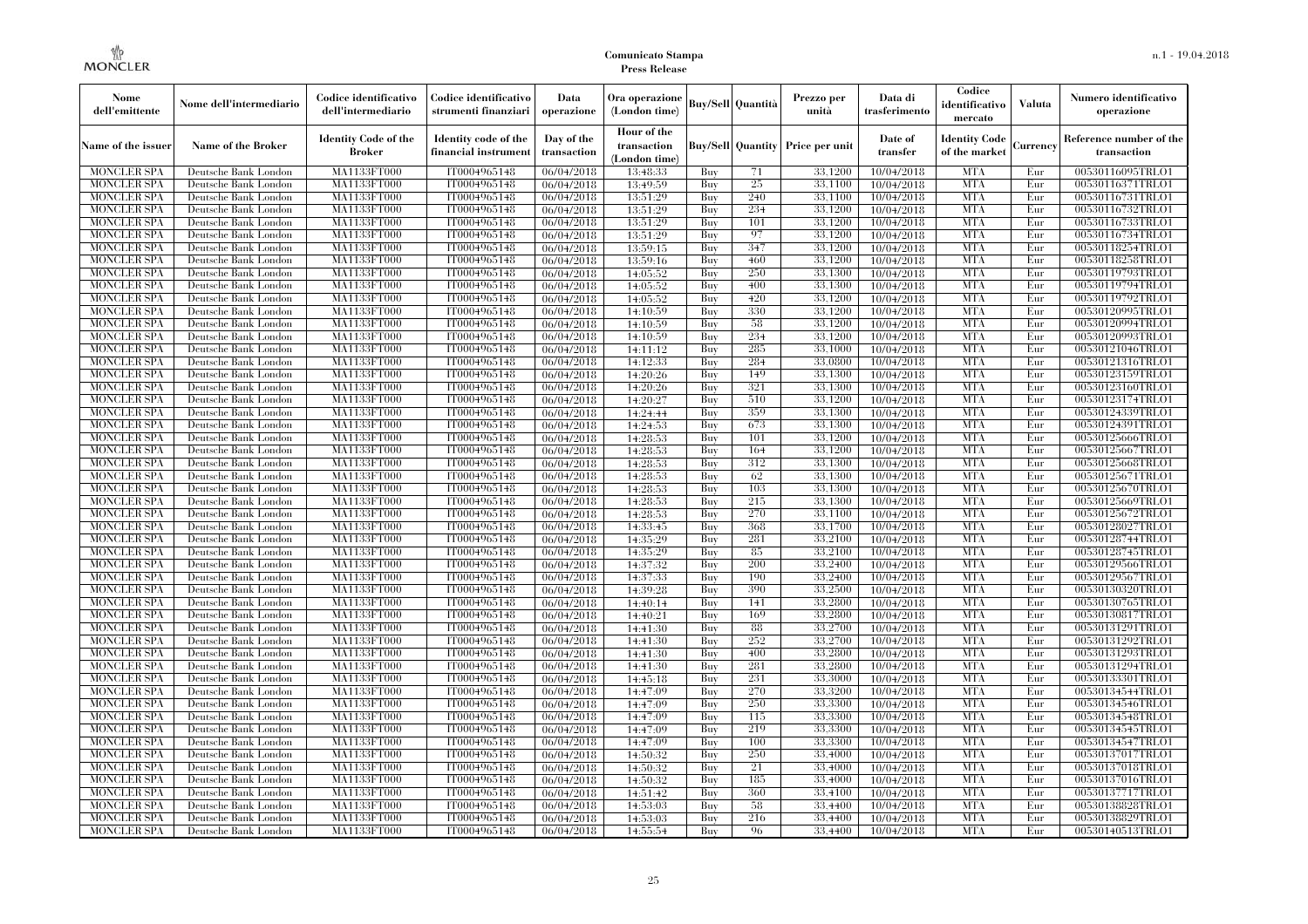| Nome dell'emittente | Nome dell'intermediario | Codice identificativo dell'intermediario | Codice identificativo strumenti finanziari | Data operazione | Ora operazione (London time) | Buy/Sell | Quantità | Prezzo per unità | Data di trasferimento | Codice identificativo mercato | Valuta | Numero identificativo operazione |
|---|---|---|---|---|---|---|---|---|---|---|---|---|
| Name of the issuer | Name of the Broker | Identity Code of the Broker | Identity code of the financial instrument | Day of the transaction | Hour of the transaction (London time) | Buy/Sell | Quantity | Price per unit | Date of transfer | Identity Code of the market | Currency | Reference number of the transaction |
| MONCLER SPA | Deutsche Bank London | MA1133FT000 | IT0004965148 | 06/04/2018 | 13:48:33 | Buy | 71 | 33.1200 | 10/04/2018 | MTA | Eur | 00530116095TRLO1 |
| MONCLER SPA | Deutsche Bank London | MA1133FT000 | IT0004965148 | 06/04/2018 | 13:49:59 | Buy | 25 | 33.1100 | 10/04/2018 | MTA | Eur | 00530116371TRLO1 |
| MONCLER SPA | Deutsche Bank London | MA1133FT000 | IT0004965148 | 06/04/2018 | 13:51:29 | Buy | 240 | 33.1100 | 10/04/2018 | MTA | Eur | 00530116731TRLO1 |
| MONCLER SPA | Deutsche Bank London | MA1133FT000 | IT0004965148 | 06/04/2018 | 13:51:29 | Buy | 234 | 33.1200 | 10/04/2018 | MTA | Eur | 00530116732TRLO1 |
| MONCLER SPA | Deutsche Bank London | MA1133FT000 | IT0004965148 | 06/04/2018 | 13:51:29 | Buy | 101 | 33.1200 | 10/04/2018 | MTA | Eur | 00530116733TRLO1 |
| MONCLER SPA | Deutsche Bank London | MA1133FT000 | IT0004965148 | 06/04/2018 | 13:51:29 | Buy | 97 | 33.1200 | 10/04/2018 | MTA | Eur | 00530116734TRLO1 |
| MONCLER SPA | Deutsche Bank London | MA1133FT000 | IT0004965148 | 06/04/2018 | 13:59:15 | Buy | 347 | 33.1200 | 10/04/2018 | MTA | Eur | 00530118254TRLO1 |
| MONCLER SPA | Deutsche Bank London | MA1133FT000 | IT0004965148 | 06/04/2018 | 13:59:16 | Buy | 460 | 33.1200 | 10/04/2018 | MTA | Eur | 00530118258TRLO1 |
| MONCLER SPA | Deutsche Bank London | MA1133FT000 | IT0004965148 | 06/04/2018 | 14:05:52 | Buy | 250 | 33.1300 | 10/04/2018 | MTA | Eur | 00530119793TRLO1 |
| MONCLER SPA | Deutsche Bank London | MA1133FT000 | IT0004965148 | 06/04/2018 | 14:05:52 | Buy | 400 | 33.1300 | 10/04/2018 | MTA | Eur | 00530119794TRLO1 |
| MONCLER SPA | Deutsche Bank London | MA1133FT000 | IT0004965148 | 06/04/2018 | 14:05:52 | Buy | 420 | 33.1200 | 10/04/2018 | MTA | Eur | 00530119792TRLO1 |
| MONCLER SPA | Deutsche Bank London | MA1133FT000 | IT0004965148 | 06/04/2018 | 14:10:59 | Buy | 330 | 33.1200 | 10/04/2018 | MTA | Eur | 00530120995TRLO1 |
| MONCLER SPA | Deutsche Bank London | MA1133FT000 | IT0004965148 | 06/04/2018 | 14:10:59 | Buy | 58 | 33.1200 | 10/04/2018 | MTA | Eur | 00530120994TRLO1 |
| MONCLER SPA | Deutsche Bank London | MA1133FT000 | IT0004965148 | 06/04/2018 | 14:10:59 | Buy | 234 | 33.1200 | 10/04/2018 | MTA | Eur | 00530120993TRLO1 |
| MONCLER SPA | Deutsche Bank London | MA1133FT000 | IT0004965148 | 06/04/2018 | 14:11:12 | Buy | 285 | 33.1000 | 10/04/2018 | MTA | Eur | 00530121046TRLO1 |
| MONCLER SPA | Deutsche Bank London | MA1133FT000 | IT0004965148 | 06/04/2018 | 14:12:33 | Buy | 284 | 33.0800 | 10/04/2018 | MTA | Eur | 00530121316TRLO1 |
| MONCLER SPA | Deutsche Bank London | MA1133FT000 | IT0004965148 | 06/04/2018 | 14:20:26 | Buy | 149 | 33.1300 | 10/04/2018 | MTA | Eur | 00530123159TRLO1 |
| MONCLER SPA | Deutsche Bank London | MA1133FT000 | IT0004965148 | 06/04/2018 | 14:20:26 | Buy | 321 | 33.1300 | 10/04/2018 | MTA | Eur | 00530123160TRLO1 |
| MONCLER SPA | Deutsche Bank London | MA1133FT000 | IT0004965148 | 06/04/2018 | 14:20:27 | Buy | 510 | 33.1200 | 10/04/2018 | MTA | Eur | 00530123174TRLO1 |
| MONCLER SPA | Deutsche Bank London | MA1133FT000 | IT0004965148 | 06/04/2018 | 14:24:44 | Buy | 359 | 33.1300 | 10/04/2018 | MTA | Eur | 00530124339TRLO1 |
| MONCLER SPA | Deutsche Bank London | MA1133FT000 | IT0004965148 | 06/04/2018 | 14:24:53 | Buy | 673 | 33.1300 | 10/04/2018 | MTA | Eur | 00530124391TRLO1 |
| MONCLER SPA | Deutsche Bank London | MA1133FT000 | IT0004965148 | 06/04/2018 | 14:28:53 | Buy | 101 | 33.1200 | 10/04/2018 | MTA | Eur | 00530125666TRLO1 |
| MONCLER SPA | Deutsche Bank London | MA1133FT000 | IT0004965148 | 06/04/2018 | 14:28:53 | Buy | 164 | 33.1200 | 10/04/2018 | MTA | Eur | 00530125667TRLO1 |
| MONCLER SPA | Deutsche Bank London | MA1133FT000 | IT0004965148 | 06/04/2018 | 14:28:53 | Buy | 312 | 33.1300 | 10/04/2018 | MTA | Eur | 00530125668TRLO1 |
| MONCLER SPA | Deutsche Bank London | MA1133FT000 | IT0004965148 | 06/04/2018 | 14:28:53 | Buy | 62 | 33.1300 | 10/04/2018 | MTA | Eur | 00530125671TRLO1 |
| MONCLER SPA | Deutsche Bank London | MA1133FT000 | IT0004965148 | 06/04/2018 | 14:28:53 | Buy | 103 | 33.1300 | 10/04/2018 | MTA | Eur | 00530125670TRLO1 |
| MONCLER SPA | Deutsche Bank London | MA1133FT000 | IT0004965148 | 06/04/2018 | 14:28:53 | Buy | 215 | 33.1300 | 10/04/2018 | MTA | Eur | 00530125669TRLO1 |
| MONCLER SPA | Deutsche Bank London | MA1133FT000 | IT0004965148 | 06/04/2018 | 14:28:53 | Buy | 270 | 33.1100 | 10/04/2018 | MTA | Eur | 00530125672TRLO1 |
| MONCLER SPA | Deutsche Bank London | MA1133FT000 | IT0004965148 | 06/04/2018 | 14:33:45 | Buy | 368 | 33.1700 | 10/04/2018 | MTA | Eur | 00530128027TRLO1 |
| MONCLER SPA | Deutsche Bank London | MA1133FT000 | IT0004965148 | 06/04/2018 | 14:35:29 | Buy | 281 | 33.2100 | 10/04/2018 | MTA | Eur | 00530128744TRLO1 |
| MONCLER SPA | Deutsche Bank London | MA1133FT000 | IT0004965148 | 06/04/2018 | 14:35:29 | Buy | 85 | 33.2100 | 10/04/2018 | MTA | Eur | 00530128745TRLO1 |
| MONCLER SPA | Deutsche Bank London | MA1133FT000 | IT0004965148 | 06/04/2018 | 14:37:32 | Buy | 200 | 33.2400 | 10/04/2018 | MTA | Eur | 00530129566TRLO1 |
| MONCLER SPA | Deutsche Bank London | MA1133FT000 | IT0004965148 | 06/04/2018 | 14:37:33 | Buy | 190 | 33.2400 | 10/04/2018 | MTA | Eur | 00530129567TRLO1 |
| MONCLER SPA | Deutsche Bank London | MA1133FT000 | IT0004965148 | 06/04/2018 | 14:39:28 | Buy | 390 | 33.2500 | 10/04/2018 | MTA | Eur | 00530130320TRLO1 |
| MONCLER SPA | Deutsche Bank London | MA1133FT000 | IT0004965148 | 06/04/2018 | 14:40:14 | Buy | 141 | 33.2800 | 10/04/2018 | MTA | Eur | 00530130765TRLO1 |
| MONCLER SPA | Deutsche Bank London | MA1133FT000 | IT0004965148 | 06/04/2018 | 14:40:21 | Buy | 169 | 33.2800 | 10/04/2018 | MTA | Eur | 00530130817TRLO1 |
| MONCLER SPA | Deutsche Bank London | MA1133FT000 | IT0004965148 | 06/04/2018 | 14:41:30 | Buy | 88 | 33.2700 | 10/04/2018 | MTA | Eur | 00530131291TRLO1 |
| MONCLER SPA | Deutsche Bank London | MA1133FT000 | IT0004965148 | 06/04/2018 | 14:41:30 | Buy | 252 | 33.2700 | 10/04/2018 | MTA | Eur | 00530131292TRLO1 |
| MONCLER SPA | Deutsche Bank London | MA1133FT000 | IT0004965148 | 06/04/2018 | 14:41:30 | Buy | 400 | 33.2800 | 10/04/2018 | MTA | Eur | 00530131293TRLO1 |
| MONCLER SPA | Deutsche Bank London | MA1133FT000 | IT0004965148 | 06/04/2018 | 14:41:30 | Buy | 281 | 33.2800 | 10/04/2018 | MTA | Eur | 00530131294TRLO1 |
| MONCLER SPA | Deutsche Bank London | MA1133FT000 | IT0004965148 | 06/04/2018 | 14:45:18 | Buy | 231 | 33.3000 | 10/04/2018 | MTA | Eur | 00530133301TRLO1 |
| MONCLER SPA | Deutsche Bank London | MA1133FT000 | IT0004965148 | 06/04/2018 | 14:47:09 | Buy | 270 | 33.3200 | 10/04/2018 | MTA | Eur | 00530134544TRLO1 |
| MONCLER SPA | Deutsche Bank London | MA1133FT000 | IT0004965148 | 06/04/2018 | 14:47:09 | Buy | 250 | 33.3300 | 10/04/2018 | MTA | Eur | 00530134546TRLO1 |
| MONCLER SPA | Deutsche Bank London | MA1133FT000 | IT0004965148 | 06/04/2018 | 14:47:09 | Buy | 115 | 33.3300 | 10/04/2018 | MTA | Eur | 00530134548TRLO1 |
| MONCLER SPA | Deutsche Bank London | MA1133FT000 | IT0004965148 | 06/04/2018 | 14:47:09 | Buy | 219 | 33.3300 | 10/04/2018 | MTA | Eur | 00530134545TRLO1 |
| MONCLER SPA | Deutsche Bank London | MA1133FT000 | IT0004965148 | 06/04/2018 | 14:47:09 | Buy | 100 | 33.3300 | 10/04/2018 | MTA | Eur | 00530134547TRLO1 |
| MONCLER SPA | Deutsche Bank London | MA1133FT000 | IT0004965148 | 06/04/2018 | 14:50:32 | Buy | 250 | 33.4000 | 10/04/2018 | MTA | Eur | 00530137017TRLO1 |
| MONCLER SPA | Deutsche Bank London | MA1133FT000 | IT0004965148 | 06/04/2018 | 14:50:32 | Buy | 21 | 33.4000 | 10/04/2018 | MTA | Eur | 00530137018TRLO1 |
| MONCLER SPA | Deutsche Bank London | MA1133FT000 | IT0004965148 | 06/04/2018 | 14:50:32 | Buy | 185 | 33.4000 | 10/04/2018 | MTA | Eur | 00530137016TRLO1 |
| MONCLER SPA | Deutsche Bank London | MA1133FT000 | IT0004965148 | 06/04/2018 | 14:51:42 | Buy | 360 | 33.4100 | 10/04/2018 | MTA | Eur | 00530137717TRLO1 |
| MONCLER SPA | Deutsche Bank London | MA1133FT000 | IT0004965148 | 06/04/2018 | 14:53:03 | Buy | 58 | 33.4400 | 10/04/2018 | MTA | Eur | 00530138828TRLO1 |
| MONCLER SPA | Deutsche Bank London | MA1133FT000 | IT0004965148 | 06/04/2018 | 14:53:03 | Buy | 216 | 33.4400 | 10/04/2018 | MTA | Eur | 00530138829TRLO1 |
| MONCLER SPA | Deutsche Bank London | MA1133FT000 | IT0004965148 | 06/04/2018 | 14:55:54 | Buy | 96 | 33.4400 | 10/04/2018 | MTA | Eur | 00530140513TRLO1 |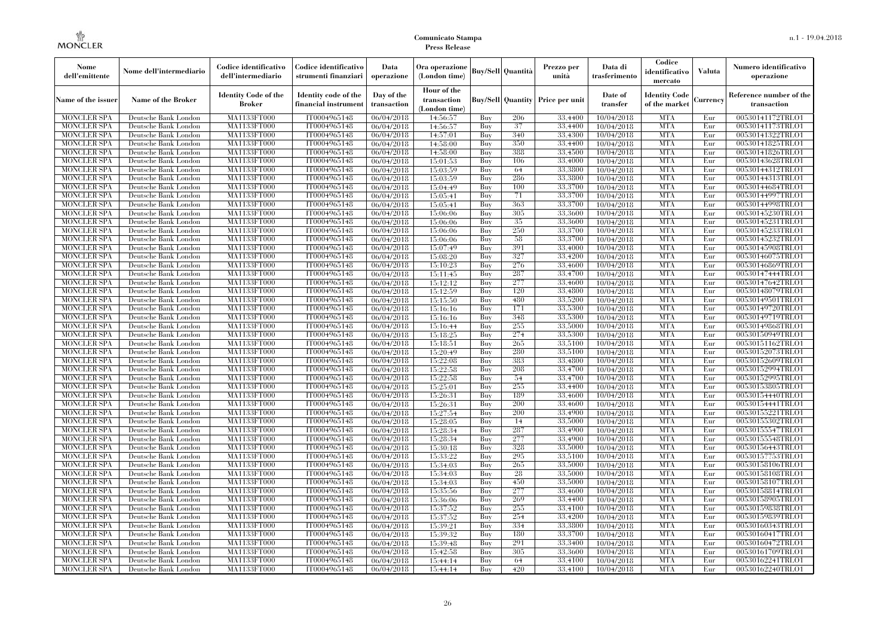| Nome dell'emittente | Nome dell'intermediario | Codice identificativo dell'intermediario | Codice identificativo strumenti finanziari | Data operazione | Ora operazione (London time) | Buy/Sell | Quantità | Prezzo per unità | Data di trasferimento | Codice identificativo mercato | Valuta | Numero identificativo operazione |
|---|---|---|---|---|---|---|---|---|---|---|---|---|
| Name of the issuer | Name of the Broker | Identity Code of the Broker | Identity code of the financial instrument | Day of the transaction | Hour of the transaction (London time) | Buy/Sell | Quantity | Price per unit | Date of transfer | Identity Code of the market | Currency | Reference number of the transaction |
| MONCLER SPA | Deutsche Bank London | MA1133FT000 | IT0004965148 | 06/04/2018 | 14:56:57 | Buy | 206 | 33.4400 | 10/04/2018 | MTA | Eur | 00530141172TRLO1 |
| MONCLER SPA | Deutsche Bank London | MA1133FT000 | IT0004965148 | 06/04/2018 | 14:56:57 | Buy | 37 | 33.4400 | 10/04/2018 | MTA | Eur | 00530141173TRLO1 |
| MONCLER SPA | Deutsche Bank London | MA1133FT000 | IT0004965148 | 06/04/2018 | 14:57:01 | Buy | 340 | 33.4300 | 10/04/2018 | MTA | Eur | 00530141322TRLO1 |
| MONCLER SPA | Deutsche Bank London | MA1133FT000 | IT0004965148 | 06/04/2018 | 14:58:00 | Buy | 350 | 33.4400 | 10/04/2018 | MTA | Eur | 00530141825TRLO1 |
| MONCLER SPA | Deutsche Bank London | MA1133FT000 | IT0004965148 | 06/04/2018 | 14:58:00 | Buy | 388 | 33.4500 | 10/04/2018 | MTA | Eur | 00530141826TRLO1 |
| MONCLER SPA | Deutsche Bank London | MA1133FT000 | IT0004965148 | 06/04/2018 | 15:01:53 | Buy | 106 | 33.4000 | 10/04/2018 | MTA | Eur | 00530143628TRLO1 |
| MONCLER SPA | Deutsche Bank London | MA1133FT000 | IT0004965148 | 06/04/2018 | 15:03:59 | Buy | 64 | 33.3800 | 10/04/2018 | MTA | Eur | 00530144312TRLO1 |
| MONCLER SPA | Deutsche Bank London | MA1133FT000 | IT0004965148 | 06/04/2018 | 15:03:59 | Buy | 286 | 33.3800 | 10/04/2018 | MTA | Eur | 00530144313TRLO1 |
| MONCLER SPA | Deutsche Bank London | MA1133FT000 | IT0004965148 | 06/04/2018 | 15:04:49 | Buy | 100 | 33.3700 | 10/04/2018 | MTA | Eur | 00530144684TRLO1 |
| MONCLER SPA | Deutsche Bank London | MA1133FT000 | IT0004965148 | 06/04/2018 | 15:05:41 | Buy | 71 | 33.3700 | 10/04/2018 | MTA | Eur | 00530144997TRLO1 |
| MONCLER SPA | Deutsche Bank London | MA1133FT000 | IT0004965148 | 06/04/2018 | 15:05:41 | Buy | 363 | 33.3700 | 10/04/2018 | MTA | Eur | 00530144998TRLO1 |
| MONCLER SPA | Deutsche Bank London | MA1133FT000 | IT0004965148 | 06/04/2018 | 15:06:06 | Buy | 305 | 33.3600 | 10/04/2018 | MTA | Eur | 00530145230TRLO1 |
| MONCLER SPA | Deutsche Bank London | MA1133FT000 | IT0004965148 | 06/04/2018 | 15:06:06 | Buy | 35 | 33.3600 | 10/04/2018 | MTA | Eur | 00530145231TRLO1 |
| MONCLER SPA | Deutsche Bank London | MA1133FT000 | IT0004965148 | 06/04/2018 | 15:06:06 | Buy | 250 | 33.3700 | 10/04/2018 | MTA | Eur | 00530145233TRLO1 |
| MONCLER SPA | Deutsche Bank London | MA1133FT000 | IT0004965148 | 06/04/2018 | 15:06:06 | Buy | 58 | 33.3700 | 10/04/2018 | MTA | Eur | 00530145232TRLO1 |
| MONCLER SPA | Deutsche Bank London | MA1133FT000 | IT0004965148 | 06/04/2018 | 15:07:49 | Buy | 391 | 33.4000 | 10/04/2018 | MTA | Eur | 00530145908TRLO1 |
| MONCLER SPA | Deutsche Bank London | MA1133FT000 | IT0004965148 | 06/04/2018 | 15:08:20 | Buy | 327 | 33.4200 | 10/04/2018 | MTA | Eur | 00530146075TRLO1 |
| MONCLER SPA | Deutsche Bank London | MA1133FT000 | IT0004965148 | 06/04/2018 | 15:10:23 | Buy | 276 | 33.4600 | 10/04/2018 | MTA | Eur | 00530146869TRLO1 |
| MONCLER SPA | Deutsche Bank London | MA1133FT000 | IT0004965148 | 06/04/2018 | 15:11:45 | Buy | 287 | 33.4700 | 10/04/2018 | MTA | Eur | 00530147444TRLO1 |
| MONCLER SPA | Deutsche Bank London | MA1133FT000 | IT0004965148 | 06/04/2018 | 15:12:12 | Buy | 277 | 33.4600 | 10/04/2018 | MTA | Eur | 00530147642TRLO1 |
| MONCLER SPA | Deutsche Bank London | MA1133FT000 | IT0004965148 | 06/04/2018 | 15:12:59 | Buy | 120 | 33.4800 | 10/04/2018 | MTA | Eur | 00530148079TRLO1 |
| MONCLER SPA | Deutsche Bank London | MA1133FT000 | IT0004965148 | 06/04/2018 | 15:15:50 | Buy | 480 | 33.5200 | 10/04/2018 | MTA | Eur | 00530149501TRLO1 |
| MONCLER SPA | Deutsche Bank London | MA1133FT000 | IT0004965148 | 06/04/2018 | 15:16:16 | Buy | 171 | 33.5300 | 10/04/2018 | MTA | Eur | 00530149720TRLO1 |
| MONCLER SPA | Deutsche Bank London | MA1133FT000 | IT0004965148 | 06/04/2018 | 15:16:16 | Buy | 348 | 33.5300 | 10/04/2018 | MTA | Eur | 00530149719TRLO1 |
| MONCLER SPA | Deutsche Bank London | MA1133FT000 | IT0004965148 | 06/04/2018 | 15:16:44 | Buy | 255 | 33.5000 | 10/04/2018 | MTA | Eur | 00530149868TRLO1 |
| MONCLER SPA | Deutsche Bank London | MA1133FT000 | IT0004965148 | 06/04/2018 | 15:18:25 | Buy | 274 | 33.5300 | 10/04/2018 | MTA | Eur | 00530150949TRLO1 |
| MONCLER SPA | Deutsche Bank London | MA1133FT000 | IT0004965148 | 06/04/2018 | 15:18:51 | Buy | 265 | 33.5100 | 10/04/2018 | MTA | Eur | 00530151162TRLO1 |
| MONCLER SPA | Deutsche Bank London | MA1133FT000 | IT0004965148 | 06/04/2018 | 15:20:49 | Buy | 280 | 33.5100 | 10/04/2018 | MTA | Eur | 00530152073TRLO1 |
| MONCLER SPA | Deutsche Bank London | MA1133FT000 | IT0004965148 | 06/04/2018 | 15:22:08 | Buy | 383 | 33.4800 | 10/04/2018 | MTA | Eur | 00530152609TRLO1 |
| MONCLER SPA | Deutsche Bank London | MA1133FT000 | IT0004965148 | 06/04/2018 | 15:22:58 | Buy | 208 | 33.4700 | 10/04/2018 | MTA | Eur | 00530152994TRLO1 |
| MONCLER SPA | Deutsche Bank London | MA1133FT000 | IT0004965148 | 06/04/2018 | 15:22:58 | Buy | 54 | 33.4700 | 10/04/2018 | MTA | Eur | 00530152995TRLO1 |
| MONCLER SPA | Deutsche Bank London | MA1133FT000 | IT0004965148 | 06/04/2018 | 15:25:01 | Buy | 255 | 33.4400 | 10/04/2018 | MTA | Eur | 00530153805TRLO1 |
| MONCLER SPA | Deutsche Bank London | MA1133FT000 | IT0004965148 | 06/04/2018 | 15:26:31 | Buy | 189 | 33.4600 | 10/04/2018 | MTA | Eur | 00530154440TRLO1 |
| MONCLER SPA | Deutsche Bank London | MA1133FT000 | IT0004965148 | 06/04/2018 | 15:26:31 | Buy | 200 | 33.4600 | 10/04/2018 | MTA | Eur | 00530154441TRLO1 |
| MONCLER SPA | Deutsche Bank London | MA1133FT000 | IT0004965148 | 06/04/2018 | 15:27:54 | Buy | 200 | 33.4900 | 10/04/2018 | MTA | Eur | 00530155221TRLO1 |
| MONCLER SPA | Deutsche Bank London | MA1133FT000 | IT0004965148 | 06/04/2018 | 15:28:05 | Buy | 14 | 33.5000 | 10/04/2018 | MTA | Eur | 00530155302TRLO1 |
| MONCLER SPA | Deutsche Bank London | MA1133FT000 | IT0004965148 | 06/04/2018 | 15:28:34 | Buy | 287 | 33.4900 | 10/04/2018 | MTA | Eur | 00530155547TRLO1 |
| MONCLER SPA | Deutsche Bank London | MA1133FT000 | IT0004965148 | 06/04/2018 | 15:28:34 | Buy | 277 | 33.4900 | 10/04/2018 | MTA | Eur | 00530155548TRLO1 |
| MONCLER SPA | Deutsche Bank London | MA1133FT000 | IT0004965148 | 06/04/2018 | 15:30:18 | Buy | 328 | 33.5000 | 10/04/2018 | MTA | Eur | 00530156443TRLO1 |
| MONCLER SPA | Deutsche Bank London | MA1133FT000 | IT0004965148 | 06/04/2018 | 15:33:22 | Buy | 295 | 33.5100 | 10/04/2018 | MTA | Eur | 00530157753TRLO1 |
| MONCLER SPA | Deutsche Bank London | MA1133FT000 | IT0004965148 | 06/04/2018 | 15:34:03 | Buy | 265 | 33.5000 | 10/04/2018 | MTA | Eur | 00530158106TRLO1 |
| MONCLER SPA | Deutsche Bank London | MA1133FT000 | IT0004965148 | 06/04/2018 | 15:34:03 | Buy | 28 | 33.5000 | 10/04/2018 | MTA | Eur | 00530158108TRLO1 |
| MONCLER SPA | Deutsche Bank London | MA1133FT000 | IT0004965148 | 06/04/2018 | 15:34:03 | Buy | 450 | 33.5000 | 10/04/2018 | MTA | Eur | 00530158107TRLO1 |
| MONCLER SPA | Deutsche Bank London | MA1133FT000 | IT0004965148 | 06/04/2018 | 15:35:56 | Buy | 277 | 33.4600 | 10/04/2018 | MTA | Eur | 00530158814TRLO1 |
| MONCLER SPA | Deutsche Bank London | MA1133FT000 | IT0004965148 | 06/04/2018 | 15:36:06 | Buy | 269 | 33.4400 | 10/04/2018 | MTA | Eur | 00530158905TRLO1 |
| MONCLER SPA | Deutsche Bank London | MA1133FT000 | IT0004965148 | 06/04/2018 | 15:37:52 | Buy | 255 | 33.4100 | 10/04/2018 | MTA | Eur | 00530159838TRLO1 |
| MONCLER SPA | Deutsche Bank London | MA1133FT000 | IT0004965148 | 06/04/2018 | 15:37:52 | Buy | 254 | 33.4200 | 10/04/2018 | MTA | Eur | 00530159839TRLO1 |
| MONCLER SPA | Deutsche Bank London | MA1133FT000 | IT0004965148 | 06/04/2018 | 15:39:21 | Buy | 334 | 33.3800 | 10/04/2018 | MTA | Eur | 00530160343TRLO1 |
| MONCLER SPA | Deutsche Bank London | MA1133FT000 | IT0004965148 | 06/04/2018 | 15:39:32 | Buy | 180 | 33.3700 | 10/04/2018 | MTA | Eur | 00530160417TRLO1 |
| MONCLER SPA | Deutsche Bank London | MA1133FT000 | IT0004965148 | 06/04/2018 | 15:39:48 | Buy | 291 | 33.3400 | 10/04/2018 | MTA | Eur | 00530160472TRLO1 |
| MONCLER SPA | Deutsche Bank London | MA1133FT000 | IT0004965148 | 06/04/2018 | 15:42:58 | Buy | 305 | 33.3600 | 10/04/2018 | MTA | Eur | 00530161709TRLO1 |
| MONCLER SPA | Deutsche Bank London | MA1133FT000 | IT0004965148 | 06/04/2018 | 15:44:14 | Buy | 64 | 33.4100 | 10/04/2018 | MTA | Eur | 00530162241TRLO1 |
| MONCLER SPA | Deutsche Bank London | MA1133FT000 | IT0004965148 | 06/04/2018 | 15:44:14 | Buy | 420 | 33.4100 | 10/04/2018 | MTA | Eur | 00530162240TRLO1 |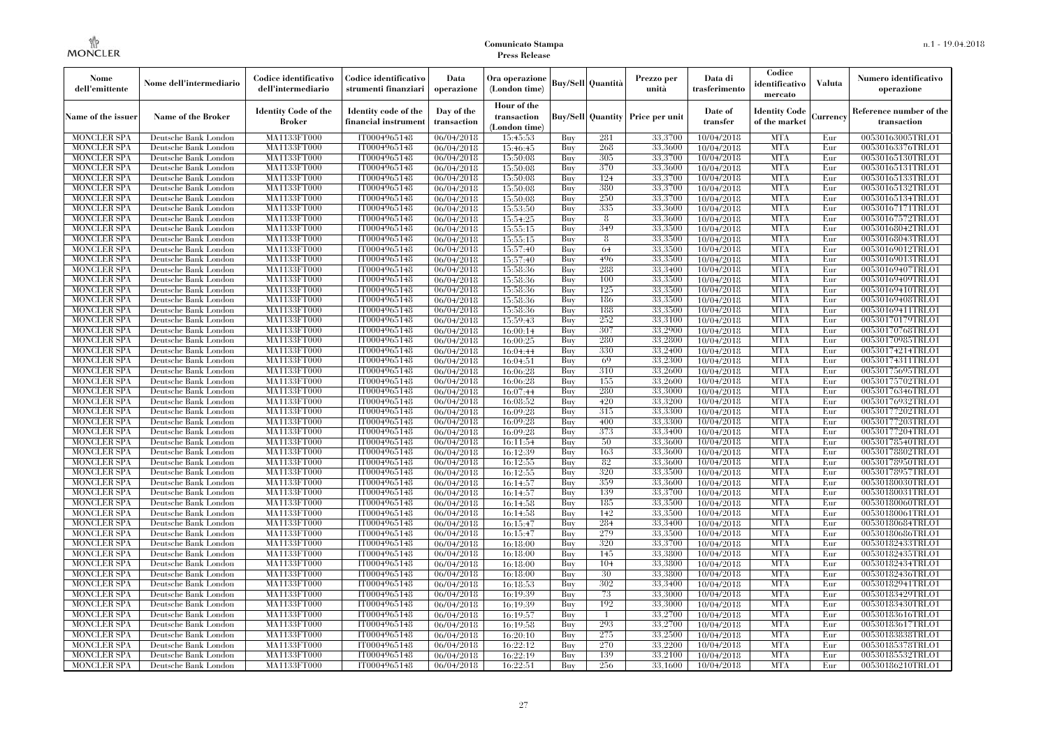| Nome dell'emittente | Nome dell'intermediario | Codice identificativo dell'intermediario | Codice identificativo strumenti finanziari | Data operazione | Ora operazione (London time) | Buy/Sell | Quantità | Prezzo per unità | Data di trasferimento | Codice identificativo mercato | Valuta | Numero identificativo operazione |
|---|---|---|---|---|---|---|---|---|---|---|---|---|
| Name of the issuer | Name of the Broker | Identity Code of the Broker | Identity code of the financial instrument | Day of the transaction | Hour of the transaction (London time) | Buy/Sell | Quantity | Price per unit | Date of transfer | Identity Code of the market | Currency | Reference number of the transaction |
| MONCLER SPA | Deutsche Bank London | MA1133FT000 | IT0004965148 | 06/04/2018 | 15:45:53 | Buy | 281 | 33.3700 | 10/04/2018 | MTA | Eur | 00530163005TRLO1 |
| MONCLER SPA | Deutsche Bank London | MA1133FT000 | IT0004965148 | 06/04/2018 | 15:46:45 | Buy | 268 | 33.3600 | 10/04/2018 | MTA | Eur | 00530163376TRLO1 |
| MONCLER SPA | Deutsche Bank London | MA1133FT000 | IT0004965148 | 06/04/2018 | 15:50:08 | Buy | 305 | 33.3700 | 10/04/2018 | MTA | Eur | 00530165130TRLO1 |
| MONCLER SPA | Deutsche Bank London | MA1133FT000 | IT0004965148 | 06/04/2018 | 15:50:08 | Buy | 370 | 33.3600 | 10/04/2018 | MTA | Eur | 00530165131TRLO1 |
| MONCLER SPA | Deutsche Bank London | MA1133FT000 | IT0004965148 | 06/04/2018 | 15:50:08 | Buy | 124 | 33.3700 | 10/04/2018 | MTA | Eur | 00530165133TRLO1 |
| MONCLER SPA | Deutsche Bank London | MA1133FT000 | IT0004965148 | 06/04/2018 | 15:50:08 | Buy | 380 | 33.3700 | 10/04/2018 | MTA | Eur | 00530165132TRLO1 |
| MONCLER SPA | Deutsche Bank London | MA1133FT000 | IT0004965148 | 06/04/2018 | 15:50:08 | Buy | 250 | 33.3700 | 10/04/2018 | MTA | Eur | 00530165134TRLO1 |
| MONCLER SPA | Deutsche Bank London | MA1133FT000 | IT0004965148 | 06/04/2018 | 15:53:50 | Buy | 335 | 33.3600 | 10/04/2018 | MTA | Eur | 00530167171TRLO1 |
| MONCLER SPA | Deutsche Bank London | MA1133FT000 | IT0004965148 | 06/04/2018 | 15:54:25 | Buy | 8 | 33.3600 | 10/04/2018 | MTA | Eur | 00530167572TRLO1 |
| MONCLER SPA | Deutsche Bank London | MA1133FT000 | IT0004965148 | 06/04/2018 | 15:55:15 | Buy | 349 | 33.3500 | 10/04/2018 | MTA | Eur | 00530168042TRLO1 |
| MONCLER SPA | Deutsche Bank London | MA1133FT000 | IT0004965148 | 06/04/2018 | 15:55:15 | Buy | 8 | 33.3500 | 10/04/2018 | MTA | Eur | 00530168043TRLO1 |
| MONCLER SPA | Deutsche Bank London | MA1133FT000 | IT0004965148 | 06/04/2018 | 15:57:40 | Buy | 64 | 33.3500 | 10/04/2018 | MTA | Eur | 00530169012TRLO1 |
| MONCLER SPA | Deutsche Bank London | MA1133FT000 | IT0004965148 | 06/04/2018 | 15:57:40 | Buy | 496 | 33.3500 | 10/04/2018 | MTA | Eur | 00530169013TRLO1 |
| MONCLER SPA | Deutsche Bank London | MA1133FT000 | IT0004965148 | 06/04/2018 | 15:58:36 | Buy | 288 | 33.3400 | 10/04/2018 | MTA | Eur | 00530169407TRLO1 |
| MONCLER SPA | Deutsche Bank London | MA1133FT000 | IT0004965148 | 06/04/2018 | 15:58:36 | Buy | 100 | 33.3500 | 10/04/2018 | MTA | Eur | 00530169409TRLO1 |
| MONCLER SPA | Deutsche Bank London | MA1133FT000 | IT0004965148 | 06/04/2018 | 15:58:36 | Buy | 125 | 33.3500 | 10/04/2018 | MTA | Eur | 00530169410TRLO1 |
| MONCLER SPA | Deutsche Bank London | MA1133FT000 | IT0004965148 | 06/04/2018 | 15:58:36 | Buy | 186 | 33.3500 | 10/04/2018 | MTA | Eur | 00530169408TRLO1 |
| MONCLER SPA | Deutsche Bank London | MA1133FT000 | IT0004965148 | 06/04/2018 | 15:58:36 | Buy | 188 | 33.3500 | 10/04/2018 | MTA | Eur | 00530169411TRLO1 |
| MONCLER SPA | Deutsche Bank London | MA1133FT000 | IT0004965148 | 06/04/2018 | 15:59:43 | Buy | 252 | 33.3100 | 10/04/2018 | MTA | Eur | 00530170179TRLO1 |
| MONCLER SPA | Deutsche Bank London | MA1133FT000 | IT0004965148 | 06/04/2018 | 16:00:14 | Buy | 307 | 33.2900 | 10/04/2018 | MTA | Eur | 00530170768TRLO1 |
| MONCLER SPA | Deutsche Bank London | MA1133FT000 | IT0004965148 | 06/04/2018 | 16:00:25 | Buy | 280 | 33.2800 | 10/04/2018 | MTA | Eur | 00530170985TRLO1 |
| MONCLER SPA | Deutsche Bank London | MA1133FT000 | IT0004965148 | 06/04/2018 | 16:04:44 | Buy | 330 | 33.2400 | 10/04/2018 | MTA | Eur | 00530174214TRLO1 |
| MONCLER SPA | Deutsche Bank London | MA1133FT000 | IT0004965148 | 06/04/2018 | 16:04:51 | Buy | 69 | 33.2300 | 10/04/2018 | MTA | Eur | 00530174311TRLO1 |
| MONCLER SPA | Deutsche Bank London | MA1133FT000 | IT0004965148 | 06/04/2018 | 16:06:28 | Buy | 310 | 33.2600 | 10/04/2018 | MTA | Eur | 00530175695TRLO1 |
| MONCLER SPA | Deutsche Bank London | MA1133FT000 | IT0004965148 | 06/04/2018 | 16:06:28 | Buy | 155 | 33.2600 | 10/04/2018 | MTA | Eur | 00530175702TRLO1 |
| MONCLER SPA | Deutsche Bank London | MA1133FT000 | IT0004965148 | 06/04/2018 | 16:07:44 | Buy | 280 | 33.3000 | 10/04/2018 | MTA | Eur | 00530176346TRLO1 |
| MONCLER SPA | Deutsche Bank London | MA1133FT000 | IT0004965148 | 06/04/2018 | 16:08:52 | Buy | 420 | 33.3200 | 10/04/2018 | MTA | Eur | 00530176932TRLO1 |
| MONCLER SPA | Deutsche Bank London | MA1133FT000 | IT0004965148 | 06/04/2018 | 16:09:28 | Buy | 315 | 33.3300 | 10/04/2018 | MTA | Eur | 00530177202TRLO1 |
| MONCLER SPA | Deutsche Bank London | MA1133FT000 | IT0004965148 | 06/04/2018 | 16:09:28 | Buy | 400 | 33.3300 | 10/04/2018 | MTA | Eur | 00530177203TRLO1 |
| MONCLER SPA | Deutsche Bank London | MA1133FT000 | IT0004965148 | 06/04/2018 | 16:09:28 | Buy | 373 | 33.3400 | 10/04/2018 | MTA | Eur | 00530177204TRLO1 |
| MONCLER SPA | Deutsche Bank London | MA1133FT000 | IT0004965148 | 06/04/2018 | 16:11:54 | Buy | 50 | 33.3600 | 10/04/2018 | MTA | Eur | 00530178540TRLO1 |
| MONCLER SPA | Deutsche Bank London | MA1133FT000 | IT0004965148 | 06/04/2018 | 16:12:39 | Buy | 163 | 33.3600 | 10/04/2018 | MTA | Eur | 00530178802TRLO1 |
| MONCLER SPA | Deutsche Bank London | MA1133FT000 | IT0004965148 | 06/04/2018 | 16:12:55 | Buy | 82 | 33.3600 | 10/04/2018 | MTA | Eur | 00530178950TRLO1 |
| MONCLER SPA | Deutsche Bank London | MA1133FT000 | IT0004965148 | 06/04/2018 | 16:12:55 | Buy | 320 | 33.3500 | 10/04/2018 | MTA | Eur | 00530178957TRLO1 |
| MONCLER SPA | Deutsche Bank London | MA1133FT000 | IT0004965148 | 06/04/2018 | 16:14:57 | Buy | 359 | 33.3600 | 10/04/2018 | MTA | Eur | 00530180030TRLO1 |
| MONCLER SPA | Deutsche Bank London | MA1133FT000 | IT0004965148 | 06/04/2018 | 16:14:57 | Buy | 139 | 33.3700 | 10/04/2018 | MTA | Eur | 00530180031TRLO1 |
| MONCLER SPA | Deutsche Bank London | MA1133FT000 | IT0004965148 | 06/04/2018 | 16:14:58 | Buy | 185 | 33.3500 | 10/04/2018 | MTA | Eur | 00530180060TRLO1 |
| MONCLER SPA | Deutsche Bank London | MA1133FT000 | IT0004965148 | 06/04/2018 | 16:14:58 | Buy | 142 | 33.3500 | 10/04/2018 | MTA | Eur | 00530180061TRLO1 |
| MONCLER SPA | Deutsche Bank London | MA1133FT000 | IT0004965148 | 06/04/2018 | 16:15:47 | Buy | 284 | 33.3400 | 10/04/2018 | MTA | Eur | 00530180684TRLO1 |
| MONCLER SPA | Deutsche Bank London | MA1133FT000 | IT0004965148 | 06/04/2018 | 16:15:47 | Buy | 279 | 33.3500 | 10/04/2018 | MTA | Eur | 00530180686TRLO1 |
| MONCLER SPA | Deutsche Bank London | MA1133FT000 | IT0004965148 | 06/04/2018 | 16:18:00 | Buy | 320 | 33.3700 | 10/04/2018 | MTA | Eur | 00530182433TRLO1 |
| MONCLER SPA | Deutsche Bank London | MA1133FT000 | IT0004965148 | 06/04/2018 | 16:18:00 | Buy | 145 | 33.3800 | 10/04/2018 | MTA | Eur | 00530182435TRLO1 |
| MONCLER SPA | Deutsche Bank London | MA1133FT000 | IT0004965148 | 06/04/2018 | 16:18:00 | Buy | 104 | 33.3800 | 10/04/2018 | MTA | Eur | 00530182434TRLO1 |
| MONCLER SPA | Deutsche Bank London | MA1133FT000 | IT0004965148 | 06/04/2018 | 16:18:00 | Buy | 30 | 33.3800 | 10/04/2018 | MTA | Eur | 00530182436TRLO1 |
| MONCLER SPA | Deutsche Bank London | MA1133FT000 | IT0004965148 | 06/04/2018 | 16:18:53 | Buy | 302 | 33.3400 | 10/04/2018 | MTA | Eur | 00530182941TRLO1 |
| MONCLER SPA | Deutsche Bank London | MA1133FT000 | IT0004965148 | 06/04/2018 | 16:19:39 | Buy | 73 | 33.3000 | 10/04/2018 | MTA | Eur | 00530183429TRLO1 |
| MONCLER SPA | Deutsche Bank London | MA1133FT000 | IT0004965148 | 06/04/2018 | 16:19:39 | Buy | 192 | 33.3000 | 10/04/2018 | MTA | Eur | 00530183430TRLO1 |
| MONCLER SPA | Deutsche Bank London | MA1133FT000 | IT0004965148 | 06/04/2018 | 16:19:57 | Buy | 1 | 33.2700 | 10/04/2018 | MTA | Eur | 00530183616TRLO1 |
| MONCLER SPA | Deutsche Bank London | MA1133FT000 | IT0004965148 | 06/04/2018 | 16:19:58 | Buy | 293 | 33.2700 | 10/04/2018 | MTA | Eur | 00530183617TRLO1 |
| MONCLER SPA | Deutsche Bank London | MA1133FT000 | IT0004965148 | 06/04/2018 | 16:20:10 | Buy | 275 | 33.2500 | 10/04/2018 | MTA | Eur | 00530183838TRLO1 |
| MONCLER SPA | Deutsche Bank London | MA1133FT000 | IT0004965148 | 06/04/2018 | 16:22:12 | Buy | 270 | 33.2200 | 10/04/2018 | MTA | Eur | 00530185378TRLO1 |
| MONCLER SPA | Deutsche Bank London | MA1133FT000 | IT0004965148 | 06/04/2018 | 16:22:19 | Buy | 139 | 33.2100 | 10/04/2018 | MTA | Eur | 00530185532TRLO1 |
| MONCLER SPA | Deutsche Bank London | MA1133FT000 | IT0004965148 | 06/04/2018 | 16:22:51 | Buy | 256 | 33.1600 | 10/04/2018 | MTA | Eur | 00530186210TRLO1 |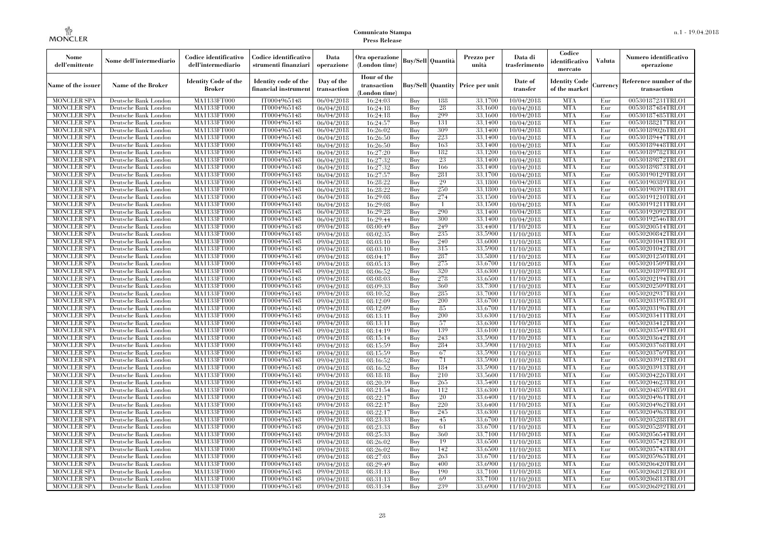| Nome dell'emittente | Nome dell'intermediario | Codice identificativo dell'intermediario | Codice identificativo strumenti finanziari | Data operazione | Ora operazione (London time) | Buy/Sell | Quantità | Prezzo per unità | Data di trasferimento | Codice identificativo mercato | Valuta | Numero identificativo operazione |
|---|---|---|---|---|---|---|---|---|---|---|---|---|
| Name of the issuer | Name of the Broker | Identity Code of the Broker | Identity code of the financial instrument | Day of the transaction | Hour of the transaction (London time) | Buy/Sell | Quantity | Price per unit | Date of transfer | Identity Code of the market | Currency | Reference number of the transaction |
| MONCLER SPA | Deutsche Bank London | MA1133FT000 | IT0004965148 | 06/04/2018 | 16:24:03 | Buy | 188 | 33.1700 | 10/04/2018 | MTA | Eur | 00530187231TRLO1 |
| MONCLER SPA | Deutsche Bank London | MA1133FT000 | IT0004965148 | 06/04/2018 | 16:24:18 | Buy | 28 | 33.1600 | 10/04/2018 | MTA | Eur | 00530187484TRLO1 |
| MONCLER SPA | Deutsche Bank London | MA1133FT000 | IT0004965148 | 06/04/2018 | 16:24:18 | Buy | 299 | 33.1600 | 10/04/2018 | MTA | Eur | 00530187485TRLO1 |
| MONCLER SPA | Deutsche Bank London | MA1133FT000 | IT0004965148 | 06/04/2018 | 16:24:57 | Buy | 131 | 33.1400 | 10/04/2018 | MTA | Eur | 00530188217TRLO1 |
| MONCLER SPA | Deutsche Bank London | MA1133FT000 | IT0004965148 | 06/04/2018 | 16:26:02 | Buy | 309 | 33.1400 | 10/04/2018 | MTA | Eur | 00530189026TRLO1 |
| MONCLER SPA | Deutsche Bank London | MA1133FT000 | IT0004965148 | 06/04/2018 | 16:26:50 | Buy | 223 | 33.1400 | 10/04/2018 | MTA | Eur | 00530189447TRLO1 |
| MONCLER SPA | Deutsche Bank London | MA1133FT000 | IT0004965148 | 06/04/2018 | 16:26:50 | Buy | 163 | 33.1400 | 10/04/2018 | MTA | Eur | 00530189448TRLO1 |
| MONCLER SPA | Deutsche Bank London | MA1133FT000 | IT0004965148 | 06/04/2018 | 16:27:20 | Buy | 182 | 33.1200 | 10/04/2018 | MTA | Eur | 00530189782TRLO1 |
| MONCLER SPA | Deutsche Bank London | MA1133FT000 | IT0004965148 | 06/04/2018 | 16:27:32 | Buy | 23 | 33.1400 | 10/04/2018 | MTA | Eur | 00530189872TRLO1 |
| MONCLER SPA | Deutsche Bank London | MA1133FT000 | IT0004965148 | 06/04/2018 | 16:27:32 | Buy | 166 | 33.1400 | 10/04/2018 | MTA | Eur | 00530189873TRLO1 |
| MONCLER SPA | Deutsche Bank London | MA1133FT000 | IT0004965148 | 06/04/2018 | 16:27:57 | Buy | 281 | 33.1700 | 10/04/2018 | MTA | Eur | 00530190129TRLO1 |
| MONCLER SPA | Deutsche Bank London | MA1133FT000 | IT0004965148 | 06/04/2018 | 16:28:22 | Buy | 29 | 33.1800 | 10/04/2018 | MTA | Eur | 00530190389TRLO1 |
| MONCLER SPA | Deutsche Bank London | MA1133FT000 | IT0004965148 | 06/04/2018 | 16:28:22 | Buy | 250 | 33.1800 | 10/04/2018 | MTA | Eur | 00530190391TRLO1 |
| MONCLER SPA | Deutsche Bank London | MA1133FT000 | IT0004965148 | 06/04/2018 | 16:29:08 | Buy | 274 | 33.1500 | 10/04/2018 | MTA | Eur | 00530191210TRLO1 |
| MONCLER SPA | Deutsche Bank London | MA1133FT000 | IT0004965148 | 06/04/2018 | 16:29:08 | Buy | 1 | 33.1500 | 10/04/2018 | MTA | Eur | 00530191211TRLO1 |
| MONCLER SPA | Deutsche Bank London | MA1133FT000 | IT0004965148 | 06/04/2018 | 16:29:28 | Buy | 290 | 33.1400 | 10/04/2018 | MTA | Eur | 00530192092TRLO1 |
| MONCLER SPA | Deutsche Bank London | MA1133FT000 | IT0004965148 | 06/04/2018 | 16:29:44 | Buy | 300 | 33.1400 | 10/04/2018 | MTA | Eur | 00530192546TRLO1 |
| MONCLER SPA | Deutsche Bank London | MA1133FT000 | IT0004965148 | 09/04/2018 | 08:00:49 | Buy | 249 | 33.4400 | 11/10/2018 | MTA | Eur | 00530200514TRLO1 |
| MONCLER SPA | Deutsche Bank London | MA1133FT000 | IT0004965148 | 09/04/2018 | 08:02:35 | Buy | 235 | 33.5900 | 11/10/2018 | MTA | Eur | 00530200842TRLO1 |
| MONCLER SPA | Deutsche Bank London | MA1133FT000 | IT0004965148 | 09/04/2018 | 08:03:10 | Buy | 240 | 33.6000 | 11/10/2018 | MTA | Eur | 00530201041TRLO1 |
| MONCLER SPA | Deutsche Bank London | MA1133FT000 | IT0004965148 | 09/04/2018 | 08:03:10 | Buy | 315 | 33.5900 | 11/10/2018 | MTA | Eur | 00530201042TRLO1 |
| MONCLER SPA | Deutsche Bank London | MA1133FT000 | IT0004965148 | 09/04/2018 | 08:04:17 | Buy | 287 | 33.5800 | 11/10/2018 | MTA | Eur | 00530201250TRLO1 |
| MONCLER SPA | Deutsche Bank London | MA1133FT000 | IT0004965148 | 09/04/2018 | 08:05:13 | Buy | 275 | 33.6700 | 11/10/2018 | MTA | Eur | 00530201509TRLO1 |
| MONCLER SPA | Deutsche Bank London | MA1133FT000 | IT0004965148 | 09/04/2018 | 08:06:52 | Buy | 320 | 33.6300 | 11/10/2018 | MTA | Eur | 00530201899TRLO1 |
| MONCLER SPA | Deutsche Bank London | MA1133FT000 | IT0004965148 | 09/04/2018 | 08:08:03 | Buy | 278 | 33.6500 | 11/10/2018 | MTA | Eur | 00530202194TRLO1 |
| MONCLER SPA | Deutsche Bank London | MA1133FT000 | IT0004965148 | 09/04/2018 | 08:09:33 | Buy | 360 | 33.7300 | 11/10/2018 | MTA | Eur | 00530202509TRLO1 |
| MONCLER SPA | Deutsche Bank London | MA1133FT000 | IT0004965148 | 09/04/2018 | 08:10:52 | Buy | 285 | 33.7000 | 11/10/2018 | MTA | Eur | 00530202937TRLO1 |
| MONCLER SPA | Deutsche Bank London | MA1133FT000 | IT0004965148 | 09/04/2018 | 08:12:09 | Buy | 200 | 33.6700 | 11/10/2018 | MTA | Eur | 00530203195TRLO1 |
| MONCLER SPA | Deutsche Bank London | MA1133FT000 | IT0004965148 | 09/04/2018 | 08:12:09 | Buy | 85 | 33.6700 | 11/10/2018 | MTA | Eur | 00530203196TRLO1 |
| MONCLER SPA | Deutsche Bank London | MA1133FT000 | IT0004965148 | 09/04/2018 | 08:13:11 | Buy | 200 | 33.6300 | 11/10/2018 | MTA | Eur | 00530203411TRLO1 |
| MONCLER SPA | Deutsche Bank London | MA1133FT000 | IT0004965148 | 09/04/2018 | 08:13:11 | Buy | 57 | 33.6300 | 11/10/2018 | MTA | Eur | 00530203412TRLO1 |
| MONCLER SPA | Deutsche Bank London | MA1133FT000 | IT0004965148 | 09/04/2018 | 08:14:19 | Buy | 139 | 33.6100 | 11/10/2018 | MTA | Eur | 00530203549TRLO1 |
| MONCLER SPA | Deutsche Bank London | MA1133FT000 | IT0004965148 | 09/04/2018 | 08:15:14 | Buy | 243 | 33.5900 | 11/10/2018 | MTA | Eur | 00530203642TRLO1 |
| MONCLER SPA | Deutsche Bank London | MA1133FT000 | IT0004965148 | 09/04/2018 | 08:15:59 | Buy | 284 | 33.5900 | 11/10/2018 | MTA | Eur | 00530203768TRLO1 |
| MONCLER SPA | Deutsche Bank London | MA1133FT000 | IT0004965148 | 09/04/2018 | 08:15:59 | Buy | 67 | 33.5900 | 11/10/2018 | MTA | Eur | 00530203769TRLO1 |
| MONCLER SPA | Deutsche Bank London | MA1133FT000 | IT0004965148 | 09/04/2018 | 08:16:52 | Buy | 71 | 33.5900 | 11/10/2018 | MTA | Eur | 00530203912TRLO1 |
| MONCLER SPA | Deutsche Bank London | MA1133FT000 | IT0004965148 | 09/04/2018 | 08:16:52 | Buy | 184 | 33.5900 | 11/10/2018 | MTA | Eur | 00530203913TRLO1 |
| MONCLER SPA | Deutsche Bank London | MA1133FT000 | IT0004965148 | 09/04/2018 | 08:18:18 | Buy | 210 | 33.5600 | 11/10/2018 | MTA | Eur | 00530204226TRLO1 |
| MONCLER SPA | Deutsche Bank London | MA1133FT000 | IT0004965148 | 09/04/2018 | 08:20:39 | Buy | 265 | 33.5400 | 11/10/2018 | MTA | Eur | 00530204623TRLO1 |
| MONCLER SPA | Deutsche Bank London | MA1133FT000 | IT0004965148 | 09/04/2018 | 08:21:54 | Buy | 112 | 33.6300 | 11/10/2018 | MTA | Eur | 00530204859TRLO1 |
| MONCLER SPA | Deutsche Bank London | MA1133FT000 | IT0004965148 | 09/04/2018 | 08:22:17 | Buy | 20 | 33.6400 | 11/10/2018 | MTA | Eur | 00530204961TRLO1 |
| MONCLER SPA | Deutsche Bank London | MA1133FT000 | IT0004965148 | 09/04/2018 | 08:22:17 | Buy | 220 | 33.6400 | 11/10/2018 | MTA | Eur | 00530204962TRLO1 |
| MONCLER SPA | Deutsche Bank London | MA1133FT000 | IT0004965148 | 09/04/2018 | 08:22:17 | Buy | 245 | 33.6300 | 11/10/2018 | MTA | Eur | 00530204963TRLO1 |
| MONCLER SPA | Deutsche Bank London | MA1133FT000 | IT0004965148 | 09/04/2018 | 08:23:33 | Buy | 45 | 33.6700 | 11/10/2018 | MTA | Eur | 00530205288TRLO1 |
| MONCLER SPA | Deutsche Bank London | MA1133FT000 | IT0004965148 | 09/04/2018 | 08:23:33 | Buy | 61 | 33.6700 | 11/10/2018 | MTA | Eur | 00530205289TRLO1 |
| MONCLER SPA | Deutsche Bank London | MA1133FT000 | IT0004965148 | 09/04/2018 | 08:25:33 | Buy | 360 | 33.7100 | 11/10/2018 | MTA | Eur | 00530205654TRLO1 |
| MONCLER SPA | Deutsche Bank London | MA1133FT000 | IT0004965148 | 09/04/2018 | 08:26:02 | Buy | 19 | 33.6500 | 11/10/2018 | MTA | Eur | 00530205742TRLO1 |
| MONCLER SPA | Deutsche Bank London | MA1133FT000 | IT0004965148 | 09/04/2018 | 08:26:02 | Buy | 142 | 33.6500 | 11/10/2018 | MTA | Eur | 00530205743TRLO1 |
| MONCLER SPA | Deutsche Bank London | MA1133FT000 | IT0004965148 | 09/04/2018 | 08:27:03 | Buy | 263 | 33.6700 | 11/10/2018 | MTA | Eur | 00530205965TRLO1 |
| MONCLER SPA | Deutsche Bank London | MA1133FT000 | IT0004965148 | 09/04/2018 | 08:29:49 | Buy | 400 | 33.6900 | 11/10/2018 | MTA | Eur | 00530206420TRLO1 |
| MONCLER SPA | Deutsche Bank London | MA1133FT000 | IT0004965148 | 09/04/2018 | 08:31:13 | Buy | 190 | 33.7100 | 11/10/2018 | MTA | Eur | 00530206812TRLO1 |
| MONCLER SPA | Deutsche Bank London | MA1133FT000 | IT0004965148 | 09/04/2018 | 08:31:13 | Buy | 69 | 33.7100 | 11/10/2018 | MTA | Eur | 00530206813TRLO1 |
| MONCLER SPA | Deutsche Bank London | MA1133FT000 | IT0004965148 | 09/04/2018 | 08:31:34 | Buy | 239 | 33.6900 | 11/10/2018 | MTA | Eur | 00530206892TRLO1 |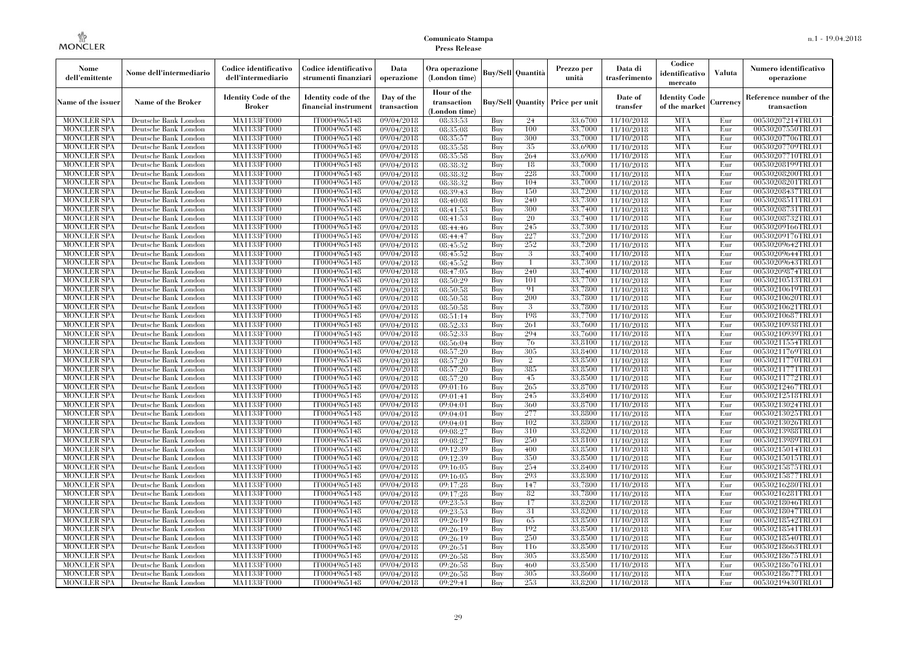| Nome dell'emittente | Nome dell'intermediario | Codice identificativo dell'intermediario | Codice identificativo strumenti finanziari | Data operazione | Ora operazione (London time) | Buy/Sell | Quantità | Prezzo per unità | Data di trasferimento | Codice identificativo mercato | Valuta | Numero identificativo operazione |
|---|---|---|---|---|---|---|---|---|---|---|---|---|
| Name of the issuer | Name of the Broker | Identity Code of the Broker | Identity code of the financial instrument | Day of the transaction | Hour of the transaction (London time) | Buy/Sell | Quantity | Price per unit | Date of transfer | Identity Code of the market | Currency | Reference number of the transaction |
| MONCLER SPA | Deutsche Bank London | MA1133FT000 | IT0004965148 | 09/04/2018 | 08:33:53 | Buy | 24 | 33.6700 | 11/10/2018 | MTA | Eur | 00530207214TRLO1 |
| MONCLER SPA | Deutsche Bank London | MA1133FT000 | IT0004965148 | 09/04/2018 | 08:35:08 | Buy | 100 | 33.7000 | 11/10/2018 | MTA | Eur | 00530207550TRLO1 |
| MONCLER SPA | Deutsche Bank London | MA1133FT000 | IT0004965148 | 09/04/2018 | 08:35:57 | Buy | 300 | 33.7000 | 11/10/2018 | MTA | Eur | 00530207706TRLO1 |
| MONCLER SPA | Deutsche Bank London | MA1133FT000 | IT0004965148 | 09/04/2018 | 08:35:58 | Buy | 35 | 33.6900 | 11/10/2018 | MTA | Eur | 00530207709TRLO1 |
| MONCLER SPA | Deutsche Bank London | MA1133FT000 | IT0004965148 | 09/04/2018 | 08:35:58 | Buy | 264 | 33.6900 | 11/10/2018 | MTA | Eur | 00530207710TRLO1 |
| MONCLER SPA | Deutsche Bank London | MA1133FT000 | IT0004965148 | 09/04/2018 | 08:38:32 | Buy | 18 | 33.7000 | 11/10/2018 | MTA | Eur | 00530208199TRLO1 |
| MONCLER SPA | Deutsche Bank London | MA1133FT000 | IT0004965148 | 09/04/2018 | 08:38:32 | Buy | 228 | 33.7000 | 11/10/2018 | MTA | Eur | 00530208200TRLO1 |
| MONCLER SPA | Deutsche Bank London | MA1133FT000 | IT0004965148 | 09/04/2018 | 08:38:32 | Buy | 104 | 33.7000 | 11/10/2018 | MTA | Eur | 00530208201TRLO1 |
| MONCLER SPA | Deutsche Bank London | MA1133FT000 | IT0004965148 | 09/04/2018 | 08:39:43 | Buy | 150 | 33.7200 | 11/10/2018 | MTA | Eur | 00530208437TRLO1 |
| MONCLER SPA | Deutsche Bank London | MA1133FT000 | IT0004965148 | 09/04/2018 | 08:40:08 | Buy | 240 | 33.7300 | 11/10/2018 | MTA | Eur | 00530208511TRLO1 |
| MONCLER SPA | Deutsche Bank London | MA1133FT000 | IT0004965148 | 09/04/2018 | 08:41:53 | Buy | 300 | 33.7400 | 11/10/2018 | MTA | Eur | 00530208731TRLO1 |
| MONCLER SPA | Deutsche Bank London | MA1133FT000 | IT0004965148 | 09/04/2018 | 08:41:53 | Buy | 20 | 33.7400 | 11/10/2018 | MTA | Eur | 00530208732TRLO1 |
| MONCLER SPA | Deutsche Bank London | MA1133FT000 | IT0004965148 | 09/04/2018 | 08:44:46 | Buy | 245 | 33.7300 | 11/10/2018 | MTA | Eur | 00530209166TRLO1 |
| MONCLER SPA | Deutsche Bank London | MA1133FT000 | IT0004965148 | 09/04/2018 | 08:44:47 | Buy | 227 | 33.7200 | 11/10/2018 | MTA | Eur | 00530209176TRLO1 |
| MONCLER SPA | Deutsche Bank London | MA1133FT000 | IT0004965148 | 09/04/2018 | 08:45:52 | Buy | 252 | 33.7200 | 11/10/2018 | MTA | Eur | 00530209642TRLO1 |
| MONCLER SPA | Deutsche Bank London | MA1133FT000 | IT0004965148 | 09/04/2018 | 08:45:52 | Buy | 3 | 33.7400 | 11/10/2018 | MTA | Eur | 00530209644TRLO1 |
| MONCLER SPA | Deutsche Bank London | MA1133FT000 | IT0004965148 | 09/04/2018 | 08:45:52 | Buy | 1 | 33.7300 | 11/10/2018 | MTA | Eur | 00530209643TRLO1 |
| MONCLER SPA | Deutsche Bank London | MA1133FT000 | IT0004965148 | 09/04/2018 | 08:47:05 | Buy | 240 | 33.7400 | 11/10/2018 | MTA | Eur | 00530209874TRLO1 |
| MONCLER SPA | Deutsche Bank London | MA1133FT000 | IT0004965148 | 09/04/2018 | 08:50:29 | Buy | 101 | 33.7700 | 11/10/2018 | MTA | Eur | 00530210513TRLO1 |
| MONCLER SPA | Deutsche Bank London | MA1133FT000 | IT0004965148 | 09/04/2018 | 08:50:58 | Buy | 91 | 33.7800 | 11/10/2018 | MTA | Eur | 00530210619TRLO1 |
| MONCLER SPA | Deutsche Bank London | MA1133FT000 | IT0004965148 | 09/04/2018 | 08:50:58 | Buy | 200 | 33.7800 | 11/10/2018 | MTA | Eur | 00530210620TRLO1 |
| MONCLER SPA | Deutsche Bank London | MA1133FT000 | IT0004965148 | 09/04/2018 | 08:50:58 | Buy | 3 | 33.7800 | 11/10/2018 | MTA | Eur | 00530210621TRLO1 |
| MONCLER SPA | Deutsche Bank London | MA1133FT000 | IT0004965148 | 09/04/2018 | 08:51:14 | Buy | 198 | 33.7700 | 11/10/2018 | MTA | Eur | 00530210687TRLO1 |
| MONCLER SPA | Deutsche Bank London | MA1133FT000 | IT0004965148 | 09/04/2018 | 08:52:33 | Buy | 261 | 33.7600 | 11/10/2018 | MTA | Eur | 00530210938TRLO1 |
| MONCLER SPA | Deutsche Bank London | MA1133FT000 | IT0004965148 | 09/04/2018 | 08:52:33 | Buy | 294 | 33.7600 | 11/10/2018 | MTA | Eur | 00530210939TRLO1 |
| MONCLER SPA | Deutsche Bank London | MA1133FT000 | IT0004965148 | 09/04/2018 | 08:56:04 | Buy | 76 | 33.8100 | 11/10/2018 | MTA | Eur | 00530211554TRLO1 |
| MONCLER SPA | Deutsche Bank London | MA1133FT000 | IT0004965148 | 09/04/2018 | 08:57:20 | Buy | 305 | 33.8400 | 11/10/2018 | MTA | Eur | 00530211769TRLO1 |
| MONCLER SPA | Deutsche Bank London | MA1133FT000 | IT0004965148 | 09/04/2018 | 08:57:20 | Buy | 2 | 33.8500 | 11/10/2018 | MTA | Eur | 00530211770TRLO1 |
| MONCLER SPA | Deutsche Bank London | MA1133FT000 | IT0004965148 | 09/04/2018 | 08:57:20 | Buy | 385 | 33.8500 | 11/10/2018 | MTA | Eur | 00530211771TRLO1 |
| MONCLER SPA | Deutsche Bank London | MA1133FT000 | IT0004965148 | 09/04/2018 | 08:57:20 | Buy | 45 | 33.8500 | 11/10/2018 | MTA | Eur | 00530211772TRLO1 |
| MONCLER SPA | Deutsche Bank London | MA1133FT000 | IT0004965148 | 09/04/2018 | 09:01:16 | Buy | 265 | 33.8700 | 11/10/2018 | MTA | Eur | 00530212467TRLO1 |
| MONCLER SPA | Deutsche Bank London | MA1133FT000 | IT0004965148 | 09/04/2018 | 09:01:41 | Buy | 245 | 33.8400 | 11/10/2018 | MTA | Eur | 00530212518TRLO1 |
| MONCLER SPA | Deutsche Bank London | MA1133FT000 | IT0004965148 | 09/04/2018 | 09:04:01 | Buy | 360 | 33.8700 | 11/10/2018 | MTA | Eur | 00530213024TRLO1 |
| MONCLER SPA | Deutsche Bank London | MA1133FT000 | IT0004965148 | 09/04/2018 | 09:04:01 | Buy | 277 | 33.8800 | 11/10/2018 | MTA | Eur | 00530213025TRLO1 |
| MONCLER SPA | Deutsche Bank London | MA1133FT000 | IT0004965148 | 09/04/2018 | 09:04:01 | Buy | 102 | 33.8800 | 11/10/2018 | MTA | Eur | 00530213026TRLO1 |
| MONCLER SPA | Deutsche Bank London | MA1133FT000 | IT0004965148 | 09/04/2018 | 09:08:27 | Buy | 310 | 33.8200 | 11/10/2018 | MTA | Eur | 00530213988TRLO1 |
| MONCLER SPA | Deutsche Bank London | MA1133FT000 | IT0004965148 | 09/04/2018 | 09:08:27 | Buy | 250 | 33.8100 | 11/10/2018 | MTA | Eur | 00530213989TRLO1 |
| MONCLER SPA | Deutsche Bank London | MA1133FT000 | IT0004965148 | 09/04/2018 | 09:12:39 | Buy | 400 | 33.8500 | 11/10/2018 | MTA | Eur | 00530215014TRLO1 |
| MONCLER SPA | Deutsche Bank London | MA1133FT000 | IT0004965148 | 09/04/2018 | 09:12:39 | Buy | 350 | 33.8500 | 11/10/2018 | MTA | Eur | 00530215015TRLO1 |
| MONCLER SPA | Deutsche Bank London | MA1133FT000 | IT0004965148 | 09/04/2018 | 09:16:05 | Buy | 254 | 33.8400 | 11/10/2018 | MTA | Eur | 00530215875TRLO1 |
| MONCLER SPA | Deutsche Bank London | MA1133FT000 | IT0004965148 | 09/04/2018 | 09:16:05 | Buy | 293 | 33.8300 | 11/10/2018 | MTA | Eur | 00530215877TRLO1 |
| MONCLER SPA | Deutsche Bank London | MA1133FT000 | IT0004965148 | 09/04/2018 | 09:17:28 | Buy | 147 | 33.7800 | 11/10/2018 | MTA | Eur | 00530216280TRLO1 |
| MONCLER SPA | Deutsche Bank London | MA1133FT000 | IT0004965148 | 09/04/2018 | 09:17:28 | Buy | 82 | 33.7800 | 11/10/2018 | MTA | Eur | 00530216281TRLO1 |
| MONCLER SPA | Deutsche Bank London | MA1133FT000 | IT0004965148 | 09/04/2018 | 09:23:53 | Buy | 17 | 33.8200 | 11/10/2018 | MTA | Eur | 00530218046TRLO1 |
| MONCLER SPA | Deutsche Bank London | MA1133FT000 | IT0004965148 | 09/04/2018 | 09:23:53 | Buy | 31 | 33.8200 | 11/10/2018 | MTA | Eur | 00530218047TRLO1 |
| MONCLER SPA | Deutsche Bank London | MA1133FT000 | IT0004965148 | 09/04/2018 | 09:26:19 | Buy | 65 | 33.8500 | 11/10/2018 | MTA | Eur | 00530218542TRLO1 |
| MONCLER SPA | Deutsche Bank London | MA1133FT000 | IT0004965148 | 09/04/2018 | 09:26:19 | Buy | 192 | 33.8500 | 11/10/2018 | MTA | Eur | 00530218541TRLO1 |
| MONCLER SPA | Deutsche Bank London | MA1133FT000 | IT0004965148 | 09/04/2018 | 09:26:19 | Buy | 250 | 33.8500 | 11/10/2018 | MTA | Eur | 00530218540TRLO1 |
| MONCLER SPA | Deutsche Bank London | MA1133FT000 | IT0004965148 | 09/04/2018 | 09:26:51 | Buy | 116 | 33.8500 | 11/10/2018 | MTA | Eur | 00530218663TRLO1 |
| MONCLER SPA | Deutsche Bank London | MA1133FT000 | IT0004965148 | 09/04/2018 | 09:26:58 | Buy | 305 | 33.8500 | 11/10/2018 | MTA | Eur | 00530218675TRLO1 |
| MONCLER SPA | Deutsche Bank London | MA1133FT000 | IT0004965148 | 09/04/2018 | 09:26:58 | Buy | 460 | 33.8500 | 11/10/2018 | MTA | Eur | 00530218676TRLO1 |
| MONCLER SPA | Deutsche Bank London | MA1133FT000 | IT0004965148 | 09/04/2018 | 09:26:58 | Buy | 305 | 33.8600 | 11/10/2018 | MTA | Eur | 00530218677TRLO1 |
| MONCLER SPA | Deutsche Bank London | MA1133FT000 | IT0004965148 | 09/04/2018 | 09:29:41 | Buy | 253 | 33.8200 | 11/10/2018 | MTA | Eur | 00530219430TRLO1 |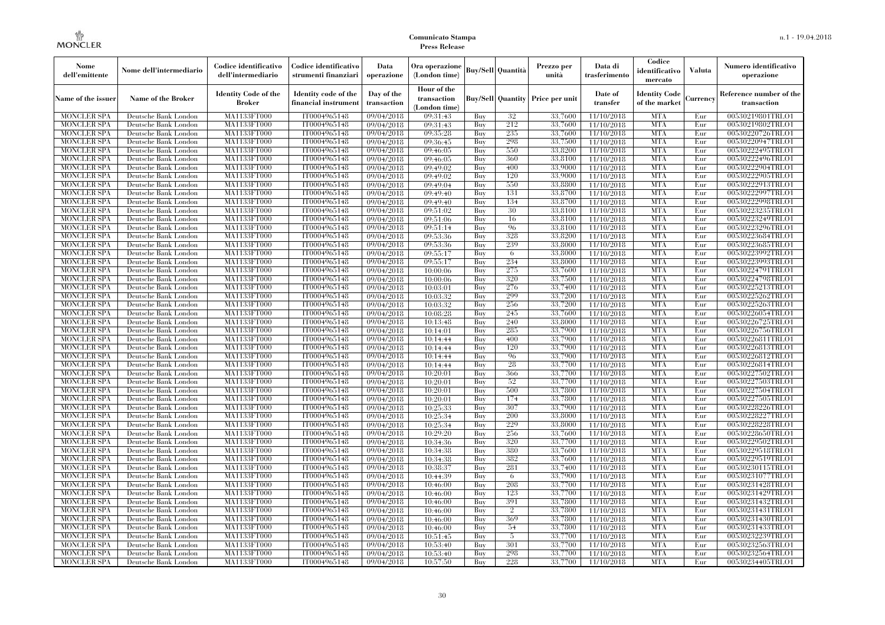| Nome dell'emittente | Nome dell'intermediario | Codice identificativo dell'intermediario | Codice identificativo strumenti finanziari | Data operazione | Ora operazione (London time) | Buy/Sell | Quantità | Prezzo per unità | Data di trasferimento | Codice identificativo mercato | Valuta | Numero identificativo operazione |
|---|---|---|---|---|---|---|---|---|---|---|---|---|
| Name of the issuer | Name of the Broker | Identity Code of the Broker | Identity code of the financial instrument | Day of the transaction | Hour of the transaction (London time) | Buy/Sell | Quantity | Price per unit | Date of transfer | Identity Code of the market | Currency | Reference number of the transaction |
| MONCLER SPA | Deutsche Bank London | MA1133FT000 | IT0004965148 | 09/04/2018 | 09:31:43 | Buy | 32 | 33.7600 | 11/10/2018 | MTA | Eur | 00530219801TRLO1 |
| MONCLER SPA | Deutsche Bank London | MA1133FT000 | IT0004965148 | 09/04/2018 | 09:31:43 | Buy | 212 | 33.7600 | 11/10/2018 | MTA | Eur | 00530219802TRLO1 |
| MONCLER SPA | Deutsche Bank London | MA1133FT000 | IT0004965148 | 09/04/2018 | 09:35:28 | Buy | 235 | 33.7600 | 11/10/2018 | MTA | Eur | 00530220726TRLO1 |
| MONCLER SPA | Deutsche Bank London | MA1133FT000 | IT0004965148 | 09/04/2018 | 09:36:45 | Buy | 298 | 33.7500 | 11/10/2018 | MTA | Eur | 00530220947TRLO1 |
| MONCLER SPA | Deutsche Bank London | MA1133FT000 | IT0004965148 | 09/04/2018 | 09:46:05 | Buy | 550 | 33.8200 | 11/10/2018 | MTA | Eur | 00530222495TRLO1 |
| MONCLER SPA | Deutsche Bank London | MA1133FT000 | IT0004965148 | 09/04/2018 | 09:46:05 | Buy | 360 | 33.8100 | 11/10/2018 | MTA | Eur | 00530222496TRLO1 |
| MONCLER SPA | Deutsche Bank London | MA1133FT000 | IT0004965148 | 09/04/2018 | 09:49:02 | Buy | 400 | 33.9000 | 11/10/2018 | MTA | Eur | 00530222904TRLO1 |
| MONCLER SPA | Deutsche Bank London | MA1133FT000 | IT0004965148 | 09/04/2018 | 09:49:02 | Buy | 120 | 33.9000 | 11/10/2018 | MTA | Eur | 00530222905TRLO1 |
| MONCLER SPA | Deutsche Bank London | MA1133FT000 | IT0004965148 | 09/04/2018 | 09:49:04 | Buy | 550 | 33.8800 | 11/10/2018 | MTA | Eur | 00530222913TRLO1 |
| MONCLER SPA | Deutsche Bank London | MA1133FT000 | IT0004965148 | 09/04/2018 | 09:49:40 | Buy | 131 | 33.8700 | 11/10/2018 | MTA | Eur | 00530222997TRLO1 |
| MONCLER SPA | Deutsche Bank London | MA1133FT000 | IT0004965148 | 09/04/2018 | 09:49:40 | Buy | 134 | 33.8700 | 11/10/2018 | MTA | Eur | 00530222998TRLO1 |
| MONCLER SPA | Deutsche Bank London | MA1133FT000 | IT0004965148 | 09/04/2018 | 09:51:02 | Buy | 30 | 33.8100 | 11/10/2018 | MTA | Eur | 00530223235TRLO1 |
| MONCLER SPA | Deutsche Bank London | MA1133FT000 | IT0004965148 | 09/04/2018 | 09:51:06 | Buy | 16 | 33.8100 | 11/10/2018 | MTA | Eur | 00530223249TRLO1 |
| MONCLER SPA | Deutsche Bank London | MA1133FT000 | IT0004965148 | 09/04/2018 | 09:51:14 | Buy | 96 | 33.8100 | 11/10/2018 | MTA | Eur | 00530223296TRLO1 |
| MONCLER SPA | Deutsche Bank London | MA1133FT000 | IT0004965148 | 09/04/2018 | 09:53:36 | Buy | 328 | 33.8200 | 11/10/2018 | MTA | Eur | 00530223684TRLO1 |
| MONCLER SPA | Deutsche Bank London | MA1133FT000 | IT0004965148 | 09/04/2018 | 09:53:36 | Buy | 239 | 33.8000 | 11/10/2018 | MTA | Eur | 00530223685TRLO1 |
| MONCLER SPA | Deutsche Bank London | MA1133FT000 | IT0004965148 | 09/04/2018 | 09:55:17 | Buy | 6 | 33.8000 | 11/10/2018 | MTA | Eur | 00530223992TRLO1 |
| MONCLER SPA | Deutsche Bank London | MA1133FT000 | IT0004965148 | 09/04/2018 | 09:55:17 | Buy | 234 | 33.8000 | 11/10/2018 | MTA | Eur | 00530223993TRLO1 |
| MONCLER SPA | Deutsche Bank London | MA1133FT000 | IT0004965148 | 09/04/2018 | 10:00:06 | Buy | 275 | 33.7600 | 11/10/2018 | MTA | Eur | 00530224791TRLO1 |
| MONCLER SPA | Deutsche Bank London | MA1133FT000 | IT0004965148 | 09/04/2018 | 10:00:06 | Buy | 320 | 33.7500 | 11/10/2018 | MTA | Eur | 00530224798TRLO1 |
| MONCLER SPA | Deutsche Bank London | MA1133FT000 | IT0004965148 | 09/04/2018 | 10:03:01 | Buy | 276 | 33.7400 | 11/10/2018 | MTA | Eur | 00530225213TRLO1 |
| MONCLER SPA | Deutsche Bank London | MA1133FT000 | IT0004965148 | 09/04/2018 | 10:03:32 | Buy | 299 | 33.7200 | 11/10/2018 | MTA | Eur | 00530225262TRLO1 |
| MONCLER SPA | Deutsche Bank London | MA1133FT000 | IT0004965148 | 09/04/2018 | 10:03:32 | Buy | 256 | 33.7200 | 11/10/2018 | MTA | Eur | 00530225263TRLO1 |
| MONCLER SPA | Deutsche Bank London | MA1133FT000 | IT0004965148 | 09/04/2018 | 10:08:28 | Buy | 245 | 33.7600 | 11/10/2018 | MTA | Eur | 00530226054TRLO1 |
| MONCLER SPA | Deutsche Bank London | MA1133FT000 | IT0004965148 | 09/04/2018 | 10:13:48 | Buy | 240 | 33.8000 | 11/10/2018 | MTA | Eur | 00530226725TRLO1 |
| MONCLER SPA | Deutsche Bank London | MA1133FT000 | IT0004965148 | 09/04/2018 | 10:14:01 | Buy | 285 | 33.7900 | 11/10/2018 | MTA | Eur | 00530226756TRLO1 |
| MONCLER SPA | Deutsche Bank London | MA1133FT000 | IT0004965148 | 09/04/2018 | 10:14:44 | Buy | 400 | 33.7900 | 11/10/2018 | MTA | Eur | 00530226811TRLO1 |
| MONCLER SPA | Deutsche Bank London | MA1133FT000 | IT0004965148 | 09/04/2018 | 10:14:44 | Buy | 120 | 33.7900 | 11/10/2018 | MTA | Eur | 00530226813TRLO1 |
| MONCLER SPA | Deutsche Bank London | MA1133FT000 | IT0004965148 | 09/04/2018 | 10:14:44 | Buy | 96 | 33.7900 | 11/10/2018 | MTA | Eur | 00530226812TRLO1 |
| MONCLER SPA | Deutsche Bank London | MA1133FT000 | IT0004965148 | 09/04/2018 | 10:14:44 | Buy | 28 | 33.7700 | 11/10/2018 | MTA | Eur | 00530226814TRLO1 |
| MONCLER SPA | Deutsche Bank London | MA1133FT000 | IT0004965148 | 09/04/2018 | 10:20:01 | Buy | 366 | 33.7700 | 11/10/2018 | MTA | Eur | 00530227502TRLO1 |
| MONCLER SPA | Deutsche Bank London | MA1133FT000 | IT0004965148 | 09/04/2018 | 10:20:01 | Buy | 52 | 33.7700 | 11/10/2018 | MTA | Eur | 00530227503TRLO1 |
| MONCLER SPA | Deutsche Bank London | MA1133FT000 | IT0004965148 | 09/04/2018 | 10:20:01 | Buy | 500 | 33.7800 | 11/10/2018 | MTA | Eur | 00530227504TRLO1 |
| MONCLER SPA | Deutsche Bank London | MA1133FT000 | IT0004965148 | 09/04/2018 | 10:20:01 | Buy | 174 | 33.7800 | 11/10/2018 | MTA | Eur | 00530227505TRLO1 |
| MONCLER SPA | Deutsche Bank London | MA1133FT000 | IT0004965148 | 09/04/2018 | 10:25:33 | Buy | 307 | 33.7900 | 11/10/2018 | MTA | Eur | 00530228226TRLO1 |
| MONCLER SPA | Deutsche Bank London | MA1133FT000 | IT0004965148 | 09/04/2018 | 10:25:34 | Buy | 200 | 33.8000 | 11/10/2018 | MTA | Eur | 00530228227TRLO1 |
| MONCLER SPA | Deutsche Bank London | MA1133FT000 | IT0004965148 | 09/04/2018 | 10:25:34 | Buy | 229 | 33.8000 | 11/10/2018 | MTA | Eur | 00530228228TRLO1 |
| MONCLER SPA | Deutsche Bank London | MA1133FT000 | IT0004965148 | 09/04/2018 | 10:29:20 | Buy | 256 | 33.7600 | 11/10/2018 | MTA | Eur | 00530228650TRLO1 |
| MONCLER SPA | Deutsche Bank London | MA1133FT000 | IT0004965148 | 09/04/2018 | 10:34:36 | Buy | 320 | 33.7700 | 11/10/2018 | MTA | Eur | 00530229502TRLO1 |
| MONCLER SPA | Deutsche Bank London | MA1133FT000 | IT0004965148 | 09/04/2018 | 10:34:38 | Buy | 380 | 33.7600 | 11/10/2018 | MTA | Eur | 00530229518TRLO1 |
| MONCLER SPA | Deutsche Bank London | MA1133FT000 | IT0004965148 | 09/04/2018 | 10:34:38 | Buy | 382 | 33.7600 | 11/10/2018 | MTA | Eur | 00530229519TRLO1 |
| MONCLER SPA | Deutsche Bank London | MA1133FT000 | IT0004965148 | 09/04/2018 | 10:38:37 | Buy | 281 | 33.7400 | 11/10/2018 | MTA | Eur | 00530230115TRLO1 |
| MONCLER SPA | Deutsche Bank London | MA1133FT000 | IT0004965148 | 09/04/2018 | 10:44:39 | Buy | 6 | 33.7900 | 11/10/2018 | MTA | Eur | 00530231077TRLO1 |
| MONCLER SPA | Deutsche Bank London | MA1133FT000 | IT0004965148 | 09/04/2018 | 10:46:00 | Buy | 208 | 33.7700 | 11/10/2018 | MTA | Eur | 00530231428TRLO1 |
| MONCLER SPA | Deutsche Bank London | MA1133FT000 | IT0004965148 | 09/04/2018 | 10:46:00 | Buy | 123 | 33.7700 | 11/10/2018 | MTA | Eur | 00530231429TRLO1 |
| MONCLER SPA | Deutsche Bank London | MA1133FT000 | IT0004965148 | 09/04/2018 | 10:46:00 | Buy | 391 | 33.7800 | 11/10/2018 | MTA | Eur | 00530231432TRLO1 |
| MONCLER SPA | Deutsche Bank London | MA1133FT000 | IT0004965148 | 09/04/2018 | 10:46:00 | Buy | 2 | 33.7800 | 11/10/2018 | MTA | Eur | 00530231431TRLO1 |
| MONCLER SPA | Deutsche Bank London | MA1133FT000 | IT0004965148 | 09/04/2018 | 10:46:00 | Buy | 369 | 33.7800 | 11/10/2018 | MTA | Eur | 00530231430TRLO1 |
| MONCLER SPA | Deutsche Bank London | MA1133FT000 | IT0004965148 | 09/04/2018 | 10:46:00 | Buy | 54 | 33.7800 | 11/10/2018 | MTA | Eur | 00530231433TRLO1 |
| MONCLER SPA | Deutsche Bank London | MA1133FT000 | IT0004965148 | 09/04/2018 | 10:51:45 | Buy | 5 | 33.7700 | 11/10/2018 | MTA | Eur | 00530232239TRLO1 |
| MONCLER SPA | Deutsche Bank London | MA1133FT000 | IT0004965148 | 09/04/2018 | 10:53:40 | Buy | 301 | 33.7700 | 11/10/2018 | MTA | Eur | 00530232563TRLO1 |
| MONCLER SPA | Deutsche Bank London | MA1133FT000 | IT0004965148 | 09/04/2018 | 10:53:40 | Buy | 298 | 33.7700 | 11/10/2018 | MTA | Eur | 00530232564TRLO1 |
| MONCLER SPA | Deutsche Bank London | MA1133FT000 | IT0004965148 | 09/04/2018 | 10:57:50 | Buy | 228 | 33.7700 | 11/10/2018 | MTA | Eur | 00530234405TRLO1 |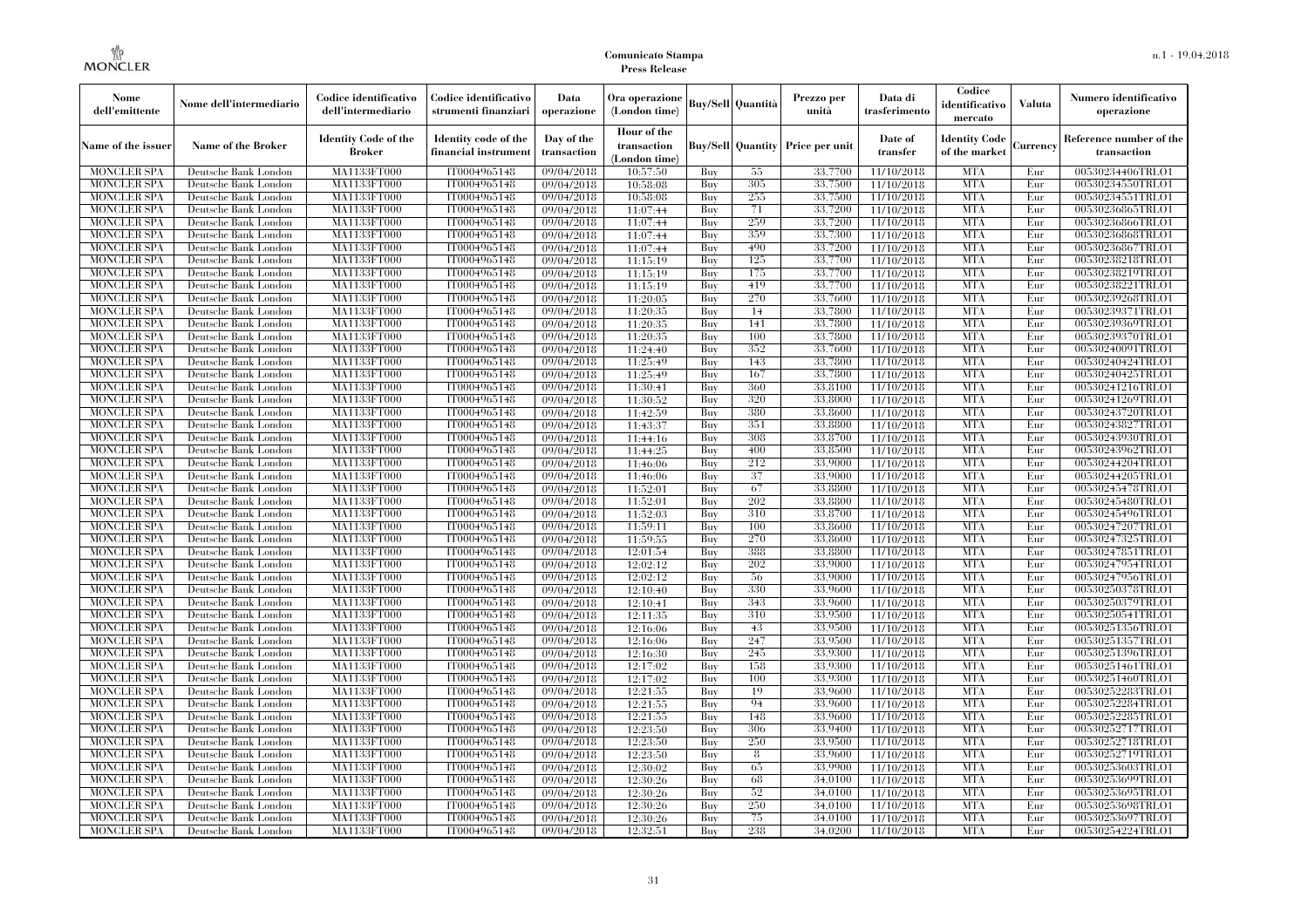| Nome dell'emittente | Nome dell'intermediario | Codice identificativo dell'intermediario | Codice identificativo strumenti finanziari | Data operazione | Ora operazione (London time) | Buy/Sell | Quantità | Prezzo per unità | Data di trasferimento | Codice identificativo mercato | Valuta | Numero identificativo operazione |
|---|---|---|---|---|---|---|---|---|---|---|---|---|
| Name of the issuer | Name of the Broker | Identity Code of the Broker | Identity code of the financial instrument | Day of the transaction | Hour of the transaction (London time) | Buy/Sell | Quantity | Price per unit | Date of transfer | Identity Code of the market | Currency | Reference number of the transaction |
| MONCLER SPA | Deutsche Bank London | MA1133FT000 | IT0004965148 | 09/04/2018 | 10:57:50 | Buy | 55 | 33.7700 | 11/10/2018 | MTA | Eur | 00530234406TRLO1 |
| MONCLER SPA | Deutsche Bank London | MA1133FT000 | IT0004965148 | 09/04/2018 | 10:58:08 | Buy | 305 | 33.7500 | 11/10/2018 | MTA | Eur | 00530234550TRLO1 |
| MONCLER SPA | Deutsche Bank London | MA1133FT000 | IT0004965148 | 09/04/2018 | 10:58:08 | Buy | 255 | 33.7500 | 11/10/2018 | MTA | Eur | 00530234551TRLO1 |
| MONCLER SPA | Deutsche Bank London | MA1133FT000 | IT0004965148 | 09/04/2018 | 11:07:44 | Buy | 71 | 33.7200 | 11/10/2018 | MTA | Eur | 00530236865TRLO1 |
| MONCLER SPA | Deutsche Bank London | MA1133FT000 | IT0004965148 | 09/04/2018 | 11:07:44 | Buy | 259 | 33.7200 | 11/10/2018 | MTA | Eur | 00530236866TRLO1 |
| MONCLER SPA | Deutsche Bank London | MA1133FT000 | IT0004965148 | 09/04/2018 | 11:07:44 | Buy | 359 | 33.7300 | 11/10/2018 | MTA | Eur | 00530236868TRLO1 |
| MONCLER SPA | Deutsche Bank London | MA1133FT000 | IT0004965148 | 09/04/2018 | 11:07:44 | Buy | 490 | 33.7200 | 11/10/2018 | MTA | Eur | 00530236867TRLO1 |
| MONCLER SPA | Deutsche Bank London | MA1133FT000 | IT0004965148 | 09/04/2018 | 11:15:19 | Buy | 125 | 33.7700 | 11/10/2018 | MTA | Eur | 00530238218TRLO1 |
| MONCLER SPA | Deutsche Bank London | MA1133FT000 | IT0004965148 | 09/04/2018 | 11:15:19 | Buy | 175 | 33.7700 | 11/10/2018 | MTA | Eur | 00530238219TRLO1 |
| MONCLER SPA | Deutsche Bank London | MA1133FT000 | IT0004965148 | 09/04/2018 | 11:15:19 | Buy | 419 | 33.7700 | 11/10/2018 | MTA | Eur | 00530238221TRLO1 |
| MONCLER SPA | Deutsche Bank London | MA1133FT000 | IT0004965148 | 09/04/2018 | 11:20:05 | Buy | 270 | 33.7600 | 11/10/2018 | MTA | Eur | 00530239268TRLO1 |
| MONCLER SPA | Deutsche Bank London | MA1133FT000 | IT0004965148 | 09/04/2018 | 11:20:35 | Buy | 14 | 33.7800 | 11/10/2018 | MTA | Eur | 00530239371TRLO1 |
| MONCLER SPA | Deutsche Bank London | MA1133FT000 | IT0004965148 | 09/04/2018 | 11:20:35 | Buy | 141 | 33.7800 | 11/10/2018 | MTA | Eur | 00530239369TRLO1 |
| MONCLER SPA | Deutsche Bank London | MA1133FT000 | IT0004965148 | 09/04/2018 | 11:20:35 | Buy | 100 | 33.7800 | 11/10/2018 | MTA | Eur | 00530239370TRLO1 |
| MONCLER SPA | Deutsche Bank London | MA1133FT000 | IT0004965148 | 09/04/2018 | 11:24:40 | Buy | 352 | 33.7600 | 11/10/2018 | MTA | Eur | 00530240091TRLO1 |
| MONCLER SPA | Deutsche Bank London | MA1133FT000 | IT0004965148 | 09/04/2018 | 11:25:49 | Buy | 143 | 33.7800 | 11/10/2018 | MTA | Eur | 00530240424TRLO1 |
| MONCLER SPA | Deutsche Bank London | MA1133FT000 | IT0004965148 | 09/04/2018 | 11:25:49 | Buy | 167 | 33.7800 | 11/10/2018 | MTA | Eur | 00530240425TRLO1 |
| MONCLER SPA | Deutsche Bank London | MA1133FT000 | IT0004965148 | 09/04/2018 | 11:30:41 | Buy | 360 | 33.8100 | 11/10/2018 | MTA | Eur | 00530241216TRLO1 |
| MONCLER SPA | Deutsche Bank London | MA1133FT000 | IT0004965148 | 09/04/2018 | 11:30:52 | Buy | 320 | 33.8000 | 11/10/2018 | MTA | Eur | 00530241269TRLO1 |
| MONCLER SPA | Deutsche Bank London | MA1133FT000 | IT0004965148 | 09/04/2018 | 11:42:59 | Buy | 380 | 33.8600 | 11/10/2018 | MTA | Eur | 00530243720TRLO1 |
| MONCLER SPA | Deutsche Bank London | MA1133FT000 | IT0004965148 | 09/04/2018 | 11:43:37 | Buy | 351 | 33.8800 | 11/10/2018 | MTA | Eur | 00530243827TRLO1 |
| MONCLER SPA | Deutsche Bank London | MA1133FT000 | IT0004965148 | 09/04/2018 | 11:44:16 | Buy | 308 | 33.8700 | 11/10/2018 | MTA | Eur | 00530243930TRLO1 |
| MONCLER SPA | Deutsche Bank London | MA1133FT000 | IT0004965148 | 09/04/2018 | 11:44:25 | Buy | 400 | 33.8500 | 11/10/2018 | MTA | Eur | 00530243962TRLO1 |
| MONCLER SPA | Deutsche Bank London | MA1133FT000 | IT0004965148 | 09/04/2018 | 11:46:06 | Buy | 212 | 33.9000 | 11/10/2018 | MTA | Eur | 00530244204TRLO1 |
| MONCLER SPA | Deutsche Bank London | MA1133FT000 | IT0004965148 | 09/04/2018 | 11:46:06 | Buy | 37 | 33.9000 | 11/10/2018 | MTA | Eur | 00530244205TRLO1 |
| MONCLER SPA | Deutsche Bank London | MA1133FT000 | IT0004965148 | 09/04/2018 | 11:52:01 | Buy | 67 | 33.8800 | 11/10/2018 | MTA | Eur | 00530245478TRLO1 |
| MONCLER SPA | Deutsche Bank London | MA1133FT000 | IT0004965148 | 09/04/2018 | 11:52:01 | Buy | 202 | 33.8800 | 11/10/2018 | MTA | Eur | 00530245480TRLO1 |
| MONCLER SPA | Deutsche Bank London | MA1133FT000 | IT0004965148 | 09/04/2018 | 11:52:03 | Buy | 310 | 33.8700 | 11/10/2018 | MTA | Eur | 00530245496TRLO1 |
| MONCLER SPA | Deutsche Bank London | MA1133FT000 | IT0004965148 | 09/04/2018 | 11:59:11 | Buy | 100 | 33.8600 | 11/10/2018 | MTA | Eur | 00530247207TRLO1 |
| MONCLER SPA | Deutsche Bank London | MA1133FT000 | IT0004965148 | 09/04/2018 | 11:59:55 | Buy | 270 | 33.8600 | 11/10/2018 | MTA | Eur | 00530247325TRLO1 |
| MONCLER SPA | Deutsche Bank London | MA1133FT000 | IT0004965148 | 09/04/2018 | 12:01:54 | Buy | 388 | 33.8800 | 11/10/2018 | MTA | Eur | 00530247851TRLO1 |
| MONCLER SPA | Deutsche Bank London | MA1133FT000 | IT0004965148 | 09/04/2018 | 12:02:12 | Buy | 202 | 33.9000 | 11/10/2018 | MTA | Eur | 00530247954TRLO1 |
| MONCLER SPA | Deutsche Bank London | MA1133FT000 | IT0004965148 | 09/04/2018 | 12:02:12 | Buy | 56 | 33.9000 | 11/10/2018 | MTA | Eur | 00530247956TRLO1 |
| MONCLER SPA | Deutsche Bank London | MA1133FT000 | IT0004965148 | 09/04/2018 | 12:10:40 | Buy | 330 | 33.9600 | 11/10/2018 | MTA | Eur | 00530250378TRLO1 |
| MONCLER SPA | Deutsche Bank London | MA1133FT000 | IT0004965148 | 09/04/2018 | 12:10:41 | Buy | 343 | 33.9600 | 11/10/2018 | MTA | Eur | 00530250379TRLO1 |
| MONCLER SPA | Deutsche Bank London | MA1133FT000 | IT0004965148 | 09/04/2018 | 12:11:35 | Buy | 310 | 33.9500 | 11/10/2018 | MTA | Eur | 00530250541TRLO1 |
| MONCLER SPA | Deutsche Bank London | MA1133FT000 | IT0004965148 | 09/04/2018 | 12:16:06 | Buy | 43 | 33.9500 | 11/10/2018 | MTA | Eur | 00530251356TRLO1 |
| MONCLER SPA | Deutsche Bank London | MA1133FT000 | IT0004965148 | 09/04/2018 | 12:16:06 | Buy | 247 | 33.9500 | 11/10/2018 | MTA | Eur | 00530251357TRLO1 |
| MONCLER SPA | Deutsche Bank London | MA1133FT000 | IT0004965148 | 09/04/2018 | 12:16:30 | Buy | 245 | 33.9300 | 11/10/2018 | MTA | Eur | 00530251396TRLO1 |
| MONCLER SPA | Deutsche Bank London | MA1133FT000 | IT0004965148 | 09/04/2018 | 12:17:02 | Buy | 158 | 33.9300 | 11/10/2018 | MTA | Eur | 00530251461TRLO1 |
| MONCLER SPA | Deutsche Bank London | MA1133FT000 | IT0004965148 | 09/04/2018 | 12:17:02 | Buy | 100 | 33.9300 | 11/10/2018 | MTA | Eur | 00530251460TRLO1 |
| MONCLER SPA | Deutsche Bank London | MA1133FT000 | IT0004965148 | 09/04/2018 | 12:21:55 | Buy | 19 | 33.9600 | 11/10/2018 | MTA | Eur | 00530252283TRLO1 |
| MONCLER SPA | Deutsche Bank London | MA1133FT000 | IT0004965148 | 09/04/2018 | 12:21:55 | Buy | 94 | 33.9600 | 11/10/2018 | MTA | Eur | 00530252284TRLO1 |
| MONCLER SPA | Deutsche Bank London | MA1133FT000 | IT0004965148 | 09/04/2018 | 12:21:55 | Buy | 148 | 33.9600 | 11/10/2018 | MTA | Eur | 00530252285TRLO1 |
| MONCLER SPA | Deutsche Bank London | MA1133FT000 | IT0004965148 | 09/04/2018 | 12:23:50 | Buy | 306 | 33.9400 | 11/10/2018 | MTA | Eur | 00530252717TRLO1 |
| MONCLER SPA | Deutsche Bank London | MA1133FT000 | IT0004965148 | 09/04/2018 | 12:23:50 | Buy | 250 | 33.9500 | 11/10/2018 | MTA | Eur | 00530252718TRLO1 |
| MONCLER SPA | Deutsche Bank London | MA1133FT000 | IT0004965148 | 09/04/2018 | 12:23:50 | Buy | 8 | 33.9600 | 11/10/2018 | MTA | Eur | 00530252719TRLO1 |
| MONCLER SPA | Deutsche Bank London | MA1133FT000 | IT0004965148 | 09/04/2018 | 12:30:02 | Buy | 65 | 33.9900 | 11/10/2018 | MTA | Eur | 00530253603TRLO1 |
| MONCLER SPA | Deutsche Bank London | MA1133FT000 | IT0004965148 | 09/04/2018 | 12:30:26 | Buy | 68 | 34.0100 | 11/10/2018 | MTA | Eur | 00530253699TRLO1 |
| MONCLER SPA | Deutsche Bank London | MA1133FT000 | IT0004965148 | 09/04/2018 | 12:30:26 | Buy | 52 | 34.0100 | 11/10/2018 | MTA | Eur | 00530253695TRLO1 |
| MONCLER SPA | Deutsche Bank London | MA1133FT000 | IT0004965148 | 09/04/2018 | 12:30:26 | Buy | 250 | 34.0100 | 11/10/2018 | MTA | Eur | 00530253698TRLO1 |
| MONCLER SPA | Deutsche Bank London | MA1133FT000 | IT0004965148 | 09/04/2018 | 12:30:26 | Buy | 75 | 34.0100 | 11/10/2018 | MTA | Eur | 00530253697TRLO1 |
| MONCLER SPA | Deutsche Bank London | MA1133FT000 | IT0004965148 | 09/04/2018 | 12:32:51 | Buy | 238 | 34.0200 | 11/10/2018 | MTA | Eur | 00530254224TRLO1 |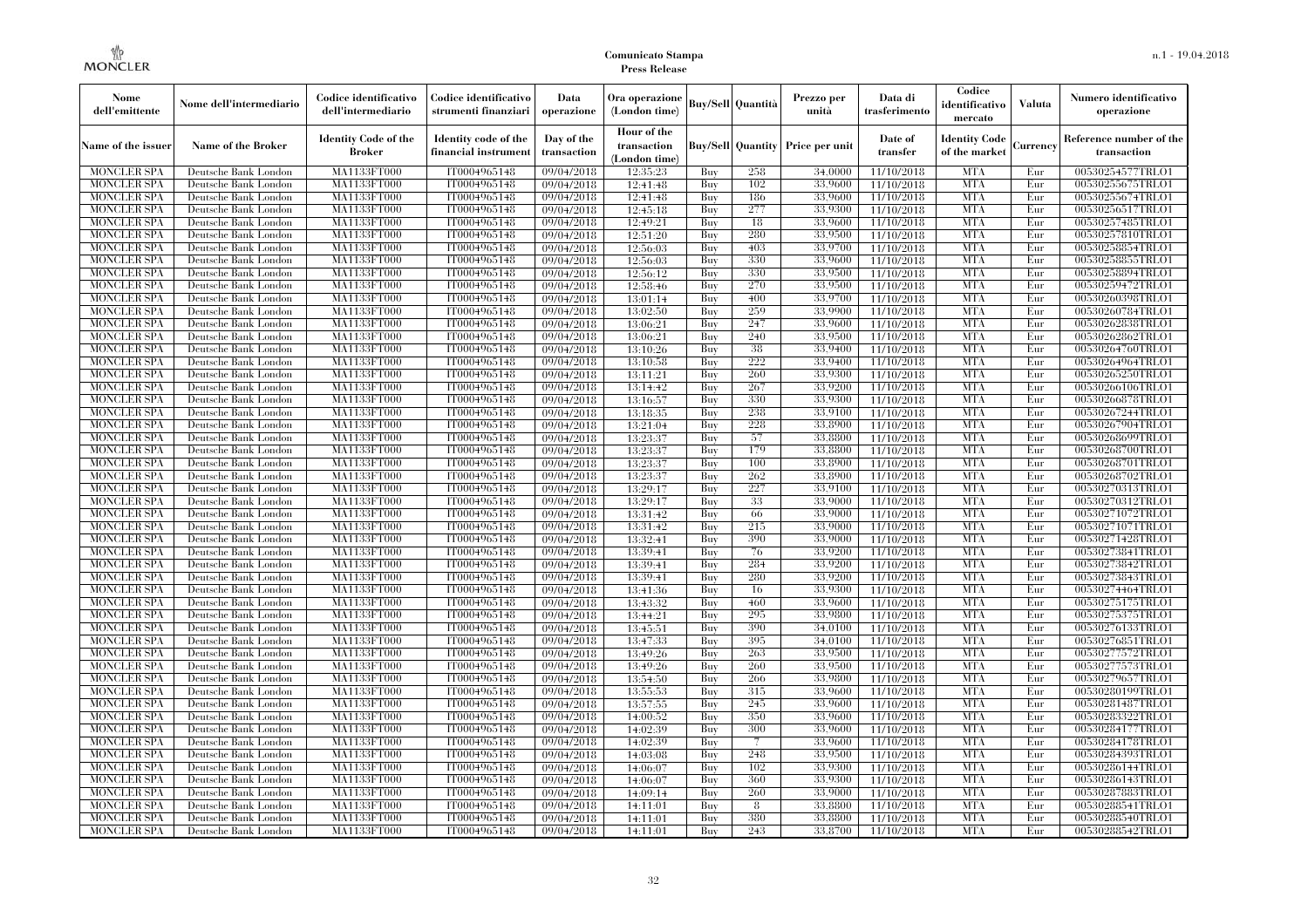| Nome dell'emittente | Nome dell'intermediario | Codice identificativo dell'intermediario | Codice identificativo strumenti finanziari | Data operazione | Ora operazione (London time) | Buy/Sell | Quantità | Prezzo per unità | Data di trasferimento | Codice identificativo mercato | Valuta | Numero identificativo operazione |
|---|---|---|---|---|---|---|---|---|---|---|---|---|
| Name of the issuer | Name of the Broker | Identity Code of the Broker | Identity code of the financial instrument | Day of the transaction | Hour of the transaction (London time) | Buy/Sell | Quantity | Price per unit | Date of transfer | Identity Code of the market | Currency | Reference number of the transaction |
| MONCLER SPA | Deutsche Bank London | MA1133FT000 | IT0004965148 | 09/04/2018 | 12:35:23 | Buy | 258 | 34.0000 | 11/10/2018 | MTA | Eur | 00530254577TRLO1 |
| MONCLER SPA | Deutsche Bank London | MA1133FT000 | IT0004965148 | 09/04/2018 | 12:41:48 | Buy | 102 | 33.9600 | 11/10/2018 | MTA | Eur | 00530255675TRLO1 |
| MONCLER SPA | Deutsche Bank London | MA1133FT000 | IT0004965148 | 09/04/2018 | 12:41:48 | Buy | 186 | 33.9600 | 11/10/2018 | MTA | Eur | 00530255674TRLO1 |
| MONCLER SPA | Deutsche Bank London | MA1133FT000 | IT0004965148 | 09/04/2018 | 12:45:18 | Buy | 277 | 33.9300 | 11/10/2018 | MTA | Eur | 00530256517TRLO1 |
| MONCLER SPA | Deutsche Bank London | MA1133FT000 | IT0004965148 | 09/04/2018 | 12:49:21 | Buy | 18 | 33.9600 | 11/10/2018 | MTA | Eur | 00530257485TRLO1 |
| MONCLER SPA | Deutsche Bank London | MA1133FT000 | IT0004965148 | 09/04/2018 | 12:51:20 | Buy | 280 | 33.9500 | 11/10/2018 | MTA | Eur | 00530257810TRLO1 |
| MONCLER SPA | Deutsche Bank London | MA1133FT000 | IT0004965148 | 09/04/2018 | 12:56:03 | Buy | 403 | 33.9700 | 11/10/2018 | MTA | Eur | 00530258854TRLO1 |
| MONCLER SPA | Deutsche Bank London | MA1133FT000 | IT0004965148 | 09/04/2018 | 12:56:03 | Buy | 330 | 33.9600 | 11/10/2018 | MTA | Eur | 00530258855TRLO1 |
| MONCLER SPA | Deutsche Bank London | MA1133FT000 | IT0004965148 | 09/04/2018 | 12:56:12 | Buy | 330 | 33.9500 | 11/10/2018 | MTA | Eur | 00530258894TRLO1 |
| MONCLER SPA | Deutsche Bank London | MA1133FT000 | IT0004965148 | 09/04/2018 | 12:58:46 | Buy | 270 | 33.9500 | 11/10/2018 | MTA | Eur | 00530259472TRLO1 |
| MONCLER SPA | Deutsche Bank London | MA1133FT000 | IT0004965148 | 09/04/2018 | 13:01:14 | Buy | 400 | 33.9700 | 11/10/2018 | MTA | Eur | 00530260398TRLO1 |
| MONCLER SPA | Deutsche Bank London | MA1133FT000 | IT0004965148 | 09/04/2018 | 13:02:50 | Buy | 259 | 33.9900 | 11/10/2018 | MTA | Eur | 00530260784TRLO1 |
| MONCLER SPA | Deutsche Bank London | MA1133FT000 | IT0004965148 | 09/04/2018 | 13:06:21 | Buy | 247 | 33.9600 | 11/10/2018 | MTA | Eur | 00530262838TRLO1 |
| MONCLER SPA | Deutsche Bank London | MA1133FT000 | IT0004965148 | 09/04/2018 | 13:06:21 | Buy | 240 | 33.9500 | 11/10/2018 | MTA | Eur | 00530262862TRLO1 |
| MONCLER SPA | Deutsche Bank London | MA1133FT000 | IT0004965148 | 09/04/2018 | 13:10:26 | Buy | 38 | 33.9400 | 11/10/2018 | MTA | Eur | 00530264760TRLO1 |
| MONCLER SPA | Deutsche Bank London | MA1133FT000 | IT0004965148 | 09/04/2018 | 13:10:58 | Buy | 222 | 33.9400 | 11/10/2018 | MTA | Eur | 00530264964TRLO1 |
| MONCLER SPA | Deutsche Bank London | MA1133FT000 | IT0004965148 | 09/04/2018 | 13:11:21 | Buy | 260 | 33.9300 | 11/10/2018 | MTA | Eur | 00530265250TRLO1 |
| MONCLER SPA | Deutsche Bank London | MA1133FT000 | IT0004965148 | 09/04/2018 | 13:14:42 | Buy | 267 | 33.9200 | 11/10/2018 | MTA | Eur | 00530266106TRLO1 |
| MONCLER SPA | Deutsche Bank London | MA1133FT000 | IT0004965148 | 09/04/2018 | 13:16:57 | Buy | 330 | 33.9300 | 11/10/2018 | MTA | Eur | 00530266878TRLO1 |
| MONCLER SPA | Deutsche Bank London | MA1133FT000 | IT0004965148 | 09/04/2018 | 13:18:35 | Buy | 238 | 33.9100 | 11/10/2018 | MTA | Eur | 00530267244TRLO1 |
| MONCLER SPA | Deutsche Bank London | MA1133FT000 | IT0004965148 | 09/04/2018 | 13:21:04 | Buy | 228 | 33.8900 | 11/10/2018 | MTA | Eur | 00530267904TRLO1 |
| MONCLER SPA | Deutsche Bank London | MA1133FT000 | IT0004965148 | 09/04/2018 | 13:23:37 | Buy | 57 | 33.8800 | 11/10/2018 | MTA | Eur | 00530268699TRLO1 |
| MONCLER SPA | Deutsche Bank London | MA1133FT000 | IT0004965148 | 09/04/2018 | 13:23:37 | Buy | 179 | 33.8800 | 11/10/2018 | MTA | Eur | 00530268700TRLO1 |
| MONCLER SPA | Deutsche Bank London | MA1133FT000 | IT0004965148 | 09/04/2018 | 13:23:37 | Buy | 100 | 33.8900 | 11/10/2018 | MTA | Eur | 00530268701TRLO1 |
| MONCLER SPA | Deutsche Bank London | MA1133FT000 | IT0004965148 | 09/04/2018 | 13:23:37 | Buy | 262 | 33.8900 | 11/10/2018 | MTA | Eur | 00530268702TRLO1 |
| MONCLER SPA | Deutsche Bank London | MA1133FT000 | IT0004965148 | 09/04/2018 | 13:29:17 | Buy | 227 | 33.9100 | 11/10/2018 | MTA | Eur | 00530270313TRLO1 |
| MONCLER SPA | Deutsche Bank London | MA1133FT000 | IT0004965148 | 09/04/2018 | 13:29:17 | Buy | 33 | 33.9000 | 11/10/2018 | MTA | Eur | 00530270312TRLO1 |
| MONCLER SPA | Deutsche Bank London | MA1133FT000 | IT0004965148 | 09/04/2018 | 13:31:42 | Buy | 66 | 33.9000 | 11/10/2018 | MTA | Eur | 00530271072TRLO1 |
| MONCLER SPA | Deutsche Bank London | MA1133FT000 | IT0004965148 | 09/04/2018 | 13:31:42 | Buy | 215 | 33.9000 | 11/10/2018 | MTA | Eur | 00530271071TRLO1 |
| MONCLER SPA | Deutsche Bank London | MA1133FT000 | IT0004965148 | 09/04/2018 | 13:32:41 | Buy | 390 | 33.9000 | 11/10/2018 | MTA | Eur | 00530271428TRLO1 |
| MONCLER SPA | Deutsche Bank London | MA1133FT000 | IT0004965148 | 09/04/2018 | 13:39:41 | Buy | 76 | 33.9200 | 11/10/2018 | MTA | Eur | 00530273841TRLO1 |
| MONCLER SPA | Deutsche Bank London | MA1133FT000 | IT0004965148 | 09/04/2018 | 13:39:41 | Buy | 284 | 33.9200 | 11/10/2018 | MTA | Eur | 00530273842TRLO1 |
| MONCLER SPA | Deutsche Bank London | MA1133FT000 | IT0004965148 | 09/04/2018 | 13:39:41 | Buy | 280 | 33.9200 | 11/10/2018 | MTA | Eur | 00530273843TRLO1 |
| MONCLER SPA | Deutsche Bank London | MA1133FT000 | IT0004965148 | 09/04/2018 | 13:41:36 | Buy | 16 | 33.9300 | 11/10/2018 | MTA | Eur | 00530274464TRLO1 |
| MONCLER SPA | Deutsche Bank London | MA1133FT000 | IT0004965148 | 09/04/2018 | 13:43:32 | Buy | 460 | 33.9600 | 11/10/2018 | MTA | Eur | 00530275175TRLO1 |
| MONCLER SPA | Deutsche Bank London | MA1133FT000 | IT0004965148 | 09/04/2018 | 13:44:21 | Buy | 295 | 33.9800 | 11/10/2018 | MTA | Eur | 00530275375TRLO1 |
| MONCLER SPA | Deutsche Bank London | MA1133FT000 | IT0004965148 | 09/04/2018 | 13:45:51 | Buy | 390 | 34.0100 | 11/10/2018 | MTA | Eur | 00530276133TRLO1 |
| MONCLER SPA | Deutsche Bank London | MA1133FT000 | IT0004965148 | 09/04/2018 | 13:47:33 | Buy | 395 | 34.0100 | 11/10/2018 | MTA | Eur | 00530276851TRLO1 |
| MONCLER SPA | Deutsche Bank London | MA1133FT000 | IT0004965148 | 09/04/2018 | 13:49:26 | Buy | 263 | 33.9500 | 11/10/2018 | MTA | Eur | 00530277572TRLO1 |
| MONCLER SPA | Deutsche Bank London | MA1133FT000 | IT0004965148 | 09/04/2018 | 13:49:26 | Buy | 260 | 33.9500 | 11/10/2018 | MTA | Eur | 00530277573TRLO1 |
| MONCLER SPA | Deutsche Bank London | MA1133FT000 | IT0004965148 | 09/04/2018 | 13:54:50 | Buy | 266 | 33.9800 | 11/10/2018 | MTA | Eur | 00530279657TRLO1 |
| MONCLER SPA | Deutsche Bank London | MA1133FT000 | IT0004965148 | 09/04/2018 | 13:55:53 | Buy | 315 | 33.9600 | 11/10/2018 | MTA | Eur | 00530280199TRLO1 |
| MONCLER SPA | Deutsche Bank London | MA1133FT000 | IT0004965148 | 09/04/2018 | 13:57:55 | Buy | 245 | 33.9600 | 11/10/2018 | MTA | Eur | 00530281487TRLO1 |
| MONCLER SPA | Deutsche Bank London | MA1133FT000 | IT0004965148 | 09/04/2018 | 14:00:52 | Buy | 350 | 33.9600 | 11/10/2018 | MTA | Eur | 00530283322TRLO1 |
| MONCLER SPA | Deutsche Bank London | MA1133FT000 | IT0004965148 | 09/04/2018 | 14:02:39 | Buy | 300 | 33.9600 | 11/10/2018 | MTA | Eur | 00530284177TRLO1 |
| MONCLER SPA | Deutsche Bank London | MA1133FT000 | IT0004965148 | 09/04/2018 | 14:02:39 | Buy | 7 | 33.9600 | 11/10/2018 | MTA | Eur | 00530284178TRLO1 |
| MONCLER SPA | Deutsche Bank London | MA1133FT000 | IT0004965148 | 09/04/2018 | 14:03:08 | Buy | 248 | 33.9500 | 11/10/2018 | MTA | Eur | 00530284393TRLO1 |
| MONCLER SPA | Deutsche Bank London | MA1133FT000 | IT0004965148 | 09/04/2018 | 14:06:07 | Buy | 102 | 33.9300 | 11/10/2018 | MTA | Eur | 00530286144TRLO1 |
| MONCLER SPA | Deutsche Bank London | MA1133FT000 | IT0004965148 | 09/04/2018 | 14:06:07 | Buy | 360 | 33.9300 | 11/10/2018 | MTA | Eur | 00530286143TRLO1 |
| MONCLER SPA | Deutsche Bank London | MA1133FT000 | IT0004965148 | 09/04/2018 | 14:09:14 | Buy | 260 | 33.9000 | 11/10/2018 | MTA | Eur | 00530287883TRLO1 |
| MONCLER SPA | Deutsche Bank London | MA1133FT000 | IT0004965148 | 09/04/2018 | 14:11:01 | Buy | 8 | 33.8800 | 11/10/2018 | MTA | Eur | 00530288541TRLO1 |
| MONCLER SPA | Deutsche Bank London | MA1133FT000 | IT0004965148 | 09/04/2018 | 14:11:01 | Buy | 380 | 33.8800 | 11/10/2018 | MTA | Eur | 00530288540TRLO1 |
| MONCLER SPA | Deutsche Bank London | MA1133FT000 | IT0004965148 | 09/04/2018 | 14:11:01 | Buy | 243 | 33.8700 | 11/10/2018 | MTA | Eur | 00530288542TRLO1 |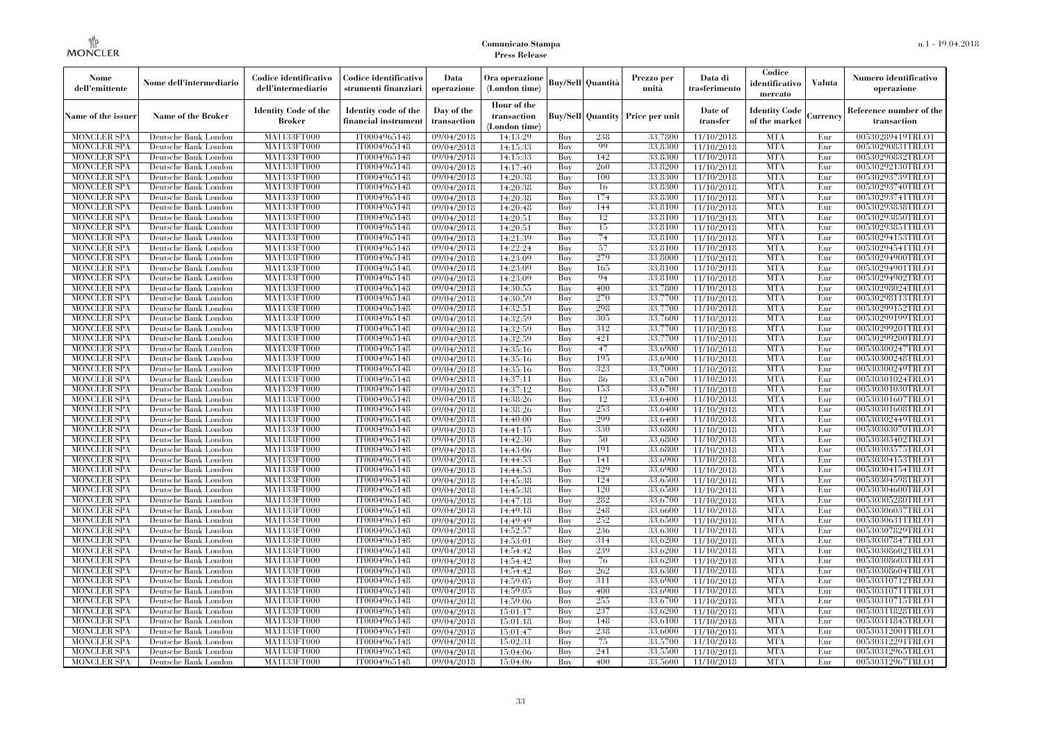| Nome dell'emittente | Nome dell'intermediario | Codice identificativo dell'intermediario | Codice identificativo strumenti finanziari | Data operazione | Ora operazione (London time) | Buy/Sell | Quantità | Prezzo per unità | Data di trasferimento | Codice identificativo mercato | Valuta | Numero identificativo operazione |
|---|---|---|---|---|---|---|---|---|---|---|---|---|
| Name of the issuer | Name of the Broker | Identity Code of the Broker | Identity code of the financial instrument | Day of the transaction | Hour of the transaction (London time) | Buy/Sell | Quantity | Price per unit | Date of transfer | Identity Code of the market | Currency | Reference number of the transaction |
| MONCLER SPA | Deutsche Bank London | MA1133FT000 | IT0004965148 | 09/04/2018 | 14:13:29 | Buy | 238 | 33.7800 | 11/10/2018 | MTA | Eur | 00530289419TRLO1 |
| MONCLER SPA | Deutsche Bank London | MA1133FT000 | IT0004965148 | 09/04/2018 | 14:15:33 | Buy | 99 | 33.8300 | 11/10/2018 | MTA | Eur | 00530290831TRLO1 |
| MONCLER SPA | Deutsche Bank London | MA1133FT000 | IT0004965148 | 09/04/2018 | 14:15:33 | Buy | 142 | 33.8300 | 11/10/2018 | MTA | Eur | 00530290832TRLO1 |
| MONCLER SPA | Deutsche Bank London | MA1133FT000 | IT0004965148 | 09/04/2018 | 14:17:40 | Buy | 260 | 33.8200 | 11/10/2018 | MTA | Eur | 00530292130TRLO1 |
| MONCLER SPA | Deutsche Bank London | MA1133FT000 | IT0004965148 | 09/04/2018 | 14:20:38 | Buy | 100 | 33.8300 | 11/10/2018 | MTA | Eur | 00530293739TRLO1 |
| MONCLER SPA | Deutsche Bank London | MA1133FT000 | IT0004965148 | 09/04/2018 | 14:20:38 | Buy | 16 | 33.8300 | 11/10/2018 | MTA | Eur | 00530293740TRLO1 |
| MONCLER SPA | Deutsche Bank London | MA1133FT000 | IT0004965148 | 09/04/2018 | 14:20:38 | Buy | 174 | 33.8300 | 11/10/2018 | MTA | Eur | 00530293741TRLO1 |
| MONCLER SPA | Deutsche Bank London | MA1133FT000 | IT0004965148 | 09/04/2018 | 14:20:48 | Buy | 144 | 33.8100 | 11/10/2018 | MTA | Eur | 00530293838TRLO1 |
| MONCLER SPA | Deutsche Bank London | MA1133FT000 | IT0004965148 | 09/04/2018 | 14:20:51 | Buy | 12 | 33.8100 | 11/10/2018 | MTA | Eur | 00530293850TRLO1 |
| MONCLER SPA | Deutsche Bank London | MA1133FT000 | IT0004965148 | 09/04/2018 | 14:20:51 | Buy | 15 | 33.8100 | 11/10/2018 | MTA | Eur | 00530293851TRLO1 |
| MONCLER SPA | Deutsche Bank London | MA1133FT000 | IT0004965148 | 09/04/2018 | 14:21:39 | Buy | 74 | 33.8100 | 11/10/2018 | MTA | Eur | 00530294153TRLO1 |
| MONCLER SPA | Deutsche Bank London | MA1133FT000 | IT0004965148 | 09/04/2018 | 14:22:24 | Buy | 57 | 33.8100 | 11/10/2018 | MTA | Eur | 00530294541TRLO1 |
| MONCLER SPA | Deutsche Bank London | MA1133FT000 | IT0004965148 | 09/04/2018 | 14:23:09 | Buy | 279 | 33.8000 | 11/10/2018 | MTA | Eur | 00530294900TRLO1 |
| MONCLER SPA | Deutsche Bank London | MA1133FT000 | IT0004965148 | 09/04/2018 | 14:23:09 | Buy | 165 | 33.8100 | 11/10/2018 | MTA | Eur | 00530294901TRLO1 |
| MONCLER SPA | Deutsche Bank London | MA1133FT000 | IT0004965148 | 09/04/2018 | 14:23:09 | Buy | 94 | 33.8100 | 11/10/2018 | MTA | Eur | 00530294902TRLO1 |
| MONCLER SPA | Deutsche Bank London | MA1133FT000 | IT0004965148 | 09/04/2018 | 14:30:55 | Buy | 400 | 33.7800 | 11/10/2018 | MTA | Eur | 00530298024TRLO1 |
| MONCLER SPA | Deutsche Bank London | MA1133FT000 | IT0004965148 | 09/04/2018 | 14:30:59 | Buy | 270 | 33.7700 | 11/10/2018 | MTA | Eur | 00530298113TRLO1 |
| MONCLER SPA | Deutsche Bank London | MA1133FT000 | IT0004965148 | 09/04/2018 | 14:32:51 | Buy | 298 | 33.7700 | 11/10/2018 | MTA | Eur | 00530299152TRLO1 |
| MONCLER SPA | Deutsche Bank London | MA1133FT000 | IT0004965148 | 09/04/2018 | 14:32:59 | Buy | 305 | 33.7600 | 11/10/2018 | MTA | Eur | 00530299199TRLO1 |
| MONCLER SPA | Deutsche Bank London | MA1133FT000 | IT0004965148 | 09/04/2018 | 14:32:59 | Buy | 312 | 33.7700 | 11/10/2018 | MTA | Eur | 00530299201TRLO1 |
| MONCLER SPA | Deutsche Bank London | MA1133FT000 | IT0004965148 | 09/04/2018 | 14:32:59 | Buy | 421 | 33.7700 | 11/10/2018 | MTA | Eur | 00530299200TRLO1 |
| MONCLER SPA | Deutsche Bank London | MA1133FT000 | IT0004965148 | 09/04/2018 | 14:35:16 | Buy | 47 | 33.6900 | 11/10/2018 | MTA | Eur | 00530300247TRLO1 |
| MONCLER SPA | Deutsche Bank London | MA1133FT000 | IT0004965148 | 09/04/2018 | 14:35:16 | Buy | 195 | 33.6900 | 11/10/2018 | MTA | Eur | 00530300248TRLO1 |
| MONCLER SPA | Deutsche Bank London | MA1133FT000 | IT0004965148 | 09/04/2018 | 14:35:16 | Buy | 323 | 33.7000 | 11/10/2018 | MTA | Eur | 00530300249TRLO1 |
| MONCLER SPA | Deutsche Bank London | MA1133FT000 | IT0004965148 | 09/04/2018 | 14:37:11 | Buy | 86 | 33.6700 | 11/10/2018 | MTA | Eur | 00530301024TRLO1 |
| MONCLER SPA | Deutsche Bank London | MA1133FT000 | IT0004965148 | 09/04/2018 | 14:37:12 | Buy | 153 | 33.6700 | 11/10/2018 | MTA | Eur | 00530301030TRLO1 |
| MONCLER SPA | Deutsche Bank London | MA1133FT000 | IT0004965148 | 09/04/2018 | 14:38:26 | Buy | 12 | 33.6400 | 11/10/2018 | MTA | Eur | 00530301607TRLO1 |
| MONCLER SPA | Deutsche Bank London | MA1133FT000 | IT0004965148 | 09/04/2018 | 14:38:26 | Buy | 253 | 33.6400 | 11/10/2018 | MTA | Eur | 00530301608TRLO1 |
| MONCLER SPA | Deutsche Bank London | MA1133FT000 | IT0004965148 | 09/04/2018 | 14:40:00 | Buy | 299 | 33.6400 | 11/10/2018 | MTA | Eur | 00530302449TRLO1 |
| MONCLER SPA | Deutsche Bank London | MA1133FT000 | IT0004965148 | 09/04/2018 | 14:41:15 | Buy | 330 | 33.6800 | 11/10/2018 | MTA | Eur | 00530303070TRLO1 |
| MONCLER SPA | Deutsche Bank London | MA1133FT000 | IT0004965148 | 09/04/2018 | 14:42:30 | Buy | 50 | 33.6800 | 11/10/2018 | MTA | Eur | 00530303402TRLO1 |
| MONCLER SPA | Deutsche Bank London | MA1133FT000 | IT0004965148 | 09/04/2018 | 14:43:06 | Buy | 191 | 33.6800 | 11/10/2018 | MTA | Eur | 00530303575TRLO1 |
| MONCLER SPA | Deutsche Bank London | MA1133FT000 | IT0004965148 | 09/04/2018 | 14:44:53 | Buy | 141 | 33.6900 | 11/10/2018 | MTA | Eur | 00530304153TRLO1 |
| MONCLER SPA | Deutsche Bank London | MA1133FT000 | IT0004965148 | 09/04/2018 | 14:44:53 | Buy | 329 | 33.6900 | 11/10/2018 | MTA | Eur | 00530304154TRLO1 |
| MONCLER SPA | Deutsche Bank London | MA1133FT000 | IT0004965148 | 09/04/2018 | 14:45:38 | Buy | 124 | 33.6500 | 11/10/2018 | MTA | Eur | 00530304598TRLO1 |
| MONCLER SPA | Deutsche Bank London | MA1133FT000 | IT0004965148 | 09/04/2018 | 14:45:38 | Buy | 120 | 33.6500 | 11/10/2018 | MTA | Eur | 00530304600TRLO1 |
| MONCLER SPA | Deutsche Bank London | MA1133FT000 | IT0004965148 | 09/04/2018 | 14:47:18 | Buy | 282 | 33.6700 | 11/10/2018 | MTA | Eur | 00530305280TRLO1 |
| MONCLER SPA | Deutsche Bank London | MA1133FT000 | IT0004965148 | 09/04/2018 | 14:49:18 | Buy | 248 | 33.6600 | 11/10/2018 | MTA | Eur | 00530306037TRLO1 |
| MONCLER SPA | Deutsche Bank London | MA1133FT000 | IT0004965148 | 09/04/2018 | 14:49:49 | Buy | 252 | 33.6500 | 11/10/2018 | MTA | Eur | 00530306311TRLO1 |
| MONCLER SPA | Deutsche Bank London | MA1133FT000 | IT0004965148 | 09/04/2018 | 14:52:57 | Buy | 236 | 33.6300 | 11/10/2018 | MTA | Eur | 00530307829TRLO1 |
| MONCLER SPA | Deutsche Bank London | MA1133FT000 | IT0004965148 | 09/04/2018 | 14:53:01 | Buy | 314 | 33.6200 | 11/10/2018 | MTA | Eur | 00530307847TRLO1 |
| MONCLER SPA | Deutsche Bank London | MA1133FT000 | IT0004965148 | 09/04/2018 | 14:54:42 | Buy | 239 | 33.6200 | 11/10/2018 | MTA | Eur | 00530308602TRLO1 |
| MONCLER SPA | Deutsche Bank London | MA1133FT000 | IT0004965148 | 09/04/2018 | 14:54:42 | Buy | 76 | 33.6200 | 11/10/2018 | MTA | Eur | 00530308603TRLO1 |
| MONCLER SPA | Deutsche Bank London | MA1133FT000 | IT0004965148 | 09/04/2018 | 14:54:42 | Buy | 262 | 33.6300 | 11/10/2018 | MTA | Eur | 00530308604TRLO1 |
| MONCLER SPA | Deutsche Bank London | MA1133FT000 | IT0004965148 | 09/04/2018 | 14:59:05 | Buy | 311 | 33.6900 | 11/10/2018 | MTA | Eur | 00530310712TRLO1 |
| MONCLER SPA | Deutsche Bank London | MA1133FT000 | IT0004965148 | 09/04/2018 | 14:59:05 | Buy | 400 | 33.6900 | 11/10/2018 | MTA | Eur | 00530310711TRLO1 |
| MONCLER SPA | Deutsche Bank London | MA1133FT000 | IT0004965148 | 09/04/2018 | 14:59:06 | Buy | 255 | 33.6700 | 11/10/2018 | MTA | Eur | 00530310715TRLO1 |
| MONCLER SPA | Deutsche Bank London | MA1133FT000 | IT0004965148 | 09/04/2018 | 15:01:17 | Buy | 237 | 33.6200 | 11/10/2018 | MTA | Eur | 00530311828TRLO1 |
| MONCLER SPA | Deutsche Bank London | MA1133FT000 | IT0004965148 | 09/04/2018 | 15:01:18 | Buy | 148 | 33.6100 | 11/10/2018 | MTA | Eur | 00530311845TRLO1 |
| MONCLER SPA | Deutsche Bank London | MA1133FT000 | IT0004965148 | 09/04/2018 | 15:01:47 | Buy | 238 | 33.6000 | 11/10/2018 | MTA | Eur | 00530312001TRLO1 |
| MONCLER SPA | Deutsche Bank London | MA1133FT000 | IT0004965148 | 09/04/2018 | 15:02:31 | Buy | 75 | 33.5700 | 11/10/2018 | MTA | Eur | 00530312291TRLO1 |
| MONCLER SPA | Deutsche Bank London | MA1133FT000 | IT0004965148 | 09/04/2018 | 15:04:06 | Buy | 241 | 33.5500 | 11/10/2018 | MTA | Eur | 00530312965TRLO1 |
| MONCLER SPA | Deutsche Bank London | MA1133FT000 | IT0004965148 | 09/04/2018 | 15:04:06 | Buy | 400 | 33.5600 | 11/10/2018 | MTA | Eur | 00530312967TRLO1 |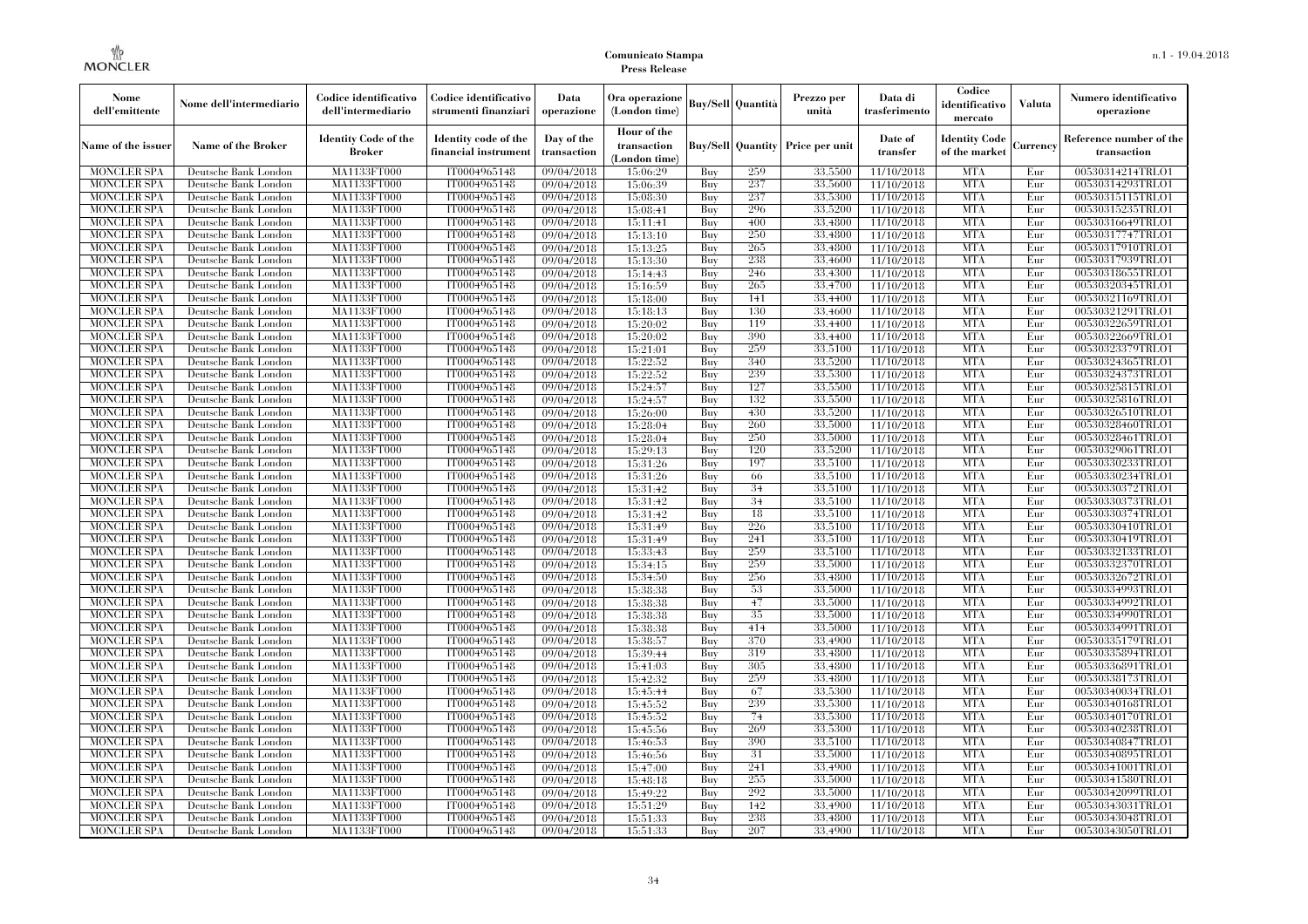| Nome dell'emittente | Nome dell'intermediario | Codice identificativo dell'intermediario | Codice identificativo strumenti finanziari | Data operazione | Ora operazione (London time) | Buy/Sell | Quantità | Prezzo per unità | Data di trasferimento | Codice identificativo mercato | Valuta | Numero identificativo operazione |
|---|---|---|---|---|---|---|---|---|---|---|---|---|
| Name of the issuer | Name of the Broker | Identity Code of the Broker | Identity code of the financial instrument | Day of the transaction | Hour of the transaction (London time) | Buy/Sell | Quantity | Price per unit | Date of transfer | Identity Code of the market | Currency | Reference number of the transaction |
| MONCLER SPA | Deutsche Bank London | MA1133FT000 | IT0004965148 | 09/04/2018 | 15:06:29 | Buy | 259 | 33.5500 | 11/10/2018 | MTA | Eur | 00530314214TRLO1 |
| MONCLER SPA | Deutsche Bank London | MA1133FT000 | IT0004965148 | 09/04/2018 | 15:06:39 | Buy | 237 | 33.5600 | 11/10/2018 | MTA | Eur | 00530314293TRLO1 |
| MONCLER SPA | Deutsche Bank London | MA1133FT000 | IT0004965148 | 09/04/2018 | 15:08:30 | Buy | 237 | 33.5300 | 11/10/2018 | MTA | Eur | 00530315115TRLO1 |
| MONCLER SPA | Deutsche Bank London | MA1133FT000 | IT0004965148 | 09/04/2018 | 15:08:41 | Buy | 296 | 33.5200 | 11/10/2018 | MTA | Eur | 00530315235TRLO1 |
| MONCLER SPA | Deutsche Bank London | MA1133FT000 | IT0004965148 | 09/04/2018 | 15:11:41 | Buy | 400 | 33.4800 | 11/10/2018 | MTA | Eur | 00530316649TRLO1 |
| MONCLER SPA | Deutsche Bank London | MA1133FT000 | IT0004965148 | 09/04/2018 | 15:13:10 | Buy | 250 | 33.4800 | 11/10/2018 | MTA | Eur | 00530317747TRLO1 |
| MONCLER SPA | Deutsche Bank London | MA1133FT000 | IT0004965148 | 09/04/2018 | 15:13:25 | Buy | 265 | 33.4800 | 11/10/2018 | MTA | Eur | 00530317910TRLO1 |
| MONCLER SPA | Deutsche Bank London | MA1133FT000 | IT0004965148 | 09/04/2018 | 15:13:30 | Buy | 238 | 33.4600 | 11/10/2018 | MTA | Eur | 00530317939TRLO1 |
| MONCLER SPA | Deutsche Bank London | MA1133FT000 | IT0004965148 | 09/04/2018 | 15:14:43 | Buy | 246 | 33.4300 | 11/10/2018 | MTA | Eur | 00530318655TRLO1 |
| MONCLER SPA | Deutsche Bank London | MA1133FT000 | IT0004965148 | 09/04/2018 | 15:16:59 | Buy | 265 | 33.4700 | 11/10/2018 | MTA | Eur | 00530320345TRLO1 |
| MONCLER SPA | Deutsche Bank London | MA1133FT000 | IT0004965148 | 09/04/2018 | 15:18:00 | Buy | 141 | 33.4400 | 11/10/2018 | MTA | Eur | 00530321169TRLO1 |
| MONCLER SPA | Deutsche Bank London | MA1133FT000 | IT0004965148 | 09/04/2018 | 15:18:13 | Buy | 130 | 33.4600 | 11/10/2018 | MTA | Eur | 00530321291TRLO1 |
| MONCLER SPA | Deutsche Bank London | MA1133FT000 | IT0004965148 | 09/04/2018 | 15:20:02 | Buy | 119 | 33.4400 | 11/10/2018 | MTA | Eur | 00530322659TRLO1 |
| MONCLER SPA | Deutsche Bank London | MA1133FT000 | IT0004965148 | 09/04/2018 | 15:20:02 | Buy | 390 | 33.4400 | 11/10/2018 | MTA | Eur | 00530322669TRLO1 |
| MONCLER SPA | Deutsche Bank London | MA1133FT000 | IT0004965148 | 09/04/2018 | 15:21:01 | Buy | 259 | 33.5100 | 11/10/2018 | MTA | Eur | 00530323379TRLO1 |
| MONCLER SPA | Deutsche Bank London | MA1133FT000 | IT0004965148 | 09/04/2018 | 15:22:52 | Buy | 340 | 33.5200 | 11/10/2018 | MTA | Eur | 00530324365TRLO1 |
| MONCLER SPA | Deutsche Bank London | MA1133FT000 | IT0004965148 | 09/04/2018 | 15:22:52 | Buy | 239 | 33.5300 | 11/10/2018 | MTA | Eur | 00530324373TRLO1 |
| MONCLER SPA | Deutsche Bank London | MA1133FT000 | IT0004965148 | 09/04/2018 | 15:24:57 | Buy | 127 | 33.5500 | 11/10/2018 | MTA | Eur | 00530325815TRLO1 |
| MONCLER SPA | Deutsche Bank London | MA1133FT000 | IT0004965148 | 09/04/2018 | 15:24:57 | Buy | 132 | 33.5500 | 11/10/2018 | MTA | Eur | 00530325816TRLO1 |
| MONCLER SPA | Deutsche Bank London | MA1133FT000 | IT0004965148 | 09/04/2018 | 15:26:00 | Buy | 430 | 33.5200 | 11/10/2018 | MTA | Eur | 00530326510TRLO1 |
| MONCLER SPA | Deutsche Bank London | MA1133FT000 | IT0004965148 | 09/04/2018 | 15:28:04 | Buy | 260 | 33.5000 | 11/10/2018 | MTA | Eur | 00530328460TRLO1 |
| MONCLER SPA | Deutsche Bank London | MA1133FT000 | IT0004965148 | 09/04/2018 | 15:28:04 | Buy | 250 | 33.5000 | 11/10/2018 | MTA | Eur | 00530328461TRLO1 |
| MONCLER SPA | Deutsche Bank London | MA1133FT000 | IT0004965148 | 09/04/2018 | 15:29:13 | Buy | 120 | 33.5200 | 11/10/2018 | MTA | Eur | 00530329061TRLO1 |
| MONCLER SPA | Deutsche Bank London | MA1133FT000 | IT0004965148 | 09/04/2018 | 15:31:26 | Buy | 197 | 33.5100 | 11/10/2018 | MTA | Eur | 00530330233TRLO1 |
| MONCLER SPA | Deutsche Bank London | MA1133FT000 | IT0004965148 | 09/04/2018 | 15:31:26 | Buy | 66 | 33.5100 | 11/10/2018 | MTA | Eur | 00530330234TRLO1 |
| MONCLER SPA | Deutsche Bank London | MA1133FT000 | IT0004965148 | 09/04/2018 | 15:31:42 | Buy | 34 | 33.5100 | 11/10/2018 | MTA | Eur | 00530330372TRLO1 |
| MONCLER SPA | Deutsche Bank London | MA1133FT000 | IT0004965148 | 09/04/2018 | 15:31:42 | Buy | 34 | 33.5100 | 11/10/2018 | MTA | Eur | 00530330373TRLO1 |
| MONCLER SPA | Deutsche Bank London | MA1133FT000 | IT0004965148 | 09/04/2018 | 15:31:42 | Buy | 18 | 33.5100 | 11/10/2018 | MTA | Eur | 00530330374TRLO1 |
| MONCLER SPA | Deutsche Bank London | MA1133FT000 | IT0004965148 | 09/04/2018 | 15:31:49 | Buy | 226 | 33.5100 | 11/10/2018 | MTA | Eur | 00530330410TRLO1 |
| MONCLER SPA | Deutsche Bank London | MA1133FT000 | IT0004965148 | 09/04/2018 | 15:31:49 | Buy | 241 | 33.5100 | 11/10/2018 | MTA | Eur | 00530330419TRLO1 |
| MONCLER SPA | Deutsche Bank London | MA1133FT000 | IT0004965148 | 09/04/2018 | 15:33:43 | Buy | 259 | 33.5100 | 11/10/2018 | MTA | Eur | 00530332133TRLO1 |
| MONCLER SPA | Deutsche Bank London | MA1133FT000 | IT0004965148 | 09/04/2018 | 15:34:15 | Buy | 259 | 33.5000 | 11/10/2018 | MTA | Eur | 00530332370TRLO1 |
| MONCLER SPA | Deutsche Bank London | MA1133FT000 | IT0004965148 | 09/04/2018 | 15:34:50 | Buy | 256 | 33.4800 | 11/10/2018 | MTA | Eur | 00530332672TRLO1 |
| MONCLER SPA | Deutsche Bank London | MA1133FT000 | IT0004965148 | 09/04/2018 | 15:38:38 | Buy | 53 | 33.5000 | 11/10/2018 | MTA | Eur | 00530334993TRLO1 |
| MONCLER SPA | Deutsche Bank London | MA1133FT000 | IT0004965148 | 09/04/2018 | 15:38:38 | Buy | 47 | 33.5000 | 11/10/2018 | MTA | Eur | 00530334992TRLO1 |
| MONCLER SPA | Deutsche Bank London | MA1133FT000 | IT0004965148 | 09/04/2018 | 15:38:38 | Buy | 35 | 33.5000 | 11/10/2018 | MTA | Eur | 00530334990TRLO1 |
| MONCLER SPA | Deutsche Bank London | MA1133FT000 | IT0004965148 | 09/04/2018 | 15:38:38 | Buy | 414 | 33.5000 | 11/10/2018 | MTA | Eur | 00530334991TRLO1 |
| MONCLER SPA | Deutsche Bank London | MA1133FT000 | IT0004965148 | 09/04/2018 | 15:38:57 | Buy | 370 | 33.4900 | 11/10/2018 | MTA | Eur | 00530335179TRLO1 |
| MONCLER SPA | Deutsche Bank London | MA1133FT000 | IT0004965148 | 09/04/2018 | 15:39:44 | Buy | 319 | 33.4800 | 11/10/2018 | MTA | Eur | 00530335894TRLO1 |
| MONCLER SPA | Deutsche Bank London | MA1133FT000 | IT0004965148 | 09/04/2018 | 15:41:03 | Buy | 305 | 33.4800 | 11/10/2018 | MTA | Eur | 00530336891TRLO1 |
| MONCLER SPA | Deutsche Bank London | MA1133FT000 | IT0004965148 | 09/04/2018 | 15:42:32 | Buy | 259 | 33.4800 | 11/10/2018 | MTA | Eur | 00530338173TRLO1 |
| MONCLER SPA | Deutsche Bank London | MA1133FT000 | IT0004965148 | 09/04/2018 | 15:45:44 | Buy | 67 | 33.5300 | 11/10/2018 | MTA | Eur | 00530340034TRLO1 |
| MONCLER SPA | Deutsche Bank London | MA1133FT000 | IT0004965148 | 09/04/2018 | 15:45:52 | Buy | 239 | 33.5300 | 11/10/2018 | MTA | Eur | 00530340168TRLO1 |
| MONCLER SPA | Deutsche Bank London | MA1133FT000 | IT0004965148 | 09/04/2018 | 15:45:52 | Buy | 74 | 33.5300 | 11/10/2018 | MTA | Eur | 00530340170TRLO1 |
| MONCLER SPA | Deutsche Bank London | MA1133FT000 | IT0004965148 | 09/04/2018 | 15:45:56 | Buy | 269 | 33.5300 | 11/10/2018 | MTA | Eur | 00530340238TRLO1 |
| MONCLER SPA | Deutsche Bank London | MA1133FT000 | IT0004965148 | 09/04/2018 | 15:46:53 | Buy | 390 | 33.5100 | 11/10/2018 | MTA | Eur | 00530340847TRLO1 |
| MONCLER SPA | Deutsche Bank London | MA1133FT000 | IT0004965148 | 09/04/2018 | 15:46:56 | Buy | 31 | 33.5000 | 11/10/2018 | MTA | Eur | 00530340895TRLO1 |
| MONCLER SPA | Deutsche Bank London | MA1133FT000 | IT0004965148 | 09/04/2018 | 15:47:00 | Buy | 241 | 33.4900 | 11/10/2018 | MTA | Eur | 00530341001TRLO1 |
| MONCLER SPA | Deutsche Bank London | MA1133FT000 | IT0004965148 | 09/04/2018 | 15:48:18 | Buy | 255 | 33.5000 | 11/10/2018 | MTA | Eur | 00530341580TRLO1 |
| MONCLER SPA | Deutsche Bank London | MA1133FT000 | IT0004965148 | 09/04/2018 | 15:49:22 | Buy | 292 | 33.5000 | 11/10/2018 | MTA | Eur | 00530342099TRLO1 |
| MONCLER SPA | Deutsche Bank London | MA1133FT000 | IT0004965148 | 09/04/2018 | 15:51:29 | Buy | 142 | 33.4900 | 11/10/2018 | MTA | Eur | 00530343031TRLO1 |
| MONCLER SPA | Deutsche Bank London | MA1133FT000 | IT0004965148 | 09/04/2018 | 15:51:33 | Buy | 238 | 33.4800 | 11/10/2018 | MTA | Eur | 00530343048TRLO1 |
| MONCLER SPA | Deutsche Bank London | MA1133FT000 | IT0004965148 | 09/04/2018 | 15:51:33 | Buy | 207 | 33.4900 | 11/10/2018 | MTA | Eur | 00530343050TRLO1 |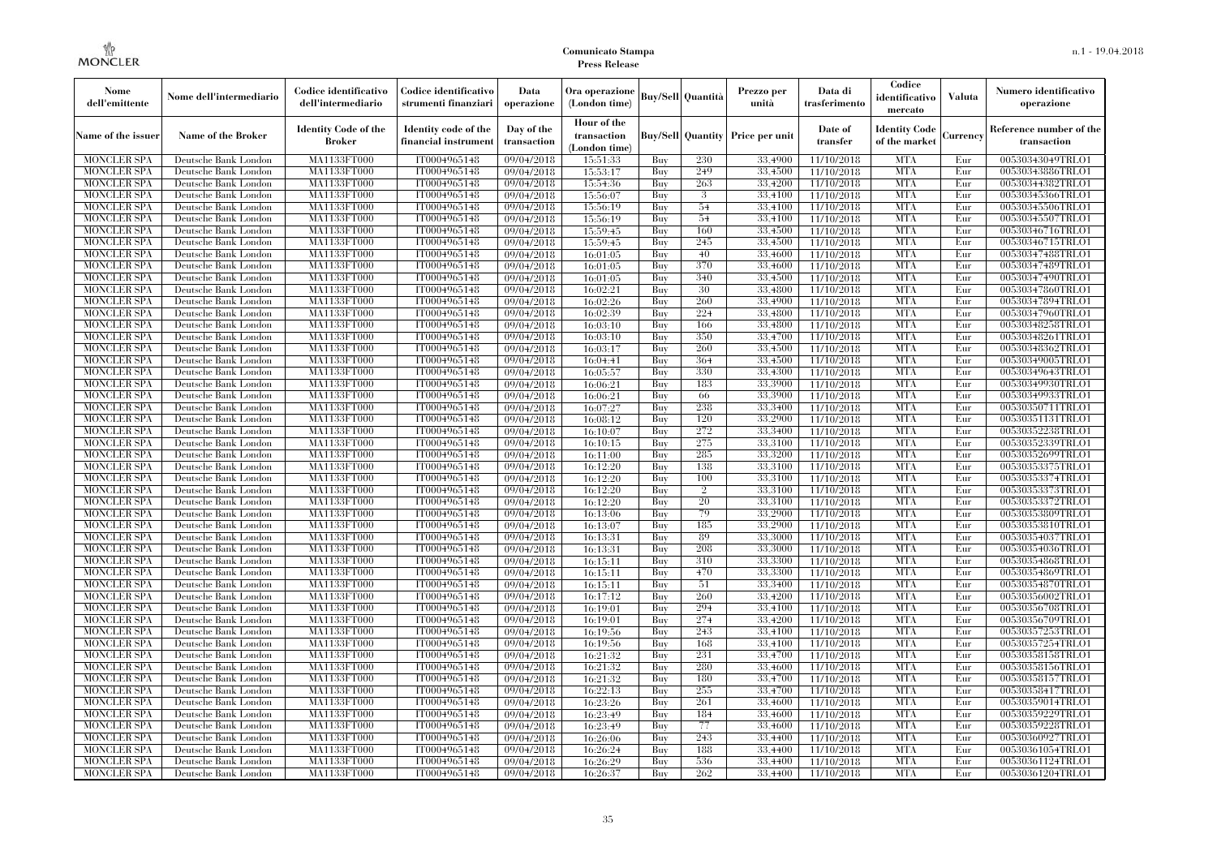| Nome dell'emittente | Nome dell'intermediario | Codice identificativo dell'intermediario | Codice identificativo strumenti finanziari | Data operazione | Ora operazione (London time) | Buy/Sell | Quantità | Prezzo per unità | Data di trasferimento | Codice identificativo mercato | Valuta | Numero identificativo operazione |
|---|---|---|---|---|---|---|---|---|---|---|---|---|
| Name of the issuer | Name of the Broker | Identity Code of the Broker | Identity code of the financial instrument | Day of the transaction | Hour of the transaction (London time) | Buy/Sell | Quantity | Price per unit | Date of transfer | Identity Code of the market | Currency | Reference number of the transaction |
| MONCLER SPA | Deutsche Bank London | MA1133FT000 | IT0004965148 | 09/04/2018 | 15:51:33 | Buy | 230 | 33.4900 | 11/10/2018 | MTA | Eur | 00530343049TRLO1 |
| MONCLER SPA | Deutsche Bank London | MA1133FT000 | IT0004965148 | 09/04/2018 | 15:53:17 | Buy | 249 | 33.4500 | 11/10/2018 | MTA | Eur | 00530343886TRLO1 |
| MONCLER SPA | Deutsche Bank London | MA1133FT000 | IT0004965148 | 09/04/2018 | 15:54:36 | Buy | 263 | 33.4200 | 11/10/2018 | MTA | Eur | 00530344382TRLO1 |
| MONCLER SPA | Deutsche Bank London | MA1133FT000 | IT0004965148 | 09/04/2018 | 15:56:07 | Buy | 3 | 33.4100 | 11/10/2018 | MTA | Eur | 00530345366TRLO1 |
| MONCLER SPA | Deutsche Bank London | MA1133FT000 | IT0004965148 | 09/04/2018 | 15:56:19 | Buy | 54 | 33.4100 | 11/10/2018 | MTA | Eur | 00530345506TRLO1 |
| MONCLER SPA | Deutsche Bank London | MA1133FT000 | IT0004965148 | 09/04/2018 | 15:56:19 | Buy | 54 | 33.4100 | 11/10/2018 | MTA | Eur | 00530345507TRLO1 |
| MONCLER SPA | Deutsche Bank London | MA1133FT000 | IT0004965148 | 09/04/2018 | 15:59:45 | Buy | 160 | 33.4500 | 11/10/2018 | MTA | Eur | 00530346716TRLO1 |
| MONCLER SPA | Deutsche Bank London | MA1133FT000 | IT0004965148 | 09/04/2018 | 15:59:45 | Buy | 245 | 33.4500 | 11/10/2018 | MTA | Eur | 00530346715TRLO1 |
| MONCLER SPA | Deutsche Bank London | MA1133FT000 | IT0004965148 | 09/04/2018 | 16:01:05 | Buy | 40 | 33.4600 | 11/10/2018 | MTA | Eur | 00530347488TRLO1 |
| MONCLER SPA | Deutsche Bank London | MA1133FT000 | IT0004965148 | 09/04/2018 | 16:01:05 | Buy | 370 | 33.4600 | 11/10/2018 | MTA | Eur | 00530347489TRLO1 |
| MONCLER SPA | Deutsche Bank London | MA1133FT000 | IT0004965148 | 09/04/2018 | 16:01:05 | Buy | 340 | 33.4500 | 11/10/2018 | MTA | Eur | 00530347490TRLO1 |
| MONCLER SPA | Deutsche Bank London | MA1133FT000 | IT0004965148 | 09/04/2018 | 16:02:21 | Buy | 30 | 33.4800 | 11/10/2018 | MTA | Eur | 00530347860TRLO1 |
| MONCLER SPA | Deutsche Bank London | MA1133FT000 | IT0004965148 | 09/04/2018 | 16:02:26 | Buy | 260 | 33.4900 | 11/10/2018 | MTA | Eur | 00530347894TRLO1 |
| MONCLER SPA | Deutsche Bank London | MA1133FT000 | IT0004965148 | 09/04/2018 | 16:02:39 | Buy | 224 | 33.4800 | 11/10/2018 | MTA | Eur | 00530347960TRLO1 |
| MONCLER SPA | Deutsche Bank London | MA1133FT000 | IT0004965148 | 09/04/2018 | 16:03:10 | Buy | 166 | 33.4800 | 11/10/2018 | MTA | Eur | 00530348258TRLO1 |
| MONCLER SPA | Deutsche Bank London | MA1133FT000 | IT0004965148 | 09/04/2018 | 16:03:10 | Buy | 350 | 33.4700 | 11/10/2018 | MTA | Eur | 00530348261TRLO1 |
| MONCLER SPA | Deutsche Bank London | MA1133FT000 | IT0004965148 | 09/04/2018 | 16:03:17 | Buy | 260 | 33.4500 | 11/10/2018 | MTA | Eur | 00530348362TRLO1 |
| MONCLER SPA | Deutsche Bank London | MA1133FT000 | IT0004965148 | 09/04/2018 | 16:04:41 | Buy | 364 | 33.4500 | 11/10/2018 | MTA | Eur | 00530349005TRLO1 |
| MONCLER SPA | Deutsche Bank London | MA1133FT000 | IT0004965148 | 09/04/2018 | 16:05:57 | Buy | 330 | 33.4300 | 11/10/2018 | MTA | Eur | 00530349643TRLO1 |
| MONCLER SPA | Deutsche Bank London | MA1133FT000 | IT0004965148 | 09/04/2018 | 16:06:21 | Buy | 183 | 33.3900 | 11/10/2018 | MTA | Eur | 00530349930TRLO1 |
| MONCLER SPA | Deutsche Bank London | MA1133FT000 | IT0004965148 | 09/04/2018 | 16:06:21 | Buy | 66 | 33.3900 | 11/10/2018 | MTA | Eur | 00530349933TRLO1 |
| MONCLER SPA | Deutsche Bank London | MA1133FT000 | IT0004965148 | 09/04/2018 | 16:07:27 | Buy | 238 | 33.3400 | 11/10/2018 | MTA | Eur | 00530350711TRLO1 |
| MONCLER SPA | Deutsche Bank London | MA1133FT000 | IT0004965148 | 09/04/2018 | 16:08:12 | Buy | 120 | 33.2900 | 11/10/2018 | MTA | Eur | 00530351131TRLO1 |
| MONCLER SPA | Deutsche Bank London | MA1133FT000 | IT0004965148 | 09/04/2018 | 16:10:07 | Buy | 272 | 33.3400 | 11/10/2018 | MTA | Eur | 00530352238TRLO1 |
| MONCLER SPA | Deutsche Bank London | MA1133FT000 | IT0004965148 | 09/04/2018 | 16:10:15 | Buy | 275 | 33.3100 | 11/10/2018 | MTA | Eur | 00530352339TRLO1 |
| MONCLER SPA | Deutsche Bank London | MA1133FT000 | IT0004965148 | 09/04/2018 | 16:11:00 | Buy | 285 | 33.3200 | 11/10/2018 | MTA | Eur | 00530352699TRLO1 |
| MONCLER SPA | Deutsche Bank London | MA1133FT000 | IT0004965148 | 09/04/2018 | 16:12:20 | Buy | 138 | 33.3100 | 11/10/2018 | MTA | Eur | 00530353375TRLO1 |
| MONCLER SPA | Deutsche Bank London | MA1133FT000 | IT0004965148 | 09/04/2018 | 16:12:20 | Buy | 100 | 33.3100 | 11/10/2018 | MTA | Eur | 00530353374TRLO1 |
| MONCLER SPA | Deutsche Bank London | MA1133FT000 | IT0004965148 | 09/04/2018 | 16:12:20 | Buy | 2 | 33.3100 | 11/10/2018 | MTA | Eur | 00530353373TRLO1 |
| MONCLER SPA | Deutsche Bank London | MA1133FT000 | IT0004965148 | 09/04/2018 | 16:12:20 | Buy | 20 | 33.3100 | 11/10/2018 | MTA | Eur | 00530353372TRLO1 |
| MONCLER SPA | Deutsche Bank London | MA1133FT000 | IT0004965148 | 09/04/2018 | 16:13:06 | Buy | 79 | 33.2900 | 11/10/2018 | MTA | Eur | 00530353809TRLO1 |
| MONCLER SPA | Deutsche Bank London | MA1133FT000 | IT0004965148 | 09/04/2018 | 16:13:07 | Buy | 185 | 33.2900 | 11/10/2018 | MTA | Eur | 00530353810TRLO1 |
| MONCLER SPA | Deutsche Bank London | MA1133FT000 | IT0004965148 | 09/04/2018 | 16:13:31 | Buy | 89 | 33.3000 | 11/10/2018 | MTA | Eur | 00530354037TRLO1 |
| MONCLER SPA | Deutsche Bank London | MA1133FT000 | IT0004965148 | 09/04/2018 | 16:13:31 | Buy | 208 | 33.3000 | 11/10/2018 | MTA | Eur | 00530354036TRLO1 |
| MONCLER SPA | Deutsche Bank London | MA1133FT000 | IT0004965148 | 09/04/2018 | 16:15:11 | Buy | 310 | 33.3300 | 11/10/2018 | MTA | Eur | 00530354868TRLO1 |
| MONCLER SPA | Deutsche Bank London | MA1133FT000 | IT0004965148 | 09/04/2018 | 16:15:11 | Buy | 470 | 33.3300 | 11/10/2018 | MTA | Eur | 00530354869TRLO1 |
| MONCLER SPA | Deutsche Bank London | MA1133FT000 | IT0004965148 | 09/04/2018 | 16:15:11 | Buy | 51 | 33.3400 | 11/10/2018 | MTA | Eur | 00530354870TRLO1 |
| MONCLER SPA | Deutsche Bank London | MA1133FT000 | IT0004965148 | 09/04/2018 | 16:17:12 | Buy | 260 | 33.4200 | 11/10/2018 | MTA | Eur | 00530356002TRLO1 |
| MONCLER SPA | Deutsche Bank London | MA1133FT000 | IT0004965148 | 09/04/2018 | 16:19:01 | Buy | 294 | 33.4100 | 11/10/2018 | MTA | Eur | 00530356708TRLO1 |
| MONCLER SPA | Deutsche Bank London | MA1133FT000 | IT0004965148 | 09/04/2018 | 16:19:01 | Buy | 274 | 33.4200 | 11/10/2018 | MTA | Eur | 00530356709TRLO1 |
| MONCLER SPA | Deutsche Bank London | MA1133FT000 | IT0004965148 | 09/04/2018 | 16:19:56 | Buy | 243 | 33.4100 | 11/10/2018 | MTA | Eur | 00530357253TRLO1 |
| MONCLER SPA | Deutsche Bank London | MA1133FT000 | IT0004965148 | 09/04/2018 | 16:19:56 | Buy | 168 | 33.4100 | 11/10/2018 | MTA | Eur | 00530357254TRLO1 |
| MONCLER SPA | Deutsche Bank London | MA1133FT000 | IT0004965148 | 09/04/2018 | 16:21:32 | Buy | 231 | 33.4700 | 11/10/2018 | MTA | Eur | 00530358158TRLO1 |
| MONCLER SPA | Deutsche Bank London | MA1133FT000 | IT0004965148 | 09/04/2018 | 16:21:32 | Buy | 280 | 33.4600 | 11/10/2018 | MTA | Eur | 00530358156TRLO1 |
| MONCLER SPA | Deutsche Bank London | MA1133FT000 | IT0004965148 | 09/04/2018 | 16:21:32 | Buy | 180 | 33.4700 | 11/10/2018 | MTA | Eur | 00530358157TRLO1 |
| MONCLER SPA | Deutsche Bank London | MA1133FT000 | IT0004965148 | 09/04/2018 | 16:22:13 | Buy | 255 | 33.4700 | 11/10/2018 | MTA | Eur | 00530358417TRLO1 |
| MONCLER SPA | Deutsche Bank London | MA1133FT000 | IT0004965148 | 09/04/2018 | 16:23:26 | Buy | 261 | 33.4600 | 11/10/2018 | MTA | Eur | 00530359014TRLO1 |
| MONCLER SPA | Deutsche Bank London | MA1133FT000 | IT0004965148 | 09/04/2018 | 16:23:49 | Buy | 184 | 33.4600 | 11/10/2018 | MTA | Eur | 00530359229TRLO1 |
| MONCLER SPA | Deutsche Bank London | MA1133FT000 | IT0004965148 | 09/04/2018 | 16:23:49 | Buy | 77 | 33.4600 | 11/10/2018 | MTA | Eur | 00530359228TRLO1 |
| MONCLER SPA | Deutsche Bank London | MA1133FT000 | IT0004965148 | 09/04/2018 | 16:26:06 | Buy | 243 | 33.4400 | 11/10/2018 | MTA | Eur | 00530360927TRLO1 |
| MONCLER SPA | Deutsche Bank London | MA1133FT000 | IT0004965148 | 09/04/2018 | 16:26:24 | Buy | 188 | 33.4400 | 11/10/2018 | MTA | Eur | 00530361054TRLO1 |
| MONCLER SPA | Deutsche Bank London | MA1133FT000 | IT0004965148 | 09/04/2018 | 16:26:29 | Buy | 536 | 33.4400 | 11/10/2018 | MTA | Eur | 00530361124TRLO1 |
| MONCLER SPA | Deutsche Bank London | MA1133FT000 | IT0004965148 | 09/04/2018 | 16:26:37 | Buy | 262 | 33.4400 | 11/10/2018 | MTA | Eur | 00530361204TRLO1 |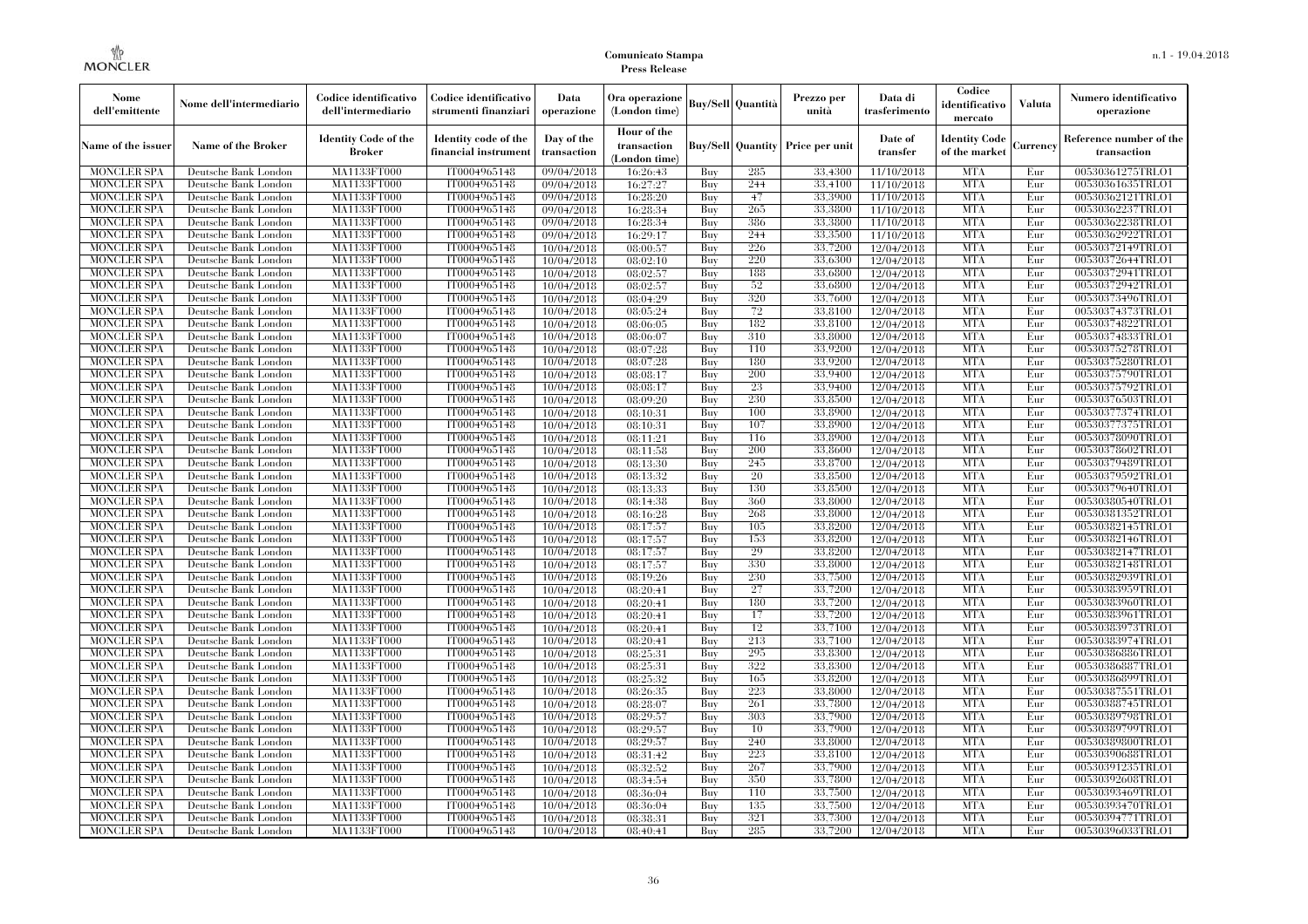| Nome dell'emittente | Nome dell'intermediario | Codice identificativo dell'intermediario | Codice identificativo strumenti finanziari | Data operazione | Ora operazione (London time) | Buy/Sell | Quantità | Prezzo per unità | Data di trasferimento | Codice identificativo mercato | Valuta | Numero identificativo operazione |
|---|---|---|---|---|---|---|---|---|---|---|---|---|
| Name of the issuer | Name of the Broker | Identity Code of the Broker | Identity code of the financial instrument | Day of the transaction | Hour of the transaction (London time) | Buy/Sell | Quantity | Price per unit | Date of transfer | Identity Code of the market | Currency | Reference number of the transaction |
| MONCLER SPA | Deutsche Bank London | MA1133FT000 | IT0004965148 | 09/04/2018 | 16:26:43 | Buy | 285 | 33.4300 | 11/10/2018 | MTA | Eur | 00530361275TRLO1 |
| MONCLER SPA | Deutsche Bank London | MA1133FT000 | IT0004965148 | 09/04/2018 | 16:27:27 | Buy | 244 | 33.4100 | 11/10/2018 | MTA | Eur | 00530361635TRLO1 |
| MONCLER SPA | Deutsche Bank London | MA1133FT000 | IT0004965148 | 09/04/2018 | 16:28:20 | Buy | 47 | 33.3900 | 11/10/2018 | MTA | Eur | 00530362121TRLO1 |
| MONCLER SPA | Deutsche Bank London | MA1133FT000 | IT0004965148 | 09/04/2018 | 16:28:34 | Buy | 265 | 33.3800 | 11/10/2018 | MTA | Eur | 00530362237TRLO1 |
| MONCLER SPA | Deutsche Bank London | MA1133FT000 | IT0004965148 | 09/04/2018 | 16:28:34 | Buy | 386 | 33.3800 | 11/10/2018 | MTA | Eur | 00530362238TRLO1 |
| MONCLER SPA | Deutsche Bank London | MA1133FT000 | IT0004965148 | 09/04/2018 | 16:29:17 | Buy | 244 | 33.3500 | 11/10/2018 | MTA | Eur | 00530362922TRLO1 |
| MONCLER SPA | Deutsche Bank London | MA1133FT000 | IT0004965148 | 10/04/2018 | 08:00:57 | Buy | 226 | 33.7200 | 12/04/2018 | MTA | Eur | 00530372149TRLO1 |
| MONCLER SPA | Deutsche Bank London | MA1133FT000 | IT0004965148 | 10/04/2018 | 08:02:10 | Buy | 220 | 33.6300 | 12/04/2018 | MTA | Eur | 00530372644TRLO1 |
| MONCLER SPA | Deutsche Bank London | MA1133FT000 | IT0004965148 | 10/04/2018 | 08:02:57 | Buy | 188 | 33.6800 | 12/04/2018 | MTA | Eur | 00530372941TRLO1 |
| MONCLER SPA | Deutsche Bank London | MA1133FT000 | IT0004965148 | 10/04/2018 | 08:02:57 | Buy | 52 | 33.6800 | 12/04/2018 | MTA | Eur | 00530372942TRLO1 |
| MONCLER SPA | Deutsche Bank London | MA1133FT000 | IT0004965148 | 10/04/2018 | 08:04:29 | Buy | 320 | 33.7600 | 12/04/2018 | MTA | Eur | 00530373496TRLO1 |
| MONCLER SPA | Deutsche Bank London | MA1133FT000 | IT0004965148 | 10/04/2018 | 08:05:24 | Buy | 72 | 33.8100 | 12/04/2018 | MTA | Eur | 00530374373TRLO1 |
| MONCLER SPA | Deutsche Bank London | MA1133FT000 | IT0004965148 | 10/04/2018 | 08:06:05 | Buy | 182 | 33.8100 | 12/04/2018 | MTA | Eur | 00530374822TRLO1 |
| MONCLER SPA | Deutsche Bank London | MA1133FT000 | IT0004965148 | 10/04/2018 | 08:06:07 | Buy | 310 | 33.8000 | 12/04/2018 | MTA | Eur | 00530374833TRLO1 |
| MONCLER SPA | Deutsche Bank London | MA1133FT000 | IT0004965148 | 10/04/2018 | 08:07:28 | Buy | 110 | 33.9200 | 12/04/2018 | MTA | Eur | 00530375278TRLO1 |
| MONCLER SPA | Deutsche Bank London | MA1133FT000 | IT0004965148 | 10/04/2018 | 08:07:28 | Buy | 180 | 33.9200 | 12/04/2018 | MTA | Eur | 00530375280TRLO1 |
| MONCLER SPA | Deutsche Bank London | MA1133FT000 | IT0004965148 | 10/04/2018 | 08:08:17 | Buy | 200 | 33.9400 | 12/04/2018 | MTA | Eur | 00530375790TRLO1 |
| MONCLER SPA | Deutsche Bank London | MA1133FT000 | IT0004965148 | 10/04/2018 | 08:08:17 | Buy | 23 | 33.9400 | 12/04/2018 | MTA | Eur | 00530375792TRLO1 |
| MONCLER SPA | Deutsche Bank London | MA1133FT000 | IT0004965148 | 10/04/2018 | 08:09:20 | Buy | 230 | 33.8500 | 12/04/2018 | MTA | Eur | 00530376503TRLO1 |
| MONCLER SPA | Deutsche Bank London | MA1133FT000 | IT0004965148 | 10/04/2018 | 08:10:31 | Buy | 100 | 33.8900 | 12/04/2018 | MTA | Eur | 00530377374TRLO1 |
| MONCLER SPA | Deutsche Bank London | MA1133FT000 | IT0004965148 | 10/04/2018 | 08:10:31 | Buy | 107 | 33.8900 | 12/04/2018 | MTA | Eur | 00530377375TRLO1 |
| MONCLER SPA | Deutsche Bank London | MA1133FT000 | IT0004965148 | 10/04/2018 | 08:11:21 | Buy | 116 | 33.8900 | 12/04/2018 | MTA | Eur | 00530378090TRLO1 |
| MONCLER SPA | Deutsche Bank London | MA1133FT000 | IT0004965148 | 10/04/2018 | 08:11:58 | Buy | 200 | 33.8600 | 12/04/2018 | MTA | Eur | 00530378602TRLO1 |
| MONCLER SPA | Deutsche Bank London | MA1133FT000 | IT0004965148 | 10/04/2018 | 08:13:30 | Buy | 245 | 33.8700 | 12/04/2018 | MTA | Eur | 00530379489TRLO1 |
| MONCLER SPA | Deutsche Bank London | MA1133FT000 | IT0004965148 | 10/04/2018 | 08:13:32 | Buy | 20 | 33.8500 | 12/04/2018 | MTA | Eur | 00530379592TRLO1 |
| MONCLER SPA | Deutsche Bank London | MA1133FT000 | IT0004965148 | 10/04/2018 | 08:13:33 | Buy | 130 | 33.8500 | 12/04/2018 | MTA | Eur | 00530379640TRLO1 |
| MONCLER SPA | Deutsche Bank London | MA1133FT000 | IT0004965148 | 10/04/2018 | 08:14:38 | Buy | 360 | 33.8000 | 12/04/2018 | MTA | Eur | 00530380540TRLO1 |
| MONCLER SPA | Deutsche Bank London | MA1133FT000 | IT0004965148 | 10/04/2018 | 08:16:28 | Buy | 268 | 33.8000 | 12/04/2018 | MTA | Eur | 00530381352TRLO1 |
| MONCLER SPA | Deutsche Bank London | MA1133FT000 | IT0004965148 | 10/04/2018 | 08:17:57 | Buy | 105 | 33.8200 | 12/04/2018 | MTA | Eur | 00530382145TRLO1 |
| MONCLER SPA | Deutsche Bank London | MA1133FT000 | IT0004965148 | 10/04/2018 | 08:17:57 | Buy | 153 | 33.8200 | 12/04/2018 | MTA | Eur | 00530382146TRLO1 |
| MONCLER SPA | Deutsche Bank London | MA1133FT000 | IT0004965148 | 10/04/2018 | 08:17:57 | Buy | 29 | 33.8200 | 12/04/2018 | MTA | Eur | 00530382147TRLO1 |
| MONCLER SPA | Deutsche Bank London | MA1133FT000 | IT0004965148 | 10/04/2018 | 08:17:57 | Buy | 330 | 33.8000 | 12/04/2018 | MTA | Eur | 00530382148TRLO1 |
| MONCLER SPA | Deutsche Bank London | MA1133FT000 | IT0004965148 | 10/04/2018 | 08:19:26 | Buy | 230 | 33.7500 | 12/04/2018 | MTA | Eur | 00530382939TRLO1 |
| MONCLER SPA | Deutsche Bank London | MA1133FT000 | IT0004965148 | 10/04/2018 | 08:20:41 | Buy | 27 | 33.7200 | 12/04/2018 | MTA | Eur | 00530383959TRLO1 |
| MONCLER SPA | Deutsche Bank London | MA1133FT000 | IT0004965148 | 10/04/2018 | 08:20:41 | Buy | 180 | 33.7200 | 12/04/2018 | MTA | Eur | 00530383960TRLO1 |
| MONCLER SPA | Deutsche Bank London | MA1133FT000 | IT0004965148 | 10/04/2018 | 08:20:41 | Buy | 17 | 33.7200 | 12/04/2018 | MTA | Eur | 00530383961TRLO1 |
| MONCLER SPA | Deutsche Bank London | MA1133FT000 | IT0004965148 | 10/04/2018 | 08:20:41 | Buy | 12 | 33.7100 | 12/04/2018 | MTA | Eur | 00530383973TRLO1 |
| MONCLER SPA | Deutsche Bank London | MA1133FT000 | IT0004965148 | 10/04/2018 | 08:20:41 | Buy | 213 | 33.7100 | 12/04/2018 | MTA | Eur | 00530383974TRLO1 |
| MONCLER SPA | Deutsche Bank London | MA1133FT000 | IT0004965148 | 10/04/2018 | 08:25:31 | Buy | 295 | 33.8300 | 12/04/2018 | MTA | Eur | 00530386886TRLO1 |
| MONCLER SPA | Deutsche Bank London | MA1133FT000 | IT0004965148 | 10/04/2018 | 08:25:31 | Buy | 322 | 33.8300 | 12/04/2018 | MTA | Eur | 00530386887TRLO1 |
| MONCLER SPA | Deutsche Bank London | MA1133FT000 | IT0004965148 | 10/04/2018 | 08:25:32 | Buy | 165 | 33.8200 | 12/04/2018 | MTA | Eur | 00530386899TRLO1 |
| MONCLER SPA | Deutsche Bank London | MA1133FT000 | IT0004965148 | 10/04/2018 | 08:26:35 | Buy | 223 | 33.8000 | 12/04/2018 | MTA | Eur | 00530387551TRLO1 |
| MONCLER SPA | Deutsche Bank London | MA1133FT000 | IT0004965148 | 10/04/2018 | 08:28:07 | Buy | 261 | 33.7800 | 12/04/2018 | MTA | Eur | 00530388745TRLO1 |
| MONCLER SPA | Deutsche Bank London | MA1133FT000 | IT0004965148 | 10/04/2018 | 08:29:57 | Buy | 303 | 33.7900 | 12/04/2018 | MTA | Eur | 00530389798TRLO1 |
| MONCLER SPA | Deutsche Bank London | MA1133FT000 | IT0004965148 | 10/04/2018 | 08:29:57 | Buy | 10 | 33.7900 | 12/04/2018 | MTA | Eur | 00530389799TRLO1 |
| MONCLER SPA | Deutsche Bank London | MA1133FT000 | IT0004965148 | 10/04/2018 | 08:29:57 | Buy | 240 | 33.8000 | 12/04/2018 | MTA | Eur | 00530389800TRLO1 |
| MONCLER SPA | Deutsche Bank London | MA1133FT000 | IT0004965148 | 10/04/2018 | 08:31:42 | Buy | 223 | 33.8100 | 12/04/2018 | MTA | Eur | 00530390688TRLO1 |
| MONCLER SPA | Deutsche Bank London | MA1133FT000 | IT0004965148 | 10/04/2018 | 08:32:52 | Buy | 267 | 33.7900 | 12/04/2018 | MTA | Eur | 00530391235TRLO1 |
| MONCLER SPA | Deutsche Bank London | MA1133FT000 | IT0004965148 | 10/04/2018 | 08:34:54 | Buy | 350 | 33.7800 | 12/04/2018 | MTA | Eur | 00530392608TRLO1 |
| MONCLER SPA | Deutsche Bank London | MA1133FT000 | IT0004965148 | 10/04/2018 | 08:36:04 | Buy | 110 | 33.7500 | 12/04/2018 | MTA | Eur | 00530393469TRLO1 |
| MONCLER SPA | Deutsche Bank London | MA1133FT000 | IT0004965148 | 10/04/2018 | 08:36:04 | Buy | 135 | 33.7500 | 12/04/2018 | MTA | Eur | 00530393470TRLO1 |
| MONCLER SPA | Deutsche Bank London | MA1133FT000 | IT0004965148 | 10/04/2018 | 08:38:31 | Buy | 321 | 33.7300 | 12/04/2018 | MTA | Eur | 00530394771TRLO1 |
| MONCLER SPA | Deutsche Bank London | MA1133FT000 | IT0004965148 | 10/04/2018 | 08:40:41 | Buy | 285 | 33.7200 | 12/04/2018 | MTA | Eur | 00530396033TRLO1 |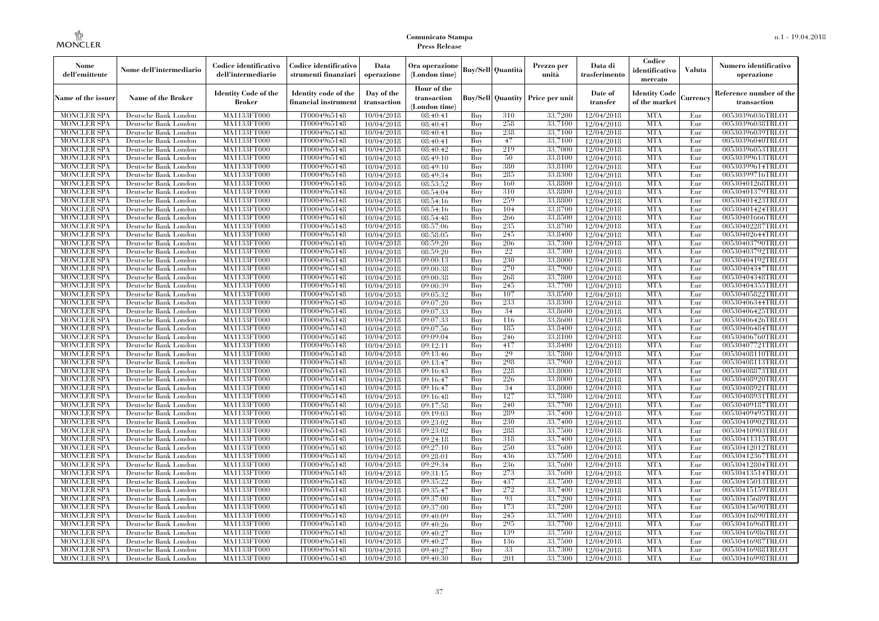| Nome dell'emittente | Nome dell'intermediario | Codice identificativo dell'intermediario | Codice identificativo strumenti finanziari | Data operazione | Ora operazione (London time) | Buy/Sell | Quantità | Prezzo per unità | Data di trasferimento | Codice identificativo mercato | Valuta | Numero identificativo operazione |
|---|---|---|---|---|---|---|---|---|---|---|---|---|
| Name of the issuer | Name of the Broker | Identity Code of the Broker | Identity code of the financial instrument | Day of the transaction | Hour of the transaction (London time) | Buy/Sell | Quantity | Price per unit | Date of transfer | Identity Code of the market | Currency | Reference number of the transaction |
| MONCLER SPA | Deutsche Bank London | MA1133FT000 | IT0004965148 | 10/04/2018 | 08:40:41 | Buy | 310 | 33.7200 | 12/04/2018 | MTA | Eur | 00530396036TRLO1 |
| MONCLER SPA | Deutsche Bank London | MA1133FT000 | IT0004965148 | 10/04/2018 | 08:40:41 | Buy | 258 | 33.7100 | 12/04/2018 | MTA | Eur | 00530396038TRLO1 |
| MONCLER SPA | Deutsche Bank London | MA1133FT000 | IT0004965148 | 10/04/2018 | 08:40:41 | Buy | 238 | 33.7100 | 12/04/2018 | MTA | Eur | 00530396039TRLO1 |
| MONCLER SPA | Deutsche Bank London | MA1133FT000 | IT0004965148 | 10/04/2018 | 08:40:41 | Buy | 47 | 33.7100 | 12/04/2018 | MTA | Eur | 00530396040TRLO1 |
| MONCLER SPA | Deutsche Bank London | MA1133FT000 | IT0004965148 | 10/04/2018 | 08:40:42 | Buy | 219 | 33.7000 | 12/04/2018 | MTA | Eur | 00530396053TRLO1 |
| MONCLER SPA | Deutsche Bank London | MA1133FT000 | IT0004965148 | 10/04/2018 | 08:49:10 | Buy | 50 | 33.8100 | 12/04/2018 | MTA | Eur | 00530399613TRLO1 |
| MONCLER SPA | Deutsche Bank London | MA1133FT000 | IT0004965148 | 10/04/2018 | 08:49:10 | Buy | 380 | 33.8100 | 12/04/2018 | MTA | Eur | 00530399614TRLO1 |
| MONCLER SPA | Deutsche Bank London | MA1133FT000 | IT0004965148 | 10/04/2018 | 08:49:34 | Buy | 285 | 33.8300 | 12/04/2018 | MTA | Eur | 00530399716TRLO1 |
| MONCLER SPA | Deutsche Bank London | MA1133FT000 | IT0004965148 | 10/04/2018 | 08:53:52 | Buy | 160 | 33.8800 | 12/04/2018 | MTA | Eur | 00530401268TRLO1 |
| MONCLER SPA | Deutsche Bank London | MA1133FT000 | IT0004965148 | 10/04/2018 | 08:54:04 | Buy | 310 | 33.8800 | 12/04/2018 | MTA | Eur | 00530401379TRLO1 |
| MONCLER SPA | Deutsche Bank London | MA1133FT000 | IT0004965148 | 10/04/2018 | 08:54:16 | Buy | 259 | 33.8800 | 12/04/2018 | MTA | Eur | 00530401423TRLO1 |
| MONCLER SPA | Deutsche Bank London | MA1133FT000 | IT0004965148 | 10/04/2018 | 08:54:16 | Buy | 104 | 33.8700 | 12/04/2018 | MTA | Eur | 00530401424TRLO1 |
| MONCLER SPA | Deutsche Bank London | MA1133FT000 | IT0004965148 | 10/04/2018 | 08:54:48 | Buy | 266 | 33.8500 | 12/04/2018 | MTA | Eur | 00530401666TRLO1 |
| MONCLER SPA | Deutsche Bank London | MA1133FT000 | IT0004965148 | 10/04/2018 | 08:57:06 | Buy | 235 | 33.8700 | 12/04/2018 | MTA | Eur | 00530402287TRLO1 |
| MONCLER SPA | Deutsche Bank London | MA1133FT000 | IT0004965148 | 10/04/2018 | 08:58:05 | Buy | 245 | 33.8400 | 12/04/2018 | MTA | Eur | 00530402644TRLO1 |
| MONCLER SPA | Deutsche Bank London | MA1133FT000 | IT0004965148 | 10/04/2018 | 08:59:20 | Buy | 206 | 33.7300 | 12/04/2018 | MTA | Eur | 00530403790TRLO1 |
| MONCLER SPA | Deutsche Bank London | MA1133FT000 | IT0004965148 | 10/04/2018 | 08:59:20 | Buy | 22 | 33.7300 | 12/04/2018 | MTA | Eur | 00530403792TRLO1 |
| MONCLER SPA | Deutsche Bank London | MA1133FT000 | IT0004965148 | 10/04/2018 | 09:00:13 | Buy | 230 | 33.8000 | 12/04/2018 | MTA | Eur | 00530404192TRLO1 |
| MONCLER SPA | Deutsche Bank London | MA1133FT000 | IT0004965148 | 10/04/2018 | 09:00:38 | Buy | 270 | 33.7900 | 12/04/2018 | MTA | Eur | 00530404347TRLO1 |
| MONCLER SPA | Deutsche Bank London | MA1133FT000 | IT0004965148 | 10/04/2018 | 09:00:38 | Buy | 268 | 33.7800 | 12/04/2018 | MTA | Eur | 00530404348TRLO1 |
| MONCLER SPA | Deutsche Bank London | MA1133FT000 | IT0004965148 | 10/04/2018 | 09:00:39 | Buy | 245 | 33.7700 | 12/04/2018 | MTA | Eur | 00530404355TRLO1 |
| MONCLER SPA | Deutsche Bank London | MA1133FT000 | IT0004965148 | 10/04/2018 | 09:05:32 | Buy | 107 | 33.8500 | 12/04/2018 | MTA | Eur | 00530405822TRLO1 |
| MONCLER SPA | Deutsche Bank London | MA1133FT000 | IT0004965148 | 10/04/2018 | 09:07:20 | Buy | 233 | 33.8300 | 12/04/2018 | MTA | Eur | 00530406344TRLO1 |
| MONCLER SPA | Deutsche Bank London | MA1133FT000 | IT0004965148 | 10/04/2018 | 09:07:33 | Buy | 34 | 33.8600 | 12/04/2018 | MTA | Eur | 00530406425TRLO1 |
| MONCLER SPA | Deutsche Bank London | MA1133FT000 | IT0004965148 | 10/04/2018 | 09:07:33 | Buy | 116 | 33.8600 | 12/04/2018 | MTA | Eur | 00530406426TRLO1 |
| MONCLER SPA | Deutsche Bank London | MA1133FT000 | IT0004965148 | 10/04/2018 | 09:07:56 | Buy | 185 | 33.8400 | 12/04/2018 | MTA | Eur | 00530406484TRLO1 |
| MONCLER SPA | Deutsche Bank London | MA1133FT000 | IT0004965148 | 10/04/2018 | 09:09:04 | Buy | 246 | 33.8100 | 12/04/2018 | MTA | Eur | 00530406760TRLO1 |
| MONCLER SPA | Deutsche Bank London | MA1133FT000 | IT0004965148 | 10/04/2018 | 09:12:11 | Buy | 417 | 33.8400 | 12/04/2018 | MTA | Eur | 00530407721TRLO1 |
| MONCLER SPA | Deutsche Bank London | MA1133FT000 | IT0004965148 | 10/04/2018 | 09:13:46 | Buy | 29 | 33.7800 | 12/04/2018 | MTA | Eur | 00530408110TRLO1 |
| MONCLER SPA | Deutsche Bank London | MA1133FT000 | IT0004965148 | 10/04/2018 | 09:13:47 | Buy | 298 | 33.7900 | 12/04/2018 | MTA | Eur | 00530408113TRLO1 |
| MONCLER SPA | Deutsche Bank London | MA1133FT000 | IT0004965148 | 10/04/2018 | 09:16:43 | Buy | 228 | 33.8000 | 12/04/2018 | MTA | Eur | 00530408873TRLO1 |
| MONCLER SPA | Deutsche Bank London | MA1133FT000 | IT0004965148 | 10/04/2018 | 09:16:47 | Buy | 226 | 33.8000 | 12/04/2018 | MTA | Eur | 00530408920TRLO1 |
| MONCLER SPA | Deutsche Bank London | MA1133FT000 | IT0004965148 | 10/04/2018 | 09:16:47 | Buy | 34 | 33.8000 | 12/04/2018 | MTA | Eur | 00530408921TRLO1 |
| MONCLER SPA | Deutsche Bank London | MA1133FT000 | IT0004965148 | 10/04/2018 | 09:16:48 | Buy | 127 | 33.7800 | 12/04/2018 | MTA | Eur | 00530408931TRLO1 |
| MONCLER SPA | Deutsche Bank London | MA1133FT000 | IT0004965148 | 10/04/2018 | 09:17:58 | Buy | 240 | 33.7700 | 12/04/2018 | MTA | Eur | 00530409187TRLO1 |
| MONCLER SPA | Deutsche Bank London | MA1133FT000 | IT0004965148 | 10/04/2018 | 09:19:03 | Buy | 289 | 33.7400 | 12/04/2018 | MTA | Eur | 00530409495TRLO1 |
| MONCLER SPA | Deutsche Bank London | MA1133FT000 | IT0004965148 | 10/04/2018 | 09:23:02 | Buy | 230 | 33.7400 | 12/04/2018 | MTA | Eur | 00530410902TRLO1 |
| MONCLER SPA | Deutsche Bank London | MA1133FT000 | IT0004965148 | 10/04/2018 | 09:23:02 | Buy | 288 | 33.7500 | 12/04/2018 | MTA | Eur | 00530410903TRLO1 |
| MONCLER SPA | Deutsche Bank London | MA1133FT000 | IT0004965148 | 10/04/2018 | 09:24:18 | Buy | 318 | 33.7400 | 12/04/2018 | MTA | Eur | 00530411315TRLO1 |
| MONCLER SPA | Deutsche Bank London | MA1133FT000 | IT0004965148 | 10/04/2018 | 09:27:10 | Buy | 250 | 33.7600 | 12/04/2018 | MTA | Eur | 00530412012TRLO1 |
| MONCLER SPA | Deutsche Bank London | MA1133FT000 | IT0004965148 | 10/04/2018 | 09:28:01 | Buy | 436 | 33.7500 | 12/04/2018 | MTA | Eur | 00530412367TRLO1 |
| MONCLER SPA | Deutsche Bank London | MA1133FT000 | IT0004965148 | 10/04/2018 | 09:29:34 | Buy | 236 | 33.7600 | 12/04/2018 | MTA | Eur | 00530412804TRLO1 |
| MONCLER SPA | Deutsche Bank London | MA1133FT000 | IT0004965148 | 10/04/2018 | 09:31:15 | Buy | 273 | 33.7600 | 12/04/2018 | MTA | Eur | 00530413514TRLO1 |
| MONCLER SPA | Deutsche Bank London | MA1133FT000 | IT0004965148 | 10/04/2018 | 09:35:22 | Buy | 437 | 33.7500 | 12/04/2018 | MTA | Eur | 00530415013TRLO1 |
| MONCLER SPA | Deutsche Bank London | MA1133FT000 | IT0004965148 | 10/04/2018 | 09:35:47 | Buy | 272 | 33.7400 | 12/04/2018 | MTA | Eur | 00530415159TRLO1 |
| MONCLER SPA | Deutsche Bank London | MA1133FT000 | IT0004965148 | 10/04/2018 | 09:37:00 | Buy | 93 | 33.7200 | 12/04/2018 | MTA | Eur | 00530415689TRLO1 |
| MONCLER SPA | Deutsche Bank London | MA1133FT000 | IT0004965148 | 10/04/2018 | 09:37:00 | Buy | 173 | 33.7200 | 12/04/2018 | MTA | Eur | 00530415690TRLO1 |
| MONCLER SPA | Deutsche Bank London | MA1133FT000 | IT0004965148 | 10/04/2018 | 09:40:09 | Buy | 245 | 33.7500 | 12/04/2018 | MTA | Eur | 00530416890TRLO1 |
| MONCLER SPA | Deutsche Bank London | MA1133FT000 | IT0004965148 | 10/04/2018 | 09:40:26 | Buy | 295 | 33.7700 | 12/04/2018 | MTA | Eur | 00530416968TRLO1 |
| MONCLER SPA | Deutsche Bank London | MA1133FT000 | IT0004965148 | 10/04/2018 | 09:40:27 | Buy | 139 | 33.7500 | 12/04/2018 | MTA | Eur | 00530416986TRLO1 |
| MONCLER SPA | Deutsche Bank London | MA1133FT000 | IT0004965148 | 10/04/2018 | 09:40:27 | Buy | 136 | 33.7500 | 12/04/2018 | MTA | Eur | 00530416987TRLO1 |
| MONCLER SPA | Deutsche Bank London | MA1133FT000 | IT0004965148 | 10/04/2018 | 09:40:27 | Buy | 33 | 33.7300 | 12/04/2018 | MTA | Eur | 00530416988TRLO1 |
| MONCLER SPA | Deutsche Bank London | MA1133FT000 | IT0004965148 | 10/04/2018 | 09:40:30 | Buy | 201 | 33.7300 | 12/04/2018 | MTA | Eur | 00530416998TRLO1 |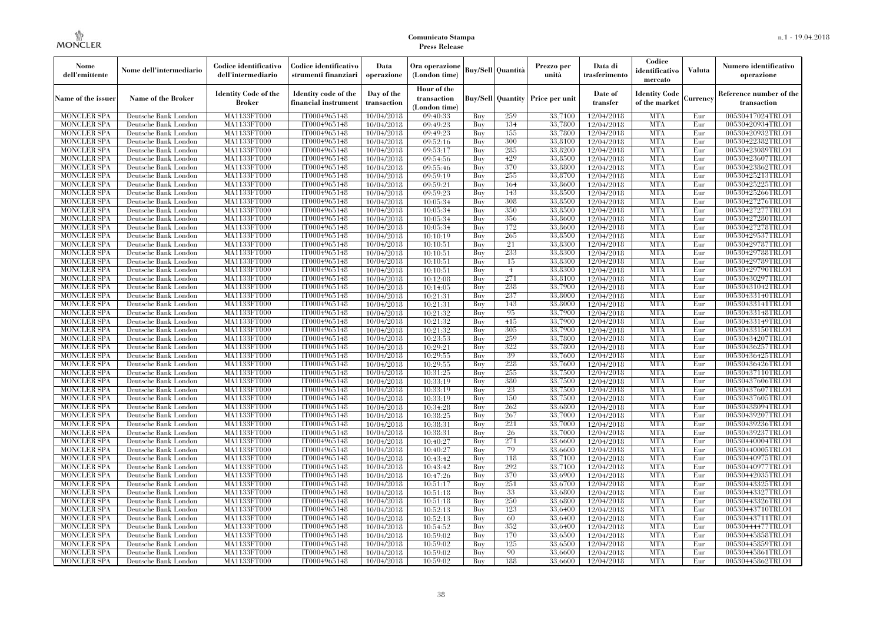| Nome dell'emittente | Nome dell'intermediario | Codice identificativo dell'intermediario | Codice identificativo strumenti finanziari | Data operazione | Ora operazione (London time) | Buy/Sell | Quantità | Prezzo per unità | Data di trasferimento | Codice identificativo mercato | Valuta | Numero identificativo operazione |
|---|---|---|---|---|---|---|---|---|---|---|---|---|
| Name of the issuer | Name of the Broker | Identity Code of the Broker | Identity code of the financial instrument | Day of the transaction | Hour of the transaction (London time) | Buy/Sell | Quantity | Price per unit | Date of transfer | Identity Code of the market | Currency | Reference number of the transaction |
| MONCLER SPA | Deutsche Bank London | MA1133FT000 | IT0004965148 | 10/04/2018 | 09:40:33 | Buy | 259 | 33.7100 | 12/04/2018 | MTA | Eur | 00530417024TRLO1 |
| MONCLER SPA | Deutsche Bank London | MA1133FT000 | IT0004965148 | 10/04/2018 | 09:49:23 | Buy | 134 | 33.7800 | 12/04/2018 | MTA | Eur | 00530420934TRLO1 |
| MONCLER SPA | Deutsche Bank London | MA1133FT000 | IT0004965148 | 10/04/2018 | 09:49:23 | Buy | 155 | 33.7800 | 12/04/2018 | MTA | Eur | 00530420932TRLO1 |
| MONCLER SPA | Deutsche Bank London | MA1133FT000 | IT0004965148 | 10/04/2018 | 09:52:16 | Buy | 300 | 33.8100 | 12/04/2018 | MTA | Eur | 00530422382TRLO1 |
| MONCLER SPA | Deutsche Bank London | MA1133FT000 | IT0004965148 | 10/04/2018 | 09:53:17 | Buy | 285 | 33.8200 | 12/04/2018 | MTA | Eur | 00530423089TRLO1 |
| MONCLER SPA | Deutsche Bank London | MA1133FT000 | IT0004965148 | 10/04/2018 | 09:54:56 | Buy | 429 | 33.8500 | 12/04/2018 | MTA | Eur | 00530423607TRLO1 |
| MONCLER SPA | Deutsche Bank London | MA1133FT000 | IT0004965148 | 10/04/2018 | 09:55:46 | Buy | 370 | 33.8800 | 12/04/2018 | MTA | Eur | 00530423862TRLO1 |
| MONCLER SPA | Deutsche Bank London | MA1133FT000 | IT0004965148 | 10/04/2018 | 09:59:19 | Buy | 255 | 33.8700 | 12/04/2018 | MTA | Eur | 00530425213TRLO1 |
| MONCLER SPA | Deutsche Bank London | MA1133FT000 | IT0004965148 | 10/04/2018 | 09:59:21 | Buy | 164 | 33.8600 | 12/04/2018 | MTA | Eur | 00530425225TRLO1 |
| MONCLER SPA | Deutsche Bank London | MA1133FT000 | IT0004965148 | 10/04/2018 | 09:59:23 | Buy | 143 | 33.8500 | 12/04/2018 | MTA | Eur | 00530425266TRLO1 |
| MONCLER SPA | Deutsche Bank London | MA1133FT000 | IT0004965148 | 10/04/2018 | 10:05:34 | Buy | 308 | 33.8500 | 12/04/2018 | MTA | Eur | 00530427276TRLO1 |
| MONCLER SPA | Deutsche Bank London | MA1133FT000 | IT0004965148 | 10/04/2018 | 10:05:34 | Buy | 350 | 33.8500 | 12/04/2018 | MTA | Eur | 00530427277TRLO1 |
| MONCLER SPA | Deutsche Bank London | MA1133FT000 | IT0004965148 | 10/04/2018 | 10:05:34 | Buy | 356 | 33.8600 | 12/04/2018 | MTA | Eur | 00530427280TRLO1 |
| MONCLER SPA | Deutsche Bank London | MA1133FT000 | IT0004965148 | 10/04/2018 | 10:05:34 | Buy | 172 | 33.8600 | 12/04/2018 | MTA | Eur | 00530427278TRLO1 |
| MONCLER SPA | Deutsche Bank London | MA1133FT000 | IT0004965148 | 10/04/2018 | 10:10:19 | Buy | 265 | 33.8500 | 12/04/2018 | MTA | Eur | 00530429537TRLO1 |
| MONCLER SPA | Deutsche Bank London | MA1133FT000 | IT0004965148 | 10/04/2018 | 10:10:51 | Buy | 21 | 33.8300 | 12/04/2018 | MTA | Eur | 00530429787TRLO1 |
| MONCLER SPA | Deutsche Bank London | MA1133FT000 | IT0004965148 | 10/04/2018 | 10:10:51 | Buy | 233 | 33.8300 | 12/04/2018 | MTA | Eur | 00530429788TRLO1 |
| MONCLER SPA | Deutsche Bank London | MA1133FT000 | IT0004965148 | 10/04/2018 | 10:10:51 | Buy | 15 | 33.8300 | 12/04/2018 | MTA | Eur | 00530429789TRLO1 |
| MONCLER SPA | Deutsche Bank London | MA1133FT000 | IT0004965148 | 10/04/2018 | 10:10:51 | Buy | 4 | 33.8300 | 12/04/2018 | MTA | Eur | 00530429790TRLO1 |
| MONCLER SPA | Deutsche Bank London | MA1133FT000 | IT0004965148 | 10/04/2018 | 10:12:08 | Buy | 271 | 33.8100 | 12/04/2018 | MTA | Eur | 00530430297TRLO1 |
| MONCLER SPA | Deutsche Bank London | MA1133FT000 | IT0004965148 | 10/04/2018 | 10:14:05 | Buy | 238 | 33.7900 | 12/04/2018 | MTA | Eur | 00530431042TRLO1 |
| MONCLER SPA | Deutsche Bank London | MA1133FT000 | IT0004965148 | 10/04/2018 | 10:21:31 | Buy | 237 | 33.8000 | 12/04/2018 | MTA | Eur | 00530433140TRLO1 |
| MONCLER SPA | Deutsche Bank London | MA1133FT000 | IT0004965148 | 10/04/2018 | 10:21:31 | Buy | 143 | 33.8000 | 12/04/2018 | MTA | Eur | 00530433141TRLO1 |
| MONCLER SPA | Deutsche Bank London | MA1133FT000 | IT0004965148 | 10/04/2018 | 10:21:32 | Buy | 95 | 33.7900 | 12/04/2018 | MTA | Eur | 00530433148TRLO1 |
| MONCLER SPA | Deutsche Bank London | MA1133FT000 | IT0004965148 | 10/04/2018 | 10:21:32 | Buy | 415 | 33.7900 | 12/04/2018 | MTA | Eur | 00530433149TRLO1 |
| MONCLER SPA | Deutsche Bank London | MA1133FT000 | IT0004965148 | 10/04/2018 | 10:21:32 | Buy | 305 | 33.7900 | 12/04/2018 | MTA | Eur | 00530433150TRLO1 |
| MONCLER SPA | Deutsche Bank London | MA1133FT000 | IT0004965148 | 10/04/2018 | 10:23:53 | Buy | 259 | 33.7800 | 12/04/2018 | MTA | Eur | 00530434207TRLO1 |
| MONCLER SPA | Deutsche Bank London | MA1133FT000 | IT0004965148 | 10/04/2018 | 10:29:21 | Buy | 322 | 33.7800 | 12/04/2018 | MTA | Eur | 00530436257TRLO1 |
| MONCLER SPA | Deutsche Bank London | MA1133FT000 | IT0004965148 | 10/04/2018 | 10:29:55 | Buy | 39 | 33.7600 | 12/04/2018 | MTA | Eur | 00530436425TRLO1 |
| MONCLER SPA | Deutsche Bank London | MA1133FT000 | IT0004965148 | 10/04/2018 | 10:29:55 | Buy | 228 | 33.7600 | 12/04/2018 | MTA | Eur | 00530436426TRLO1 |
| MONCLER SPA | Deutsche Bank London | MA1133FT000 | IT0004965148 | 10/04/2018 | 10:31:25 | Buy | 255 | 33.7500 | 12/04/2018 | MTA | Eur | 00530437110TRLO1 |
| MONCLER SPA | Deutsche Bank London | MA1133FT000 | IT0004965148 | 10/04/2018 | 10:33:19 | Buy | 380 | 33.7500 | 12/04/2018 | MTA | Eur | 00530437606TRLO1 |
| MONCLER SPA | Deutsche Bank London | MA1133FT000 | IT0004965148 | 10/04/2018 | 10:33:19 | Buy | 23 | 33.7500 | 12/04/2018 | MTA | Eur | 00530437607TRLO1 |
| MONCLER SPA | Deutsche Bank London | MA1133FT000 | IT0004965148 | 10/04/2018 | 10:33:19 | Buy | 150 | 33.7500 | 12/04/2018 | MTA | Eur | 00530437605TRLO1 |
| MONCLER SPA | Deutsche Bank London | MA1133FT000 | IT0004965148 | 10/04/2018 | 10:34:28 | Buy | 262 | 33.6800 | 12/04/2018 | MTA | Eur | 00530438094TRLO1 |
| MONCLER SPA | Deutsche Bank London | MA1133FT000 | IT0004965148 | 10/04/2018 | 10:38:25 | Buy | 267 | 33.7000 | 12/04/2018 | MTA | Eur | 00530439207TRLO1 |
| MONCLER SPA | Deutsche Bank London | MA1133FT000 | IT0004965148 | 10/04/2018 | 10:38:31 | Buy | 221 | 33.7000 | 12/04/2018 | MTA | Eur | 00530439236TRLO1 |
| MONCLER SPA | Deutsche Bank London | MA1133FT000 | IT0004965148 | 10/04/2018 | 10:38:31 | Buy | 26 | 33.7000 | 12/04/2018 | MTA | Eur | 00530439237TRLO1 |
| MONCLER SPA | Deutsche Bank London | MA1133FT000 | IT0004965148 | 10/04/2018 | 10:40:27 | Buy | 271 | 33.6600 | 12/04/2018 | MTA | Eur | 00530440004TRLO1 |
| MONCLER SPA | Deutsche Bank London | MA1133FT000 | IT0004965148 | 10/04/2018 | 10:40:27 | Buy | 79 | 33.6600 | 12/04/2018 | MTA | Eur | 00530440005TRLO1 |
| MONCLER SPA | Deutsche Bank London | MA1133FT000 | IT0004965148 | 10/04/2018 | 10:43:42 | Buy | 118 | 33.7100 | 12/04/2018 | MTA | Eur | 00530440975TRLO1 |
| MONCLER SPA | Deutsche Bank London | MA1133FT000 | IT0004965148 | 10/04/2018 | 10:43:42 | Buy | 292 | 33.7100 | 12/04/2018 | MTA | Eur | 00530440977TRLO1 |
| MONCLER SPA | Deutsche Bank London | MA1133FT000 | IT0004965148 | 10/04/2018 | 10:47:26 | Buy | 370 | 33.6900 | 12/04/2018 | MTA | Eur | 00530442035TRLO1 |
| MONCLER SPA | Deutsche Bank London | MA1133FT000 | IT0004965148 | 10/04/2018 | 10:51:17 | Buy | 251 | 33.6700 | 12/04/2018 | MTA | Eur | 00530443325TRLO1 |
| MONCLER SPA | Deutsche Bank London | MA1133FT000 | IT0004965148 | 10/04/2018 | 10:51:18 | Buy | 33 | 33.6800 | 12/04/2018 | MTA | Eur | 00530443327TRLO1 |
| MONCLER SPA | Deutsche Bank London | MA1133FT000 | IT0004965148 | 10/04/2018 | 10:51:18 | Buy | 250 | 33.6800 | 12/04/2018 | MTA | Eur | 00530443326TRLO1 |
| MONCLER SPA | Deutsche Bank London | MA1133FT000 | IT0004965148 | 10/04/2018 | 10:52:13 | Buy | 123 | 33.6400 | 12/04/2018 | MTA | Eur | 00530443710TRLO1 |
| MONCLER SPA | Deutsche Bank London | MA1133FT000 | IT0004965148 | 10/04/2018 | 10:52:13 | Buy | 60 | 33.6400 | 12/04/2018 | MTA | Eur | 00530443711TRLO1 |
| MONCLER SPA | Deutsche Bank London | MA1133FT000 | IT0004965148 | 10/04/2018 | 10:54:52 | Buy | 352 | 33.6400 | 12/04/2018 | MTA | Eur | 00530444477TRLO1 |
| MONCLER SPA | Deutsche Bank London | MA1133FT000 | IT0004965148 | 10/04/2018 | 10:59:02 | Buy | 170 | 33.6500 | 12/04/2018 | MTA | Eur | 00530445858TRLO1 |
| MONCLER SPA | Deutsche Bank London | MA1133FT000 | IT0004965148 | 10/04/2018 | 10:59:02 | Buy | 125 | 33.6500 | 12/04/2018 | MTA | Eur | 00530445859TRLO1 |
| MONCLER SPA | Deutsche Bank London | MA1133FT000 | IT0004965148 | 10/04/2018 | 10:59:02 | Buy | 90 | 33.6600 | 12/04/2018 | MTA | Eur | 00530445861TRLO1 |
| MONCLER SPA | Deutsche Bank London | MA1133FT000 | IT0004965148 | 10/04/2018 | 10:59:02 | Buy | 188 | 33.6600 | 12/04/2018 | MTA | Eur | 00530445862TRLO1 |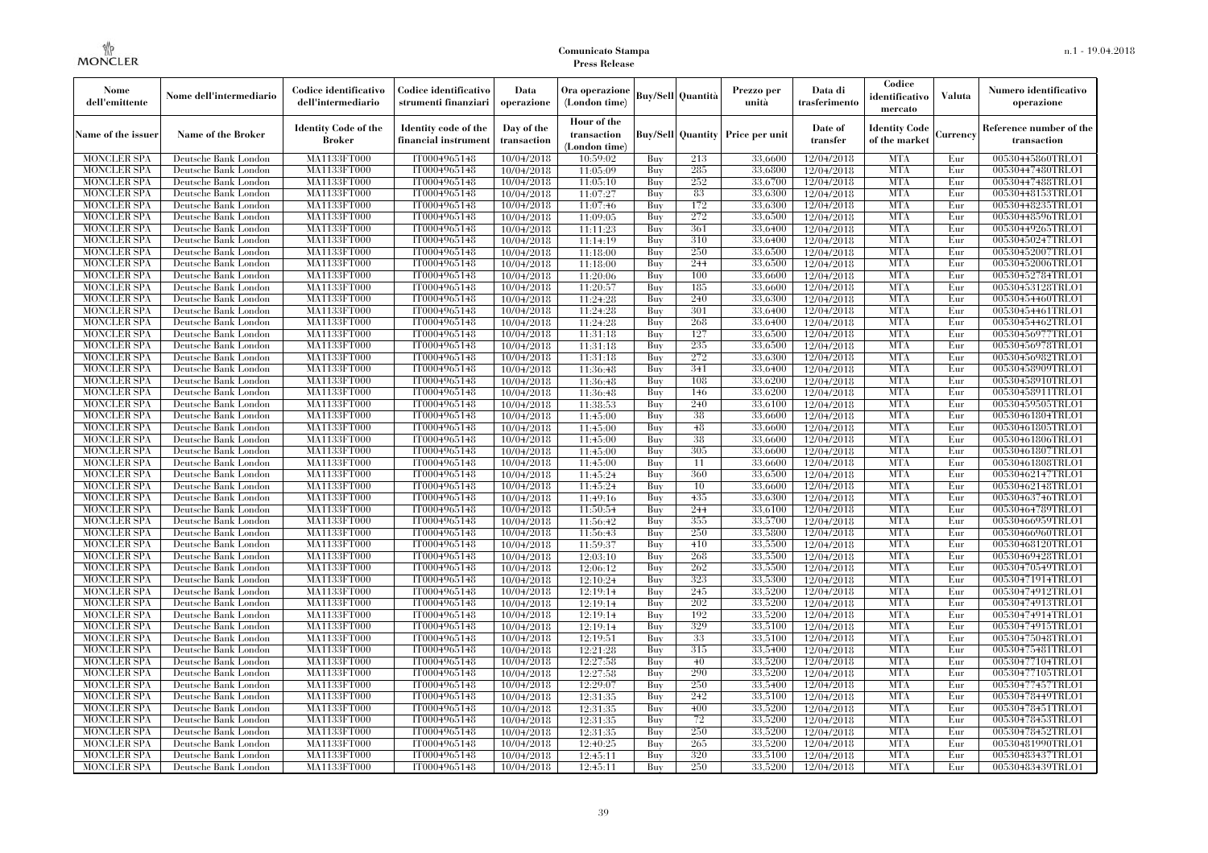| Nome dell'emittente | Nome dell'intermediario | Codice identificativo dell'intermediario | Codice identificativo strumenti finanziari | Data operazione | Ora operazione (London time) | Buy/Sell | Quantità | Prezzo per unità | Data di trasferimento | Codice identificativo mercato | Valuta | Numero identificativo operazione |
|---|---|---|---|---|---|---|---|---|---|---|---|---|
| Name of the issuer | Name of the Broker | Identity Code of the Broker | Identity code of the financial instrument | Day of the transaction | Hour of the transaction (London time) | Buy/Sell | Quantity | Price per unit | Date of transfer | Identity Code of the market | Currency | Reference number of the transaction |
| MONCLER SPA | Deutsche Bank London | MA1133FT000 | IT0004965148 | 10/04/2018 | 10:59:02 | Buy | 213 | 33.6600 | 12/04/2018 | MTA | Eur | 00530445860TRLO1 |
| MONCLER SPA | Deutsche Bank London | MA1133FT000 | IT0004965148 | 10/04/2018 | 11:05:09 | Buy | 285 | 33.6800 | 12/04/2018 | MTA | Eur | 00530447480TRLO1 |
| MONCLER SPA | Deutsche Bank London | MA1133FT000 | IT0004965148 | 10/04/2018 | 11:05:10 | Buy | 252 | 33.6700 | 12/04/2018 | MTA | Eur | 00530447488TRLO1 |
| MONCLER SPA | Deutsche Bank London | MA1133FT000 | IT0004965148 | 10/04/2018 | 11:07:27 | Buy | 83 | 33.6300 | 12/04/2018 | MTA | Eur | 00530448153TRLO1 |
| MONCLER SPA | Deutsche Bank London | MA1133FT000 | IT0004965148 | 10/04/2018 | 11:07:46 | Buy | 172 | 33.6300 | 12/04/2018 | MTA | Eur | 00530448235TRLO1 |
| MONCLER SPA | Deutsche Bank London | MA1133FT000 | IT0004965148 | 10/04/2018 | 11:09:05 | Buy | 272 | 33.6500 | 12/04/2018 | MTA | Eur | 00530448596TRLO1 |
| MONCLER SPA | Deutsche Bank London | MA1133FT000 | IT0004965148 | 10/04/2018 | 11:11:23 | Buy | 361 | 33.6400 | 12/04/2018 | MTA | Eur | 00530449265TRLO1 |
| MONCLER SPA | Deutsche Bank London | MA1133FT000 | IT0004965148 | 10/04/2018 | 11:14:19 | Buy | 310 | 33.6400 | 12/04/2018 | MTA | Eur | 00530450247TRLO1 |
| MONCLER SPA | Deutsche Bank London | MA1133FT000 | IT0004965148 | 10/04/2018 | 11:18:00 | Buy | 250 | 33.6500 | 12/04/2018 | MTA | Eur | 00530452007TRLO1 |
| MONCLER SPA | Deutsche Bank London | MA1133FT000 | IT0004965148 | 10/04/2018 | 11:18:00 | Buy | 244 | 33.6500 | 12/04/2018 | MTA | Eur | 00530452006TRLO1 |
| MONCLER SPA | Deutsche Bank London | MA1133FT000 | IT0004965148 | 10/04/2018 | 11:20:06 | Buy | 100 | 33.6600 | 12/04/2018 | MTA | Eur | 00530452784TRLO1 |
| MONCLER SPA | Deutsche Bank London | MA1133FT000 | IT0004965148 | 10/04/2018 | 11:20:57 | Buy | 185 | 33.6600 | 12/04/2018 | MTA | Eur | 00530453128TRLO1 |
| MONCLER SPA | Deutsche Bank London | MA1133FT000 | IT0004965148 | 10/04/2018 | 11:24:28 | Buy | 240 | 33.6300 | 12/04/2018 | MTA | Eur | 00530454460TRLO1 |
| MONCLER SPA | Deutsche Bank London | MA1133FT000 | IT0004965148 | 10/04/2018 | 11:24:28 | Buy | 301 | 33.6400 | 12/04/2018 | MTA | Eur | 00530454461TRLO1 |
| MONCLER SPA | Deutsche Bank London | MA1133FT000 | IT0004965148 | 10/04/2018 | 11:24:28 | Buy | 268 | 33.6400 | 12/04/2018 | MTA | Eur | 00530454462TRLO1 |
| MONCLER SPA | Deutsche Bank London | MA1133FT000 | IT0004965148 | 10/04/2018 | 11:31:18 | Buy | 127 | 33.6500 | 12/04/2018 | MTA | Eur | 00530456977TRLO1 |
| MONCLER SPA | Deutsche Bank London | MA1133FT000 | IT0004965148 | 10/04/2018 | 11:31:18 | Buy | 235 | 33.6500 | 12/04/2018 | MTA | Eur | 00530456978TRLO1 |
| MONCLER SPA | Deutsche Bank London | MA1133FT000 | IT0004965148 | 10/04/2018 | 11:31:18 | Buy | 272 | 33.6300 | 12/04/2018 | MTA | Eur | 00530456982TRLO1 |
| MONCLER SPA | Deutsche Bank London | MA1133FT000 | IT0004965148 | 10/04/2018 | 11:36:48 | Buy | 341 | 33.6400 | 12/04/2018 | MTA | Eur | 00530458909TRLO1 |
| MONCLER SPA | Deutsche Bank London | MA1133FT000 | IT0004965148 | 10/04/2018 | 11:36:48 | Buy | 108 | 33.6200 | 12/04/2018 | MTA | Eur | 00530458910TRLO1 |
| MONCLER SPA | Deutsche Bank London | MA1133FT000 | IT0004965148 | 10/04/2018 | 11:36:48 | Buy | 146 | 33.6200 | 12/04/2018 | MTA | Eur | 00530458911TRLO1 |
| MONCLER SPA | Deutsche Bank London | MA1133FT000 | IT0004965148 | 10/04/2018 | 11:38:53 | Buy | 240 | 33.6100 | 12/04/2018 | MTA | Eur | 00530459505TRLO1 |
| MONCLER SPA | Deutsche Bank London | MA1133FT000 | IT0004965148 | 10/04/2018 | 11:45:00 | Buy | 38 | 33.6600 | 12/04/2018 | MTA | Eur | 00530461804TRLO1 |
| MONCLER SPA | Deutsche Bank London | MA1133FT000 | IT0004965148 | 10/04/2018 | 11:45:00 | Buy | 48 | 33.6600 | 12/04/2018 | MTA | Eur | 00530461805TRLO1 |
| MONCLER SPA | Deutsche Bank London | MA1133FT000 | IT0004965148 | 10/04/2018 | 11:45:00 | Buy | 38 | 33.6600 | 12/04/2018 | MTA | Eur | 00530461806TRLO1 |
| MONCLER SPA | Deutsche Bank London | MA1133FT000 | IT0004965148 | 10/04/2018 | 11:45:00 | Buy | 305 | 33.6600 | 12/04/2018 | MTA | Eur | 00530461807TRLO1 |
| MONCLER SPA | Deutsche Bank London | MA1133FT000 | IT0004965148 | 10/04/2018 | 11:45:00 | Buy | 11 | 33.6600 | 12/04/2018 | MTA | Eur | 00530461808TRLO1 |
| MONCLER SPA | Deutsche Bank London | MA1133FT000 | IT0004965148 | 10/04/2018 | 11:45:24 | Buy | 360 | 33.6500 | 12/04/2018 | MTA | Eur | 00530462147TRLO1 |
| MONCLER SPA | Deutsche Bank London | MA1133FT000 | IT0004965148 | 10/04/2018 | 11:45:24 | Buy | 10 | 33.6600 | 12/04/2018 | MTA | Eur | 00530462148TRLO1 |
| MONCLER SPA | Deutsche Bank London | MA1133FT000 | IT0004965148 | 10/04/2018 | 11:49:16 | Buy | 435 | 33.6300 | 12/04/2018 | MTA | Eur | 00530463746TRLO1 |
| MONCLER SPA | Deutsche Bank London | MA1133FT000 | IT0004965148 | 10/04/2018 | 11:50:54 | Buy | 244 | 33.6100 | 12/04/2018 | MTA | Eur | 00530464789TRLO1 |
| MONCLER SPA | Deutsche Bank London | MA1133FT000 | IT0004965148 | 10/04/2018 | 11:56:42 | Buy | 355 | 33.5700 | 12/04/2018 | MTA | Eur | 00530466959TRLO1 |
| MONCLER SPA | Deutsche Bank London | MA1133FT000 | IT0004965148 | 10/04/2018 | 11:56:43 | Buy | 250 | 33.5800 | 12/04/2018 | MTA | Eur | 00530466960TRLO1 |
| MONCLER SPA | Deutsche Bank London | MA1133FT000 | IT0004965148 | 10/04/2018 | 11:59:37 | Buy | 410 | 33.5500 | 12/04/2018 | MTA | Eur | 00530468120TRLO1 |
| MONCLER SPA | Deutsche Bank London | MA1133FT000 | IT0004965148 | 10/04/2018 | 12:03:10 | Buy | 268 | 33.5500 | 12/04/2018 | MTA | Eur | 00530469428TRLO1 |
| MONCLER SPA | Deutsche Bank London | MA1133FT000 | IT0004965148 | 10/04/2018 | 12:06:12 | Buy | 262 | 33.5500 | 12/04/2018 | MTA | Eur | 00530470549TRLO1 |
| MONCLER SPA | Deutsche Bank London | MA1133FT000 | IT0004965148 | 10/04/2018 | 12:10:24 | Buy | 323 | 33.5300 | 12/04/2018 | MTA | Eur | 00530471914TRLO1 |
| MONCLER SPA | Deutsche Bank London | MA1133FT000 | IT0004965148 | 10/04/2018 | 12:19:14 | Buy | 245 | 33.5200 | 12/04/2018 | MTA | Eur | 00530474912TRLO1 |
| MONCLER SPA | Deutsche Bank London | MA1133FT000 | IT0004965148 | 10/04/2018 | 12:19:14 | Buy | 202 | 33.5200 | 12/04/2018 | MTA | Eur | 00530474913TRLO1 |
| MONCLER SPA | Deutsche Bank London | MA1133FT000 | IT0004965148 | 10/04/2018 | 12:19:14 | Buy | 192 | 33.5200 | 12/04/2018 | MTA | Eur | 00530474914TRLO1 |
| MONCLER SPA | Deutsche Bank London | MA1133FT000 | IT0004965148 | 10/04/2018 | 12:19:14 | Buy | 329 | 33.5100 | 12/04/2018 | MTA | Eur | 00530474915TRLO1 |
| MONCLER SPA | Deutsche Bank London | MA1133FT000 | IT0004965148 | 10/04/2018 | 12:19:51 | Buy | 33 | 33.5100 | 12/04/2018 | MTA | Eur | 00530475048TRLO1 |
| MONCLER SPA | Deutsche Bank London | MA1133FT000 | IT0004965148 | 10/04/2018 | 12:21:28 | Buy | 315 | 33.5400 | 12/04/2018 | MTA | Eur | 00530475481TRLO1 |
| MONCLER SPA | Deutsche Bank London | MA1133FT000 | IT0004965148 | 10/04/2018 | 12:27:58 | Buy | 40 | 33.5200 | 12/04/2018 | MTA | Eur | 00530477104TRLO1 |
| MONCLER SPA | Deutsche Bank London | MA1133FT000 | IT0004965148 | 10/04/2018 | 12:27:58 | Buy | 290 | 33.5200 | 12/04/2018 | MTA | Eur | 00530477105TRLO1 |
| MONCLER SPA | Deutsche Bank London | MA1133FT000 | IT0004965148 | 10/04/2018 | 12:29:07 | Buy | 250 | 33.5400 | 12/04/2018 | MTA | Eur | 00530477457TRLO1 |
| MONCLER SPA | Deutsche Bank London | MA1133FT000 | IT0004965148 | 10/04/2018 | 12:31:35 | Buy | 242 | 33.5100 | 12/04/2018 | MTA | Eur | 00530478449TRLO1 |
| MONCLER SPA | Deutsche Bank London | MA1133FT000 | IT0004965148 | 10/04/2018 | 12:31:35 | Buy | 400 | 33.5200 | 12/04/2018 | MTA | Eur | 00530478451TRLO1 |
| MONCLER SPA | Deutsche Bank London | MA1133FT000 | IT0004965148 | 10/04/2018 | 12:31:35 | Buy | 72 | 33.5200 | 12/04/2018 | MTA | Eur | 00530478453TRLO1 |
| MONCLER SPA | Deutsche Bank London | MA1133FT000 | IT0004965148 | 10/04/2018 | 12:31:35 | Buy | 250 | 33.5200 | 12/04/2018 | MTA | Eur | 00530478452TRLO1 |
| MONCLER SPA | Deutsche Bank London | MA1133FT000 | IT0004965148 | 10/04/2018 | 12:40:25 | Buy | 265 | 33.5200 | 12/04/2018 | MTA | Eur | 00530481990TRLO1 |
| MONCLER SPA | Deutsche Bank London | MA1133FT000 | IT0004965148 | 10/04/2018 | 12:45:11 | Buy | 320 | 33.5100 | 12/04/2018 | MTA | Eur | 00530483437TRLO1 |
| MONCLER SPA | Deutsche Bank London | MA1133FT000 | IT0004965148 | 10/04/2018 | 12:45:11 | Buy | 250 | 33.5200 | 12/04/2018 | MTA | Eur | 00530483439TRLO1 |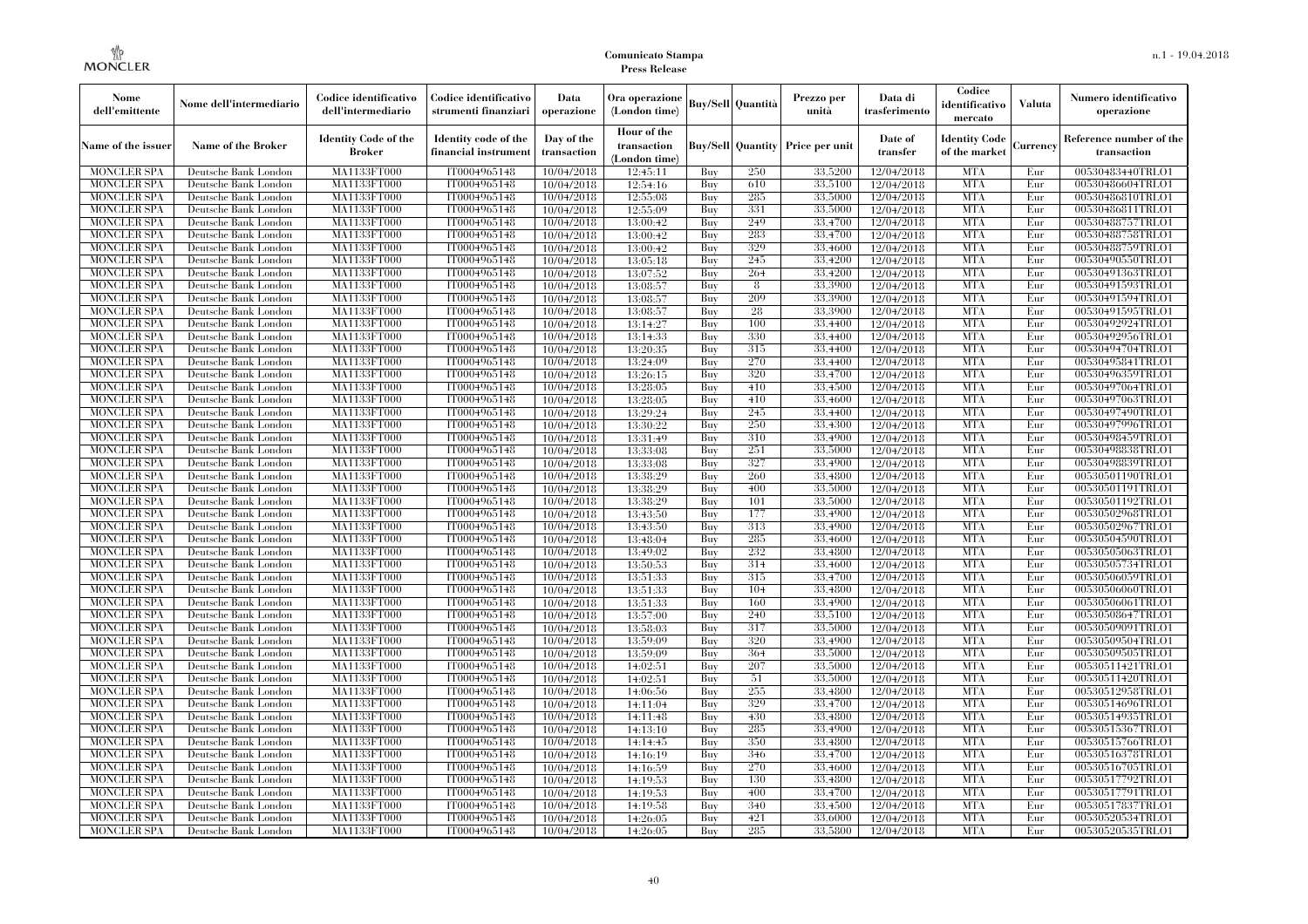| Nome dell'emittente | Nome dell'intermediario | Codice identificativo dell'intermediario | Codice identificativo strumenti finanziari | Data operazione | Ora operazione (London time) | Buy/Sell | Quantità | Prezzo per unità | Data di trasferimento | Codice identificativo mercato | Valuta | Numero identificativo operazione |
|---|---|---|---|---|---|---|---|---|---|---|---|---|
| Name of the issuer | Name of the Broker | Identity Code of the Broker | Identity code of the financial instrument | Day of the transaction | Hour of the transaction (London time) | Buy/Sell | Quantity | Price per unit | Date of transfer | Identity Code of the market | Currency | Reference number of the transaction |
| MONCLER SPA | Deutsche Bank London | MA1133FT000 | IT0004965148 | 10/04/2018 | 12:45:11 | Buy | 250 | 33.5200 | 12/04/2018 | MTA | Eur | 00530483440TRLO1 |
| MONCLER SPA | Deutsche Bank London | MA1133FT000 | IT0004965148 | 10/04/2018 | 12:54:16 | Buy | 610 | 33.5100 | 12/04/2018 | MTA | Eur | 00530486604TRLO1 |
| MONCLER SPA | Deutsche Bank London | MA1133FT000 | IT0004965148 | 10/04/2018 | 12:55:08 | Buy | 285 | 33.5000 | 12/04/2018 | MTA | Eur | 00530486810TRLO1 |
| MONCLER SPA | Deutsche Bank London | MA1133FT000 | IT0004965148 | 10/04/2018 | 12:55:09 | Buy | 331 | 33.5000 | 12/04/2018 | MTA | Eur | 00530486811TRLO1 |
| MONCLER SPA | Deutsche Bank London | MA1133FT000 | IT0004965148 | 10/04/2018 | 13:00:42 | Buy | 249 | 33.4700 | 12/04/2018 | MTA | Eur | 00530488757TRLO1 |
| MONCLER SPA | Deutsche Bank London | MA1133FT000 | IT0004965148 | 10/04/2018 | 13:00:42 | Buy | 283 | 33.4700 | 12/04/2018 | MTA | Eur | 00530488758TRLO1 |
| MONCLER SPA | Deutsche Bank London | MA1133FT000 | IT0004965148 | 10/04/2018 | 13:00:42 | Buy | 329 | 33.4600 | 12/04/2018 | MTA | Eur | 00530488759TRLO1 |
| MONCLER SPA | Deutsche Bank London | MA1133FT000 | IT0004965148 | 10/04/2018 | 13:05:18 | Buy | 245 | 33.4200 | 12/04/2018 | MTA | Eur | 00530490550TRLO1 |
| MONCLER SPA | Deutsche Bank London | MA1133FT000 | IT0004965148 | 10/04/2018 | 13:07:52 | Buy | 264 | 33.4200 | 12/04/2018 | MTA | Eur | 00530491363TRLO1 |
| MONCLER SPA | Deutsche Bank London | MA1133FT000 | IT0004965148 | 10/04/2018 | 13:08:57 | Buy | 8 | 33.3900 | 12/04/2018 | MTA | Eur | 00530491593TRLO1 |
| MONCLER SPA | Deutsche Bank London | MA1133FT000 | IT0004965148 | 10/04/2018 | 13:08:57 | Buy | 209 | 33.3900 | 12/04/2018 | MTA | Eur | 00530491594TRLO1 |
| MONCLER SPA | Deutsche Bank London | MA1133FT000 | IT0004965148 | 10/04/2018 | 13:08:57 | Buy | 28 | 33.3900 | 12/04/2018 | MTA | Eur | 00530491595TRLO1 |
| MONCLER SPA | Deutsche Bank London | MA1133FT000 | IT0004965148 | 10/04/2018 | 13:14:27 | Buy | 100 | 33.4400 | 12/04/2018 | MTA | Eur | 00530492924TRLO1 |
| MONCLER SPA | Deutsche Bank London | MA1133FT000 | IT0004965148 | 10/04/2018 | 13:14:33 | Buy | 330 | 33.4400 | 12/04/2018 | MTA | Eur | 00530492956TRLO1 |
| MONCLER SPA | Deutsche Bank London | MA1133FT000 | IT0004965148 | 10/04/2018 | 13:20:35 | Buy | 315 | 33.4400 | 12/04/2018 | MTA | Eur | 00530494704TRLO1 |
| MONCLER SPA | Deutsche Bank London | MA1133FT000 | IT0004965148 | 10/04/2018 | 13:24:09 | Buy | 270 | 33.4400 | 12/04/2018 | MTA | Eur | 00530495841TRLO1 |
| MONCLER SPA | Deutsche Bank London | MA1133FT000 | IT0004965148 | 10/04/2018 | 13:26:15 | Buy | 320 | 33.4700 | 12/04/2018 | MTA | Eur | 00530496359TRLO1 |
| MONCLER SPA | Deutsche Bank London | MA1133FT000 | IT0004965148 | 10/04/2018 | 13:28:05 | Buy | 410 | 33.4500 | 12/04/2018 | MTA | Eur | 00530497064TRLO1 |
| MONCLER SPA | Deutsche Bank London | MA1133FT000 | IT0004965148 | 10/04/2018 | 13:28:05 | Buy | 410 | 33.4600 | 12/04/2018 | MTA | Eur | 00530497063TRLO1 |
| MONCLER SPA | Deutsche Bank London | MA1133FT000 | IT0004965148 | 10/04/2018 | 13:29:24 | Buy | 245 | 33.4400 | 12/04/2018 | MTA | Eur | 00530497490TRLO1 |
| MONCLER SPA | Deutsche Bank London | MA1133FT000 | IT0004965148 | 10/04/2018 | 13:30:22 | Buy | 250 | 33.4300 | 12/04/2018 | MTA | Eur | 00530497996TRLO1 |
| MONCLER SPA | Deutsche Bank London | MA1133FT000 | IT0004965148 | 10/04/2018 | 13:31:49 | Buy | 310 | 33.4900 | 12/04/2018 | MTA | Eur | 00530498459TRLO1 |
| MONCLER SPA | Deutsche Bank London | MA1133FT000 | IT0004965148 | 10/04/2018 | 13:33:08 | Buy | 251 | 33.5000 | 12/04/2018 | MTA | Eur | 00530498838TRLO1 |
| MONCLER SPA | Deutsche Bank London | MA1133FT000 | IT0004965148 | 10/04/2018 | 13:33:08 | Buy | 327 | 33.4900 | 12/04/2018 | MTA | Eur | 00530498839TRLO1 |
| MONCLER SPA | Deutsche Bank London | MA1133FT000 | IT0004965148 | 10/04/2018 | 13:38:29 | Buy | 260 | 33.4800 | 12/04/2018 | MTA | Eur | 00530501190TRLO1 |
| MONCLER SPA | Deutsche Bank London | MA1133FT000 | IT0004965148 | 10/04/2018 | 13:38:29 | Buy | 400 | 33.5000 | 12/04/2018 | MTA | Eur | 00530501191TRLO1 |
| MONCLER SPA | Deutsche Bank London | MA1133FT000 | IT0004965148 | 10/04/2018 | 13:38:29 | Buy | 101 | 33.5000 | 12/04/2018 | MTA | Eur | 00530501192TRLO1 |
| MONCLER SPA | Deutsche Bank London | MA1133FT000 | IT0004965148 | 10/04/2018 | 13:43:50 | Buy | 177 | 33.4900 | 12/04/2018 | MTA | Eur | 00530502968TRLO1 |
| MONCLER SPA | Deutsche Bank London | MA1133FT000 | IT0004965148 | 10/04/2018 | 13:43:50 | Buy | 313 | 33.4900 | 12/04/2018 | MTA | Eur | 00530502967TRLO1 |
| MONCLER SPA | Deutsche Bank London | MA1133FT000 | IT0004965148 | 10/04/2018 | 13:48:04 | Buy | 285 | 33.4600 | 12/04/2018 | MTA | Eur | 00530504590TRLO1 |
| MONCLER SPA | Deutsche Bank London | MA1133FT000 | IT0004965148 | 10/04/2018 | 13:49:02 | Buy | 232 | 33.4800 | 12/04/2018 | MTA | Eur | 00530505063TRLO1 |
| MONCLER SPA | Deutsche Bank London | MA1133FT000 | IT0004965148 | 10/04/2018 | 13:50:53 | Buy | 314 | 33.4600 | 12/04/2018 | MTA | Eur | 00530505734TRLO1 |
| MONCLER SPA | Deutsche Bank London | MA1133FT000 | IT0004965148 | 10/04/2018 | 13:51:33 | Buy | 315 | 33.4700 | 12/04/2018 | MTA | Eur | 00530506059TRLO1 |
| MONCLER SPA | Deutsche Bank London | MA1133FT000 | IT0004965148 | 10/04/2018 | 13:51:33 | Buy | 104 | 33.4800 | 12/04/2018 | MTA | Eur | 00530506060TRLO1 |
| MONCLER SPA | Deutsche Bank London | MA1133FT000 | IT0004965148 | 10/04/2018 | 13:51:33 | Buy | 160 | 33.4900 | 12/04/2018 | MTA | Eur | 00530506061TRLO1 |
| MONCLER SPA | Deutsche Bank London | MA1133FT000 | IT0004965148 | 10/04/2018 | 13:57:00 | Buy | 240 | 33.5100 | 12/04/2018 | MTA | Eur | 00530508647TRLO1 |
| MONCLER SPA | Deutsche Bank London | MA1133FT000 | IT0004965148 | 10/04/2018 | 13:58:03 | Buy | 317 | 33.5000 | 12/04/2018 | MTA | Eur | 00530509091TRLO1 |
| MONCLER SPA | Deutsche Bank London | MA1133FT000 | IT0004965148 | 10/04/2018 | 13:59:09 | Buy | 320 | 33.4900 | 12/04/2018 | MTA | Eur | 00530509504TRLO1 |
| MONCLER SPA | Deutsche Bank London | MA1133FT000 | IT0004965148 | 10/04/2018 | 13:59:09 | Buy | 364 | 33.5000 | 12/04/2018 | MTA | Eur | 00530509505TRLO1 |
| MONCLER SPA | Deutsche Bank London | MA1133FT000 | IT0004965148 | 10/04/2018 | 14:02:51 | Buy | 207 | 33.5000 | 12/04/2018 | MTA | Eur | 00530511421TRLO1 |
| MONCLER SPA | Deutsche Bank London | MA1133FT000 | IT0004965148 | 10/04/2018 | 14:02:51 | Buy | 51 | 33.5000 | 12/04/2018 | MTA | Eur | 00530511420TRLO1 |
| MONCLER SPA | Deutsche Bank London | MA1133FT000 | IT0004965148 | 10/04/2018 | 14:06:56 | Buy | 255 | 33.4800 | 12/04/2018 | MTA | Eur | 00530512958TRLO1 |
| MONCLER SPA | Deutsche Bank London | MA1133FT000 | IT0004965148 | 10/04/2018 | 14:11:04 | Buy | 329 | 33.4700 | 12/04/2018 | MTA | Eur | 00530514696TRLO1 |
| MONCLER SPA | Deutsche Bank London | MA1133FT000 | IT0004965148 | 10/04/2018 | 14:11:48 | Buy | 430 | 33.4800 | 12/04/2018 | MTA | Eur | 00530514935TRLO1 |
| MONCLER SPA | Deutsche Bank London | MA1133FT000 | IT0004965148 | 10/04/2018 | 14:13:10 | Buy | 285 | 33.4900 | 12/04/2018 | MTA | Eur | 00530515367TRLO1 |
| MONCLER SPA | Deutsche Bank London | MA1133FT000 | IT0004965148 | 10/04/2018 | 14:14:45 | Buy | 350 | 33.4800 | 12/04/2018 | MTA | Eur | 00530515766TRLO1 |
| MONCLER SPA | Deutsche Bank London | MA1133FT000 | IT0004965148 | 10/04/2018 | 14:16:19 | Buy | 346 | 33.4700 | 12/04/2018 | MTA | Eur | 00530516378TRLO1 |
| MONCLER SPA | Deutsche Bank London | MA1133FT000 | IT0004965148 | 10/04/2018 | 14:16:59 | Buy | 270 | 33.4600 | 12/04/2018 | MTA | Eur | 00530516705TRLO1 |
| MONCLER SPA | Deutsche Bank London | MA1133FT000 | IT0004965148 | 10/04/2018 | 14:19:53 | Buy | 130 | 33.4800 | 12/04/2018 | MTA | Eur | 00530517792TRLO1 |
| MONCLER SPA | Deutsche Bank London | MA1133FT000 | IT0004965148 | 10/04/2018 | 14:19:53 | Buy | 400 | 33.4700 | 12/04/2018 | MTA | Eur | 00530517791TRLO1 |
| MONCLER SPA | Deutsche Bank London | MA1133FT000 | IT0004965148 | 10/04/2018 | 14:19:58 | Buy | 340 | 33.4500 | 12/04/2018 | MTA | Eur | 00530517837TRLO1 |
| MONCLER SPA | Deutsche Bank London | MA1133FT000 | IT0004965148 | 10/04/2018 | 14:26:05 | Buy | 421 | 33.6000 | 12/04/2018 | MTA | Eur | 00530520534TRLO1 |
| MONCLER SPA | Deutsche Bank London | MA1133FT000 | IT0004965148 | 10/04/2018 | 14:26:05 | Buy | 285 | 33.5800 | 12/04/2018 | MTA | Eur | 00530520535TRLO1 |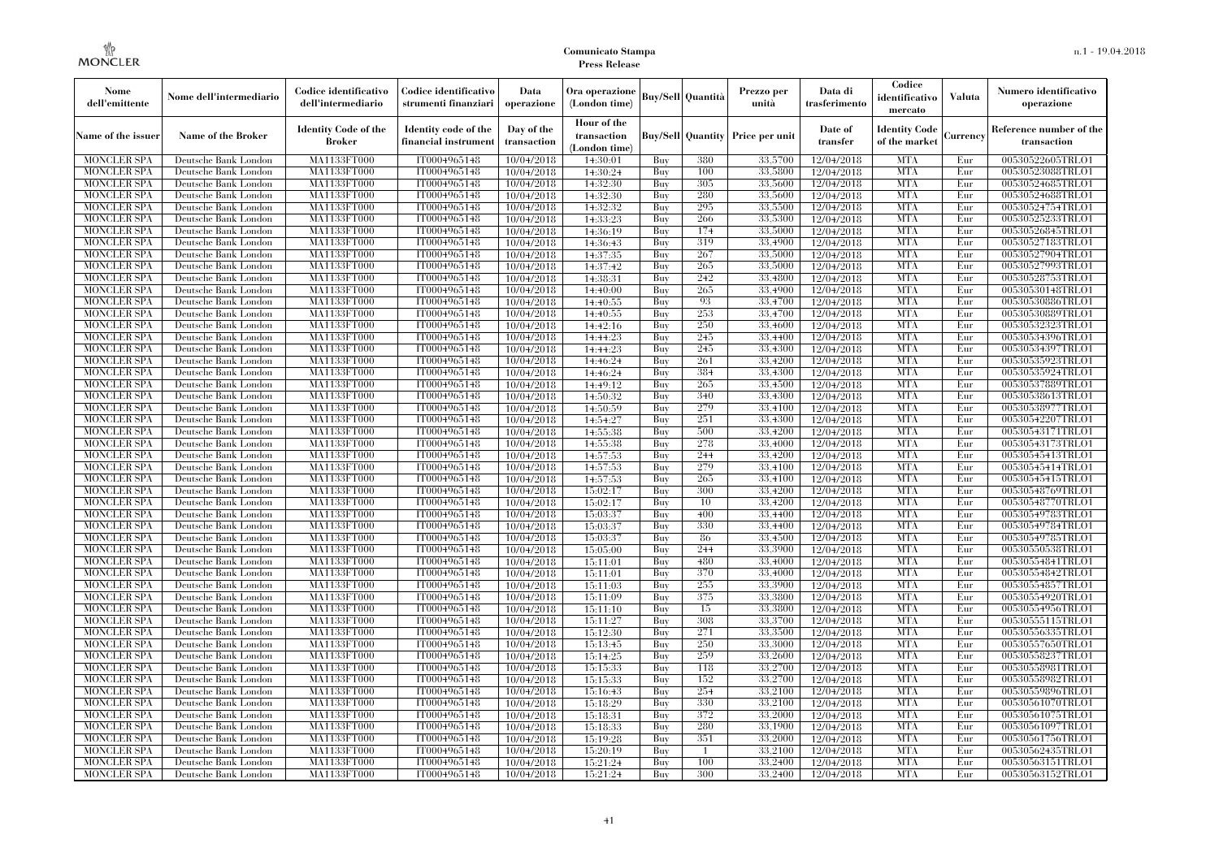| Nome dell'emittente | Nome dell'intermediario | Codice identificativo dell'intermediario | Codice identificativo strumenti finanziari | Data operazione | Ora operazione (London time) | Buy/Sell | Quantità | Prezzo per unità | Data di trasferimento | Codice identificativo mercato | Valuta | Numero identificativo operazione |
|---|---|---|---|---|---|---|---|---|---|---|---|---|
| Name of the issuer | Name of the Broker | Identity Code of the Broker | Identity code of the financial instrument | Day of the transaction | Hour of the transaction (London time) | Buy/Sell | Quantity | Price per unit | Date of transfer | Identity Code of the market | Currency | Reference number of the transaction |
| MONCLER SPA | Deutsche Bank London | MA1133FT000 | IT0004965148 | 10/04/2018 | 14:30:01 | Buy | 380 | 33.5700 | 12/04/2018 | MTA | Eur | 00530522605TRLO1 |
| MONCLER SPA | Deutsche Bank London | MA1133FT000 | IT0004965148 | 10/04/2018 | 14:30:24 | Buy | 100 | 33.5800 | 12/04/2018 | MTA | Eur | 00530523088TRLO1 |
| MONCLER SPA | Deutsche Bank London | MA1133FT000 | IT0004965148 | 10/04/2018 | 14:32:30 | Buy | 305 | 33.5600 | 12/04/2018 | MTA | Eur | 00530524685TRLO1 |
| MONCLER SPA | Deutsche Bank London | MA1133FT000 | IT0004965148 | 10/04/2018 | 14:32:30 | Buy | 280 | 33.5600 | 12/04/2018 | MTA | Eur | 00530524688TRLO1 |
| MONCLER SPA | Deutsche Bank London | MA1133FT000 | IT0004965148 | 10/04/2018 | 14:32:32 | Buy | 295 | 33.5500 | 12/04/2018 | MTA | Eur | 00530524754TRLO1 |
| MONCLER SPA | Deutsche Bank London | MA1133FT000 | IT0004965148 | 10/04/2018 | 14:33:23 | Buy | 266 | 33.5300 | 12/04/2018 | MTA | Eur | 00530525233TRLO1 |
| MONCLER SPA | Deutsche Bank London | MA1133FT000 | IT0004965148 | 10/04/2018 | 14:36:19 | Buy | 174 | 33.5000 | 12/04/2018 | MTA | Eur | 00530526845TRLO1 |
| MONCLER SPA | Deutsche Bank London | MA1133FT000 | IT0004965148 | 10/04/2018 | 14:36:43 | Buy | 319 | 33.4900 | 12/04/2018 | MTA | Eur | 00530527183TRLO1 |
| MONCLER SPA | Deutsche Bank London | MA1133FT000 | IT0004965148 | 10/04/2018 | 14:37:35 | Buy | 267 | 33.5000 | 12/04/2018 | MTA | Eur | 00530527904TRLO1 |
| MONCLER SPA | Deutsche Bank London | MA1133FT000 | IT0004965148 | 10/04/2018 | 14:37:42 | Buy | 265 | 33.5000 | 12/04/2018 | MTA | Eur | 00530527993TRLO1 |
| MONCLER SPA | Deutsche Bank London | MA1133FT000 | IT0004965148 | 10/04/2018 | 14:38:31 | Buy | 242 | 33.4800 | 12/04/2018 | MTA | Eur | 00530528753TRLO1 |
| MONCLER SPA | Deutsche Bank London | MA1133FT000 | IT0004965148 | 10/04/2018 | 14:40:00 | Buy | 265 | 33.4900 | 12/04/2018 | MTA | Eur | 00530530148TRLO1 |
| MONCLER SPA | Deutsche Bank London | MA1133FT000 | IT0004965148 | 10/04/2018 | 14:40:55 | Buy | 93 | 33.4700 | 12/04/2018 | MTA | Eur | 00530530886TRLO1 |
| MONCLER SPA | Deutsche Bank London | MA1133FT000 | IT0004965148 | 10/04/2018 | 14:40:55 | Buy | 253 | 33.4700 | 12/04/2018 | MTA | Eur | 00530530889TRLO1 |
| MONCLER SPA | Deutsche Bank London | MA1133FT000 | IT0004965148 | 10/04/2018 | 14:42:16 | Buy | 250 | 33.4600 | 12/04/2018 | MTA | Eur | 00530532323TRLO1 |
| MONCLER SPA | Deutsche Bank London | MA1133FT000 | IT0004965148 | 10/04/2018 | 14:44:23 | Buy | 245 | 33.4400 | 12/04/2018 | MTA | Eur | 00530534396TRLO1 |
| MONCLER SPA | Deutsche Bank London | MA1133FT000 | IT0004965148 | 10/04/2018 | 14:44:23 | Buy | 245 | 33.4300 | 12/04/2018 | MTA | Eur | 00530534397TRLO1 |
| MONCLER SPA | Deutsche Bank London | MA1133FT000 | IT0004965148 | 10/04/2018 | 14:46:24 | Buy | 261 | 33.4200 | 12/04/2018 | MTA | Eur | 00530535923TRLO1 |
| MONCLER SPA | Deutsche Bank London | MA1133FT000 | IT0004965148 | 10/04/2018 | 14:46:24 | Buy | 384 | 33.4300 | 12/04/2018 | MTA | Eur | 00530535924TRLO1 |
| MONCLER SPA | Deutsche Bank London | MA1133FT000 | IT0004965148 | 10/04/2018 | 14:49:12 | Buy | 265 | 33.4500 | 12/04/2018 | MTA | Eur | 00530537889TRLO1 |
| MONCLER SPA | Deutsche Bank London | MA1133FT000 | IT0004965148 | 10/04/2018 | 14:50:32 | Buy | 340 | 33.4300 | 12/04/2018 | MTA | Eur | 00530538613TRLO1 |
| MONCLER SPA | Deutsche Bank London | MA1133FT000 | IT0004965148 | 10/04/2018 | 14:50:59 | Buy | 279 | 33.4100 | 12/04/2018 | MTA | Eur | 00530538977TRLO1 |
| MONCLER SPA | Deutsche Bank London | MA1133FT000 | IT0004965148 | 10/04/2018 | 14:54:27 | Buy | 251 | 33.4300 | 12/04/2018 | MTA | Eur | 00530542207TRLO1 |
| MONCLER SPA | Deutsche Bank London | MA1133FT000 | IT0004965148 | 10/04/2018 | 14:55:38 | Buy | 500 | 33.4200 | 12/04/2018 | MTA | Eur | 00530543171TRLO1 |
| MONCLER SPA | Deutsche Bank London | MA1133FT000 | IT0004965148 | 10/04/2018 | 14:55:38 | Buy | 278 | 33.4000 | 12/04/2018 | MTA | Eur | 00530543173TRLO1 |
| MONCLER SPA | Deutsche Bank London | MA1133FT000 | IT0004965148 | 10/04/2018 | 14:57:53 | Buy | 244 | 33.4200 | 12/04/2018 | MTA | Eur | 00530545413TRLO1 |
| MONCLER SPA | Deutsche Bank London | MA1133FT000 | IT0004965148 | 10/04/2018 | 14:57:53 | Buy | 279 | 33.4100 | 12/04/2018 | MTA | Eur | 00530545414TRLO1 |
| MONCLER SPA | Deutsche Bank London | MA1133FT000 | IT0004965148 | 10/04/2018 | 14:57:53 | Buy | 265 | 33.4100 | 12/04/2018 | MTA | Eur | 00530545415TRLO1 |
| MONCLER SPA | Deutsche Bank London | MA1133FT000 | IT0004965148 | 10/04/2018 | 15:02:17 | Buy | 300 | 33.4200 | 12/04/2018 | MTA | Eur | 00530548769TRLO1 |
| MONCLER SPA | Deutsche Bank London | MA1133FT000 | IT0004965148 | 10/04/2018 | 15:02:17 | Buy | 10 | 33.4200 | 12/04/2018 | MTA | Eur | 00530548770TRLO1 |
| MONCLER SPA | Deutsche Bank London | MA1133FT000 | IT0004965148 | 10/04/2018 | 15:03:37 | Buy | 400 | 33.4400 | 12/04/2018 | MTA | Eur | 00530549783TRLO1 |
| MONCLER SPA | Deutsche Bank London | MA1133FT000 | IT0004965148 | 10/04/2018 | 15:03:37 | Buy | 330 | 33.4400 | 12/04/2018 | MTA | Eur | 00530549784TRLO1 |
| MONCLER SPA | Deutsche Bank London | MA1133FT000 | IT0004965148 | 10/04/2018 | 15:03:37 | Buy | 86 | 33.4500 | 12/04/2018 | MTA | Eur | 00530549785TRLO1 |
| MONCLER SPA | Deutsche Bank London | MA1133FT000 | IT0004965148 | 10/04/2018 | 15:05:00 | Buy | 244 | 33.3900 | 12/04/2018 | MTA | Eur | 00530550538TRLO1 |
| MONCLER SPA | Deutsche Bank London | MA1133FT000 | IT0004965148 | 10/04/2018 | 15:11:01 | Buy | 480 | 33.4000 | 12/04/2018 | MTA | Eur | 00530554841TRLO1 |
| MONCLER SPA | Deutsche Bank London | MA1133FT000 | IT0004965148 | 10/04/2018 | 15:11:01 | Buy | 370 | 33.4000 | 12/04/2018 | MTA | Eur | 00530554842TRLO1 |
| MONCLER SPA | Deutsche Bank London | MA1133FT000 | IT0004965148 | 10/04/2018 | 15:11:03 | Buy | 255 | 33.3900 | 12/04/2018 | MTA | Eur | 00530554857TRLO1 |
| MONCLER SPA | Deutsche Bank London | MA1133FT000 | IT0004965148 | 10/04/2018 | 15:11:09 | Buy | 375 | 33.3800 | 12/04/2018 | MTA | Eur | 00530554920TRLO1 |
| MONCLER SPA | Deutsche Bank London | MA1133FT000 | IT0004965148 | 10/04/2018 | 15:11:10 | Buy | 15 | 33.3800 | 12/04/2018 | MTA | Eur | 00530554956TRLO1 |
| MONCLER SPA | Deutsche Bank London | MA1133FT000 | IT0004965148 | 10/04/2018 | 15:11:27 | Buy | 308 | 33.3700 | 12/04/2018 | MTA | Eur | 00530555115TRLO1 |
| MONCLER SPA | Deutsche Bank London | MA1133FT000 | IT0004965148 | 10/04/2018 | 15:12:30 | Buy | 271 | 33.3500 | 12/04/2018 | MTA | Eur | 00530556335TRLO1 |
| MONCLER SPA | Deutsche Bank London | MA1133FT000 | IT0004965148 | 10/04/2018 | 15:13:45 | Buy | 250 | 33.3000 | 12/04/2018 | MTA | Eur | 00530557650TRLO1 |
| MONCLER SPA | Deutsche Bank London | MA1133FT000 | IT0004965148 | 10/04/2018 | 15:14:25 | Buy | 259 | 33.2600 | 12/04/2018 | MTA | Eur | 00530558237TRLO1 |
| MONCLER SPA | Deutsche Bank London | MA1133FT000 | IT0004965148 | 10/04/2018 | 15:15:33 | Buy | 118 | 33.2700 | 12/04/2018 | MTA | Eur | 00530558981TRLO1 |
| MONCLER SPA | Deutsche Bank London | MA1133FT000 | IT0004965148 | 10/04/2018 | 15:15:33 | Buy | 152 | 33.2700 | 12/04/2018 | MTA | Eur | 00530558982TRLO1 |
| MONCLER SPA | Deutsche Bank London | MA1133FT000 | IT0004965148 | 10/04/2018 | 15:16:43 | Buy | 254 | 33.2100 | 12/04/2018 | MTA | Eur | 00530559896TRLO1 |
| MONCLER SPA | Deutsche Bank London | MA1133FT000 | IT0004965148 | 10/04/2018 | 15:18:29 | Buy | 330 | 33.2100 | 12/04/2018 | MTA | Eur | 00530561070TRLO1 |
| MONCLER SPA | Deutsche Bank London | MA1133FT000 | IT0004965148 | 10/04/2018 | 15:18:31 | Buy | 372 | 33.2000 | 12/04/2018 | MTA | Eur | 00530561075TRLO1 |
| MONCLER SPA | Deutsche Bank London | MA1133FT000 | IT0004965148 | 10/04/2018 | 15:18:33 | Buy | 280 | 33.1900 | 12/04/2018 | MTA | Eur | 00530561097TRLO1 |
| MONCLER SPA | Deutsche Bank London | MA1133FT000 | IT0004965148 | 10/04/2018 | 15:19:28 | Buy | 351 | 33.2000 | 12/04/2018 | MTA | Eur | 00530561756TRLO1 |
| MONCLER SPA | Deutsche Bank London | MA1133FT000 | IT0004965148 | 10/04/2018 | 15:20:19 | Buy | 1 | 33.2100 | 12/04/2018 | MTA | Eur | 00530562435TRLO1 |
| MONCLER SPA | Deutsche Bank London | MA1133FT000 | IT0004965148 | 10/04/2018 | 15:21:24 | Buy | 100 | 33.2400 | 12/04/2018 | MTA | Eur | 00530563151TRLO1 |
| MONCLER SPA | Deutsche Bank London | MA1133FT000 | IT0004965148 | 10/04/2018 | 15:21:24 | Buy | 300 | 33.2400 | 12/04/2018 | MTA | Eur | 00530563152TRLO1 |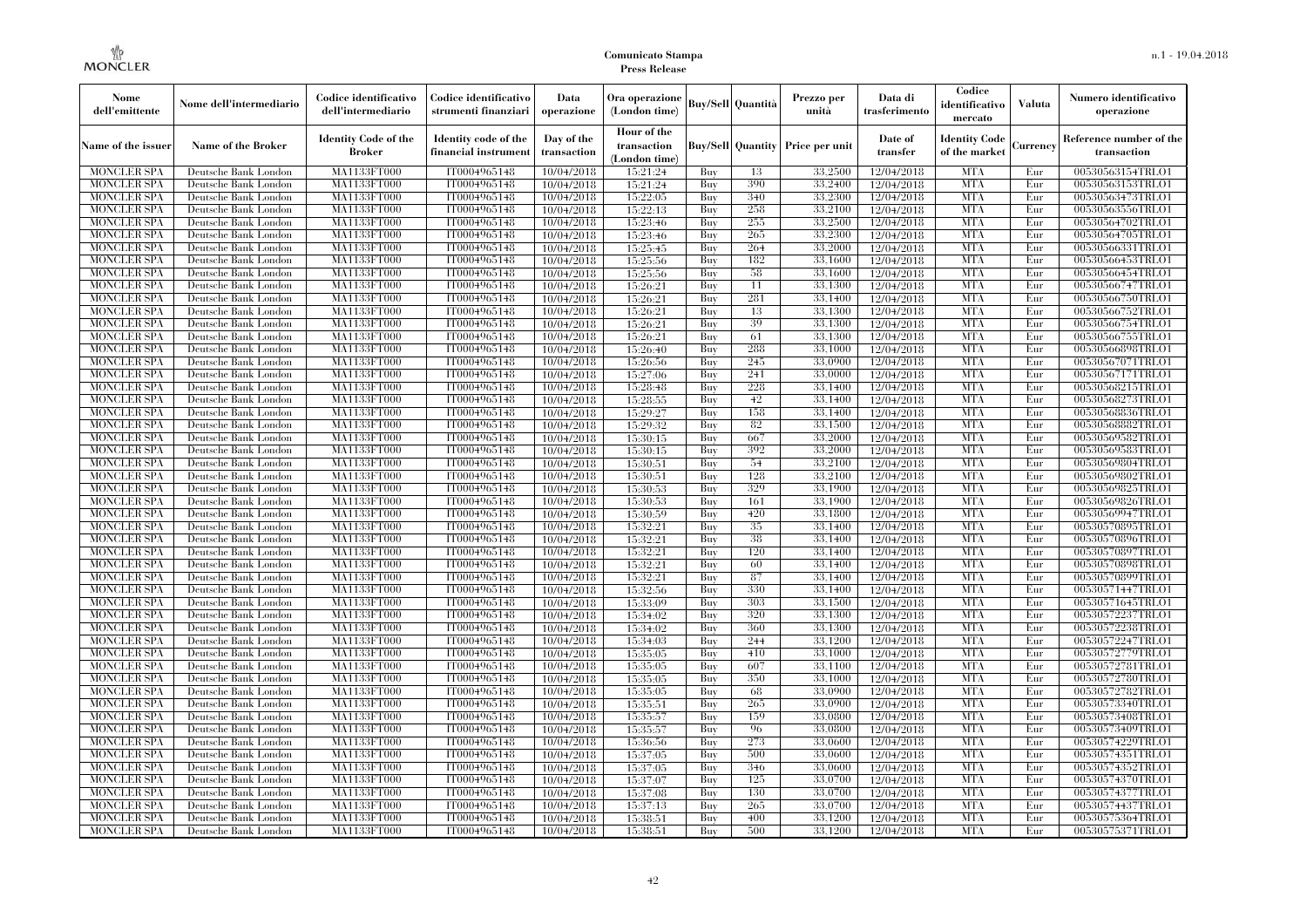| Nome dell'emittente | Nome dell'intermediario | Codice identificativo dell'intermediario | Codice identificativo strumenti finanziari | Data operazione | Ora operazione (London time) | Buy/Sell | Quantità | Prezzo per unità | Data di trasferimento | Codice identificativo mercato | Valuta | Numero identificativo operazione |
|---|---|---|---|---|---|---|---|---|---|---|---|---|
| Name of the issuer | Name of the Broker | Identity Code of the Broker | Identity code of the financial instrument | Day of the transaction | Hour of the transaction (London time) | Buy/Sell | Quantity | Price per unit | Date of transfer | Identity Code of the market | Currency | Reference number of the transaction |
| MONCLER SPA | Deutsche Bank London | MA1133FT000 | IT0004965148 | 10/04/2018 | 15:21:24 | Buy | 13 | 33.2500 | 12/04/2018 | MTA | Eur | 00530563154TRLO1 |
| MONCLER SPA | Deutsche Bank London | MA1133FT000 | IT0004965148 | 10/04/2018 | 15:21:24 | Buy | 390 | 33.2400 | 12/04/2018 | MTA | Eur | 00530563153TRLO1 |
| MONCLER SPA | Deutsche Bank London | MA1133FT000 | IT0004965148 | 10/04/2018 | 15:22:05 | Buy | 340 | 33.2300 | 12/04/2018 | MTA | Eur | 00530563473TRLO1 |
| MONCLER SPA | Deutsche Bank London | MA1133FT000 | IT0004965148 | 10/04/2018 | 15:22:13 | Buy | 258 | 33.2100 | 12/04/2018 | MTA | Eur | 00530563556TRLO1 |
| MONCLER SPA | Deutsche Bank London | MA1133FT000 | IT0004965148 | 10/04/2018 | 15:23:46 | Buy | 255 | 33.2500 | 12/04/2018 | MTA | Eur | 00530564702TRLO1 |
| MONCLER SPA | Deutsche Bank London | MA1133FT000 | IT0004965148 | 10/04/2018 | 15:23:46 | Buy | 265 | 33.2300 | 12/04/2018 | MTA | Eur | 00530564705TRLO1 |
| MONCLER SPA | Deutsche Bank London | MA1133FT000 | IT0004965148 | 10/04/2018 | 15:25:45 | Buy | 264 | 33.2000 | 12/04/2018 | MTA | Eur | 00530566331TRLO1 |
| MONCLER SPA | Deutsche Bank London | MA1133FT000 | IT0004965148 | 10/04/2018 | 15:25:56 | Buy | 182 | 33.1600 | 12/04/2018 | MTA | Eur | 00530566453TRLO1 |
| MONCLER SPA | Deutsche Bank London | MA1133FT000 | IT0004965148 | 10/04/2018 | 15:25:56 | Buy | 58 | 33.1600 | 12/04/2018 | MTA | Eur | 00530566454TRLO1 |
| MONCLER SPA | Deutsche Bank London | MA1133FT000 | IT0004965148 | 10/04/2018 | 15:26:21 | Buy | 11 | 33.1300 | 12/04/2018 | MTA | Eur | 00530566747TRLO1 |
| MONCLER SPA | Deutsche Bank London | MA1133FT000 | IT0004965148 | 10/04/2018 | 15:26:21 | Buy | 281 | 33.1400 | 12/04/2018 | MTA | Eur | 00530566750TRLO1 |
| MONCLER SPA | Deutsche Bank London | MA1133FT000 | IT0004965148 | 10/04/2018 | 15:26:21 | Buy | 13 | 33.1300 | 12/04/2018 | MTA | Eur | 00530566752TRLO1 |
| MONCLER SPA | Deutsche Bank London | MA1133FT000 | IT0004965148 | 10/04/2018 | 15:26:21 | Buy | 39 | 33.1300 | 12/04/2018 | MTA | Eur | 00530566754TRLO1 |
| MONCLER SPA | Deutsche Bank London | MA1133FT000 | IT0004965148 | 10/04/2018 | 15:26:21 | Buy | 61 | 33.1300 | 12/04/2018 | MTA | Eur | 00530566755TRLO1 |
| MONCLER SPA | Deutsche Bank London | MA1133FT000 | IT0004965148 | 10/04/2018 | 15:26:40 | Buy | 288 | 33.1000 | 12/04/2018 | MTA | Eur | 00530566898TRLO1 |
| MONCLER SPA | Deutsche Bank London | MA1133FT000 | IT0004965148 | 10/04/2018 | 15:26:56 | Buy | 245 | 33.0900 | 12/04/2018 | MTA | Eur | 00530567071TRLO1 |
| MONCLER SPA | Deutsche Bank London | MA1133FT000 | IT0004965148 | 10/04/2018 | 15:27:06 | Buy | 241 | 33.0000 | 12/04/2018 | MTA | Eur | 00530567171TRLO1 |
| MONCLER SPA | Deutsche Bank London | MA1133FT000 | IT0004965148 | 10/04/2018 | 15:28:48 | Buy | 228 | 33.1400 | 12/04/2018 | MTA | Eur | 00530568215TRLO1 |
| MONCLER SPA | Deutsche Bank London | MA1133FT000 | IT0004965148 | 10/04/2018 | 15:28:55 | Buy | 42 | 33.1400 | 12/04/2018 | MTA | Eur | 00530568273TRLO1 |
| MONCLER SPA | Deutsche Bank London | MA1133FT000 | IT0004965148 | 10/04/2018 | 15:29:27 | Buy | 158 | 33.1400 | 12/04/2018 | MTA | Eur | 00530568836TRLO1 |
| MONCLER SPA | Deutsche Bank London | MA1133FT000 | IT0004965148 | 10/04/2018 | 15:29:32 | Buy | 82 | 33.1500 | 12/04/2018 | MTA | Eur | 00530568882TRLO1 |
| MONCLER SPA | Deutsche Bank London | MA1133FT000 | IT0004965148 | 10/04/2018 | 15:30:15 | Buy | 667 | 33.2000 | 12/04/2018 | MTA | Eur | 00530569582TRLO1 |
| MONCLER SPA | Deutsche Bank London | MA1133FT000 | IT0004965148 | 10/04/2018 | 15:30:15 | Buy | 392 | 33.2000 | 12/04/2018 | MTA | Eur | 00530569583TRLO1 |
| MONCLER SPA | Deutsche Bank London | MA1133FT000 | IT0004965148 | 10/04/2018 | 15:30:51 | Buy | 54 | 33.2100 | 12/04/2018 | MTA | Eur | 00530569804TRLO1 |
| MONCLER SPA | Deutsche Bank London | MA1133FT000 | IT0004965148 | 10/04/2018 | 15:30:51 | Buy | 128 | 33.2100 | 12/04/2018 | MTA | Eur | 00530569802TRLO1 |
| MONCLER SPA | Deutsche Bank London | MA1133FT000 | IT0004965148 | 10/04/2018 | 15:30:53 | Buy | 329 | 33.1900 | 12/04/2018 | MTA | Eur | 00530569825TRLO1 |
| MONCLER SPA | Deutsche Bank London | MA1133FT000 | IT0004965148 | 10/04/2018 | 15:30:53 | Buy | 161 | 33.1900 | 12/04/2018 | MTA | Eur | 00530569826TRLO1 |
| MONCLER SPA | Deutsche Bank London | MA1133FT000 | IT0004965148 | 10/04/2018 | 15:30:59 | Buy | 420 | 33.1800 | 12/04/2018 | MTA | Eur | 00530569947TRLO1 |
| MONCLER SPA | Deutsche Bank London | MA1133FT000 | IT0004965148 | 10/04/2018 | 15:32:21 | Buy | 35 | 33.1400 | 12/04/2018 | MTA | Eur | 00530570895TRLO1 |
| MONCLER SPA | Deutsche Bank London | MA1133FT000 | IT0004965148 | 10/04/2018 | 15:32:21 | Buy | 38 | 33.1400 | 12/04/2018 | MTA | Eur | 00530570896TRLO1 |
| MONCLER SPA | Deutsche Bank London | MA1133FT000 | IT0004965148 | 10/04/2018 | 15:32:21 | Buy | 120 | 33.1400 | 12/04/2018 | MTA | Eur | 00530570897TRLO1 |
| MONCLER SPA | Deutsche Bank London | MA1133FT000 | IT0004965148 | 10/04/2018 | 15:32:21 | Buy | 60 | 33.1400 | 12/04/2018 | MTA | Eur | 00530570898TRLO1 |
| MONCLER SPA | Deutsche Bank London | MA1133FT000 | IT0004965148 | 10/04/2018 | 15:32:21 | Buy | 87 | 33.1400 | 12/04/2018 | MTA | Eur | 00530570899TRLO1 |
| MONCLER SPA | Deutsche Bank London | MA1133FT000 | IT0004965148 | 10/04/2018 | 15:32:56 | Buy | 330 | 33.1400 | 12/04/2018 | MTA | Eur | 00530571447TRLO1 |
| MONCLER SPA | Deutsche Bank London | MA1133FT000 | IT0004965148 | 10/04/2018 | 15:33:09 | Buy | 303 | 33.1500 | 12/04/2018 | MTA | Eur | 00530571645TRLO1 |
| MONCLER SPA | Deutsche Bank London | MA1133FT000 | IT0004965148 | 10/04/2018 | 15:34:02 | Buy | 320 | 33.1300 | 12/04/2018 | MTA | Eur | 00530572237TRLO1 |
| MONCLER SPA | Deutsche Bank London | MA1133FT000 | IT0004965148 | 10/04/2018 | 15:34:02 | Buy | 360 | 33.1300 | 12/04/2018 | MTA | Eur | 00530572238TRLO1 |
| MONCLER SPA | Deutsche Bank London | MA1133FT000 | IT0004965148 | 10/04/2018 | 15:34:03 | Buy | 244 | 33.1200 | 12/04/2018 | MTA | Eur | 00530572247TRLO1 |
| MONCLER SPA | Deutsche Bank London | MA1133FT000 | IT0004965148 | 10/04/2018 | 15:35:05 | Buy | 410 | 33.1000 | 12/04/2018 | MTA | Eur | 00530572779TRLO1 |
| MONCLER SPA | Deutsche Bank London | MA1133FT000 | IT0004965148 | 10/04/2018 | 15:35:05 | Buy | 607 | 33.1100 | 12/04/2018 | MTA | Eur | 00530572781TRLO1 |
| MONCLER SPA | Deutsche Bank London | MA1133FT000 | IT0004965148 | 10/04/2018 | 15:35:05 | Buy | 350 | 33.1000 | 12/04/2018 | MTA | Eur | 00530572780TRLO1 |
| MONCLER SPA | Deutsche Bank London | MA1133FT000 | IT0004965148 | 10/04/2018 | 15:35:05 | Buy | 68 | 33.0900 | 12/04/2018 | MTA | Eur | 00530572782TRLO1 |
| MONCLER SPA | Deutsche Bank London | MA1133FT000 | IT0004965148 | 10/04/2018 | 15:35:51 | Buy | 265 | 33.0900 | 12/04/2018 | MTA | Eur | 00530573340TRLO1 |
| MONCLER SPA | Deutsche Bank London | MA1133FT000 | IT0004965148 | 10/04/2018 | 15:35:57 | Buy | 159 | 33.0800 | 12/04/2018 | MTA | Eur | 00530573408TRLO1 |
| MONCLER SPA | Deutsche Bank London | MA1133FT000 | IT0004965148 | 10/04/2018 | 15:35:57 | Buy | 96 | 33.0800 | 12/04/2018 | MTA | Eur | 00530573409TRLO1 |
| MONCLER SPA | Deutsche Bank London | MA1133FT000 | IT0004965148 | 10/04/2018 | 15:36:56 | Buy | 273 | 33.0600 | 12/04/2018 | MTA | Eur | 00530574229TRLO1 |
| MONCLER SPA | Deutsche Bank London | MA1133FT000 | IT0004965148 | 10/04/2018 | 15:37:05 | Buy | 500 | 33.0600 | 12/04/2018 | MTA | Eur | 00530574351TRLO1 |
| MONCLER SPA | Deutsche Bank London | MA1133FT000 | IT0004965148 | 10/04/2018 | 15:37:05 | Buy | 346 | 33.0600 | 12/04/2018 | MTA | Eur | 00530574352TRLO1 |
| MONCLER SPA | Deutsche Bank London | MA1133FT000 | IT0004965148 | 10/04/2018 | 15:37:07 | Buy | 125 | 33.0700 | 12/04/2018 | MTA | Eur | 00530574370TRLO1 |
| MONCLER SPA | Deutsche Bank London | MA1133FT000 | IT0004965148 | 10/04/2018 | 15:37:08 | Buy | 130 | 33.0700 | 12/04/2018 | MTA | Eur | 00530574377TRLO1 |
| MONCLER SPA | Deutsche Bank London | MA1133FT000 | IT0004965148 | 10/04/2018 | 15:37:13 | Buy | 265 | 33.0700 | 12/04/2018 | MTA | Eur | 00530574437TRLO1 |
| MONCLER SPA | Deutsche Bank London | MA1133FT000 | IT0004965148 | 10/04/2018 | 15:38:51 | Buy | 400 | 33.1200 | 12/04/2018 | MTA | Eur | 00530575364TRLO1 |
| MONCLER SPA | Deutsche Bank London | MA1133FT000 | IT0004965148 | 10/04/2018 | 15:38:51 | Buy | 500 | 33.1200 | 12/04/2018 | MTA | Eur | 00530575371TRLO1 |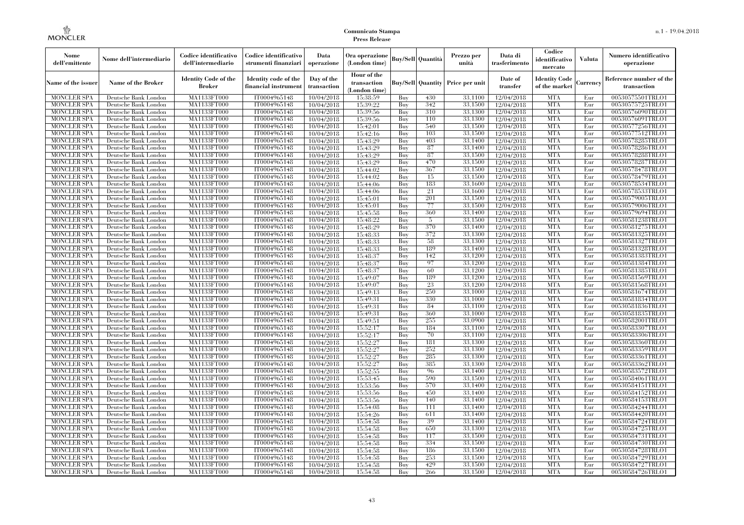| Nome dell'emittente | Nome dell'intermediario | Codice identificativo dell'intermediario | Codice identificativo strumenti finanziari | Data operazione | Ora operazione (London time) | Buy/Sell | Quantità | Prezzo per unità | Data di trasferimento | Codice identificativo mercato | Valuta | Numero identificativo operazione |
|---|---|---|---|---|---|---|---|---|---|---|---|---|
| Name of the issuer | Name of the Broker | Identity Code of the Broker | Identity code of the financial instrument | Day of the transaction | Hour of the transaction (London time) | Buy/Sell | Quantity | Price per unit | Date of transfer | Identity Code of the market | Currency | Reference number of the transaction |
| MONCLER SPA | Deutsche Bank London | MA1133FT000 | IT0004965148 | 10/04/2018 | 15:38:59 | Buy | 430 | 33.1100 | 12/04/2018 | MTA | Eur | 00530575501TRLO1 |
| MONCLER SPA | Deutsche Bank London | MA1133FT000 | IT0004965148 | 10/04/2018 | 15:39:22 | Buy | 342 | 33.1500 | 12/04/2018 | MTA | Eur | 00530575725TRLO1 |
| MONCLER SPA | Deutsche Bank London | MA1133FT000 | IT0004965148 | 10/04/2018 | 15:39:56 | Buy | 310 | 33.1300 | 12/04/2018 | MTA | Eur | 00530576090TRLO1 |
| MONCLER SPA | Deutsche Bank London | MA1133FT000 | IT0004965148 | 10/04/2018 | 15:39:56 | Buy | 110 | 33.1300 | 12/04/2018 | MTA | Eur | 00530576091TRLO1 |
| MONCLER SPA | Deutsche Bank London | MA1133FT000 | IT0004965148 | 10/04/2018 | 15:42:01 | Buy | 540 | 33.1500 | 12/04/2018 | MTA | Eur | 00530577256TRLO1 |
| MONCLER SPA | Deutsche Bank London | MA1133FT000 | IT0004965148 | 10/04/2018 | 15:42:16 | Buy | 103 | 33.1500 | 12/04/2018 | MTA | Eur | 00530577512TRLO1 |
| MONCLER SPA | Deutsche Bank London | MA1133FT000 | IT0004965148 | 10/04/2018 | 15:43:29 | Buy | 403 | 33.1400 | 12/04/2018 | MTA | Eur | 00530578285TRLO1 |
| MONCLER SPA | Deutsche Bank London | MA1133FT000 | IT0004965148 | 10/04/2018 | 15:43:29 | Buy | 87 | 33.1400 | 12/04/2018 | MTA | Eur | 00530578286TRLO1 |
| MONCLER SPA | Deutsche Bank London | MA1133FT000 | IT0004965148 | 10/04/2018 | 15:43:29 | Buy | 87 | 33.1500 | 12/04/2018 | MTA | Eur | 00530578288TRLO1 |
| MONCLER SPA | Deutsche Bank London | MA1133FT000 | IT0004965148 | 10/04/2018 | 15:43:29 | Buy | 470 | 33.1500 | 12/04/2018 | MTA | Eur | 00530578287TRLO1 |
| MONCLER SPA | Deutsche Bank London | MA1133FT000 | IT0004965148 | 10/04/2018 | 15:44:02 | Buy | 367 | 33.1500 | 12/04/2018 | MTA | Eur | 00530578478TRLO1 |
| MONCLER SPA | Deutsche Bank London | MA1133FT000 | IT0004965148 | 10/04/2018 | 15:44:02 | Buy | 15 | 33.1500 | 12/04/2018 | MTA | Eur | 00530578479TRLO1 |
| MONCLER SPA | Deutsche Bank London | MA1133FT000 | IT0004965148 | 10/04/2018 | 15:44:06 | Buy | 183 | 33.1600 | 12/04/2018 | MTA | Eur | 00530578534TRLO1 |
| MONCLER SPA | Deutsche Bank London | MA1133FT000 | IT0004965148 | 10/04/2018 | 15:44:06 | Buy | 21 | 33.1600 | 12/04/2018 | MTA | Eur | 00530578533TRLO1 |
| MONCLER SPA | Deutsche Bank London | MA1133FT000 | IT0004965148 | 10/04/2018 | 15:45:01 | Buy | 201 | 33.1500 | 12/04/2018 | MTA | Eur | 00530579005TRLO1 |
| MONCLER SPA | Deutsche Bank London | MA1133FT000 | IT0004965148 | 10/04/2018 | 15:45:01 | Buy | 77 | 33.1500 | 12/04/2018 | MTA | Eur | 00530579006TRLO1 |
| MONCLER SPA | Deutsche Bank London | MA1133FT000 | IT0004965148 | 10/04/2018 | 15:45:58 | Buy | 360 | 33.1400 | 12/04/2018 | MTA | Eur | 00530579694TRLO1 |
| MONCLER SPA | Deutsche Bank London | MA1133FT000 | IT0004965148 | 10/04/2018 | 15:48:22 | Buy | 5 | 33.1500 | 12/04/2018 | MTA | Eur | 00530581238TRLO1 |
| MONCLER SPA | Deutsche Bank London | MA1133FT000 | IT0004965148 | 10/04/2018 | 15:48:29 | Buy | 370 | 33.1400 | 12/04/2018 | MTA | Eur | 00530581275TRLO1 |
| MONCLER SPA | Deutsche Bank London | MA1133FT000 | IT0004965148 | 10/04/2018 | 15:48:33 | Buy | 372 | 33.1300 | 12/04/2018 | MTA | Eur | 00530581325TRLO1 |
| MONCLER SPA | Deutsche Bank London | MA1133FT000 | IT0004965148 | 10/04/2018 | 15:48:33 | Buy | 58 | 33.1300 | 12/04/2018 | MTA | Eur | 00530581327TRLO1 |
| MONCLER SPA | Deutsche Bank London | MA1133FT000 | IT0004965148 | 10/04/2018 | 15:48:33 | Buy | 189 | 33.1400 | 12/04/2018 | MTA | Eur | 00530581328TRLO1 |
| MONCLER SPA | Deutsche Bank London | MA1133FT000 | IT0004965148 | 10/04/2018 | 15:48:37 | Buy | 142 | 33.1200 | 12/04/2018 | MTA | Eur | 00530581383TRLO1 |
| MONCLER SPA | Deutsche Bank London | MA1133FT000 | IT0004965148 | 10/04/2018 | 15:48:37 | Buy | 97 | 33.1200 | 12/04/2018 | MTA | Eur | 00530581384TRLO1 |
| MONCLER SPA | Deutsche Bank London | MA1133FT000 | IT0004965148 | 10/04/2018 | 15:48:37 | Buy | 60 | 33.1200 | 12/04/2018 | MTA | Eur | 00530581385TRLO1 |
| MONCLER SPA | Deutsche Bank London | MA1133FT000 | IT0004965148 | 10/04/2018 | 15:49:07 | Buy | 189 | 33.1200 | 12/04/2018 | MTA | Eur | 00530581569TRLO1 |
| MONCLER SPA | Deutsche Bank London | MA1133FT000 | IT0004965148 | 10/04/2018 | 15:49:07 | Buy | 23 | 33.1200 | 12/04/2018 | MTA | Eur | 00530581568TRLO1 |
| MONCLER SPA | Deutsche Bank London | MA1133FT000 | IT0004965148 | 10/04/2018 | 15:49:13 | Buy | 250 | 33.1000 | 12/04/2018 | MTA | Eur | 00530581674TRLO1 |
| MONCLER SPA | Deutsche Bank London | MA1133FT000 | IT0004965148 | 10/04/2018 | 15:49:31 | Buy | 330 | 33.1000 | 12/04/2018 | MTA | Eur | 00530581834TRLO1 |
| MONCLER SPA | Deutsche Bank London | MA1133FT000 | IT0004965148 | 10/04/2018 | 15:49:31 | Buy | 84 | 33.1100 | 12/04/2018 | MTA | Eur | 00530581836TRLO1 |
| MONCLER SPA | Deutsche Bank London | MA1133FT000 | IT0004965148 | 10/04/2018 | 15:49:31 | Buy | 360 | 33.1000 | 12/04/2018 | MTA | Eur | 00530581835TRLO1 |
| MONCLER SPA | Deutsche Bank London | MA1133FT000 | IT0004965148 | 10/04/2018 | 15:49:51 | Buy | 255 | 33.0900 | 12/04/2018 | MTA | Eur | 00530582001TRLO1 |
| MONCLER SPA | Deutsche Bank London | MA1133FT000 | IT0004965148 | 10/04/2018 | 15:52:17 | Buy | 184 | 33.1100 | 12/04/2018 | MTA | Eur | 00530583307TRLO1 |
| MONCLER SPA | Deutsche Bank London | MA1133FT000 | IT0004965148 | 10/04/2018 | 15:52:17 | Buy | 70 | 33.1100 | 12/04/2018 | MTA | Eur | 00530583306TRLO1 |
| MONCLER SPA | Deutsche Bank London | MA1133FT000 | IT0004965148 | 10/04/2018 | 15:52:27 | Buy | 181 | 33.1300 | 12/04/2018 | MTA | Eur | 00530583360TRLO1 |
| MONCLER SPA | Deutsche Bank London | MA1133FT000 | IT0004965148 | 10/04/2018 | 15:52:27 | Buy | 252 | 33.1300 | 12/04/2018 | MTA | Eur | 00530583359TRLO1 |
| MONCLER SPA | Deutsche Bank London | MA1133FT000 | IT0004965148 | 10/04/2018 | 15:52:27 | Buy | 285 | 33.1300 | 12/04/2018 | MTA | Eur | 00530583361TRLO1 |
| MONCLER SPA | Deutsche Bank London | MA1133FT000 | IT0004965148 | 10/04/2018 | 15:52:27 | Buy | 385 | 33.1300 | 12/04/2018 | MTA | Eur | 00530583362TRLO1 |
| MONCLER SPA | Deutsche Bank London | MA1133FT000 | IT0004965148 | 10/04/2018 | 15:52:55 | Buy | 96 | 33.1400 | 12/04/2018 | MTA | Eur | 00530583572TRLO1 |
| MONCLER SPA | Deutsche Bank London | MA1133FT000 | IT0004965148 | 10/04/2018 | 15:53:45 | Buy | 590 | 33.1500 | 12/04/2018 | MTA | Eur | 00530584061TRLO1 |
| MONCLER SPA | Deutsche Bank London | MA1133FT000 | IT0004965148 | 10/04/2018 | 15:53:56 | Buy | 570 | 33.1400 | 12/04/2018 | MTA | Eur | 00530584151TRLO1 |
| MONCLER SPA | Deutsche Bank London | MA1133FT000 | IT0004965148 | 10/04/2018 | 15:53:56 | Buy | 450 | 33.1400 | 12/04/2018 | MTA | Eur | 00530584152TRLO1 |
| MONCLER SPA | Deutsche Bank London | MA1133FT000 | IT0004965148 | 10/04/2018 | 15:53:56 | Buy | 140 | 33.1400 | 12/04/2018 | MTA | Eur | 00530584153TRLO1 |
| MONCLER SPA | Deutsche Bank London | MA1133FT000 | IT0004965148 | 10/04/2018 | 15:54:08 | Buy | 111 | 33.1400 | 12/04/2018 | MTA | Eur | 00530584244TRLO1 |
| MONCLER SPA | Deutsche Bank London | MA1133FT000 | IT0004965148 | 10/04/2018 | 15:54:26 | Buy | 611 | 33.1400 | 12/04/2018 | MTA | Eur | 00530584420TRLO1 |
| MONCLER SPA | Deutsche Bank London | MA1133FT000 | IT0004965148 | 10/04/2018 | 15:54:58 | Buy | 39 | 33.1400 | 12/04/2018 | MTA | Eur | 00530584724TRLO1 |
| MONCLER SPA | Deutsche Bank London | MA1133FT000 | IT0004965148 | 10/04/2018 | 15:54:58 | Buy | 650 | 33.1300 | 12/04/2018 | MTA | Eur | 00530584725TRLO1 |
| MONCLER SPA | Deutsche Bank London | MA1133FT000 | IT0004965148 | 10/04/2018 | 15:54:58 | Buy | 117 | 33.1500 | 12/04/2018 | MTA | Eur | 00530584731TRLO1 |
| MONCLER SPA | Deutsche Bank London | MA1133FT000 | IT0004965148 | 10/04/2018 | 15:54:58 | Buy | 334 | 33.1500 | 12/04/2018 | MTA | Eur | 00530584730TRLO1 |
| MONCLER SPA | Deutsche Bank London | MA1133FT000 | IT0004965148 | 10/04/2018 | 15:54:58 | Buy | 186 | 33.1500 | 12/04/2018 | MTA | Eur | 00530584728TRLO1 |
| MONCLER SPA | Deutsche Bank London | MA1133FT000 | IT0004965148 | 10/04/2018 | 15:54:58 | Buy | 253 | 33.1500 | 12/04/2018 | MTA | Eur | 00530584729TRLO1 |
| MONCLER SPA | Deutsche Bank London | MA1133FT000 | IT0004965148 | 10/04/2018 | 15:54:58 | Buy | 429 | 33.1500 | 12/04/2018 | MTA | Eur | 00530584727TRLO1 |
| MONCLER SPA | Deutsche Bank London | MA1133FT000 | IT0004965148 | 10/04/2018 | 15:54:58 | Buy | 266 | 33.1500 | 12/04/2018 | MTA | Eur | 00530584726TRLO1 |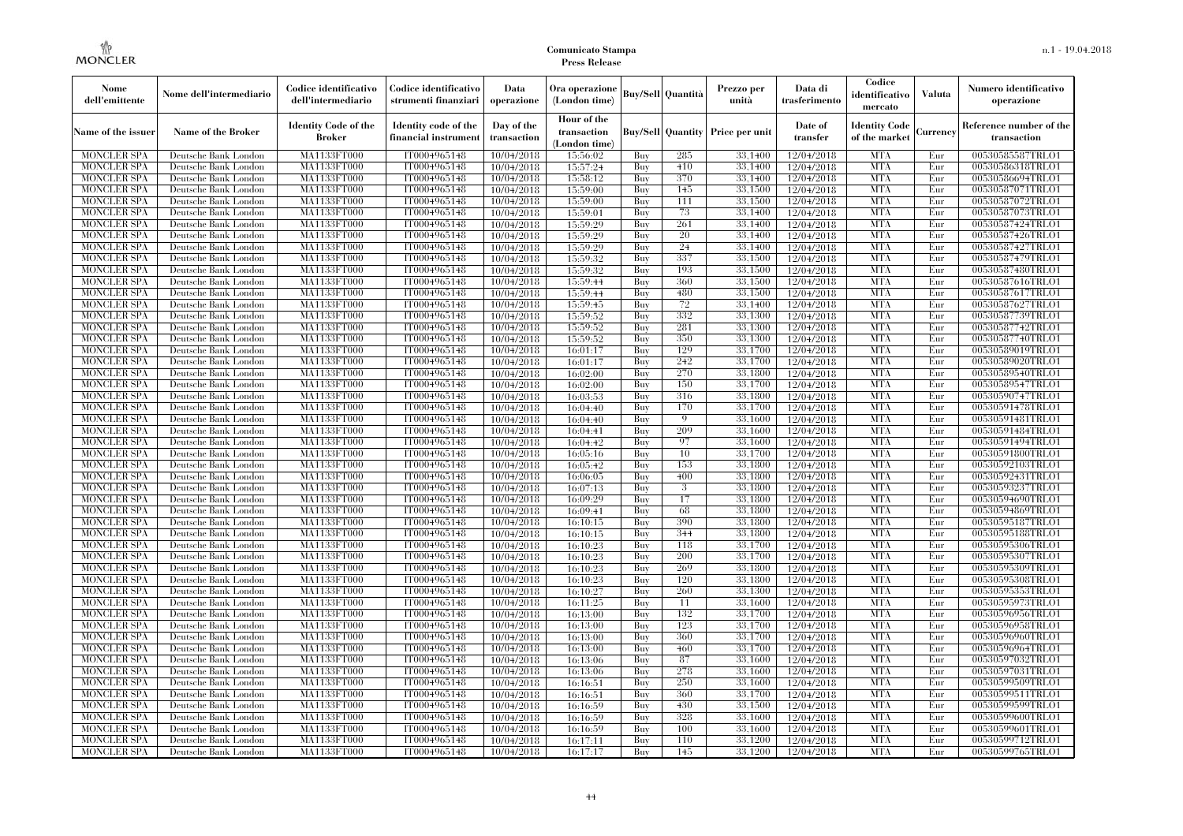| Nome dell'emittente | Nome dell'intermediario | Codice identificativo dell'intermediario | Codice identificativo strumenti finanziari | Data operazione | Ora operazione (London time) | Buy/Sell | Quantità | Prezzo per unità | Data di trasferimento | Codice identificativo mercato | Valuta | Numero identificativo operazione |
|---|---|---|---|---|---|---|---|---|---|---|---|---|
| Name of the issuer | Name of the Broker | Identity Code of the Broker | Identity code of the financial instrument | Day of the transaction | Hour of the transaction (London time) | Buy/Sell | Quantity | Price per unit | Date of transfer | Identity Code of the market | Currency | Reference number of the transaction |
| MONCLER SPA | Deutsche Bank London | MA1133FT000 | IT0004965148 | 10/04/2018 | 15:56:02 | Buy | 285 | 33.1400 | 12/04/2018 | MTA | Eur | 00530585587TRLO1 |
| MONCLER SPA | Deutsche Bank London | MA1133FT000 | IT0004965148 | 10/04/2018 | 15:57:24 | Buy | 410 | 33.1400 | 12/04/2018 | MTA | Eur | 00530586318TRLO1 |
| MONCLER SPA | Deutsche Bank London | MA1133FT000 | IT0004965148 | 10/04/2018 | 15:58:12 | Buy | 370 | 33.1400 | 12/04/2018 | MTA | Eur | 00530586694TRLO1 |
| MONCLER SPA | Deutsche Bank London | MA1133FT000 | IT0004965148 | 10/04/2018 | 15:59:00 | Buy | 145 | 33.1500 | 12/04/2018 | MTA | Eur | 00530587071TRLO1 |
| MONCLER SPA | Deutsche Bank London | MA1133FT000 | IT0004965148 | 10/04/2018 | 15:59:00 | Buy | 111 | 33.1500 | 12/04/2018 | MTA | Eur | 00530587072TRLO1 |
| MONCLER SPA | Deutsche Bank London | MA1133FT000 | IT0004965148 | 10/04/2018 | 15:59:01 | Buy | 73 | 33.1400 | 12/04/2018 | MTA | Eur | 00530587073TRLO1 |
| MONCLER SPA | Deutsche Bank London | MA1133FT000 | IT0004965148 | 10/04/2018 | 15:59:29 | Buy | 261 | 33.1400 | 12/04/2018 | MTA | Eur | 00530587424TRLO1 |
| MONCLER SPA | Deutsche Bank London | MA1133FT000 | IT0004965148 | 10/04/2018 | 15:59:29 | Buy | 20 | 33.1400 | 12/04/2018 | MTA | Eur | 00530587426TRLO1 |
| MONCLER SPA | Deutsche Bank London | MA1133FT000 | IT0004965148 | 10/04/2018 | 15:59:29 | Buy | 24 | 33.1400 | 12/04/2018 | MTA | Eur | 00530587427TRLO1 |
| MONCLER SPA | Deutsche Bank London | MA1133FT000 | IT0004965148 | 10/04/2018 | 15:59:32 | Buy | 337 | 33.1500 | 12/04/2018 | MTA | Eur | 00530587479TRLO1 |
| MONCLER SPA | Deutsche Bank London | MA1133FT000 | IT0004965148 | 10/04/2018 | 15:59:32 | Buy | 193 | 33.1500 | 12/04/2018 | MTA | Eur | 00530587480TRLO1 |
| MONCLER SPA | Deutsche Bank London | MA1133FT000 | IT0004965148 | 10/04/2018 | 15:59:44 | Buy | 360 | 33.1500 | 12/04/2018 | MTA | Eur | 00530587616TRLO1 |
| MONCLER SPA | Deutsche Bank London | MA1133FT000 | IT0004965148 | 10/04/2018 | 15:59:44 | Buy | 480 | 33.1500 | 12/04/2018 | MTA | Eur | 00530587617TRLO1 |
| MONCLER SPA | Deutsche Bank London | MA1133FT000 | IT0004965148 | 10/04/2018 | 15:59:45 | Buy | 72 | 33.1400 | 12/04/2018 | MTA | Eur | 00530587627TRLO1 |
| MONCLER SPA | Deutsche Bank London | MA1133FT000 | IT0004965148 | 10/04/2018 | 15:59:52 | Buy | 332 | 33.1300 | 12/04/2018 | MTA | Eur | 00530587739TRLO1 |
| MONCLER SPA | Deutsche Bank London | MA1133FT000 | IT0004965148 | 10/04/2018 | 15:59:52 | Buy | 281 | 33.1300 | 12/04/2018 | MTA | Eur | 00530587742TRLO1 |
| MONCLER SPA | Deutsche Bank London | MA1133FT000 | IT0004965148 | 10/04/2018 | 15:59:52 | Buy | 350 | 33.1300 | 12/04/2018 | MTA | Eur | 00530587740TRLO1 |
| MONCLER SPA | Deutsche Bank London | MA1133FT000 | IT0004965148 | 10/04/2018 | 16:01:17 | Buy | 129 | 33.1700 | 12/04/2018 | MTA | Eur | 00530589019TRLO1 |
| MONCLER SPA | Deutsche Bank London | MA1133FT000 | IT0004965148 | 10/04/2018 | 16:01:17 | Buy | 242 | 33.1700 | 12/04/2018 | MTA | Eur | 00530589020TRLO1 |
| MONCLER SPA | Deutsche Bank London | MA1133FT000 | IT0004965148 | 10/04/2018 | 16:02:00 | Buy | 270 | 33.1800 | 12/04/2018 | MTA | Eur | 00530589540TRLO1 |
| MONCLER SPA | Deutsche Bank London | MA1133FT000 | IT0004965148 | 10/04/2018 | 16:02:00 | Buy | 150 | 33.1700 | 12/04/2018 | MTA | Eur | 00530589547TRLO1 |
| MONCLER SPA | Deutsche Bank London | MA1133FT000 | IT0004965148 | 10/04/2018 | 16:03:53 | Buy | 316 | 33.1800 | 12/04/2018 | MTA | Eur | 00530590747TRLO1 |
| MONCLER SPA | Deutsche Bank London | MA1133FT000 | IT0004965148 | 10/04/2018 | 16:04:40 | Buy | 170 | 33.1700 | 12/04/2018 | MTA | Eur | 00530591478TRLO1 |
| MONCLER SPA | Deutsche Bank London | MA1133FT000 | IT0004965148 | 10/04/2018 | 16:04:40 | Buy | 9 | 33.1600 | 12/04/2018 | MTA | Eur | 00530591481TRLO1 |
| MONCLER SPA | Deutsche Bank London | MA1133FT000 | IT0004965148 | 10/04/2018 | 16:04:41 | Buy | 209 | 33.1600 | 12/04/2018 | MTA | Eur | 00530591484TRLO1 |
| MONCLER SPA | Deutsche Bank London | MA1133FT000 | IT0004965148 | 10/04/2018 | 16:04:42 | Buy | 97 | 33.1600 | 12/04/2018 | MTA | Eur | 00530591494TRLO1 |
| MONCLER SPA | Deutsche Bank London | MA1133FT000 | IT0004965148 | 10/04/2018 | 16:05:16 | Buy | 10 | 33.1700 | 12/04/2018 | MTA | Eur | 00530591800TRLO1 |
| MONCLER SPA | Deutsche Bank London | MA1133FT000 | IT0004965148 | 10/04/2018 | 16:05:42 | Buy | 153 | 33.1800 | 12/04/2018 | MTA | Eur | 00530592103TRLO1 |
| MONCLER SPA | Deutsche Bank London | MA1133FT000 | IT0004965148 | 10/04/2018 | 16:06:05 | Buy | 400 | 33.1800 | 12/04/2018 | MTA | Eur | 00530592431TRLO1 |
| MONCLER SPA | Deutsche Bank London | MA1133FT000 | IT0004965148 | 10/04/2018 | 16:07:13 | Buy | 3 | 33.1800 | 12/04/2018 | MTA | Eur | 00530593237TRLO1 |
| MONCLER SPA | Deutsche Bank London | MA1133FT000 | IT0004965148 | 10/04/2018 | 16:09:29 | Buy | 17 | 33.1800 | 12/04/2018 | MTA | Eur | 00530594690TRLO1 |
| MONCLER SPA | Deutsche Bank London | MA1133FT000 | IT0004965148 | 10/04/2018 | 16:09:41 | Buy | 68 | 33.1800 | 12/04/2018 | MTA | Eur | 00530594869TRLO1 |
| MONCLER SPA | Deutsche Bank London | MA1133FT000 | IT0004965148 | 10/04/2018 | 16:10:15 | Buy | 390 | 33.1800 | 12/04/2018 | MTA | Eur | 00530595187TRLO1 |
| MONCLER SPA | Deutsche Bank London | MA1133FT000 | IT0004965148 | 10/04/2018 | 16:10:15 | Buy | 344 | 33.1800 | 12/04/2018 | MTA | Eur | 00530595188TRLO1 |
| MONCLER SPA | Deutsche Bank London | MA1133FT000 | IT0004965148 | 10/04/2018 | 16:10:23 | Buy | 118 | 33.1700 | 12/04/2018 | MTA | Eur | 00530595306TRLO1 |
| MONCLER SPA | Deutsche Bank London | MA1133FT000 | IT0004965148 | 10/04/2018 | 16:10:23 | Buy | 200 | 33.1700 | 12/04/2018 | MTA | Eur | 00530595307TRLO1 |
| MONCLER SPA | Deutsche Bank London | MA1133FT000 | IT0004965148 | 10/04/2018 | 16:10:23 | Buy | 269 | 33.1800 | 12/04/2018 | MTA | Eur | 00530595309TRLO1 |
| MONCLER SPA | Deutsche Bank London | MA1133FT000 | IT0004965148 | 10/04/2018 | 16:10:23 | Buy | 120 | 33.1800 | 12/04/2018 | MTA | Eur | 00530595308TRLO1 |
| MONCLER SPA | Deutsche Bank London | MA1133FT000 | IT0004965148 | 10/04/2018 | 16:10:27 | Buy | 260 | 33.1300 | 12/04/2018 | MTA | Eur | 00530595353TRLO1 |
| MONCLER SPA | Deutsche Bank London | MA1133FT000 | IT0004965148 | 10/04/2018 | 16:11:25 | Buy | 11 | 33.1600 | 12/04/2018 | MTA | Eur | 00530595973TRLO1 |
| MONCLER SPA | Deutsche Bank London | MA1133FT000 | IT0004965148 | 10/04/2018 | 16:13:00 | Buy | 132 | 33.1700 | 12/04/2018 | MTA | Eur | 00530596956TRLO1 |
| MONCLER SPA | Deutsche Bank London | MA1133FT000 | IT0004965148 | 10/04/2018 | 16:13:00 | Buy | 123 | 33.1700 | 12/04/2018 | MTA | Eur | 00530596958TRLO1 |
| MONCLER SPA | Deutsche Bank London | MA1133FT000 | IT0004965148 | 10/04/2018 | 16:13:00 | Buy | 360 | 33.1700 | 12/04/2018 | MTA | Eur | 00530596960TRLO1 |
| MONCLER SPA | Deutsche Bank London | MA1133FT000 | IT0004965148 | 10/04/2018 | 16:13:00 | Buy | 460 | 33.1700 | 12/04/2018 | MTA | Eur | 00530596964TRLO1 |
| MONCLER SPA | Deutsche Bank London | MA1133FT000 | IT0004965148 | 10/04/2018 | 16:13:06 | Buy | 87 | 33.1600 | 12/04/2018 | MTA | Eur | 00530597032TRLO1 |
| MONCLER SPA | Deutsche Bank London | MA1133FT000 | IT0004965148 | 10/04/2018 | 16:13:06 | Buy | 278 | 33.1600 | 12/04/2018 | MTA | Eur | 00530597031TRLO1 |
| MONCLER SPA | Deutsche Bank London | MA1133FT000 | IT0004965148 | 10/04/2018 | 16:16:51 | Buy | 250 | 33.1600 | 12/04/2018 | MTA | Eur | 00530599509TRLO1 |
| MONCLER SPA | Deutsche Bank London | MA1133FT000 | IT0004965148 | 10/04/2018 | 16:16:51 | Buy | 360 | 33.1700 | 12/04/2018 | MTA | Eur | 00530599511TRLO1 |
| MONCLER SPA | Deutsche Bank London | MA1133FT000 | IT0004965148 | 10/04/2018 | 16:16:59 | Buy | 430 | 33.1500 | 12/04/2018 | MTA | Eur | 00530599599TRLO1 |
| MONCLER SPA | Deutsche Bank London | MA1133FT000 | IT0004965148 | 10/04/2018 | 16:16:59 | Buy | 328 | 33.1600 | 12/04/2018 | MTA | Eur | 00530599600TRLO1 |
| MONCLER SPA | Deutsche Bank London | MA1133FT000 | IT0004965148 | 10/04/2018 | 16:16:59 | Buy | 100 | 33.1600 | 12/04/2018 | MTA | Eur | 00530599601TRLO1 |
| MONCLER SPA | Deutsche Bank London | MA1133FT000 | IT0004965148 | 10/04/2018 | 16:17:11 | Buy | 110 | 33.1200 | 12/04/2018 | MTA | Eur | 00530599712TRLO1 |
| MONCLER SPA | Deutsche Bank London | MA1133FT000 | IT0004965148 | 10/04/2018 | 16:17:17 | Buy | 145 | 33.1200 | 12/04/2018 | MTA | Eur | 00530599765TRLO1 |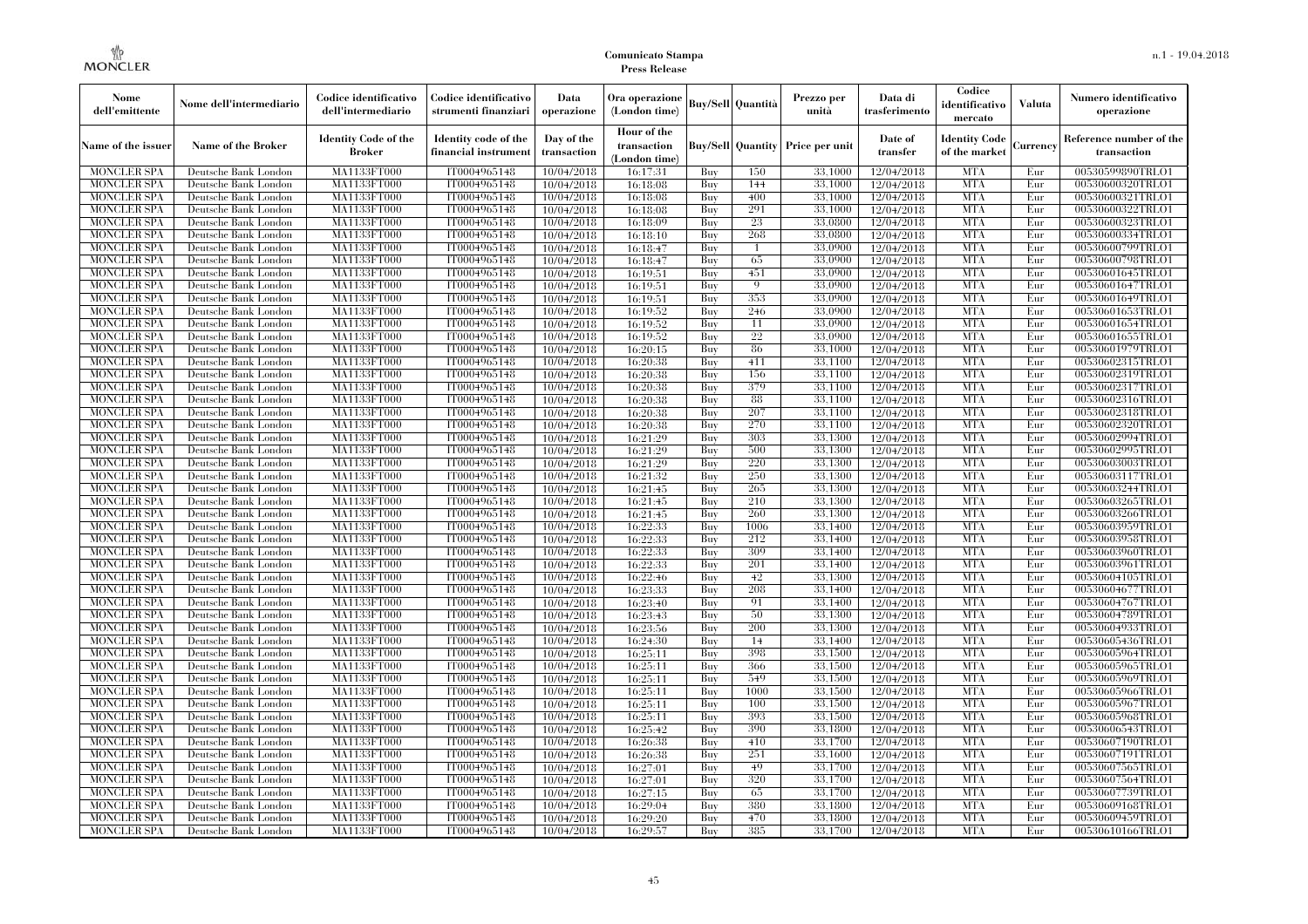| Nome dell'emittente | Nome dell'intermediario | Codice identificativo dell'intermediario | Codice identificativo strumenti finanziari | Data operazione | Ora operazione (London time) | Buy/Sell | Quantità | Prezzo per unità | Data di trasferimento | Codice identificativo mercato | Valuta | Numero identificativo operazione |
|---|---|---|---|---|---|---|---|---|---|---|---|---|
| Name of the issuer | Name of the Broker | Identity Code of the Broker | Identity code of the financial instrument | Day of the transaction | Hour of the transaction (London time) | Buy/Sell | Quantity | Price per unit | Date of transfer | Identity Code of the market | Currency | Reference number of the transaction |
| MONCLER SPA | Deutsche Bank London | MA1133FT000 | IT0004965148 | 10/04/2018 | 16:17:31 | Buy | 150 | 33.1000 | 12/04/2018 | MTA | Eur | 00530599890TRLO1 |
| MONCLER SPA | Deutsche Bank London | MA1133FT000 | IT0004965148 | 10/04/2018 | 16:18:08 | Buy | 144 | 33.1000 | 12/04/2018 | MTA | Eur | 00530600320TRLO1 |
| MONCLER SPA | Deutsche Bank London | MA1133FT000 | IT0004965148 | 10/04/2018 | 16:18:08 | Buy | 400 | 33.1000 | 12/04/2018 | MTA | Eur | 00530600321TRLO1 |
| MONCLER SPA | Deutsche Bank London | MA1133FT000 | IT0004965148 | 10/04/2018 | 16:18:08 | Buy | 291 | 33.1000 | 12/04/2018 | MTA | Eur | 00530600322TRLO1 |
| MONCLER SPA | Deutsche Bank London | MA1133FT000 | IT0004965148 | 10/04/2018 | 16:18:09 | Buy | 23 | 33.0800 | 12/04/2018 | MTA | Eur | 00530600323TRLO1 |
| MONCLER SPA | Deutsche Bank London | MA1133FT000 | IT0004965148 | 10/04/2018 | 16:18:10 | Buy | 268 | 33.0800 | 12/04/2018 | MTA | Eur | 00530600334TRLO1 |
| MONCLER SPA | Deutsche Bank London | MA1133FT000 | IT0004965148 | 10/04/2018 | 16:18:47 | Buy | 1 | 33.0900 | 12/04/2018 | MTA | Eur | 00530600799TRLO1 |
| MONCLER SPA | Deutsche Bank London | MA1133FT000 | IT0004965148 | 10/04/2018 | 16:18:47 | Buy | 65 | 33.0900 | 12/04/2018 | MTA | Eur | 00530600798TRLO1 |
| MONCLER SPA | Deutsche Bank London | MA1133FT000 | IT0004965148 | 10/04/2018 | 16:19:51 | Buy | 451 | 33.0900 | 12/04/2018 | MTA | Eur | 00530601645TRLO1 |
| MONCLER SPA | Deutsche Bank London | MA1133FT000 | IT0004965148 | 10/04/2018 | 16:19:51 | Buy | 9 | 33.0900 | 12/04/2018 | MTA | Eur | 00530601647TRLO1 |
| MONCLER SPA | Deutsche Bank London | MA1133FT000 | IT0004965148 | 10/04/2018 | 16:19:51 | Buy | 353 | 33.0900 | 12/04/2018 | MTA | Eur | 00530601649TRLO1 |
| MONCLER SPA | Deutsche Bank London | MA1133FT000 | IT0004965148 | 10/04/2018 | 16:19:52 | Buy | 246 | 33.0900 | 12/04/2018 | MTA | Eur | 00530601653TRLO1 |
| MONCLER SPA | Deutsche Bank London | MA1133FT000 | IT0004965148 | 10/04/2018 | 16:19:52 | Buy | 11 | 33.0900 | 12/04/2018 | MTA | Eur | 00530601654TRLO1 |
| MONCLER SPA | Deutsche Bank London | MA1133FT000 | IT0004965148 | 10/04/2018 | 16:19:52 | Buy | 22 | 33.0900 | 12/04/2018 | MTA | Eur | 00530601655TRLO1 |
| MONCLER SPA | Deutsche Bank London | MA1133FT000 | IT0004965148 | 10/04/2018 | 16:20:15 | Buy | 86 | 33.1000 | 12/04/2018 | MTA | Eur | 00530601979TRLO1 |
| MONCLER SPA | Deutsche Bank London | MA1133FT000 | IT0004965148 | 10/04/2018 | 16:20:38 | Buy | 411 | 33.1100 | 12/04/2018 | MTA | Eur | 00530602315TRLO1 |
| MONCLER SPA | Deutsche Bank London | MA1133FT000 | IT0004965148 | 10/04/2018 | 16:20:38 | Buy | 156 | 33.1100 | 12/04/2018 | MTA | Eur | 00530602319TRLO1 |
| MONCLER SPA | Deutsche Bank London | MA1133FT000 | IT0004965148 | 10/04/2018 | 16:20:38 | Buy | 379 | 33.1100 | 12/04/2018 | MTA | Eur | 00530602317TRLO1 |
| MONCLER SPA | Deutsche Bank London | MA1133FT000 | IT0004965148 | 10/04/2018 | 16:20:38 | Buy | 88 | 33.1100 | 12/04/2018 | MTA | Eur | 00530602316TRLO1 |
| MONCLER SPA | Deutsche Bank London | MA1133FT000 | IT0004965148 | 10/04/2018 | 16:20:38 | Buy | 207 | 33.1100 | 12/04/2018 | MTA | Eur | 00530602318TRLO1 |
| MONCLER SPA | Deutsche Bank London | MA1133FT000 | IT0004965148 | 10/04/2018 | 16:20:38 | Buy | 270 | 33.1100 | 12/04/2018 | MTA | Eur | 00530602320TRLO1 |
| MONCLER SPA | Deutsche Bank London | MA1133FT000 | IT0004965148 | 10/04/2018 | 16:21:29 | Buy | 303 | 33.1300 | 12/04/2018 | MTA | Eur | 00530602994TRLO1 |
| MONCLER SPA | Deutsche Bank London | MA1133FT000 | IT0004965148 | 10/04/2018 | 16:21:29 | Buy | 500 | 33.1300 | 12/04/2018 | MTA | Eur | 00530602995TRLO1 |
| MONCLER SPA | Deutsche Bank London | MA1133FT000 | IT0004965148 | 10/04/2018 | 16:21:29 | Buy | 220 | 33.1300 | 12/04/2018 | MTA | Eur | 00530603003TRLO1 |
| MONCLER SPA | Deutsche Bank London | MA1133FT000 | IT0004965148 | 10/04/2018 | 16:21:32 | Buy | 250 | 33.1300 | 12/04/2018 | MTA | Eur | 00530603117TRLO1 |
| MONCLER SPA | Deutsche Bank London | MA1133FT000 | IT0004965148 | 10/04/2018 | 16:21:45 | Buy | 265 | 33.1300 | 12/04/2018 | MTA | Eur | 00530603244TRLO1 |
| MONCLER SPA | Deutsche Bank London | MA1133FT000 | IT0004965148 | 10/04/2018 | 16:21:45 | Buy | 210 | 33.1300 | 12/04/2018 | MTA | Eur | 00530603265TRLO1 |
| MONCLER SPA | Deutsche Bank London | MA1133FT000 | IT0004965148 | 10/04/2018 | 16:21:45 | Buy | 260 | 33.1300 | 12/04/2018 | MTA | Eur | 00530603266TRLO1 |
| MONCLER SPA | Deutsche Bank London | MA1133FT000 | IT0004965148 | 10/04/2018 | 16:22:33 | Buy | 1006 | 33.1400 | 12/04/2018 | MTA | Eur | 00530603959TRLO1 |
| MONCLER SPA | Deutsche Bank London | MA1133FT000 | IT0004965148 | 10/04/2018 | 16:22:33 | Buy | 212 | 33.1400 | 12/04/2018 | MTA | Eur | 00530603958TRLO1 |
| MONCLER SPA | Deutsche Bank London | MA1133FT000 | IT0004965148 | 10/04/2018 | 16:22:33 | Buy | 309 | 33.1400 | 12/04/2018 | MTA | Eur | 00530603960TRLO1 |
| MONCLER SPA | Deutsche Bank London | MA1133FT000 | IT0004965148 | 10/04/2018 | 16:22:33 | Buy | 201 | 33.1400 | 12/04/2018 | MTA | Eur | 00530603961TRLO1 |
| MONCLER SPA | Deutsche Bank London | MA1133FT000 | IT0004965148 | 10/04/2018 | 16:22:46 | Buy | 42 | 33.1300 | 12/04/2018 | MTA | Eur | 00530604105TRLO1 |
| MONCLER SPA | Deutsche Bank London | MA1133FT000 | IT0004965148 | 10/04/2018 | 16:23:33 | Buy | 208 | 33.1400 | 12/04/2018 | MTA | Eur | 00530604677TRLO1 |
| MONCLER SPA | Deutsche Bank London | MA1133FT000 | IT0004965148 | 10/04/2018 | 16:23:40 | Buy | 91 | 33.1400 | 12/04/2018 | MTA | Eur | 00530604767TRLO1 |
| MONCLER SPA | Deutsche Bank London | MA1133FT000 | IT0004965148 | 10/04/2018 | 16:23:43 | Buy | 50 | 33.1300 | 12/04/2018 | MTA | Eur | 00530604789TRLO1 |
| MONCLER SPA | Deutsche Bank London | MA1133FT000 | IT0004965148 | 10/04/2018 | 16:23:56 | Buy | 200 | 33.1300 | 12/04/2018 | MTA | Eur | 00530604933TRLO1 |
| MONCLER SPA | Deutsche Bank London | MA1133FT000 | IT0004965148 | 10/04/2018 | 16:24:30 | Buy | 14 | 33.1400 | 12/04/2018 | MTA | Eur | 00530605436TRLO1 |
| MONCLER SPA | Deutsche Bank London | MA1133FT000 | IT0004965148 | 10/04/2018 | 16:25:11 | Buy | 398 | 33.1500 | 12/04/2018 | MTA | Eur | 00530605964TRLO1 |
| MONCLER SPA | Deutsche Bank London | MA1133FT000 | IT0004965148 | 10/04/2018 | 16:25:11 | Buy | 366 | 33.1500 | 12/04/2018 | MTA | Eur | 00530605965TRLO1 |
| MONCLER SPA | Deutsche Bank London | MA1133FT000 | IT0004965148 | 10/04/2018 | 16:25:11 | Buy | 549 | 33.1500 | 12/04/2018 | MTA | Eur | 00530605969TRLO1 |
| MONCLER SPA | Deutsche Bank London | MA1133FT000 | IT0004965148 | 10/04/2018 | 16:25:11 | Buy | 1000 | 33.1500 | 12/04/2018 | MTA | Eur | 00530605966TRLO1 |
| MONCLER SPA | Deutsche Bank London | MA1133FT000 | IT0004965148 | 10/04/2018 | 16:25:11 | Buy | 100 | 33.1500 | 12/04/2018 | MTA | Eur | 00530605967TRLO1 |
| MONCLER SPA | Deutsche Bank London | MA1133FT000 | IT0004965148 | 10/04/2018 | 16:25:11 | Buy | 393 | 33.1500 | 12/04/2018 | MTA | Eur | 00530605968TRLO1 |
| MONCLER SPA | Deutsche Bank London | MA1133FT000 | IT0004965148 | 10/04/2018 | 16:25:42 | Buy | 390 | 33.1800 | 12/04/2018 | MTA | Eur | 00530606543TRLO1 |
| MONCLER SPA | Deutsche Bank London | MA1133FT000 | IT0004965148 | 10/04/2018 | 16:26:38 | Buy | 410 | 33.1700 | 12/04/2018 | MTA | Eur | 00530607190TRLO1 |
| MONCLER SPA | Deutsche Bank London | MA1133FT000 | IT0004965148 | 10/04/2018 | 16:26:38 | Buy | 251 | 33.1600 | 12/04/2018 | MTA | Eur | 00530607191TRLO1 |
| MONCLER SPA | Deutsche Bank London | MA1133FT000 | IT0004965148 | 10/04/2018 | 16:27:01 | Buy | 49 | 33.1700 | 12/04/2018 | MTA | Eur | 00530607565TRLO1 |
| MONCLER SPA | Deutsche Bank London | MA1133FT000 | IT0004965148 | 10/04/2018 | 16:27:01 | Buy | 320 | 33.1700 | 12/04/2018 | MTA | Eur | 00530607564TRLO1 |
| MONCLER SPA | Deutsche Bank London | MA1133FT000 | IT0004965148 | 10/04/2018 | 16:27:15 | Buy | 65 | 33.1700 | 12/04/2018 | MTA | Eur | 00530607739TRLO1 |
| MONCLER SPA | Deutsche Bank London | MA1133FT000 | IT0004965148 | 10/04/2018 | 16:29:04 | Buy | 380 | 33.1800 | 12/04/2018 | MTA | Eur | 00530609168TRLO1 |
| MONCLER SPA | Deutsche Bank London | MA1133FT000 | IT0004965148 | 10/04/2018 | 16:29:20 | Buy | 470 | 33.1800 | 12/04/2018 | MTA | Eur | 00530609459TRLO1 |
| MONCLER SPA | Deutsche Bank London | MA1133FT000 | IT0004965148 | 10/04/2018 | 16:29:57 | Buy | 385 | 33.1700 | 12/04/2018 | MTA | Eur | 00530610166TRLO1 |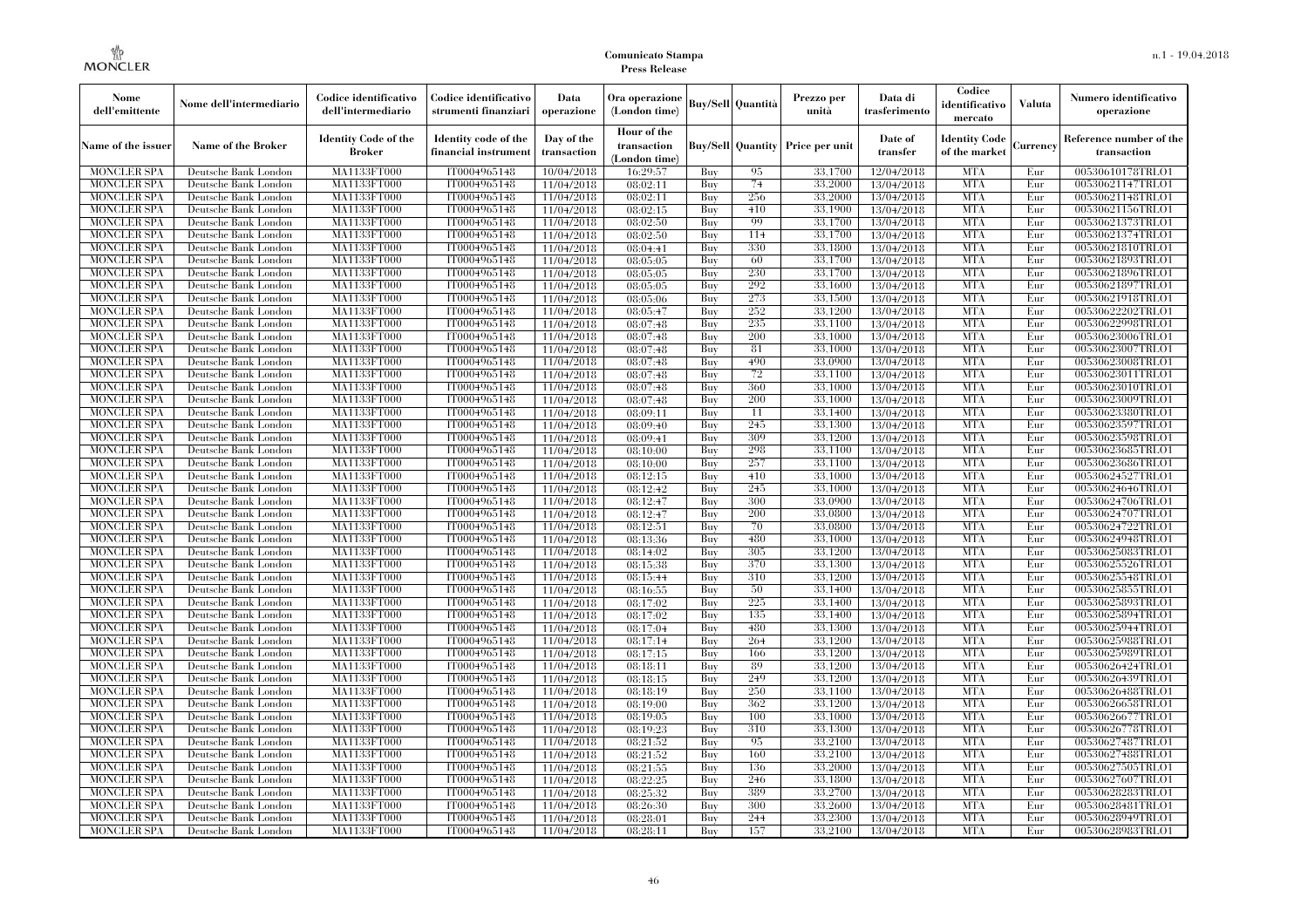| Nome dell'emittente | Nome dell'intermediario | Codice identificativo dell'intermediario | Codice identificativo strumenti finanziari | Data operazione | Ora operazione (London time) | Buy/Sell | Quantità | Prezzo per unità | Data di trasferimento | Codice identificativo mercato | Valuta | Numero identificativo operazione |
|---|---|---|---|---|---|---|---|---|---|---|---|---|
| Name of the issuer | Name of the Broker | Identity Code of the Broker | Identity code of the financial instrument | Day of the transaction | Hour of the transaction (London time) | Buy/Sell | Quantity | Price per unit | Date of transfer | Identity Code of the market | Currency | Reference number of the transaction |
| MONCLER SPA | Deutsche Bank London | MA1133FT000 | IT0004965148 | 10/04/2018 | 16:29:57 | Buy | 95 | 33.1700 | 12/04/2018 | MTA | Eur | 00530610178TRLO1 |
| MONCLER SPA | Deutsche Bank London | MA1133FT000 | IT0004965148 | 11/04/2018 | 08:02:11 | Buy | 74 | 33.2000 | 13/04/2018 | MTA | Eur | 00530621147TRLO1 |
| MONCLER SPA | Deutsche Bank London | MA1133FT000 | IT0004965148 | 11/04/2018 | 08:02:11 | Buy | 256 | 33.2000 | 13/04/2018 | MTA | Eur | 00530621148TRLO1 |
| MONCLER SPA | Deutsche Bank London | MA1133FT000 | IT0004965148 | 11/04/2018 | 08:02:15 | Buy | 410 | 33.1900 | 13/04/2018 | MTA | Eur | 00530621156TRLO1 |
| MONCLER SPA | Deutsche Bank London | MA1133FT000 | IT0004965148 | 11/04/2018 | 08:02:50 | Buy | 99 | 33.1700 | 13/04/2018 | MTA | Eur | 00530621373TRLO1 |
| MONCLER SPA | Deutsche Bank London | MA1133FT000 | IT0004965148 | 11/04/2018 | 08:02:50 | Buy | 114 | 33.1700 | 13/04/2018 | MTA | Eur | 00530621374TRLO1 |
| MONCLER SPA | Deutsche Bank London | MA1133FT000 | IT0004965148 | 11/04/2018 | 08:04:41 | Buy | 330 | 33.1800 | 13/04/2018 | MTA | Eur | 00530621810TRLO1 |
| MONCLER SPA | Deutsche Bank London | MA1133FT000 | IT0004965148 | 11/04/2018 | 08:05:05 | Buy | 60 | 33.1700 | 13/04/2018 | MTA | Eur | 00530621893TRLO1 |
| MONCLER SPA | Deutsche Bank London | MA1133FT000 | IT0004965148 | 11/04/2018 | 08:05:05 | Buy | 230 | 33.1700 | 13/04/2018 | MTA | Eur | 00530621896TRLO1 |
| MONCLER SPA | Deutsche Bank London | MA1133FT000 | IT0004965148 | 11/04/2018 | 08:05:05 | Buy | 292 | 33.1600 | 13/04/2018 | MTA | Eur | 00530621897TRLO1 |
| MONCLER SPA | Deutsche Bank London | MA1133FT000 | IT0004965148 | 11/04/2018 | 08:05:06 | Buy | 273 | 33.1500 | 13/04/2018 | MTA | Eur | 00530621918TRLO1 |
| MONCLER SPA | Deutsche Bank London | MA1133FT000 | IT0004965148 | 11/04/2018 | 08:05:47 | Buy | 252 | 33.1200 | 13/04/2018 | MTA | Eur | 00530622202TRLO1 |
| MONCLER SPA | Deutsche Bank London | MA1133FT000 | IT0004965148 | 11/04/2018 | 08:07:48 | Buy | 235 | 33.1100 | 13/04/2018 | MTA | Eur | 00530622998TRLO1 |
| MONCLER SPA | Deutsche Bank London | MA1133FT000 | IT0004965148 | 11/04/2018 | 08:07:48 | Buy | 200 | 33.1000 | 13/04/2018 | MTA | Eur | 00530623006TRLO1 |
| MONCLER SPA | Deutsche Bank London | MA1133FT000 | IT0004965148 | 11/04/2018 | 08:07:48 | Buy | 81 | 33.1000 | 13/04/2018 | MTA | Eur | 00530623007TRLO1 |
| MONCLER SPA | Deutsche Bank London | MA1133FT000 | IT0004965148 | 11/04/2018 | 08:07:48 | Buy | 490 | 33.0900 | 13/04/2018 | MTA | Eur | 00530623008TRLO1 |
| MONCLER SPA | Deutsche Bank London | MA1133FT000 | IT0004965148 | 11/04/2018 | 08:07:48 | Buy | 72 | 33.1100 | 13/04/2018 | MTA | Eur | 00530623011TRLO1 |
| MONCLER SPA | Deutsche Bank London | MA1133FT000 | IT0004965148 | 11/04/2018 | 08:07:48 | Buy | 360 | 33.1000 | 13/04/2018 | MTA | Eur | 00530623010TRLO1 |
| MONCLER SPA | Deutsche Bank London | MA1133FT000 | IT0004965148 | 11/04/2018 | 08:07:48 | Buy | 200 | 33.1000 | 13/04/2018 | MTA | Eur | 00530623009TRLO1 |
| MONCLER SPA | Deutsche Bank London | MA1133FT000 | IT0004965148 | 11/04/2018 | 08:09:11 | Buy | 11 | 33.1400 | 13/04/2018 | MTA | Eur | 00530623380TRLO1 |
| MONCLER SPA | Deutsche Bank London | MA1133FT000 | IT0004965148 | 11/04/2018 | 08:09:40 | Buy | 245 | 33.1300 | 13/04/2018 | MTA | Eur | 00530623597TRLO1 |
| MONCLER SPA | Deutsche Bank London | MA1133FT000 | IT0004965148 | 11/04/2018 | 08:09:41 | Buy | 309 | 33.1200 | 13/04/2018 | MTA | Eur | 00530623598TRLO1 |
| MONCLER SPA | Deutsche Bank London | MA1133FT000 | IT0004965148 | 11/04/2018 | 08:10:00 | Buy | 298 | 33.1100 | 13/04/2018 | MTA | Eur | 00530623685TRLO1 |
| MONCLER SPA | Deutsche Bank London | MA1133FT000 | IT0004965148 | 11/04/2018 | 08:10:00 | Buy | 257 | 33.1100 | 13/04/2018 | MTA | Eur | 00530623686TRLO1 |
| MONCLER SPA | Deutsche Bank London | MA1133FT000 | IT0004965148 | 11/04/2018 | 08:12:15 | Buy | 410 | 33.1000 | 13/04/2018 | MTA | Eur | 00530624527TRLO1 |
| MONCLER SPA | Deutsche Bank London | MA1133FT000 | IT0004965148 | 11/04/2018 | 08:12:42 | Buy | 245 | 33.1000 | 13/04/2018 | MTA | Eur | 00530624646TRLO1 |
| MONCLER SPA | Deutsche Bank London | MA1133FT000 | IT0004965148 | 11/04/2018 | 08:12:47 | Buy | 300 | 33.0900 | 13/04/2018 | MTA | Eur | 00530624706TRLO1 |
| MONCLER SPA | Deutsche Bank London | MA1133FT000 | IT0004965148 | 11/04/2018 | 08:12:47 | Buy | 200 | 33.0800 | 13/04/2018 | MTA | Eur | 00530624707TRLO1 |
| MONCLER SPA | Deutsche Bank London | MA1133FT000 | IT0004965148 | 11/04/2018 | 08:12:51 | Buy | 70 | 33.0800 | 13/04/2018 | MTA | Eur | 00530624722TRLO1 |
| MONCLER SPA | Deutsche Bank London | MA1133FT000 | IT0004965148 | 11/04/2018 | 08:13:36 | Buy | 480 | 33.1000 | 13/04/2018 | MTA | Eur | 00530624948TRLO1 |
| MONCLER SPA | Deutsche Bank London | MA1133FT000 | IT0004965148 | 11/04/2018 | 08:14:02 | Buy | 305 | 33.1200 | 13/04/2018 | MTA | Eur | 00530625083TRLO1 |
| MONCLER SPA | Deutsche Bank London | MA1133FT000 | IT0004965148 | 11/04/2018 | 08:15:38 | Buy | 370 | 33.1300 | 13/04/2018 | MTA | Eur | 00530625526TRLO1 |
| MONCLER SPA | Deutsche Bank London | MA1133FT000 | IT0004965148 | 11/04/2018 | 08:15:44 | Buy | 310 | 33.1200 | 13/04/2018 | MTA | Eur | 00530625548TRLO1 |
| MONCLER SPA | Deutsche Bank London | MA1133FT000 | IT0004965148 | 11/04/2018 | 08:16:55 | Buy | 50 | 33.1400 | 13/04/2018 | MTA | Eur | 00530625855TRLO1 |
| MONCLER SPA | Deutsche Bank London | MA1133FT000 | IT0004965148 | 11/04/2018 | 08:17:02 | Buy | 225 | 33.1400 | 13/04/2018 | MTA | Eur | 00530625893TRLO1 |
| MONCLER SPA | Deutsche Bank London | MA1133FT000 | IT0004965148 | 11/04/2018 | 08:17:02 | Buy | 135 | 33.1400 | 13/04/2018 | MTA | Eur | 00530625894TRLO1 |
| MONCLER SPA | Deutsche Bank London | MA1133FT000 | IT0004965148 | 11/04/2018 | 08:17:04 | Buy | 480 | 33.1300 | 13/04/2018 | MTA | Eur | 00530625944TRLO1 |
| MONCLER SPA | Deutsche Bank London | MA1133FT000 | IT0004965148 | 11/04/2018 | 08:17:14 | Buy | 264 | 33.1200 | 13/04/2018 | MTA | Eur | 00530625988TRLO1 |
| MONCLER SPA | Deutsche Bank London | MA1133FT000 | IT0004965148 | 11/04/2018 | 08:17:15 | Buy | 166 | 33.1200 | 13/04/2018 | MTA | Eur | 00530625989TRLO1 |
| MONCLER SPA | Deutsche Bank London | MA1133FT000 | IT0004965148 | 11/04/2018 | 08:18:11 | Buy | 89 | 33.1200 | 13/04/2018 | MTA | Eur | 00530626424TRLO1 |
| MONCLER SPA | Deutsche Bank London | MA1133FT000 | IT0004965148 | 11/04/2018 | 08:18:15 | Buy | 249 | 33.1200 | 13/04/2018 | MTA | Eur | 00530626439TRLO1 |
| MONCLER SPA | Deutsche Bank London | MA1133FT000 | IT0004965148 | 11/04/2018 | 08:18:19 | Buy | 250 | 33.1100 | 13/04/2018 | MTA | Eur | 00530626488TRLO1 |
| MONCLER SPA | Deutsche Bank London | MA1133FT000 | IT0004965148 | 11/04/2018 | 08:19:00 | Buy | 362 | 33.1200 | 13/04/2018 | MTA | Eur | 00530626658TRLO1 |
| MONCLER SPA | Deutsche Bank London | MA1133FT000 | IT0004965148 | 11/04/2018 | 08:19:05 | Buy | 100 | 33.1000 | 13/04/2018 | MTA | Eur | 00530626677TRLO1 |
| MONCLER SPA | Deutsche Bank London | MA1133FT000 | IT0004965148 | 11/04/2018 | 08:19:23 | Buy | 310 | 33.1300 | 13/04/2018 | MTA | Eur | 00530626778TRLO1 |
| MONCLER SPA | Deutsche Bank London | MA1133FT000 | IT0004965148 | 11/04/2018 | 08:21:52 | Buy | 95 | 33.2100 | 13/04/2018 | MTA | Eur | 00530627487TRLO1 |
| MONCLER SPA | Deutsche Bank London | MA1133FT000 | IT0004965148 | 11/04/2018 | 08:21:52 | Buy | 160 | 33.2100 | 13/04/2018 | MTA | Eur | 00530627488TRLO1 |
| MONCLER SPA | Deutsche Bank London | MA1133FT000 | IT0004965148 | 11/04/2018 | 08:21:55 | Buy | 136 | 33.2000 | 13/04/2018 | MTA | Eur | 00530627505TRLO1 |
| MONCLER SPA | Deutsche Bank London | MA1133FT000 | IT0004965148 | 11/04/2018 | 08:22:25 | Buy | 246 | 33.1800 | 13/04/2018 | MTA | Eur | 00530627607TRLO1 |
| MONCLER SPA | Deutsche Bank London | MA1133FT000 | IT0004965148 | 11/04/2018 | 08:25:32 | Buy | 389 | 33.2700 | 13/04/2018 | MTA | Eur | 00530628283TRLO1 |
| MONCLER SPA | Deutsche Bank London | MA1133FT000 | IT0004965148 | 11/04/2018 | 08:26:30 | Buy | 300 | 33.2600 | 13/04/2018 | MTA | Eur | 00530628481TRLO1 |
| MONCLER SPA | Deutsche Bank London | MA1133FT000 | IT0004965148 | 11/04/2018 | 08:28:01 | Buy | 244 | 33.2300 | 13/04/2018 | MTA | Eur | 00530628949TRLO1 |
| MONCLER SPA | Deutsche Bank London | MA1133FT000 | IT0004965148 | 11/04/2018 | 08:28:11 | Buy | 157 | 33.2100 | 13/04/2018 | MTA | Eur | 00530628983TRLO1 |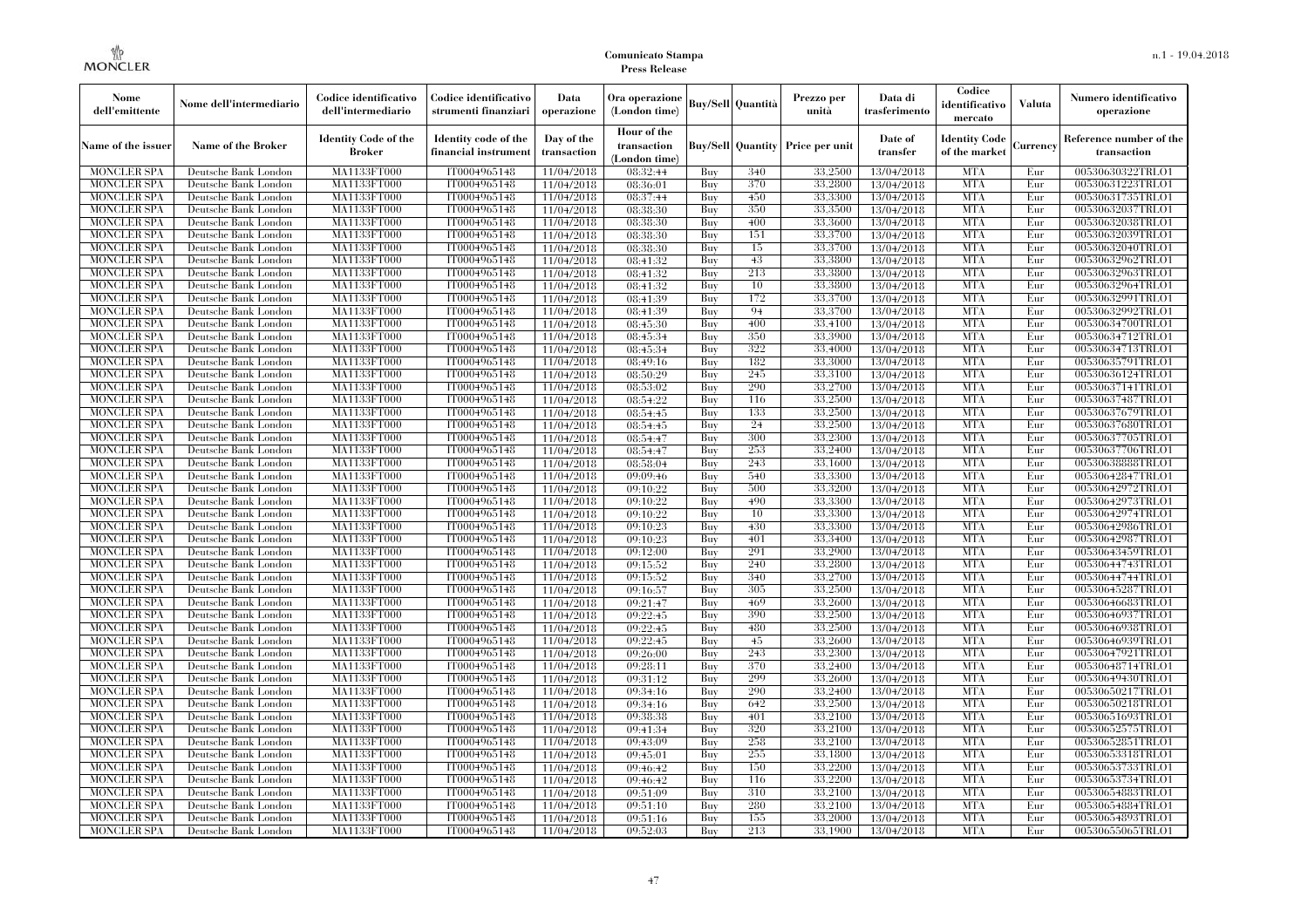| Nome dell'emittente | Nome dell'intermediario | Codice identificativo dell'intermediario | Codice identificativo strumenti finanziari | Data operazione | Ora operazione (London time) | Buy/Sell | Quantità | Prezzo per unità | Data di trasferimento | Codice identificativo mercato | Valuta | Numero identificativo operazione |
|---|---|---|---|---|---|---|---|---|---|---|---|---|
| Name of the issuer | Name of the Broker | Identity Code of the Broker | Identity code of the financial instrument | Day of the transaction | Hour of the transaction (London time) | Buy/Sell | Quantity | Price per unit | Date of transfer | Identity Code of the market | Currency | Reference number of the transaction |
| MONCLER SPA | Deutsche Bank London | MA1133FT000 | IT0004965148 | 11/04/2018 | 08:32:44 | Buy | 340 | 33.2500 | 13/04/2018 | MTA | Eur | 00530630322TRLO1 |
| MONCLER SPA | Deutsche Bank London | MA1133FT000 | IT0004965148 | 11/04/2018 | 08:36:01 | Buy | 370 | 33.2800 | 13/04/2018 | MTA | Eur | 00530631223TRLO1 |
| MONCLER SPA | Deutsche Bank London | MA1133FT000 | IT0004965148 | 11/04/2018 | 08:37:44 | Buy | 450 | 33.3300 | 13/04/2018 | MTA | Eur | 00530631735TRLO1 |
| MONCLER SPA | Deutsche Bank London | MA1133FT000 | IT0004965148 | 11/04/2018 | 08:38:30 | Buy | 350 | 33.3500 | 13/04/2018 | MTA | Eur | 00530632037TRLO1 |
| MONCLER SPA | Deutsche Bank London | MA1133FT000 | IT0004965148 | 11/04/2018 | 08:38:30 | Buy | 400 | 33.3600 | 13/04/2018 | MTA | Eur | 00530632038TRLO1 |
| MONCLER SPA | Deutsche Bank London | MA1133FT000 | IT0004965148 | 11/04/2018 | 08:38:30 | Buy | 151 | 33.3700 | 13/04/2018 | MTA | Eur | 00530632039TRLO1 |
| MONCLER SPA | Deutsche Bank London | MA1133FT000 | IT0004965148 | 11/04/2018 | 08:38:30 | Buy | 15 | 33.3700 | 13/04/2018 | MTA | Eur | 00530632040TRLO1 |
| MONCLER SPA | Deutsche Bank London | MA1133FT000 | IT0004965148 | 11/04/2018 | 08:41:32 | Buy | 43 | 33.3800 | 13/04/2018 | MTA | Eur | 00530632962TRLO1 |
| MONCLER SPA | Deutsche Bank London | MA1133FT000 | IT0004965148 | 11/04/2018 | 08:41:32 | Buy | 213 | 33.3800 | 13/04/2018 | MTA | Eur | 00530632963TRLO1 |
| MONCLER SPA | Deutsche Bank London | MA1133FT000 | IT0004965148 | 11/04/2018 | 08:41:32 | Buy | 10 | 33.3800 | 13/04/2018 | MTA | Eur | 00530632964TRLO1 |
| MONCLER SPA | Deutsche Bank London | MA1133FT000 | IT0004965148 | 11/04/2018 | 08:41:39 | Buy | 172 | 33.3700 | 13/04/2018 | MTA | Eur | 00530632991TRLO1 |
| MONCLER SPA | Deutsche Bank London | MA1133FT000 | IT0004965148 | 11/04/2018 | 08:41:39 | Buy | 94 | 33.3700 | 13/04/2018 | MTA | Eur | 00530632992TRLO1 |
| MONCLER SPA | Deutsche Bank London | MA1133FT000 | IT0004965148 | 11/04/2018 | 08:45:30 | Buy | 400 | 33.4100 | 13/04/2018 | MTA | Eur | 00530634700TRLO1 |
| MONCLER SPA | Deutsche Bank London | MA1133FT000 | IT0004965148 | 11/04/2018 | 08:45:34 | Buy | 350 | 33.3900 | 13/04/2018 | MTA | Eur | 00530634712TRLO1 |
| MONCLER SPA | Deutsche Bank London | MA1133FT000 | IT0004965148 | 11/04/2018 | 08:45:34 | Buy | 322 | 33.4000 | 13/04/2018 | MTA | Eur | 00530634713TRLO1 |
| MONCLER SPA | Deutsche Bank London | MA1133FT000 | IT0004965148 | 11/04/2018 | 08:49:16 | Buy | 182 | 33.3000 | 13/04/2018 | MTA | Eur | 00530635791TRLO1 |
| MONCLER SPA | Deutsche Bank London | MA1133FT000 | IT0004965148 | 11/04/2018 | 08:50:29 | Buy | 245 | 33.3100 | 13/04/2018 | MTA | Eur | 00530636124TRLO1 |
| MONCLER SPA | Deutsche Bank London | MA1133FT000 | IT0004965148 | 11/04/2018 | 08:53:02 | Buy | 290 | 33.2700 | 13/04/2018 | MTA | Eur | 00530637141TRLO1 |
| MONCLER SPA | Deutsche Bank London | MA1133FT000 | IT0004965148 | 11/04/2018 | 08:54:22 | Buy | 116 | 33.2500 | 13/04/2018 | MTA | Eur | 00530637487TRLO1 |
| MONCLER SPA | Deutsche Bank London | MA1133FT000 | IT0004965148 | 11/04/2018 | 08:54:45 | Buy | 133 | 33.2500 | 13/04/2018 | MTA | Eur | 00530637679TRLO1 |
| MONCLER SPA | Deutsche Bank London | MA1133FT000 | IT0004965148 | 11/04/2018 | 08:54:45 | Buy | 24 | 33.2500 | 13/04/2018 | MTA | Eur | 00530637680TRLO1 |
| MONCLER SPA | Deutsche Bank London | MA1133FT000 | IT0004965148 | 11/04/2018 | 08:54:47 | Buy | 300 | 33.2300 | 13/04/2018 | MTA | Eur | 00530637705TRLO1 |
| MONCLER SPA | Deutsche Bank London | MA1133FT000 | IT0004965148 | 11/04/2018 | 08:54:47 | Buy | 253 | 33.2400 | 13/04/2018 | MTA | Eur | 00530637706TRLO1 |
| MONCLER SPA | Deutsche Bank London | MA1133FT000 | IT0004965148 | 11/04/2018 | 08:58:04 | Buy | 243 | 33.1600 | 13/04/2018 | MTA | Eur | 00530638888TRLO1 |
| MONCLER SPA | Deutsche Bank London | MA1133FT000 | IT0004965148 | 11/04/2018 | 09:09:46 | Buy | 540 | 33.3300 | 13/04/2018 | MTA | Eur | 00530642847TRLO1 |
| MONCLER SPA | Deutsche Bank London | MA1133FT000 | IT0004965148 | 11/04/2018 | 09:10:22 | Buy | 500 | 33.3200 | 13/04/2018 | MTA | Eur | 00530642972TRLO1 |
| MONCLER SPA | Deutsche Bank London | MA1133FT000 | IT0004965148 | 11/04/2018 | 09:10:22 | Buy | 490 | 33.3300 | 13/04/2018 | MTA | Eur | 00530642973TRLO1 |
| MONCLER SPA | Deutsche Bank London | MA1133FT000 | IT0004965148 | 11/04/2018 | 09:10:22 | Buy | 10 | 33.3300 | 13/04/2018 | MTA | Eur | 00530642974TRLO1 |
| MONCLER SPA | Deutsche Bank London | MA1133FT000 | IT0004965148 | 11/04/2018 | 09:10:23 | Buy | 430 | 33.3300 | 13/04/2018 | MTA | Eur | 00530642986TRLO1 |
| MONCLER SPA | Deutsche Bank London | MA1133FT000 | IT0004965148 | 11/04/2018 | 09:10:23 | Buy | 401 | 33.3400 | 13/04/2018 | MTA | Eur | 00530642987TRLO1 |
| MONCLER SPA | Deutsche Bank London | MA1133FT000 | IT0004965148 | 11/04/2018 | 09:12:00 | Buy | 291 | 33.2900 | 13/04/2018 | MTA | Eur | 00530643459TRLO1 |
| MONCLER SPA | Deutsche Bank London | MA1133FT000 | IT0004965148 | 11/04/2018 | 09:15:52 | Buy | 240 | 33.2800 | 13/04/2018 | MTA | Eur | 00530644743TRLO1 |
| MONCLER SPA | Deutsche Bank London | MA1133FT000 | IT0004965148 | 11/04/2018 | 09:15:52 | Buy | 340 | 33.2700 | 13/04/2018 | MTA | Eur | 00530644744TRLO1 |
| MONCLER SPA | Deutsche Bank London | MA1133FT000 | IT0004965148 | 11/04/2018 | 09:16:57 | Buy | 305 | 33.2500 | 13/04/2018 | MTA | Eur | 00530645287TRLO1 |
| MONCLER SPA | Deutsche Bank London | MA1133FT000 | IT0004965148 | 11/04/2018 | 09:21:47 | Buy | 469 | 33.2600 | 13/04/2018 | MTA | Eur | 00530646683TRLO1 |
| MONCLER SPA | Deutsche Bank London | MA1133FT000 | IT0004965148 | 11/04/2018 | 09:22:45 | Buy | 390 | 33.2500 | 13/04/2018 | MTA | Eur | 00530646937TRLO1 |
| MONCLER SPA | Deutsche Bank London | MA1133FT000 | IT0004965148 | 11/04/2018 | 09:22:45 | Buy | 480 | 33.2500 | 13/04/2018 | MTA | Eur | 00530646938TRLO1 |
| MONCLER SPA | Deutsche Bank London | MA1133FT000 | IT0004965148 | 11/04/2018 | 09:22:45 | Buy | 45 | 33.2600 | 13/04/2018 | MTA | Eur | 00530646939TRLO1 |
| MONCLER SPA | Deutsche Bank London | MA1133FT000 | IT0004965148 | 11/04/2018 | 09:26:00 | Buy | 243 | 33.2300 | 13/04/2018 | MTA | Eur | 00530647921TRLO1 |
| MONCLER SPA | Deutsche Bank London | MA1133FT000 | IT0004965148 | 11/04/2018 | 09:28:11 | Buy | 370 | 33.2400 | 13/04/2018 | MTA | Eur | 00530648714TRLO1 |
| MONCLER SPA | Deutsche Bank London | MA1133FT000 | IT0004965148 | 11/04/2018 | 09:31:12 | Buy | 299 | 33.2600 | 13/04/2018 | MTA | Eur | 00530649430TRLO1 |
| MONCLER SPA | Deutsche Bank London | MA1133FT000 | IT0004965148 | 11/04/2018 | 09:34:16 | Buy | 290 | 33.2400 | 13/04/2018 | MTA | Eur | 00530650217TRLO1 |
| MONCLER SPA | Deutsche Bank London | MA1133FT000 | IT0004965148 | 11/04/2018 | 09:34:16 | Buy | 642 | 33.2500 | 13/04/2018 | MTA | Eur | 00530650218TRLO1 |
| MONCLER SPA | Deutsche Bank London | MA1133FT000 | IT0004965148 | 11/04/2018 | 09:38:38 | Buy | 401 | 33.2100 | 13/04/2018 | MTA | Eur | 00530651693TRLO1 |
| MONCLER SPA | Deutsche Bank London | MA1133FT000 | IT0004965148 | 11/04/2018 | 09:41:34 | Buy | 320 | 33.2100 | 13/04/2018 | MTA | Eur | 00530652575TRLO1 |
| MONCLER SPA | Deutsche Bank London | MA1133FT000 | IT0004965148 | 11/04/2018 | 09:43:09 | Buy | 258 | 33.2100 | 13/04/2018 | MTA | Eur | 00530652851TRLO1 |
| MONCLER SPA | Deutsche Bank London | MA1133FT000 | IT0004965148 | 11/04/2018 | 09:45:01 | Buy | 255 | 33.1800 | 13/04/2018 | MTA | Eur | 00530653318TRLO1 |
| MONCLER SPA | Deutsche Bank London | MA1133FT000 | IT0004965148 | 11/04/2018 | 09:46:42 | Buy | 150 | 33.2200 | 13/04/2018 | MTA | Eur | 00530653733TRLO1 |
| MONCLER SPA | Deutsche Bank London | MA1133FT000 | IT0004965148 | 11/04/2018 | 09:46:42 | Buy | 116 | 33.2200 | 13/04/2018 | MTA | Eur | 00530653734TRLO1 |
| MONCLER SPA | Deutsche Bank London | MA1133FT000 | IT0004965148 | 11/04/2018 | 09:51:09 | Buy | 310 | 33.2100 | 13/04/2018 | MTA | Eur | 00530654883TRLO1 |
| MONCLER SPA | Deutsche Bank London | MA1133FT000 | IT0004965148 | 11/04/2018 | 09:51:10 | Buy | 280 | 33.2100 | 13/04/2018 | MTA | Eur | 00530654884TRLO1 |
| MONCLER SPA | Deutsche Bank London | MA1133FT000 | IT0004965148 | 11/04/2018 | 09:51:16 | Buy | 155 | 33.2000 | 13/04/2018 | MTA | Eur | 00530654893TRLO1 |
| MONCLER SPA | Deutsche Bank London | MA1133FT000 | IT0004965148 | 11/04/2018 | 09:52:03 | Buy | 213 | 33.1900 | 13/04/2018 | MTA | Eur | 00530655065TRLO1 |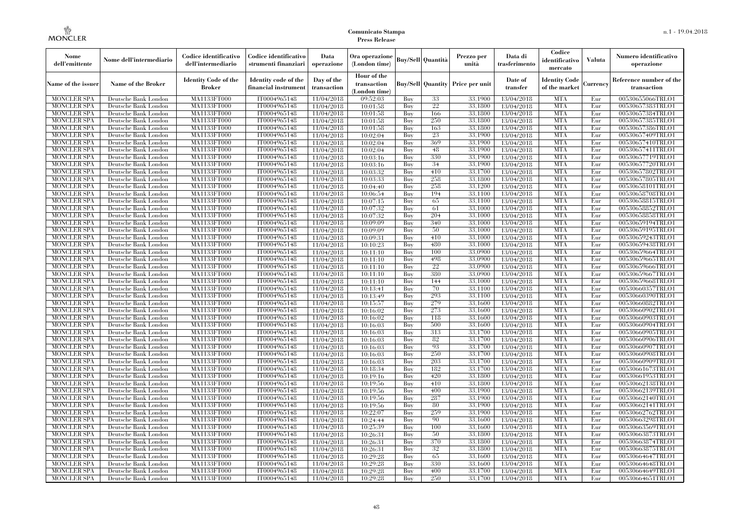| Nome dell'emittente | Nome dell'intermediario | Codice identificativo dell'intermediario | Codice identificativo strumenti finanziari | Data operazione | Ora operazione (London time) | Buy/Sell | Quantità | Prezzo per unità | Data di trasferimento | Codice identificativo mercato | Valuta | Numero identificativo operazione |
|---|---|---|---|---|---|---|---|---|---|---|---|---|
| Name of the issuer | Name of the Broker | Identity Code of the Broker | Identity code of the financial instrument | Day of the transaction | Hour of the transaction (London time) | Buy/Sell | Quantity | Price per unit | Date of transfer | Identity Code of the market | Currency | Reference number of the transaction |
| MONCLER SPA | Deutsche Bank London | MA1133FT000 | IT0004965148 | 11/04/2018 | 09:52:03 | Buy | 33 | 33.1900 | 13/04/2018 | MTA | Eur | 00530655066TRLO1 |
| MONCLER SPA | Deutsche Bank London | MA1133FT000 | IT0004965148 | 11/04/2018 | 10:01:58 | Buy | 22 | 33.1800 | 13/04/2018 | MTA | Eur | 00530657383TRLO1 |
| MONCLER SPA | Deutsche Bank London | MA1133FT000 | IT0004965148 | 11/04/2018 | 10:01:58 | Buy | 166 | 33.1800 | 13/04/2018 | MTA | Eur | 00530657384TRLO1 |
| MONCLER SPA | Deutsche Bank London | MA1133FT000 | IT0004965148 | 11/04/2018 | 10:01:58 | Buy | 250 | 33.1800 | 13/04/2018 | MTA | Eur | 00530657385TRLO1 |
| MONCLER SPA | Deutsche Bank London | MA1133FT000 | IT0004965148 | 11/04/2018 | 10:01:58 | Buy | 163 | 33.1800 | 13/04/2018 | MTA | Eur | 00530657386TRLO1 |
| MONCLER SPA | Deutsche Bank London | MA1133FT000 | IT0004965148 | 11/04/2018 | 10:02:04 | Buy | 23 | 33.1900 | 13/04/2018 | MTA | Eur | 00530657409TRLO1 |
| MONCLER SPA | Deutsche Bank London | MA1133FT000 | IT0004965148 | 11/04/2018 | 10:02:04 | Buy | 369 | 33.1900 | 13/04/2018 | MTA | Eur | 00530657410TRLO1 |
| MONCLER SPA | Deutsche Bank London | MA1133FT000 | IT0004965148 | 11/04/2018 | 10:02:04 | Buy | 48 | 33.1900 | 13/04/2018 | MTA | Eur | 00530657411TRLO1 |
| MONCLER SPA | Deutsche Bank London | MA1133FT000 | IT0004965148 | 11/04/2018 | 10:03:16 | Buy | 330 | 33.1900 | 13/04/2018 | MTA | Eur | 00530657719TRLO1 |
| MONCLER SPA | Deutsche Bank London | MA1133FT000 | IT0004965148 | 11/04/2018 | 10:03:16 | Buy | 34 | 33.1900 | 13/04/2018 | MTA | Eur | 00530657720TRLO1 |
| MONCLER SPA | Deutsche Bank London | MA1133FT000 | IT0004965148 | 11/04/2018 | 10:03:32 | Buy | 410 | 33.1700 | 13/04/2018 | MTA | Eur | 00530657802TRLO1 |
| MONCLER SPA | Deutsche Bank London | MA1133FT000 | IT0004965148 | 11/04/2018 | 10:03:33 | Buy | 258 | 33.1800 | 13/04/2018 | MTA | Eur | 00530657805TRLO1 |
| MONCLER SPA | Deutsche Bank London | MA1133FT000 | IT0004965148 | 11/04/2018 | 10:04:40 | Buy | 258 | 33.1200 | 13/04/2018 | MTA | Eur | 00530658101TRLO1 |
| MONCLER SPA | Deutsche Bank London | MA1133FT000 | IT0004965148 | 11/04/2018 | 10:06:54 | Buy | 194 | 33.1100 | 13/04/2018 | MTA | Eur | 00530658708TRLO1 |
| MONCLER SPA | Deutsche Bank London | MA1133FT000 | IT0004965148 | 11/04/2018 | 10:07:15 | Buy | 65 | 33.1100 | 13/04/2018 | MTA | Eur | 00530658815TRLO1 |
| MONCLER SPA | Deutsche Bank London | MA1133FT000 | IT0004965148 | 11/04/2018 | 10:07:32 | Buy | 61 | 33.1000 | 13/04/2018 | MTA | Eur | 00530658852TRLO1 |
| MONCLER SPA | Deutsche Bank London | MA1133FT000 | IT0004965148 | 11/04/2018 | 10:07:32 | Buy | 204 | 33.1000 | 13/04/2018 | MTA | Eur | 00530658858TRLO1 |
| MONCLER SPA | Deutsche Bank London | MA1133FT000 | IT0004965148 | 11/04/2018 | 10:09:09 | Buy | 340 | 33.1000 | 13/04/2018 | MTA | Eur | 00530659194TRLO1 |
| MONCLER SPA | Deutsche Bank London | MA1133FT000 | IT0004965148 | 11/04/2018 | 10:09:09 | Buy | 50 | 33.1000 | 13/04/2018 | MTA | Eur | 00530659195TRLO1 |
| MONCLER SPA | Deutsche Bank London | MA1133FT000 | IT0004965148 | 11/04/2018 | 10:09:31 | Buy | 410 | 33.1000 | 13/04/2018 | MTA | Eur | 00530659243TRLO1 |
| MONCLER SPA | Deutsche Bank London | MA1133FT000 | IT0004965148 | 11/04/2018 | 10:10:23 | Buy | 480 | 33.1000 | 13/04/2018 | MTA | Eur | 00530659438TRLO1 |
| MONCLER SPA | Deutsche Bank London | MA1133FT000 | IT0004965148 | 11/04/2018 | 10:11:10 | Buy | 100 | 33.0900 | 13/04/2018 | MTA | Eur | 00530659664TRLO1 |
| MONCLER SPA | Deutsche Bank London | MA1133FT000 | IT0004965148 | 11/04/2018 | 10:11:10 | Buy | 498 | 33.0900 | 13/04/2018 | MTA | Eur | 00530659665TRLO1 |
| MONCLER SPA | Deutsche Bank London | MA1133FT000 | IT0004965148 | 11/04/2018 | 10:11:10 | Buy | 22 | 33.0900 | 13/04/2018 | MTA | Eur | 00530659666TRLO1 |
| MONCLER SPA | Deutsche Bank London | MA1133FT000 | IT0004965148 | 11/04/2018 | 10:11:10 | Buy | 380 | 33.0900 | 13/04/2018 | MTA | Eur | 00530659667TRLO1 |
| MONCLER SPA | Deutsche Bank London | MA1133FT000 | IT0004965148 | 11/04/2018 | 10:11:10 | Buy | 144 | 33.1000 | 13/04/2018 | MTA | Eur | 00530659668TRLO1 |
| MONCLER SPA | Deutsche Bank London | MA1133FT000 | IT0004965148 | 11/04/2018 | 10:13:41 | Buy | 70 | 33.1100 | 13/04/2018 | MTA | Eur | 00530660357TRLO1 |
| MONCLER SPA | Deutsche Bank London | MA1133FT000 | IT0004965148 | 11/04/2018 | 10:13:49 | Buy | 293 | 33.1100 | 13/04/2018 | MTA | Eur | 00530660390TRLO1 |
| MONCLER SPA | Deutsche Bank London | MA1133FT000 | IT0004965148 | 11/04/2018 | 10:15:57 | Buy | 279 | 33.1600 | 13/04/2018 | MTA | Eur | 00530660882TRLO1 |
| MONCLER SPA | Deutsche Bank London | MA1133FT000 | IT0004965148 | 11/04/2018 | 10:16:02 | Buy | 273 | 33.1600 | 13/04/2018 | MTA | Eur | 00530660902TRLO1 |
| MONCLER SPA | Deutsche Bank London | MA1133FT000 | IT0004965148 | 11/04/2018 | 10:16:02 | Buy | 118 | 33.1600 | 13/04/2018 | MTA | Eur | 00530660903TRLO1 |
| MONCLER SPA | Deutsche Bank London | MA1133FT000 | IT0004965148 | 11/04/2018 | 10:16:03 | Buy | 500 | 33.1600 | 13/04/2018 | MTA | Eur | 00530660904TRLO1 |
| MONCLER SPA | Deutsche Bank London | MA1133FT000 | IT0004965148 | 11/04/2018 | 10:16:03 | Buy | 313 | 33.1700 | 13/04/2018 | MTA | Eur | 00530660905TRLO1 |
| MONCLER SPA | Deutsche Bank London | MA1133FT000 | IT0004965148 | 11/04/2018 | 10:16:03 | Buy | 82 | 33.1700 | 13/04/2018 | MTA | Eur | 00530660906TRLO1 |
| MONCLER SPA | Deutsche Bank London | MA1133FT000 | IT0004965148 | 11/04/2018 | 10:16:03 | Buy | 93 | 33.1700 | 13/04/2018 | MTA | Eur | 00530660907TRLO1 |
| MONCLER SPA | Deutsche Bank London | MA1133FT000 | IT0004965148 | 11/04/2018 | 10:16:03 | Buy | 250 | 33.1700 | 13/04/2018 | MTA | Eur | 00530660908TRLO1 |
| MONCLER SPA | Deutsche Bank London | MA1133FT000 | IT0004965148 | 11/04/2018 | 10:16:03 | Buy | 203 | 33.1700 | 13/04/2018 | MTA | Eur | 00530660909TRLO1 |
| MONCLER SPA | Deutsche Bank London | MA1133FT000 | IT0004965148 | 11/04/2018 | 10:18:34 | Buy | 182 | 33.1700 | 13/04/2018 | MTA | Eur | 00530661673TRLO1 |
| MONCLER SPA | Deutsche Bank London | MA1133FT000 | IT0004965148 | 11/04/2018 | 10:19:16 | Buy | 420 | 33.1800 | 13/04/2018 | MTA | Eur | 00530661953TRLO1 |
| MONCLER SPA | Deutsche Bank London | MA1133FT000 | IT0004965148 | 11/04/2018 | 10:19:56 | Buy | 410 | 33.1800 | 13/04/2018 | MTA | Eur | 00530662138TRLO1 |
| MONCLER SPA | Deutsche Bank London | MA1133FT000 | IT0004965148 | 11/04/2018 | 10:19:56 | Buy | 400 | 33.1900 | 13/04/2018 | MTA | Eur | 00530662139TRLO1 |
| MONCLER SPA | Deutsche Bank London | MA1133FT000 | IT0004965148 | 11/04/2018 | 10:19:56 | Buy | 287 | 33.1900 | 13/04/2018 | MTA | Eur | 00530662140TRLO1 |
| MONCLER SPA | Deutsche Bank London | MA1133FT000 | IT0004965148 | 11/04/2018 | 10:19:56 | Buy | 80 | 33.1900 | 13/04/2018 | MTA | Eur | 00530662141TRLO1 |
| MONCLER SPA | Deutsche Bank London | MA1133FT000 | IT0004965148 | 11/04/2018 | 10:22:07 | Buy | 259 | 33.1900 | 13/04/2018 | MTA | Eur | 00530662762TRLO1 |
| MONCLER SPA | Deutsche Bank London | MA1133FT000 | IT0004965148 | 11/04/2018 | 10:24:44 | Buy | 90 | 33.1600 | 13/04/2018 | MTA | Eur | 00530663298TRLO1 |
| MONCLER SPA | Deutsche Bank London | MA1133FT000 | IT0004965148 | 11/04/2018 | 10:25:39 | Buy | 100 | 33.1600 | 13/04/2018 | MTA | Eur | 00530663569TRLO1 |
| MONCLER SPA | Deutsche Bank London | MA1133FT000 | IT0004965148 | 11/04/2018 | 10:26:31 | Buy | 50 | 33.1800 | 13/04/2018 | MTA | Eur | 00530663873TRLO1 |
| MONCLER SPA | Deutsche Bank London | MA1133FT000 | IT0004965148 | 11/04/2018 | 10:26:31 | Buy | 370 | 33.1800 | 13/04/2018 | MTA | Eur | 00530663874TRLO1 |
| MONCLER SPA | Deutsche Bank London | MA1133FT000 | IT0004965148 | 11/04/2018 | 10:26:31 | Buy | 32 | 33.1800 | 13/04/2018 | MTA | Eur | 00530663875TRLO1 |
| MONCLER SPA | Deutsche Bank London | MA1133FT000 | IT0004965148 | 11/04/2018 | 10:29:28 | Buy | 65 | 33.1600 | 13/04/2018 | MTA | Eur | 00530664647TRLO1 |
| MONCLER SPA | Deutsche Bank London | MA1133FT000 | IT0004965148 | 11/04/2018 | 10:29:28 | Buy | 330 | 33.1600 | 13/04/2018 | MTA | Eur | 00530664648TRLO1 |
| MONCLER SPA | Deutsche Bank London | MA1133FT000 | IT0004965148 | 11/04/2018 | 10:29:28 | Buy | 400 | 33.1700 | 13/04/2018 | MTA | Eur | 00530664649TRLO1 |
| MONCLER SPA | Deutsche Bank London | MA1133FT000 | IT0004965148 | 11/04/2018 | 10:29:28 | Buy | 250 | 33.1700 | 13/04/2018 | MTA | Eur | 00530664651TRLO1 |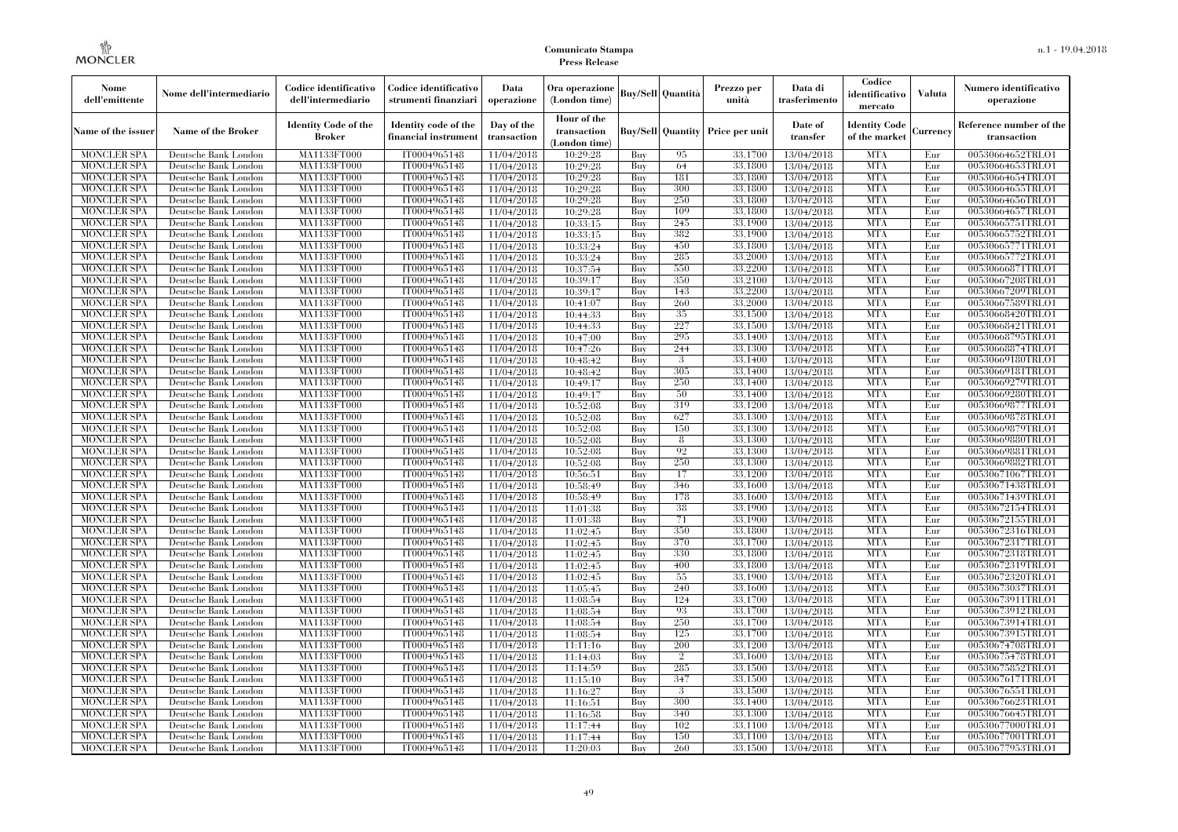| Nome dell'emittente | Nome dell'intermediario | Codice identificativo dell'intermediario | Codice identificativo strumenti finanziari | Data operazione | Ora operazione (London time) | Buy/Sell | Quantità | Prezzo per unità | Data di trasferimento | Codice identificativo mercato | Valuta | Numero identificativo operazione |
|---|---|---|---|---|---|---|---|---|---|---|---|---|
| Name of the issuer | Name of the Broker | Identity Code of the Broker | Identity code of the financial instrument | Day of the transaction | Hour of the transaction (London time) | Buy/Sell | Quantity | Price per unit | Date of transfer | Identity Code of the market | Currency | Reference number of the transaction |
| MONCLER SPA | Deutsche Bank London | MA1133FT000 | IT0004965148 | 11/04/2018 | 10:29:28 | Buy | 95 | 33.1700 | 13/04/2018 | MTA | Eur | 00530664652TRLO1 |
| MONCLER SPA | Deutsche Bank London | MA1133FT000 | IT0004965148 | 11/04/2018 | 10:29:28 | Buy | 64 | 33.1800 | 13/04/2018 | MTA | Eur | 00530664653TRLO1 |
| MONCLER SPA | Deutsche Bank London | MA1133FT000 | IT0004965148 | 11/04/2018 | 10:29:28 | Buy | 181 | 33.1800 | 13/04/2018 | MTA | Eur | 00530664654TRLO1 |
| MONCLER SPA | Deutsche Bank London | MA1133FT000 | IT0004965148 | 11/04/2018 | 10:29:28 | Buy | 300 | 33.1800 | 13/04/2018 | MTA | Eur | 00530664655TRLO1 |
| MONCLER SPA | Deutsche Bank London | MA1133FT000 | IT0004965148 | 11/04/2018 | 10:29:28 | Buy | 250 | 33.1800 | 13/04/2018 | MTA | Eur | 00530664656TRLO1 |
| MONCLER SPA | Deutsche Bank London | MA1133FT000 | IT0004965148 | 11/04/2018 | 10:29:28 | Buy | 109 | 33.1800 | 13/04/2018 | MTA | Eur | 00530664657TRLO1 |
| MONCLER SPA | Deutsche Bank London | MA1133FT000 | IT0004965148 | 11/04/2018 | 10:33:15 | Buy | 245 | 33.1900 | 13/04/2018 | MTA | Eur | 00530665751TRLO1 |
| MONCLER SPA | Deutsche Bank London | MA1133FT000 | IT0004965148 | 11/04/2018 | 10:33:15 | Buy | 382 | 33.1900 | 13/04/2018 | MTA | Eur | 00530665752TRLO1 |
| MONCLER SPA | Deutsche Bank London | MA1133FT000 | IT0004965148 | 11/04/2018 | 10:33:24 | Buy | 450 | 33.1800 | 13/04/2018 | MTA | Eur | 00530665771TRLO1 |
| MONCLER SPA | Deutsche Bank London | MA1133FT000 | IT0004965148 | 11/04/2018 | 10:33:24 | Buy | 285 | 33.2000 | 13/04/2018 | MTA | Eur | 00530665772TRLO1 |
| MONCLER SPA | Deutsche Bank London | MA1133FT000 | IT0004965148 | 11/04/2018 | 10:37:54 | Buy | 550 | 33.2200 | 13/04/2018 | MTA | Eur | 00530666871TRLO1 |
| MONCLER SPA | Deutsche Bank London | MA1133FT000 | IT0004965148 | 11/04/2018 | 10:39:17 | Buy | 350 | 33.2100 | 13/04/2018 | MTA | Eur | 00530667208TRLO1 |
| MONCLER SPA | Deutsche Bank London | MA1133FT000 | IT0004965148 | 11/04/2018 | 10:39:17 | Buy | 143 | 33.2200 | 13/04/2018 | MTA | Eur | 00530667209TRLO1 |
| MONCLER SPA | Deutsche Bank London | MA1133FT000 | IT0004965148 | 11/04/2018 | 10:41:07 | Buy | 260 | 33.2000 | 13/04/2018 | MTA | Eur | 00530667589TRLO1 |
| MONCLER SPA | Deutsche Bank London | MA1133FT000 | IT0004965148 | 11/04/2018 | 10:44:33 | Buy | 35 | 33.1500 | 13/04/2018 | MTA | Eur | 00530668420TRLO1 |
| MONCLER SPA | Deutsche Bank London | MA1133FT000 | IT0004965148 | 11/04/2018 | 10:44:33 | Buy | 227 | 33.1500 | 13/04/2018 | MTA | Eur | 00530668421TRLO1 |
| MONCLER SPA | Deutsche Bank London | MA1133FT000 | IT0004965148 | 11/04/2018 | 10:47:00 | Buy | 295 | 33.1400 | 13/04/2018 | MTA | Eur | 00530668795TRLO1 |
| MONCLER SPA | Deutsche Bank London | MA1133FT000 | IT0004965148 | 11/04/2018 | 10:47:26 | Buy | 244 | 33.1300 | 13/04/2018 | MTA | Eur | 00530668874TRLO1 |
| MONCLER SPA | Deutsche Bank London | MA1133FT000 | IT0004965148 | 11/04/2018 | 10:48:42 | Buy | 3 | 33.1400 | 13/04/2018 | MTA | Eur | 00530669180TRLO1 |
| MONCLER SPA | Deutsche Bank London | MA1133FT000 | IT0004965148 | 11/04/2018 | 10:48:42 | Buy | 305 | 33.1400 | 13/04/2018 | MTA | Eur | 00530669181TRLO1 |
| MONCLER SPA | Deutsche Bank London | MA1133FT000 | IT0004965148 | 11/04/2018 | 10:49:17 | Buy | 250 | 33.1400 | 13/04/2018 | MTA | Eur | 00530669279TRLO1 |
| MONCLER SPA | Deutsche Bank London | MA1133FT000 | IT0004965148 | 11/04/2018 | 10:49:17 | Buy | 50 | 33.1400 | 13/04/2018 | MTA | Eur | 00530669280TRLO1 |
| MONCLER SPA | Deutsche Bank London | MA1133FT000 | IT0004965148 | 11/04/2018 | 10:52:08 | Buy | 319 | 33.1200 | 13/04/2018 | MTA | Eur | 00530669877TRLO1 |
| MONCLER SPA | Deutsche Bank London | MA1133FT000 | IT0004965148 | 11/04/2018 | 10:52:08 | Buy | 627 | 33.1300 | 13/04/2018 | MTA | Eur | 00530669878TRLO1 |
| MONCLER SPA | Deutsche Bank London | MA1133FT000 | IT0004965148 | 11/04/2018 | 10:52:08 | Buy | 150 | 33.1300 | 13/04/2018 | MTA | Eur | 00530669879TRLO1 |
| MONCLER SPA | Deutsche Bank London | MA1133FT000 | IT0004965148 | 11/04/2018 | 10:52:08 | Buy | 8 | 33.1300 | 13/04/2018 | MTA | Eur | 00530669880TRLO1 |
| MONCLER SPA | Deutsche Bank London | MA1133FT000 | IT0004965148 | 11/04/2018 | 10:52:08 | Buy | 92 | 33.1300 | 13/04/2018 | MTA | Eur | 00530669881TRLO1 |
| MONCLER SPA | Deutsche Bank London | MA1133FT000 | IT0004965148 | 11/04/2018 | 10:52:08 | Buy | 250 | 33.1300 | 13/04/2018 | MTA | Eur | 00530669882TRLO1 |
| MONCLER SPA | Deutsche Bank London | MA1133FT000 | IT0004965148 | 11/04/2018 | 10:56:51 | Buy | 17 | 33.1200 | 13/04/2018 | MTA | Eur | 00530671067TRLO1 |
| MONCLER SPA | Deutsche Bank London | MA1133FT000 | IT0004965148 | 11/04/2018 | 10:58:49 | Buy | 346 | 33.1600 | 13/04/2018 | MTA | Eur | 00530671438TRLO1 |
| MONCLER SPA | Deutsche Bank London | MA1133FT000 | IT0004965148 | 11/04/2018 | 10:58:49 | Buy | 178 | 33.1600 | 13/04/2018 | MTA | Eur | 00530671439TRLO1 |
| MONCLER SPA | Deutsche Bank London | MA1133FT000 | IT0004965148 | 11/04/2018 | 11:01:38 | Buy | 38 | 33.1900 | 13/04/2018 | MTA | Eur | 00530672154TRLO1 |
| MONCLER SPA | Deutsche Bank London | MA1133FT000 | IT0004965148 | 11/04/2018 | 11:01:38 | Buy | 71 | 33.1900 | 13/04/2018 | MTA | Eur | 00530672155TRLO1 |
| MONCLER SPA | Deutsche Bank London | MA1133FT000 | IT0004965148 | 11/04/2018 | 11:02:45 | Buy | 350 | 33.1800 | 13/04/2018 | MTA | Eur | 00530672316TRLO1 |
| MONCLER SPA | Deutsche Bank London | MA1133FT000 | IT0004965148 | 11/04/2018 | 11:02:45 | Buy | 370 | 33.1700 | 13/04/2018 | MTA | Eur | 00530672317TRLO1 |
| MONCLER SPA | Deutsche Bank London | MA1133FT000 | IT0004965148 | 11/04/2018 | 11:02:45 | Buy | 330 | 33.1800 | 13/04/2018 | MTA | Eur | 00530672318TRLO1 |
| MONCLER SPA | Deutsche Bank London | MA1133FT000 | IT0004965148 | 11/04/2018 | 11:02:45 | Buy | 400 | 33.1800 | 13/04/2018 | MTA | Eur | 00530672319TRLO1 |
| MONCLER SPA | Deutsche Bank London | MA1133FT000 | IT0004965148 | 11/04/2018 | 11:02:45 | Buy | 55 | 33.1900 | 13/04/2018 | MTA | Eur | 00530672320TRLO1 |
| MONCLER SPA | Deutsche Bank London | MA1133FT000 | IT0004965148 | 11/04/2018 | 11:05:45 | Buy | 240 | 33.1600 | 13/04/2018 | MTA | Eur | 00530673037TRLO1 |
| MONCLER SPA | Deutsche Bank London | MA1133FT000 | IT0004965148 | 11/04/2018 | 11:08:54 | Buy | 124 | 33.1700 | 13/04/2018 | MTA | Eur | 00530673911TRLO1 |
| MONCLER SPA | Deutsche Bank London | MA1133FT000 | IT0004965148 | 11/04/2018 | 11:08:54 | Buy | 93 | 33.1700 | 13/04/2018 | MTA | Eur | 00530673912TRLO1 |
| MONCLER SPA | Deutsche Bank London | MA1133FT000 | IT0004965148 | 11/04/2018 | 11:08:54 | Buy | 250 | 33.1700 | 13/04/2018 | MTA | Eur | 00530673914TRLO1 |
| MONCLER SPA | Deutsche Bank London | MA1133FT000 | IT0004965148 | 11/04/2018 | 11:08:54 | Buy | 125 | 33.1700 | 13/04/2018 | MTA | Eur | 00530673915TRLO1 |
| MONCLER SPA | Deutsche Bank London | MA1133FT000 | IT0004965148 | 11/04/2018 | 11:11:16 | Buy | 200 | 33.1200 | 13/04/2018 | MTA | Eur | 00530674708TRLO1 |
| MONCLER SPA | Deutsche Bank London | MA1133FT000 | IT0004965148 | 11/04/2018 | 11:14:03 | Buy | 2 | 33.1600 | 13/04/2018 | MTA | Eur | 00530675478TRLO1 |
| MONCLER SPA | Deutsche Bank London | MA1133FT000 | IT0004965148 | 11/04/2018 | 11:14:59 | Buy | 285 | 33.1500 | 13/04/2018 | MTA | Eur | 00530675852TRLO1 |
| MONCLER SPA | Deutsche Bank London | MA1133FT000 | IT0004965148 | 11/04/2018 | 11:15:10 | Buy | 347 | 33.1500 | 13/04/2018 | MTA | Eur | 00530676171TRLO1 |
| MONCLER SPA | Deutsche Bank London | MA1133FT000 | IT0004965148 | 11/04/2018 | 11:16:27 | Buy | 3 | 33.1500 | 13/04/2018 | MTA | Eur | 00530676551TRLO1 |
| MONCLER SPA | Deutsche Bank London | MA1133FT000 | IT0004965148 | 11/04/2018 | 11:16:51 | Buy | 300 | 33.1400 | 13/04/2018 | MTA | Eur | 00530676623TRLO1 |
| MONCLER SPA | Deutsche Bank London | MA1133FT000 | IT0004965148 | 11/04/2018 | 11:16:58 | Buy | 340 | 33.1300 | 13/04/2018 | MTA | Eur | 00530676645TRLO1 |
| MONCLER SPA | Deutsche Bank London | MA1133FT000 | IT0004965148 | 11/04/2018 | 11:17:44 | Buy | 102 | 33.1100 | 13/04/2018 | MTA | Eur | 00530677000TRLO1 |
| MONCLER SPA | Deutsche Bank London | MA1133FT000 | IT0004965148 | 11/04/2018 | 11:17:44 | Buy | 150 | 33.1100 | 13/04/2018 | MTA | Eur | 00530677001TRLO1 |
| MONCLER SPA | Deutsche Bank London | MA1133FT000 | IT0004965148 | 11/04/2018 | 11:20:03 | Buy | 260 | 33.1500 | 13/04/2018 | MTA | Eur | 00530677953TRLO1 |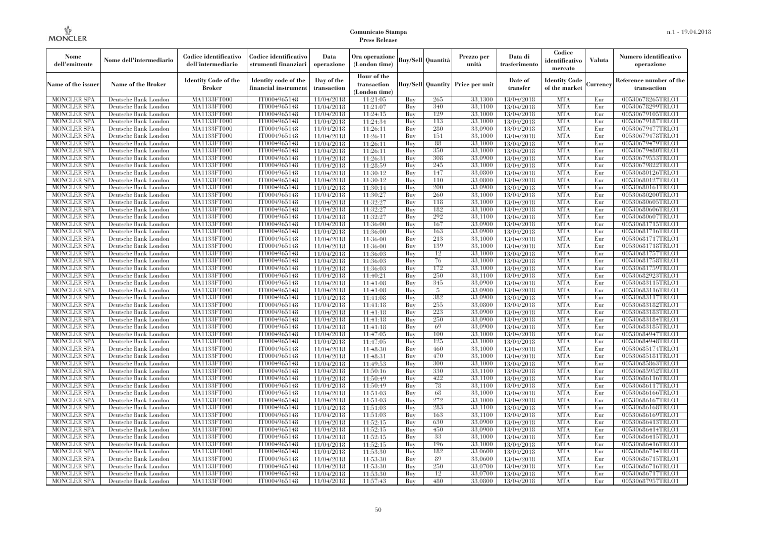| Nome dell'emittente | Nome dell'intermediario | Codice identificativo dell'intermediario | Codice identificativo strumenti finanziari | Data operazione | Ora operazione (London time) | Buy/Sell | Quantità | Prezzo per unità | Data di trasferimento | Codice identificativo mercato | Valuta | Numero identificativo operazione |
|---|---|---|---|---|---|---|---|---|---|---|---|---|
| Name of the issuer | Name of the Broker | Identity Code of the Broker | Identity code of the financial instrument | Day of the transaction | Hour of the transaction (London time) | Buy/Sell | Quantity | Price per unit | Date of transfer | Identity Code of the market | Currency | Reference number of the transaction |
| MONCLER SPA | Deutsche Bank London | MA1133FT000 | IT0004965148 | 11/04/2018 | 11:21:05 | Buy | 265 | 33.1300 | 13/04/2018 | MTA | Eur | 00530678265TRLO1 |
| MONCLER SPA | Deutsche Bank London | MA1133FT000 | IT0004965148 | 11/04/2018 | 11:21:07 | Buy | 340 | 33.1100 | 13/04/2018 | MTA | Eur | 00530678299TRLO1 |
| MONCLER SPA | Deutsche Bank London | MA1133FT000 | IT0004965148 | 11/04/2018 | 11:24:15 | Buy | 129 | 33.1000 | 13/04/2018 | MTA | Eur | 00530679105TRLO1 |
| MONCLER SPA | Deutsche Bank London | MA1133FT000 | IT0004965148 | 11/04/2018 | 11:24:34 | Buy | 113 | 33.1000 | 13/04/2018 | MTA | Eur | 00530679187TRLO1 |
| MONCLER SPA | Deutsche Bank London | MA1133FT000 | IT0004965148 | 11/04/2018 | 11:26:11 | Buy | 280 | 33.0900 | 13/04/2018 | MTA | Eur | 00530679477TRLO1 |
| MONCLER SPA | Deutsche Bank London | MA1133FT000 | IT0004965148 | 11/04/2018 | 11:26:11 | Buy | 151 | 33.1000 | 13/04/2018 | MTA | Eur | 00530679478TRLO1 |
| MONCLER SPA | Deutsche Bank London | MA1133FT000 | IT0004965148 | 11/04/2018 | 11:26:11 | Buy | 88 | 33.1000 | 13/04/2018 | MTA | Eur | 00530679479TRLO1 |
| MONCLER SPA | Deutsche Bank London | MA1133FT000 | IT0004965148 | 11/04/2018 | 11:26:11 | Buy | 350 | 33.1000 | 13/04/2018 | MTA | Eur | 00530679480TRLO1 |
| MONCLER SPA | Deutsche Bank London | MA1133FT000 | IT0004965148 | 11/04/2018 | 11:26:31 | Buy | 308 | 33.0900 | 13/04/2018 | MTA | Eur | 00530679553TRLO1 |
| MONCLER SPA | Deutsche Bank London | MA1133FT000 | IT0004965148 | 11/04/2018 | 11:28:59 | Buy | 245 | 33.1000 | 13/04/2018 | MTA | Eur | 00530679822TRLO1 |
| MONCLER SPA | Deutsche Bank London | MA1133FT000 | IT0004965148 | 11/04/2018 | 11:30:12 | Buy | 147 | 33.0800 | 13/04/2018 | MTA | Eur | 00530680126TRLO1 |
| MONCLER SPA | Deutsche Bank London | MA1133FT000 | IT0004965148 | 11/04/2018 | 11:30:12 | Buy | 110 | 33.0800 | 13/04/2018 | MTA | Eur | 00530680127TRLO1 |
| MONCLER SPA | Deutsche Bank London | MA1133FT000 | IT0004965148 | 11/04/2018 | 11:30:14 | Buy | 200 | 33.0900 | 13/04/2018 | MTA | Eur | 00530680161TRLO1 |
| MONCLER SPA | Deutsche Bank London | MA1133FT000 | IT0004965148 | 11/04/2018 | 11:30:27 | Buy | 260 | 33.1000 | 13/04/2018 | MTA | Eur | 00530680200TRLO1 |
| MONCLER SPA | Deutsche Bank London | MA1133FT000 | IT0004965148 | 11/04/2018 | 11:32:27 | Buy | 118 | 33.1000 | 13/04/2018 | MTA | Eur | 00530680605TRLO1 |
| MONCLER SPA | Deutsche Bank London | MA1133FT000 | IT0004965148 | 11/04/2018 | 11:32:27 | Buy | 182 | 33.1000 | 13/04/2018 | MTA | Eur | 00530680606TRLO1 |
| MONCLER SPA | Deutsche Bank London | MA1133FT000 | IT0004965148 | 11/04/2018 | 11:32:27 | Buy | 292 | 33.1100 | 13/04/2018 | MTA | Eur | 00530680607TRLO1 |
| MONCLER SPA | Deutsche Bank London | MA1133FT000 | IT0004965148 | 11/04/2018 | 11:36:00 | Buy | 167 | 33.0900 | 13/04/2018 | MTA | Eur | 00530681715TRLO1 |
| MONCLER SPA | Deutsche Bank London | MA1133FT000 | IT0004965148 | 11/04/2018 | 11:36:00 | Buy | 163 | 33.0900 | 13/04/2018 | MTA | Eur | 00530681716TRLO1 |
| MONCLER SPA | Deutsche Bank London | MA1133FT000 | IT0004965148 | 11/04/2018 | 11:36:00 | Buy | 213 | 33.1000 | 13/04/2018 | MTA | Eur | 00530681717TRLO1 |
| MONCLER SPA | Deutsche Bank London | MA1133FT000 | IT0004965148 | 11/04/2018 | 11:36:00 | Buy | 139 | 33.1000 | 13/04/2018 | MTA | Eur | 00530681718TRLO1 |
| MONCLER SPA | Deutsche Bank London | MA1133FT000 | IT0004965148 | 11/04/2018 | 11:36:03 | Buy | 12 | 33.1000 | 13/04/2018 | MTA | Eur | 00530681757TRLO1 |
| MONCLER SPA | Deutsche Bank London | MA1133FT000 | IT0004965148 | 11/04/2018 | 11:36:03 | Buy | 76 | 33.1000 | 13/04/2018 | MTA | Eur | 00530681758TRLO1 |
| MONCLER SPA | Deutsche Bank London | MA1133FT000 | IT0004965148 | 11/04/2018 | 11:36:03 | Buy | 172 | 33.1000 | 13/04/2018 | MTA | Eur | 00530681759TRLO1 |
| MONCLER SPA | Deutsche Bank London | MA1133FT000 | IT0004965148 | 11/04/2018 | 11:40:21 | Buy | 250 | 33.1100 | 13/04/2018 | MTA | Eur | 00530682923TRLO1 |
| MONCLER SPA | Deutsche Bank London | MA1133FT000 | IT0004965148 | 11/04/2018 | 11:41:08 | Buy | 345 | 33.0900 | 13/04/2018 | MTA | Eur | 00530683115TRLO1 |
| MONCLER SPA | Deutsche Bank London | MA1133FT000 | IT0004965148 | 11/04/2018 | 11:41:08 | Buy | 5 | 33.0900 | 13/04/2018 | MTA | Eur | 00530683116TRLO1 |
| MONCLER SPA | Deutsche Bank London | MA1133FT000 | IT0004965148 | 11/04/2018 | 11:41:08 | Buy | 382 | 33.0900 | 13/04/2018 | MTA | Eur | 00530683117TRLO1 |
| MONCLER SPA | Deutsche Bank London | MA1133FT000 | IT0004965148 | 11/04/2018 | 11:41:18 | Buy | 255 | 33.0800 | 13/04/2018 | MTA | Eur | 00530683182TRLO1 |
| MONCLER SPA | Deutsche Bank London | MA1133FT000 | IT0004965148 | 11/04/2018 | 11:41:18 | Buy | 223 | 33.0900 | 13/04/2018 | MTA | Eur | 00530683183TRLO1 |
| MONCLER SPA | Deutsche Bank London | MA1133FT000 | IT0004965148 | 11/04/2018 | 11:41:18 | Buy | 250 | 33.0900 | 13/04/2018 | MTA | Eur | 00530683184TRLO1 |
| MONCLER SPA | Deutsche Bank London | MA1133FT000 | IT0004965148 | 11/04/2018 | 11:41:18 | Buy | 69 | 33.0900 | 13/04/2018 | MTA | Eur | 00530683185TRLO1 |
| MONCLER SPA | Deutsche Bank London | MA1133FT000 | IT0004965148 | 11/04/2018 | 11:47:05 | Buy | 100 | 33.1000 | 13/04/2018 | MTA | Eur | 00530684947TRLO1 |
| MONCLER SPA | Deutsche Bank London | MA1133FT000 | IT0004965148 | 11/04/2018 | 11:47:05 | Buy | 125 | 33.1000 | 13/04/2018 | MTA | Eur | 00530684948TRLO1 |
| MONCLER SPA | Deutsche Bank London | MA1133FT000 | IT0004965148 | 11/04/2018 | 11:48:30 | Buy | 460 | 33.1000 | 13/04/2018 | MTA | Eur | 00530685174TRLO1 |
| MONCLER SPA | Deutsche Bank London | MA1133FT000 | IT0004965148 | 11/04/2018 | 11:48:31 | Buy | 470 | 33.1000 | 13/04/2018 | MTA | Eur | 00530685181TRLO1 |
| MONCLER SPA | Deutsche Bank London | MA1133FT000 | IT0004965148 | 11/04/2018 | 11:49:53 | Buy | 300 | 33.1000 | 13/04/2018 | MTA | Eur | 00530685863TRLO1 |
| MONCLER SPA | Deutsche Bank London | MA1133FT000 | IT0004965148 | 11/04/2018 | 11:50:16 | Buy | 330 | 33.1100 | 13/04/2018 | MTA | Eur | 00530685952TRLO1 |
| MONCLER SPA | Deutsche Bank London | MA1133FT000 | IT0004965148 | 11/04/2018 | 11:50:49 | Buy | 422 | 33.1100 | 13/04/2018 | MTA | Eur | 00530686116TRLO1 |
| MONCLER SPA | Deutsche Bank London | MA1133FT000 | IT0004965148 | 11/04/2018 | 11:50:49 | Buy | 78 | 33.1100 | 13/04/2018 | MTA | Eur | 00530686117TRLO1 |
| MONCLER SPA | Deutsche Bank London | MA1133FT000 | IT0004965148 | 11/04/2018 | 11:51:03 | Buy | 68 | 33.1000 | 13/04/2018 | MTA | Eur | 00530686166TRLO1 |
| MONCLER SPA | Deutsche Bank London | MA1133FT000 | IT0004965148 | 11/04/2018 | 11:51:03 | Buy | 272 | 33.1000 | 13/04/2018 | MTA | Eur | 00530686167TRLO1 |
| MONCLER SPA | Deutsche Bank London | MA1133FT000 | IT0004965148 | 11/04/2018 | 11:51:03 | Buy | 283 | 33.1100 | 13/04/2018 | MTA | Eur | 00530686168TRLO1 |
| MONCLER SPA | Deutsche Bank London | MA1133FT000 | IT0004965148 | 11/04/2018 | 11:51:03 | Buy | 163 | 33.1100 | 13/04/2018 | MTA | Eur | 00530686169TRLO1 |
| MONCLER SPA | Deutsche Bank London | MA1133FT000 | IT0004965148 | 11/04/2018 | 11:52:15 | Buy | 630 | 33.0900 | 13/04/2018 | MTA | Eur | 00530686413TRLO1 |
| MONCLER SPA | Deutsche Bank London | MA1133FT000 | IT0004965148 | 11/04/2018 | 11:52:15 | Buy | 450 | 33.0900 | 13/04/2018 | MTA | Eur | 00530686414TRLO1 |
| MONCLER SPA | Deutsche Bank London | MA1133FT000 | IT0004965148 | 11/04/2018 | 11:52:15 | Buy | 33 | 33.1000 | 13/04/2018 | MTA | Eur | 00530686415TRLO1 |
| MONCLER SPA | Deutsche Bank London | MA1133FT000 | IT0004965148 | 11/04/2018 | 11:52:15 | Buy | 196 | 33.1000 | 13/04/2018 | MTA | Eur | 00530686416TRLO1 |
| MONCLER SPA | Deutsche Bank London | MA1133FT000 | IT0004965148 | 11/04/2018 | 11:53:30 | Buy | 182 | 33.0600 | 13/04/2018 | MTA | Eur | 00530686714TRLO1 |
| MONCLER SPA | Deutsche Bank London | MA1133FT000 | IT0004965148 | 11/04/2018 | 11:53:30 | Buy | 89 | 33.0600 | 13/04/2018 | MTA | Eur | 00530686715TRLO1 |
| MONCLER SPA | Deutsche Bank London | MA1133FT000 | IT0004965148 | 11/04/2018 | 11:53:30 | Buy | 250 | 33.0700 | 13/04/2018 | MTA | Eur | 00530686716TRLO1 |
| MONCLER SPA | Deutsche Bank London | MA1133FT000 | IT0004965148 | 11/04/2018 | 11:53:30 | Buy | 12 | 33.0700 | 13/04/2018 | MTA | Eur | 00530686717TRLO1 |
| MONCLER SPA | Deutsche Bank London | MA1133FT000 | IT0004965148 | 11/04/2018 | 11:57:43 | Buy | 480 | 33.0800 | 13/04/2018 | MTA | Eur | 00530687957TRLO1 |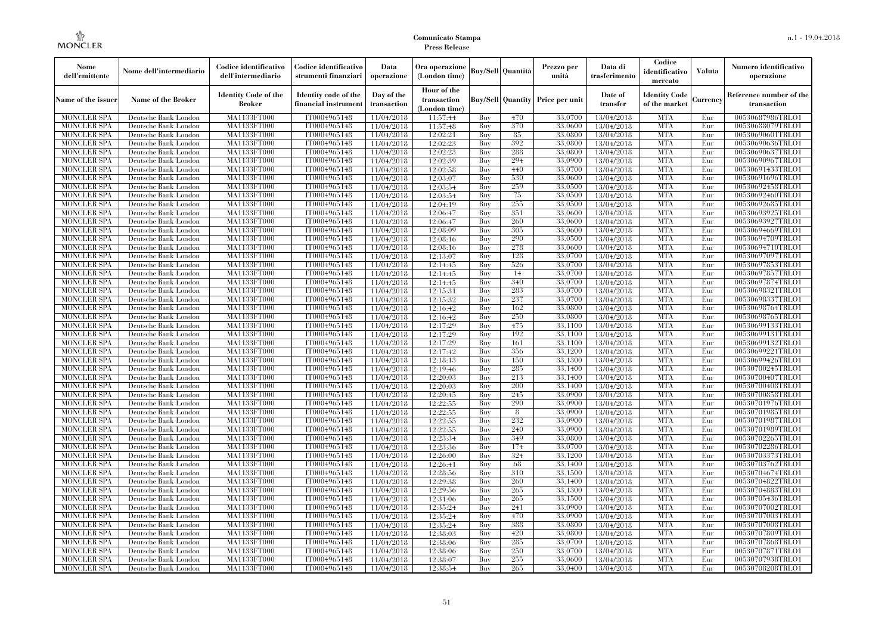| Nome dell'emittente | Nome dell'intermediario | Codice identificativo dell'intermediario | Codice identificativo strumenti finanziari | Data operazione | Ora operazione (London time) | Buy/Sell | Quantità | Prezzo per unità | Data di trasferimento | Codice identificativo mercato | Valuta | Numero identificativo operazione |
|---|---|---|---|---|---|---|---|---|---|---|---|---|
| Name of the issuer | Name of the Broker | Identity Code of the Broker | Identity code of the financial instrument | Day of the transaction | Hour of the transaction (London time) | Buy/Sell | Quantity | Price per unit | Date of transfer | Identity Code of the market | Currency | Reference number of the transaction |
| MONCLER SPA | Deutsche Bank London | MA1133FT000 | IT0004965148 | 11/04/2018 | 11:57:44 | Buy | 470 | 33.0700 | 13/04/2018 | MTA | Eur | 00530687986TRLO1 |
| MONCLER SPA | Deutsche Bank London | MA1133FT000 | IT0004965148 | 11/04/2018 | 11:57:48 | Buy | 370 | 33.0600 | 13/04/2018 | MTA | Eur | 00530688079TRLO1 |
| MONCLER SPA | Deutsche Bank London | MA1133FT000 | IT0004965148 | 11/04/2018 | 12:02:21 | Buy | 85 | 33.0800 | 13/04/2018 | MTA | Eur | 00530690601TRLO1 |
| MONCLER SPA | Deutsche Bank London | MA1133FT000 | IT0004965148 | 11/04/2018 | 12:02:23 | Buy | 392 | 33.0800 | 13/04/2018 | MTA | Eur | 00530690636TRLO1 |
| MONCLER SPA | Deutsche Bank London | MA1133FT000 | IT0004965148 | 11/04/2018 | 12:02:23 | Buy | 288 | 33.0800 | 13/04/2018 | MTA | Eur | 00530690637TRLO1 |
| MONCLER SPA | Deutsche Bank London | MA1133FT000 | IT0004965148 | 11/04/2018 | 12:02:39 | Buy | 294 | 33.0900 | 13/04/2018 | MTA | Eur | 00530690967TRLO1 |
| MONCLER SPA | Deutsche Bank London | MA1133FT000 | IT0004965148 | 11/04/2018 | 12:02:58 | Buy | 440 | 33.0700 | 13/04/2018 | MTA | Eur | 00530691433TRLO1 |
| MONCLER SPA | Deutsche Bank London | MA1133FT000 | IT0004965148 | 11/04/2018 | 12:03:07 | Buy | 530 | 33.0600 | 13/04/2018 | MTA | Eur | 00530691696TRLO1 |
| MONCLER SPA | Deutsche Bank London | MA1133FT000 | IT0004965148 | 11/04/2018 | 12:03:54 | Buy | 259 | 33.0500 | 13/04/2018 | MTA | Eur | 00530692458TRLO1 |
| MONCLER SPA | Deutsche Bank London | MA1133FT000 | IT0004965148 | 11/04/2018 | 12:03:54 | Buy | 75 | 33.0500 | 13/04/2018 | MTA | Eur | 00530692460TRLO1 |
| MONCLER SPA | Deutsche Bank London | MA1133FT000 | IT0004965148 | 11/04/2018 | 12:04:19 | Buy | 255 | 33.0500 | 13/04/2018 | MTA | Eur | 00530692685TRLO1 |
| MONCLER SPA | Deutsche Bank London | MA1133FT000 | IT0004965148 | 11/04/2018 | 12:06:47 | Buy | 351 | 33.0600 | 13/04/2018 | MTA | Eur | 00530693925TRLO1 |
| MONCLER SPA | Deutsche Bank London | MA1133FT000 | IT0004965148 | 11/04/2018 | 12:06:47 | Buy | 260 | 33.0600 | 13/04/2018 | MTA | Eur | 00530693927TRLO1 |
| MONCLER SPA | Deutsche Bank London | MA1133FT000 | IT0004965148 | 11/04/2018 | 12:08:09 | Buy | 305 | 33.0600 | 13/04/2018 | MTA | Eur | 00530694669TRLO1 |
| MONCLER SPA | Deutsche Bank London | MA1133FT000 | IT0004965148 | 11/04/2018 | 12:08:16 | Buy | 290 | 33.0500 | 13/04/2018 | MTA | Eur | 00530694709TRLO1 |
| MONCLER SPA | Deutsche Bank London | MA1133FT000 | IT0004965148 | 11/04/2018 | 12:08:16 | Buy | 278 | 33.0600 | 13/04/2018 | MTA | Eur | 00530694710TRLO1 |
| MONCLER SPA | Deutsche Bank London | MA1133FT000 | IT0004965148 | 11/04/2018 | 12:13:07 | Buy | 128 | 33.0700 | 13/04/2018 | MTA | Eur | 00530697097TRLO1 |
| MONCLER SPA | Deutsche Bank London | MA1133FT000 | IT0004965148 | 11/04/2018 | 12:14:45 | Buy | 526 | 33.0700 | 13/04/2018 | MTA | Eur | 00530697853TRLO1 |
| MONCLER SPA | Deutsche Bank London | MA1133FT000 | IT0004965148 | 11/04/2018 | 12:14:45 | Buy | 14 | 33.0700 | 13/04/2018 | MTA | Eur | 00530697857TRLO1 |
| MONCLER SPA | Deutsche Bank London | MA1133FT000 | IT0004965148 | 11/04/2018 | 12:14:45 | Buy | 340 | 33.0700 | 13/04/2018 | MTA | Eur | 00530697874TRLO1 |
| MONCLER SPA | Deutsche Bank London | MA1133FT000 | IT0004965148 | 11/04/2018 | 12:15:31 | Buy | 283 | 33.0700 | 13/04/2018 | MTA | Eur | 00530698321TRLO1 |
| MONCLER SPA | Deutsche Bank London | MA1133FT000 | IT0004965148 | 11/04/2018 | 12:15:32 | Buy | 237 | 33.0700 | 13/04/2018 | MTA | Eur | 00530698337TRLO1 |
| MONCLER SPA | Deutsche Bank London | MA1133FT000 | IT0004965148 | 11/04/2018 | 12:16:42 | Buy | 162 | 33.0800 | 13/04/2018 | MTA | Eur | 00530698764TRLO1 |
| MONCLER SPA | Deutsche Bank London | MA1133FT000 | IT0004965148 | 11/04/2018 | 12:16:42 | Buy | 250 | 33.0800 | 13/04/2018 | MTA | Eur | 00530698765TRLO1 |
| MONCLER SPA | Deutsche Bank London | MA1133FT000 | IT0004965148 | 11/04/2018 | 12:17:29 | Buy | 475 | 33.1100 | 13/04/2018 | MTA | Eur | 00530699133TRLO1 |
| MONCLER SPA | Deutsche Bank London | MA1133FT000 | IT0004965148 | 11/04/2018 | 12:17:29 | Buy | 192 | 33.1100 | 13/04/2018 | MTA | Eur | 00530699131TRLO1 |
| MONCLER SPA | Deutsche Bank London | MA1133FT000 | IT0004965148 | 11/04/2018 | 12:17:29 | Buy | 161 | 33.1100 | 13/04/2018 | MTA | Eur | 00530699132TRLO1 |
| MONCLER SPA | Deutsche Bank London | MA1133FT000 | IT0004965148 | 11/04/2018 | 12:17:42 | Buy | 356 | 33.1200 | 13/04/2018 | MTA | Eur | 00530699221TRLO1 |
| MONCLER SPA | Deutsche Bank London | MA1133FT000 | IT0004965148 | 11/04/2018 | 12:18:13 | Buy | 150 | 33.1300 | 13/04/2018 | MTA | Eur | 00530699426TRLO1 |
| MONCLER SPA | Deutsche Bank London | MA1133FT000 | IT0004965148 | 11/04/2018 | 12:19:46 | Buy | 285 | 33.1400 | 13/04/2018 | MTA | Eur | 00530700245TRLO1 |
| MONCLER SPA | Deutsche Bank London | MA1133FT000 | IT0004965148 | 11/04/2018 | 12:20:03 | Buy | 213 | 33.1400 | 13/04/2018 | MTA | Eur | 00530700407TRLO1 |
| MONCLER SPA | Deutsche Bank London | MA1133FT000 | IT0004965148 | 11/04/2018 | 12:20:03 | Buy | 200 | 33.1400 | 13/04/2018 | MTA | Eur | 00530700408TRLO1 |
| MONCLER SPA | Deutsche Bank London | MA1133FT000 | IT0004965148 | 11/04/2018 | 12:20:45 | Buy | 245 | 33.0900 | 13/04/2018 | MTA | Eur | 00530700858TRLO1 |
| MONCLER SPA | Deutsche Bank London | MA1133FT000 | IT0004965148 | 11/04/2018 | 12:22:55 | Buy | 290 | 33.0900 | 13/04/2018 | MTA | Eur | 00530701976TRLO1 |
| MONCLER SPA | Deutsche Bank London | MA1133FT000 | IT0004965148 | 11/04/2018 | 12:22:55 | Buy | 8 | 33.0900 | 13/04/2018 | MTA | Eur | 00530701985TRLO1 |
| MONCLER SPA | Deutsche Bank London | MA1133FT000 | IT0004965148 | 11/04/2018 | 12:22:55 | Buy | 232 | 33.0900 | 13/04/2018 | MTA | Eur | 00530701987TRLO1 |
| MONCLER SPA | Deutsche Bank London | MA1133FT000 | IT0004965148 | 11/04/2018 | 12:22:55 | Buy | 240 | 33.0900 | 13/04/2018 | MTA | Eur | 00530701989TRLO1 |
| MONCLER SPA | Deutsche Bank London | MA1133FT000 | IT0004965148 | 11/04/2018 | 12:23:34 | Buy | 349 | 33.0800 | 13/04/2018 | MTA | Eur | 00530702265TRLO1 |
| MONCLER SPA | Deutsche Bank London | MA1133FT000 | IT0004965148 | 11/04/2018 | 12:23:36 | Buy | 174 | 33.0700 | 13/04/2018 | MTA | Eur | 00530702286TRLO1 |
| MONCLER SPA | Deutsche Bank London | MA1133FT000 | IT0004965148 | 11/04/2018 | 12:26:00 | Buy | 324 | 33.1200 | 13/04/2018 | MTA | Eur | 00530703373TRLO1 |
| MONCLER SPA | Deutsche Bank London | MA1133FT000 | IT0004965148 | 11/04/2018 | 12:26:41 | Buy | 68 | 33.1400 | 13/04/2018 | MTA | Eur | 00530703762TRLO1 |
| MONCLER SPA | Deutsche Bank London | MA1133FT000 | IT0004965148 | 11/04/2018 | 12:28:56 | Buy | 310 | 33.1500 | 13/04/2018 | MTA | Eur | 00530704674TRLO1 |
| MONCLER SPA | Deutsche Bank London | MA1133FT000 | IT0004965148 | 11/04/2018 | 12:29:38 | Buy | 260 | 33.1400 | 13/04/2018 | MTA | Eur | 00530704822TRLO1 |
| MONCLER SPA | Deutsche Bank London | MA1133FT000 | IT0004965148 | 11/04/2018 | 12:29:56 | Buy | 265 | 33.1300 | 13/04/2018 | MTA | Eur | 00530704883TRLO1 |
| MONCLER SPA | Deutsche Bank London | MA1133FT000 | IT0004965148 | 11/04/2018 | 12:31:06 | Buy | 265 | 33.1500 | 13/04/2018 | MTA | Eur | 00530705436TRLO1 |
| MONCLER SPA | Deutsche Bank London | MA1133FT000 | IT0004965148 | 11/04/2018 | 12:35:24 | Buy | 241 | 33.0900 | 13/04/2018 | MTA | Eur | 00530707002TRLO1 |
| MONCLER SPA | Deutsche Bank London | MA1133FT000 | IT0004965148 | 11/04/2018 | 12:35:24 | Buy | 470 | 33.0900 | 13/04/2018 | MTA | Eur | 00530707003TRLO1 |
| MONCLER SPA | Deutsche Bank London | MA1133FT000 | IT0004965148 | 11/04/2018 | 12:35:24 | Buy | 388 | 33.0800 | 13/04/2018 | MTA | Eur | 00530707008TRLO1 |
| MONCLER SPA | Deutsche Bank London | MA1133FT000 | IT0004965148 | 11/04/2018 | 12:38:03 | Buy | 420 | 33.0800 | 13/04/2018 | MTA | Eur | 00530707809TRLO1 |
| MONCLER SPA | Deutsche Bank London | MA1133FT000 | IT0004965148 | 11/04/2018 | 12:38:06 | Buy | 285 | 33.0700 | 13/04/2018 | MTA | Eur | 00530707868TRLO1 |
| MONCLER SPA | Deutsche Bank London | MA1133FT000 | IT0004965148 | 11/04/2018 | 12:38:06 | Buy | 250 | 33.0700 | 13/04/2018 | MTA | Eur | 00530707871TRLO1 |
| MONCLER SPA | Deutsche Bank London | MA1133FT000 | IT0004965148 | 11/04/2018 | 12:38:07 | Buy | 255 | 33.0600 | 13/04/2018 | MTA | Eur | 00530707938TRLO1 |
| MONCLER SPA | Deutsche Bank London | MA1133FT000 | IT0004965148 | 11/04/2018 | 12:38:54 | Buy | 265 | 33.0400 | 13/04/2018 | MTA | Eur | 00530708208TRLO1 |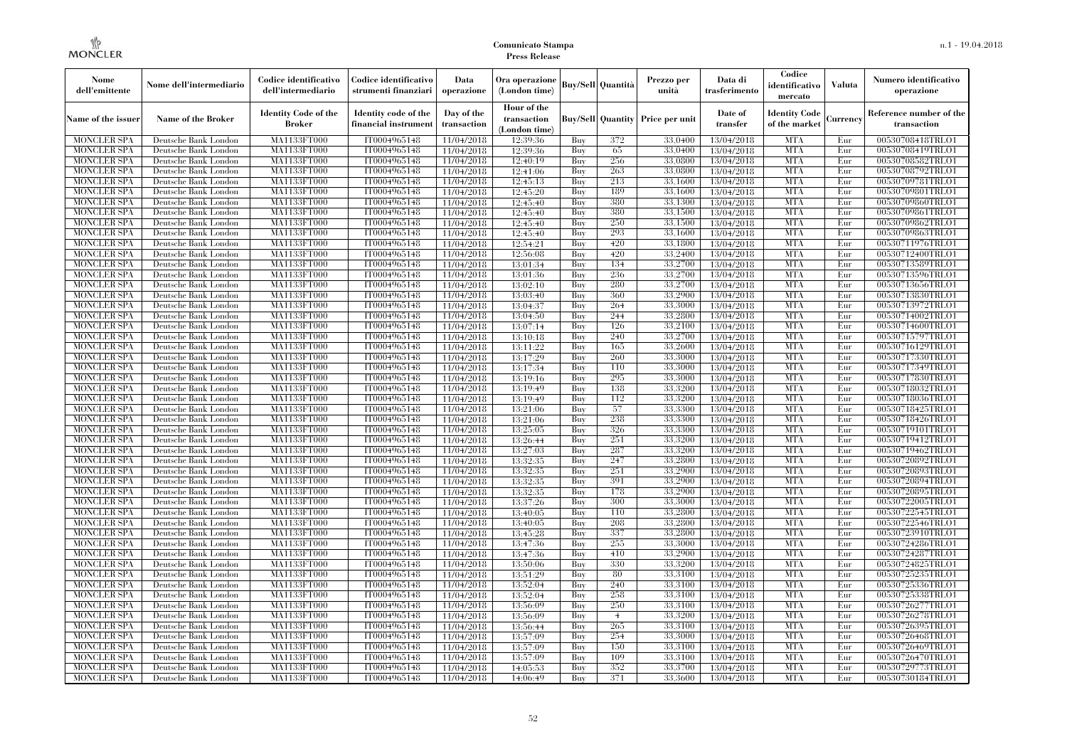| Nome dell'emittente | Nome dell'intermediario | Codice identificativo dell'intermediario | Codice identificativo strumenti finanziari | Data operazione | Ora operazione (London time) | Buy/Sell | Quantità | Prezzo per unità | Data di trasferimento | Codice identificativo mercato | Valuta | Numero identificativo operazione |
|---|---|---|---|---|---|---|---|---|---|---|---|---|
| Name of the issuer | Name of the Broker | Identity Code of the Broker | Identity code of the financial instrument | Day of the transaction | Hour of the transaction (London time) | Buy/Sell | Quantity | Price per unit | Date of transfer | Identity Code of the market | Currency | Reference number of the transaction |
| MONCLER SPA | Deutsche Bank London | MA1133FT000 | IT0004965148 | 11/04/2018 | 12:39:36 | Buy | 372 | 33.0400 | 13/04/2018 | MTA | Eur | 00530708418TRLO1 |
| MONCLER SPA | Deutsche Bank London | MA1133FT000 | IT0004965148 | 11/04/2018 | 12:39:36 | Buy | 65 | 33.0400 | 13/04/2018 | MTA | Eur | 00530708419TRLO1 |
| MONCLER SPA | Deutsche Bank London | MA1133FT000 | IT0004965148 | 11/04/2018 | 12:40:19 | Buy | 256 | 33.0800 | 13/04/2018 | MTA | Eur | 00530708582TRLO1 |
| MONCLER SPA | Deutsche Bank London | MA1133FT000 | IT0004965148 | 11/04/2018 | 12:41:06 | Buy | 263 | 33.0800 | 13/04/2018 | MTA | Eur | 00530708792TRLO1 |
| MONCLER SPA | Deutsche Bank London | MA1133FT000 | IT0004965148 | 11/04/2018 | 12:45:13 | Buy | 213 | 33.1600 | 13/04/2018 | MTA | Eur | 00530709781TRLO1 |
| MONCLER SPA | Deutsche Bank London | MA1133FT000 | IT0004965148 | 11/04/2018 | 12:45:20 | Buy | 189 | 33.1600 | 13/04/2018 | MTA | Eur | 00530709801TRLO1 |
| MONCLER SPA | Deutsche Bank London | MA1133FT000 | IT0004965148 | 11/04/2018 | 12:45:40 | Buy | 380 | 33.1300 | 13/04/2018 | MTA | Eur | 00530709860TRLO1 |
| MONCLER SPA | Deutsche Bank London | MA1133FT000 | IT0004965148 | 11/04/2018 | 12:45:40 | Buy | 380 | 33.1500 | 13/04/2018 | MTA | Eur | 00530709861TRLO1 |
| MONCLER SPA | Deutsche Bank London | MA1133FT000 | IT0004965148 | 11/04/2018 | 12:45:40 | Buy | 250 | 33.1500 | 13/04/2018 | MTA | Eur | 00530709862TRLO1 |
| MONCLER SPA | Deutsche Bank London | MA1133FT000 | IT0004965148 | 11/04/2018 | 12:45:40 | Buy | 293 | 33.1600 | 13/04/2018 | MTA | Eur | 00530709863TRLO1 |
| MONCLER SPA | Deutsche Bank London | MA1133FT000 | IT0004965148 | 11/04/2018 | 12:54:21 | Buy | 420 | 33.1800 | 13/04/2018 | MTA | Eur | 00530711976TRLO1 |
| MONCLER SPA | Deutsche Bank London | MA1133FT000 | IT0004965148 | 11/04/2018 | 12:56:08 | Buy | 420 | 33.2400 | 13/04/2018 | MTA | Eur | 00530712400TRLO1 |
| MONCLER SPA | Deutsche Bank London | MA1133FT000 | IT0004965148 | 11/04/2018 | 13:01:34 | Buy | 134 | 33.2700 | 13/04/2018 | MTA | Eur | 00530713589TRLO1 |
| MONCLER SPA | Deutsche Bank London | MA1133FT000 | IT0004965148 | 11/04/2018 | 13:01:36 | Buy | 236 | 33.2700 | 13/04/2018 | MTA | Eur | 00530713596TRLO1 |
| MONCLER SPA | Deutsche Bank London | MA1133FT000 | IT0004965148 | 11/04/2018 | 13:02:10 | Buy | 280 | 33.2700 | 13/04/2018 | MTA | Eur | 00530713656TRLO1 |
| MONCLER SPA | Deutsche Bank London | MA1133FT000 | IT0004965148 | 11/04/2018 | 13:03:40 | Buy | 360 | 33.2900 | 13/04/2018 | MTA | Eur | 00530713830TRLO1 |
| MONCLER SPA | Deutsche Bank London | MA1133FT000 | IT0004965148 | 11/04/2018 | 13:04:37 | Buy | 264 | 33.3000 | 13/04/2018 | MTA | Eur | 00530713972TRLO1 |
| MONCLER SPA | Deutsche Bank London | MA1133FT000 | IT0004965148 | 11/04/2018 | 13:04:50 | Buy | 244 | 33.2800 | 13/04/2018 | MTA | Eur | 00530714002TRLO1 |
| MONCLER SPA | Deutsche Bank London | MA1133FT000 | IT0004965148 | 11/04/2018 | 13:07:14 | Buy | 126 | 33.2100 | 13/04/2018 | MTA | Eur | 00530714600TRLO1 |
| MONCLER SPA | Deutsche Bank London | MA1133FT000 | IT0004965148 | 11/04/2018 | 13:10:18 | Buy | 240 | 33.2700 | 13/04/2018 | MTA | Eur | 00530715797TRLO1 |
| MONCLER SPA | Deutsche Bank London | MA1133FT000 | IT0004965148 | 11/04/2018 | 13:11:22 | Buy | 165 | 33.2600 | 13/04/2018 | MTA | Eur | 00530716129TRLO1 |
| MONCLER SPA | Deutsche Bank London | MA1133FT000 | IT0004965148 | 11/04/2018 | 13:17:29 | Buy | 260 | 33.3000 | 13/04/2018 | MTA | Eur | 00530717330TRLO1 |
| MONCLER SPA | Deutsche Bank London | MA1133FT000 | IT0004965148 | 11/04/2018 | 13:17:34 | Buy | 110 | 33.3000 | 13/04/2018 | MTA | Eur | 00530717349TRLO1 |
| MONCLER SPA | Deutsche Bank London | MA1133FT000 | IT0004965148 | 11/04/2018 | 13:19:16 | Buy | 295 | 33.3000 | 13/04/2018 | MTA | Eur | 00530717830TRLO1 |
| MONCLER SPA | Deutsche Bank London | MA1133FT000 | IT0004965148 | 11/04/2018 | 13:19:49 | Buy | 138 | 33.3200 | 13/04/2018 | MTA | Eur | 00530718032TRLO1 |
| MONCLER SPA | Deutsche Bank London | MA1133FT000 | IT0004965148 | 11/04/2018 | 13:19:49 | Buy | 112 | 33.3200 | 13/04/2018 | MTA | Eur | 00530718036TRLO1 |
| MONCLER SPA | Deutsche Bank London | MA1133FT000 | IT0004965148 | 11/04/2018 | 13:21:06 | Buy | 57 | 33.3300 | 13/04/2018 | MTA | Eur | 00530718425TRLO1 |
| MONCLER SPA | Deutsche Bank London | MA1133FT000 | IT0004965148 | 11/04/2018 | 13:21:06 | Buy | 238 | 33.3300 | 13/04/2018 | MTA | Eur | 00530718426TRLO1 |
| MONCLER SPA | Deutsche Bank London | MA1133FT000 | IT0004965148 | 11/04/2018 | 13:25:05 | Buy | 326 | 33.3300 | 13/04/2018 | MTA | Eur | 00530719101TRLO1 |
| MONCLER SPA | Deutsche Bank London | MA1133FT000 | IT0004965148 | 11/04/2018 | 13:26:44 | Buy | 251 | 33.3200 | 13/04/2018 | MTA | Eur | 00530719412TRLO1 |
| MONCLER SPA | Deutsche Bank London | MA1133FT000 | IT0004965148 | 11/04/2018 | 13:27:03 | Buy | 287 | 33.3200 | 13/04/2018 | MTA | Eur | 00530719462TRLO1 |
| MONCLER SPA | Deutsche Bank London | MA1133FT000 | IT0004965148 | 11/04/2018 | 13:32:35 | Buy | 247 | 33.2800 | 13/04/2018 | MTA | Eur | 00530720892TRLO1 |
| MONCLER SPA | Deutsche Bank London | MA1133FT000 | IT0004965148 | 11/04/2018 | 13:32:35 | Buy | 251 | 33.2900 | 13/04/2018 | MTA | Eur | 00530720893TRLO1 |
| MONCLER SPA | Deutsche Bank London | MA1133FT000 | IT0004965148 | 11/04/2018 | 13:32:35 | Buy | 391 | 33.2900 | 13/04/2018 | MTA | Eur | 00530720894TRLO1 |
| MONCLER SPA | Deutsche Bank London | MA1133FT000 | IT0004965148 | 11/04/2018 | 13:32:35 | Buy | 178 | 33.2900 | 13/04/2018 | MTA | Eur | 00530720895TRLO1 |
| MONCLER SPA | Deutsche Bank London | MA1133FT000 | IT0004965148 | 11/04/2018 | 13:37:26 | Buy | 300 | 33.3000 | 13/04/2018 | MTA | Eur | 00530722005TRLO1 |
| MONCLER SPA | Deutsche Bank London | MA1133FT000 | IT0004965148 | 11/04/2018 | 13:40:05 | Buy | 110 | 33.2800 | 13/04/2018 | MTA | Eur | 00530722545TRLO1 |
| MONCLER SPA | Deutsche Bank London | MA1133FT000 | IT0004965148 | 11/04/2018 | 13:40:05 | Buy | 208 | 33.2800 | 13/04/2018 | MTA | Eur | 00530722546TRLO1 |
| MONCLER SPA | Deutsche Bank London | MA1133FT000 | IT0004965148 | 11/04/2018 | 13:45:28 | Buy | 337 | 33.2800 | 13/04/2018 | MTA | Eur | 00530723910TRLO1 |
| MONCLER SPA | Deutsche Bank London | MA1133FT000 | IT0004965148 | 11/04/2018 | 13:47:36 | Buy | 255 | 33.3000 | 13/04/2018 | MTA | Eur | 00530724286TRLO1 |
| MONCLER SPA | Deutsche Bank London | MA1133FT000 | IT0004965148 | 11/04/2018 | 13:47:36 | Buy | 410 | 33.2900 | 13/04/2018 | MTA | Eur | 00530724287TRLO1 |
| MONCLER SPA | Deutsche Bank London | MA1133FT000 | IT0004965148 | 11/04/2018 | 13:50:06 | Buy | 330 | 33.3200 | 13/04/2018 | MTA | Eur | 00530724825TRLO1 |
| MONCLER SPA | Deutsche Bank London | MA1133FT000 | IT0004965148 | 11/04/2018 | 13:51:29 | Buy | 80 | 33.3100 | 13/04/2018 | MTA | Eur | 00530725235TRLO1 |
| MONCLER SPA | Deutsche Bank London | MA1133FT000 | IT0004965148 | 11/04/2018 | 13:52:04 | Buy | 240 | 33.3100 | 13/04/2018 | MTA | Eur | 00530725336TRLO1 |
| MONCLER SPA | Deutsche Bank London | MA1133FT000 | IT0004965148 | 11/04/2018 | 13:52:04 | Buy | 258 | 33.3100 | 13/04/2018 | MTA | Eur | 00530725338TRLO1 |
| MONCLER SPA | Deutsche Bank London | MA1133FT000 | IT0004965148 | 11/04/2018 | 13:56:09 | Buy | 250 | 33.3100 | 13/04/2018 | MTA | Eur | 00530726277TRLO1 |
| MONCLER SPA | Deutsche Bank London | MA1133FT000 | IT0004965148 | 11/04/2018 | 13:56:09 | Buy | 4 | 33.3200 | 13/04/2018 | MTA | Eur | 00530726278TRLO1 |
| MONCLER SPA | Deutsche Bank London | MA1133FT000 | IT0004965148 | 11/04/2018 | 13:56:44 | Buy | 265 | 33.3100 | 13/04/2018 | MTA | Eur | 00530726395TRLO1 |
| MONCLER SPA | Deutsche Bank London | MA1133FT000 | IT0004965148 | 11/04/2018 | 13:57:09 | Buy | 254 | 33.3000 | 13/04/2018 | MTA | Eur | 00530726468TRLO1 |
| MONCLER SPA | Deutsche Bank London | MA1133FT000 | IT0004965148 | 11/04/2018 | 13:57:09 | Buy | 150 | 33.3100 | 13/04/2018 | MTA | Eur | 00530726469TRLO1 |
| MONCLER SPA | Deutsche Bank London | MA1133FT000 | IT0004965148 | 11/04/2018 | 13:57:09 | Buy | 109 | 33.3100 | 13/04/2018 | MTA | Eur | 00530726470TRLO1 |
| MONCLER SPA | Deutsche Bank London | MA1133FT000 | IT0004965148 | 11/04/2018 | 14:05:53 | Buy | 352 | 33.3700 | 13/04/2018 | MTA | Eur | 00530729773TRLO1 |
| MONCLER SPA | Deutsche Bank London | MA1133FT000 | IT0004965148 | 11/04/2018 | 14:06:49 | Buy | 371 | 33.3600 | 13/04/2018 | MTA | Eur | 00530730184TRLO1 |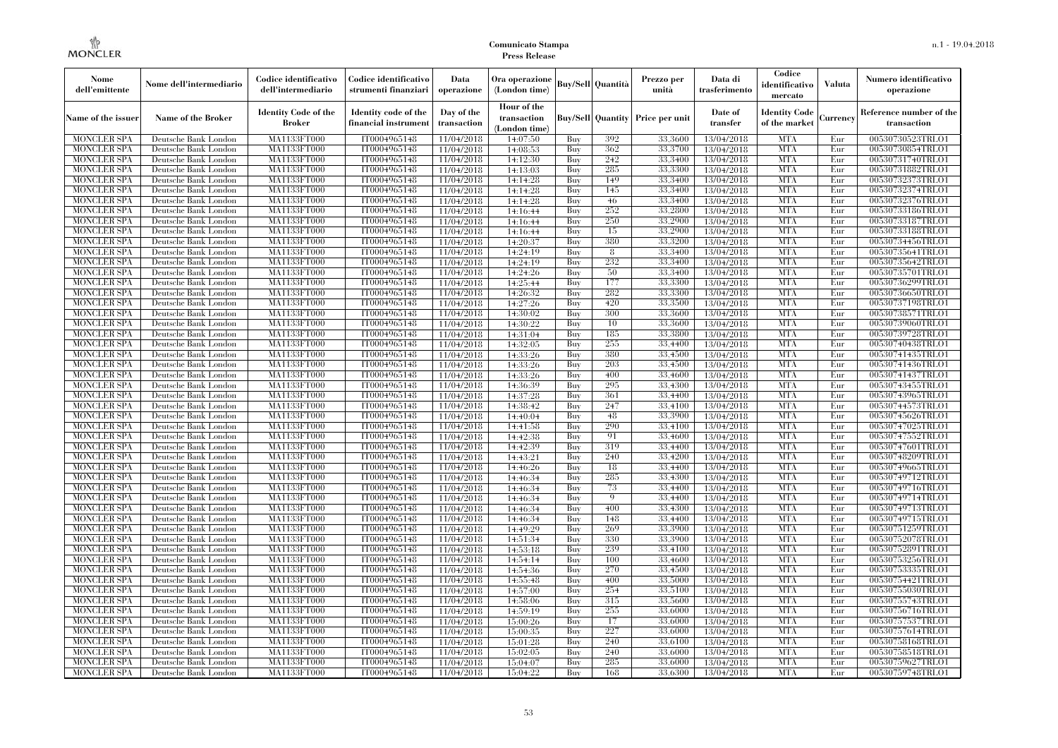**Comunicato Stampa**
**Press Release**

| Nome dell'emittente | Nome dell'intermediario | Codice identificativo dell'intermediario | Codice identificativo strumenti finanziari | Data operazione | Ora operazione (London time) | Buy/Sell | Quantità | Prezzo per unità | Data di trasferimento | Codice identificativo mercato | Valuta | Numero identificativo operazione |
|---|---|---|---|---|---|---|---|---|---|---|---|---|
| Name of the issuer | Name of the Broker | Identity Code of the Broker | Identity code of the financial instrument | Day of the transaction | Hour of the transaction (London time) | Buy/Sell | Quantity | Price per unit | Date of transfer | Identity Code of the market | Currency | Reference number of the transaction |
| MONCLER SPA | Deutsche Bank London | MA1133FT000 | IT0004965148 | 11/04/2018 | 14:07:50 | Buy | 392 | 33.3600 | 13/04/2018 | MTA | Eur | 00530730523TRLO1 |
| MONCLER SPA | Deutsche Bank London | MA1133FT000 | IT0004965148 | 11/04/2018 | 14:08:53 | Buy | 362 | 33.3700 | 13/04/2018 | MTA | Eur | 00530730854TRLO1 |
| MONCLER SPA | Deutsche Bank London | MA1133FT000 | IT0004965148 | 11/04/2018 | 14:12:30 | Buy | 242 | 33.3400 | 13/04/2018 | MTA | Eur | 00530731740TRLO1 |
| MONCLER SPA | Deutsche Bank London | MA1133FT000 | IT0004965148 | 11/04/2018 | 14:13:03 | Buy | 285 | 33.3300 | 13/04/2018 | MTA | Eur | 00530731882TRLO1 |
| MONCLER SPA | Deutsche Bank London | MA1133FT000 | IT0004965148 | 11/04/2018 | 14:14:28 | Buy | 149 | 33.3400 | 13/04/2018 | MTA | Eur | 00530732373TRLO1 |
| MONCLER SPA | Deutsche Bank London | MA1133FT000 | IT0004965148 | 11/04/2018 | 14:14:28 | Buy | 145 | 33.3400 | 13/04/2018 | MTA | Eur | 00530732374TRLO1 |
| MONCLER SPA | Deutsche Bank London | MA1133FT000 | IT0004965148 | 11/04/2018 | 14:14:28 | Buy | 46 | 33.3400 | 13/04/2018 | MTA | Eur | 00530732376TRLO1 |
| MONCLER SPA | Deutsche Bank London | MA1133FT000 | IT0004965148 | 11/04/2018 | 14:16:44 | Buy | 252 | 33.2800 | 13/04/2018 | MTA | Eur | 00530733186TRLO1 |
| MONCLER SPA | Deutsche Bank London | MA1133FT000 | IT0004965148 | 11/04/2018 | 14:16:44 | Buy | 250 | 33.2900 | 13/04/2018 | MTA | Eur | 00530733187TRLO1 |
| MONCLER SPA | Deutsche Bank London | MA1133FT000 | IT0004965148 | 11/04/2018 | 14:16:44 | Buy | 15 | 33.2900 | 13/04/2018 | MTA | Eur | 00530733188TRLO1 |
| MONCLER SPA | Deutsche Bank London | MA1133FT000 | IT0004965148 | 11/04/2018 | 14:20:37 | Buy | 380 | 33.3200 | 13/04/2018 | MTA | Eur | 00530734456TRLO1 |
| MONCLER SPA | Deutsche Bank London | MA1133FT000 | IT0004965148 | 11/04/2018 | 14:24:19 | Buy | 8 | 33.3400 | 13/04/2018 | MTA | Eur | 00530735641TRLO1 |
| MONCLER SPA | Deutsche Bank London | MA1133FT000 | IT0004965148 | 11/04/2018 | 14:24:19 | Buy | 232 | 33.3400 | 13/04/2018 | MTA | Eur | 00530735642TRLO1 |
| MONCLER SPA | Deutsche Bank London | MA1133FT000 | IT0004965148 | 11/04/2018 | 14:24:26 | Buy | 50 | 33.3400 | 13/04/2018 | MTA | Eur | 00530735701TRLO1 |
| MONCLER SPA | Deutsche Bank London | MA1133FT000 | IT0004965148 | 11/04/2018 | 14:25:44 | Buy | 177 | 33.3300 | 13/04/2018 | MTA | Eur | 00530736299TRLO1 |
| MONCLER SPA | Deutsche Bank London | MA1133FT000 | IT0004965148 | 11/04/2018 | 14:26:32 | Buy | 282 | 33.3300 | 13/04/2018 | MTA | Eur | 00530736650TRLO1 |
| MONCLER SPA | Deutsche Bank London | MA1133FT000 | IT0004965148 | 11/04/2018 | 14:27:26 | Buy | 420 | 33.3500 | 13/04/2018 | MTA | Eur | 00530737198TRLO1 |
| MONCLER SPA | Deutsche Bank London | MA1133FT000 | IT0004965148 | 11/04/2018 | 14:30:02 | Buy | 300 | 33.3600 | 13/04/2018 | MTA | Eur | 00530738571TRLO1 |
| MONCLER SPA | Deutsche Bank London | MA1133FT000 | IT0004965148 | 11/04/2018 | 14:30:22 | Buy | 10 | 33.3600 | 13/04/2018 | MTA | Eur | 00530739060TRLO1 |
| MONCLER SPA | Deutsche Bank London | MA1133FT000 | IT0004965148 | 11/04/2018 | 14:31:04 | Buy | 185 | 33.3800 | 13/04/2018 | MTA | Eur | 00530739728TRLO1 |
| MONCLER SPA | Deutsche Bank London | MA1133FT000 | IT0004965148 | 11/04/2018 | 14:32:05 | Buy | 255 | 33.4400 | 13/04/2018 | MTA | Eur | 00530740438TRLO1 |
| MONCLER SPA | Deutsche Bank London | MA1133FT000 | IT0004965148 | 11/04/2018 | 14:33:26 | Buy | 380 | 33.4500 | 13/04/2018 | MTA | Eur | 00530741435TRLO1 |
| MONCLER SPA | Deutsche Bank London | MA1133FT000 | IT0004965148 | 11/04/2018 | 14:33:26 | Buy | 203 | 33.4500 | 13/04/2018 | MTA | Eur | 00530741436TRLO1 |
| MONCLER SPA | Deutsche Bank London | MA1133FT000 | IT0004965148 | 11/04/2018 | 14:33:26 | Buy | 400 | 33.4600 | 13/04/2018 | MTA | Eur | 00530741437TRLO1 |
| MONCLER SPA | Deutsche Bank London | MA1133FT000 | IT0004965148 | 11/04/2018 | 14:36:39 | Buy | 295 | 33.4300 | 13/04/2018 | MTA | Eur | 00530743455TRLO1 |
| MONCLER SPA | Deutsche Bank London | MA1133FT000 | IT0004965148 | 11/04/2018 | 14:37:28 | Buy | 361 | 33.4400 | 13/04/2018 | MTA | Eur | 00530743965TRLO1 |
| MONCLER SPA | Deutsche Bank London | MA1133FT000 | IT0004965148 | 11/04/2018 | 14:38:42 | Buy | 247 | 33.4100 | 13/04/2018 | MTA | Eur | 00530744573TRLO1 |
| MONCLER SPA | Deutsche Bank London | MA1133FT000 | IT0004965148 | 11/04/2018 | 14:40:04 | Buy | 48 | 33.3900 | 13/04/2018 | MTA | Eur | 00530745626TRLO1 |
| MONCLER SPA | Deutsche Bank London | MA1133FT000 | IT0004965148 | 11/04/2018 | 14:41:58 | Buy | 290 | 33.4100 | 13/04/2018 | MTA | Eur | 00530747025TRLO1 |
| MONCLER SPA | Deutsche Bank London | MA1133FT000 | IT0004965148 | 11/04/2018 | 14:42:38 | Buy | 91 | 33.4600 | 13/04/2018 | MTA | Eur | 00530747552TRLO1 |
| MONCLER SPA | Deutsche Bank London | MA1133FT000 | IT0004965148 | 11/04/2018 | 14:42:39 | Buy | 319 | 33.4400 | 13/04/2018 | MTA | Eur | 00530747601TRLO1 |
| MONCLER SPA | Deutsche Bank London | MA1133FT000 | IT0004965148 | 11/04/2018 | 14:43:21 | Buy | 240 | 33.4200 | 13/04/2018 | MTA | Eur | 00530748209TRLO1 |
| MONCLER SPA | Deutsche Bank London | MA1133FT000 | IT0004965148 | 11/04/2018 | 14:46:26 | Buy | 18 | 33.4400 | 13/04/2018 | MTA | Eur | 00530749665TRLO1 |
| MONCLER SPA | Deutsche Bank London | MA1133FT000 | IT0004965148 | 11/04/2018 | 14:46:34 | Buy | 285 | 33.4300 | 13/04/2018 | MTA | Eur | 00530749712TRLO1 |
| MONCLER SPA | Deutsche Bank London | MA1133FT000 | IT0004965148 | 11/04/2018 | 14:46:34 | Buy | 73 | 33.4400 | 13/04/2018 | MTA | Eur | 00530749716TRLO1 |
| MONCLER SPA | Deutsche Bank London | MA1133FT000 | IT0004965148 | 11/04/2018 | 14:46:34 | Buy | 9 | 33.4400 | 13/04/2018 | MTA | Eur | 00530749714TRLO1 |
| MONCLER SPA | Deutsche Bank London | MA1133FT000 | IT0004965148 | 11/04/2018 | 14:46:34 | Buy | 400 | 33.4300 | 13/04/2018 | MTA | Eur | 00530749713TRLO1 |
| MONCLER SPA | Deutsche Bank London | MA1133FT000 | IT0004965148 | 11/04/2018 | 14:46:34 | Buy | 148 | 33.4400 | 13/04/2018 | MTA | Eur | 00530749715TRLO1 |
| MONCLER SPA | Deutsche Bank London | MA1133FT000 | IT0004965148 | 11/04/2018 | 14:49:29 | Buy | 269 | 33.3900 | 13/04/2018 | MTA | Eur | 00530751259TRLO1 |
| MONCLER SPA | Deutsche Bank London | MA1133FT000 | IT0004965148 | 11/04/2018 | 14:51:34 | Buy | 330 | 33.3900 | 13/04/2018 | MTA | Eur | 00530752078TRLO1 |
| MONCLER SPA | Deutsche Bank London | MA1133FT000 | IT0004965148 | 11/04/2018 | 14:53:18 | Buy | 239 | 33.4100 | 13/04/2018 | MTA | Eur | 00530752891TRLO1 |
| MONCLER SPA | Deutsche Bank London | MA1133FT000 | IT0004965148 | 11/04/2018 | 14:54:14 | Buy | 100 | 33.4600 | 13/04/2018 | MTA | Eur | 00530753256TRLO1 |
| MONCLER SPA | Deutsche Bank London | MA1133FT000 | IT0004965148 | 11/04/2018 | 14:54:36 | Buy | 270 | 33.4500 | 13/04/2018 | MTA | Eur | 00530753335TRLO1 |
| MONCLER SPA | Deutsche Bank London | MA1133FT000 | IT0004965148 | 11/04/2018 | 14:55:48 | Buy | 400 | 33.5000 | 13/04/2018 | MTA | Eur | 00530754421TRLO1 |
| MONCLER SPA | Deutsche Bank London | MA1133FT000 | IT0004965148 | 11/04/2018 | 14:57:00 | Buy | 254 | 33.5100 | 13/04/2018 | MTA | Eur | 00530755030TRLO1 |
| MONCLER SPA | Deutsche Bank London | MA1133FT000 | IT0004965148 | 11/04/2018 | 14:58:06 | Buy | 315 | 33.5600 | 13/04/2018 | MTA | Eur | 00530755743TRLO1 |
| MONCLER SPA | Deutsche Bank London | MA1133FT000 | IT0004965148 | 11/04/2018 | 14:59:19 | Buy | 255 | 33.6000 | 13/04/2018 | MTA | Eur | 00530756716TRLO1 |
| MONCLER SPA | Deutsche Bank London | MA1133FT000 | IT0004965148 | 11/04/2018 | 15:00:26 | Buy | 17 | 33.6000 | 13/04/2018 | MTA | Eur | 00530757537TRLO1 |
| MONCLER SPA | Deutsche Bank London | MA1133FT000 | IT0004965148 | 11/04/2018 | 15:00:35 | Buy | 227 | 33.6000 | 13/04/2018 | MTA | Eur | 00530757614TRLO1 |
| MONCLER SPA | Deutsche Bank London | MA1133FT000 | IT0004965148 | 11/04/2018 | 15:01:28 | Buy | 240 | 33.6100 | 13/04/2018 | MTA | Eur | 00530758168TRLO1 |
| MONCLER SPA | Deutsche Bank London | MA1133FT000 | IT0004965148 | 11/04/2018 | 15:02:05 | Buy | 240 | 33.6000 | 13/04/2018 | MTA | Eur | 00530758518TRLO1 |
| MONCLER SPA | Deutsche Bank London | MA1133FT000 | IT0004965148 | 11/04/2018 | 15:04:07 | Buy | 285 | 33.6000 | 13/04/2018 | MTA | Eur | 00530759627TRLO1 |
| MONCLER SPA | Deutsche Bank London | MA1133FT000 | IT0004965148 | 11/04/2018 | 15:04:22 | Buy | 168 | 33.6300 | 13/04/2018 | MTA | Eur | 00530759748TRLO1 |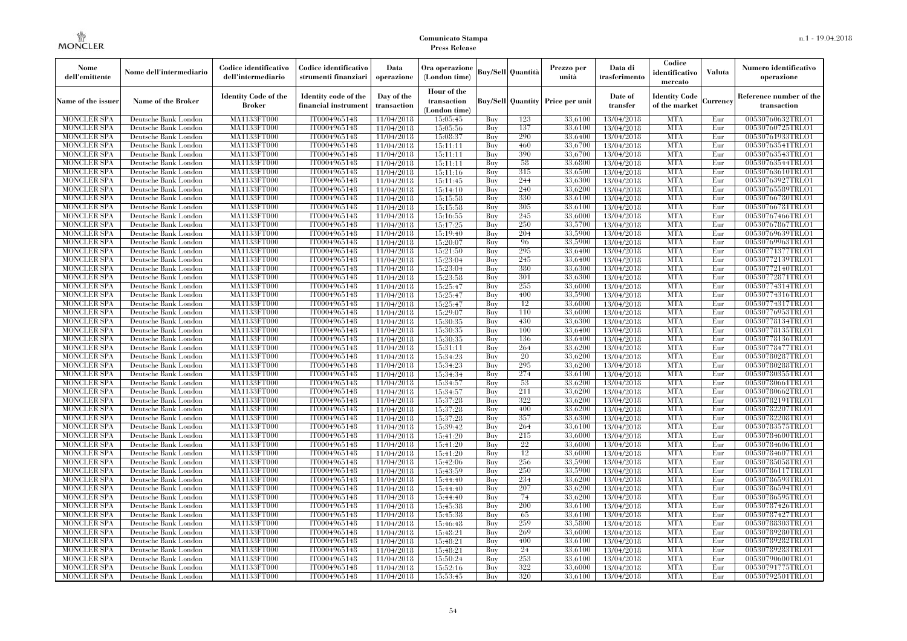| Nome dell'emittente | Nome dell'intermediario | Codice identificativo dell'intermediario | Codice identificativo strumenti finanziari | Data operazione | Ora operazione (London time) | Buy/Sell | Quantità | Prezzo per unità | Data di trasferimento | Codice identificativo mercato | Valuta | Numero identificativo operazione |
|---|---|---|---|---|---|---|---|---|---|---|---|---|
| Name of the issuer | Name of the Broker | Identity Code of the Broker | Identity code of the financial instrument | Day of the transaction | Hour of the transaction (London time) | Buy/Sell | Quantity | Price per unit | Date of transfer | Identity Code of the market | Currency | Reference number of the transaction |
| MONCLER SPA | Deutsche Bank London | MA1133FT000 | IT0004965148 | 11/04/2018 | 15:05:45 | Buy | 123 | 33.6100 | 13/04/2018 | MTA | Eur | 00530760632TRLO1 |
| MONCLER SPA | Deutsche Bank London | MA1133FT000 | IT0004965148 | 11/04/2018 | 15:05:56 | Buy | 137 | 33.6100 | 13/04/2018 | MTA | Eur | 00530760725TRLO1 |
| MONCLER SPA | Deutsche Bank London | MA1133FT000 | IT0004965148 | 11/04/2018 | 15:08:37 | Buy | 290 | 33.6400 | 13/04/2018 | MTA | Eur | 00530761933TRLO1 |
| MONCLER SPA | Deutsche Bank London | MA1133FT000 | IT0004965148 | 11/04/2018 | 15:11:11 | Buy | 460 | 33.6700 | 13/04/2018 | MTA | Eur | 00530763541TRLO1 |
| MONCLER SPA | Deutsche Bank London | MA1133FT000 | IT0004965148 | 11/04/2018 | 15:11:11 | Buy | 390 | 33.6700 | 13/04/2018 | MTA | Eur | 00530763543TRLO1 |
| MONCLER SPA | Deutsche Bank London | MA1133FT000 | IT0004965148 | 11/04/2018 | 15:11:11 | Buy | 58 | 33.6800 | 13/04/2018 | MTA | Eur | 00530763544TRLO1 |
| MONCLER SPA | Deutsche Bank London | MA1133FT000 | IT0004965148 | 11/04/2018 | 15:11:16 | Buy | 315 | 33.6500 | 13/04/2018 | MTA | Eur | 00530763610TRLO1 |
| MONCLER SPA | Deutsche Bank London | MA1133FT000 | IT0004965148 | 11/04/2018 | 15:11:45 | Buy | 244 | 33.6300 | 13/04/2018 | MTA | Eur | 00530763927TRLO1 |
| MONCLER SPA | Deutsche Bank London | MA1133FT000 | IT0004965148 | 11/04/2018 | 15:14:10 | Buy | 240 | 33.6200 | 13/04/2018 | MTA | Eur | 00530765589TRLO1 |
| MONCLER SPA | Deutsche Bank London | MA1133FT000 | IT0004965148 | 11/04/2018 | 15:15:58 | Buy | 330 | 33.6100 | 13/04/2018 | MTA | Eur | 00530766780TRLO1 |
| MONCLER SPA | Deutsche Bank London | MA1133FT000 | IT0004965148 | 11/04/2018 | 15:15:58 | Buy | 305 | 33.6100 | 13/04/2018 | MTA | Eur | 00530766781TRLO1 |
| MONCLER SPA | Deutsche Bank London | MA1133FT000 | IT0004965148 | 11/04/2018 | 15:16:55 | Buy | 245 | 33.6000 | 13/04/2018 | MTA | Eur | 00530767466TRLO1 |
| MONCLER SPA | Deutsche Bank London | MA1133FT000 | IT0004965148 | 11/04/2018 | 15:17:25 | Buy | 250 | 33.5700 | 13/04/2018 | MTA | Eur | 00530767867TRLO1 |
| MONCLER SPA | Deutsche Bank London | MA1133FT000 | IT0004965148 | 11/04/2018 | 15:19:40 | Buy | 204 | 33.5900 | 13/04/2018 | MTA | Eur | 00530769639TRLO1 |
| MONCLER SPA | Deutsche Bank London | MA1133FT000 | IT0004965148 | 11/04/2018 | 15:20:07 | Buy | 96 | 33.5900 | 13/04/2018 | MTA | Eur | 00530769963TRLO1 |
| MONCLER SPA | Deutsche Bank London | MA1133FT000 | IT0004965148 | 11/04/2018 | 15:21:50 | Buy | 295 | 33.6400 | 13/04/2018 | MTA | Eur | 00530771377TRLO1 |
| MONCLER SPA | Deutsche Bank London | MA1133FT000 | IT0004965148 | 11/04/2018 | 15:23:04 | Buy | 245 | 33.6400 | 13/04/2018 | MTA | Eur | 00530772139TRLO1 |
| MONCLER SPA | Deutsche Bank London | MA1133FT000 | IT0004965148 | 11/04/2018 | 15:23:04 | Buy | 380 | 33.6300 | 13/04/2018 | MTA | Eur | 00530772140TRLO1 |
| MONCLER SPA | Deutsche Bank London | MA1133FT000 | IT0004965148 | 11/04/2018 | 15:23:58 | Buy | 301 | 33.6300 | 13/04/2018 | MTA | Eur | 00530772871TRLO1 |
| MONCLER SPA | Deutsche Bank London | MA1133FT000 | IT0004965148 | 11/04/2018 | 15:25:47 | Buy | 255 | 33.6000 | 13/04/2018 | MTA | Eur | 00530774314TRLO1 |
| MONCLER SPA | Deutsche Bank London | MA1133FT000 | IT0004965148 | 11/04/2018 | 15:25:47 | Buy | 400 | 33.5900 | 13/04/2018 | MTA | Eur | 00530774316TRLO1 |
| MONCLER SPA | Deutsche Bank London | MA1133FT000 | IT0004965148 | 11/04/2018 | 15:25:47 | Buy | 12 | 33.6000 | 13/04/2018 | MTA | Eur | 00530774317TRLO1 |
| MONCLER SPA | Deutsche Bank London | MA1133FT000 | IT0004965148 | 11/04/2018 | 15:29:07 | Buy | 110 | 33.6000 | 13/04/2018 | MTA | Eur | 00530776953TRLO1 |
| MONCLER SPA | Deutsche Bank London | MA1133FT000 | IT0004965148 | 11/04/2018 | 15:30:35 | Buy | 430 | 33.6300 | 13/04/2018 | MTA | Eur | 00530778134TRLO1 |
| MONCLER SPA | Deutsche Bank London | MA1133FT000 | IT0004965148 | 11/04/2018 | 15:30:35 | Buy | 100 | 33.6400 | 13/04/2018 | MTA | Eur | 00530778135TRLO1 |
| MONCLER SPA | Deutsche Bank London | MA1133FT000 | IT0004965148 | 11/04/2018 | 15:30:35 | Buy | 136 | 33.6400 | 13/04/2018 | MTA | Eur | 00530778136TRLO1 |
| MONCLER SPA | Deutsche Bank London | MA1133FT000 | IT0004965148 | 11/04/2018 | 15:31:11 | Buy | 264 | 33.6200 | 13/04/2018 | MTA | Eur | 00530778477TRLO1 |
| MONCLER SPA | Deutsche Bank London | MA1133FT000 | IT0004965148 | 11/04/2018 | 15:34:23 | Buy | 20 | 33.6200 | 13/04/2018 | MTA | Eur | 00530780287TRLO1 |
| MONCLER SPA | Deutsche Bank London | MA1133FT000 | IT0004965148 | 11/04/2018 | 15:34:23 | Buy | 295 | 33.6200 | 13/04/2018 | MTA | Eur | 00530780288TRLO1 |
| MONCLER SPA | Deutsche Bank London | MA1133FT000 | IT0004965148 | 11/04/2018 | 15:34:34 | Buy | 274 | 33.6100 | 13/04/2018 | MTA | Eur | 00530780355TRLO1 |
| MONCLER SPA | Deutsche Bank London | MA1133FT000 | IT0004965148 | 11/04/2018 | 15:34:57 | Buy | 53 | 33.6200 | 13/04/2018 | MTA | Eur | 00530780661TRLO1 |
| MONCLER SPA | Deutsche Bank London | MA1133FT000 | IT0004965148 | 11/04/2018 | 15:34:57 | Buy | 211 | 33.6200 | 13/04/2018 | MTA | Eur | 00530780662TRLO1 |
| MONCLER SPA | Deutsche Bank London | MA1133FT000 | IT0004965148 | 11/04/2018 | 15:37:28 | Buy | 322 | 33.6200 | 13/04/2018 | MTA | Eur | 00530782191TRLO1 |
| MONCLER SPA | Deutsche Bank London | MA1133FT000 | IT0004965148 | 11/04/2018 | 15:37:28 | Buy | 400 | 33.6200 | 13/04/2018 | MTA | Eur | 00530782207TRLO1 |
| MONCLER SPA | Deutsche Bank London | MA1133FT000 | IT0004965148 | 11/04/2018 | 15:37:28 | Buy | 357 | 33.6300 | 13/04/2018 | MTA | Eur | 00530782208TRLO1 |
| MONCLER SPA | Deutsche Bank London | MA1133FT000 | IT0004965148 | 11/04/2018 | 15:39:42 | Buy | 264 | 33.6100 | 13/04/2018 | MTA | Eur | 00530783575TRLO1 |
| MONCLER SPA | Deutsche Bank London | MA1133FT000 | IT0004965148 | 11/04/2018 | 15:41:20 | Buy | 215 | 33.6000 | 13/04/2018 | MTA | Eur | 00530784600TRLO1 |
| MONCLER SPA | Deutsche Bank London | MA1133FT000 | IT0004965148 | 11/04/2018 | 15:41:20 | Buy | 22 | 33.6000 | 13/04/2018 | MTA | Eur | 00530784606TRLO1 |
| MONCLER SPA | Deutsche Bank London | MA1133FT000 | IT0004965148 | 11/04/2018 | 15:41:20 | Buy | 12 | 33.6000 | 13/04/2018 | MTA | Eur | 00530784607TRLO1 |
| MONCLER SPA | Deutsche Bank London | MA1133FT000 | IT0004965148 | 11/04/2018 | 15:42:06 | Buy | 256 | 33.5900 | 13/04/2018 | MTA | Eur | 00530785058TRLO1 |
| MONCLER SPA | Deutsche Bank London | MA1133FT000 | IT0004965148 | 11/04/2018 | 15:43:59 | Buy | 250 | 33.5900 | 13/04/2018 | MTA | Eur | 00530786117TRLO1 |
| MONCLER SPA | Deutsche Bank London | MA1133FT000 | IT0004965148 | 11/04/2018 | 15:44:40 | Buy | 234 | 33.6200 | 13/04/2018 | MTA | Eur | 00530786593TRLO1 |
| MONCLER SPA | Deutsche Bank London | MA1133FT000 | IT0004965148 | 11/04/2018 | 15:44:40 | Buy | 207 | 33.6200 | 13/04/2018 | MTA | Eur | 00530786594TRLO1 |
| MONCLER SPA | Deutsche Bank London | MA1133FT000 | IT0004965148 | 11/04/2018 | 15:44:40 | Buy | 74 | 33.6200 | 13/04/2018 | MTA | Eur | 00530786595TRLO1 |
| MONCLER SPA | Deutsche Bank London | MA1133FT000 | IT0004965148 | 11/04/2018 | 15:45:38 | Buy | 200 | 33.6100 | 13/04/2018 | MTA | Eur | 00530787426TRLO1 |
| MONCLER SPA | Deutsche Bank London | MA1133FT000 | IT0004965148 | 11/04/2018 | 15:45:38 | Buy | 65 | 33.6100 | 13/04/2018 | MTA | Eur | 00530787427TRLO1 |
| MONCLER SPA | Deutsche Bank London | MA1133FT000 | IT0004965148 | 11/04/2018 | 15:46:48 | Buy | 259 | 33.5800 | 13/04/2018 | MTA | Eur | 00530788303TRLO1 |
| MONCLER SPA | Deutsche Bank London | MA1133FT000 | IT0004965148 | 11/04/2018 | 15:48:21 | Buy | 269 | 33.6000 | 13/04/2018 | MTA | Eur | 00530789280TRLO1 |
| MONCLER SPA | Deutsche Bank London | MA1133FT000 | IT0004965148 | 11/04/2018 | 15:48:21 | Buy | 400 | 33.6100 | 13/04/2018 | MTA | Eur | 00530789282TRLO1 |
| MONCLER SPA | Deutsche Bank London | MA1133FT000 | IT0004965148 | 11/04/2018 | 15:48:21 | Buy | 24 | 33.6100 | 13/04/2018 | MTA | Eur | 00530789283TRLO1 |
| MONCLER SPA | Deutsche Bank London | MA1133FT000 | IT0004965148 | 11/04/2018 | 15:50:24 | Buy | 253 | 33.6100 | 13/04/2018 | MTA | Eur | 00530790600TRLO1 |
| MONCLER SPA | Deutsche Bank London | MA1133FT000 | IT0004965148 | 11/04/2018 | 15:52:16 | Buy | 322 | 33.6000 | 13/04/2018 | MTA | Eur | 00530791775TRLO1 |
| MONCLER SPA | Deutsche Bank London | MA1133FT000 | IT0004965148 | 11/04/2018 | 15:53:45 | Buy | 320 | 33.6100 | 13/04/2018 | MTA | Eur | 00530792501TRLO1 |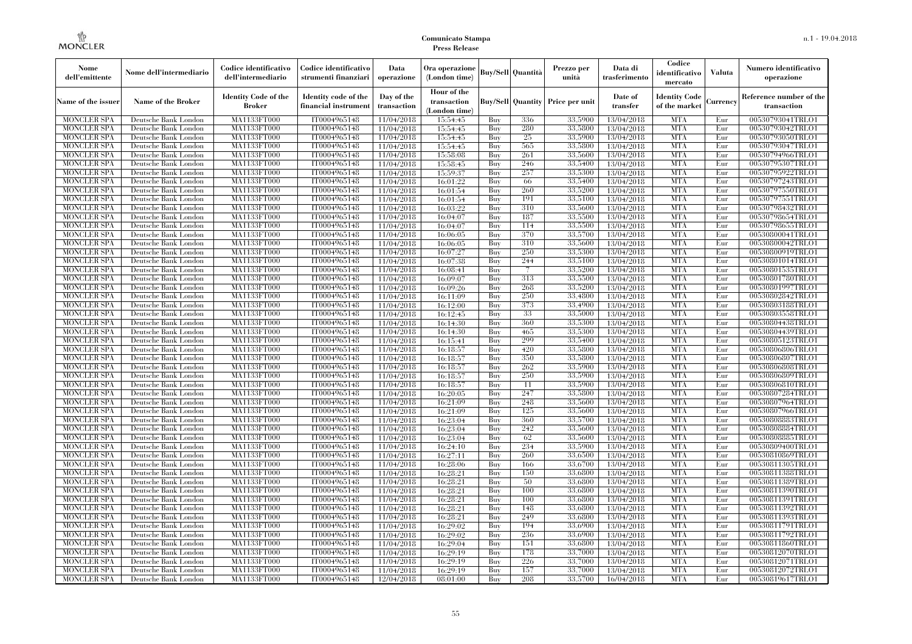**Comunicato Stampa**
**Press Release**

| Nome dell'emittente | Nome dell'intermediario | Codice identificativo dell'intermediario | Codice identificativo strumenti finanziari | Data operazione | Ora operazione (London time) | Buy/Sell | Quantità | Prezzo per unità | Data di trasferimento | Codice identificativo mercato | Valuta | Numero identificativo operazione |
|---|---|---|---|---|---|---|---|---|---|---|---|---|
| Name of the issuer | Name of the Broker | Identity Code of the Broker | Identity code of the financial instrument | Day of the transaction | Hour of the transaction (London time) | Buy/Sell | Quantity | Price per unit | Date of transfer | Identity Code of the market | Currency | Reference number of the transaction |
| MONCLER SPA | Deutsche Bank London | MA1133FT000 | IT0004965148 | 11/04/2018 | 15:54:45 | Buy | 336 | 33.5900 | 13/04/2018 | MTA | Eur | 00530793041TRLO1 |
| MONCLER SPA | Deutsche Bank London | MA1133FT000 | IT0004965148 | 11/04/2018 | 15:54:45 | Buy | 280 | 33.5800 | 13/04/2018 | MTA | Eur | 00530793042TRLO1 |
| MONCLER SPA | Deutsche Bank London | MA1133FT000 | IT0004965148 | 11/04/2018 | 15:54:45 | Buy | 25 | 33.5900 | 13/04/2018 | MTA | Eur | 00530793050TRLO1 |
| MONCLER SPA | Deutsche Bank London | MA1133FT000 | IT0004965148 | 11/04/2018 | 15:54:45 | Buy | 565 | 33.5800 | 13/04/2018 | MTA | Eur | 00530793047TRLO1 |
| MONCLER SPA | Deutsche Bank London | MA1133FT000 | IT0004965148 | 11/04/2018 | 15:58:08 | Buy | 261 | 33.5600 | 13/04/2018 | MTA | Eur | 00530794966TRLO1 |
| MONCLER SPA | Deutsche Bank London | MA1133FT000 | IT0004965148 | 11/04/2018 | 15:58:45 | Buy | 246 | 33.5400 | 13/04/2018 | MTA | Eur | 00530795307TRLO1 |
| MONCLER SPA | Deutsche Bank London | MA1133FT000 | IT0004965148 | 11/04/2018 | 15:59:37 | Buy | 257 | 33.5300 | 13/04/2018 | MTA | Eur | 00530795922TRLO1 |
| MONCLER SPA | Deutsche Bank London | MA1133FT000 | IT0004965148 | 11/04/2018 | 16:01:22 | Buy | 66 | 33.5400 | 13/04/2018 | MTA | Eur | 00530797243TRLO1 |
| MONCLER SPA | Deutsche Bank London | MA1133FT000 | IT0004965148 | 11/04/2018 | 16:01:54 | Buy | 260 | 33.5200 | 13/04/2018 | MTA | Eur | 00530797550TRLO1 |
| MONCLER SPA | Deutsche Bank London | MA1133FT000 | IT0004965148 | 11/04/2018 | 16:01:54 | Buy | 191 | 33.5100 | 13/04/2018 | MTA | Eur | 00530797551TRLO1 |
| MONCLER SPA | Deutsche Bank London | MA1133FT000 | IT0004965148 | 11/04/2018 | 16:03:22 | Buy | 310 | 33.5600 | 13/04/2018 | MTA | Eur | 00530798432TRLO1 |
| MONCLER SPA | Deutsche Bank London | MA1133FT000 | IT0004965148 | 11/04/2018 | 16:04:07 | Buy | 187 | 33.5500 | 13/04/2018 | MTA | Eur | 00530798654TRLO1 |
| MONCLER SPA | Deutsche Bank London | MA1133FT000 | IT0004965148 | 11/04/2018 | 16:04:07 | Buy | 114 | 33.5500 | 13/04/2018 | MTA | Eur | 00530798655TRLO1 |
| MONCLER SPA | Deutsche Bank London | MA1133FT000 | IT0004965148 | 11/04/2018 | 16:06:05 | Buy | 370 | 33.5700 | 13/04/2018 | MTA | Eur | 00530800041TRLO1 |
| MONCLER SPA | Deutsche Bank London | MA1133FT000 | IT0004965148 | 11/04/2018 | 16:06:05 | Buy | 310 | 33.5600 | 13/04/2018 | MTA | Eur | 00530800042TRLO1 |
| MONCLER SPA | Deutsche Bank London | MA1133FT000 | IT0004965148 | 11/04/2018 | 16:07:27 | Buy | 250 | 33.5300 | 13/04/2018 | MTA | Eur | 00530800919TRLO1 |
| MONCLER SPA | Deutsche Bank London | MA1133FT000 | IT0004965148 | 11/04/2018 | 16:07:38 | Buy | 244 | 33.5100 | 13/04/2018 | MTA | Eur | 00530801014TRLO1 |
| MONCLER SPA | Deutsche Bank London | MA1133FT000 | IT0004965148 | 11/04/2018 | 16:08:41 | Buy | 7 | 33.5200 | 13/04/2018 | MTA | Eur | 00530801535TRLO1 |
| MONCLER SPA | Deutsche Bank London | MA1133FT000 | IT0004965148 | 11/04/2018 | 16:09:07 | Buy | 313 | 33.5500 | 13/04/2018 | MTA | Eur | 00530801780TRLO1 |
| MONCLER SPA | Deutsche Bank London | MA1133FT000 | IT0004965148 | 11/04/2018 | 16:09:26 | Buy | 268 | 33.5200 | 13/04/2018 | MTA | Eur | 00530801997TRLO1 |
| MONCLER SPA | Deutsche Bank London | MA1133FT000 | IT0004965148 | 11/04/2018 | 16:11:09 | Buy | 250 | 33.4800 | 13/04/2018 | MTA | Eur | 00530802842TRLO1 |
| MONCLER SPA | Deutsche Bank London | MA1133FT000 | IT0004965148 | 11/04/2018 | 16:12:00 | Buy | 373 | 33.4900 | 13/04/2018 | MTA | Eur | 00530803188TRLO1 |
| MONCLER SPA | Deutsche Bank London | MA1133FT000 | IT0004965148 | 11/04/2018 | 16:12:45 | Buy | 33 | 33.5000 | 13/04/2018 | MTA | Eur | 00530803558TRLO1 |
| MONCLER SPA | Deutsche Bank London | MA1133FT000 | IT0004965148 | 11/04/2018 | 16:14:30 | Buy | 360 | 33.5300 | 13/04/2018 | MTA | Eur | 00530804438TRLO1 |
| MONCLER SPA | Deutsche Bank London | MA1133FT000 | IT0004965148 | 11/04/2018 | 16:14:30 | Buy | 465 | 33.5300 | 13/04/2018 | MTA | Eur | 00530804439TRLO1 |
| MONCLER SPA | Deutsche Bank London | MA1133FT000 | IT0004965148 | 11/04/2018 | 16:15:41 | Buy | 299 | 33.5400 | 13/04/2018 | MTA | Eur | 00530805123TRLO1 |
| MONCLER SPA | Deutsche Bank London | MA1133FT000 | IT0004965148 | 11/04/2018 | 16:18:57 | Buy | 420 | 33.5800 | 13/04/2018 | MTA | Eur | 00530806806TRLO1 |
| MONCLER SPA | Deutsche Bank London | MA1133FT000 | IT0004965148 | 11/04/2018 | 16:18:57 | Buy | 350 | 33.5800 | 13/04/2018 | MTA | Eur | 00530806807TRLO1 |
| MONCLER SPA | Deutsche Bank London | MA1133FT000 | IT0004965148 | 11/04/2018 | 16:18:57 | Buy | 262 | 33.5900 | 13/04/2018 | MTA | Eur | 00530806808TRLO1 |
| MONCLER SPA | Deutsche Bank London | MA1133FT000 | IT0004965148 | 11/04/2018 | 16:18:57 | Buy | 250 | 33.5900 | 13/04/2018 | MTA | Eur | 00530806809TRLO1 |
| MONCLER SPA | Deutsche Bank London | MA1133FT000 | IT0004965148 | 11/04/2018 | 16:18:57 | Buy | 11 | 33.5900 | 13/04/2018 | MTA | Eur | 00530806810TRLO1 |
| MONCLER SPA | Deutsche Bank London | MA1133FT000 | IT0004965148 | 11/04/2018 | 16:20:05 | Buy | 247 | 33.5800 | 13/04/2018 | MTA | Eur | 00530807284TRLO1 |
| MONCLER SPA | Deutsche Bank London | MA1133FT000 | IT0004965148 | 11/04/2018 | 16:21:09 | Buy | 248 | 33.5600 | 13/04/2018 | MTA | Eur | 00530807964TRLO1 |
| MONCLER SPA | Deutsche Bank London | MA1133FT000 | IT0004965148 | 11/04/2018 | 16:21:09 | Buy | 125 | 33.5600 | 13/04/2018 | MTA | Eur | 00530807966TRLO1 |
| MONCLER SPA | Deutsche Bank London | MA1133FT000 | IT0004965148 | 11/04/2018 | 16:23:04 | Buy | 360 | 33.5700 | 13/04/2018 | MTA | Eur | 00530808883TRLO1 |
| MONCLER SPA | Deutsche Bank London | MA1133FT000 | IT0004965148 | 11/04/2018 | 16:23:04 | Buy | 242 | 33.5600 | 13/04/2018 | MTA | Eur | 00530808884TRLO1 |
| MONCLER SPA | Deutsche Bank London | MA1133FT000 | IT0004965148 | 11/04/2018 | 16:23:04 | Buy | 62 | 33.5600 | 13/04/2018 | MTA | Eur | 00530808885TRLO1 |
| MONCLER SPA | Deutsche Bank London | MA1133FT000 | IT0004965148 | 11/04/2018 | 16:24:10 | Buy | 234 | 33.5900 | 13/04/2018 | MTA | Eur | 00530809400TRLO1 |
| MONCLER SPA | Deutsche Bank London | MA1133FT000 | IT0004965148 | 11/04/2018 | 16:27:11 | Buy | 260 | 33.6500 | 13/04/2018 | MTA | Eur | 00530810869TRLO1 |
| MONCLER SPA | Deutsche Bank London | MA1133FT000 | IT0004965148 | 11/04/2018 | 16:28:06 | Buy | 166 | 33.6700 | 13/04/2018 | MTA | Eur | 00530811305TRLO1 |
| MONCLER SPA | Deutsche Bank London | MA1133FT000 | IT0004965148 | 11/04/2018 | 16:28:21 | Buy | 150 | 33.6800 | 13/04/2018 | MTA | Eur | 00530811388TRLO1 |
| MONCLER SPA | Deutsche Bank London | MA1133FT000 | IT0004965148 | 11/04/2018 | 16:28:21 | Buy | 50 | 33.6800 | 13/04/2018 | MTA | Eur | 00530811389TRLO1 |
| MONCLER SPA | Deutsche Bank London | MA1133FT000 | IT0004965148 | 11/04/2018 | 16:28:21 | Buy | 100 | 33.6800 | 13/04/2018 | MTA | Eur | 00530811390TRLO1 |
| MONCLER SPA | Deutsche Bank London | MA1133FT000 | IT0004965148 | 11/04/2018 | 16:28:21 | Buy | 100 | 33.6800 | 13/04/2018 | MTA | Eur | 00530811391TRLO1 |
| MONCLER SPA | Deutsche Bank London | MA1133FT000 | IT0004965148 | 11/04/2018 | 16:28:21 | Buy | 148 | 33.6800 | 13/04/2018 | MTA | Eur | 00530811392TRLO1 |
| MONCLER SPA | Deutsche Bank London | MA1133FT000 | IT0004965148 | 11/04/2018 | 16:28:21 | Buy | 249 | 33.6800 | 13/04/2018 | MTA | Eur | 00530811393TRLO1 |
| MONCLER SPA | Deutsche Bank London | MA1133FT000 | IT0004965148 | 11/04/2018 | 16:29:02 | Buy | 194 | 33.6900 | 13/04/2018 | MTA | Eur | 00530811791TRLO1 |
| MONCLER SPA | Deutsche Bank London | MA1133FT000 | IT0004965148 | 11/04/2018 | 16:29:02 | Buy | 236 | 33.6900 | 13/04/2018 | MTA | Eur | 00530811792TRLO1 |
| MONCLER SPA | Deutsche Bank London | MA1133FT000 | IT0004965148 | 11/04/2018 | 16:29:04 | Buy | 151 | 33.6800 | 13/04/2018 | MTA | Eur | 00530811860TRLO1 |
| MONCLER SPA | Deutsche Bank London | MA1133FT000 | IT0004965148 | 11/04/2018 | 16:29:19 | Buy | 178 | 33.7000 | 13/04/2018 | MTA | Eur | 00530812070TRLO1 |
| MONCLER SPA | Deutsche Bank London | MA1133FT000 | IT0004965148 | 11/04/2018 | 16:29:19 | Buy | 226 | 33.7000 | 13/04/2018 | MTA | Eur | 00530812071TRLO1 |
| MONCLER SPA | Deutsche Bank London | MA1133FT000 | IT0004965148 | 11/04/2018 | 16:29:19 | Buy | 157 | 33.7000 | 13/04/2018 | MTA | Eur | 00530812072TRLO1 |
| MONCLER SPA | Deutsche Bank London | MA1133FT000 | IT0004965148 | 12/04/2018 | 08:01:00 | Buy | 208 | 33.5700 | 16/04/2018 | MTA | Eur | 00530819617TRLO1 |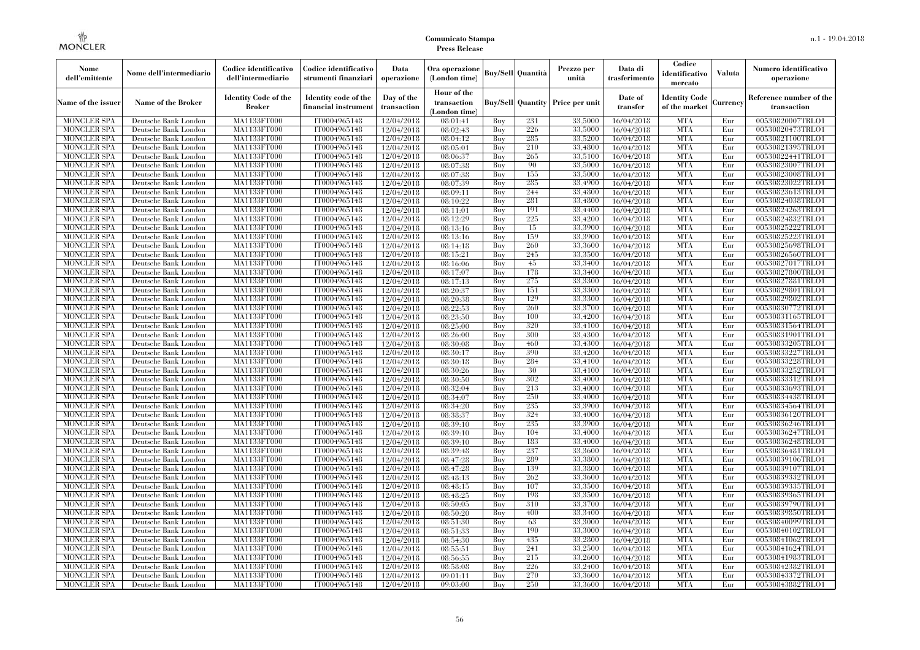| Nome dell'emittente | Nome dell'intermediario | Codice identificativo dell'intermediario | Codice identificativo strumenti finanziari | Data operazione | Ora operazione (London time) | Buy/Sell | Quantità | Prezzo per unità | Data di trasferimento | Codice identificativo mercato | Valuta | Numero identificativo operazione |
|---|---|---|---|---|---|---|---|---|---|---|---|---|
| Name of the issuer | Name of the Broker | Identity Code of the Broker | Identity code of the financial instrument | Day of the transaction | Hour of the transaction (London time) | Buy/Sell | Quantity | Price per unit | Date of transfer | Identity Code of the market | Currency | Reference number of the transaction |
| MONCLER SPA | Deutsche Bank London | MA1133FT000 | IT0004965148 | 12/04/2018 | 08:01:41 | Buy | 231 | 33.5000 | 16/04/2018 | MTA | Eur | 00530820007TRLO1 |
| MONCLER SPA | Deutsche Bank London | MA1133FT000 | IT0004965148 | 12/04/2018 | 08:02:43 | Buy | 226 | 33.5000 | 16/04/2018 | MTA | Eur | 00530820473TRLO1 |
| MONCLER SPA | Deutsche Bank London | MA1133FT000 | IT0004965148 | 12/04/2018 | 08:04:12 | Buy | 285 | 33.5200 | 16/04/2018 | MTA | Eur | 00530821100TRLO1 |
| MONCLER SPA | Deutsche Bank London | MA1133FT000 | IT0004965148 | 12/04/2018 | 08:05:01 | Buy | 210 | 33.4800 | 16/04/2018 | MTA | Eur | 00530821395TRLO1 |
| MONCLER SPA | Deutsche Bank London | MA1133FT000 | IT0004965148 | 12/04/2018 | 08:06:37 | Buy | 265 | 33.5100 | 16/04/2018 | MTA | Eur | 00530822441TRLO1 |
| MONCLER SPA | Deutsche Bank London | MA1133FT000 | IT0004965148 | 12/04/2018 | 08:07:38 | Buy | 90 | 33.5000 | 16/04/2018 | MTA | Eur | 00530823007TRLO1 |
| MONCLER SPA | Deutsche Bank London | MA1133FT000 | IT0004965148 | 12/04/2018 | 08:07:38 | Buy | 155 | 33.5000 | 16/04/2018 | MTA | Eur | 00530823008TRLO1 |
| MONCLER SPA | Deutsche Bank London | MA1133FT000 | IT0004965148 | 12/04/2018 | 08:07:39 | Buy | 285 | 33.4900 | 16/04/2018 | MTA | Eur | 00530823022TRLO1 |
| MONCLER SPA | Deutsche Bank London | MA1133FT000 | IT0004965148 | 12/04/2018 | 08:09:11 | Buy | 244 | 33.4800 | 16/04/2018 | MTA | Eur | 00530823613TRLO1 |
| MONCLER SPA | Deutsche Bank London | MA1133FT000 | IT0004965148 | 12/04/2018 | 08:10:22 | Buy | 281 | 33.4800 | 16/04/2018 | MTA | Eur | 00530824038TRLO1 |
| MONCLER SPA | Deutsche Bank London | MA1133FT000 | IT0004965148 | 12/04/2018 | 08:11:01 | Buy | 191 | 33.4400 | 16/04/2018 | MTA | Eur | 00530824263TRLO1 |
| MONCLER SPA | Deutsche Bank London | MA1133FT000 | IT0004965148 | 12/04/2018 | 08:12:29 | Buy | 225 | 33.4200 | 16/04/2018 | MTA | Eur | 00530824832TRLO1 |
| MONCLER SPA | Deutsche Bank London | MA1133FT000 | IT0004965148 | 12/04/2018 | 08:13:16 | Buy | 15 | 33.3900 | 16/04/2018 | MTA | Eur | 00530825222TRLO1 |
| MONCLER SPA | Deutsche Bank London | MA1133FT000 | IT0004965148 | 12/04/2018 | 08:13:16 | Buy | 159 | 33.3900 | 16/04/2018 | MTA | Eur | 00530825223TRLO1 |
| MONCLER SPA | Deutsche Bank London | MA1133FT000 | IT0004965148 | 12/04/2018 | 08:14:18 | Buy | 260 | 33.3600 | 16/04/2018 | MTA | Eur | 00530825698TRLO1 |
| MONCLER SPA | Deutsche Bank London | MA1133FT000 | IT0004965148 | 12/04/2018 | 08:15:21 | Buy | 245 | 33.3500 | 16/04/2018 | MTA | Eur | 00530826560TRLO1 |
| MONCLER SPA | Deutsche Bank London | MA1133FT000 | IT0004965148 | 12/04/2018 | 08:16:06 | Buy | 45 | 33.3400 | 16/04/2018 | MTA | Eur | 00530827017TRLO1 |
| MONCLER SPA | Deutsche Bank London | MA1133FT000 | IT0004965148 | 12/04/2018 | 08:17:07 | Buy | 178 | 33.3400 | 16/04/2018 | MTA | Eur | 00530827800TRLO1 |
| MONCLER SPA | Deutsche Bank London | MA1133FT000 | IT0004965148 | 12/04/2018 | 08:17:13 | Buy | 275 | 33.3300 | 16/04/2018 | MTA | Eur | 00530827881TRLO1 |
| MONCLER SPA | Deutsche Bank London | MA1133FT000 | IT0004965148 | 12/04/2018 | 08:20:37 | Buy | 151 | 33.3300 | 16/04/2018 | MTA | Eur | 00530829801TRLO1 |
| MONCLER SPA | Deutsche Bank London | MA1133FT000 | IT0004965148 | 12/04/2018 | 08:20:38 | Buy | 129 | 33.3300 | 16/04/2018 | MTA | Eur | 00530829802TRLO1 |
| MONCLER SPA | Deutsche Bank London | MA1133FT000 | IT0004965148 | 12/04/2018 | 08:22:53 | Buy | 260 | 33.3700 | 16/04/2018 | MTA | Eur | 00530830772TRLO1 |
| MONCLER SPA | Deutsche Bank London | MA1133FT000 | IT0004965148 | 12/04/2018 | 08:23:50 | Buy | 100 | 33.4200 | 16/04/2018 | MTA | Eur | 00530831165TRLO1 |
| MONCLER SPA | Deutsche Bank London | MA1133FT000 | IT0004965148 | 12/04/2018 | 08:25:00 | Buy | 320 | 33.4100 | 16/04/2018 | MTA | Eur | 00530831564TRLO1 |
| MONCLER SPA | Deutsche Bank London | MA1133FT000 | IT0004965148 | 12/04/2018 | 08:26:00 | Buy | 300 | 33.4300 | 16/04/2018 | MTA | Eur | 00530831901TRLO1 |
| MONCLER SPA | Deutsche Bank London | MA1133FT000 | IT0004965148 | 12/04/2018 | 08:30:08 | Buy | 460 | 33.4300 | 16/04/2018 | MTA | Eur | 00530833205TRLO1 |
| MONCLER SPA | Deutsche Bank London | MA1133FT000 | IT0004965148 | 12/04/2018 | 08:30:17 | Buy | 390 | 33.4200 | 16/04/2018 | MTA | Eur | 00530833227TRLO1 |
| MONCLER SPA | Deutsche Bank London | MA1133FT000 | IT0004965148 | 12/04/2018 | 08:30:18 | Buy | 284 | 33.4100 | 16/04/2018 | MTA | Eur | 00530833228TRLO1 |
| MONCLER SPA | Deutsche Bank London | MA1133FT000 | IT0004965148 | 12/04/2018 | 08:30:26 | Buy | 30 | 33.4100 | 16/04/2018 | MTA | Eur | 00530833252TRLO1 |
| MONCLER SPA | Deutsche Bank London | MA1133FT000 | IT0004965148 | 12/04/2018 | 08:30:50 | Buy | 302 | 33.4000 | 16/04/2018 | MTA | Eur | 00530833312TRLO1 |
| MONCLER SPA | Deutsche Bank London | MA1133FT000 | IT0004965148 | 12/04/2018 | 08:32:04 | Buy | 213 | 33.4000 | 16/04/2018 | MTA | Eur | 00530833693TRLO1 |
| MONCLER SPA | Deutsche Bank London | MA1133FT000 | IT0004965148 | 12/04/2018 | 08:34:07 | Buy | 250 | 33.4000 | 16/04/2018 | MTA | Eur | 00530834438TRLO1 |
| MONCLER SPA | Deutsche Bank London | MA1133FT000 | IT0004965148 | 12/04/2018 | 08:34:20 | Buy | 235 | 33.3900 | 16/04/2018 | MTA | Eur | 00530834564TRLO1 |
| MONCLER SPA | Deutsche Bank London | MA1133FT000 | IT0004965148 | 12/04/2018 | 08:38:37 | Buy | 324 | 33.4000 | 16/04/2018 | MTA | Eur | 00530836120TRLO1 |
| MONCLER SPA | Deutsche Bank London | MA1133FT000 | IT0004965148 | 12/04/2018 | 08:39:10 | Buy | 235 | 33.3900 | 16/04/2018 | MTA | Eur | 00530836246TRLO1 |
| MONCLER SPA | Deutsche Bank London | MA1133FT000 | IT0004965148 | 12/04/2018 | 08:39:10 | Buy | 104 | 33.4000 | 16/04/2018 | MTA | Eur | 00530836247TRLO1 |
| MONCLER SPA | Deutsche Bank London | MA1133FT000 | IT0004965148 | 12/04/2018 | 08:39:10 | Buy | 183 | 33.4000 | 16/04/2018 | MTA | Eur | 00530836248TRLO1 |
| MONCLER SPA | Deutsche Bank London | MA1133FT000 | IT0004965148 | 12/04/2018 | 08:39:48 | Buy | 237 | 33.3600 | 16/04/2018 | MTA | Eur | 00530836481TRLO1 |
| MONCLER SPA | Deutsche Bank London | MA1133FT000 | IT0004965148 | 12/04/2018 | 08:47:28 | Buy | 289 | 33.3800 | 16/04/2018 | MTA | Eur | 00530839106TRLO1 |
| MONCLER SPA | Deutsche Bank London | MA1133FT000 | IT0004965148 | 12/04/2018 | 08:47:28 | Buy | 139 | 33.3800 | 16/04/2018 | MTA | Eur | 00530839107TRLO1 |
| MONCLER SPA | Deutsche Bank London | MA1133FT000 | IT0004965148 | 12/04/2018 | 08:48:13 | Buy | 262 | 33.3600 | 16/04/2018 | MTA | Eur | 00530839332TRLO1 |
| MONCLER SPA | Deutsche Bank London | MA1133FT000 | IT0004965148 | 12/04/2018 | 08:48:15 | Buy | 107 | 33.3500 | 16/04/2018 | MTA | Eur | 00530839335TRLO1 |
| MONCLER SPA | Deutsche Bank London | MA1133FT000 | IT0004965148 | 12/04/2018 | 08:48:25 | Buy | 198 | 33.3500 | 16/04/2018 | MTA | Eur | 00530839365TRLO1 |
| MONCLER SPA | Deutsche Bank London | MA1133FT000 | IT0004965148 | 12/04/2018 | 08:50:05 | Buy | 310 | 33.3700 | 16/04/2018 | MTA | Eur | 00530839790TRLO1 |
| MONCLER SPA | Deutsche Bank London | MA1133FT000 | IT0004965148 | 12/04/2018 | 08:50:20 | Buy | 400 | 33.3400 | 16/04/2018 | MTA | Eur | 00530839850TRLO1 |
| MONCLER SPA | Deutsche Bank London | MA1133FT000 | IT0004965148 | 12/04/2018 | 08:51:30 | Buy | 63 | 33.3000 | 16/04/2018 | MTA | Eur | 00530840099TRLO1 |
| MONCLER SPA | Deutsche Bank London | MA1133FT000 | IT0004965148 | 12/04/2018 | 08:51:33 | Buy | 190 | 33.3000 | 16/04/2018 | MTA | Eur | 00530840102TRLO1 |
| MONCLER SPA | Deutsche Bank London | MA1133FT000 | IT0004965148 | 12/04/2018 | 08:54:30 | Buy | 435 | 33.2800 | 16/04/2018 | MTA | Eur | 00530841062TRLO1 |
| MONCLER SPA | Deutsche Bank London | MA1133FT000 | IT0004965148 | 12/04/2018 | 08:55:51 | Buy | 241 | 33.2500 | 16/04/2018 | MTA | Eur | 00530841624TRLO1 |
| MONCLER SPA | Deutsche Bank London | MA1133FT000 | IT0004965148 | 12/04/2018 | 08:56:55 | Buy | 215 | 33.2600 | 16/04/2018 | MTA | Eur | 00530841983TRLO1 |
| MONCLER SPA | Deutsche Bank London | MA1133FT000 | IT0004965148 | 12/04/2018 | 08:58:08 | Buy | 226 | 33.2400 | 16/04/2018 | MTA | Eur | 00530842382TRLO1 |
| MONCLER SPA | Deutsche Bank London | MA1133FT000 | IT0004965148 | 12/04/2018 | 09:01:11 | Buy | 270 | 33.3600 | 16/04/2018 | MTA | Eur | 00530843372TRLO1 |
| MONCLER SPA | Deutsche Bank London | MA1133FT000 | IT0004965148 | 12/04/2018 | 09:03:00 | Buy | 250 | 33.3600 | 16/04/2018 | MTA | Eur | 00530843882TRLO1 |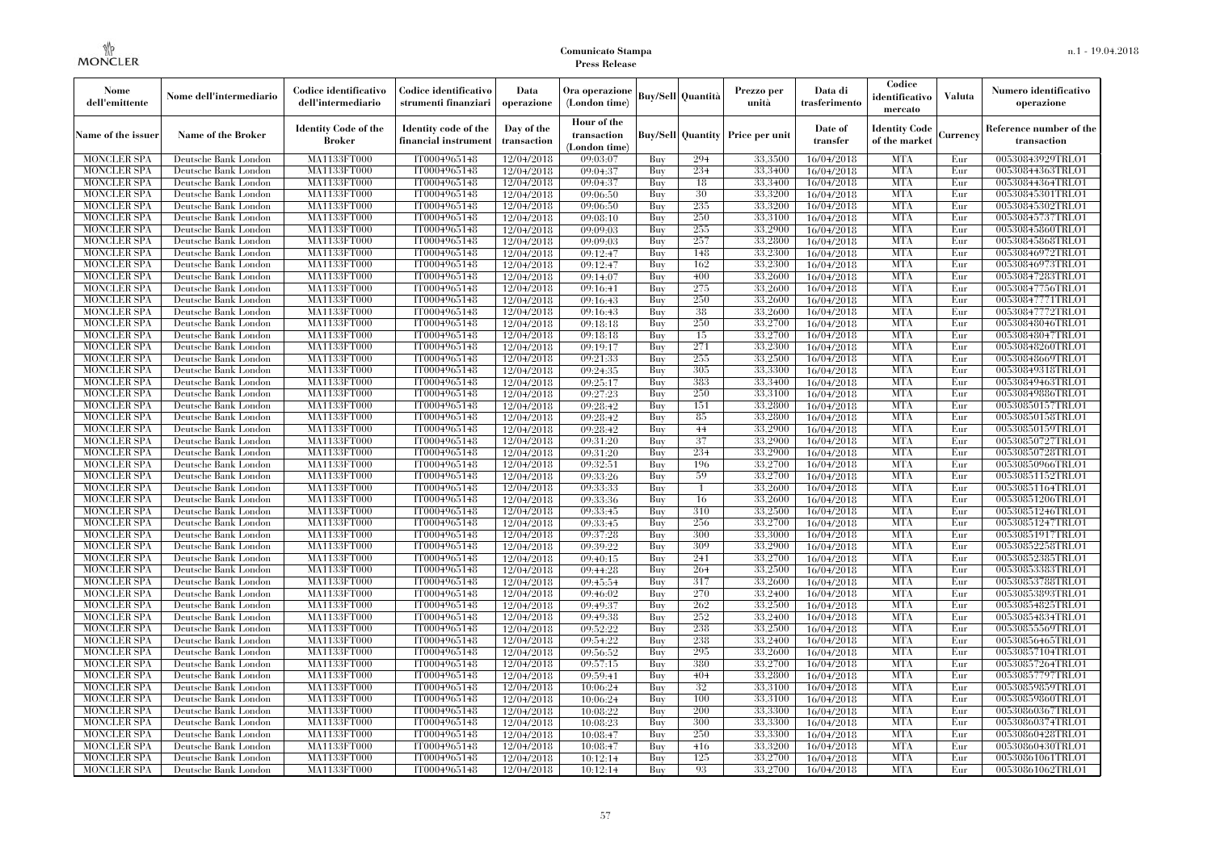| Nome dell'emittente | Nome dell'intermediario | Codice identificativo dell'intermediario | Codice identificativo strumenti finanziari | Data operazione | Ora operazione (London time) | Buy/Sell | Quantità | Prezzo per unità | Data di trasferimento | Codice identificativo mercato | Valuta | Numero identificativo operazione |
|---|---|---|---|---|---|---|---|---|---|---|---|---|
| Name of the issuer | Name of the Broker | Identity Code of the Broker | Identity code of the financial instrument | Day of the transaction | Hour of the transaction (London time) | Buy/Sell | Quantity | Price per unit | Date of transfer | Identity Code of the market | Currency | Reference number of the transaction |
| MONCLER SPA | Deutsche Bank London | MA1133FT000 | IT0004965148 | 12/04/2018 | 09:03:07 | Buy | 294 | 33.3500 | 16/04/2018 | MTA | Eur | 00530843929TRLO1 |
| MONCLER SPA | Deutsche Bank London | MA1133FT000 | IT0004965148 | 12/04/2018 | 09:04:37 | Buy | 234 | 33.3400 | 16/04/2018 | MTA | Eur | 00530844363TRLO1 |
| MONCLER SPA | Deutsche Bank London | MA1133FT000 | IT0004965148 | 12/04/2018 | 09:04:37 | Buy | 18 | 33.3400 | 16/04/2018 | MTA | Eur | 00530844364TRLO1 |
| MONCLER SPA | Deutsche Bank London | MA1133FT000 | IT0004965148 | 12/04/2018 | 09:06:50 | Buy | 30 | 33.3200 | 16/04/2018 | MTA | Eur | 00530845301TRLO1 |
| MONCLER SPA | Deutsche Bank London | MA1133FT000 | IT0004965148 | 12/04/2018 | 09:06:50 | Buy | 235 | 33.3200 | 16/04/2018 | MTA | Eur | 00530845302TRLO1 |
| MONCLER SPA | Deutsche Bank London | MA1133FT000 | IT0004965148 | 12/04/2018 | 09:08:10 | Buy | 250 | 33.3100 | 16/04/2018 | MTA | Eur | 00530845737TRLO1 |
| MONCLER SPA | Deutsche Bank London | MA1133FT000 | IT0004965148 | 12/04/2018 | 09:09:03 | Buy | 255 | 33.2900 | 16/04/2018 | MTA | Eur | 00530845860TRLO1 |
| MONCLER SPA | Deutsche Bank London | MA1133FT000 | IT0004965148 | 12/04/2018 | 09:09:03 | Buy | 257 | 33.2800 | 16/04/2018 | MTA | Eur | 00530845868TRLO1 |
| MONCLER SPA | Deutsche Bank London | MA1133FT000 | IT0004965148 | 12/04/2018 | 09:12:47 | Buy | 148 | 33.2300 | 16/04/2018 | MTA | Eur | 00530846972TRLO1 |
| MONCLER SPA | Deutsche Bank London | MA1133FT000 | IT0004965148 | 12/04/2018 | 09:12:47 | Buy | 162 | 33.2300 | 16/04/2018 | MTA | Eur | 00530846973TRLO1 |
| MONCLER SPA | Deutsche Bank London | MA1133FT000 | IT0004965148 | 12/04/2018 | 09:14:07 | Buy | 400 | 33.2600 | 16/04/2018 | MTA | Eur | 00530847283TRLO1 |
| MONCLER SPA | Deutsche Bank London | MA1133FT000 | IT0004965148 | 12/04/2018 | 09:16:41 | Buy | 275 | 33.2600 | 16/04/2018 | MTA | Eur | 00530847756TRLO1 |
| MONCLER SPA | Deutsche Bank London | MA1133FT000 | IT0004965148 | 12/04/2018 | 09:16:43 | Buy | 250 | 33.2600 | 16/04/2018 | MTA | Eur | 00530847771TRLO1 |
| MONCLER SPA | Deutsche Bank London | MA1133FT000 | IT0004965148 | 12/04/2018 | 09:16:43 | Buy | 38 | 33.2600 | 16/04/2018 | MTA | Eur | 00530847772TRLO1 |
| MONCLER SPA | Deutsche Bank London | MA1133FT000 | IT0004965148 | 12/04/2018 | 09:18:18 | Buy | 250 | 33.2700 | 16/04/2018 | MTA | Eur | 00530848046TRLO1 |
| MONCLER SPA | Deutsche Bank London | MA1133FT000 | IT0004965148 | 12/04/2018 | 09:18:18 | Buy | 15 | 33.2700 | 16/04/2018 | MTA | Eur | 00530848047TRLO1 |
| MONCLER SPA | Deutsche Bank London | MA1133FT000 | IT0004965148 | 12/04/2018 | 09:19:17 | Buy | 271 | 33.2300 | 16/04/2018 | MTA | Eur | 00530848260TRLO1 |
| MONCLER SPA | Deutsche Bank London | MA1133FT000 | IT0004965148 | 12/04/2018 | 09:21:33 | Buy | 255 | 33.2500 | 16/04/2018 | MTA | Eur | 00530848669TRLO1 |
| MONCLER SPA | Deutsche Bank London | MA1133FT000 | IT0004965148 | 12/04/2018 | 09:24:35 | Buy | 305 | 33.3300 | 16/04/2018 | MTA | Eur | 00530849318TRLO1 |
| MONCLER SPA | Deutsche Bank London | MA1133FT000 | IT0004965148 | 12/04/2018 | 09:25:17 | Buy | 383 | 33.3400 | 16/04/2018 | MTA | Eur | 00530849463TRLO1 |
| MONCLER SPA | Deutsche Bank London | MA1133FT000 | IT0004965148 | 12/04/2018 | 09:27:23 | Buy | 250 | 33.3100 | 16/04/2018 | MTA | Eur | 00530849886TRLO1 |
| MONCLER SPA | Deutsche Bank London | MA1133FT000 | IT0004965148 | 12/04/2018 | 09:28:42 | Buy | 151 | 33.2800 | 16/04/2018 | MTA | Eur | 00530850157TRLO1 |
| MONCLER SPA | Deutsche Bank London | MA1133FT000 | IT0004965148 | 12/04/2018 | 09:28:42 | Buy | 85 | 33.2800 | 16/04/2018 | MTA | Eur | 00530850158TRLO1 |
| MONCLER SPA | Deutsche Bank London | MA1133FT000 | IT0004965148 | 12/04/2018 | 09:28:42 | Buy | 44 | 33.2900 | 16/04/2018 | MTA | Eur | 00530850159TRLO1 |
| MONCLER SPA | Deutsche Bank London | MA1133FT000 | IT0004965148 | 12/04/2018 | 09:31:20 | Buy | 37 | 33.2900 | 16/04/2018 | MTA | Eur | 00530850727TRLO1 |
| MONCLER SPA | Deutsche Bank London | MA1133FT000 | IT0004965148 | 12/04/2018 | 09:31:20 | Buy | 234 | 33.2900 | 16/04/2018 | MTA | Eur | 00530850728TRLO1 |
| MONCLER SPA | Deutsche Bank London | MA1133FT000 | IT0004965148 | 12/04/2018 | 09:32:51 | Buy | 196 | 33.2700 | 16/04/2018 | MTA | Eur | 00530850966TRLO1 |
| MONCLER SPA | Deutsche Bank London | MA1133FT000 | IT0004965148 | 12/04/2018 | 09:33:26 | Buy | 59 | 33.2700 | 16/04/2018 | MTA | Eur | 00530851152TRLO1 |
| MONCLER SPA | Deutsche Bank London | MA1133FT000 | IT0004965148 | 12/04/2018 | 09:33:33 | Buy | 1 | 33.2600 | 16/04/2018 | MTA | Eur | 00530851164TRLO1 |
| MONCLER SPA | Deutsche Bank London | MA1133FT000 | IT0004965148 | 12/04/2018 | 09:33:36 | Buy | 16 | 33.2600 | 16/04/2018 | MTA | Eur | 00530851206TRLO1 |
| MONCLER SPA | Deutsche Bank London | MA1133FT000 | IT0004965148 | 12/04/2018 | 09:33:45 | Buy | 310 | 33.2500 | 16/04/2018 | MTA | Eur | 00530851246TRLO1 |
| MONCLER SPA | Deutsche Bank London | MA1133FT000 | IT0004965148 | 12/04/2018 | 09:33:45 | Buy | 256 | 33.2700 | 16/04/2018 | MTA | Eur | 00530851247TRLO1 |
| MONCLER SPA | Deutsche Bank London | MA1133FT000 | IT0004965148 | 12/04/2018 | 09:37:28 | Buy | 300 | 33.3000 | 16/04/2018 | MTA | Eur | 00530851917TRLO1 |
| MONCLER SPA | Deutsche Bank London | MA1133FT000 | IT0004965148 | 12/04/2018 | 09:39:22 | Buy | 309 | 33.2900 | 16/04/2018 | MTA | Eur | 00530852258TRLO1 |
| MONCLER SPA | Deutsche Bank London | MA1133FT000 | IT0004965148 | 12/04/2018 | 09:40:15 | Buy | 241 | 33.2700 | 16/04/2018 | MTA | Eur | 00530852385TRLO1 |
| MONCLER SPA | Deutsche Bank London | MA1133FT000 | IT0004965148 | 12/04/2018 | 09:44:28 | Buy | 264 | 33.2500 | 16/04/2018 | MTA | Eur | 00530853383TRLO1 |
| MONCLER SPA | Deutsche Bank London | MA1133FT000 | IT0004965148 | 12/04/2018 | 09:45:54 | Buy | 317 | 33.2600 | 16/04/2018 | MTA | Eur | 00530853788TRLO1 |
| MONCLER SPA | Deutsche Bank London | MA1133FT000 | IT0004965148 | 12/04/2018 | 09:46:02 | Buy | 270 | 33.2400 | 16/04/2018 | MTA | Eur | 00530853893TRLO1 |
| MONCLER SPA | Deutsche Bank London | MA1133FT000 | IT0004965148 | 12/04/2018 | 09:49:37 | Buy | 262 | 33.2500 | 16/04/2018 | MTA | Eur | 00530854825TRLO1 |
| MONCLER SPA | Deutsche Bank London | MA1133FT000 | IT0004965148 | 12/04/2018 | 09:49:38 | Buy | 252 | 33.2400 | 16/04/2018 | MTA | Eur | 00530854834TRLO1 |
| MONCLER SPA | Deutsche Bank London | MA1133FT000 | IT0004965148 | 12/04/2018 | 09:52:22 | Buy | 238 | 33.2500 | 16/04/2018 | MTA | Eur | 00530855569TRLO1 |
| MONCLER SPA | Deutsche Bank London | MA1133FT000 | IT0004965148 | 12/04/2018 | 09:54:22 | Buy | 238 | 33.2400 | 16/04/2018 | MTA | Eur | 00530856465TRLO1 |
| MONCLER SPA | Deutsche Bank London | MA1133FT000 | IT0004965148 | 12/04/2018 | 09:56:52 | Buy | 295 | 33.2600 | 16/04/2018 | MTA | Eur | 00530857104TRLO1 |
| MONCLER SPA | Deutsche Bank London | MA1133FT000 | IT0004965148 | 12/04/2018 | 09:57:15 | Buy | 380 | 33.2700 | 16/04/2018 | MTA | Eur | 00530857264TRLO1 |
| MONCLER SPA | Deutsche Bank London | MA1133FT000 | IT0004965148 | 12/04/2018 | 09:59:41 | Buy | 404 | 33.2800 | 16/04/2018 | MTA | Eur | 00530857797TRLO1 |
| MONCLER SPA | Deutsche Bank London | MA1133FT000 | IT0004965148 | 12/04/2018 | 10:06:24 | Buy | 32 | 33.3100 | 16/04/2018 | MTA | Eur | 00530859859TRLO1 |
| MONCLER SPA | Deutsche Bank London | MA1133FT000 | IT0004965148 | 12/04/2018 | 10:06:24 | Buy | 100 | 33.3100 | 16/04/2018 | MTA | Eur | 00530859860TRLO1 |
| MONCLER SPA | Deutsche Bank London | MA1133FT000 | IT0004965148 | 12/04/2018 | 10:08:22 | Buy | 200 | 33.3300 | 16/04/2018 | MTA | Eur | 00530860367TRLO1 |
| MONCLER SPA | Deutsche Bank London | MA1133FT000 | IT0004965148 | 12/04/2018 | 10:08:23 | Buy | 300 | 33.3300 | 16/04/2018 | MTA | Eur | 00530860374TRLO1 |
| MONCLER SPA | Deutsche Bank London | MA1133FT000 | IT0004965148 | 12/04/2018 | 10:08:47 | Buy | 250 | 33.3300 | 16/04/2018 | MTA | Eur | 00530860428TRLO1 |
| MONCLER SPA | Deutsche Bank London | MA1133FT000 | IT0004965148 | 12/04/2018 | 10:08:47 | Buy | 416 | 33.3200 | 16/04/2018 | MTA | Eur | 00530860430TRLO1 |
| MONCLER SPA | Deutsche Bank London | MA1133FT000 | IT0004965148 | 12/04/2018 | 10:12:14 | Buy | 125 | 33.2700 | 16/04/2018 | MTA | Eur | 00530861061TRLO1 |
| MONCLER SPA | Deutsche Bank London | MA1133FT000 | IT0004965148 | 12/04/2018 | 10:12:14 | Buy | 93 | 33.2700 | 16/04/2018 | MTA | Eur | 00530861062TRLO1 |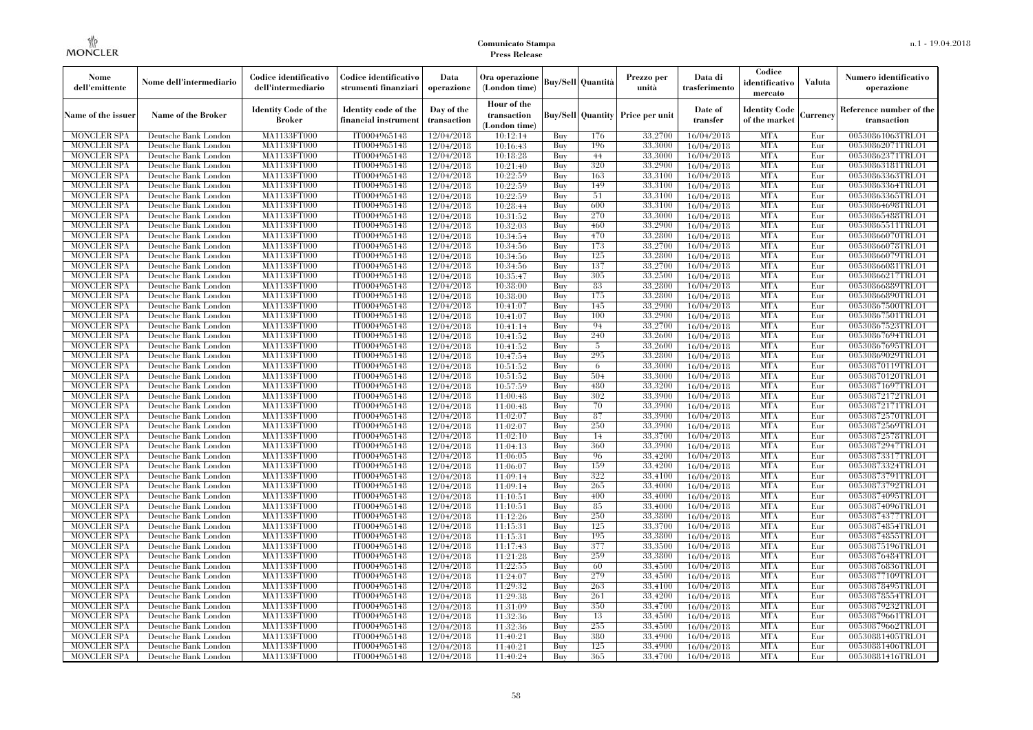| Nome dell'emittente | Nome dell'intermediario | Codice identificativo dell'intermediario | Codice identificativo strumenti finanziari | Data operazione | Ora operazione (London time) | Buy/Sell | Quantità | Prezzo per unità | Data di trasferimento | Codice identificativo mercato | Valuta | Numero identificativo operazione |
|---|---|---|---|---|---|---|---|---|---|---|---|---|
| Name of the issuer | Name of the Broker | Identity Code of the Broker | Identity code of the financial instrument | Day of the transaction | Hour of the transaction (London time) | Buy/Sell | Quantity | Price per unit | Date of transfer | Identity Code of the market | Currency | Reference number of the transaction |
| MONCLER SPA | Deutsche Bank London | MA1133FT000 | IT0004965148 | 12/04/2018 | 10:12:14 | Buy | 176 | 33.2700 | 16/04/2018 | MTA | Eur | 00530861063TRLO1 |
| MONCLER SPA | Deutsche Bank London | MA1133FT000 | IT0004965148 | 12/04/2018 | 10:16:43 | Buy | 196 | 33.3000 | 16/04/2018 | MTA | Eur | 00530862071TRLO1 |
| MONCLER SPA | Deutsche Bank London | MA1133FT000 | IT0004965148 | 12/04/2018 | 10:18:28 | Buy | 44 | 33.3000 | 16/04/2018 | MTA | Eur | 00530862371TRLO1 |
| MONCLER SPA | Deutsche Bank London | MA1133FT000 | IT0004965148 | 12/04/2018 | 10:21:40 | Buy | 320 | 33.2900 | 16/04/2018 | MTA | Eur | 00530863181TRLO1 |
| MONCLER SPA | Deutsche Bank London | MA1133FT000 | IT0004965148 | 12/04/2018 | 10:22:59 | Buy | 163 | 33.3100 | 16/04/2018 | MTA | Eur | 00530863363TRLO1 |
| MONCLER SPA | Deutsche Bank London | MA1133FT000 | IT0004965148 | 12/04/2018 | 10:22:59 | Buy | 149 | 33.3100 | 16/04/2018 | MTA | Eur | 00530863364TRLO1 |
| MONCLER SPA | Deutsche Bank London | MA1133FT000 | IT0004965148 | 12/04/2018 | 10:22:59 | Buy | 51 | 33.3100 | 16/04/2018 | MTA | Eur | 00530863365TRLO1 |
| MONCLER SPA | Deutsche Bank London | MA1133FT000 | IT0004965148 | 12/04/2018 | 10:28:44 | Buy | 600 | 33.3100 | 16/04/2018 | MTA | Eur | 00530864698TRLO1 |
| MONCLER SPA | Deutsche Bank London | MA1133FT000 | IT0004965148 | 12/04/2018 | 10:31:52 | Buy | 270 | 33.3000 | 16/04/2018 | MTA | Eur | 00530865488TRLO1 |
| MONCLER SPA | Deutsche Bank London | MA1133FT000 | IT0004965148 | 12/04/2018 | 10:32:03 | Buy | 460 | 33.2900 | 16/04/2018 | MTA | Eur | 00530865511TRLO1 |
| MONCLER SPA | Deutsche Bank London | MA1133FT000 | IT0004965148 | 12/04/2018 | 10:34:54 | Buy | 470 | 33.2800 | 16/04/2018 | MTA | Eur | 00530866070TRLO1 |
| MONCLER SPA | Deutsche Bank London | MA1133FT000 | IT0004965148 | 12/04/2018 | 10:34:56 | Buy | 173 | 33.2700 | 16/04/2018 | MTA | Eur | 00530866078TRLO1 |
| MONCLER SPA | Deutsche Bank London | MA1133FT000 | IT0004965148 | 12/04/2018 | 10:34:56 | Buy | 125 | 33.2800 | 16/04/2018 | MTA | Eur | 00530866079TRLO1 |
| MONCLER SPA | Deutsche Bank London | MA1133FT000 | IT0004965148 | 12/04/2018 | 10:34:56 | Buy | 137 | 33.2700 | 16/04/2018 | MTA | Eur | 00530866081TRLO1 |
| MONCLER SPA | Deutsche Bank London | MA1133FT000 | IT0004965148 | 12/04/2018 | 10:35:47 | Buy | 305 | 33.2500 | 16/04/2018 | MTA | Eur | 00530866217TRLO1 |
| MONCLER SPA | Deutsche Bank London | MA1133FT000 | IT0004965148 | 12/04/2018 | 10:38:00 | Buy | 83 | 33.2800 | 16/04/2018 | MTA | Eur | 00530866889TRLO1 |
| MONCLER SPA | Deutsche Bank London | MA1133FT000 | IT0004965148 | 12/04/2018 | 10:38:00 | Buy | 175 | 33.2800 | 16/04/2018 | MTA | Eur | 00530866890TRLO1 |
| MONCLER SPA | Deutsche Bank London | MA1133FT000 | IT0004965148 | 12/04/2018 | 10:41:07 | Buy | 145 | 33.2900 | 16/04/2018 | MTA | Eur | 00530867500TRLO1 |
| MONCLER SPA | Deutsche Bank London | MA1133FT000 | IT0004965148 | 12/04/2018 | 10:41:07 | Buy | 100 | 33.2900 | 16/04/2018 | MTA | Eur | 00530867501TRLO1 |
| MONCLER SPA | Deutsche Bank London | MA1133FT000 | IT0004965148 | 12/04/2018 | 10:41:14 | Buy | 94 | 33.2700 | 16/04/2018 | MTA | Eur | 00530867523TRLO1 |
| MONCLER SPA | Deutsche Bank London | MA1133FT000 | IT0004965148 | 12/04/2018 | 10:41:52 | Buy | 240 | 33.2600 | 16/04/2018 | MTA | Eur | 00530867694TRLO1 |
| MONCLER SPA | Deutsche Bank London | MA1133FT000 | IT0004965148 | 12/04/2018 | 10:41:52 | Buy | 5 | 33.2600 | 16/04/2018 | MTA | Eur | 00530867695TRLO1 |
| MONCLER SPA | Deutsche Bank London | MA1133FT000 | IT0004965148 | 12/04/2018 | 10:47:54 | Buy | 295 | 33.2800 | 16/04/2018 | MTA | Eur | 00530869029TRLO1 |
| MONCLER SPA | Deutsche Bank London | MA1133FT000 | IT0004965148 | 12/04/2018 | 10:51:52 | Buy | 6 | 33.3000 | 16/04/2018 | MTA | Eur | 00530870119TRLO1 |
| MONCLER SPA | Deutsche Bank London | MA1133FT000 | IT0004965148 | 12/04/2018 | 10:51:52 | Buy | 504 | 33.3000 | 16/04/2018 | MTA | Eur | 00530870120TRLO1 |
| MONCLER SPA | Deutsche Bank London | MA1133FT000 | IT0004965148 | 12/04/2018 | 10:57:59 | Buy | 480 | 33.3200 | 16/04/2018 | MTA | Eur | 00530871697TRLO1 |
| MONCLER SPA | Deutsche Bank London | MA1133FT000 | IT0004965148 | 12/04/2018 | 11:00:48 | Buy | 302 | 33.3900 | 16/04/2018 | MTA | Eur | 00530872172TRLO1 |
| MONCLER SPA | Deutsche Bank London | MA1133FT000 | IT0004965148 | 12/04/2018 | 11:00:48 | Buy | 70 | 33.3900 | 16/04/2018 | MTA | Eur | 00530872171TRLO1 |
| MONCLER SPA | Deutsche Bank London | MA1133FT000 | IT0004965148 | 12/04/2018 | 11:02:07 | Buy | 87 | 33.3900 | 16/04/2018 | MTA | Eur | 00530872570TRLO1 |
| MONCLER SPA | Deutsche Bank London | MA1133FT000 | IT0004965148 | 12/04/2018 | 11:02:07 | Buy | 250 | 33.3900 | 16/04/2018 | MTA | Eur | 00530872569TRLO1 |
| MONCLER SPA | Deutsche Bank London | MA1133FT000 | IT0004965148 | 12/04/2018 | 11:02:10 | Buy | 14 | 33.3700 | 16/04/2018 | MTA | Eur | 00530872578TRLO1 |
| MONCLER SPA | Deutsche Bank London | MA1133FT000 | IT0004965148 | 12/04/2018 | 11:04:13 | Buy | 360 | 33.3900 | 16/04/2018 | MTA | Eur | 00530872947TRLO1 |
| MONCLER SPA | Deutsche Bank London | MA1133FT000 | IT0004965148 | 12/04/2018 | 11:06:05 | Buy | 96 | 33.4200 | 16/04/2018 | MTA | Eur | 00530873317TRLO1 |
| MONCLER SPA | Deutsche Bank London | MA1133FT000 | IT0004965148 | 12/04/2018 | 11:06:07 | Buy | 159 | 33.4200 | 16/04/2018 | MTA | Eur | 00530873324TRLO1 |
| MONCLER SPA | Deutsche Bank London | MA1133FT000 | IT0004965148 | 12/04/2018 | 11:09:14 | Buy | 322 | 33.4100 | 16/04/2018 | MTA | Eur | 00530873791TRLO1 |
| MONCLER SPA | Deutsche Bank London | MA1133FT000 | IT0004965148 | 12/04/2018 | 11:09:14 | Buy | 265 | 33.4000 | 16/04/2018 | MTA | Eur | 00530873792TRLO1 |
| MONCLER SPA | Deutsche Bank London | MA1133FT000 | IT0004965148 | 12/04/2018 | 11:10:51 | Buy | 400 | 33.4000 | 16/04/2018 | MTA | Eur | 00530874095TRLO1 |
| MONCLER SPA | Deutsche Bank London | MA1133FT000 | IT0004965148 | 12/04/2018 | 11:10:51 | Buy | 85 | 33.4000 | 16/04/2018 | MTA | Eur | 00530874096TRLO1 |
| MONCLER SPA | Deutsche Bank London | MA1133FT000 | IT0004965148 | 12/04/2018 | 11:12:26 | Buy | 250 | 33.3800 | 16/04/2018 | MTA | Eur | 00530874377TRLO1 |
| MONCLER SPA | Deutsche Bank London | MA1133FT000 | IT0004965148 | 12/04/2018 | 11:15:31 | Buy | 125 | 33.3700 | 16/04/2018 | MTA | Eur | 00530874854TRLO1 |
| MONCLER SPA | Deutsche Bank London | MA1133FT000 | IT0004965148 | 12/04/2018 | 11:15:31 | Buy | 195 | 33.3800 | 16/04/2018 | MTA | Eur | 00530874855TRLO1 |
| MONCLER SPA | Deutsche Bank London | MA1133FT000 | IT0004965148 | 12/04/2018 | 11:17:43 | Buy | 377 | 33.3500 | 16/04/2018 | MTA | Eur | 00530875196TRLO1 |
| MONCLER SPA | Deutsche Bank London | MA1133FT000 | IT0004965148 | 12/04/2018 | 11:21:28 | Buy | 259 | 33.3800 | 16/04/2018 | MTA | Eur | 00530876484TRLO1 |
| MONCLER SPA | Deutsche Bank London | MA1133FT000 | IT0004965148 | 12/04/2018 | 11:22:55 | Buy | 60 | 33.4500 | 16/04/2018 | MTA | Eur | 00530876836TRLO1 |
| MONCLER SPA | Deutsche Bank London | MA1133FT000 | IT0004965148 | 12/04/2018 | 11:24:07 | Buy | 279 | 33.4500 | 16/04/2018 | MTA | Eur | 00530877109TRLO1 |
| MONCLER SPA | Deutsche Bank London | MA1133FT000 | IT0004965148 | 12/04/2018 | 11:29:32 | Buy | 263 | 33.4100 | 16/04/2018 | MTA | Eur | 00530878495TRLO1 |
| MONCLER SPA | Deutsche Bank London | MA1133FT000 | IT0004965148 | 12/04/2018 | 11:29:38 | Buy | 261 | 33.4200 | 16/04/2018 | MTA | Eur | 00530878554TRLO1 |
| MONCLER SPA | Deutsche Bank London | MA1133FT000 | IT0004965148 | 12/04/2018 | 11:31:09 | Buy | 350 | 33.4700 | 16/04/2018 | MTA | Eur | 00530879232TRLO1 |
| MONCLER SPA | Deutsche Bank London | MA1133FT000 | IT0004965148 | 12/04/2018 | 11:32:36 | Buy | 13 | 33.4500 | 16/04/2018 | MTA | Eur | 00530879661TRLO1 |
| MONCLER SPA | Deutsche Bank London | MA1133FT000 | IT0004965148 | 12/04/2018 | 11:32:36 | Buy | 255 | 33.4500 | 16/04/2018 | MTA | Eur | 00530879662TRLO1 |
| MONCLER SPA | Deutsche Bank London | MA1133FT000 | IT0004965148 | 12/04/2018 | 11:40:21 | Buy | 380 | 33.4900 | 16/04/2018 | MTA | Eur | 00530881405TRLO1 |
| MONCLER SPA | Deutsche Bank London | MA1133FT000 | IT0004965148 | 12/04/2018 | 11:40:21 | Buy | 125 | 33.4900 | 16/04/2018 | MTA | Eur | 00530881406TRLO1 |
| MONCLER SPA | Deutsche Bank London | MA1133FT000 | IT0004965148 | 12/04/2018 | 11:40:24 | Buy | 365 | 33.4700 | 16/04/2018 | MTA | Eur | 00530881416TRLO1 |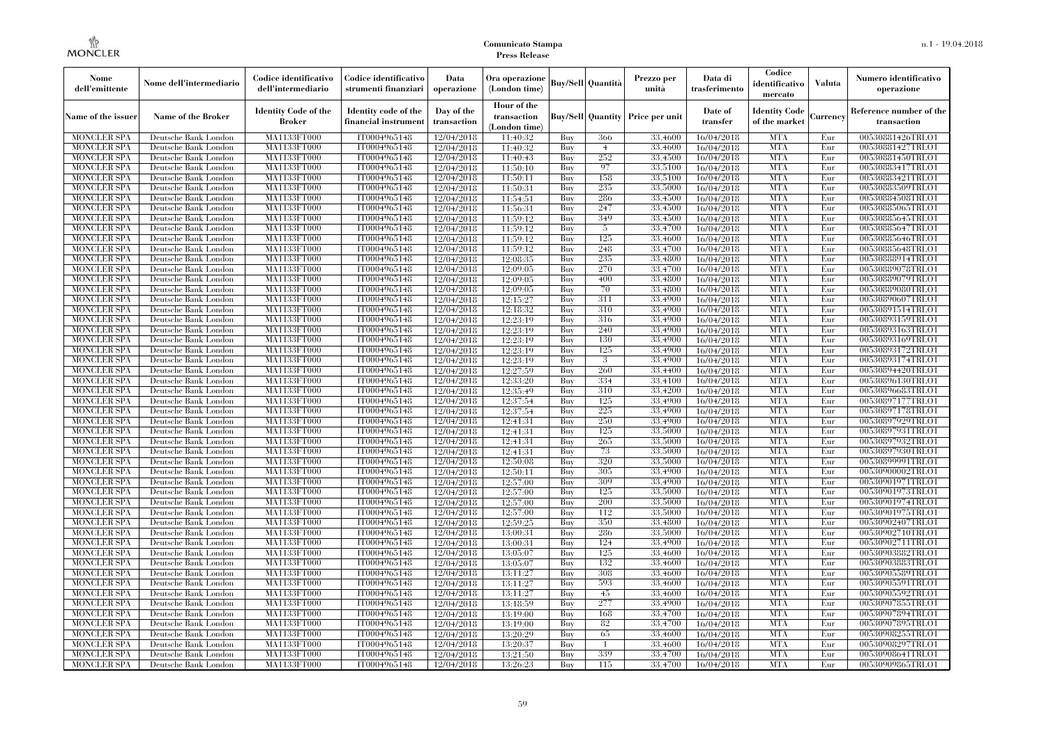| Nome dell'emittente | Nome dell'intermediario | Codice identificativo dell'intermediario | Codice identificativo strumenti finanziari | Data operazione | Ora operazione (London time) | Buy/Sell | Quantità | Prezzo per unità | Data di trasferimento | Codice identificativo mercato | Valuta | Numero identificativo operazione |
|---|---|---|---|---|---|---|---|---|---|---|---|---|
| Name of the issuer | Name of the Broker | Identity Code of the Broker | Identity code of the financial instrument | Day of the transaction | Hour of the transaction (London time) | Buy/Sell | Quantity | Price per unit | Date of transfer | Identity Code of the market | Currency | Reference number of the transaction |
| MONCLER SPA | Deutsche Bank London | MA1133FT000 | IT0004965148 | 12/04/2018 | 11:40:32 | Buy | 366 | 33.4600 | 16/04/2018 | MTA | Eur | 00530881426TRLO1 |
| MONCLER SPA | Deutsche Bank London | MA1133FT000 | IT0004965148 | 12/04/2018 | 11:40:32 | Buy | 4 | 33.4600 | 16/04/2018 | MTA | Eur | 00530881427TRLO1 |
| MONCLER SPA | Deutsche Bank London | MA1133FT000 | IT0004965148 | 12/04/2018 | 11:40:43 | Buy | 252 | 33.4500 | 16/04/2018 | MTA | Eur | 00530881450TRLO1 |
| MONCLER SPA | Deutsche Bank London | MA1133FT000 | IT0004965148 | 12/04/2018 | 11:50:10 | Buy | 97 | 33.5100 | 16/04/2018 | MTA | Eur | 00530883417TRLO1 |
| MONCLER SPA | Deutsche Bank London | MA1133FT000 | IT0004965148 | 12/04/2018 | 11:50:11 | Buy | 158 | 33.5100 | 16/04/2018 | MTA | Eur | 00530883421TRLO1 |
| MONCLER SPA | Deutsche Bank London | MA1133FT000 | IT0004965148 | 12/04/2018 | 11:50:31 | Buy | 235 | 33.5000 | 16/04/2018 | MTA | Eur | 00530883509TRLO1 |
| MONCLER SPA | Deutsche Bank London | MA1133FT000 | IT0004965148 | 12/04/2018 | 11:54:51 | Buy | 286 | 33.4500 | 16/04/2018 | MTA | Eur | 00530884508TRLO1 |
| MONCLER SPA | Deutsche Bank London | MA1133FT000 | IT0004965148 | 12/04/2018 | 11:56:31 | Buy | 247 | 33.4500 | 16/04/2018 | MTA | Eur | 00530885065TRLO1 |
| MONCLER SPA | Deutsche Bank London | MA1133FT000 | IT0004965148 | 12/04/2018 | 11:59:12 | Buy | 349 | 33.4500 | 16/04/2018 | MTA | Eur | 00530885645TRLO1 |
| MONCLER SPA | Deutsche Bank London | MA1133FT000 | IT0004965148 | 12/04/2018 | 11:59:12 | Buy | 5 | 33.4700 | 16/04/2018 | MTA | Eur | 00530885647TRLO1 |
| MONCLER SPA | Deutsche Bank London | MA1133FT000 | IT0004965148 | 12/04/2018 | 11:59:12 | Buy | 125 | 33.4600 | 16/04/2018 | MTA | Eur | 00530885646TRLO1 |
| MONCLER SPA | Deutsche Bank London | MA1133FT000 | IT0004965148 | 12/04/2018 | 11:59:12 | Buy | 248 | 33.4700 | 16/04/2018 | MTA | Eur | 00530885648TRLO1 |
| MONCLER SPA | Deutsche Bank London | MA1133FT000 | IT0004965148 | 12/04/2018 | 12:08:35 | Buy | 235 | 33.4800 | 16/04/2018 | MTA | Eur | 00530888914TRLO1 |
| MONCLER SPA | Deutsche Bank London | MA1133FT000 | IT0004965148 | 12/04/2018 | 12:09:05 | Buy | 270 | 33.4700 | 16/04/2018 | MTA | Eur | 00530889078TRLO1 |
| MONCLER SPA | Deutsche Bank London | MA1133FT000 | IT0004965148 | 12/04/2018 | 12:09:05 | Buy | 400 | 33.4800 | 16/04/2018 | MTA | Eur | 00530889079TRLO1 |
| MONCLER SPA | Deutsche Bank London | MA1133FT000 | IT0004965148 | 12/04/2018 | 12:09:05 | Buy | 70 | 33.4800 | 16/04/2018 | MTA | Eur | 00530889080TRLO1 |
| MONCLER SPA | Deutsche Bank London | MA1133FT000 | IT0004965148 | 12/04/2018 | 12:15:27 | Buy | 311 | 33.4900 | 16/04/2018 | MTA | Eur | 00530890607TRLO1 |
| MONCLER SPA | Deutsche Bank London | MA1133FT000 | IT0004965148 | 12/04/2018 | 12:18:32 | Buy | 310 | 33.4900 | 16/04/2018 | MTA | Eur | 00530891514TRLO1 |
| MONCLER SPA | Deutsche Bank London | MA1133FT000 | IT0004965148 | 12/04/2018 | 12:23:19 | Buy | 316 | 33.4900 | 16/04/2018 | MTA | Eur | 00530893159TRLO1 |
| MONCLER SPA | Deutsche Bank London | MA1133FT000 | IT0004965148 | 12/04/2018 | 12:23:19 | Buy | 240 | 33.4900 | 16/04/2018 | MTA | Eur | 00530893163TRLO1 |
| MONCLER SPA | Deutsche Bank London | MA1133FT000 | IT0004965148 | 12/04/2018 | 12:23:19 | Buy | 130 | 33.4900 | 16/04/2018 | MTA | Eur | 00530893169TRLO1 |
| MONCLER SPA | Deutsche Bank London | MA1133FT000 | IT0004965148 | 12/04/2018 | 12:23:19 | Buy | 125 | 33.4900 | 16/04/2018 | MTA | Eur | 00530893172TRLO1 |
| MONCLER SPA | Deutsche Bank London | MA1133FT000 | IT0004965148 | 12/04/2018 | 12:23:19 | Buy | 3 | 33.4900 | 16/04/2018 | MTA | Eur | 00530893174TRLO1 |
| MONCLER SPA | Deutsche Bank London | MA1133FT000 | IT0004965148 | 12/04/2018 | 12:27:59 | Buy | 260 | 33.4400 | 16/04/2018 | MTA | Eur | 00530894420TRLO1 |
| MONCLER SPA | Deutsche Bank London | MA1133FT000 | IT0004965148 | 12/04/2018 | 12:33:20 | Buy | 334 | 33.4100 | 16/04/2018 | MTA | Eur | 00530896130TRLO1 |
| MONCLER SPA | Deutsche Bank London | MA1133FT000 | IT0004965148 | 12/04/2018 | 12:35:49 | Buy | 310 | 33.4200 | 16/04/2018 | MTA | Eur | 00530896683TRLO1 |
| MONCLER SPA | Deutsche Bank London | MA1133FT000 | IT0004965148 | 12/04/2018 | 12:37:54 | Buy | 125 | 33.4900 | 16/04/2018 | MTA | Eur | 00530897177TRLO1 |
| MONCLER SPA | Deutsche Bank London | MA1133FT000 | IT0004965148 | 12/04/2018 | 12:37:54 | Buy | 225 | 33.4900 | 16/04/2018 | MTA | Eur | 00530897178TRLO1 |
| MONCLER SPA | Deutsche Bank London | MA1133FT000 | IT0004965148 | 12/04/2018 | 12:41:31 | Buy | 250 | 33.4900 | 16/04/2018 | MTA | Eur | 00530897929TRLO1 |
| MONCLER SPA | Deutsche Bank London | MA1133FT000 | IT0004965148 | 12/04/2018 | 12:41:31 | Buy | 125 | 33.5000 | 16/04/2018 | MTA | Eur | 00530897931TRLO1 |
| MONCLER SPA | Deutsche Bank London | MA1133FT000 | IT0004965148 | 12/04/2018 | 12:41:31 | Buy | 265 | 33.5000 | 16/04/2018 | MTA | Eur | 00530897932TRLO1 |
| MONCLER SPA | Deutsche Bank London | MA1133FT000 | IT0004965148 | 12/04/2018 | 12:41:31 | Buy | 73 | 33.5000 | 16/04/2018 | MTA | Eur | 00530897930TRLO1 |
| MONCLER SPA | Deutsche Bank London | MA1133FT000 | IT0004965148 | 12/04/2018 | 12:50:08 | Buy | 320 | 33.5000 | 16/04/2018 | MTA | Eur | 00530899991TRLO1 |
| MONCLER SPA | Deutsche Bank London | MA1133FT000 | IT0004965148 | 12/04/2018 | 12:50:11 | Buy | 305 | 33.4900 | 16/04/2018 | MTA | Eur | 00530900002TRLO1 |
| MONCLER SPA | Deutsche Bank London | MA1133FT000 | IT0004965148 | 12/04/2018 | 12:57:00 | Buy | 309 | 33.4900 | 16/04/2018 | MTA | Eur | 00530901971TRLO1 |
| MONCLER SPA | Deutsche Bank London | MA1133FT000 | IT0004965148 | 12/04/2018 | 12:57:00 | Buy | 125 | 33.5000 | 16/04/2018 | MTA | Eur | 00530901973TRLO1 |
| MONCLER SPA | Deutsche Bank London | MA1133FT000 | IT0004965148 | 12/04/2018 | 12:57:00 | Buy | 200 | 33.5000 | 16/04/2018 | MTA | Eur | 00530901974TRLO1 |
| MONCLER SPA | Deutsche Bank London | MA1133FT000 | IT0004965148 | 12/04/2018 | 12:57:00 | Buy | 112 | 33.5000 | 16/04/2018 | MTA | Eur | 00530901975TRLO1 |
| MONCLER SPA | Deutsche Bank London | MA1133FT000 | IT0004965148 | 12/04/2018 | 12:59:25 | Buy | 350 | 33.4800 | 16/04/2018 | MTA | Eur | 00530902407TRLO1 |
| MONCLER SPA | Deutsche Bank London | MA1133FT000 | IT0004965148 | 12/04/2018 | 13:00:31 | Buy | 286 | 33.5000 | 16/04/2018 | MTA | Eur | 00530902710TRLO1 |
| MONCLER SPA | Deutsche Bank London | MA1133FT000 | IT0004965148 | 12/04/2018 | 13:00:31 | Buy | 124 | 33.4900 | 16/04/2018 | MTA | Eur | 00530902711TRLO1 |
| MONCLER SPA | Deutsche Bank London | MA1133FT000 | IT0004965148 | 12/04/2018 | 13:05:07 | Buy | 125 | 33.4600 | 16/04/2018 | MTA | Eur | 00530903882TRLO1 |
| MONCLER SPA | Deutsche Bank London | MA1133FT000 | IT0004965148 | 12/04/2018 | 13:05:07 | Buy | 132 | 33.4600 | 16/04/2018 | MTA | Eur | 00530903883TRLO1 |
| MONCLER SPA | Deutsche Bank London | MA1133FT000 | IT0004965148 | 12/04/2018 | 13:11:27 | Buy | 308 | 33.4600 | 16/04/2018 | MTA | Eur | 00530905589TRLO1 |
| MONCLER SPA | Deutsche Bank London | MA1133FT000 | IT0004965148 | 12/04/2018 | 13:11:27 | Buy | 593 | 33.4600 | 16/04/2018 | MTA | Eur | 00530905591TRLO1 |
| MONCLER SPA | Deutsche Bank London | MA1133FT000 | IT0004965148 | 12/04/2018 | 13:11:27 | Buy | 45 | 33.4600 | 16/04/2018 | MTA | Eur | 00530905592TRLO1 |
| MONCLER SPA | Deutsche Bank London | MA1133FT000 | IT0004965148 | 12/04/2018 | 13:18:59 | Buy | 277 | 33.4900 | 16/04/2018 | MTA | Eur | 00530907855TRLO1 |
| MONCLER SPA | Deutsche Bank London | MA1133FT000 | IT0004965148 | 12/04/2018 | 13:19:00 | Buy | 168 | 33.4700 | 16/04/2018 | MTA | Eur | 00530907894TRLO1 |
| MONCLER SPA | Deutsche Bank London | MA1133FT000 | IT0004965148 | 12/04/2018 | 13:19:00 | Buy | 82 | 33.4700 | 16/04/2018 | MTA | Eur | 00530907895TRLO1 |
| MONCLER SPA | Deutsche Bank London | MA1133FT000 | IT0004965148 | 12/04/2018 | 13:20:29 | Buy | 65 | 33.4600 | 16/04/2018 | MTA | Eur | 00530908255TRLO1 |
| MONCLER SPA | Deutsche Bank London | MA1133FT000 | IT0004965148 | 12/04/2018 | 13:20:37 | Buy | 1 | 33.4600 | 16/04/2018 | MTA | Eur | 00530908297TRLO1 |
| MONCLER SPA | Deutsche Bank London | MA1133FT000 | IT0004965148 | 12/04/2018 | 13:21:50 | Buy | 339 | 33.4700 | 16/04/2018 | MTA | Eur | 00530908641TRLO1 |
| MONCLER SPA | Deutsche Bank London | MA1133FT000 | IT0004965148 | 12/04/2018 | 13:26:23 | Buy | 115 | 33.4700 | 16/04/2018 | MTA | Eur | 00530909865TRLO1 |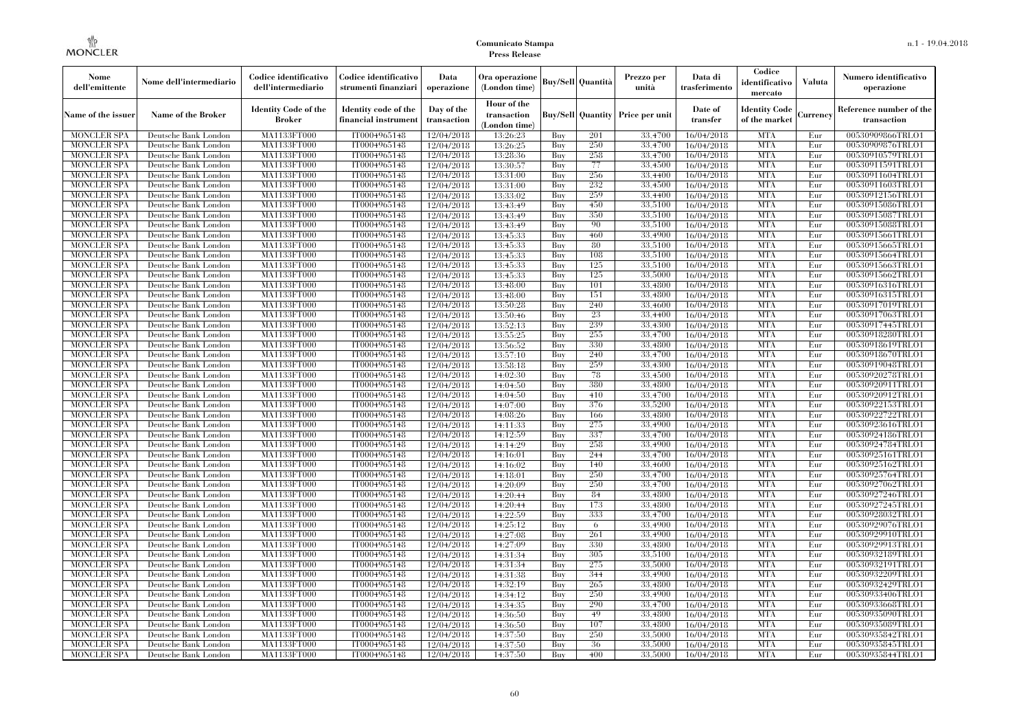| Nome dell'emittente | Nome dell'intermediario | Codice identificativo dell'intermediario | Codice identificativo strumenti finanziari | Data operazione | Ora operazione (London time) | Buy/Sell | Quantità | Prezzo per unità | Data di trasferimento | Codice identificativo mercato | Valuta | Numero identificativo operazione |
|---|---|---|---|---|---|---|---|---|---|---|---|---|
| Name of the issuer | Name of the Broker | Identity Code of the Broker | Identity code of the financial instrument | Day of the transaction | Hour of the transaction (London time) | Buy/Sell | Quantity | Price per unit | Date of transfer | Identity Code of the market | Currency | Reference number of the transaction |
| MONCLER SPA | Deutsche Bank London | MA1133FT000 | IT0004965148 | 12/04/2018 | 13:26:23 | Buy | 201 | 33.4700 | 16/04/2018 | MTA | Eur | 00530909866TRLO1 |
| MONCLER SPA | Deutsche Bank London | MA1133FT000 | IT0004965148 | 12/04/2018 | 13:26:25 | Buy | 250 | 33.4700 | 16/04/2018 | MTA | Eur | 00530909876TRLO1 |
| MONCLER SPA | Deutsche Bank London | MA1133FT000 | IT0004965148 | 12/04/2018 | 13:28:36 | Buy | 258 | 33.4700 | 16/04/2018 | MTA | Eur | 00530910579TRLO1 |
| MONCLER SPA | Deutsche Bank London | MA1133FT000 | IT0004965148 | 12/04/2018 | 13:30:57 | Buy | 77 | 33.4500 | 16/04/2018 | MTA | Eur | 00530911591TRLO1 |
| MONCLER SPA | Deutsche Bank London | MA1133FT000 | IT0004965148 | 12/04/2018 | 13:31:00 | Buy | 256 | 33.4400 | 16/04/2018 | MTA | Eur | 00530911604TRLO1 |
| MONCLER SPA | Deutsche Bank London | MA1133FT000 | IT0004965148 | 12/04/2018 | 13:31:00 | Buy | 232 | 33.4500 | 16/04/2018 | MTA | Eur | 00530911603TRLO1 |
| MONCLER SPA | Deutsche Bank London | MA1133FT000 | IT0004965148 | 12/04/2018 | 13:33:02 | Buy | 259 | 33.4400 | 16/04/2018 | MTA | Eur | 00530912156TRLO1 |
| MONCLER SPA | Deutsche Bank London | MA1133FT000 | IT0004965148 | 12/04/2018 | 13:43:49 | Buy | 450 | 33.5100 | 16/04/2018 | MTA | Eur | 00530915086TRLO1 |
| MONCLER SPA | Deutsche Bank London | MA1133FT000 | IT0004965148 | 12/04/2018 | 13:43:49 | Buy | 350 | 33.5100 | 16/04/2018 | MTA | Eur | 00530915087TRLO1 |
| MONCLER SPA | Deutsche Bank London | MA1133FT000 | IT0004965148 | 12/04/2018 | 13:43:49 | Buy | 90 | 33.5100 | 16/04/2018 | MTA | Eur | 00530915088TRLO1 |
| MONCLER SPA | Deutsche Bank London | MA1133FT000 | IT0004965148 | 12/04/2018 | 13:45:33 | Buy | 460 | 33.4900 | 16/04/2018 | MTA | Eur | 00530915661TRLO1 |
| MONCLER SPA | Deutsche Bank London | MA1133FT000 | IT0004965148 | 12/04/2018 | 13:45:33 | Buy | 80 | 33.5100 | 16/04/2018 | MTA | Eur | 00530915665TRLO1 |
| MONCLER SPA | Deutsche Bank London | MA1133FT000 | IT0004965148 | 12/04/2018 | 13:45:33 | Buy | 108 | 33.5100 | 16/04/2018 | MTA | Eur | 00530915664TRLO1 |
| MONCLER SPA | Deutsche Bank London | MA1133FT000 | IT0004965148 | 12/04/2018 | 13:45:33 | Buy | 125 | 33.5100 | 16/04/2018 | MTA | Eur | 00530915663TRLO1 |
| MONCLER SPA | Deutsche Bank London | MA1133FT000 | IT0004965148 | 12/04/2018 | 13:45:33 | Buy | 125 | 33.5000 | 16/04/2018 | MTA | Eur | 00530915662TRLO1 |
| MONCLER SPA | Deutsche Bank London | MA1133FT000 | IT0004965148 | 12/04/2018 | 13:48:00 | Buy | 101 | 33.4800 | 16/04/2018 | MTA | Eur | 00530916316TRLO1 |
| MONCLER SPA | Deutsche Bank London | MA1133FT000 | IT0004965148 | 12/04/2018 | 13:48:00 | Buy | 151 | 33.4800 | 16/04/2018 | MTA | Eur | 00530916315TRLO1 |
| MONCLER SPA | Deutsche Bank London | MA1133FT000 | IT0004965148 | 12/04/2018 | 13:50:28 | Buy | 240 | 33.4600 | 16/04/2018 | MTA | Eur | 00530917019TRLO1 |
| MONCLER SPA | Deutsche Bank London | MA1133FT000 | IT0004965148 | 12/04/2018 | 13:50:46 | Buy | 23 | 33.4400 | 16/04/2018 | MTA | Eur | 00530917063TRLO1 |
| MONCLER SPA | Deutsche Bank London | MA1133FT000 | IT0004965148 | 12/04/2018 | 13:52:13 | Buy | 239 | 33.4300 | 16/04/2018 | MTA | Eur | 00530917445TRLO1 |
| MONCLER SPA | Deutsche Bank London | MA1133FT000 | IT0004965148 | 12/04/2018 | 13:55:25 | Buy | 255 | 33.4700 | 16/04/2018 | MTA | Eur | 00530918280TRLO1 |
| MONCLER SPA | Deutsche Bank London | MA1133FT000 | IT0004965148 | 12/04/2018 | 13:56:52 | Buy | 330 | 33.4800 | 16/04/2018 | MTA | Eur | 00530918619TRLO1 |
| MONCLER SPA | Deutsche Bank London | MA1133FT000 | IT0004965148 | 12/04/2018 | 13:57:10 | Buy | 240 | 33.4700 | 16/04/2018 | MTA | Eur | 00530918670TRLO1 |
| MONCLER SPA | Deutsche Bank London | MA1133FT000 | IT0004965148 | 12/04/2018 | 13:58:18 | Buy | 259 | 33.4300 | 16/04/2018 | MTA | Eur | 00530919048TRLO1 |
| MONCLER SPA | Deutsche Bank London | MA1133FT000 | IT0004965148 | 12/04/2018 | 14:02:30 | Buy | 78 | 33.4500 | 16/04/2018 | MTA | Eur | 00530920278TRLO1 |
| MONCLER SPA | Deutsche Bank London | MA1133FT000 | IT0004965148 | 12/04/2018 | 14:04:50 | Buy | 380 | 33.4800 | 16/04/2018 | MTA | Eur | 00530920911TRLO1 |
| MONCLER SPA | Deutsche Bank London | MA1133FT000 | IT0004965148 | 12/04/2018 | 14:04:50 | Buy | 410 | 33.4700 | 16/04/2018 | MTA | Eur | 00530920912TRLO1 |
| MONCLER SPA | Deutsche Bank London | MA1133FT000 | IT0004965148 | 12/04/2018 | 14:07:00 | Buy | 376 | 33.5200 | 16/04/2018 | MTA | Eur | 00530922153TRLO1 |
| MONCLER SPA | Deutsche Bank London | MA1133FT000 | IT0004965148 | 12/04/2018 | 14:08:26 | Buy | 166 | 33.4800 | 16/04/2018 | MTA | Eur | 00530922722TRLO1 |
| MONCLER SPA | Deutsche Bank London | MA1133FT000 | IT0004965148 | 12/04/2018 | 14:11:33 | Buy | 275 | 33.4900 | 16/04/2018 | MTA | Eur | 00530923616TRLO1 |
| MONCLER SPA | Deutsche Bank London | MA1133FT000 | IT0004965148 | 12/04/2018 | 14:12:59 | Buy | 337 | 33.4700 | 16/04/2018 | MTA | Eur | 00530924186TRLO1 |
| MONCLER SPA | Deutsche Bank London | MA1133FT000 | IT0004965148 | 12/04/2018 | 14:14:29 | Buy | 258 | 33.4900 | 16/04/2018 | MTA | Eur | 00530924784TRLO1 |
| MONCLER SPA | Deutsche Bank London | MA1133FT000 | IT0004965148 | 12/04/2018 | 14:16:01 | Buy | 244 | 33.4700 | 16/04/2018 | MTA | Eur | 00530925161TRLO1 |
| MONCLER SPA | Deutsche Bank London | MA1133FT000 | IT0004965148 | 12/04/2018 | 14:16:02 | Buy | 140 | 33.4600 | 16/04/2018 | MTA | Eur | 00530925162TRLO1 |
| MONCLER SPA | Deutsche Bank London | MA1133FT000 | IT0004965148 | 12/04/2018 | 14:18:01 | Buy | 250 | 33.4700 | 16/04/2018 | MTA | Eur | 00530925764TRLO1 |
| MONCLER SPA | Deutsche Bank London | MA1133FT000 | IT0004965148 | 12/04/2018 | 14:20:09 | Buy | 250 | 33.4700 | 16/04/2018 | MTA | Eur | 00530927062TRLO1 |
| MONCLER SPA | Deutsche Bank London | MA1133FT000 | IT0004965148 | 12/04/2018 | 14:20:44 | Buy | 84 | 33.4800 | 16/04/2018 | MTA | Eur | 00530927246TRLO1 |
| MONCLER SPA | Deutsche Bank London | MA1133FT000 | IT0004965148 | 12/04/2018 | 14:20:44 | Buy | 173 | 33.4800 | 16/04/2018 | MTA | Eur | 00530927245TRLO1 |
| MONCLER SPA | Deutsche Bank London | MA1133FT000 | IT0004965148 | 12/04/2018 | 14:22:59 | Buy | 333 | 33.4700 | 16/04/2018 | MTA | Eur | 00530928032TRLO1 |
| MONCLER SPA | Deutsche Bank London | MA1133FT000 | IT0004965148 | 12/04/2018 | 14:25:12 | Buy | 6 | 33.4900 | 16/04/2018 | MTA | Eur | 00530929076TRLO1 |
| MONCLER SPA | Deutsche Bank London | MA1133FT000 | IT0004965148 | 12/04/2018 | 14:27:08 | Buy | 261 | 33.4900 | 16/04/2018 | MTA | Eur | 00530929910TRLO1 |
| MONCLER SPA | Deutsche Bank London | MA1133FT000 | IT0004965148 | 12/04/2018 | 14:27:09 | Buy | 330 | 33.4800 | 16/04/2018 | MTA | Eur | 00530929913TRLO1 |
| MONCLER SPA | Deutsche Bank London | MA1133FT000 | IT0004965148 | 12/04/2018 | 14:31:34 | Buy | 305 | 33.5100 | 16/04/2018 | MTA | Eur | 00530932189TRLO1 |
| MONCLER SPA | Deutsche Bank London | MA1133FT000 | IT0004965148 | 12/04/2018 | 14:31:34 | Buy | 275 | 33.5000 | 16/04/2018 | MTA | Eur | 00530932191TRLO1 |
| MONCLER SPA | Deutsche Bank London | MA1133FT000 | IT0004965148 | 12/04/2018 | 14:31:38 | Buy | 344 | 33.4900 | 16/04/2018 | MTA | Eur | 00530932209TRLO1 |
| MONCLER SPA | Deutsche Bank London | MA1133FT000 | IT0004965148 | 12/04/2018 | 14:32:19 | Buy | 265 | 33.4800 | 16/04/2018 | MTA | Eur | 00530932429TRLO1 |
| MONCLER SPA | Deutsche Bank London | MA1133FT000 | IT0004965148 | 12/04/2018 | 14:34:12 | Buy | 250 | 33.4900 | 16/04/2018 | MTA | Eur | 00530933406TRLO1 |
| MONCLER SPA | Deutsche Bank London | MA1133FT000 | IT0004965148 | 12/04/2018 | 14:34:35 | Buy | 290 | 33.4700 | 16/04/2018 | MTA | Eur | 00530933668TRLO1 |
| MONCLER SPA | Deutsche Bank London | MA1133FT000 | IT0004965148 | 12/04/2018 | 14:36:50 | Buy | 49 | 33.4800 | 16/04/2018 | MTA | Eur | 00530935090TRLO1 |
| MONCLER SPA | Deutsche Bank London | MA1133FT000 | IT0004965148 | 12/04/2018 | 14:36:50 | Buy | 107 | 33.4800 | 16/04/2018 | MTA | Eur | 00530935089TRLO1 |
| MONCLER SPA | Deutsche Bank London | MA1133FT000 | IT0004965148 | 12/04/2018 | 14:37:50 | Buy | 250 | 33.5000 | 16/04/2018 | MTA | Eur | 00530935842TRLO1 |
| MONCLER SPA | Deutsche Bank London | MA1133FT000 | IT0004965148 | 12/04/2018 | 14:37:50 | Buy | 36 | 33.5000 | 16/04/2018 | MTA | Eur | 00530935845TRLO1 |
| MONCLER SPA | Deutsche Bank London | MA1133FT000 | IT0004965148 | 12/04/2018 | 14:37:50 | Buy | 400 | 33.5000 | 16/04/2018 | MTA | Eur | 00530935844TRLO1 |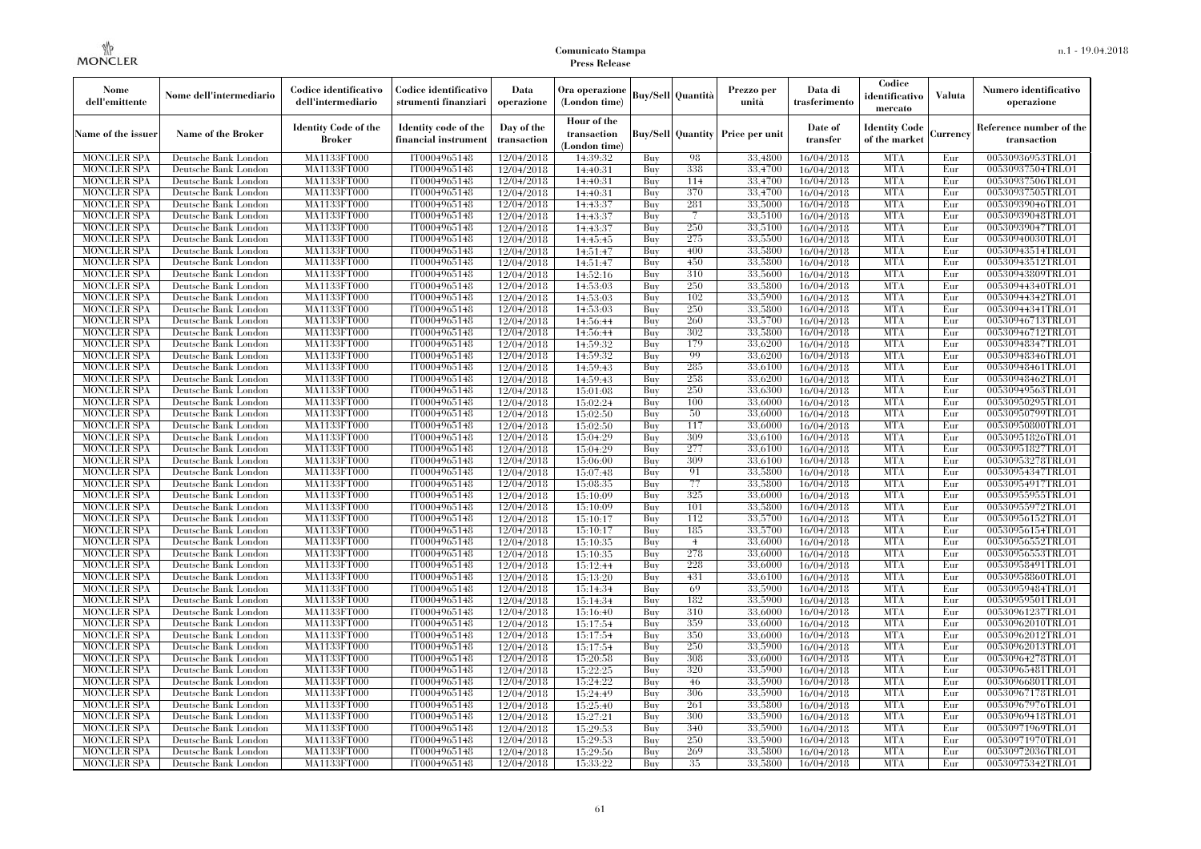| Nome dell'emittente | Nome dell'intermediario | Codice identificativo dell'intermediario | Codice identificativo strumenti finanziari | Data operazione | Ora operazione (London time) | Buy/Sell | Quantità | Prezzo per unità | Data di trasferimento | Codice identificativo mercato | Valuta | Numero identificativo operazione |
|---|---|---|---|---|---|---|---|---|---|---|---|---|
| Name of the issuer | Name of the Broker | Identity Code of the Broker | Identity code of the financial instrument | Day of the transaction | Hour of the transaction (London time) | Buy/Sell | Quantity | Price per unit | Date of transfer | Identity Code of the market | Currency | Reference number of the transaction |
| MONCLER SPA | Deutsche Bank London | MA1133FT000 | IT0004965148 | 12/04/2018 | 14:39:32 | Buy | 98 | 33.4800 | 16/04/2018 | MTA | Eur | 00530936953TRLO1 |
| MONCLER SPA | Deutsche Bank London | MA1133FT000 | IT0004965148 | 12/04/2018 | 14:40:31 | Buy | 338 | 33.4700 | 16/04/2018 | MTA | Eur | 00530937504TRLO1 |
| MONCLER SPA | Deutsche Bank London | MA1133FT000 | IT0004965148 | 12/04/2018 | 14:40:31 | Buy | 114 | 33.4700 | 16/04/2018 | MTA | Eur | 00530937506TRLO1 |
| MONCLER SPA | Deutsche Bank London | MA1133FT000 | IT0004965148 | 12/04/2018 | 14:40:31 | Buy | 370 | 33.4700 | 16/04/2018 | MTA | Eur | 00530937505TRLO1 |
| MONCLER SPA | Deutsche Bank London | MA1133FT000 | IT0004965148 | 12/04/2018 | 14:43:37 | Buy | 281 | 33.5000 | 16/04/2018 | MTA | Eur | 00530939046TRLO1 |
| MONCLER SPA | Deutsche Bank London | MA1133FT000 | IT0004965148 | 12/04/2018 | 14:43:37 | Buy | 7 | 33.5100 | 16/04/2018 | MTA | Eur | 00530939048TRLO1 |
| MONCLER SPA | Deutsche Bank London | MA1133FT000 | IT0004965148 | 12/04/2018 | 14:43:37 | Buy | 250 | 33.5100 | 16/04/2018 | MTA | Eur | 00530939047TRLO1 |
| MONCLER SPA | Deutsche Bank London | MA1133FT000 | IT0004965148 | 12/04/2018 | 14:45:45 | Buy | 275 | 33.5500 | 16/04/2018 | MTA | Eur | 00530940030TRLO1 |
| MONCLER SPA | Deutsche Bank London | MA1133FT000 | IT0004965148 | 12/04/2018 | 14:51:47 | Buy | 400 | 33.5800 | 16/04/2018 | MTA | Eur | 00530943514TRLO1 |
| MONCLER SPA | Deutsche Bank London | MA1133FT000 | IT0004965148 | 12/04/2018 | 14:51:47 | Buy | 450 | 33.5800 | 16/04/2018 | MTA | Eur | 00530943512TRLO1 |
| MONCLER SPA | Deutsche Bank London | MA1133FT000 | IT0004965148 | 12/04/2018 | 14:52:16 | Buy | 310 | 33.5600 | 16/04/2018 | MTA | Eur | 00530943809TRLO1 |
| MONCLER SPA | Deutsche Bank London | MA1133FT000 | IT0004965148 | 12/04/2018 | 14:53:03 | Buy | 250 | 33.5800 | 16/04/2018 | MTA | Eur | 00530944340TRLO1 |
| MONCLER SPA | Deutsche Bank London | MA1133FT000 | IT0004965148 | 12/04/2018 | 14:53:03 | Buy | 102 | 33.5900 | 16/04/2018 | MTA | Eur | 00530944342TRLO1 |
| MONCLER SPA | Deutsche Bank London | MA1133FT000 | IT0004965148 | 12/04/2018 | 14:53:03 | Buy | 250 | 33.5800 | 16/04/2018 | MTA | Eur | 00530944341TRLO1 |
| MONCLER SPA | Deutsche Bank London | MA1133FT000 | IT0004965148 | 12/04/2018 | 14:56:44 | Buy | 260 | 33.5700 | 16/04/2018 | MTA | Eur | 00530946713TRLO1 |
| MONCLER SPA | Deutsche Bank London | MA1133FT000 | IT0004965148 | 12/04/2018 | 14:56:44 | Buy | 302 | 33.5800 | 16/04/2018 | MTA | Eur | 00530946712TRLO1 |
| MONCLER SPA | Deutsche Bank London | MA1133FT000 | IT0004965148 | 12/04/2018 | 14:59:32 | Buy | 179 | 33.6200 | 16/04/2018 | MTA | Eur | 00530948347TRLO1 |
| MONCLER SPA | Deutsche Bank London | MA1133FT000 | IT0004965148 | 12/04/2018 | 14:59:32 | Buy | 99 | 33.6200 | 16/04/2018 | MTA | Eur | 00530948346TRLO1 |
| MONCLER SPA | Deutsche Bank London | MA1133FT000 | IT0004965148 | 12/04/2018 | 14:59:43 | Buy | 285 | 33.6100 | 16/04/2018 | MTA | Eur | 00530948461TRLO1 |
| MONCLER SPA | Deutsche Bank London | MA1133FT000 | IT0004965148 | 12/04/2018 | 14:59:43 | Buy | 258 | 33.6200 | 16/04/2018 | MTA | Eur | 00530948462TRLO1 |
| MONCLER SPA | Deutsche Bank London | MA1133FT000 | IT0004965148 | 12/04/2018 | 15:01:08 | Buy | 250 | 33.6300 | 16/04/2018 | MTA | Eur | 00530949563TRLO1 |
| MONCLER SPA | Deutsche Bank London | MA1133FT000 | IT0004965148 | 12/04/2018 | 15:02:24 | Buy | 100 | 33.6000 | 16/04/2018 | MTA | Eur | 00530950295TRLO1 |
| MONCLER SPA | Deutsche Bank London | MA1133FT000 | IT0004965148 | 12/04/2018 | 15:02:50 | Buy | 50 | 33.6000 | 16/04/2018 | MTA | Eur | 00530950799TRLO1 |
| MONCLER SPA | Deutsche Bank London | MA1133FT000 | IT0004965148 | 12/04/2018 | 15:02:50 | Buy | 117 | 33.6000 | 16/04/2018 | MTA | Eur | 00530950800TRLO1 |
| MONCLER SPA | Deutsche Bank London | MA1133FT000 | IT0004965148 | 12/04/2018 | 15:04:29 | Buy | 309 | 33.6100 | 16/04/2018 | MTA | Eur | 00530951826TRLO1 |
| MONCLER SPA | Deutsche Bank London | MA1133FT000 | IT0004965148 | 12/04/2018 | 15:04:29 | Buy | 277 | 33.6100 | 16/04/2018 | MTA | Eur | 00530951827TRLO1 |
| MONCLER SPA | Deutsche Bank London | MA1133FT000 | IT0004965148 | 12/04/2018 | 15:06:00 | Buy | 309 | 33.6100 | 16/04/2018 | MTA | Eur | 00530953278TRLO1 |
| MONCLER SPA | Deutsche Bank London | MA1133FT000 | IT0004965148 | 12/04/2018 | 15:07:48 | Buy | 91 | 33.5800 | 16/04/2018 | MTA | Eur | 00530954347TRLO1 |
| MONCLER SPA | Deutsche Bank London | MA1133FT000 | IT0004965148 | 12/04/2018 | 15:08:35 | Buy | 77 | 33.5800 | 16/04/2018 | MTA | Eur | 00530954917TRLO1 |
| MONCLER SPA | Deutsche Bank London | MA1133FT000 | IT0004965148 | 12/04/2018 | 15:10:09 | Buy | 325 | 33.6000 | 16/04/2018 | MTA | Eur | 00530955955TRLO1 |
| MONCLER SPA | Deutsche Bank London | MA1133FT000 | IT0004965148 | 12/04/2018 | 15:10:09 | Buy | 101 | 33.5800 | 16/04/2018 | MTA | Eur | 00530955972TRLO1 |
| MONCLER SPA | Deutsche Bank London | MA1133FT000 | IT0004965148 | 12/04/2018 | 15:10:17 | Buy | 112 | 33.5700 | 16/04/2018 | MTA | Eur | 00530956152TRLO1 |
| MONCLER SPA | Deutsche Bank London | MA1133FT000 | IT0004965148 | 12/04/2018 | 15:10:17 | Buy | 185 | 33.5700 | 16/04/2018 | MTA | Eur | 00530956154TRLO1 |
| MONCLER SPA | Deutsche Bank London | MA1133FT000 | IT0004965148 | 12/04/2018 | 15:10:35 | Buy | 4 | 33.6000 | 16/04/2018 | MTA | Eur | 00530956552TRLO1 |
| MONCLER SPA | Deutsche Bank London | MA1133FT000 | IT0004965148 | 12/04/2018 | 15:10:35 | Buy | 278 | 33.6000 | 16/04/2018 | MTA | Eur | 00530956553TRLO1 |
| MONCLER SPA | Deutsche Bank London | MA1133FT000 | IT0004965148 | 12/04/2018 | 15:12:44 | Buy | 228 | 33.6000 | 16/04/2018 | MTA | Eur | 00530957891TRLO1 |
| MONCLER SPA | Deutsche Bank London | MA1133FT000 | IT0004965148 | 12/04/2018 | 15:13:20 | Buy | 431 | 33.6100 | 16/04/2018 | MTA | Eur | 00530958860TRLO1 |
| MONCLER SPA | Deutsche Bank London | MA1133FT000 | IT0004965148 | 12/04/2018 | 15:14:34 | Buy | 69 | 33.5900 | 16/04/2018 | MTA | Eur | 00530959484TRLO1 |
| MONCLER SPA | Deutsche Bank London | MA1133FT000 | IT0004965148 | 12/04/2018 | 15:14:34 | Buy | 182 | 33.5900 | 16/04/2018 | MTA | Eur | 00530959501TRLO1 |
| MONCLER SPA | Deutsche Bank London | MA1133FT000 | IT0004965148 | 12/04/2018 | 15:16:40 | Buy | 310 | 33.6000 | 16/04/2018 | MTA | Eur | 00530961237TRLO1 |
| MONCLER SPA | Deutsche Bank London | MA1133FT000 | IT0004965148 | 12/04/2018 | 15:17:54 | Buy | 359 | 33.6000 | 16/04/2018 | MTA | Eur | 00530962010TRLO1 |
| MONCLER SPA | Deutsche Bank London | MA1133FT000 | IT0004965148 | 12/04/2018 | 15:17:54 | Buy | 350 | 33.6000 | 16/04/2018 | MTA | Eur | 00530962012TRLO1 |
| MONCLER SPA | Deutsche Bank London | MA1133FT000 | IT0004965148 | 12/04/2018 | 15:17:54 | Buy | 250 | 33.5900 | 16/04/2018 | MTA | Eur | 00530962013TRLO1 |
| MONCLER SPA | Deutsche Bank London | MA1133FT000 | IT0004965148 | 12/04/2018 | 15:20:58 | Buy | 308 | 33.6000 | 16/04/2018 | MTA | Eur | 00530964278TRLO1 |
| MONCLER SPA | Deutsche Bank London | MA1133FT000 | IT0004965148 | 12/04/2018 | 15:22:25 | Buy | 320 | 33.5900 | 16/04/2018 | MTA | Eur | 00530965481TRLO1 |
| MONCLER SPA | Deutsche Bank London | MA1133FT000 | IT0004965148 | 12/04/2018 | 15:24:22 | Buy | 46 | 33.5900 | 16/04/2018 | MTA | Eur | 00530966801TRLO1 |
| MONCLER SPA | Deutsche Bank London | MA1133FT000 | IT0004965148 | 12/04/2018 | 15:24:49 | Buy | 306 | 33.5900 | 16/04/2018 | MTA | Eur | 00530967178TRLO1 |
| MONCLER SPA | Deutsche Bank London | MA1133FT000 | IT0004965148 | 12/04/2018 | 15:25:40 | Buy | 261 | 33.5800 | 16/04/2018 | MTA | Eur | 00530967976TRLO1 |
| MONCLER SPA | Deutsche Bank London | MA1133FT000 | IT0004965148 | 12/04/2018 | 15:27:21 | Buy | 300 | 33.5900 | 16/04/2018 | MTA | Eur | 00530969418TRLO1 |
| MONCLER SPA | Deutsche Bank London | MA1133FT000 | IT0004965148 | 12/04/2018 | 15:29:53 | Buy | 340 | 33.5900 | 16/04/2018 | MTA | Eur | 00530971969TRLO1 |
| MONCLER SPA | Deutsche Bank London | MA1133FT000 | IT0004965148 | 12/04/2018 | 15:29:53 | Buy | 250 | 33.5900 | 16/04/2018 | MTA | Eur | 00530971970TRLO1 |
| MONCLER SPA | Deutsche Bank London | MA1133FT000 | IT0004965148 | 12/04/2018 | 15:29:56 | Buy | 269 | 33.5800 | 16/04/2018 | MTA | Eur | 00530972036TRLO1 |
| MONCLER SPA | Deutsche Bank London | MA1133FT000 | IT0004965148 | 12/04/2018 | 15:33:22 | Buy | 35 | 33.5800 | 16/04/2018 | MTA | Eur | 00530975342TRLO1 |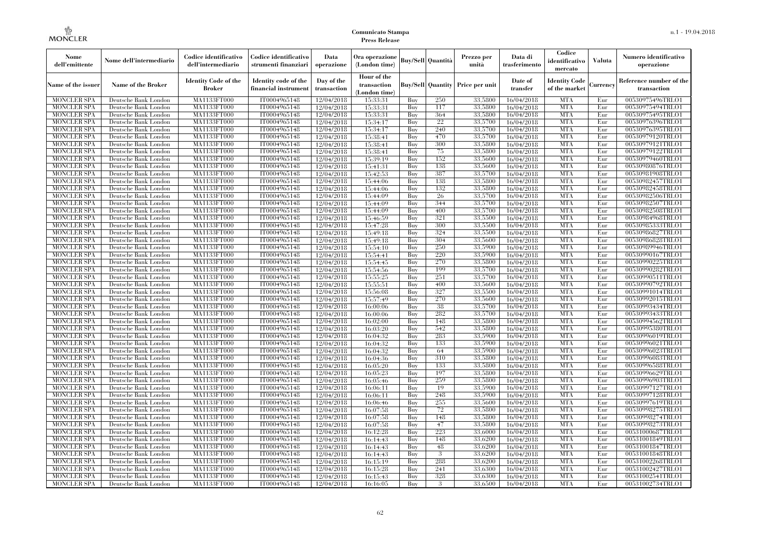| Nome dell'emittente | Nome dell'intermediario | Codice identificativo dell'intermediario | Codice identificativo strumenti finanziari | Data operazione | Ora operazione (London time) | Buy/Sell | Quantità | Prezzo per unità | Data di trasferimento | Codice identificativo mercato | Valuta | Numero identificativo operazione |
|---|---|---|---|---|---|---|---|---|---|---|---|---|
| Name of the issuer | Name of the Broker | Identity Code of the Broker | Identity code of the financial instrument | Day of the transaction | Hour of the transaction (London time) | Buy/Sell | Quantity | Price per unit | Date of transfer | Identity Code of the market | Currency | Reference number of the transaction |
| MONCLER SPA | Deutsche Bank London | MA1133FT000 | IT0004965148 | 12/04/2018 | 15:33:31 | Buy | 250 | 33.5800 | 16/04/2018 | MTA | Eur | 00530975496TRLO1 |
| MONCLER SPA | Deutsche Bank London | MA1133FT000 | IT0004965148 | 12/04/2018 | 15:33:31 | Buy | 117 | 33.5800 | 16/04/2018 | MTA | Eur | 00530975494TRLO1 |
| MONCLER SPA | Deutsche Bank London | MA1133FT000 | IT0004965148 | 12/04/2018 | 15:33:31 | Buy | 364 | 33.5800 | 16/04/2018 | MTA | Eur | 00530975495TRLO1 |
| MONCLER SPA | Deutsche Bank London | MA1133FT000 | IT0004965148 | 12/04/2018 | 15:34:17 | Buy | 22 | 33.5700 | 16/04/2018 | MTA | Eur | 00530976396TRLO1 |
| MONCLER SPA | Deutsche Bank London | MA1133FT000 | IT0004965148 | 12/04/2018 | 15:34:17 | Buy | 240 | 33.5700 | 16/04/2018 | MTA | Eur | 00530976395TRLO1 |
| MONCLER SPA | Deutsche Bank London | MA1133FT000 | IT0004965148 | 12/04/2018 | 15:38:41 | Buy | 470 | 33.5700 | 16/04/2018 | MTA | Eur | 00530979120TRLO1 |
| MONCLER SPA | Deutsche Bank London | MA1133FT000 | IT0004965148 | 12/04/2018 | 15:38:41 | Buy | 300 | 33.5800 | 16/04/2018 | MTA | Eur | 00530979121TRLO1 |
| MONCLER SPA | Deutsche Bank London | MA1133FT000 | IT0004965148 | 12/04/2018 | 15:38:41 | Buy | 75 | 33.5800 | 16/04/2018 | MTA | Eur | 00530979122TRLO1 |
| MONCLER SPA | Deutsche Bank London | MA1133FT000 | IT0004965148 | 12/04/2018 | 15:39:19 | Buy | 152 | 33.5600 | 16/04/2018 | MTA | Eur | 00530979460TRLO1 |
| MONCLER SPA | Deutsche Bank London | MA1133FT000 | IT0004965148 | 12/04/2018 | 15:41:31 | Buy | 138 | 33.5600 | 16/04/2018 | MTA | Eur | 00530980876TRLO1 |
| MONCLER SPA | Deutsche Bank London | MA1133FT000 | IT0004965148 | 12/04/2018 | 15:42:53 | Buy | 387 | 33.5700 | 16/04/2018 | MTA | Eur | 00530981908TRLO1 |
| MONCLER SPA | Deutsche Bank London | MA1133FT000 | IT0004965148 | 12/04/2018 | 15:44:06 | Buy | 138 | 33.5800 | 16/04/2018 | MTA | Eur | 00530982457TRLO1 |
| MONCLER SPA | Deutsche Bank London | MA1133FT000 | IT0004965148 | 12/04/2018 | 15:44:06 | Buy | 132 | 33.5800 | 16/04/2018 | MTA | Eur | 00530982458TRLO1 |
| MONCLER SPA | Deutsche Bank London | MA1133FT000 | IT0004965148 | 12/04/2018 | 15:44:09 | Buy | 26 | 33.5700 | 16/04/2018 | MTA | Eur | 00530982506TRLO1 |
| MONCLER SPA | Deutsche Bank London | MA1133FT000 | IT0004965148 | 12/04/2018 | 15:44:09 | Buy | 344 | 33.5700 | 16/04/2018 | MTA | Eur | 00530982507TRLO1 |
| MONCLER SPA | Deutsche Bank London | MA1133FT000 | IT0004965148 | 12/04/2018 | 15:44:09 | Buy | 400 | 33.5700 | 16/04/2018 | MTA | Eur | 00530982508TRLO1 |
| MONCLER SPA | Deutsche Bank London | MA1133FT000 | IT0004965148 | 12/04/2018 | 15:46:59 | Buy | 321 | 33.5500 | 16/04/2018 | MTA | Eur | 00530984968TRLO1 |
| MONCLER SPA | Deutsche Bank London | MA1133FT000 | IT0004965148 | 12/04/2018 | 15:47:28 | Buy | 300 | 33.5500 | 16/04/2018 | MTA | Eur | 00530985333TRLO1 |
| MONCLER SPA | Deutsche Bank London | MA1133FT000 | IT0004965148 | 12/04/2018 | 15:49:18 | Buy | 324 | 33.5500 | 16/04/2018 | MTA | Eur | 00530986827TRLO1 |
| MONCLER SPA | Deutsche Bank London | MA1133FT000 | IT0004965148 | 12/04/2018 | 15:49:18 | Buy | 304 | 33.5600 | 16/04/2018 | MTA | Eur | 00530986828TRLO1 |
| MONCLER SPA | Deutsche Bank London | MA1133FT000 | IT0004965148 | 12/04/2018 | 15:54:10 | Buy | 250 | 33.5900 | 16/04/2018 | MTA | Eur | 00530989946TRLO1 |
| MONCLER SPA | Deutsche Bank London | MA1133FT000 | IT0004965148 | 12/04/2018 | 15:54:41 | Buy | 220 | 33.5900 | 16/04/2018 | MTA | Eur | 00530990167TRLO1 |
| MONCLER SPA | Deutsche Bank London | MA1133FT000 | IT0004965148 | 12/04/2018 | 15:54:45 | Buy | 270 | 33.5800 | 16/04/2018 | MTA | Eur | 00530990225TRLO1 |
| MONCLER SPA | Deutsche Bank London | MA1133FT000 | IT0004965148 | 12/04/2018 | 15:54:56 | Buy | 199 | 33.5700 | 16/04/2018 | MTA | Eur | 00530990282TRLO1 |
| MONCLER SPA | Deutsche Bank London | MA1133FT000 | IT0004965148 | 12/04/2018 | 15:55:25 | Buy | 251 | 33.5700 | 16/04/2018 | MTA | Eur | 00530990511TRLO1 |
| MONCLER SPA | Deutsche Bank London | MA1133FT000 | IT0004965148 | 12/04/2018 | 15:55:51 | Buy | 400 | 33.5600 | 16/04/2018 | MTA | Eur | 00530990792TRLO1 |
| MONCLER SPA | Deutsche Bank London | MA1133FT000 | IT0004965148 | 12/04/2018 | 15:56:08 | Buy | 327 | 33.5500 | 16/04/2018 | MTA | Eur | 00530991014TRLO1 |
| MONCLER SPA | Deutsche Bank London | MA1133FT000 | IT0004965148 | 12/04/2018 | 15:57:49 | Buy | 270 | 33.5600 | 16/04/2018 | MTA | Eur | 00530992015TRLO1 |
| MONCLER SPA | Deutsche Bank London | MA1133FT000 | IT0004965148 | 12/04/2018 | 16:00:06 | Buy | 38 | 33.5700 | 16/04/2018 | MTA | Eur | 00530993434TRLO1 |
| MONCLER SPA | Deutsche Bank London | MA1133FT000 | IT0004965148 | 12/04/2018 | 16:00:06 | Buy | 282 | 33.5700 | 16/04/2018 | MTA | Eur | 00530993433TRLO1 |
| MONCLER SPA | Deutsche Bank London | MA1133FT000 | IT0004965148 | 12/04/2018 | 16:02:00 | Buy | 148 | 33.5800 | 16/04/2018 | MTA | Eur | 00530994562TRLO1 |
| MONCLER SPA | Deutsche Bank London | MA1133FT000 | IT0004965148 | 12/04/2018 | 16:03:20 | Buy | 542 | 33.5800 | 16/04/2018 | MTA | Eur | 00530995380TRLO1 |
| MONCLER SPA | Deutsche Bank London | MA1133FT000 | IT0004965148 | 12/04/2018 | 16:04:32 | Buy | 283 | 33.5900 | 16/04/2018 | MTA | Eur | 00530996019TRLO1 |
| MONCLER SPA | Deutsche Bank London | MA1133FT000 | IT0004965148 | 12/04/2018 | 16:04:32 | Buy | 133 | 33.5900 | 16/04/2018 | MTA | Eur | 00530996021TRLO1 |
| MONCLER SPA | Deutsche Bank London | MA1133FT000 | IT0004965148 | 12/04/2018 | 16:04:32 | Buy | 64 | 33.5900 | 16/04/2018 | MTA | Eur | 00530996023TRLO1 |
| MONCLER SPA | Deutsche Bank London | MA1133FT000 | IT0004965148 | 12/04/2018 | 16:04:36 | Buy | 310 | 33.5800 | 16/04/2018 | MTA | Eur | 00530996083TRLO1 |
| MONCLER SPA | Deutsche Bank London | MA1133FT000 | IT0004965148 | 12/04/2018 | 16:05:20 | Buy | 133 | 33.5800 | 16/04/2018 | MTA | Eur | 00530996588TRLO1 |
| MONCLER SPA | Deutsche Bank London | MA1133FT000 | IT0004965148 | 12/04/2018 | 16:05:23 | Buy | 197 | 33.5800 | 16/04/2018 | MTA | Eur | 00530996629TRLO1 |
| MONCLER SPA | Deutsche Bank London | MA1133FT000 | IT0004965148 | 12/04/2018 | 16:05:46 | Buy | 259 | 33.5800 | 16/04/2018 | MTA | Eur | 00530996903TRLO1 |
| MONCLER SPA | Deutsche Bank London | MA1133FT000 | IT0004965148 | 12/04/2018 | 16:06:11 | Buy | 19 | 33.5900 | 16/04/2018 | MTA | Eur | 00530997127TRLO1 |
| MONCLER SPA | Deutsche Bank London | MA1133FT000 | IT0004965148 | 12/04/2018 | 16:06:11 | Buy | 248 | 33.5900 | 16/04/2018 | MTA | Eur | 00530997128TRLO1 |
| MONCLER SPA | Deutsche Bank London | MA1133FT000 | IT0004965148 | 12/04/2018 | 16:06:46 | Buy | 255 | 33.5600 | 16/04/2018 | MTA | Eur | 00530997619TRLO1 |
| MONCLER SPA | Deutsche Bank London | MA1133FT000 | IT0004965148 | 12/04/2018 | 16:07:58 | Buy | 72 | 33.5800 | 16/04/2018 | MTA | Eur | 00530998275TRLO1 |
| MONCLER SPA | Deutsche Bank London | MA1133FT000 | IT0004965148 | 12/04/2018 | 16:07:58 | Buy | 148 | 33.5800 | 16/04/2018 | MTA | Eur | 00530998274TRLO1 |
| MONCLER SPA | Deutsche Bank London | MA1133FT000 | IT0004965148 | 12/04/2018 | 16:07:58 | Buy | 47 | 33.5800 | 16/04/2018 | MTA | Eur | 00530998273TRLO1 |
| MONCLER SPA | Deutsche Bank London | MA1133FT000 | IT0004965148 | 12/04/2018 | 16:12:28 | Buy | 223 | 33.6000 | 16/04/2018 | MTA | Eur | 00531000687TRLO1 |
| MONCLER SPA | Deutsche Bank London | MA1133FT000 | IT0004965148 | 12/04/2018 | 16:14:43 | Buy | 148 | 33.6200 | 16/04/2018 | MTA | Eur | 00531001849TRLO1 |
| MONCLER SPA | Deutsche Bank London | MA1133FT000 | IT0004965148 | 12/04/2018 | 16:14:43 | Buy | 48 | 33.6200 | 16/04/2018 | MTA | Eur | 00531001847TRLO1 |
| MONCLER SPA | Deutsche Bank London | MA1133FT000 | IT0004965148 | 12/04/2018 | 16:14:43 | Buy | 3 | 33.6200 | 16/04/2018 | MTA | Eur | 00531001848TRLO1 |
| MONCLER SPA | Deutsche Bank London | MA1133FT000 | IT0004965148 | 12/04/2018 | 16:15:19 | Buy | 288 | 33.6200 | 16/04/2018 | MTA | Eur | 00531002268TRLO1 |
| MONCLER SPA | Deutsche Bank London | MA1133FT000 | IT0004965148 | 12/04/2018 | 16:15:28 | Buy | 241 | 33.6300 | 16/04/2018 | MTA | Eur | 00531002427TRLO1 |
| MONCLER SPA | Deutsche Bank London | MA1133FT000 | IT0004965148 | 12/04/2018 | 16:15:43 | Buy | 328 | 33.6300 | 16/04/2018 | MTA | Eur | 00531002541TRLO1 |
| MONCLER SPA | Deutsche Bank London | MA1133FT000 | IT0004965148 | 12/04/2018 | 16:16:05 | Buy | 3 | 33.6500 | 16/04/2018 | MTA | Eur | 00531002734TRLO1 |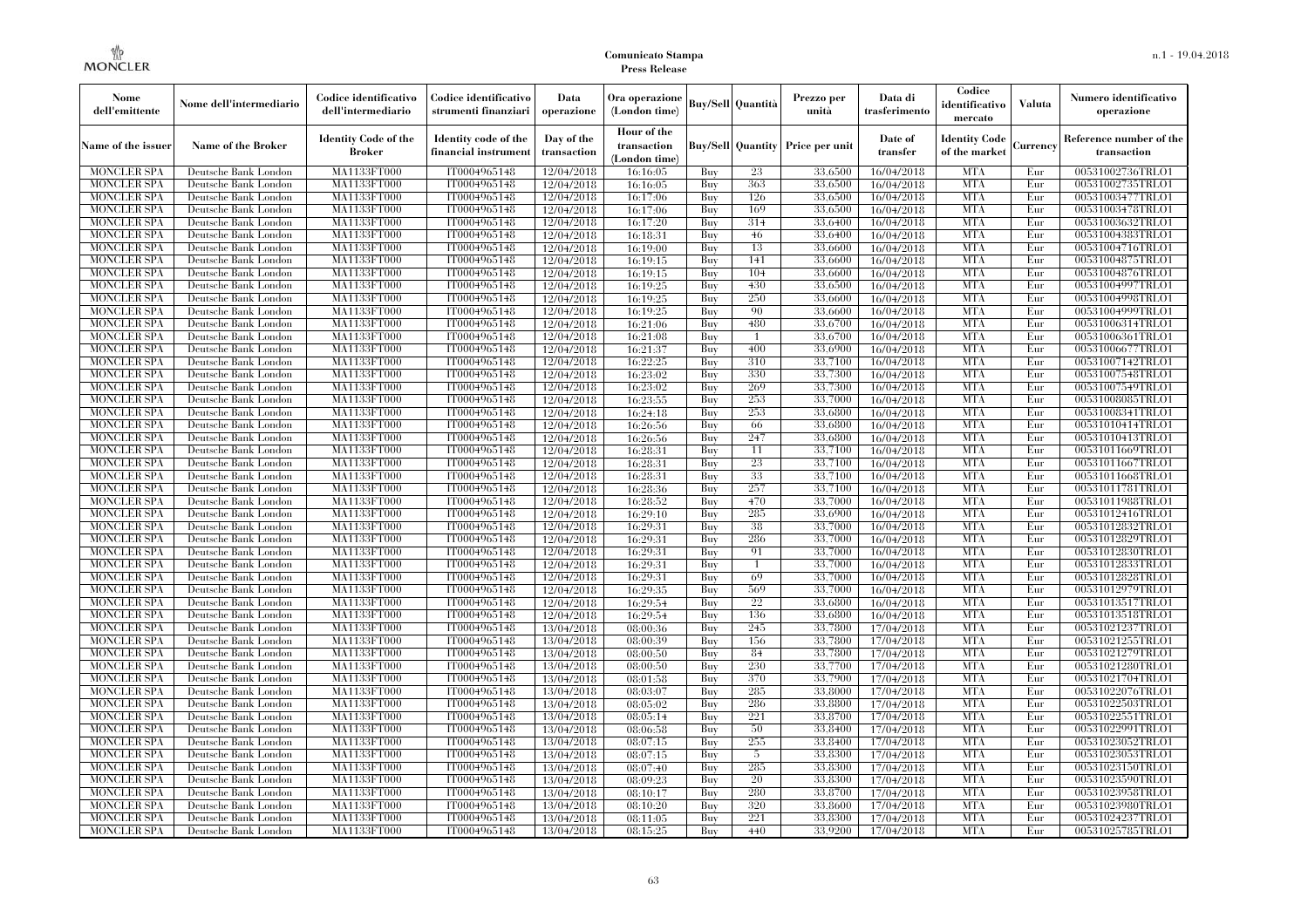**Comunicato Stampa**
**Press Release**

| Nome dell'emittente | Nome dell'intermediario | Codice identificativo dell'intermediario | Codice identificativo strumenti finanziari | Data operazione | Ora operazione (London time) | Buy/Sell | Quantità | Prezzo per unità | Data di trasferimento | Codice identificativo mercato | Valuta | Numero identificativo operazione |
|---|---|---|---|---|---|---|---|---|---|---|---|---|
| Name of the issuer | Name of the Broker | Identity Code of the Broker | Identity code of the financial instrument | Day of the transaction | Hour of the transaction (London time) | Buy/Sell | Quantity | Price per unit | Date of transfer | Identity Code of the market | Currency | Reference number of the transaction |
| MONCLER SPA | Deutsche Bank London | MA1133FT000 | IT0004965148 | 12/04/2018 | 16:16:05 | Buy | 23 | 33.6500 | 16/04/2018 | MTA | Eur | 00531002736TRLO1 |
| MONCLER SPA | Deutsche Bank London | MA1133FT000 | IT0004965148 | 12/04/2018 | 16:16:05 | Buy | 363 | 33.6500 | 16/04/2018 | MTA | Eur | 00531002735TRLO1 |
| MONCLER SPA | Deutsche Bank London | MA1133FT000 | IT0004965148 | 12/04/2018 | 16:17:06 | Buy | 126 | 33.6500 | 16/04/2018 | MTA | Eur | 00531003477TRLO1 |
| MONCLER SPA | Deutsche Bank London | MA1133FT000 | IT0004965148 | 12/04/2018 | 16:17:06 | Buy | 169 | 33.6500 | 16/04/2018 | MTA | Eur | 00531003478TRLO1 |
| MONCLER SPA | Deutsche Bank London | MA1133FT000 | IT0004965148 | 12/04/2018 | 16:17:20 | Buy | 314 | 33.6400 | 16/04/2018 | MTA | Eur | 00531003632TRLO1 |
| MONCLER SPA | Deutsche Bank London | MA1133FT000 | IT0004965148 | 12/04/2018 | 16:18:31 | Buy | 46 | 33.6400 | 16/04/2018 | MTA | Eur | 00531004383TRLO1 |
| MONCLER SPA | Deutsche Bank London | MA1133FT000 | IT0004965148 | 12/04/2018 | 16:19:00 | Buy | 13 | 33.6600 | 16/04/2018 | MTA | Eur | 00531004716TRLO1 |
| MONCLER SPA | Deutsche Bank London | MA1133FT000 | IT0004965148 | 12/04/2018 | 16:19:15 | Buy | 141 | 33.6600 | 16/04/2018 | MTA | Eur | 00531004875TRLO1 |
| MONCLER SPA | Deutsche Bank London | MA1133FT000 | IT0004965148 | 12/04/2018 | 16:19:15 | Buy | 104 | 33.6600 | 16/04/2018 | MTA | Eur | 00531004876TRLO1 |
| MONCLER SPA | Deutsche Bank London | MA1133FT000 | IT0004965148 | 12/04/2018 | 16:19:25 | Buy | 430 | 33.6500 | 16/04/2018 | MTA | Eur | 00531004997TRLO1 |
| MONCLER SPA | Deutsche Bank London | MA1133FT000 | IT0004965148 | 12/04/2018 | 16:19:25 | Buy | 250 | 33.6600 | 16/04/2018 | MTA | Eur | 00531004998TRLO1 |
| MONCLER SPA | Deutsche Bank London | MA1133FT000 | IT0004965148 | 12/04/2018 | 16:19:25 | Buy | 90 | 33.6600 | 16/04/2018 | MTA | Eur | 00531004999TRLO1 |
| MONCLER SPA | Deutsche Bank London | MA1133FT000 | IT0004965148 | 12/04/2018 | 16:21:06 | Buy | 480 | 33.6700 | 16/04/2018 | MTA | Eur | 00531006314TRLO1 |
| MONCLER SPA | Deutsche Bank London | MA1133FT000 | IT0004965148 | 12/04/2018 | 16:21:08 | Buy | 1 | 33.6700 | 16/04/2018 | MTA | Eur | 00531006361TRLO1 |
| MONCLER SPA | Deutsche Bank London | MA1133FT000 | IT0004965148 | 12/04/2018 | 16:21:37 | Buy | 400 | 33.6900 | 16/04/2018 | MTA | Eur | 00531006677TRLO1 |
| MONCLER SPA | Deutsche Bank London | MA1133FT000 | IT0004965148 | 12/04/2018 | 16:22:25 | Buy | 310 | 33.7100 | 16/04/2018 | MTA | Eur | 00531007142TRLO1 |
| MONCLER SPA | Deutsche Bank London | MA1133FT000 | IT0004965148 | 12/04/2018 | 16:23:02 | Buy | 330 | 33.7300 | 16/04/2018 | MTA | Eur | 00531007548TRLO1 |
| MONCLER SPA | Deutsche Bank London | MA1133FT000 | IT0004965148 | 12/04/2018 | 16:23:02 | Buy | 269 | 33.7300 | 16/04/2018 | MTA | Eur | 00531007549TRLO1 |
| MONCLER SPA | Deutsche Bank London | MA1133FT000 | IT0004965148 | 12/04/2018 | 16:23:55 | Buy | 253 | 33.7000 | 16/04/2018 | MTA | Eur | 00531008085TRLO1 |
| MONCLER SPA | Deutsche Bank London | MA1133FT000 | IT0004965148 | 12/04/2018 | 16:24:18 | Buy | 253 | 33.6800 | 16/04/2018 | MTA | Eur | 00531008341TRLO1 |
| MONCLER SPA | Deutsche Bank London | MA1133FT000 | IT0004965148 | 12/04/2018 | 16:26:56 | Buy | 66 | 33.6800 | 16/04/2018 | MTA | Eur | 00531010414TRLO1 |
| MONCLER SPA | Deutsche Bank London | MA1133FT000 | IT0004965148 | 12/04/2018 | 16:26:56 | Buy | 247 | 33.6800 | 16/04/2018 | MTA | Eur | 00531010413TRLO1 |
| MONCLER SPA | Deutsche Bank London | MA1133FT000 | IT0004965148 | 12/04/2018 | 16:28:31 | Buy | 11 | 33.7100 | 16/04/2018 | MTA | Eur | 00531011669TRLO1 |
| MONCLER SPA | Deutsche Bank London | MA1133FT000 | IT0004965148 | 12/04/2018 | 16:28:31 | Buy | 23 | 33.7100 | 16/04/2018 | MTA | Eur | 00531011667TRLO1 |
| MONCLER SPA | Deutsche Bank London | MA1133FT000 | IT0004965148 | 12/04/2018 | 16:28:31 | Buy | 33 | 33.7100 | 16/04/2018 | MTA | Eur | 00531011668TRLO1 |
| MONCLER SPA | Deutsche Bank London | MA1133FT000 | IT0004965148 | 12/04/2018 | 16:28:36 | Buy | 257 | 33.7100 | 16/04/2018 | MTA | Eur | 00531011781TRLO1 |
| MONCLER SPA | Deutsche Bank London | MA1133FT000 | IT0004965148 | 12/04/2018 | 16:28:52 | Buy | 470 | 33.7000 | 16/04/2018 | MTA | Eur | 00531011988TRLO1 |
| MONCLER SPA | Deutsche Bank London | MA1133FT000 | IT0004965148 | 12/04/2018 | 16:29:10 | Buy | 285 | 33.6900 | 16/04/2018 | MTA | Eur | 00531012416TRLO1 |
| MONCLER SPA | Deutsche Bank London | MA1133FT000 | IT0004965148 | 12/04/2018 | 16:29:31 | Buy | 38 | 33.7000 | 16/04/2018 | MTA | Eur | 00531012832TRLO1 |
| MONCLER SPA | Deutsche Bank London | MA1133FT000 | IT0004965148 | 12/04/2018 | 16:29:31 | Buy | 286 | 33.7000 | 16/04/2018 | MTA | Eur | 00531012829TRLO1 |
| MONCLER SPA | Deutsche Bank London | MA1133FT000 | IT0004965148 | 12/04/2018 | 16:29:31 | Buy | 91 | 33.7000 | 16/04/2018 | MTA | Eur | 00531012830TRLO1 |
| MONCLER SPA | Deutsche Bank London | MA1133FT000 | IT0004965148 | 12/04/2018 | 16:29:31 | Buy | 1 | 33.7000 | 16/04/2018 | MTA | Eur | 00531012833TRLO1 |
| MONCLER SPA | Deutsche Bank London | MA1133FT000 | IT0004965148 | 12/04/2018 | 16:29:31 | Buy | 69 | 33.7000 | 16/04/2018 | MTA | Eur | 00531012828TRLO1 |
| MONCLER SPA | Deutsche Bank London | MA1133FT000 | IT0004965148 | 12/04/2018 | 16:29:35 | Buy | 569 | 33.7000 | 16/04/2018 | MTA | Eur | 00531012979TRLO1 |
| MONCLER SPA | Deutsche Bank London | MA1133FT000 | IT0004965148 | 12/04/2018 | 16:29:54 | Buy | 22 | 33.6800 | 16/04/2018 | MTA | Eur | 00531013517TRLO1 |
| MONCLER SPA | Deutsche Bank London | MA1133FT000 | IT0004965148 | 12/04/2018 | 16:29:54 | Buy | 136 | 33.6800 | 16/04/2018 | MTA | Eur | 00531013518TRLO1 |
| MONCLER SPA | Deutsche Bank London | MA1133FT000 | IT0004965148 | 13/04/2018 | 08:00:36 | Buy | 245 | 33.7800 | 17/04/2018 | MTA | Eur | 00531021237TRLO1 |
| MONCLER SPA | Deutsche Bank London | MA1133FT000 | IT0004965148 | 13/04/2018 | 08:00:39 | Buy | 156 | 33.7800 | 17/04/2018 | MTA | Eur | 00531021255TRLO1 |
| MONCLER SPA | Deutsche Bank London | MA1133FT000 | IT0004965148 | 13/04/2018 | 08:00:50 | Buy | 84 | 33.7800 | 17/04/2018 | MTA | Eur | 00531021279TRLO1 |
| MONCLER SPA | Deutsche Bank London | MA1133FT000 | IT0004965148 | 13/04/2018 | 08:00:50 | Buy | 230 | 33.7700 | 17/04/2018 | MTA | Eur | 00531021280TRLO1 |
| MONCLER SPA | Deutsche Bank London | MA1133FT000 | IT0004965148 | 13/04/2018 | 08:01:58 | Buy | 370 | 33.7900 | 17/04/2018 | MTA | Eur | 00531021704TRLO1 |
| MONCLER SPA | Deutsche Bank London | MA1133FT000 | IT0004965148 | 13/04/2018 | 08:03:07 | Buy | 285 | 33.8000 | 17/04/2018 | MTA | Eur | 00531022076TRLO1 |
| MONCLER SPA | Deutsche Bank London | MA1133FT000 | IT0004965148 | 13/04/2018 | 08:05:02 | Buy | 286 | 33.8800 | 17/04/2018 | MTA | Eur | 00531022503TRLO1 |
| MONCLER SPA | Deutsche Bank London | MA1133FT000 | IT0004965148 | 13/04/2018 | 08:05:14 | Buy | 221 | 33.8700 | 17/04/2018 | MTA | Eur | 00531022551TRLO1 |
| MONCLER SPA | Deutsche Bank London | MA1133FT000 | IT0004965148 | 13/04/2018 | 08:06:58 | Buy | 50 | 33.8400 | 17/04/2018 | MTA | Eur | 00531022991TRLO1 |
| MONCLER SPA | Deutsche Bank London | MA1133FT000 | IT0004965148 | 13/04/2018 | 08:07:15 | Buy | 255 | 33.8400 | 17/04/2018 | MTA | Eur | 00531023052TRLO1 |
| MONCLER SPA | Deutsche Bank London | MA1133FT000 | IT0004965148 | 13/04/2018 | 08:07:15 | Buy | 5 | 33.8300 | 17/04/2018 | MTA | Eur | 00531023053TRLO1 |
| MONCLER SPA | Deutsche Bank London | MA1133FT000 | IT0004965148 | 13/04/2018 | 08:07:40 | Buy | 285 | 33.8300 | 17/04/2018 | MTA | Eur | 00531023150TRLO1 |
| MONCLER SPA | Deutsche Bank London | MA1133FT000 | IT0004965148 | 13/04/2018 | 08:09:23 | Buy | 20 | 33.8300 | 17/04/2018 | MTA | Eur | 00531023590TRLO1 |
| MONCLER SPA | Deutsche Bank London | MA1133FT000 | IT0004965148 | 13/04/2018 | 08:10:17 | Buy | 280 | 33.8700 | 17/04/2018 | MTA | Eur | 00531023958TRLO1 |
| MONCLER SPA | Deutsche Bank London | MA1133FT000 | IT0004965148 | 13/04/2018 | 08:10:20 | Buy | 320 | 33.8600 | 17/04/2018 | MTA | Eur | 00531023980TRLO1 |
| MONCLER SPA | Deutsche Bank London | MA1133FT000 | IT0004965148 | 13/04/2018 | 08:11:05 | Buy | 221 | 33.8300 | 17/04/2018 | MTA | Eur | 00531024237TRLO1 |
| MONCLER SPA | Deutsche Bank London | MA1133FT000 | IT0004965148 | 13/04/2018 | 08:15:25 | Buy | 440 | 33.9200 | 17/04/2018 | MTA | Eur | 00531025785TRLO1 |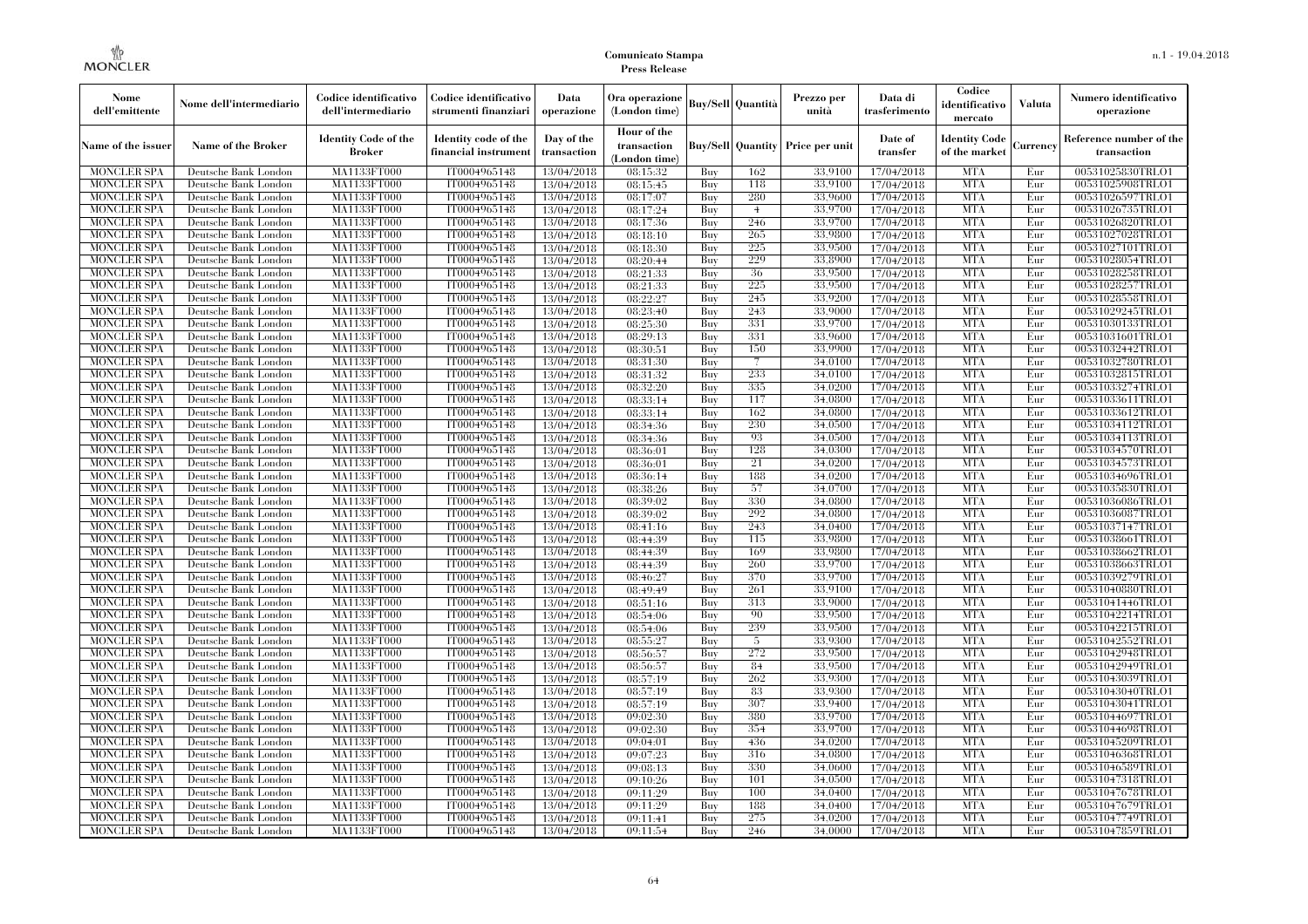| Nome dell'emittente | Nome dell'intermediario | Codice identificativo dell'intermediario | Codice identificativo strumenti finanziari | Data operazione | Ora operazione (London time) | Buy/Sell | Quantità | Prezzo per unità | Data di trasferimento | Codice identificativo mercato | Valuta | Numero identificativo operazione |
|---|---|---|---|---|---|---|---|---|---|---|---|---|
| Name of the issuer | Name of the Broker | Identity Code of the Broker | Identity code of the financial instrument | Day of the transaction | Hour of the transaction (London time) | Buy/Sell | Quantity | Price per unit | Date of transfer | Identity Code of the market | Currency | Reference number of the transaction |
| MONCLER SPA | Deutsche Bank London | MA1133FT000 | IT0004965148 | 13/04/2018 | 08:15:32 | Buy | 162 | 33.9100 | 17/04/2018 | MTA | Eur | 00531025830TRLO1 |
| MONCLER SPA | Deutsche Bank London | MA1133FT000 | IT0004965148 | 13/04/2018 | 08:15:45 | Buy | 118 | 33.9100 | 17/04/2018 | MTA | Eur | 00531025908TRLO1 |
| MONCLER SPA | Deutsche Bank London | MA1133FT000 | IT0004965148 | 13/04/2018 | 08:17:07 | Buy | 280 | 33.9600 | 17/04/2018 | MTA | Eur | 00531026597TRLO1 |
| MONCLER SPA | Deutsche Bank London | MA1133FT000 | IT0004965148 | 13/04/2018 | 08:17:24 | Buy | 4 | 33.9700 | 17/04/2018 | MTA | Eur | 00531026735TRLO1 |
| MONCLER SPA | Deutsche Bank London | MA1133FT000 | IT0004965148 | 13/04/2018 | 08:17:36 | Buy | 246 | 33.9700 | 17/04/2018 | MTA | Eur | 00531026820TRLO1 |
| MONCLER SPA | Deutsche Bank London | MA1133FT000 | IT0004965148 | 13/04/2018 | 08:18:10 | Buy | 265 | 33.9800 | 17/04/2018 | MTA | Eur | 00531027028TRLO1 |
| MONCLER SPA | Deutsche Bank London | MA1133FT000 | IT0004965148 | 13/04/2018 | 08:18:30 | Buy | 225 | 33.9500 | 17/04/2018 | MTA | Eur | 00531027101TRLO1 |
| MONCLER SPA | Deutsche Bank London | MA1133FT000 | IT0004965148 | 13/04/2018 | 08:20:44 | Buy | 229 | 33.8900 | 17/04/2018 | MTA | Eur | 00531028054TRLO1 |
| MONCLER SPA | Deutsche Bank London | MA1133FT000 | IT0004965148 | 13/04/2018 | 08:21:33 | Buy | 36 | 33.9500 | 17/04/2018 | MTA | Eur | 00531028258TRLO1 |
| MONCLER SPA | Deutsche Bank London | MA1133FT000 | IT0004965148 | 13/04/2018 | 08:21:33 | Buy | 225 | 33.9500 | 17/04/2018 | MTA | Eur | 00531028257TRLO1 |
| MONCLER SPA | Deutsche Bank London | MA1133FT000 | IT0004965148 | 13/04/2018 | 08:22:27 | Buy | 245 | 33.9200 | 17/04/2018 | MTA | Eur | 00531028558TRLO1 |
| MONCLER SPA | Deutsche Bank London | MA1133FT000 | IT0004965148 | 13/04/2018 | 08:23:40 | Buy | 243 | 33.9000 | 17/04/2018 | MTA | Eur | 00531029245TRLO1 |
| MONCLER SPA | Deutsche Bank London | MA1133FT000 | IT0004965148 | 13/04/2018 | 08:25:30 | Buy | 331 | 33.9700 | 17/04/2018 | MTA | Eur | 00531030133TRLO1 |
| MONCLER SPA | Deutsche Bank London | MA1133FT000 | IT0004965148 | 13/04/2018 | 08:29:13 | Buy | 331 | 33.9600 | 17/04/2018 | MTA | Eur | 00531031601TRLO1 |
| MONCLER SPA | Deutsche Bank London | MA1133FT000 | IT0004965148 | 13/04/2018 | 08:30:51 | Buy | 150 | 33.9900 | 17/04/2018 | MTA | Eur | 00531032442TRLO1 |
| MONCLER SPA | Deutsche Bank London | MA1133FT000 | IT0004965148 | 13/04/2018 | 08:31:30 | Buy | 7 | 34.0100 | 17/04/2018 | MTA | Eur | 00531032780TRLO1 |
| MONCLER SPA | Deutsche Bank London | MA1133FT000 | IT0004965148 | 13/04/2018 | 08:31:32 | Buy | 233 | 34.0100 | 17/04/2018 | MTA | Eur | 00531032815TRLO1 |
| MONCLER SPA | Deutsche Bank London | MA1133FT000 | IT0004965148 | 13/04/2018 | 08:32:20 | Buy | 335 | 34.0200 | 17/04/2018 | MTA | Eur | 00531033274TRLO1 |
| MONCLER SPA | Deutsche Bank London | MA1133FT000 | IT0004965148 | 13/04/2018 | 08:33:14 | Buy | 117 | 34.0800 | 17/04/2018 | MTA | Eur | 00531033611TRLO1 |
| MONCLER SPA | Deutsche Bank London | MA1133FT000 | IT0004965148 | 13/04/2018 | 08:33:14 | Buy | 162 | 34.0800 | 17/04/2018 | MTA | Eur | 00531033612TRLO1 |
| MONCLER SPA | Deutsche Bank London | MA1133FT000 | IT0004965148 | 13/04/2018 | 08:34:36 | Buy | 230 | 34.0500 | 17/04/2018 | MTA | Eur | 00531034112TRLO1 |
| MONCLER SPA | Deutsche Bank London | MA1133FT000 | IT0004965148 | 13/04/2018 | 08:34:36 | Buy | 93 | 34.0500 | 17/04/2018 | MTA | Eur | 00531034113TRLO1 |
| MONCLER SPA | Deutsche Bank London | MA1133FT000 | IT0004965148 | 13/04/2018 | 08:36:01 | Buy | 128 | 34.0300 | 17/04/2018 | MTA | Eur | 00531034570TRLO1 |
| MONCLER SPA | Deutsche Bank London | MA1133FT000 | IT0004965148 | 13/04/2018 | 08:36:01 | Buy | 21 | 34.0200 | 17/04/2018 | MTA | Eur | 00531034573TRLO1 |
| MONCLER SPA | Deutsche Bank London | MA1133FT000 | IT0004965148 | 13/04/2018 | 08:36:14 | Buy | 188 | 34.0200 | 17/04/2018 | MTA | Eur | 00531034696TRLO1 |
| MONCLER SPA | Deutsche Bank London | MA1133FT000 | IT0004965148 | 13/04/2018 | 08:38:26 | Buy | 57 | 34.0700 | 17/04/2018 | MTA | Eur | 00531035830TRLO1 |
| MONCLER SPA | Deutsche Bank London | MA1133FT000 | IT0004965148 | 13/04/2018 | 08:39:02 | Buy | 330 | 34.0800 | 17/04/2018 | MTA | Eur | 00531036086TRLO1 |
| MONCLER SPA | Deutsche Bank London | MA1133FT000 | IT0004965148 | 13/04/2018 | 08:39:02 | Buy | 292 | 34.0800 | 17/04/2018 | MTA | Eur | 00531036087TRLO1 |
| MONCLER SPA | Deutsche Bank London | MA1133FT000 | IT0004965148 | 13/04/2018 | 08:41:16 | Buy | 243 | 34.0400 | 17/04/2018 | MTA | Eur | 00531037147TRLO1 |
| MONCLER SPA | Deutsche Bank London | MA1133FT000 | IT0004965148 | 13/04/2018 | 08:44:39 | Buy | 115 | 33.9800 | 17/04/2018 | MTA | Eur | 00531038661TRLO1 |
| MONCLER SPA | Deutsche Bank London | MA1133FT000 | IT0004965148 | 13/04/2018 | 08:44:39 | Buy | 169 | 33.9800 | 17/04/2018 | MTA | Eur | 00531038662TRLO1 |
| MONCLER SPA | Deutsche Bank London | MA1133FT000 | IT0004965148 | 13/04/2018 | 08:44:39 | Buy | 260 | 33.9700 | 17/04/2018 | MTA | Eur | 00531038663TRLO1 |
| MONCLER SPA | Deutsche Bank London | MA1133FT000 | IT0004965148 | 13/04/2018 | 08:46:27 | Buy | 370 | 33.9700 | 17/04/2018 | MTA | Eur | 00531039279TRLO1 |
| MONCLER SPA | Deutsche Bank London | MA1133FT000 | IT0004965148 | 13/04/2018 | 08:49:49 | Buy | 261 | 33.9100 | 17/04/2018 | MTA | Eur | 00531040880TRLO1 |
| MONCLER SPA | Deutsche Bank London | MA1133FT000 | IT0004965148 | 13/04/2018 | 08:51:16 | Buy | 313 | 33.9000 | 17/04/2018 | MTA | Eur | 00531041446TRLO1 |
| MONCLER SPA | Deutsche Bank London | MA1133FT000 | IT0004965148 | 13/04/2018 | 08:54:06 | Buy | 90 | 33.9500 | 17/04/2018 | MTA | Eur | 00531042214TRLO1 |
| MONCLER SPA | Deutsche Bank London | MA1133FT000 | IT0004965148 | 13/04/2018 | 08:54:06 | Buy | 239 | 33.9500 | 17/04/2018 | MTA | Eur | 00531042215TRLO1 |
| MONCLER SPA | Deutsche Bank London | MA1133FT000 | IT0004965148 | 13/04/2018 | 08:55:27 | Buy | 5 | 33.9300 | 17/04/2018 | MTA | Eur | 00531042552TRLO1 |
| MONCLER SPA | Deutsche Bank London | MA1133FT000 | IT0004965148 | 13/04/2018 | 08:56:57 | Buy | 272 | 33.9500 | 17/04/2018 | MTA | Eur | 00531042948TRLO1 |
| MONCLER SPA | Deutsche Bank London | MA1133FT000 | IT0004965148 | 13/04/2018 | 08:56:57 | Buy | 84 | 33.9500 | 17/04/2018 | MTA | Eur | 00531042949TRLO1 |
| MONCLER SPA | Deutsche Bank London | MA1133FT000 | IT0004965148 | 13/04/2018 | 08:57:19 | Buy | 262 | 33.9300 | 17/04/2018 | MTA | Eur | 00531043039TRLO1 |
| MONCLER SPA | Deutsche Bank London | MA1133FT000 | IT0004965148 | 13/04/2018 | 08:57:19 | Buy | 83 | 33.9300 | 17/04/2018 | MTA | Eur | 00531043040TRLO1 |
| MONCLER SPA | Deutsche Bank London | MA1133FT000 | IT0004965148 | 13/04/2018 | 08:57:19 | Buy | 307 | 33.9400 | 17/04/2018 | MTA | Eur | 00531043041TRLO1 |
| MONCLER SPA | Deutsche Bank London | MA1133FT000 | IT0004965148 | 13/04/2018 | 09:02:30 | Buy | 380 | 33.9700 | 17/04/2018 | MTA | Eur | 00531044697TRLO1 |
| MONCLER SPA | Deutsche Bank London | MA1133FT000 | IT0004965148 | 13/04/2018 | 09:02:30 | Buy | 354 | 33.9700 | 17/04/2018 | MTA | Eur | 00531044698TRLO1 |
| MONCLER SPA | Deutsche Bank London | MA1133FT000 | IT0004965148 | 13/04/2018 | 09:04:01 | Buy | 436 | 34.0200 | 17/04/2018 | MTA | Eur | 00531045209TRLO1 |
| MONCLER SPA | Deutsche Bank London | MA1133FT000 | IT0004965148 | 13/04/2018 | 09:07:23 | Buy | 316 | 34.0800 | 17/04/2018 | MTA | Eur | 00531046368TRLO1 |
| MONCLER SPA | Deutsche Bank London | MA1133FT000 | IT0004965148 | 13/04/2018 | 09:08:13 | Buy | 330 | 34.0600 | 17/04/2018 | MTA | Eur | 00531046589TRLO1 |
| MONCLER SPA | Deutsche Bank London | MA1133FT000 | IT0004965148 | 13/04/2018 | 09:10:26 | Buy | 101 | 34.0500 | 17/04/2018 | MTA | Eur | 00531047318TRLO1 |
| MONCLER SPA | Deutsche Bank London | MA1133FT000 | IT0004965148 | 13/04/2018 | 09:11:29 | Buy | 100 | 34.0400 | 17/04/2018 | MTA | Eur | 00531047678TRLO1 |
| MONCLER SPA | Deutsche Bank London | MA1133FT000 | IT0004965148 | 13/04/2018 | 09:11:29 | Buy | 188 | 34.0400 | 17/04/2018 | MTA | Eur | 00531047679TRLO1 |
| MONCLER SPA | Deutsche Bank London | MA1133FT000 | IT0004965148 | 13/04/2018 | 09:11:41 | Buy | 275 | 34.0200 | 17/04/2018 | MTA | Eur | 00531047749TRLO1 |
| MONCLER SPA | Deutsche Bank London | MA1133FT000 | IT0004965148 | 13/04/2018 | 09:11:54 | Buy | 246 | 34.0000 | 17/04/2018 | MTA | Eur | 00531047859TRLO1 |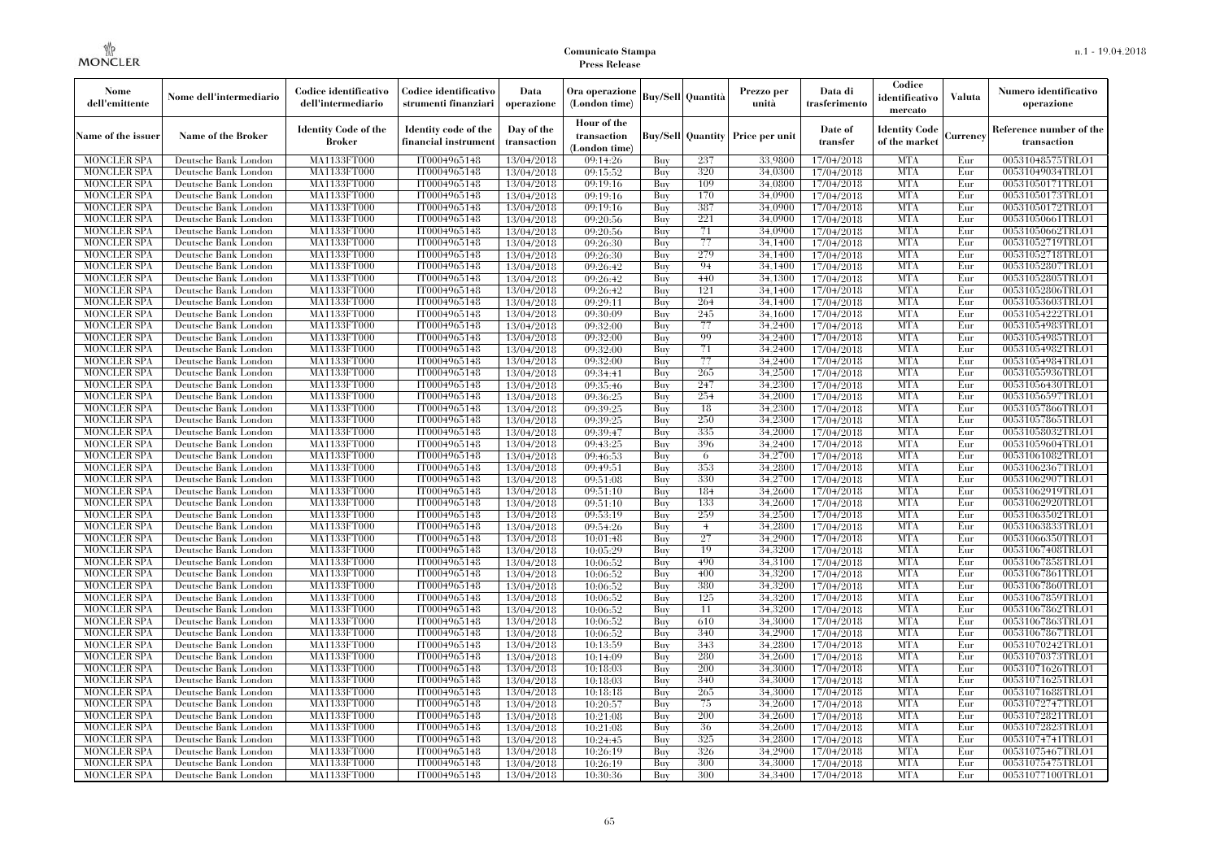| Nome dell'emittente | Nome dell'intermediario | Codice identificativo dell'intermediario | Codice identificativo strumenti finanziari | Data operazione | Ora operazione (London time) | Buy/Sell | Quantità | Prezzo per unità | Data di trasferimento | Codice identificativo mercato | Valuta | Numero identificativo operazione |
|---|---|---|---|---|---|---|---|---|---|---|---|---|
| Name of the issuer | Name of the Broker | Identity Code of the Broker | Identity code of the financial instrument | Day of the transaction | Hour of the transaction (London time) | Buy/Sell | Quantity | Price per unit | Date of transfer | Identity Code of the market | Currency | Reference number of the transaction |
| MONCLER SPA | Deutsche Bank London | MA1133FT000 | IT0004965148 | 13/04/2018 | 09:14:26 | Buy | 237 | 33.9800 | 17/04/2018 | MTA | Eur | 00531048575TRLO1 |
| MONCLER SPA | Deutsche Bank London | MA1133FT000 | IT0004965148 | 13/04/2018 | 09:15:52 | Buy | 320 | 34.0300 | 17/04/2018 | MTA | Eur | 00531049034TRLO1 |
| MONCLER SPA | Deutsche Bank London | MA1133FT000 | IT0004965148 | 13/04/2018 | 09:19:16 | Buy | 109 | 34.0800 | 17/04/2018 | MTA | Eur | 00531050171TRLO1 |
| MONCLER SPA | Deutsche Bank London | MA1133FT000 | IT0004965148 | 13/04/2018 | 09:19:16 | Buy | 170 | 34.0900 | 17/04/2018 | MTA | Eur | 00531050173TRLO1 |
| MONCLER SPA | Deutsche Bank London | MA1133FT000 | IT0004965148 | 13/04/2018 | 09:19:16 | Buy | 387 | 34.0900 | 17/04/2018 | MTA | Eur | 00531050172TRLO1 |
| MONCLER SPA | Deutsche Bank London | MA1133FT000 | IT0004965148 | 13/04/2018 | 09:20:56 | Buy | 221 | 34.0900 | 17/04/2018 | MTA | Eur | 00531050661TRLO1 |
| MONCLER SPA | Deutsche Bank London | MA1133FT000 | IT0004965148 | 13/04/2018 | 09:20:56 | Buy | 71 | 34.0900 | 17/04/2018 | MTA | Eur | 00531050662TRLO1 |
| MONCLER SPA | Deutsche Bank London | MA1133FT000 | IT0004965148 | 13/04/2018 | 09:26:30 | Buy | 77 | 34.1400 | 17/04/2018 | MTA | Eur | 00531052719TRLO1 |
| MONCLER SPA | Deutsche Bank London | MA1133FT000 | IT0004965148 | 13/04/2018 | 09:26:30 | Buy | 279 | 34.1400 | 17/04/2018 | MTA | Eur | 00531052718TRLO1 |
| MONCLER SPA | Deutsche Bank London | MA1133FT000 | IT0004965148 | 13/04/2018 | 09:26:42 | Buy | 94 | 34.1400 | 17/04/2018 | MTA | Eur | 00531052807TRLO1 |
| MONCLER SPA | Deutsche Bank London | MA1133FT000 | IT0004965148 | 13/04/2018 | 09:26:42 | Buy | 440 | 34.1300 | 17/04/2018 | MTA | Eur | 00531052805TRLO1 |
| MONCLER SPA | Deutsche Bank London | MA1133FT000 | IT0004965148 | 13/04/2018 | 09:26:42 | Buy | 121 | 34.1400 | 17/04/2018 | MTA | Eur | 00531052806TRLO1 |
| MONCLER SPA | Deutsche Bank London | MA1133FT000 | IT0004965148 | 13/04/2018 | 09:29:11 | Buy | 264 | 34.1400 | 17/04/2018 | MTA | Eur | 00531053603TRLO1 |
| MONCLER SPA | Deutsche Bank London | MA1133FT000 | IT0004965148 | 13/04/2018 | 09:30:09 | Buy | 245 | 34.1600 | 17/04/2018 | MTA | Eur | 00531054222TRLO1 |
| MONCLER SPA | Deutsche Bank London | MA1133FT000 | IT0004965148 | 13/04/2018 | 09:32:00 | Buy | 77 | 34.2400 | 17/04/2018 | MTA | Eur | 00531054983TRLO1 |
| MONCLER SPA | Deutsche Bank London | MA1133FT000 | IT0004965148 | 13/04/2018 | 09:32:00 | Buy | 99 | 34.2400 | 17/04/2018 | MTA | Eur | 00531054985TRLO1 |
| MONCLER SPA | Deutsche Bank London | MA1133FT000 | IT0004965148 | 13/04/2018 | 09:32:00 | Buy | 71 | 34.2400 | 17/04/2018 | MTA | Eur | 00531054982TRLO1 |
| MONCLER SPA | Deutsche Bank London | MA1133FT000 | IT0004965148 | 13/04/2018 | 09:32:00 | Buy | 77 | 34.2400 | 17/04/2018 | MTA | Eur | 00531054984TRLO1 |
| MONCLER SPA | Deutsche Bank London | MA1133FT000 | IT0004965148 | 13/04/2018 | 09:34:41 | Buy | 265 | 34.2500 | 17/04/2018 | MTA | Eur | 00531055936TRLO1 |
| MONCLER SPA | Deutsche Bank London | MA1133FT000 | IT0004965148 | 13/04/2018 | 09:35:46 | Buy | 247 | 34.2300 | 17/04/2018 | MTA | Eur | 00531056430TRLO1 |
| MONCLER SPA | Deutsche Bank London | MA1133FT000 | IT0004965148 | 13/04/2018 | 09:36:25 | Buy | 254 | 34.2000 | 17/04/2018 | MTA | Eur | 00531056597TRLO1 |
| MONCLER SPA | Deutsche Bank London | MA1133FT000 | IT0004965148 | 13/04/2018 | 09:39:25 | Buy | 18 | 34.2300 | 17/04/2018 | MTA | Eur | 00531057866TRLO1 |
| MONCLER SPA | Deutsche Bank London | MA1133FT000 | IT0004965148 | 13/04/2018 | 09:39:25 | Buy | 250 | 34.2300 | 17/04/2018 | MTA | Eur | 00531057865TRLO1 |
| MONCLER SPA | Deutsche Bank London | MA1133FT000 | IT0004965148 | 13/04/2018 | 09:39:47 | Buy | 335 | 34.2000 | 17/04/2018 | MTA | Eur | 00531058032TRLO1 |
| MONCLER SPA | Deutsche Bank London | MA1133FT000 | IT0004965148 | 13/04/2018 | 09:43:25 | Buy | 396 | 34.2400 | 17/04/2018 | MTA | Eur | 00531059604TRLO1 |
| MONCLER SPA | Deutsche Bank London | MA1133FT000 | IT0004965148 | 13/04/2018 | 09:46:53 | Buy | 6 | 34.2700 | 17/04/2018 | MTA | Eur | 00531061082TRLO1 |
| MONCLER SPA | Deutsche Bank London | MA1133FT000 | IT0004965148 | 13/04/2018 | 09:49:51 | Buy | 353 | 34.2800 | 17/04/2018 | MTA | Eur | 00531062367TRLO1 |
| MONCLER SPA | Deutsche Bank London | MA1133FT000 | IT0004965148 | 13/04/2018 | 09:51:08 | Buy | 330 | 34.2700 | 17/04/2018 | MTA | Eur | 00531062907TRLO1 |
| MONCLER SPA | Deutsche Bank London | MA1133FT000 | IT0004965148 | 13/04/2018 | 09:51:10 | Buy | 184 | 34.2600 | 17/04/2018 | MTA | Eur | 00531062919TRLO1 |
| MONCLER SPA | Deutsche Bank London | MA1133FT000 | IT0004965148 | 13/04/2018 | 09:51:10 | Buy | 133 | 34.2600 | 17/04/2018 | MTA | Eur | 00531062920TRLO1 |
| MONCLER SPA | Deutsche Bank London | MA1133FT000 | IT0004965148 | 13/04/2018 | 09:53:19 | Buy | 259 | 34.2500 | 17/04/2018 | MTA | Eur | 00531063502TRLO1 |
| MONCLER SPA | Deutsche Bank London | MA1133FT000 | IT0004965148 | 13/04/2018 | 09:54:26 | Buy | 4 | 34.2800 | 17/04/2018 | MTA | Eur | 00531063833TRLO1 |
| MONCLER SPA | Deutsche Bank London | MA1133FT000 | IT0004965148 | 13/04/2018 | 10:01:48 | Buy | 27 | 34.2900 | 17/04/2018 | MTA | Eur | 00531066350TRLO1 |
| MONCLER SPA | Deutsche Bank London | MA1133FT000 | IT0004965148 | 13/04/2018 | 10:05:29 | Buy | 19 | 34.3200 | 17/04/2018 | MTA | Eur | 00531067408TRLO1 |
| MONCLER SPA | Deutsche Bank London | MA1133FT000 | IT0004965148 | 13/04/2018 | 10:06:52 | Buy | 490 | 34.3100 | 17/04/2018 | MTA | Eur | 00531067858TRLO1 |
| MONCLER SPA | Deutsche Bank London | MA1133FT000 | IT0004965148 | 13/04/2018 | 10:06:52 | Buy | 400 | 34.3200 | 17/04/2018 | MTA | Eur | 00531067861TRLO1 |
| MONCLER SPA | Deutsche Bank London | MA1133FT000 | IT0004965148 | 13/04/2018 | 10:06:52 | Buy | 380 | 34.3200 | 17/04/2018 | MTA | Eur | 00531067860TRLO1 |
| MONCLER SPA | Deutsche Bank London | MA1133FT000 | IT0004965148 | 13/04/2018 | 10:06:52 | Buy | 125 | 34.3200 | 17/04/2018 | MTA | Eur | 00531067859TRLO1 |
| MONCLER SPA | Deutsche Bank London | MA1133FT000 | IT0004965148 | 13/04/2018 | 10:06:52 | Buy | 11 | 34.3200 | 17/04/2018 | MTA | Eur | 00531067862TRLO1 |
| MONCLER SPA | Deutsche Bank London | MA1133FT000 | IT0004965148 | 13/04/2018 | 10:06:52 | Buy | 610 | 34.3000 | 17/04/2018 | MTA | Eur | 00531067863TRLO1 |
| MONCLER SPA | Deutsche Bank London | MA1133FT000 | IT0004965148 | 13/04/2018 | 10:06:52 | Buy | 340 | 34.2900 | 17/04/2018 | MTA | Eur | 00531067867TRLO1 |
| MONCLER SPA | Deutsche Bank London | MA1133FT000 | IT0004965148 | 13/04/2018 | 10:13:59 | Buy | 343 | 34.2800 | 17/04/2018 | MTA | Eur | 00531070242TRLO1 |
| MONCLER SPA | Deutsche Bank London | MA1133FT000 | IT0004965148 | 13/04/2018 | 10:14:09 | Buy | 280 | 34.2600 | 17/04/2018 | MTA | Eur | 00531070373TRLO1 |
| MONCLER SPA | Deutsche Bank London | MA1133FT000 | IT0004965148 | 13/04/2018 | 10:18:03 | Buy | 200 | 34.3000 | 17/04/2018 | MTA | Eur | 00531071626TRLO1 |
| MONCLER SPA | Deutsche Bank London | MA1133FT000 | IT0004965148 | 13/04/2018 | 10:18:03 | Buy | 340 | 34.3000 | 17/04/2018 | MTA | Eur | 00531071625TRLO1 |
| MONCLER SPA | Deutsche Bank London | MA1133FT000 | IT0004965148 | 13/04/2018 | 10:18:18 | Buy | 265 | 34.3000 | 17/04/2018 | MTA | Eur | 00531071688TRLO1 |
| MONCLER SPA | Deutsche Bank London | MA1133FT000 | IT0004965148 | 13/04/2018 | 10:20:57 | Buy | 75 | 34.2600 | 17/04/2018 | MTA | Eur | 00531072747TRLO1 |
| MONCLER SPA | Deutsche Bank London | MA1133FT000 | IT0004965148 | 13/04/2018 | 10:21:08 | Buy | 200 | 34.2600 | 17/04/2018 | MTA | Eur | 00531072821TRLO1 |
| MONCLER SPA | Deutsche Bank London | MA1133FT000 | IT0004965148 | 13/04/2018 | 10:21:08 | Buy | 36 | 34.2600 | 17/04/2018 | MTA | Eur | 00531072823TRLO1 |
| MONCLER SPA | Deutsche Bank London | MA1133FT000 | IT0004965148 | 13/04/2018 | 10:24:45 | Buy | 325 | 34.2800 | 17/04/2018 | MTA | Eur | 00531074741TRLO1 |
| MONCLER SPA | Deutsche Bank London | MA1133FT000 | IT0004965148 | 13/04/2018 | 10:26:19 | Buy | 326 | 34.2900 | 17/04/2018 | MTA | Eur | 00531075467TRLO1 |
| MONCLER SPA | Deutsche Bank London | MA1133FT000 | IT0004965148 | 13/04/2018 | 10:26:19 | Buy | 300 | 34.3000 | 17/04/2018 | MTA | Eur | 00531075475TRLO1 |
| MONCLER SPA | Deutsche Bank London | MA1133FT000 | IT0004965148 | 13/04/2018 | 10:30:36 | Buy | 300 | 34.3400 | 17/04/2018 | MTA | Eur | 00531077100TRLO1 |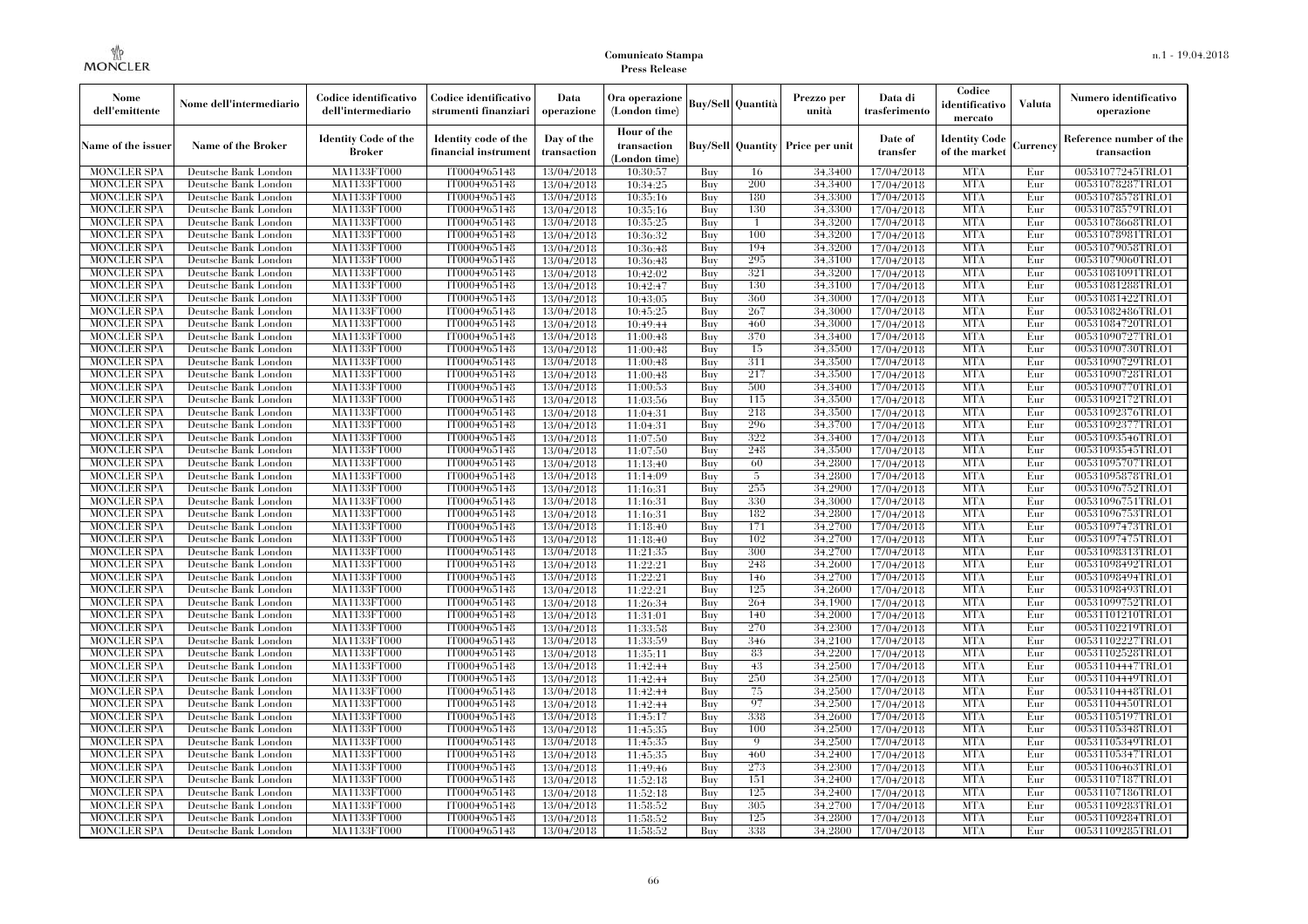**Comunicato Stampa**
**Press Release**

| Nome dell'emittente | Nome dell'intermediario | Codice identificativo dell'intermediario | Codice identificativo strumenti finanziari | Data operazione | Ora operazione (London time) | Buy/Sell | Quantità | Prezzo per unità | Data di trasferimento | Codice identificativo mercato | Valuta | Numero identificativo operazione |
|---|---|---|---|---|---|---|---|---|---|---|---|---|
| Name of the issuer | Name of the Broker | Identity Code of the Broker | Identity code of the financial instrument | Day of the transaction | Hour of the transaction (London time) | Buy/Sell | Quantity | Price per unit | Date of transfer | Identity Code of the market | Currency | Reference number of the transaction |
| MONCLER SPA | Deutsche Bank London | MA1133FT000 | IT0004965148 | 13/04/2018 | 10:30:57 | Buy | 16 | 34.3400 | 17/04/2018 | MTA | Eur | 00531077245TRLO1 |
| MONCLER SPA | Deutsche Bank London | MA1133FT000 | IT0004965148 | 13/04/2018 | 10:34:25 | Buy | 200 | 34.3400 | 17/04/2018 | MTA | Eur | 00531078287TRLO1 |
| MONCLER SPA | Deutsche Bank London | MA1133FT000 | IT0004965148 | 13/04/2018 | 10:35:16 | Buy | 180 | 34.3300 | 17/04/2018 | MTA | Eur | 00531078578TRLO1 |
| MONCLER SPA | Deutsche Bank London | MA1133FT000 | IT0004965148 | 13/04/2018 | 10:35:16 | Buy | 130 | 34.3300 | 17/04/2018 | MTA | Eur | 00531078579TRLO1 |
| MONCLER SPA | Deutsche Bank London | MA1133FT000 | IT0004965148 | 13/04/2018 | 10:35:25 | Buy | 1 | 34.3200 | 17/04/2018 | MTA | Eur | 00531078668TRLO1 |
| MONCLER SPA | Deutsche Bank London | MA1133FT000 | IT0004965148 | 13/04/2018 | 10:36:32 | Buy | 100 | 34.3200 | 17/04/2018 | MTA | Eur | 00531078981TRLO1 |
| MONCLER SPA | Deutsche Bank London | MA1133FT000 | IT0004965148 | 13/04/2018 | 10:36:48 | Buy | 194 | 34.3200 | 17/04/2018 | MTA | Eur | 00531079058TRLO1 |
| MONCLER SPA | Deutsche Bank London | MA1133FT000 | IT0004965148 | 13/04/2018 | 10:36:48 | Buy | 295 | 34.3100 | 17/04/2018 | MTA | Eur | 00531079060TRLO1 |
| MONCLER SPA | Deutsche Bank London | MA1133FT000 | IT0004965148 | 13/04/2018 | 10:42:02 | Buy | 321 | 34.3200 | 17/04/2018 | MTA | Eur | 00531081091TRLO1 |
| MONCLER SPA | Deutsche Bank London | MA1133FT000 | IT0004965148 | 13/04/2018 | 10:42:47 | Buy | 130 | 34.3100 | 17/04/2018 | MTA | Eur | 00531081288TRLO1 |
| MONCLER SPA | Deutsche Bank London | MA1133FT000 | IT0004965148 | 13/04/2018 | 10:43:05 | Buy | 360 | 34.3000 | 17/04/2018 | MTA | Eur | 00531081422TRLO1 |
| MONCLER SPA | Deutsche Bank London | MA1133FT000 | IT0004965148 | 13/04/2018 | 10:45:25 | Buy | 267 | 34.3000 | 17/04/2018 | MTA | Eur | 00531082486TRLO1 |
| MONCLER SPA | Deutsche Bank London | MA1133FT000 | IT0004965148 | 13/04/2018 | 10:49:44 | Buy | 460 | 34.3000 | 17/04/2018 | MTA | Eur | 00531084720TRLO1 |
| MONCLER SPA | Deutsche Bank London | MA1133FT000 | IT0004965148 | 13/04/2018 | 11:00:48 | Buy | 370 | 34.3400 | 17/04/2018 | MTA | Eur | 00531090727TRLO1 |
| MONCLER SPA | Deutsche Bank London | MA1133FT000 | IT0004965148 | 13/04/2018 | 11:00:48 | Buy | 15 | 34.3500 | 17/04/2018 | MTA | Eur | 00531090730TRLO1 |
| MONCLER SPA | Deutsche Bank London | MA1133FT000 | IT0004965148 | 13/04/2018 | 11:00:48 | Buy | 311 | 34.3500 | 17/04/2018 | MTA | Eur | 00531090729TRLO1 |
| MONCLER SPA | Deutsche Bank London | MA1133FT000 | IT0004965148 | 13/04/2018 | 11:00:48 | Buy | 217 | 34.3500 | 17/04/2018 | MTA | Eur | 00531090728TRLO1 |
| MONCLER SPA | Deutsche Bank London | MA1133FT000 | IT0004965148 | 13/04/2018 | 11:00:53 | Buy | 500 | 34.3400 | 17/04/2018 | MTA | Eur | 00531090770TRLO1 |
| MONCLER SPA | Deutsche Bank London | MA1133FT000 | IT0004965148 | 13/04/2018 | 11:03:56 | Buy | 115 | 34.3500 | 17/04/2018 | MTA | Eur | 00531092172TRLO1 |
| MONCLER SPA | Deutsche Bank London | MA1133FT000 | IT0004965148 | 13/04/2018 | 11:04:31 | Buy | 218 | 34.3500 | 17/04/2018 | MTA | Eur | 00531092376TRLO1 |
| MONCLER SPA | Deutsche Bank London | MA1133FT000 | IT0004965148 | 13/04/2018 | 11:04:31 | Buy | 296 | 34.3700 | 17/04/2018 | MTA | Eur | 00531092377TRLO1 |
| MONCLER SPA | Deutsche Bank London | MA1133FT000 | IT0004965148 | 13/04/2018 | 11:07:50 | Buy | 322 | 34.3400 | 17/04/2018 | MTA | Eur | 00531093546TRLO1 |
| MONCLER SPA | Deutsche Bank London | MA1133FT000 | IT0004965148 | 13/04/2018 | 11:07:50 | Buy | 248 | 34.3500 | 17/04/2018 | MTA | Eur | 00531093545TRLO1 |
| MONCLER SPA | Deutsche Bank London | MA1133FT000 | IT0004965148 | 13/04/2018 | 11:13:40 | Buy | 60 | 34.2800 | 17/04/2018 | MTA | Eur | 00531095707TRLO1 |
| MONCLER SPA | Deutsche Bank London | MA1133FT000 | IT0004965148 | 13/04/2018 | 11:14:09 | Buy | 5 | 34.2800 | 17/04/2018 | MTA | Eur | 00531095878TRLO1 |
| MONCLER SPA | Deutsche Bank London | MA1133FT000 | IT0004965148 | 13/04/2018 | 11:16:31 | Buy | 255 | 34.2900 | 17/04/2018 | MTA | Eur | 00531096752TRLO1 |
| MONCLER SPA | Deutsche Bank London | MA1133FT000 | IT0004965148 | 13/04/2018 | 11:16:31 | Buy | 330 | 34.3000 | 17/04/2018 | MTA | Eur | 00531096751TRLO1 |
| MONCLER SPA | Deutsche Bank London | MA1133FT000 | IT0004965148 | 13/04/2018 | 11:16:31 | Buy | 182 | 34.2800 | 17/04/2018 | MTA | Eur | 00531096753TRLO1 |
| MONCLER SPA | Deutsche Bank London | MA1133FT000 | IT0004965148 | 13/04/2018 | 11:18:40 | Buy | 171 | 34.2700 | 17/04/2018 | MTA | Eur | 00531097473TRLO1 |
| MONCLER SPA | Deutsche Bank London | MA1133FT000 | IT0004965148 | 13/04/2018 | 11:18:40 | Buy | 102 | 34.2700 | 17/04/2018 | MTA | Eur | 00531097475TRLO1 |
| MONCLER SPA | Deutsche Bank London | MA1133FT000 | IT0004965148 | 13/04/2018 | 11:21:35 | Buy | 300 | 34.2700 | 17/04/2018 | MTA | Eur | 00531098313TRLO1 |
| MONCLER SPA | Deutsche Bank London | MA1133FT000 | IT0004965148 | 13/04/2018 | 11:22:21 | Buy | 248 | 34.2600 | 17/04/2018 | MTA | Eur | 00531098492TRLO1 |
| MONCLER SPA | Deutsche Bank London | MA1133FT000 | IT0004965148 | 13/04/2018 | 11:22:21 | Buy | 146 | 34.2700 | 17/04/2018 | MTA | Eur | 00531098494TRLO1 |
| MONCLER SPA | Deutsche Bank London | MA1133FT000 | IT0004965148 | 13/04/2018 | 11:22:21 | Buy | 125 | 34.2600 | 17/04/2018 | MTA | Eur | 00531098493TRLO1 |
| MONCLER SPA | Deutsche Bank London | MA1133FT000 | IT0004965148 | 13/04/2018 | 11:26:34 | Buy | 264 | 34.1900 | 17/04/2018 | MTA | Eur | 00531099752TRLO1 |
| MONCLER SPA | Deutsche Bank London | MA1133FT000 | IT0004965148 | 13/04/2018 | 11:31:01 | Buy | 140 | 34.2000 | 17/04/2018 | MTA | Eur | 00531101210TRLO1 |
| MONCLER SPA | Deutsche Bank London | MA1133FT000 | IT0004965148 | 13/04/2018 | 11:33:58 | Buy | 270 | 34.2300 | 17/04/2018 | MTA | Eur | 00531102219TRLO1 |
| MONCLER SPA | Deutsche Bank London | MA1133FT000 | IT0004965148 | 13/04/2018 | 11:33:59 | Buy | 346 | 34.2100 | 17/04/2018 | MTA | Eur | 00531102227TRLO1 |
| MONCLER SPA | Deutsche Bank London | MA1133FT000 | IT0004965148 | 13/04/2018 | 11:35:11 | Buy | 83 | 34.2200 | 17/04/2018 | MTA | Eur | 00531102528TRLO1 |
| MONCLER SPA | Deutsche Bank London | MA1133FT000 | IT0004965148 | 13/04/2018 | 11:42:44 | Buy | 43 | 34.2500 | 17/04/2018 | MTA | Eur | 00531104447TRLO1 |
| MONCLER SPA | Deutsche Bank London | MA1133FT000 | IT0004965148 | 13/04/2018 | 11:42:44 | Buy | 250 | 34.2500 | 17/04/2018 | MTA | Eur | 00531104449TRLO1 |
| MONCLER SPA | Deutsche Bank London | MA1133FT000 | IT0004965148 | 13/04/2018 | 11:42:44 | Buy | 75 | 34.2500 | 17/04/2018 | MTA | Eur | 00531104448TRLO1 |
| MONCLER SPA | Deutsche Bank London | MA1133FT000 | IT0004965148 | 13/04/2018 | 11:42:44 | Buy | 97 | 34.2500 | 17/04/2018 | MTA | Eur | 00531104450TRLO1 |
| MONCLER SPA | Deutsche Bank London | MA1133FT000 | IT0004965148 | 13/04/2018 | 11:45:17 | Buy | 338 | 34.2600 | 17/04/2018 | MTA | Eur | 00531105197TRLO1 |
| MONCLER SPA | Deutsche Bank London | MA1133FT000 | IT0004965148 | 13/04/2018 | 11:45:35 | Buy | 100 | 34.2500 | 17/04/2018 | MTA | Eur | 00531105348TRLO1 |
| MONCLER SPA | Deutsche Bank London | MA1133FT000 | IT0004965148 | 13/04/2018 | 11:45:35 | Buy | 9 | 34.2500 | 17/04/2018 | MTA | Eur | 00531105349TRLO1 |
| MONCLER SPA | Deutsche Bank London | MA1133FT000 | IT0004965148 | 13/04/2018 | 11:45:35 | Buy | 460 | 34.2400 | 17/04/2018 | MTA | Eur | 00531105347TRLO1 |
| MONCLER SPA | Deutsche Bank London | MA1133FT000 | IT0004965148 | 13/04/2018 | 11:49:46 | Buy | 273 | 34.2300 | 17/04/2018 | MTA | Eur | 00531106463TRLO1 |
| MONCLER SPA | Deutsche Bank London | MA1133FT000 | IT0004965148 | 13/04/2018 | 11:52:18 | Buy | 151 | 34.2400 | 17/04/2018 | MTA | Eur | 00531107187TRLO1 |
| MONCLER SPA | Deutsche Bank London | MA1133FT000 | IT0004965148 | 13/04/2018 | 11:52:18 | Buy | 125 | 34.2400 | 17/04/2018 | MTA | Eur | 00531107186TRLO1 |
| MONCLER SPA | Deutsche Bank London | MA1133FT000 | IT0004965148 | 13/04/2018 | 11:58:52 | Buy | 305 | 34.2700 | 17/04/2018 | MTA | Eur | 00531109283TRLO1 |
| MONCLER SPA | Deutsche Bank London | MA1133FT000 | IT0004965148 | 13/04/2018 | 11:58:52 | Buy | 125 | 34.2800 | 17/04/2018 | MTA | Eur | 00531109284TRLO1 |
| MONCLER SPA | Deutsche Bank London | MA1133FT000 | IT0004965148 | 13/04/2018 | 11:58:52 | Buy | 338 | 34.2800 | 17/04/2018 | MTA | Eur | 00531109285TRLO1 |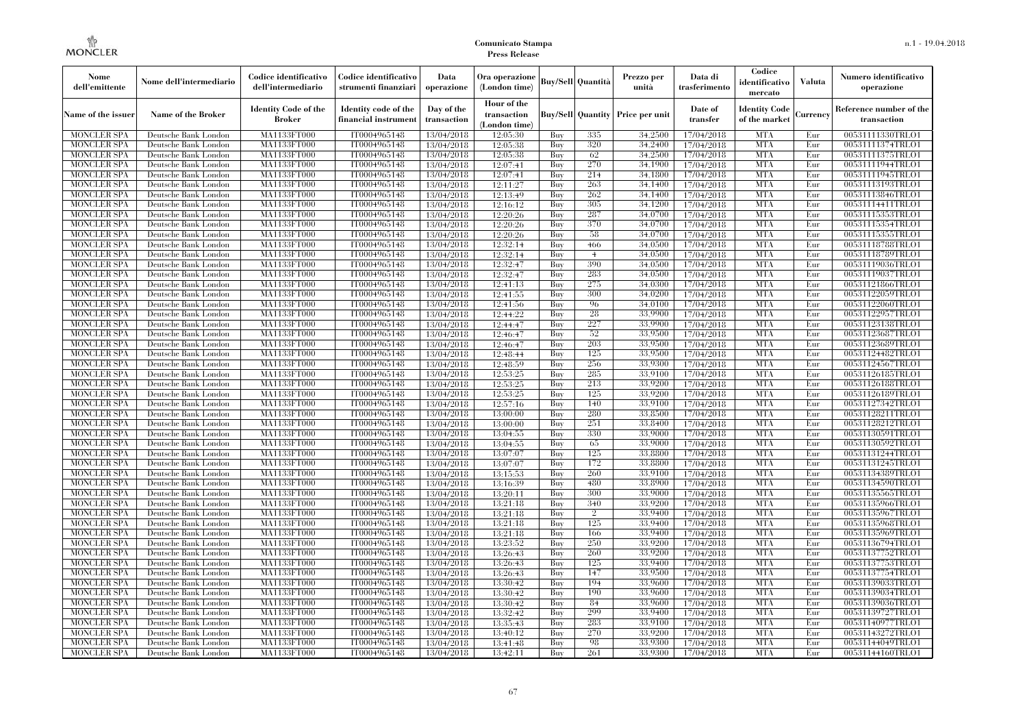| Nome dell'emittente | Nome dell'intermediario | Codice identificativo dell'intermediario | Codice identificativo strumenti finanziari | Data operazione | Ora operazione (London time) | Buy/Sell | Quantità | Prezzo per unità | Data di trasferimento | Codice identificativo mercato | Valuta | Numero identificativo operazione |
|---|---|---|---|---|---|---|---|---|---|---|---|---|
| Name of the issuer | Name of the Broker | Identity Code of the Broker | Identity code of the financial instrument | Day of the transaction | Hour of the transaction (London time) | Buy/Sell | Quantity | Price per unit | Date of transfer | Identity Code of the market | Currency | Reference number of the transaction |
| MONCLER SPA | Deutsche Bank London | MA1133FT000 | IT0004965148 | 13/04/2018 | 12:05:30 | Buy | 335 | 34.2500 | 17/04/2018 | MTA | Eur | 00531111330TRLO1 |
| MONCLER SPA | Deutsche Bank London | MA1133FT000 | IT0004965148 | 13/04/2018 | 12:05:38 | Buy | 320 | 34.2400 | 17/04/2018 | MTA | Eur | 00531111374TRLO1 |
| MONCLER SPA | Deutsche Bank London | MA1133FT000 | IT0004965148 | 13/04/2018 | 12:05:38 | Buy | 62 | 34.2500 | 17/04/2018 | MTA | Eur | 00531111375TRLO1 |
| MONCLER SPA | Deutsche Bank London | MA1133FT000 | IT0004965148 | 13/04/2018 | 12:07:41 | Buy | 270 | 34.1900 | 17/04/2018 | MTA | Eur | 00531111944TRLO1 |
| MONCLER SPA | Deutsche Bank London | MA1133FT000 | IT0004965148 | 13/04/2018 | 12:07:41 | Buy | 214 | 34.1800 | 17/04/2018 | MTA | Eur | 00531111945TRLO1 |
| MONCLER SPA | Deutsche Bank London | MA1133FT000 | IT0004965148 | 13/04/2018 | 12:11:27 | Buy | 263 | 34.1400 | 17/04/2018 | MTA | Eur | 00531113193TRLO1 |
| MONCLER SPA | Deutsche Bank London | MA1133FT000 | IT0004965148 | 13/04/2018 | 12:13:49 | Buy | 262 | 34.1400 | 17/04/2018 | MTA | Eur | 00531113846TRLO1 |
| MONCLER SPA | Deutsche Bank London | MA1133FT000 | IT0004965148 | 13/04/2018 | 12:16:12 | Buy | 305 | 34.1200 | 17/04/2018 | MTA | Eur | 00531114411TRLO1 |
| MONCLER SPA | Deutsche Bank London | MA1133FT000 | IT0004965148 | 13/04/2018 | 12:20:26 | Buy | 287 | 34.0700 | 17/04/2018 | MTA | Eur | 00531115353TRLO1 |
| MONCLER SPA | Deutsche Bank London | MA1133FT000 | IT0004965148 | 13/04/2018 | 12:20:26 | Buy | 370 | 34.0700 | 17/04/2018 | MTA | Eur | 00531115354TRLO1 |
| MONCLER SPA | Deutsche Bank London | MA1133FT000 | IT0004965148 | 13/04/2018 | 12:20:26 | Buy | 58 | 34.0700 | 17/04/2018 | MTA | Eur | 00531115355TRLO1 |
| MONCLER SPA | Deutsche Bank London | MA1133FT000 | IT0004965148 | 13/04/2018 | 12:32:14 | Buy | 466 | 34.0500 | 17/04/2018 | MTA | Eur | 00531118788TRLO1 |
| MONCLER SPA | Deutsche Bank London | MA1133FT000 | IT0004965148 | 13/04/2018 | 12:32:14 | Buy | 4 | 34.0500 | 17/04/2018 | MTA | Eur | 00531118789TRLO1 |
| MONCLER SPA | Deutsche Bank London | MA1133FT000 | IT0004965148 | 13/04/2018 | 12:32:47 | Buy | 390 | 34.0500 | 17/04/2018 | MTA | Eur | 00531119036TRLO1 |
| MONCLER SPA | Deutsche Bank London | MA1133FT000 | IT0004965148 | 13/04/2018 | 12:32:47 | Buy | 283 | 34.0500 | 17/04/2018 | MTA | Eur | 00531119037TRLO1 |
| MONCLER SPA | Deutsche Bank London | MA1133FT000 | IT0004965148 | 13/04/2018 | 12:41:13 | Buy | 275 | 34.0300 | 17/04/2018 | MTA | Eur | 00531121866TRLO1 |
| MONCLER SPA | Deutsche Bank London | MA1133FT000 | IT0004965148 | 13/04/2018 | 12:41:55 | Buy | 300 | 34.0200 | 17/04/2018 | MTA | Eur | 00531122059TRLO1 |
| MONCLER SPA | Deutsche Bank London | MA1133FT000 | IT0004965148 | 13/04/2018 | 12:41:56 | Buy | 96 | 34.0100 | 17/04/2018 | MTA | Eur | 00531122060TRLO1 |
| MONCLER SPA | Deutsche Bank London | MA1133FT000 | IT0004965148 | 13/04/2018 | 12:44:22 | Buy | 28 | 33.9900 | 17/04/2018 | MTA | Eur | 00531122957TRLO1 |
| MONCLER SPA | Deutsche Bank London | MA1133FT000 | IT0004965148 | 13/04/2018 | 12:44:47 | Buy | 227 | 33.9900 | 17/04/2018 | MTA | Eur | 00531123138TRLO1 |
| MONCLER SPA | Deutsche Bank London | MA1133FT000 | IT0004965148 | 13/04/2018 | 12:46:47 | Buy | 52 | 33.9500 | 17/04/2018 | MTA | Eur | 00531123687TRLO1 |
| MONCLER SPA | Deutsche Bank London | MA1133FT000 | IT0004965148 | 13/04/2018 | 12:46:47 | Buy | 203 | 33.9500 | 17/04/2018 | MTA | Eur | 00531123689TRLO1 |
| MONCLER SPA | Deutsche Bank London | MA1133FT000 | IT0004965148 | 13/04/2018 | 12:48:44 | Buy | 125 | 33.9500 | 17/04/2018 | MTA | Eur | 00531124482TRLO1 |
| MONCLER SPA | Deutsche Bank London | MA1133FT000 | IT0004965148 | 13/04/2018 | 12:48:59 | Buy | 256 | 33.9300 | 17/04/2018 | MTA | Eur | 00531124567TRLO1 |
| MONCLER SPA | Deutsche Bank London | MA1133FT000 | IT0004965148 | 13/04/2018 | 12:53:25 | Buy | 285 | 33.9100 | 17/04/2018 | MTA | Eur | 00531126185TRLO1 |
| MONCLER SPA | Deutsche Bank London | MA1133FT000 | IT0004965148 | 13/04/2018 | 12:53:25 | Buy | 213 | 33.9200 | 17/04/2018 | MTA | Eur | 00531126188TRLO1 |
| MONCLER SPA | Deutsche Bank London | MA1133FT000 | IT0004965148 | 13/04/2018 | 12:53:25 | Buy | 125 | 33.9200 | 17/04/2018 | MTA | Eur | 00531126189TRLO1 |
| MONCLER SPA | Deutsche Bank London | MA1133FT000 | IT0004965148 | 13/04/2018 | 12:57:16 | Buy | 140 | 33.9100 | 17/04/2018 | MTA | Eur | 00531127342TRLO1 |
| MONCLER SPA | Deutsche Bank London | MA1133FT000 | IT0004965148 | 13/04/2018 | 13:00:00 | Buy | 280 | 33.8500 | 17/04/2018 | MTA | Eur | 00531128211TRLO1 |
| MONCLER SPA | Deutsche Bank London | MA1133FT000 | IT0004965148 | 13/04/2018 | 13:00:00 | Buy | 251 | 33.8400 | 17/04/2018 | MTA | Eur | 00531128212TRLO1 |
| MONCLER SPA | Deutsche Bank London | MA1133FT000 | IT0004965148 | 13/04/2018 | 13:04:55 | Buy | 330 | 33.9000 | 17/04/2018 | MTA | Eur | 00531130591TRLO1 |
| MONCLER SPA | Deutsche Bank London | MA1133FT000 | IT0004965148 | 13/04/2018 | 13:04:55 | Buy | 65 | 33.9000 | 17/04/2018 | MTA | Eur | 00531130592TRLO1 |
| MONCLER SPA | Deutsche Bank London | MA1133FT000 | IT0004965148 | 13/04/2018 | 13:07:07 | Buy | 125 | 33.8800 | 17/04/2018 | MTA | Eur | 00531131244TRLO1 |
| MONCLER SPA | Deutsche Bank London | MA1133FT000 | IT0004965148 | 13/04/2018 | 13:07:07 | Buy | 172 | 33.8800 | 17/04/2018 | MTA | Eur | 00531131245TRLO1 |
| MONCLER SPA | Deutsche Bank London | MA1133FT000 | IT0004965148 | 13/04/2018 | 13:15:53 | Buy | 260 | 33.9100 | 17/04/2018 | MTA | Eur | 00531134389TRLO1 |
| MONCLER SPA | Deutsche Bank London | MA1133FT000 | IT0004965148 | 13/04/2018 | 13:16:39 | Buy | 480 | 33.8900 | 17/04/2018 | MTA | Eur | 00531134590TRLO1 |
| MONCLER SPA | Deutsche Bank London | MA1133FT000 | IT0004965148 | 13/04/2018 | 13:20:11 | Buy | 300 | 33.9000 | 17/04/2018 | MTA | Eur | 00531135565TRLO1 |
| MONCLER SPA | Deutsche Bank London | MA1133FT000 | IT0004965148 | 13/04/2018 | 13:21:18 | Buy | 340 | 33.9200 | 17/04/2018 | MTA | Eur | 00531135966TRLO1 |
| MONCLER SPA | Deutsche Bank London | MA1133FT000 | IT0004965148 | 13/04/2018 | 13:21:18 | Buy | 2 | 33.9400 | 17/04/2018 | MTA | Eur | 00531135967TRLO1 |
| MONCLER SPA | Deutsche Bank London | MA1133FT000 | IT0004965148 | 13/04/2018 | 13:21:18 | Buy | 125 | 33.9400 | 17/04/2018 | MTA | Eur | 00531135968TRLO1 |
| MONCLER SPA | Deutsche Bank London | MA1133FT000 | IT0004965148 | 13/04/2018 | 13:21:18 | Buy | 166 | 33.9400 | 17/04/2018 | MTA | Eur | 00531135969TRLO1 |
| MONCLER SPA | Deutsche Bank London | MA1133FT000 | IT0004965148 | 13/04/2018 | 13:23:52 | Buy | 250 | 33.9200 | 17/04/2018 | MTA | Eur | 00531136794TRLO1 |
| MONCLER SPA | Deutsche Bank London | MA1133FT000 | IT0004965148 | 13/04/2018 | 13:26:43 | Buy | 260 | 33.9200 | 17/04/2018 | MTA | Eur | 00531137752TRLO1 |
| MONCLER SPA | Deutsche Bank London | MA1133FT000 | IT0004965148 | 13/04/2018 | 13:26:43 | Buy | 125 | 33.9400 | 17/04/2018 | MTA | Eur | 00531137753TRLO1 |
| MONCLER SPA | Deutsche Bank London | MA1133FT000 | IT0004965148 | 13/04/2018 | 13:26:43 | Buy | 147 | 33.9500 | 17/04/2018 | MTA | Eur | 00531137754TRLO1 |
| MONCLER SPA | Deutsche Bank London | MA1133FT000 | IT0004965148 | 13/04/2018 | 13:30:42 | Buy | 194 | 33.9600 | 17/04/2018 | MTA | Eur | 00531139033TRLO1 |
| MONCLER SPA | Deutsche Bank London | MA1133FT000 | IT0004965148 | 13/04/2018 | 13:30:42 | Buy | 190 | 33.9600 | 17/04/2018 | MTA | Eur | 00531139034TRLO1 |
| MONCLER SPA | Deutsche Bank London | MA1133FT000 | IT0004965148 | 13/04/2018 | 13:30:42 | Buy | 84 | 33.9600 | 17/04/2018 | MTA | Eur | 00531139036TRLO1 |
| MONCLER SPA | Deutsche Bank London | MA1133FT000 | IT0004965148 | 13/04/2018 | 13:32:42 | Buy | 299 | 33.9400 | 17/04/2018 | MTA | Eur | 00531139727TRLO1 |
| MONCLER SPA | Deutsche Bank London | MA1133FT000 | IT0004965148 | 13/04/2018 | 13:35:43 | Buy | 283 | 33.9100 | 17/04/2018 | MTA | Eur | 00531140977TRLO1 |
| MONCLER SPA | Deutsche Bank London | MA1133FT000 | IT0004965148 | 13/04/2018 | 13:40:12 | Buy | 270 | 33.9200 | 17/04/2018 | MTA | Eur | 00531143272TRLO1 |
| MONCLER SPA | Deutsche Bank London | MA1133FT000 | IT0004965148 | 13/04/2018 | 13:41:48 | Buy | 98 | 33.9300 | 17/04/2018 | MTA | Eur | 00531144049TRLO1 |
| MONCLER SPA | Deutsche Bank London | MA1133FT000 | IT0004965148 | 13/04/2018 | 13:42:11 | Buy | 261 | 33.9300 | 17/04/2018 | MTA | Eur | 00531144160TRLO1 |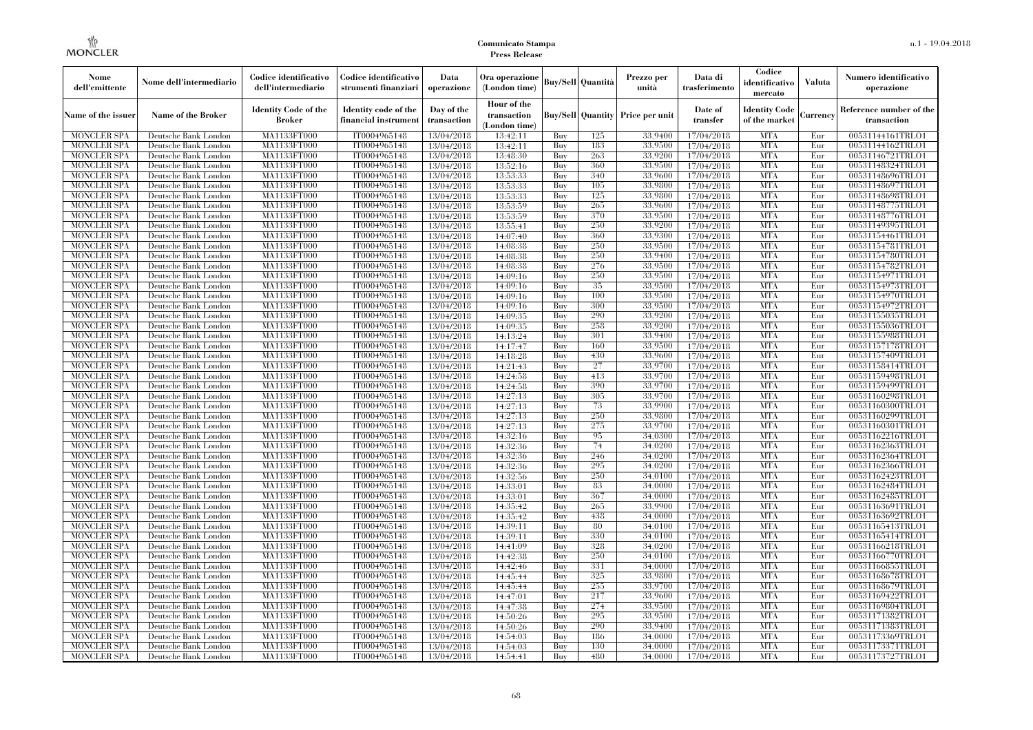| Nome dell'emittente | Nome dell'intermediario | Codice identificativo dell'intermediario | Codice identificativo strumenti finanziari | Data operazione | Ora operazione (London time) | Buy/Sell | Quantità | Prezzo per unità | Data di trasferimento | Codice identificativo mercato | Valuta | Numero identificativo operazione |
|---|---|---|---|---|---|---|---|---|---|---|---|---|
| Name of the issuer | Name of the Broker | Identity Code of the Broker | Identity code of the financial instrument | Day of the transaction | Hour of the transaction (London time) | Buy/Sell | Quantity | Price per unit | Date of transfer | Identity Code of the market | Currency | Reference number of the transaction |
| MONCLER SPA | Deutsche Bank London | MA1133FT000 | IT0004965148 | 13/04/2018 | 13:42:11 | Buy | 125 | 33.9400 | 17/04/2018 | MTA | Eur | 00531144161TRLO1 |
| MONCLER SPA | Deutsche Bank London | MA1133FT000 | IT0004965148 | 13/04/2018 | 13:42:11 | Buy | 183 | 33.9500 | 17/04/2018 | MTA | Eur | 00531144162TRLO1 |
| MONCLER SPA | Deutsche Bank London | MA1133FT000 | IT0004965148 | 13/04/2018 | 13:48:30 | Buy | 263 | 33.9200 | 17/04/2018 | MTA | Eur | 00531146721TRLO1 |
| MONCLER SPA | Deutsche Bank London | MA1133FT000 | IT0004965148 | 13/04/2018 | 13:52:16 | Buy | 360 | 33.9500 | 17/04/2018 | MTA | Eur | 00531148324TRLO1 |
| MONCLER SPA | Deutsche Bank London | MA1133FT000 | IT0004965148 | 13/04/2018 | 13:53:33 | Buy | 340 | 33.9600 | 17/04/2018 | MTA | Eur | 00531148696TRLO1 |
| MONCLER SPA | Deutsche Bank London | MA1133FT000 | IT0004965148 | 13/04/2018 | 13:53:33 | Buy | 105 | 33.9800 | 17/04/2018 | MTA | Eur | 00531148697TRLO1 |
| MONCLER SPA | Deutsche Bank London | MA1133FT000 | IT0004965148 | 13/04/2018 | 13:53:33 | Buy | 125 | 33.9800 | 17/04/2018 | MTA | Eur | 00531148698TRLO1 |
| MONCLER SPA | Deutsche Bank London | MA1133FT000 | IT0004965148 | 13/04/2018 | 13:53:59 | Buy | 265 | 33.9600 | 17/04/2018 | MTA | Eur | 00531148775TRLO1 |
| MONCLER SPA | Deutsche Bank London | MA1133FT000 | IT0004965148 | 13/04/2018 | 13:53:59 | Buy | 370 | 33.9500 | 17/04/2018 | MTA | Eur | 00531148776TRLO1 |
| MONCLER SPA | Deutsche Bank London | MA1133FT000 | IT0004965148 | 13/04/2018 | 13:55:41 | Buy | 250 | 33.9200 | 17/04/2018 | MTA | Eur | 00531149395TRLO1 |
| MONCLER SPA | Deutsche Bank London | MA1133FT000 | IT0004965148 | 13/04/2018 | 14:07:40 | Buy | 360 | 33.9300 | 17/04/2018 | MTA | Eur | 00531154461TRLO1 |
| MONCLER SPA | Deutsche Bank London | MA1133FT000 | IT0004965148 | 13/04/2018 | 14:08:38 | Buy | 250 | 33.9500 | 17/04/2018 | MTA | Eur | 00531154781TRLO1 |
| MONCLER SPA | Deutsche Bank London | MA1133FT000 | IT0004965148 | 13/04/2018 | 14:08:38 | Buy | 250 | 33.9400 | 17/04/2018 | MTA | Eur | 00531154780TRLO1 |
| MONCLER SPA | Deutsche Bank London | MA1133FT000 | IT0004965148 | 13/04/2018 | 14:08:38 | Buy | 276 | 33.9500 | 17/04/2018 | MTA | Eur | 00531154782TRLO1 |
| MONCLER SPA | Deutsche Bank London | MA1133FT000 | IT0004965148 | 13/04/2018 | 14:09:16 | Buy | 250 | 33.9500 | 17/04/2018 | MTA | Eur | 00531154971TRLO1 |
| MONCLER SPA | Deutsche Bank London | MA1133FT000 | IT0004965148 | 13/04/2018 | 14:09:16 | Buy | 35 | 33.9500 | 17/04/2018 | MTA | Eur | 00531154973TRLO1 |
| MONCLER SPA | Deutsche Bank London | MA1133FT000 | IT0004965148 | 13/04/2018 | 14:09:16 | Buy | 100 | 33.9500 | 17/04/2018 | MTA | Eur | 00531154970TRLO1 |
| MONCLER SPA | Deutsche Bank London | MA1133FT000 | IT0004965148 | 13/04/2018 | 14:09:16 | Buy | 300 | 33.9500 | 17/04/2018 | MTA | Eur | 00531154972TRLO1 |
| MONCLER SPA | Deutsche Bank London | MA1133FT000 | IT0004965148 | 13/04/2018 | 14:09:35 | Buy | 290 | 33.9200 | 17/04/2018 | MTA | Eur | 00531155035TRLO1 |
| MONCLER SPA | Deutsche Bank London | MA1133FT000 | IT0004965148 | 13/04/2018 | 14:09:35 | Buy | 258 | 33.9200 | 17/04/2018 | MTA | Eur | 00531155036TRLO1 |
| MONCLER SPA | Deutsche Bank London | MA1133FT000 | IT0004965148 | 13/04/2018 | 14:13:24 | Buy | 301 | 33.9400 | 17/04/2018 | MTA | Eur | 00531155988TRLO1 |
| MONCLER SPA | Deutsche Bank London | MA1133FT000 | IT0004965148 | 13/04/2018 | 14:17:47 | Buy | 160 | 33.9500 | 17/04/2018 | MTA | Eur | 00531157178TRLO1 |
| MONCLER SPA | Deutsche Bank London | MA1133FT000 | IT0004965148 | 13/04/2018 | 14:18:28 | Buy | 430 | 33.9600 | 17/04/2018 | MTA | Eur | 00531157409TRLO1 |
| MONCLER SPA | Deutsche Bank London | MA1133FT000 | IT0004965148 | 13/04/2018 | 14:21:43 | Buy | 27 | 33.9700 | 17/04/2018 | MTA | Eur | 00531158414TRLO1 |
| MONCLER SPA | Deutsche Bank London | MA1133FT000 | IT0004965148 | 13/04/2018 | 14:24:58 | Buy | 413 | 33.9700 | 17/04/2018 | MTA | Eur | 00531159498TRLO1 |
| MONCLER SPA | Deutsche Bank London | MA1133FT000 | IT0004965148 | 13/04/2018 | 14:24:58 | Buy | 390 | 33.9700 | 17/04/2018 | MTA | Eur | 00531159499TRLO1 |
| MONCLER SPA | Deutsche Bank London | MA1133FT000 | IT0004965148 | 13/04/2018 | 14:27:13 | Buy | 305 | 33.9700 | 17/04/2018 | MTA | Eur | 00531160298TRLO1 |
| MONCLER SPA | Deutsche Bank London | MA1133FT000 | IT0004965148 | 13/04/2018 | 14:27:13 | Buy | 73 | 33.9900 | 17/04/2018 | MTA | Eur | 00531160300TRLO1 |
| MONCLER SPA | Deutsche Bank London | MA1133FT000 | IT0004965148 | 13/04/2018 | 14:27:13 | Buy | 250 | 33.9800 | 17/04/2018 | MTA | Eur | 00531160299TRLO1 |
| MONCLER SPA | Deutsche Bank London | MA1133FT000 | IT0004965148 | 13/04/2018 | 14:27:13 | Buy | 275 | 33.9700 | 17/04/2018 | MTA | Eur | 00531160301TRLO1 |
| MONCLER SPA | Deutsche Bank London | MA1133FT000 | IT0004965148 | 13/04/2018 | 14:32:16 | Buy | 95 | 34.0300 | 17/04/2018 | MTA | Eur | 00531162216TRLO1 |
| MONCLER SPA | Deutsche Bank London | MA1133FT000 | IT0004965148 | 13/04/2018 | 14:32:36 | Buy | 74 | 34.0200 | 17/04/2018 | MTA | Eur | 00531162363TRLO1 |
| MONCLER SPA | Deutsche Bank London | MA1133FT000 | IT0004965148 | 13/04/2018 | 14:32:36 | Buy | 246 | 34.0200 | 17/04/2018 | MTA | Eur | 00531162364TRLO1 |
| MONCLER SPA | Deutsche Bank London | MA1133FT000 | IT0004965148 | 13/04/2018 | 14:32:36 | Buy | 295 | 34.0200 | 17/04/2018 | MTA | Eur | 00531162366TRLO1 |
| MONCLER SPA | Deutsche Bank London | MA1133FT000 | IT0004965148 | 13/04/2018 | 14:32:56 | Buy | 250 | 34.0100 | 17/04/2018 | MTA | Eur | 00531162423TRLO1 |
| MONCLER SPA | Deutsche Bank London | MA1133FT000 | IT0004965148 | 13/04/2018 | 14:33:01 | Buy | 83 | 34.0000 | 17/04/2018 | MTA | Eur | 00531162484TRLO1 |
| MONCLER SPA | Deutsche Bank London | MA1133FT000 | IT0004965148 | 13/04/2018 | 14:33:01 | Buy | 367 | 34.0000 | 17/04/2018 | MTA | Eur | 00531162485TRLO1 |
| MONCLER SPA | Deutsche Bank London | MA1133FT000 | IT0004965148 | 13/04/2018 | 14:35:42 | Buy | 265 | 33.9900 | 17/04/2018 | MTA | Eur | 00531163691TRLO1 |
| MONCLER SPA | Deutsche Bank London | MA1133FT000 | IT0004965148 | 13/04/2018 | 14:35:42 | Buy | 438 | 34.0000 | 17/04/2018 | MTA | Eur | 00531163692TRLO1 |
| MONCLER SPA | Deutsche Bank London | MA1133FT000 | IT0004965148 | 13/04/2018 | 14:39:11 | Buy | 80 | 34.0100 | 17/04/2018 | MTA | Eur | 00531165413TRLO1 |
| MONCLER SPA | Deutsche Bank London | MA1133FT000 | IT0004965148 | 13/04/2018 | 14:39:11 | Buy | 330 | 34.0100 | 17/04/2018 | MTA | Eur | 00531165414TRLO1 |
| MONCLER SPA | Deutsche Bank London | MA1133FT000 | IT0004965148 | 13/04/2018 | 14:41:09 | Buy | 328 | 34.0200 | 17/04/2018 | MTA | Eur | 00531166218TRLO1 |
| MONCLER SPA | Deutsche Bank London | MA1133FT000 | IT0004965148 | 13/04/2018 | 14:42:38 | Buy | 250 | 34.0100 | 17/04/2018 | MTA | Eur | 00531166770TRLO1 |
| MONCLER SPA | Deutsche Bank London | MA1133FT000 | IT0004965148 | 13/04/2018 | 14:42:46 | Buy | 331 | 34.0000 | 17/04/2018 | MTA | Eur | 00531166855TRLO1 |
| MONCLER SPA | Deutsche Bank London | MA1133FT000 | IT0004965148 | 13/04/2018 | 14:45:44 | Buy | 325 | 33.9800 | 17/04/2018 | MTA | Eur | 00531168678TRLO1 |
| MONCLER SPA | Deutsche Bank London | MA1133FT000 | IT0004965148 | 13/04/2018 | 14:45:44 | Buy | 255 | 33.9700 | 17/04/2018 | MTA | Eur | 00531168679TRLO1 |
| MONCLER SPA | Deutsche Bank London | MA1133FT000 | IT0004965148 | 13/04/2018 | 14:47:01 | Buy | 217 | 33.9600 | 17/04/2018 | MTA | Eur | 00531169422TRLO1 |
| MONCLER SPA | Deutsche Bank London | MA1133FT000 | IT0004965148 | 13/04/2018 | 14:47:38 | Buy | 274 | 33.9500 | 17/04/2018 | MTA | Eur | 00531169804TRLO1 |
| MONCLER SPA | Deutsche Bank London | MA1133FT000 | IT0004965148 | 13/04/2018 | 14:50:26 | Buy | 295 | 33.9500 | 17/04/2018 | MTA | Eur | 00531171382TRLO1 |
| MONCLER SPA | Deutsche Bank London | MA1133FT000 | IT0004965148 | 13/04/2018 | 14:50:26 | Buy | 290 | 33.9400 | 17/04/2018 | MTA | Eur | 00531171383TRLO1 |
| MONCLER SPA | Deutsche Bank London | MA1133FT000 | IT0004965148 | 13/04/2018 | 14:54:03 | Buy | 186 | 34.0000 | 17/04/2018 | MTA | Eur | 00531173369TRLO1 |
| MONCLER SPA | Deutsche Bank London | MA1133FT000 | IT0004965148 | 13/04/2018 | 14:54:03 | Buy | 130 | 34.0000 | 17/04/2018 | MTA | Eur | 00531173371TRLO1 |
| MONCLER SPA | Deutsche Bank London | MA1133FT000 | IT0004965148 | 13/04/2018 | 14:54:41 | Buy | 480 | 34.0000 | 17/04/2018 | MTA | Eur | 00531173727TRLO1 |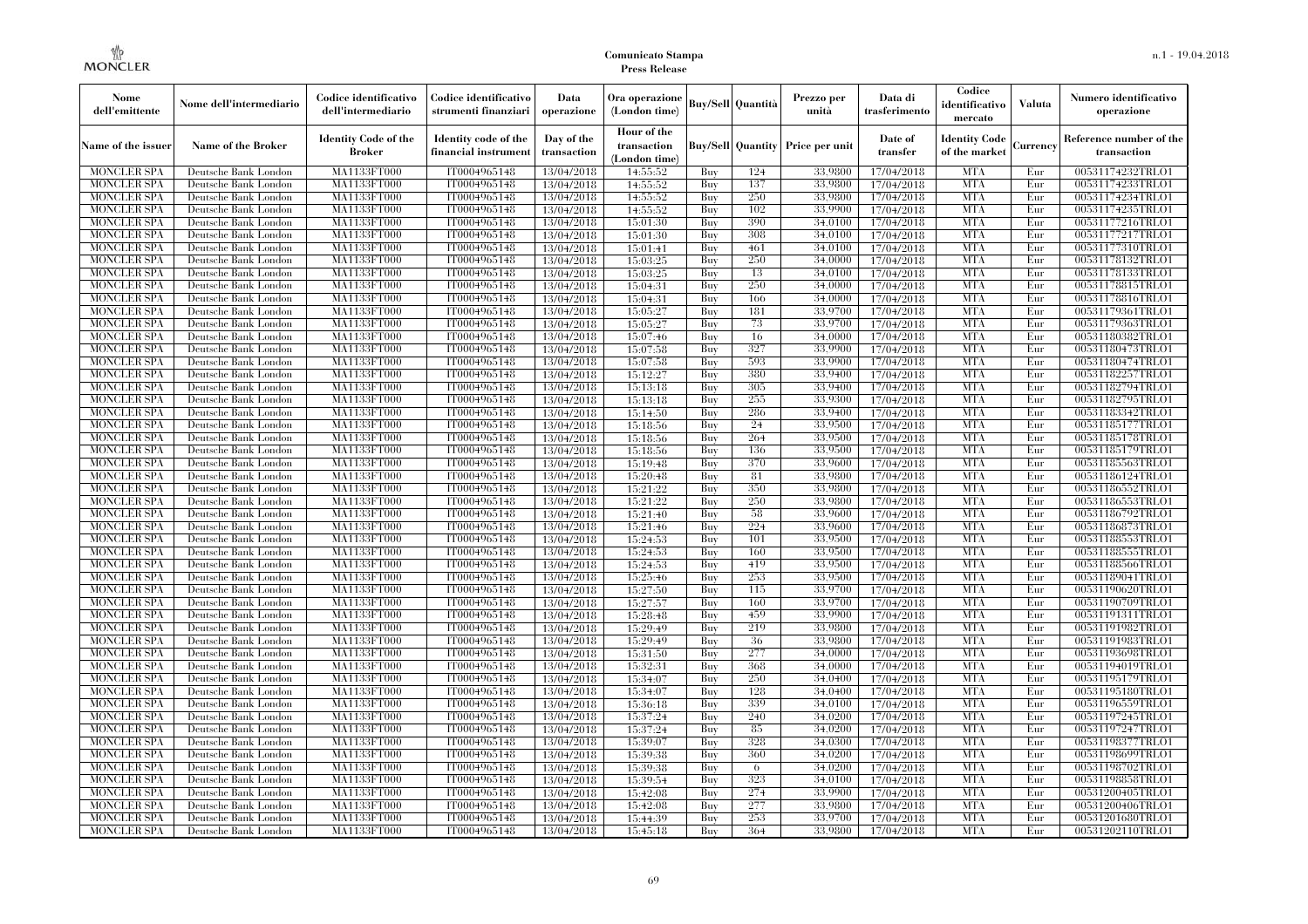| Nome dell'emittente | Nome dell'intermediario | Codice identificativo dell'intermediario | Codice identificativo strumenti finanziari | Data operazione | Ora operazione (London time) | Buy/Sell | Quantità | Prezzo per unità | Data di trasferimento | Codice identificativo mercato | Valuta | Numero identificativo operazione |
|---|---|---|---|---|---|---|---|---|---|---|---|---|
| Name of the issuer | Name of the Broker | Identity Code of the Broker | Identity code of the financial instrument | Day of the transaction | Hour of the transaction (London time) | Buy/Sell | Quantity | Price per unit | Date of transfer | Identity Code of the market | Currency | Reference number of the transaction |
| MONCLER SPA | Deutsche Bank London | MA1133FT000 | IT0004965148 | 13/04/2018 | 14:55:52 | Buy | 124 | 33.9800 | 17/04/2018 | MTA | Eur | 00531174232TRLO1 |
| MONCLER SPA | Deutsche Bank London | MA1133FT000 | IT0004965148 | 13/04/2018 | 14:55:52 | Buy | 137 | 33.9800 | 17/04/2018 | MTA | Eur | 00531174233TRLO1 |
| MONCLER SPA | Deutsche Bank London | MA1133FT000 | IT0004965148 | 13/04/2018 | 14:55:52 | Buy | 250 | 33.9800 | 17/04/2018 | MTA | Eur | 00531174234TRLO1 |
| MONCLER SPA | Deutsche Bank London | MA1133FT000 | IT0004965148 | 13/04/2018 | 14:55:52 | Buy | 102 | 33.9900 | 17/04/2018 | MTA | Eur | 00531174235TRLO1 |
| MONCLER SPA | Deutsche Bank London | MA1133FT000 | IT0004965148 | 13/04/2018 | 15:01:30 | Buy | 390 | 34.0100 | 17/04/2018 | MTA | Eur | 00531177216TRLO1 |
| MONCLER SPA | Deutsche Bank London | MA1133FT000 | IT0004965148 | 13/04/2018 | 15:01:30 | Buy | 308 | 34.0100 | 17/04/2018 | MTA | Eur | 00531177217TRLO1 |
| MONCLER SPA | Deutsche Bank London | MA1133FT000 | IT0004965148 | 13/04/2018 | 15:01:41 | Buy | 461 | 34.0100 | 17/04/2018 | MTA | Eur | 00531177310TRLO1 |
| MONCLER SPA | Deutsche Bank London | MA1133FT000 | IT0004965148 | 13/04/2018 | 15:03:25 | Buy | 250 | 34.0000 | 17/04/2018 | MTA | Eur | 00531178132TRLO1 |
| MONCLER SPA | Deutsche Bank London | MA1133FT000 | IT0004965148 | 13/04/2018 | 15:03:25 | Buy | 13 | 34.0100 | 17/04/2018 | MTA | Eur | 00531178133TRLO1 |
| MONCLER SPA | Deutsche Bank London | MA1133FT000 | IT0004965148 | 13/04/2018 | 15:04:31 | Buy | 250 | 34.0000 | 17/04/2018 | MTA | Eur | 00531178815TRLO1 |
| MONCLER SPA | Deutsche Bank London | MA1133FT000 | IT0004965148 | 13/04/2018 | 15:04:31 | Buy | 166 | 34.0000 | 17/04/2018 | MTA | Eur | 00531178816TRLO1 |
| MONCLER SPA | Deutsche Bank London | MA1133FT000 | IT0004965148 | 13/04/2018 | 15:05:27 | Buy | 181 | 33.9700 | 17/04/2018 | MTA | Eur | 00531179361TRLO1 |
| MONCLER SPA | Deutsche Bank London | MA1133FT000 | IT0004965148 | 13/04/2018 | 15:05:27 | Buy | 73 | 33.9700 | 17/04/2018 | MTA | Eur | 00531179363TRLO1 |
| MONCLER SPA | Deutsche Bank London | MA1133FT000 | IT0004965148 | 13/04/2018 | 15:07:46 | Buy | 16 | 34.0000 | 17/04/2018 | MTA | Eur | 00531180382TRLO1 |
| MONCLER SPA | Deutsche Bank London | MA1133FT000 | IT0004965148 | 13/04/2018 | 15:07:58 | Buy | 327 | 33.9900 | 17/04/2018 | MTA | Eur | 00531180473TRLO1 |
| MONCLER SPA | Deutsche Bank London | MA1133FT000 | IT0004965148 | 13/04/2018 | 15:07:58 | Buy | 593 | 33.9900 | 17/04/2018 | MTA | Eur | 00531180474TRLO1 |
| MONCLER SPA | Deutsche Bank London | MA1133FT000 | IT0004965148 | 13/04/2018 | 15:12:27 | Buy | 380 | 33.9400 | 17/04/2018 | MTA | Eur | 00531182257TRLO1 |
| MONCLER SPA | Deutsche Bank London | MA1133FT000 | IT0004965148 | 13/04/2018 | 15:13:18 | Buy | 305 | 33.9400 | 17/04/2018 | MTA | Eur | 00531182794TRLO1 |
| MONCLER SPA | Deutsche Bank London | MA1133FT000 | IT0004965148 | 13/04/2018 | 15:13:18 | Buy | 255 | 33.9300 | 17/04/2018 | MTA | Eur | 00531182795TRLO1 |
| MONCLER SPA | Deutsche Bank London | MA1133FT000 | IT0004965148 | 13/04/2018 | 15:14:50 | Buy | 286 | 33.9400 | 17/04/2018 | MTA | Eur | 00531183342TRLO1 |
| MONCLER SPA | Deutsche Bank London | MA1133FT000 | IT0004965148 | 13/04/2018 | 15:18:56 | Buy | 24 | 33.9500 | 17/04/2018 | MTA | Eur | 00531185177TRLO1 |
| MONCLER SPA | Deutsche Bank London | MA1133FT000 | IT0004965148 | 13/04/2018 | 15:18:56 | Buy | 264 | 33.9500 | 17/04/2018 | MTA | Eur | 00531185178TRLO1 |
| MONCLER SPA | Deutsche Bank London | MA1133FT000 | IT0004965148 | 13/04/2018 | 15:18:56 | Buy | 136 | 33.9500 | 17/04/2018 | MTA | Eur | 00531185179TRLO1 |
| MONCLER SPA | Deutsche Bank London | MA1133FT000 | IT0004965148 | 13/04/2018 | 15:19:48 | Buy | 370 | 33.9600 | 17/04/2018 | MTA | Eur | 00531185563TRLO1 |
| MONCLER SPA | Deutsche Bank London | MA1133FT000 | IT0004965148 | 13/04/2018 | 15:20:48 | Buy | 81 | 33.9800 | 17/04/2018 | MTA | Eur | 00531186124TRLO1 |
| MONCLER SPA | Deutsche Bank London | MA1133FT000 | IT0004965148 | 13/04/2018 | 15:21:22 | Buy | 350 | 33.9800 | 17/04/2018 | MTA | Eur | 00531186552TRLO1 |
| MONCLER SPA | Deutsche Bank London | MA1133FT000 | IT0004965148 | 13/04/2018 | 15:21:22 | Buy | 250 | 33.9800 | 17/04/2018 | MTA | Eur | 00531186553TRLO1 |
| MONCLER SPA | Deutsche Bank London | MA1133FT000 | IT0004965148 | 13/04/2018 | 15:21:40 | Buy | 58 | 33.9600 | 17/04/2018 | MTA | Eur | 00531186792TRLO1 |
| MONCLER SPA | Deutsche Bank London | MA1133FT000 | IT0004965148 | 13/04/2018 | 15:21:46 | Buy | 224 | 33.9600 | 17/04/2018 | MTA | Eur | 00531186873TRLO1 |
| MONCLER SPA | Deutsche Bank London | MA1133FT000 | IT0004965148 | 13/04/2018 | 15:24:53 | Buy | 101 | 33.9500 | 17/04/2018 | MTA | Eur | 00531188553TRLO1 |
| MONCLER SPA | Deutsche Bank London | MA1133FT000 | IT0004965148 | 13/04/2018 | 15:24:53 | Buy | 160 | 33.9500 | 17/04/2018 | MTA | Eur | 00531188555TRLO1 |
| MONCLER SPA | Deutsche Bank London | MA1133FT000 | IT0004965148 | 13/04/2018 | 15:24:53 | Buy | 419 | 33.9500 | 17/04/2018 | MTA | Eur | 00531188566TRLO1 |
| MONCLER SPA | Deutsche Bank London | MA1133FT000 | IT0004965148 | 13/04/2018 | 15:25:46 | Buy | 253 | 33.9500 | 17/04/2018 | MTA | Eur | 00531189041TRLO1 |
| MONCLER SPA | Deutsche Bank London | MA1133FT000 | IT0004965148 | 13/04/2018 | 15:27:50 | Buy | 115 | 33.9700 | 17/04/2018 | MTA | Eur | 00531190620TRLO1 |
| MONCLER SPA | Deutsche Bank London | MA1133FT000 | IT0004965148 | 13/04/2018 | 15:27:57 | Buy | 160 | 33.9700 | 17/04/2018 | MTA | Eur | 00531190709TRLO1 |
| MONCLER SPA | Deutsche Bank London | MA1133FT000 | IT0004965148 | 13/04/2018 | 15:28:48 | Buy | 459 | 33.9900 | 17/04/2018 | MTA | Eur | 00531191311TRLO1 |
| MONCLER SPA | Deutsche Bank London | MA1133FT000 | IT0004965148 | 13/04/2018 | 15:29:49 | Buy | 219 | 33.9800 | 17/04/2018 | MTA | Eur | 00531191982TRLO1 |
| MONCLER SPA | Deutsche Bank London | MA1133FT000 | IT0004965148 | 13/04/2018 | 15:29:49 | Buy | 36 | 33.9800 | 17/04/2018 | MTA | Eur | 00531191983TRLO1 |
| MONCLER SPA | Deutsche Bank London | MA1133FT000 | IT0004965148 | 13/04/2018 | 15:31:50 | Buy | 277 | 34.0000 | 17/04/2018 | MTA | Eur | 00531193698TRLO1 |
| MONCLER SPA | Deutsche Bank London | MA1133FT000 | IT0004965148 | 13/04/2018 | 15:32:31 | Buy | 368 | 34.0000 | 17/04/2018 | MTA | Eur | 00531194019TRLO1 |
| MONCLER SPA | Deutsche Bank London | MA1133FT000 | IT0004965148 | 13/04/2018 | 15:34:07 | Buy | 250 | 34.0400 | 17/04/2018 | MTA | Eur | 00531195179TRLO1 |
| MONCLER SPA | Deutsche Bank London | MA1133FT000 | IT0004965148 | 13/04/2018 | 15:34:07 | Buy | 128 | 34.0400 | 17/04/2018 | MTA | Eur | 00531195180TRLO1 |
| MONCLER SPA | Deutsche Bank London | MA1133FT000 | IT0004965148 | 13/04/2018 | 15:36:18 | Buy | 339 | 34.0100 | 17/04/2018 | MTA | Eur | 00531196559TRLO1 |
| MONCLER SPA | Deutsche Bank London | MA1133FT000 | IT0004965148 | 13/04/2018 | 15:37:24 | Buy | 240 | 34.0200 | 17/04/2018 | MTA | Eur | 00531197245TRLO1 |
| MONCLER SPA | Deutsche Bank London | MA1133FT000 | IT0004965148 | 13/04/2018 | 15:37:24 | Buy | 85 | 34.0200 | 17/04/2018 | MTA | Eur | 00531197247TRLO1 |
| MONCLER SPA | Deutsche Bank London | MA1133FT000 | IT0004965148 | 13/04/2018 | 15:39:07 | Buy | 328 | 34.0300 | 17/04/2018 | MTA | Eur | 00531198377TRLO1 |
| MONCLER SPA | Deutsche Bank London | MA1133FT000 | IT0004965148 | 13/04/2018 | 15:39:38 | Buy | 360 | 34.0200 | 17/04/2018 | MTA | Eur | 00531198699TRLO1 |
| MONCLER SPA | Deutsche Bank London | MA1133FT000 | IT0004965148 | 13/04/2018 | 15:39:38 | Buy | 6 | 34.0200 | 17/04/2018 | MTA | Eur | 00531198702TRLO1 |
| MONCLER SPA | Deutsche Bank London | MA1133FT000 | IT0004965148 | 13/04/2018 | 15:39:54 | Buy | 323 | 34.0100 | 17/04/2018 | MTA | Eur | 00531198858TRLO1 |
| MONCLER SPA | Deutsche Bank London | MA1133FT000 | IT0004965148 | 13/04/2018 | 15:42:08 | Buy | 274 | 33.9900 | 17/04/2018 | MTA | Eur | 00531200405TRLO1 |
| MONCLER SPA | Deutsche Bank London | MA1133FT000 | IT0004965148 | 13/04/2018 | 15:42:08 | Buy | 277 | 33.9800 | 17/04/2018 | MTA | Eur | 00531200406TRLO1 |
| MONCLER SPA | Deutsche Bank London | MA1133FT000 | IT0004965148 | 13/04/2018 | 15:44:39 | Buy | 253 | 33.9700 | 17/04/2018 | MTA | Eur | 00531201680TRLO1 |
| MONCLER SPA | Deutsche Bank London | MA1133FT000 | IT0004965148 | 13/04/2018 | 15:45:18 | Buy | 364 | 33.9800 | 17/04/2018 | MTA | Eur | 00531202110TRLO1 |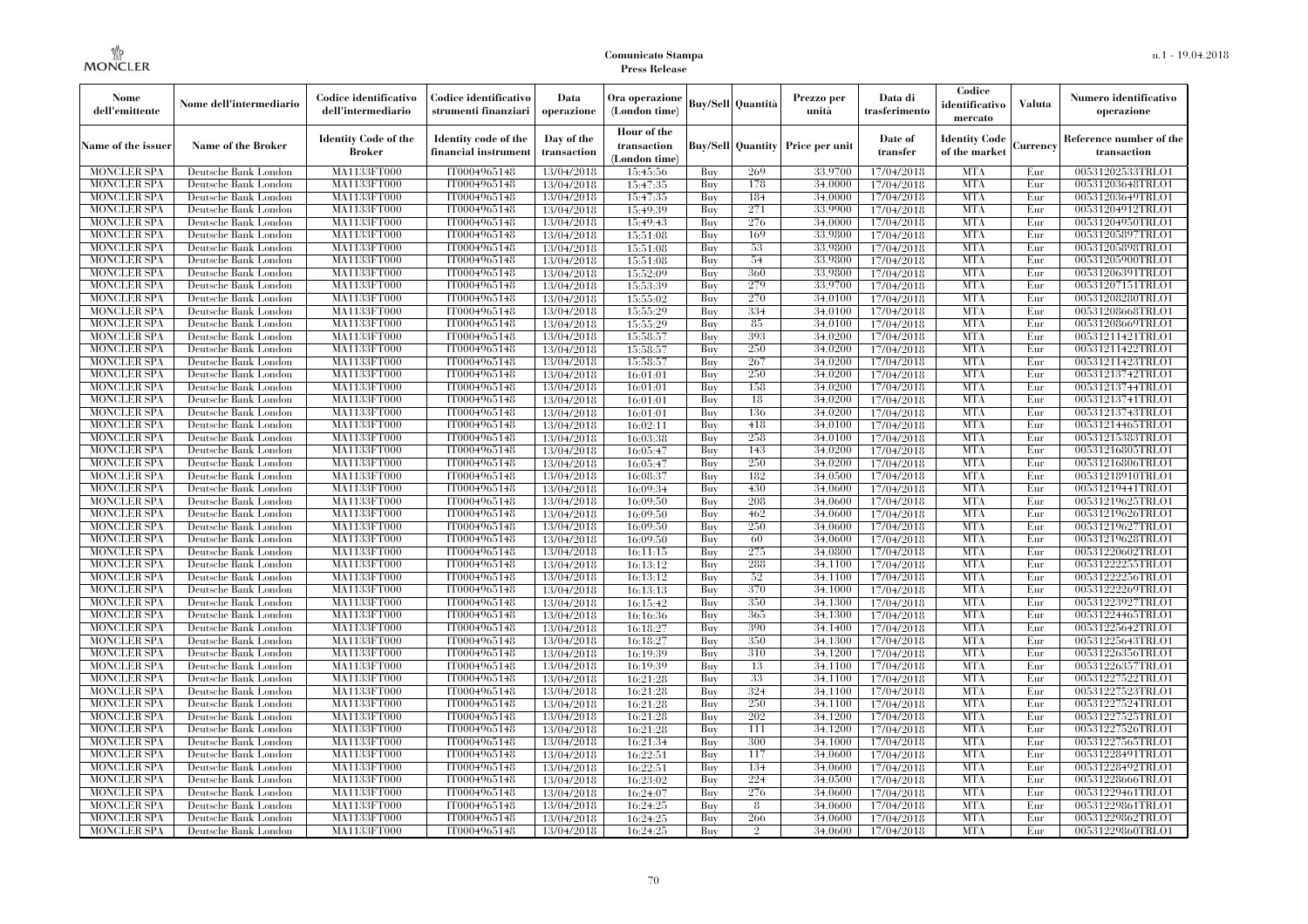| Nome dell'emittente | Nome dell'intermediario | Codice identificativo dell'intermediario | Codice identificativo strumenti finanziari | Data operazione | Ora operazione (London time) | Buy/Sell | Quantità | Prezzo per unità | Data di trasferimento | Codice identificativo mercato | Valuta | Numero identificativo operazione |
|---|---|---|---|---|---|---|---|---|---|---|---|---|
| Name of the issuer | Name of the Broker | Identity Code of the Broker | Identity code of the financial instrument | Day of the transaction | Hour of the transaction (London time) | Buy/Sell | Quantity | Price per unit | Date of transfer | Identity Code of the market | Currency | Reference number of the transaction |
| MONCLER SPA | Deutsche Bank London | MA1133FT000 | IT0004965148 | 13/04/2018 | 15:45:56 | Buy | 269 | 33.9700 | 17/04/2018 | MTA | Eur | 00531202533TRLO1 |
| MONCLER SPA | Deutsche Bank London | MA1133FT000 | IT0004965148 | 13/04/2018 | 15:47:35 | Buy | 178 | 34.0000 | 17/04/2018 | MTA | Eur | 00531203648TRLO1 |
| MONCLER SPA | Deutsche Bank London | MA1133FT000 | IT0004965148 | 13/04/2018 | 15:47:35 | Buy | 184 | 34.0000 | 17/04/2018 | MTA | Eur | 00531203649TRLO1 |
| MONCLER SPA | Deutsche Bank London | MA1133FT000 | IT0004965148 | 13/04/2018 | 15:49:39 | Buy | 271 | 33.9900 | 17/04/2018 | MTA | Eur | 00531204912TRLO1 |
| MONCLER SPA | Deutsche Bank London | MA1133FT000 | IT0004965148 | 13/04/2018 | 15:49:43 | Buy | 276 | 34.0000 | 17/04/2018 | MTA | Eur | 00531204950TRLO1 |
| MONCLER SPA | Deutsche Bank London | MA1133FT000 | IT0004965148 | 13/04/2018 | 15:51:08 | Buy | 169 | 33.9800 | 17/04/2018 | MTA | Eur | 00531205897TRLO1 |
| MONCLER SPA | Deutsche Bank London | MA1133FT000 | IT0004965148 | 13/04/2018 | 15:51:08 | Buy | 53 | 33.9800 | 17/04/2018 | MTA | Eur | 00531205898TRLO1 |
| MONCLER SPA | Deutsche Bank London | MA1133FT000 | IT0004965148 | 13/04/2018 | 15:51:08 | Buy | 54 | 33.9800 | 17/04/2018 | MTA | Eur | 00531205900TRLO1 |
| MONCLER SPA | Deutsche Bank London | MA1133FT000 | IT0004965148 | 13/04/2018 | 15:52:09 | Buy | 360 | 33.9800 | 17/04/2018 | MTA | Eur | 00531206391TRLO1 |
| MONCLER SPA | Deutsche Bank London | MA1133FT000 | IT0004965148 | 13/04/2018 | 15:53:39 | Buy | 279 | 33.9700 | 17/04/2018 | MTA | Eur | 00531207151TRLO1 |
| MONCLER SPA | Deutsche Bank London | MA1133FT000 | IT0004965148 | 13/04/2018 | 15:55:02 | Buy | 270 | 34.0100 | 17/04/2018 | MTA | Eur | 00531208280TRLO1 |
| MONCLER SPA | Deutsche Bank London | MA1133FT000 | IT0004965148 | 13/04/2018 | 15:55:29 | Buy | 334 | 34.0100 | 17/04/2018 | MTA | Eur | 00531208668TRLO1 |
| MONCLER SPA | Deutsche Bank London | MA1133FT000 | IT0004965148 | 13/04/2018 | 15:55:29 | Buy | 85 | 34.0100 | 17/04/2018 | MTA | Eur | 00531208669TRLO1 |
| MONCLER SPA | Deutsche Bank London | MA1133FT000 | IT0004965148 | 13/04/2018 | 15:58:57 | Buy | 393 | 34.0200 | 17/04/2018 | MTA | Eur | 00531211421TRLO1 |
| MONCLER SPA | Deutsche Bank London | MA1133FT000 | IT0004965148 | 13/04/2018 | 15:58:57 | Buy | 250 | 34.0200 | 17/04/2018 | MTA | Eur | 00531211422TRLO1 |
| MONCLER SPA | Deutsche Bank London | MA1133FT000 | IT0004965148 | 13/04/2018 | 15:58:57 | Buy | 267 | 34.0200 | 17/04/2018 | MTA | Eur | 00531211423TRLO1 |
| MONCLER SPA | Deutsche Bank London | MA1133FT000 | IT0004965148 | 13/04/2018 | 16:01:01 | Buy | 250 | 34.0200 | 17/04/2018 | MTA | Eur | 00531213742TRLO1 |
| MONCLER SPA | Deutsche Bank London | MA1133FT000 | IT0004965148 | 13/04/2018 | 16:01:01 | Buy | 158 | 34.0200 | 17/04/2018 | MTA | Eur | 00531213744TRLO1 |
| MONCLER SPA | Deutsche Bank London | MA1133FT000 | IT0004965148 | 13/04/2018 | 16:01:01 | Buy | 18 | 34.0200 | 17/04/2018 | MTA | Eur | 00531213741TRLO1 |
| MONCLER SPA | Deutsche Bank London | MA1133FT000 | IT0004965148 | 13/04/2018 | 16:01:01 | Buy | 136 | 34.0200 | 17/04/2018 | MTA | Eur | 00531213743TRLO1 |
| MONCLER SPA | Deutsche Bank London | MA1133FT000 | IT0004965148 | 13/04/2018 | 16:02:11 | Buy | 418 | 34.0100 | 17/04/2018 | MTA | Eur | 00531214465TRLO1 |
| MONCLER SPA | Deutsche Bank London | MA1133FT000 | IT0004965148 | 13/04/2018 | 16:03:38 | Buy | 258 | 34.0100 | 17/04/2018 | MTA | Eur | 00531215383TRLO1 |
| MONCLER SPA | Deutsche Bank London | MA1133FT000 | IT0004965148 | 13/04/2018 | 16:05:47 | Buy | 143 | 34.0200 | 17/04/2018 | MTA | Eur | 00531216805TRLO1 |
| MONCLER SPA | Deutsche Bank London | MA1133FT000 | IT0004965148 | 13/04/2018 | 16:05:47 | Buy | 250 | 34.0200 | 17/04/2018 | MTA | Eur | 00531216806TRLO1 |
| MONCLER SPA | Deutsche Bank London | MA1133FT000 | IT0004965148 | 13/04/2018 | 16:08:37 | Buy | 182 | 34.0500 | 17/04/2018 | MTA | Eur | 00531218910TRLO1 |
| MONCLER SPA | Deutsche Bank London | MA1133FT000 | IT0004965148 | 13/04/2018 | 16:09:34 | Buy | 430 | 34.0600 | 17/04/2018 | MTA | Eur | 00531219441TRLO1 |
| MONCLER SPA | Deutsche Bank London | MA1133FT000 | IT0004965148 | 13/04/2018 | 16:09:50 | Buy | 208 | 34.0600 | 17/04/2018 | MTA | Eur | 00531219625TRLO1 |
| MONCLER SPA | Deutsche Bank London | MA1133FT000 | IT0004965148 | 13/04/2018 | 16:09:50 | Buy | 462 | 34.0600 | 17/04/2018 | MTA | Eur | 00531219626TRLO1 |
| MONCLER SPA | Deutsche Bank London | MA1133FT000 | IT0004965148 | 13/04/2018 | 16:09:50 | Buy | 250 | 34.0600 | 17/04/2018 | MTA | Eur | 00531219627TRLO1 |
| MONCLER SPA | Deutsche Bank London | MA1133FT000 | IT0004965148 | 13/04/2018 | 16:09:50 | Buy | 60 | 34.0600 | 17/04/2018 | MTA | Eur | 00531219628TRLO1 |
| MONCLER SPA | Deutsche Bank London | MA1133FT000 | IT0004965148 | 13/04/2018 | 16:11:15 | Buy | 275 | 34.0800 | 17/04/2018 | MTA | Eur | 00531220602TRLO1 |
| MONCLER SPA | Deutsche Bank London | MA1133FT000 | IT0004965148 | 13/04/2018 | 16:13:12 | Buy | 288 | 34.1100 | 17/04/2018 | MTA | Eur | 00531222255TRLO1 |
| MONCLER SPA | Deutsche Bank London | MA1133FT000 | IT0004965148 | 13/04/2018 | 16:13:12 | Buy | 52 | 34.1100 | 17/04/2018 | MTA | Eur | 00531222256TRLO1 |
| MONCLER SPA | Deutsche Bank London | MA1133FT000 | IT0004965148 | 13/04/2018 | 16:13:13 | Buy | 370 | 34.1000 | 17/04/2018 | MTA | Eur | 00531222269TRLO1 |
| MONCLER SPA | Deutsche Bank London | MA1133FT000 | IT0004965148 | 13/04/2018 | 16:15:42 | Buy | 350 | 34.1300 | 17/04/2018 | MTA | Eur | 00531223927TRLO1 |
| MONCLER SPA | Deutsche Bank London | MA1133FT000 | IT0004965148 | 13/04/2018 | 16:16:36 | Buy | 365 | 34.1300 | 17/04/2018 | MTA | Eur | 00531224465TRLO1 |
| MONCLER SPA | Deutsche Bank London | MA1133FT000 | IT0004965148 | 13/04/2018 | 16:18:27 | Buy | 390 | 34.1400 | 17/04/2018 | MTA | Eur | 00531225642TRLO1 |
| MONCLER SPA | Deutsche Bank London | MA1133FT000 | IT0004965148 | 13/04/2018 | 16:18:27 | Buy | 350 | 34.1300 | 17/04/2018 | MTA | Eur | 00531225643TRLO1 |
| MONCLER SPA | Deutsche Bank London | MA1133FT000 | IT0004965148 | 13/04/2018 | 16:19:39 | Buy | 310 | 34.1200 | 17/04/2018 | MTA | Eur | 00531226356TRLO1 |
| MONCLER SPA | Deutsche Bank London | MA1133FT000 | IT0004965148 | 13/04/2018 | 16:19:39 | Buy | 13 | 34.1100 | 17/04/2018 | MTA | Eur | 00531226357TRLO1 |
| MONCLER SPA | Deutsche Bank London | MA1133FT000 | IT0004965148 | 13/04/2018 | 16:21:28 | Buy | 33 | 34.1100 | 17/04/2018 | MTA | Eur | 00531227522TRLO1 |
| MONCLER SPA | Deutsche Bank London | MA1133FT000 | IT0004965148 | 13/04/2018 | 16:21:28 | Buy | 324 | 34.1100 | 17/04/2018 | MTA | Eur | 00531227523TRLO1 |
| MONCLER SPA | Deutsche Bank London | MA1133FT000 | IT0004965148 | 13/04/2018 | 16:21:28 | Buy | 250 | 34.1100 | 17/04/2018 | MTA | Eur | 00531227524TRLO1 |
| MONCLER SPA | Deutsche Bank London | MA1133FT000 | IT0004965148 | 13/04/2018 | 16:21:28 | Buy | 202 | 34.1200 | 17/04/2018 | MTA | Eur | 00531227525TRLO1 |
| MONCLER SPA | Deutsche Bank London | MA1133FT000 | IT0004965148 | 13/04/2018 | 16:21:28 | Buy | 111 | 34.1200 | 17/04/2018 | MTA | Eur | 00531227526TRLO1 |
| MONCLER SPA | Deutsche Bank London | MA1133FT000 | IT0004965148 | 13/04/2018 | 16:21:34 | Buy | 300 | 34.1000 | 17/04/2018 | MTA | Eur | 00531227565TRLO1 |
| MONCLER SPA | Deutsche Bank London | MA1133FT000 | IT0004965148 | 13/04/2018 | 16:22:51 | Buy | 117 | 34.0600 | 17/04/2018 | MTA | Eur | 00531228491TRLO1 |
| MONCLER SPA | Deutsche Bank London | MA1133FT000 | IT0004965148 | 13/04/2018 | 16:22:51 | Buy | 134 | 34.0600 | 17/04/2018 | MTA | Eur | 00531228492TRLO1 |
| MONCLER SPA | Deutsche Bank London | MA1133FT000 | IT0004965148 | 13/04/2018 | 16:23:02 | Buy | 224 | 34.0500 | 17/04/2018 | MTA | Eur | 00531228666TRLO1 |
| MONCLER SPA | Deutsche Bank London | MA1133FT000 | IT0004965148 | 13/04/2018 | 16:24:07 | Buy | 276 | 34.0600 | 17/04/2018 | MTA | Eur | 00531229461TRLO1 |
| MONCLER SPA | Deutsche Bank London | MA1133FT000 | IT0004965148 | 13/04/2018 | 16:24:25 | Buy | 8 | 34.0600 | 17/04/2018 | MTA | Eur | 00531229861TRLO1 |
| MONCLER SPA | Deutsche Bank London | MA1133FT000 | IT0004965148 | 13/04/2018 | 16:24:25 | Buy | 266 | 34.0600 | 17/04/2018 | MTA | Eur | 00531229862TRLO1 |
| MONCLER SPA | Deutsche Bank London | MA1133FT000 | IT0004965148 | 13/04/2018 | 16:24:25 | Buy | 2 | 34.0600 | 17/04/2018 | MTA | Eur | 00531229860TRLO1 |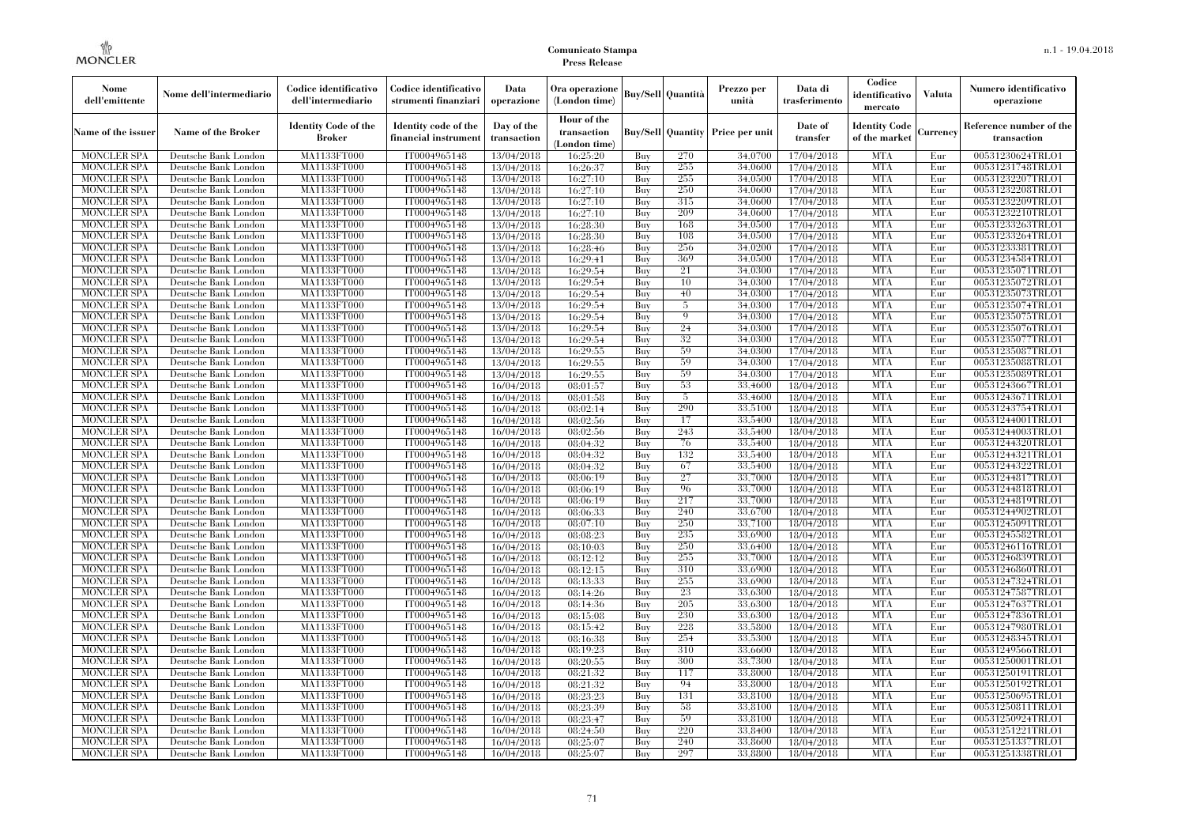**Comunicato Stampa**
**Press Release**

| Nome dell'emittente | Nome dell'intermediario | Codice identificativo dell'intermediario | Codice identificativo strumenti finanziari | Data operazione | Ora operazione (London time) | Buy/Sell | Quantità | Prezzo per unità | Data di trasferimento | Codice identificativo mercato | Valuta | Numero identificativo operazione |
|---|---|---|---|---|---|---|---|---|---|---|---|---|
| Name of the issuer | Name of the Broker | Identity Code of the Broker | Identity code of the financial instrument | Day of the transaction | Hour of the transaction (London time) | Buy/Sell | Quantity | Price per unit | Date of transfer | Identity Code of the market | Currency | Reference number of the transaction |
| MONCLER SPA | Deutsche Bank London | MA1133FT000 | IT0004965148 | 13/04/2018 | 16:25:20 | Buy | 270 | 34.0700 | 17/04/2018 | MTA | Eur | 00531230624TRLO1 |
| MONCLER SPA | Deutsche Bank London | MA1133FT000 | IT0004965148 | 13/04/2018 | 16:26:37 | Buy | 255 | 34.0600 | 17/04/2018 | MTA | Eur | 00531231748TRLO1 |
| MONCLER SPA | Deutsche Bank London | MA1133FT000 | IT0004965148 | 13/04/2018 | 16:27:10 | Buy | 255 | 34.0500 | 17/04/2018 | MTA | Eur | 00531232207TRLO1 |
| MONCLER SPA | Deutsche Bank London | MA1133FT000 | IT0004965148 | 13/04/2018 | 16:27:10 | Buy | 250 | 34.0600 | 17/04/2018 | MTA | Eur | 00531232208TRLO1 |
| MONCLER SPA | Deutsche Bank London | MA1133FT000 | IT0004965148 | 13/04/2018 | 16:27:10 | Buy | 315 | 34.0600 | 17/04/2018 | MTA | Eur | 00531232209TRLO1 |
| MONCLER SPA | Deutsche Bank London | MA1133FT000 | IT0004965148 | 13/04/2018 | 16:27:10 | Buy | 209 | 34.0600 | 17/04/2018 | MTA | Eur | 00531232210TRLO1 |
| MONCLER SPA | Deutsche Bank London | MA1133FT000 | IT0004965148 | 13/04/2018 | 16:28:30 | Buy | 168 | 34.0500 | 17/04/2018 | MTA | Eur | 00531233263TRLO1 |
| MONCLER SPA | Deutsche Bank London | MA1133FT000 | IT0004965148 | 13/04/2018 | 16:28:30 | Buy | 108 | 34.0500 | 17/04/2018 | MTA | Eur | 00531233264TRLO1 |
| MONCLER SPA | Deutsche Bank London | MA1133FT000 | IT0004965148 | 13/04/2018 | 16:28:46 | Buy | 256 | 34.0200 | 17/04/2018 | MTA | Eur | 00531233381TRLO1 |
| MONCLER SPA | Deutsche Bank London | MA1133FT000 | IT0004965148 | 13/04/2018 | 16:29:41 | Buy | 369 | 34.0500 | 17/04/2018 | MTA | Eur | 00531234584TRLO1 |
| MONCLER SPA | Deutsche Bank London | MA1133FT000 | IT0004965148 | 13/04/2018 | 16:29:54 | Buy | 21 | 34.0300 | 17/04/2018 | MTA | Eur | 00531235071TRLO1 |
| MONCLER SPA | Deutsche Bank London | MA1133FT000 | IT0004965148 | 13/04/2018 | 16:29:54 | Buy | 10 | 34.0300 | 17/04/2018 | MTA | Eur | 00531235072TRLO1 |
| MONCLER SPA | Deutsche Bank London | MA1133FT000 | IT0004965148 | 13/04/2018 | 16:29:54 | Buy | 40 | 34.0300 | 17/04/2018 | MTA | Eur | 00531235073TRLO1 |
| MONCLER SPA | Deutsche Bank London | MA1133FT000 | IT0004965148 | 13/04/2018 | 16:29:54 | Buy | 5 | 34.0300 | 17/04/2018 | MTA | Eur | 00531235074TRLO1 |
| MONCLER SPA | Deutsche Bank London | MA1133FT000 | IT0004965148 | 13/04/2018 | 16:29:54 | Buy | 9 | 34.0300 | 17/04/2018 | MTA | Eur | 00531235075TRLO1 |
| MONCLER SPA | Deutsche Bank London | MA1133FT000 | IT0004965148 | 13/04/2018 | 16:29:54 | Buy | 24 | 34.0300 | 17/04/2018 | MTA | Eur | 00531235076TRLO1 |
| MONCLER SPA | Deutsche Bank London | MA1133FT000 | IT0004965148 | 13/04/2018 | 16:29:54 | Buy | 32 | 34.0300 | 17/04/2018 | MTA | Eur | 00531235077TRLO1 |
| MONCLER SPA | Deutsche Bank London | MA1133FT000 | IT0004965148 | 13/04/2018 | 16:29:55 | Buy | 59 | 34.0300 | 17/04/2018 | MTA | Eur | 00531235087TRLO1 |
| MONCLER SPA | Deutsche Bank London | MA1133FT000 | IT0004965148 | 13/04/2018 | 16:29:55 | Buy | 59 | 34.0300 | 17/04/2018 | MTA | Eur | 00531235088TRLO1 |
| MONCLER SPA | Deutsche Bank London | MA1133FT000 | IT0004965148 | 13/04/2018 | 16:29:55 | Buy | 59 | 34.0300 | 17/04/2018 | MTA | Eur | 00531235089TRLO1 |
| MONCLER SPA | Deutsche Bank London | MA1133FT000 | IT0004965148 | 16/04/2018 | 08:01:57 | Buy | 53 | 33.4600 | 18/04/2018 | MTA | Eur | 00531243667TRLO1 |
| MONCLER SPA | Deutsche Bank London | MA1133FT000 | IT0004965148 | 16/04/2018 | 08:01:58 | Buy | 5 | 33.4600 | 18/04/2018 | MTA | Eur | 00531243671TRLO1 |
| MONCLER SPA | Deutsche Bank London | MA1133FT000 | IT0004965148 | 16/04/2018 | 08:02:14 | Buy | 290 | 33.5100 | 18/04/2018 | MTA | Eur | 00531243754TRLO1 |
| MONCLER SPA | Deutsche Bank London | MA1133FT000 | IT0004965148 | 16/04/2018 | 08:02:56 | Buy | 17 | 33.5400 | 18/04/2018 | MTA | Eur | 00531244001TRLO1 |
| MONCLER SPA | Deutsche Bank London | MA1133FT000 | IT0004965148 | 16/04/2018 | 08:02:56 | Buy | 243 | 33.5400 | 18/04/2018 | MTA | Eur | 00531244003TRLO1 |
| MONCLER SPA | Deutsche Bank London | MA1133FT000 | IT0004965148 | 16/04/2018 | 08:04:32 | Buy | 76 | 33.5400 | 18/04/2018 | MTA | Eur | 00531244320TRLO1 |
| MONCLER SPA | Deutsche Bank London | MA1133FT000 | IT0004965148 | 16/04/2018 | 08:04:32 | Buy | 132 | 33.5400 | 18/04/2018 | MTA | Eur | 00531244321TRLO1 |
| MONCLER SPA | Deutsche Bank London | MA1133FT000 | IT0004965148 | 16/04/2018 | 08:04:32 | Buy | 67 | 33.5400 | 18/04/2018 | MTA | Eur | 00531244322TRLO1 |
| MONCLER SPA | Deutsche Bank London | MA1133FT000 | IT0004965148 | 16/04/2018 | 08:06:19 | Buy | 27 | 33.7000 | 18/04/2018 | MTA | Eur | 00531244817TRLO1 |
| MONCLER SPA | Deutsche Bank London | MA1133FT000 | IT0004965148 | 16/04/2018 | 08:06:19 | Buy | 96 | 33.7000 | 18/04/2018 | MTA | Eur | 00531244818TRLO1 |
| MONCLER SPA | Deutsche Bank London | MA1133FT000 | IT0004965148 | 16/04/2018 | 08:06:19 | Buy | 217 | 33.7000 | 18/04/2018 | MTA | Eur | 00531244819TRLO1 |
| MONCLER SPA | Deutsche Bank London | MA1133FT000 | IT0004965148 | 16/04/2018 | 08:06:33 | Buy | 240 | 33.6700 | 18/04/2018 | MTA | Eur | 00531244902TRLO1 |
| MONCLER SPA | Deutsche Bank London | MA1133FT000 | IT0004965148 | 16/04/2018 | 08:07:10 | Buy | 250 | 33.7100 | 18/04/2018 | MTA | Eur | 00531245091TRLO1 |
| MONCLER SPA | Deutsche Bank London | MA1133FT000 | IT0004965148 | 16/04/2018 | 08:08:23 | Buy | 235 | 33.6900 | 18/04/2018 | MTA | Eur | 00531245582TRLO1 |
| MONCLER SPA | Deutsche Bank London | MA1133FT000 | IT0004965148 | 16/04/2018 | 08:10:03 | Buy | 250 | 33.6400 | 18/04/2018 | MTA | Eur | 00531246116TRLO1 |
| MONCLER SPA | Deutsche Bank London | MA1133FT000 | IT0004965148 | 16/04/2018 | 08:12:12 | Buy | 255 | 33.7000 | 18/04/2018 | MTA | Eur | 00531246839TRLO1 |
| MONCLER SPA | Deutsche Bank London | MA1133FT000 | IT0004965148 | 16/04/2018 | 08:12:15 | Buy | 310 | 33.6900 | 18/04/2018 | MTA | Eur | 00531246860TRLO1 |
| MONCLER SPA | Deutsche Bank London | MA1133FT000 | IT0004965148 | 16/04/2018 | 08:13:33 | Buy | 255 | 33.6900 | 18/04/2018 | MTA | Eur | 00531247324TRLO1 |
| MONCLER SPA | Deutsche Bank London | MA1133FT000 | IT0004965148 | 16/04/2018 | 08:14:26 | Buy | 23 | 33.6300 | 18/04/2018 | MTA | Eur | 00531247587TRLO1 |
| MONCLER SPA | Deutsche Bank London | MA1133FT000 | IT0004965148 | 16/04/2018 | 08:14:36 | Buy | 205 | 33.6300 | 18/04/2018 | MTA | Eur | 00531247637TRLO1 |
| MONCLER SPA | Deutsche Bank London | MA1133FT000 | IT0004965148 | 16/04/2018 | 08:15:08 | Buy | 230 | 33.6300 | 18/04/2018 | MTA | Eur | 00531247836TRLO1 |
| MONCLER SPA | Deutsche Bank London | MA1133FT000 | IT0004965148 | 16/04/2018 | 08:15:42 | Buy | 228 | 33.5800 | 18/04/2018 | MTA | Eur | 00531247980TRLO1 |
| MONCLER SPA | Deutsche Bank London | MA1133FT000 | IT0004965148 | 16/04/2018 | 08:16:38 | Buy | 254 | 33.5300 | 18/04/2018 | MTA | Eur | 00531248345TRLO1 |
| MONCLER SPA | Deutsche Bank London | MA1133FT000 | IT0004965148 | 16/04/2018 | 08:19:23 | Buy | 310 | 33.6600 | 18/04/2018 | MTA | Eur | 00531249566TRLO1 |
| MONCLER SPA | Deutsche Bank London | MA1133FT000 | IT0004965148 | 16/04/2018 | 08:20:55 | Buy | 300 | 33.7300 | 18/04/2018 | MTA | Eur | 00531250001TRLO1 |
| MONCLER SPA | Deutsche Bank London | MA1133FT000 | IT0004965148 | 16/04/2018 | 08:21:32 | Buy | 117 | 33.8000 | 18/04/2018 | MTA | Eur | 00531250191TRLO1 |
| MONCLER SPA | Deutsche Bank London | MA1133FT000 | IT0004965148 | 16/04/2018 | 08:21:32 | Buy | 94 | 33.8000 | 18/04/2018 | MTA | Eur | 00531250192TRLO1 |
| MONCLER SPA | Deutsche Bank London | MA1133FT000 | IT0004965148 | 16/04/2018 | 08:23:23 | Buy | 131 | 33.8100 | 18/04/2018 | MTA | Eur | 00531250695TRLO1 |
| MONCLER SPA | Deutsche Bank London | MA1133FT000 | IT0004965148 | 16/04/2018 | 08:23:39 | Buy | 58 | 33.8100 | 18/04/2018 | MTA | Eur | 00531250811TRLO1 |
| MONCLER SPA | Deutsche Bank London | MA1133FT000 | IT0004965148 | 16/04/2018 | 08:23:47 | Buy | 59 | 33.8100 | 18/04/2018 | MTA | Eur | 00531250924TRLO1 |
| MONCLER SPA | Deutsche Bank London | MA1133FT000 | IT0004965148 | 16/04/2018 | 08:24:50 | Buy | 220 | 33.8400 | 18/04/2018 | MTA | Eur | 00531251221TRLO1 |
| MONCLER SPA | Deutsche Bank London | MA1133FT000 | IT0004965148 | 16/04/2018 | 08:25:07 | Buy | 240 | 33.8600 | 18/04/2018 | MTA | Eur | 00531251337TRLO1 |
| MONCLER SPA | Deutsche Bank London | MA1133FT000 | IT0004965148 | 16/04/2018 | 08:25:07 | Buy | 297 | 33.8800 | 18/04/2018 | MTA | Eur | 00531251338TRLO1 |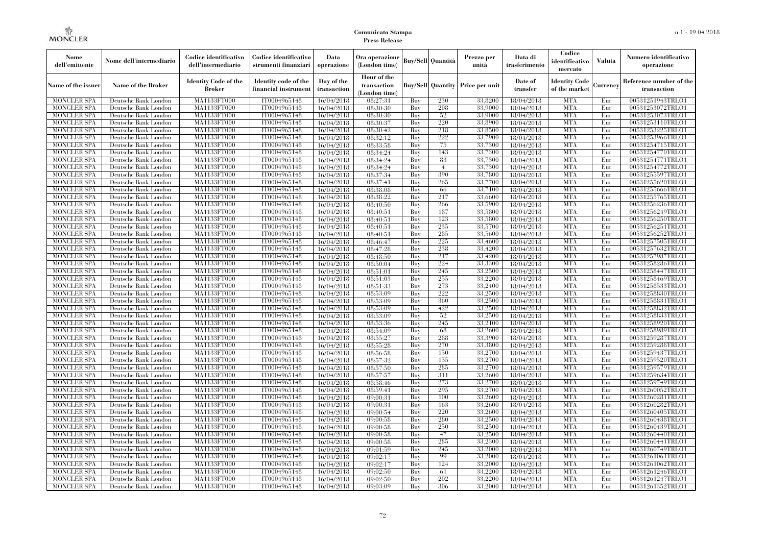**Comunicato Stampa**
**Press Release**

| Nome dell'emittente | Nome dell'intermediario | Codice identificativo dell'intermediario | Codice identificativo strumenti finanziari | Data operazione | Ora operazione (London time) | Buy/Sell | Quantità | Prezzo per unità | Data di trasferimento | Codice identificativo mercato | Valuta | Numero identificativo operazione |
|---|---|---|---|---|---|---|---|---|---|---|---|---|
| Name of the issuer | Name of the Broker | Identity Code of the Broker | Identity code of the financial instrument | Day of the transaction | Hour of the transaction (London time) | Buy/Sell | Quantity | Price per unit | Date of transfer | Identity Code of the market | Currency | Reference number of the transaction |
| MONCLER SPA | Deutsche Bank London | MA1133FT000 | IT0004965148 | 16/04/2018 | 08:27:31 | Buy | 230 | 33.8200 | 18/04/2018 | MTA | Eur | 00531251943TRLO1 |
| MONCLER SPA | Deutsche Bank London | MA1133FT000 | IT0004965148 | 16/04/2018 | 08:30:30 | Buy | 208 | 33.9000 | 18/04/2018 | MTA | Eur | 00531253072TRLO1 |
| MONCLER SPA | Deutsche Bank London | MA1133FT000 | IT0004965148 | 16/04/2018 | 08:30:30 | Buy | 52 | 33.9000 | 18/04/2018 | MTA | Eur | 00531253073TRLO1 |
| MONCLER SPA | Deutsche Bank London | MA1133FT000 | IT0004965148 | 16/04/2018 | 08:30:37 | Buy | 220 | 33.8900 | 18/04/2018 | MTA | Eur | 00531253110TRLO1 |
| MONCLER SPA | Deutsche Bank London | MA1133FT000 | IT0004965148 | 16/04/2018 | 08:30:42 | Buy | 218 | 33.8500 | 18/04/2018 | MTA | Eur | 00531253225TRLO1 |
| MONCLER SPA | Deutsche Bank London | MA1133FT000 | IT0004965148 | 16/04/2018 | 08:32:12 | Buy | 222 | 33.7900 | 18/04/2018 | MTA | Eur | 00531253966TRLO1 |
| MONCLER SPA | Deutsche Bank London | MA1133FT000 | IT0004965148 | 16/04/2018 | 08:33:58 | Buy | 75 | 33.7300 | 18/04/2018 | MTA | Eur | 00531254715TRLO1 |
| MONCLER SPA | Deutsche Bank London | MA1133FT000 | IT0004965148 | 16/04/2018 | 08:34:24 | Buy | 143 | 33.7300 | 18/04/2018 | MTA | Eur | 00531254770TRLO1 |
| MONCLER SPA | Deutsche Bank London | MA1133FT000 | IT0004965148 | 16/04/2018 | 08:34:24 | Buy | 83 | 33.7300 | 18/04/2018 | MTA | Eur | 00531254771TRLO1 |
| MONCLER SPA | Deutsche Bank London | MA1133FT000 | IT0004965148 | 16/04/2018 | 08:34:24 | Buy | 4 | 33.7300 | 18/04/2018 | MTA | Eur | 00531254772TRLO1 |
| MONCLER SPA | Deutsche Bank London | MA1133FT000 | IT0004965148 | 16/04/2018 | 08:37:34 | Buy | 390 | 33.7800 | 18/04/2018 | MTA | Eur | 00531255597TRLO1 |
| MONCLER SPA | Deutsche Bank London | MA1133FT000 | IT0004965148 | 16/04/2018 | 08:37:41 | Buy | 265 | 33.7700 | 18/04/2018 | MTA | Eur | 00531255620TRLO1 |
| MONCLER SPA | Deutsche Bank London | MA1133FT000 | IT0004965148 | 16/04/2018 | 08:38:08 | Buy | 66 | 33.7100 | 18/04/2018 | MTA | Eur | 00531255666TRLO1 |
| MONCLER SPA | Deutsche Bank London | MA1133FT000 | IT0004965148 | 16/04/2018 | 08:38:22 | Buy | 217 | 33.6600 | 18/04/2018 | MTA | Eur | 00531255765TRLO1 |
| MONCLER SPA | Deutsche Bank London | MA1133FT000 | IT0004965148 | 16/04/2018 | 08:40:50 | Buy | 266 | 33.5900 | 18/04/2018 | MTA | Eur | 00531256236TRLO1 |
| MONCLER SPA | Deutsche Bank London | MA1133FT000 | IT0004965148 | 16/04/2018 | 08:40:51 | Buy | 187 | 33.5800 | 18/04/2018 | MTA | Eur | 00531256249TRLO1 |
| MONCLER SPA | Deutsche Bank London | MA1133FT000 | IT0004965148 | 16/04/2018 | 08:40:51 | Buy | 123 | 33.5800 | 18/04/2018 | MTA | Eur | 00531256250TRLO1 |
| MONCLER SPA | Deutsche Bank London | MA1133FT000 | IT0004965148 | 16/04/2018 | 08:40:51 | Buy | 235 | 33.5700 | 18/04/2018 | MTA | Eur | 00531256251TRLO1 |
| MONCLER SPA | Deutsche Bank London | MA1133FT000 | IT0004965148 | 16/04/2018 | 08:40:51 | Buy | 285 | 33.5600 | 18/04/2018 | MTA | Eur | 00531256252TRLO1 |
| MONCLER SPA | Deutsche Bank London | MA1133FT000 | IT0004965148 | 16/04/2018 | 08:46:47 | Buy | 225 | 33.4600 | 18/04/2018 | MTA | Eur | 00531257505TRLO1 |
| MONCLER SPA | Deutsche Bank London | MA1133FT000 | IT0004965148 | 16/04/2018 | 08:47:28 | Buy | 238 | 33.4200 | 18/04/2018 | MTA | Eur | 00531257632TRLO1 |
| MONCLER SPA | Deutsche Bank London | MA1133FT000 | IT0004965148 | 16/04/2018 | 08:48:50 | Buy | 217 | 33.4200 | 18/04/2018 | MTA | Eur | 00531257987TRLO1 |
| MONCLER SPA | Deutsche Bank London | MA1133FT000 | IT0004965148 | 16/04/2018 | 08:50:04 | Buy | 224 | 33.3300 | 18/04/2018 | MTA | Eur | 00531258286TRLO1 |
| MONCLER SPA | Deutsche Bank London | MA1133FT000 | IT0004965148 | 16/04/2018 | 08:51:01 | Buy | 245 | 33.2500 | 18/04/2018 | MTA | Eur | 00531258447TRLO1 |
| MONCLER SPA | Deutsche Bank London | MA1133FT000 | IT0004965148 | 16/04/2018 | 08:51:03 | Buy | 255 | 33.2200 | 18/04/2018 | MTA | Eur | 00531258469TRLO1 |
| MONCLER SPA | Deutsche Bank London | MA1133FT000 | IT0004965148 | 16/04/2018 | 08:51:33 | Buy | 273 | 33.2400 | 18/04/2018 | MTA | Eur | 00531258533TRLO1 |
| MONCLER SPA | Deutsche Bank London | MA1133FT000 | IT0004965148 | 16/04/2018 | 08:53:09 | Buy | 222 | 33.2500 | 18/04/2018 | MTA | Eur | 00531258830TRLO1 |
| MONCLER SPA | Deutsche Bank London | MA1133FT000 | IT0004965148 | 16/04/2018 | 08:53:09 | Buy | 360 | 33.2500 | 18/04/2018 | MTA | Eur | 00531258831TRLO1 |
| MONCLER SPA | Deutsche Bank London | MA1133FT000 | IT0004965148 | 16/04/2018 | 08:53:09 | Buy | 422 | 33.2500 | 18/04/2018 | MTA | Eur | 00531258832TRLO1 |
| MONCLER SPA | Deutsche Bank London | MA1133FT000 | IT0004965148 | 16/04/2018 | 08:53:09 | Buy | 52 | 33.2500 | 18/04/2018 | MTA | Eur | 00531258833TRLO1 |
| MONCLER SPA | Deutsche Bank London | MA1133FT000 | IT0004965148 | 16/04/2018 | 08:53:36 | Buy | 245 | 33.2100 | 18/04/2018 | MTA | Eur | 00531258920TRLO1 |
| MONCLER SPA | Deutsche Bank London | MA1133FT000 | IT0004965148 | 16/04/2018 | 08:54:09 | Buy | 68 | 33.2600 | 18/04/2018 | MTA | Eur | 00531258989TRLO1 |
| MONCLER SPA | Deutsche Bank London | MA1133FT000 | IT0004965148 | 16/04/2018 | 08:55:27 | Buy | 288 | 33.3900 | 18/04/2018 | MTA | Eur | 00531259287TRLO1 |
| MONCLER SPA | Deutsche Bank London | MA1133FT000 | IT0004965148 | 16/04/2018 | 08:55:28 | Buy | 270 | 33.3800 | 18/04/2018 | MTA | Eur | 00531259288TRLO1 |
| MONCLER SPA | Deutsche Bank London | MA1133FT000 | IT0004965148 | 16/04/2018 | 08:56:58 | Buy | 150 | 33.2700 | 18/04/2018 | MTA | Eur | 00531259437TRLO1 |
| MONCLER SPA | Deutsche Bank London | MA1133FT000 | IT0004965148 | 16/04/2018 | 08:57:32 | Buy | 155 | 33.2700 | 18/04/2018 | MTA | Eur | 00531259520TRLO1 |
| MONCLER SPA | Deutsche Bank London | MA1133FT000 | IT0004965148 | 16/04/2018 | 08:57:50 | Buy | 285 | 33.2700 | 18/04/2018 | MTA | Eur | 00531259579TRLO1 |
| MONCLER SPA | Deutsche Bank London | MA1133FT000 | IT0004965148 | 16/04/2018 | 08:57:57 | Buy | 311 | 33.2600 | 18/04/2018 | MTA | Eur | 00531259634TRLO1 |
| MONCLER SPA | Deutsche Bank London | MA1133FT000 | IT0004965148 | 16/04/2018 | 08:58:46 | Buy | 273 | 33.2700 | 18/04/2018 | MTA | Eur | 00531259749TRLO1 |
| MONCLER SPA | Deutsche Bank London | MA1133FT000 | IT0004965148 | 16/04/2018 | 08:59:41 | Buy | 295 | 33.2700 | 18/04/2018 | MTA | Eur | 00531260052TRLO1 |
| MONCLER SPA | Deutsche Bank London | MA1133FT000 | IT0004965148 | 16/04/2018 | 09:00:31 | Buy | 100 | 33.2600 | 18/04/2018 | MTA | Eur | 00531260281TRLO1 |
| MONCLER SPA | Deutsche Bank London | MA1133FT000 | IT0004965148 | 16/04/2018 | 09:00:31 | Buy | 163 | 33.2600 | 18/04/2018 | MTA | Eur | 00531260282TRLO1 |
| MONCLER SPA | Deutsche Bank London | MA1133FT000 | IT0004965148 | 16/04/2018 | 09:00:54 | Buy | 220 | 33.2600 | 18/04/2018 | MTA | Eur | 00531260405TRLO1 |
| MONCLER SPA | Deutsche Bank London | MA1133FT000 | IT0004965148 | 16/04/2018 | 09:00:58 | Buy | 280 | 33.2500 | 18/04/2018 | MTA | Eur | 00531260438TRLO1 |
| MONCLER SPA | Deutsche Bank London | MA1133FT000 | IT0004965148 | 16/04/2018 | 09:00:58 | Buy | 250 | 33.2500 | 18/04/2018 | MTA | Eur | 00531260439TRLO1 |
| MONCLER SPA | Deutsche Bank London | MA1133FT000 | IT0004965148 | 16/04/2018 | 09:00:58 | Buy | 47 | 33.2500 | 18/04/2018 | MTA | Eur | 00531260440TRLO1 |
| MONCLER SPA | Deutsche Bank London | MA1133FT000 | IT0004965148 | 16/04/2018 | 09:00:58 | Buy | 285 | 33.2300 | 18/04/2018 | MTA | Eur | 00531260441TRLO1 |
| MONCLER SPA | Deutsche Bank London | MA1133FT000 | IT0004965148 | 16/04/2018 | 09:01:59 | Buy | 245 | 33.2000 | 18/04/2018 | MTA | Eur | 00531260749TRLO1 |
| MONCLER SPA | Deutsche Bank London | MA1133FT000 | IT0004965148 | 16/04/2018 | 09:02:17 | Buy | 99 | 33.2000 | 18/04/2018 | MTA | Eur | 00531261061TRLO1 |
| MONCLER SPA | Deutsche Bank London | MA1133FT000 | IT0004965148 | 16/04/2018 | 09:02:17 | Buy | 124 | 33.2000 | 18/04/2018 | MTA | Eur | 00531261062TRLO1 |
| MONCLER SPA | Deutsche Bank London | MA1133FT000 | IT0004965148 | 16/04/2018 | 09:02:50 | Buy | 61 | 33.2200 | 18/04/2018 | MTA | Eur | 00531261246TRLO1 |
| MONCLER SPA | Deutsche Bank London | MA1133FT000 | IT0004965148 | 16/04/2018 | 09:02:50 | Buy | 202 | 33.2200 | 18/04/2018 | MTA | Eur | 00531261247TRLO1 |
| MONCLER SPA | Deutsche Bank London | MA1133FT000 | IT0004965148 | 16/04/2018 | 09:03:09 | Buy | 306 | 33.2000 | 18/04/2018 | MTA | Eur | 00531261352TRLO1 |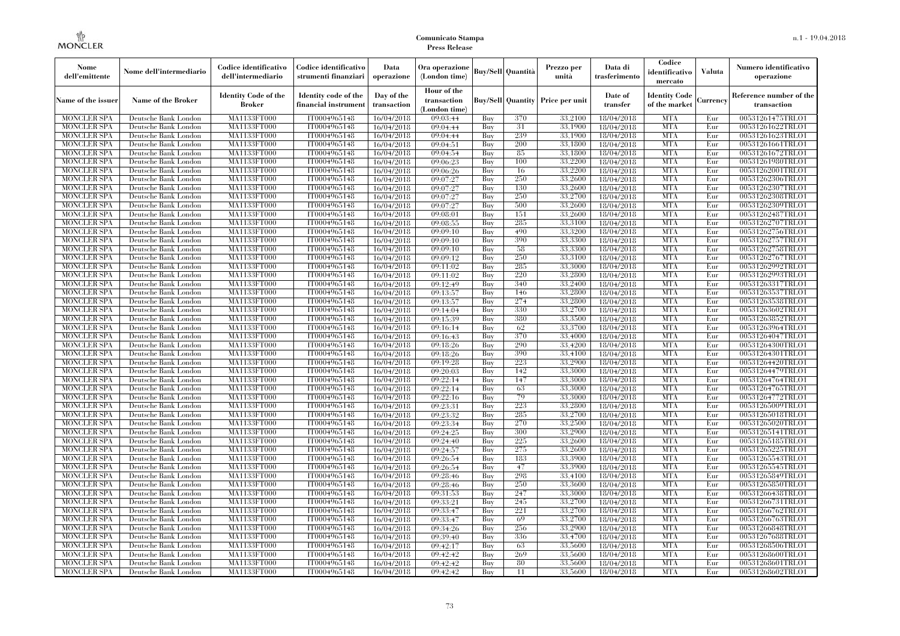| Nome dell'emittente | Nome dell'intermediario | Codice identificativo dell'intermediario | Codice identificativo strumenti finanziari | Data operazione | Ora operazione (London time) | Buy/Sell | Quantità | Prezzo per unità | Data di trasferimento | Codice identificativo mercato | Valuta | Numero identificativo operazione |
|---|---|---|---|---|---|---|---|---|---|---|---|---|
| Name of the issuer | Name of the Broker | Identity Code of the Broker | Identity code of the financial instrument | Day of the transaction | Hour of the transaction (London time) | Buy/Sell | Quantity | Price per unit | Date of transfer | Identity Code of the market | Currency | Reference number of the transaction |
| MONCLER SPA | Deutsche Bank London | MA1133FT000 | IT0004965148 | 16/04/2018 | 09:03:44 | Buy | 370 | 33.2100 | 18/04/2018 | MTA | Eur | 00531261475TRLO1 |
| MONCLER SPA | Deutsche Bank London | MA1133FT000 | IT0004965148 | 16/04/2018 | 09:04:44 | Buy | 31 | 33.1900 | 18/04/2018 | MTA | Eur | 00531261622TRLO1 |
| MONCLER SPA | Deutsche Bank London | MA1133FT000 | IT0004965148 | 16/04/2018 | 09:04:44 | Buy | 239 | 33.1900 | 18/04/2018 | MTA | Eur | 00531261623TRLO1 |
| MONCLER SPA | Deutsche Bank London | MA1133FT000 | IT0004965148 | 16/04/2018 | 09:04:51 | Buy | 200 | 33.1800 | 18/04/2018 | MTA | Eur | 00531261661TRLO1 |
| MONCLER SPA | Deutsche Bank London | MA1133FT000 | IT0004965148 | 16/04/2018 | 09:04:54 | Buy | 85 | 33.1800 | 18/04/2018 | MTA | Eur | 00531261672TRLO1 |
| MONCLER SPA | Deutsche Bank London | MA1133FT000 | IT0004965148 | 16/04/2018 | 09:06:23 | Buy | 100 | 33.2200 | 18/04/2018 | MTA | Eur | 00531261980TRLO1 |
| MONCLER SPA | Deutsche Bank London | MA1133FT000 | IT0004965148 | 16/04/2018 | 09:06:26 | Buy | 16 | 33.2200 | 18/04/2018 | MTA | Eur | 00531262001TRLO1 |
| MONCLER SPA | Deutsche Bank London | MA1133FT000 | IT0004965148 | 16/04/2018 | 09:07:27 | Buy | 250 | 33.2600 | 18/04/2018 | MTA | Eur | 00531262306TRLO1 |
| MONCLER SPA | Deutsche Bank London | MA1133FT000 | IT0004965148 | 16/04/2018 | 09:07:27 | Buy | 130 | 33.2600 | 18/04/2018 | MTA | Eur | 00531262307TRLO1 |
| MONCLER SPA | Deutsche Bank London | MA1133FT000 | IT0004965148 | 16/04/2018 | 09:07:27 | Buy | 250 | 33.2700 | 18/04/2018 | MTA | Eur | 00531262308TRLO1 |
| MONCLER SPA | Deutsche Bank London | MA1133FT000 | IT0004965148 | 16/04/2018 | 09:07:27 | Buy | 500 | 33.2600 | 18/04/2018 | MTA | Eur | 00531262309TRLO1 |
| MONCLER SPA | Deutsche Bank London | MA1133FT000 | IT0004965148 | 16/04/2018 | 09:08:01 | Buy | 151 | 33.2600 | 18/04/2018 | MTA | Eur | 00531262487TRLO1 |
| MONCLER SPA | Deutsche Bank London | MA1133FT000 | IT0004965148 | 16/04/2018 | 09:08:55 | Buy | 285 | 33.3100 | 18/04/2018 | MTA | Eur | 00531262707TRLO1 |
| MONCLER SPA | Deutsche Bank London | MA1133FT000 | IT0004965148 | 16/04/2018 | 09:09:10 | Buy | 490 | 33.3200 | 18/04/2018 | MTA | Eur | 00531262756TRLO1 |
| MONCLER SPA | Deutsche Bank London | MA1133FT000 | IT0004965148 | 16/04/2018 | 09:09:10 | Buy | 390 | 33.3300 | 18/04/2018 | MTA | Eur | 00531262757TRLO1 |
| MONCLER SPA | Deutsche Bank London | MA1133FT000 | IT0004965148 | 16/04/2018 | 09:09:10 | Buy | 58 | 33.3300 | 18/04/2018 | MTA | Eur | 00531262758TRLO1 |
| MONCLER SPA | Deutsche Bank London | MA1133FT000 | IT0004965148 | 16/04/2018 | 09:09:12 | Buy | 250 | 33.3100 | 18/04/2018 | MTA | Eur | 00531262767TRLO1 |
| MONCLER SPA | Deutsche Bank London | MA1133FT000 | IT0004965148 | 16/04/2018 | 09:11:02 | Buy | 285 | 33.3000 | 18/04/2018 | MTA | Eur | 00531262992TRLO1 |
| MONCLER SPA | Deutsche Bank London | MA1133FT000 | IT0004965148 | 16/04/2018 | 09:11:02 | Buy | 220 | 33.2800 | 18/04/2018 | MTA | Eur | 00531262993TRLO1 |
| MONCLER SPA | Deutsche Bank London | MA1133FT000 | IT0004965148 | 16/04/2018 | 09:12:49 | Buy | 340 | 33.2400 | 18/04/2018 | MTA | Eur | 00531263317TRLO1 |
| MONCLER SPA | Deutsche Bank London | MA1133FT000 | IT0004965148 | 16/04/2018 | 09:13:57 | Buy | 146 | 33.2800 | 18/04/2018 | MTA | Eur | 00531263537TRLO1 |
| MONCLER SPA | Deutsche Bank London | MA1133FT000 | IT0004965148 | 16/04/2018 | 09:13:57 | Buy | 274 | 33.2800 | 18/04/2018 | MTA | Eur | 00531263538TRLO1 |
| MONCLER SPA | Deutsche Bank London | MA1133FT000 | IT0004965148 | 16/04/2018 | 09:14:04 | Buy | 330 | 33.2700 | 18/04/2018 | MTA | Eur | 00531263602TRLO1 |
| MONCLER SPA | Deutsche Bank London | MA1133FT000 | IT0004965148 | 16/04/2018 | 09:15:39 | Buy | 380 | 33.3500 | 18/04/2018 | MTA | Eur | 00531263852TRLO1 |
| MONCLER SPA | Deutsche Bank London | MA1133FT000 | IT0004965148 | 16/04/2018 | 09:16:14 | Buy | 62 | 33.3700 | 18/04/2018 | MTA | Eur | 00531263964TRLO1 |
| MONCLER SPA | Deutsche Bank London | MA1133FT000 | IT0004965148 | 16/04/2018 | 09:16:43 | Buy | 370 | 33.4000 | 18/04/2018 | MTA | Eur | 00531264047TRLO1 |
| MONCLER SPA | Deutsche Bank London | MA1133FT000 | IT0004965148 | 16/04/2018 | 09:18:26 | Buy | 290 | 33.4200 | 18/04/2018 | MTA | Eur | 00531264300TRLO1 |
| MONCLER SPA | Deutsche Bank London | MA1133FT000 | IT0004965148 | 16/04/2018 | 09:18:26 | Buy | 390 | 33.4100 | 18/04/2018 | MTA | Eur | 00531264301TRLO1 |
| MONCLER SPA | Deutsche Bank London | MA1133FT000 | IT0004965148 | 16/04/2018 | 09:19:28 | Buy | 223 | 33.2900 | 18/04/2018 | MTA | Eur | 00531264420TRLO1 |
| MONCLER SPA | Deutsche Bank London | MA1133FT000 | IT0004965148 | 16/04/2018 | 09:20:03 | Buy | 142 | 33.3000 | 18/04/2018 | MTA | Eur | 00531264479TRLO1 |
| MONCLER SPA | Deutsche Bank London | MA1133FT000 | IT0004965148 | 16/04/2018 | 09:22:14 | Buy | 147 | 33.3000 | 18/04/2018 | MTA | Eur | 00531264764TRLO1 |
| MONCLER SPA | Deutsche Bank London | MA1133FT000 | IT0004965148 | 16/04/2018 | 09:22:14 | Buy | 63 | 33.3000 | 18/04/2018 | MTA | Eur | 00531264765TRLO1 |
| MONCLER SPA | Deutsche Bank London | MA1133FT000 | IT0004965148 | 16/04/2018 | 09:22:16 | Buy | 79 | 33.3000 | 18/04/2018 | MTA | Eur | 00531264772TRLO1 |
| MONCLER SPA | Deutsche Bank London | MA1133FT000 | IT0004965148 | 16/04/2018 | 09:23:31 | Buy | 223 | 33.2800 | 18/04/2018 | MTA | Eur | 00531265009TRLO1 |
| MONCLER SPA | Deutsche Bank London | MA1133FT000 | IT0004965148 | 16/04/2018 | 09:23:32 | Buy | 285 | 33.2700 | 18/04/2018 | MTA | Eur | 00531265018TRLO1 |
| MONCLER SPA | Deutsche Bank London | MA1133FT000 | IT0004965148 | 16/04/2018 | 09:23:34 | Buy | 270 | 33.2500 | 18/04/2018 | MTA | Eur | 00531265020TRLO1 |
| MONCLER SPA | Deutsche Bank London | MA1133FT000 | IT0004965148 | 16/04/2018 | 09:24:25 | Buy | 300 | 33.2900 | 18/04/2018 | MTA | Eur | 00531265141TRLO1 |
| MONCLER SPA | Deutsche Bank London | MA1133FT000 | IT0004965148 | 16/04/2018 | 09:24:40 | Buy | 225 | 33.2600 | 18/04/2018 | MTA | Eur | 00531265185TRLO1 |
| MONCLER SPA | Deutsche Bank London | MA1133FT000 | IT0004965148 | 16/04/2018 | 09:24:57 | Buy | 275 | 33.2600 | 18/04/2018 | MTA | Eur | 00531265225TRLO1 |
| MONCLER SPA | Deutsche Bank London | MA1133FT000 | IT0004965148 | 16/04/2018 | 09:26:54 | Buy | 183 | 33.3900 | 18/04/2018 | MTA | Eur | 00531265543TRLO1 |
| MONCLER SPA | Deutsche Bank London | MA1133FT000 | IT0004965148 | 16/04/2018 | 09:26:54 | Buy | 47 | 33.3900 | 18/04/2018 | MTA | Eur | 00531265545TRLO1 |
| MONCLER SPA | Deutsche Bank London | MA1133FT000 | IT0004965148 | 16/04/2018 | 09:28:46 | Buy | 298 | 33.4100 | 18/04/2018 | MTA | Eur | 00531265849TRLO1 |
| MONCLER SPA | Deutsche Bank London | MA1133FT000 | IT0004965148 | 16/04/2018 | 09:28:46 | Buy | 250 | 33.3600 | 18/04/2018 | MTA | Eur | 00531265850TRLO1 |
| MONCLER SPA | Deutsche Bank London | MA1133FT000 | IT0004965148 | 16/04/2018 | 09:31:53 | Buy | 247 | 33.3000 | 18/04/2018 | MTA | Eur | 00531266438TRLO1 |
| MONCLER SPA | Deutsche Bank London | MA1133FT000 | IT0004965148 | 16/04/2018 | 09:33:21 | Buy | 245 | 33.2700 | 18/04/2018 | MTA | Eur | 00531266731TRLO1 |
| MONCLER SPA | Deutsche Bank London | MA1133FT000 | IT0004965148 | 16/04/2018 | 09:33:47 | Buy | 221 | 33.2700 | 18/04/2018 | MTA | Eur | 00531266762TRLO1 |
| MONCLER SPA | Deutsche Bank London | MA1133FT000 | IT0004965148 | 16/04/2018 | 09:33:47 | Buy | 69 | 33.2700 | 18/04/2018 | MTA | Eur | 00531266763TRLO1 |
| MONCLER SPA | Deutsche Bank London | MA1133FT000 | IT0004965148 | 16/04/2018 | 09:34:26 | Buy | 256 | 33.2900 | 18/04/2018 | MTA | Eur | 00531266848TRLO1 |
| MONCLER SPA | Deutsche Bank London | MA1133FT000 | IT0004965148 | 16/04/2018 | 09:39:40 | Buy | 336 | 33.4700 | 18/04/2018 | MTA | Eur | 00531267688TRLO1 |
| MONCLER SPA | Deutsche Bank London | MA1133FT000 | IT0004965148 | 16/04/2018 | 09:42:17 | Buy | 63 | 33.5600 | 18/04/2018 | MTA | Eur | 00531268506TRLO1 |
| MONCLER SPA | Deutsche Bank London | MA1133FT000 | IT0004965148 | 16/04/2018 | 09:42:42 | Buy | 269 | 33.5600 | 18/04/2018 | MTA | Eur | 00531268600TRLO1 |
| MONCLER SPA | Deutsche Bank London | MA1133FT000 | IT0004965148 | 16/04/2018 | 09:42:42 | Buy | 80 | 33.5600 | 18/04/2018 | MTA | Eur | 00531268601TRLO1 |
| MONCLER SPA | Deutsche Bank London | MA1133FT000 | IT0004965148 | 16/04/2018 | 09:42:42 | Buy | 11 | 33.5600 | 18/04/2018 | MTA | Eur | 00531268602TRLO1 |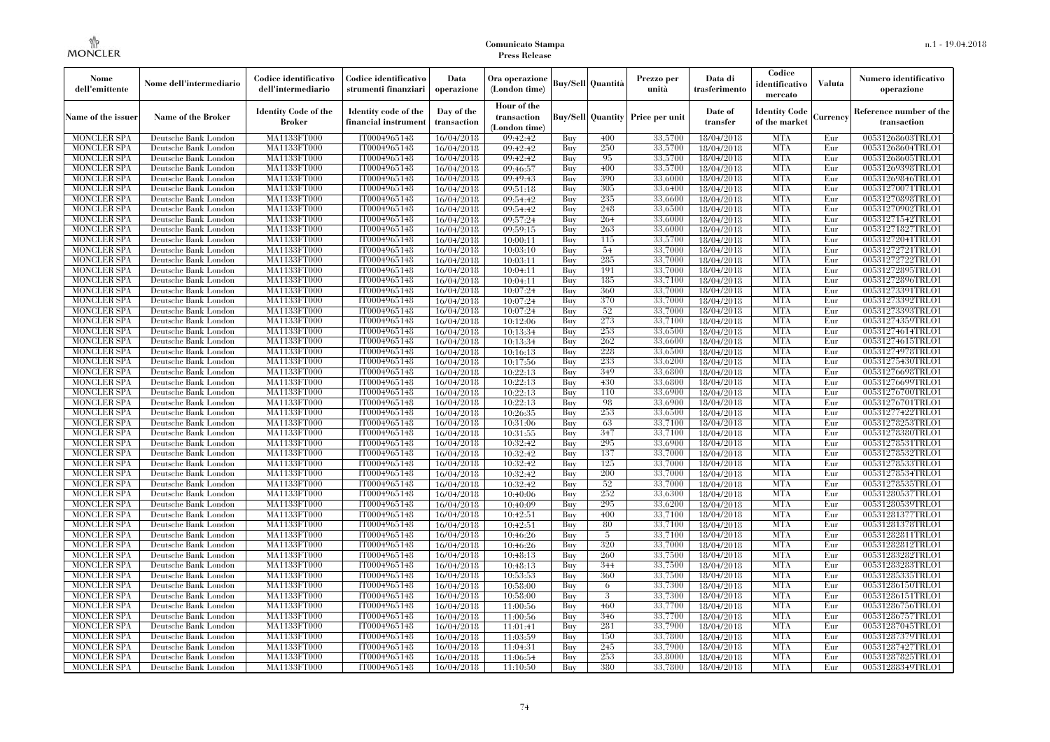| Nome dell'emittente | Nome dell'intermediario | Codice identificativo dell'intermediario | Codice identificativo strumenti finanziari | Data operazione | Ora operazione (London time) | Buy/Sell | Quantità | Prezzo per unità | Data di trasferimento | Codice identificativo mercato | Valuta | Numero identificativo operazione |
|---|---|---|---|---|---|---|---|---|---|---|---|---|
| Name of the issuer | Name of the Broker | Identity Code of the Broker | Identity code of the financial instrument | Day of the transaction | Hour of the transaction (London time) | Buy/Sell | Quantity | Price per unit | Date of transfer | Identity Code of the market | Currency | Reference number of the transaction |
| MONCLER SPA | Deutsche Bank London | MA1133FT000 | IT0004965148 | 16/04/2018 | 09:42:42 | Buy | 400 | 33.5700 | 18/04/2018 | MTA | Eur | 00531268603TRLO1 |
| MONCLER SPA | Deutsche Bank London | MA1133FT000 | IT0004965148 | 16/04/2018 | 09:42:42 | Buy | 250 | 33.5700 | 18/04/2018 | MTA | Eur | 00531268604TRLO1 |
| MONCLER SPA | Deutsche Bank London | MA1133FT000 | IT0004965148 | 16/04/2018 | 09:42:42 | Buy | 95 | 33.5700 | 18/04/2018 | MTA | Eur | 00531268605TRLO1 |
| MONCLER SPA | Deutsche Bank London | MA1133FT000 | IT0004965148 | 16/04/2018 | 09:46:57 | Buy | 400 | 33.5700 | 18/04/2018 | MTA | Eur | 00531269398TRLO1 |
| MONCLER SPA | Deutsche Bank London | MA1133FT000 | IT0004965148 | 16/04/2018 | 09:49:43 | Buy | 390 | 33.6000 | 18/04/2018 | MTA | Eur | 00531269846TRLO1 |
| MONCLER SPA | Deutsche Bank London | MA1133FT000 | IT0004965148 | 16/04/2018 | 09:51:18 | Buy | 305 | 33.6400 | 18/04/2018 | MTA | Eur | 00531270071TRLO1 |
| MONCLER SPA | Deutsche Bank London | MA1133FT000 | IT0004965148 | 16/04/2018 | 09:54:42 | Buy | 235 | 33.6600 | 18/04/2018 | MTA | Eur | 00531270898TRLO1 |
| MONCLER SPA | Deutsche Bank London | MA1133FT000 | IT0004965148 | 16/04/2018 | 09:54:42 | Buy | 248 | 33.6500 | 18/04/2018 | MTA | Eur | 00531270902TRLO1 |
| MONCLER SPA | Deutsche Bank London | MA1133FT000 | IT0004965148 | 16/04/2018 | 09:57:24 | Buy | 264 | 33.6000 | 18/04/2018 | MTA | Eur | 00531271542TRLO1 |
| MONCLER SPA | Deutsche Bank London | MA1133FT000 | IT0004965148 | 16/04/2018 | 09:59:15 | Buy | 263 | 33.6000 | 18/04/2018 | MTA | Eur | 00531271827TRLO1 |
| MONCLER SPA | Deutsche Bank London | MA1133FT000 | IT0004965148 | 16/04/2018 | 10:00:11 | Buy | 115 | 33.5700 | 18/04/2018 | MTA | Eur | 00531272041TRLO1 |
| MONCLER SPA | Deutsche Bank London | MA1133FT000 | IT0004965148 | 16/04/2018 | 10:03:10 | Buy | 54 | 33.7000 | 18/04/2018 | MTA | Eur | 00531272721TRLO1 |
| MONCLER SPA | Deutsche Bank London | MA1133FT000 | IT0004965148 | 16/04/2018 | 10:03:11 | Buy | 285 | 33.7000 | 18/04/2018 | MTA | Eur | 00531272722TRLO1 |
| MONCLER SPA | Deutsche Bank London | MA1133FT000 | IT0004965148 | 16/04/2018 | 10:04:11 | Buy | 191 | 33.7000 | 18/04/2018 | MTA | Eur | 00531272895TRLO1 |
| MONCLER SPA | Deutsche Bank London | MA1133FT000 | IT0004965148 | 16/04/2018 | 10:04:11 | Buy | 185 | 33.7100 | 18/04/2018 | MTA | Eur | 00531272896TRLO1 |
| MONCLER SPA | Deutsche Bank London | MA1133FT000 | IT0004965148 | 16/04/2018 | 10:07:24 | Buy | 360 | 33.7000 | 18/04/2018 | MTA | Eur | 00531273391TRLO1 |
| MONCLER SPA | Deutsche Bank London | MA1133FT000 | IT0004965148 | 16/04/2018 | 10:07:24 | Buy | 370 | 33.7000 | 18/04/2018 | MTA | Eur | 00531273392TRLO1 |
| MONCLER SPA | Deutsche Bank London | MA1133FT000 | IT0004965148 | 16/04/2018 | 10:07:24 | Buy | 52 | 33.7000 | 18/04/2018 | MTA | Eur | 00531273393TRLO1 |
| MONCLER SPA | Deutsche Bank London | MA1133FT000 | IT0004965148 | 16/04/2018 | 10:12:06 | Buy | 273 | 33.7100 | 18/04/2018 | MTA | Eur | 00531274359TRLO1 |
| MONCLER SPA | Deutsche Bank London | MA1133FT000 | IT0004965148 | 16/04/2018 | 10:13:34 | Buy | 253 | 33.6500 | 18/04/2018 | MTA | Eur | 00531274614TRLO1 |
| MONCLER SPA | Deutsche Bank London | MA1133FT000 | IT0004965148 | 16/04/2018 | 10:13:34 | Buy | 262 | 33.6600 | 18/04/2018 | MTA | Eur | 00531274615TRLO1 |
| MONCLER SPA | Deutsche Bank London | MA1133FT000 | IT0004965148 | 16/04/2018 | 10:16:13 | Buy | 228 | 33.6500 | 18/04/2018 | MTA | Eur | 00531274978TRLO1 |
| MONCLER SPA | Deutsche Bank London | MA1133FT000 | IT0004965148 | 16/04/2018 | 10:17:56 | Buy | 233 | 33.6200 | 18/04/2018 | MTA | Eur | 00531275430TRLO1 |
| MONCLER SPA | Deutsche Bank London | MA1133FT000 | IT0004965148 | 16/04/2018 | 10:22:13 | Buy | 349 | 33.6800 | 18/04/2018 | MTA | Eur | 00531276698TRLO1 |
| MONCLER SPA | Deutsche Bank London | MA1133FT000 | IT0004965148 | 16/04/2018 | 10:22:13 | Buy | 430 | 33.6800 | 18/04/2018 | MTA | Eur | 00531276699TRLO1 |
| MONCLER SPA | Deutsche Bank London | MA1133FT000 | IT0004965148 | 16/04/2018 | 10:22:13 | Buy | 110 | 33.6900 | 18/04/2018 | MTA | Eur | 00531276700TRLO1 |
| MONCLER SPA | Deutsche Bank London | MA1133FT000 | IT0004965148 | 16/04/2018 | 10:22:13 | Buy | 98 | 33.6900 | 18/04/2018 | MTA | Eur | 00531276701TRLO1 |
| MONCLER SPA | Deutsche Bank London | MA1133FT000 | IT0004965148 | 16/04/2018 | 10:26:35 | Buy | 253 | 33.6500 | 18/04/2018 | MTA | Eur | 00531277422TRLO1 |
| MONCLER SPA | Deutsche Bank London | MA1133FT000 | IT0004965148 | 16/04/2018 | 10:31:06 | Buy | 63 | 33.7100 | 18/04/2018 | MTA | Eur | 00531278253TRLO1 |
| MONCLER SPA | Deutsche Bank London | MA1133FT000 | IT0004965148 | 16/04/2018 | 10:31:55 | Buy | 347 | 33.7100 | 18/04/2018 | MTA | Eur | 00531278380TRLO1 |
| MONCLER SPA | Deutsche Bank London | MA1133FT000 | IT0004965148 | 16/04/2018 | 10:32:42 | Buy | 295 | 33.6900 | 18/04/2018 | MTA | Eur | 00531278531TRLO1 |
| MONCLER SPA | Deutsche Bank London | MA1133FT000 | IT0004965148 | 16/04/2018 | 10:32:42 | Buy | 137 | 33.7000 | 18/04/2018 | MTA | Eur | 00531278532TRLO1 |
| MONCLER SPA | Deutsche Bank London | MA1133FT000 | IT0004965148 | 16/04/2018 | 10:32:42 | Buy | 125 | 33.7000 | 18/04/2018 | MTA | Eur | 00531278533TRLO1 |
| MONCLER SPA | Deutsche Bank London | MA1133FT000 | IT0004965148 | 16/04/2018 | 10:32:42 | Buy | 200 | 33.7000 | 18/04/2018 | MTA | Eur | 00531278534TRLO1 |
| MONCLER SPA | Deutsche Bank London | MA1133FT000 | IT0004965148 | 16/04/2018 | 10:32:42 | Buy | 52 | 33.7000 | 18/04/2018 | MTA | Eur | 00531278535TRLO1 |
| MONCLER SPA | Deutsche Bank London | MA1133FT000 | IT0004965148 | 16/04/2018 | 10:40:06 | Buy | 252 | 33.6300 | 18/04/2018 | MTA | Eur | 00531280537TRLO1 |
| MONCLER SPA | Deutsche Bank London | MA1133FT000 | IT0004965148 | 16/04/2018 | 10:40:09 | Buy | 295 | 33.6200 | 18/04/2018 | MTA | Eur | 00531280539TRLO1 |
| MONCLER SPA | Deutsche Bank London | MA1133FT000 | IT0004965148 | 16/04/2018 | 10:42:51 | Buy | 400 | 33.7100 | 18/04/2018 | MTA | Eur | 00531281377TRLO1 |
| MONCLER SPA | Deutsche Bank London | MA1133FT000 | IT0004965148 | 16/04/2018 | 10:42:51 | Buy | 80 | 33.7100 | 18/04/2018 | MTA | Eur | 00531281378TRLO1 |
| MONCLER SPA | Deutsche Bank London | MA1133FT000 | IT0004965148 | 16/04/2018 | 10:46:26 | Buy | 5 | 33.7100 | 18/04/2018 | MTA | Eur | 00531282811TRLO1 |
| MONCLER SPA | Deutsche Bank London | MA1133FT000 | IT0004965148 | 16/04/2018 | 10:46:26 | Buy | 320 | 33.7000 | 18/04/2018 | MTA | Eur | 00531282812TRLO1 |
| MONCLER SPA | Deutsche Bank London | MA1133FT000 | IT0004965148 | 16/04/2018 | 10:48:13 | Buy | 260 | 33.7500 | 18/04/2018 | MTA | Eur | 00531283282TRLO1 |
| MONCLER SPA | Deutsche Bank London | MA1133FT000 | IT0004965148 | 16/04/2018 | 10:48:13 | Buy | 344 | 33.7500 | 18/04/2018 | MTA | Eur | 00531283283TRLO1 |
| MONCLER SPA | Deutsche Bank London | MA1133FT000 | IT0004965148 | 16/04/2018 | 10:53:53 | Buy | 360 | 33.7500 | 18/04/2018 | MTA | Eur | 00531285335TRLO1 |
| MONCLER SPA | Deutsche Bank London | MA1133FT000 | IT0004965148 | 16/04/2018 | 10:58:00 | Buy | 6 | 33.7300 | 18/04/2018 | MTA | Eur | 00531286150TRLO1 |
| MONCLER SPA | Deutsche Bank London | MA1133FT000 | IT0004965148 | 16/04/2018 | 10:58:00 | Buy | 3 | 33.7300 | 18/04/2018 | MTA | Eur | 00531286151TRLO1 |
| MONCLER SPA | Deutsche Bank London | MA1133FT000 | IT0004965148 | 16/04/2018 | 11:00:56 | Buy | 460 | 33.7700 | 18/04/2018 | MTA | Eur | 00531286756TRLO1 |
| MONCLER SPA | Deutsche Bank London | MA1133FT000 | IT0004965148 | 16/04/2018 | 11:00:56 | Buy | 346 | 33.7700 | 18/04/2018 | MTA | Eur | 00531286757TRLO1 |
| MONCLER SPA | Deutsche Bank London | MA1133FT000 | IT0004965148 | 16/04/2018 | 11:01:41 | Buy | 281 | 33.7900 | 18/04/2018 | MTA | Eur | 00531287045TRLO1 |
| MONCLER SPA | Deutsche Bank London | MA1133FT000 | IT0004965148 | 16/04/2018 | 11:03:59 | Buy | 150 | 33.7800 | 18/04/2018 | MTA | Eur | 00531287379TRLO1 |
| MONCLER SPA | Deutsche Bank London | MA1133FT000 | IT0004965148 | 16/04/2018 | 11:04:31 | Buy | 245 | 33.7900 | 18/04/2018 | MTA | Eur | 00531287427TRLO1 |
| MONCLER SPA | Deutsche Bank London | MA1133FT000 | IT0004965148 | 16/04/2018 | 11:06:54 | Buy | 253 | 33.8000 | 18/04/2018 | MTA | Eur | 00531287825TRLO1 |
| MONCLER SPA | Deutsche Bank London | MA1133FT000 | IT0004965148 | 16/04/2018 | 11:10:50 | Buy | 380 | 33.7800 | 18/04/2018 | MTA | Eur | 00531288349TRLO1 |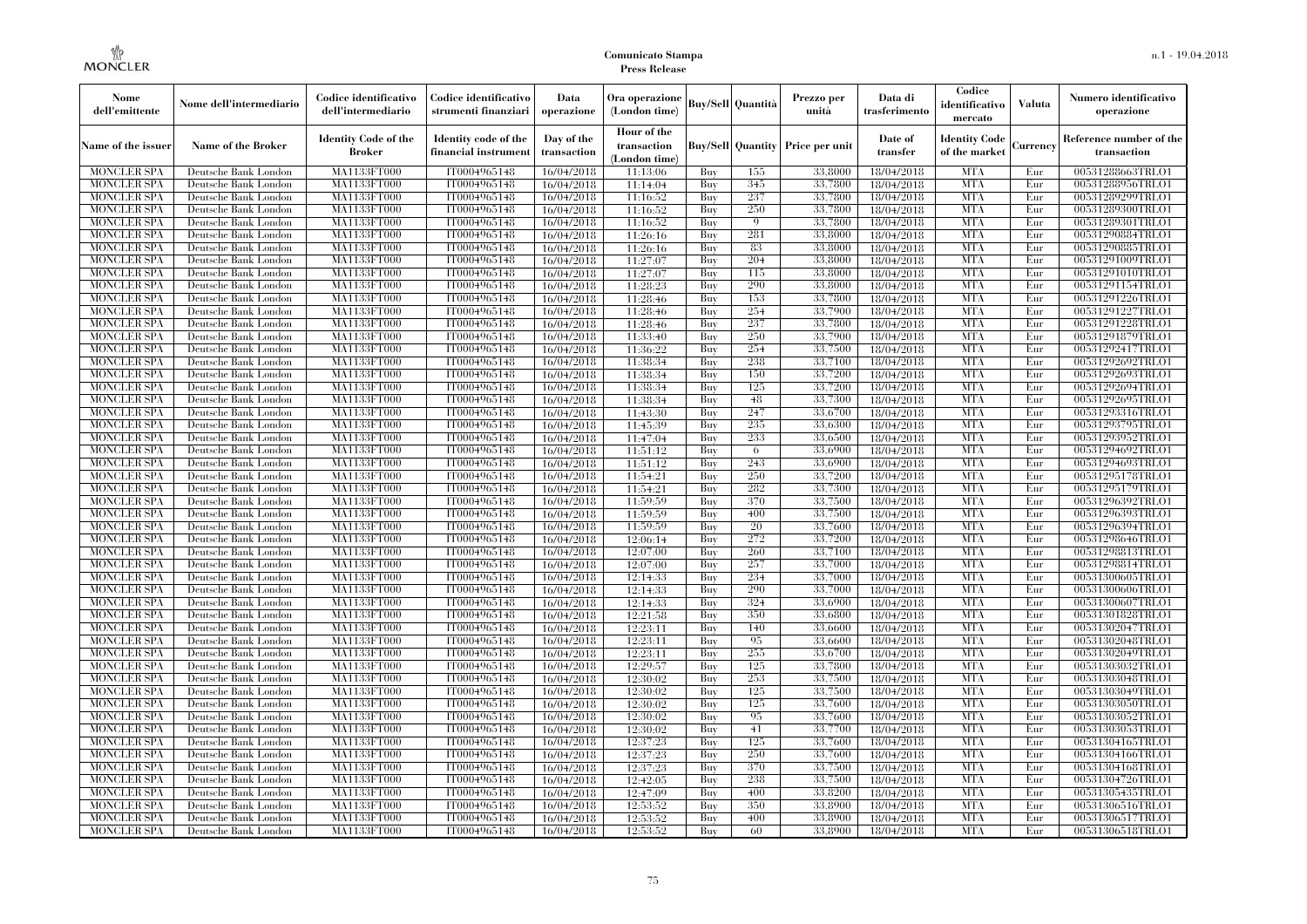| Nome dell'emittente | Nome dell'intermediario | Codice identificativo dell'intermediario | Codice identificativo strumenti finanziari | Data operazione | Ora operazione (London time) | Buy/Sell | Quantità | Prezzo per unità | Data di trasferimento | Codice identificativo mercato | Valuta | Numero identificativo operazione |
|---|---|---|---|---|---|---|---|---|---|---|---|---|
| Name of the issuer | Name of the Broker | Identity Code of the Broker | Identity code of the financial instrument | Day of the transaction | Hour of the transaction (London time) | Buy/Sell | Quantity | Price per unit | Date of transfer | Identity Code of the market | Currency | Reference number of the transaction |
| MONCLER SPA | Deutsche Bank London | MA1133FT000 | IT0004965148 | 16/04/2018 | 11:13:06 | Buy | 155 | 33.8000 | 18/04/2018 | MTA | Eur | 00531288663TRLO1 |
| MONCLER SPA | Deutsche Bank London | MA1133FT000 | IT0004965148 | 16/04/2018 | 11:14:04 | Buy | 345 | 33.7800 | 18/04/2018 | MTA | Eur | 00531288956TRLO1 |
| MONCLER SPA | Deutsche Bank London | MA1133FT000 | IT0004965148 | 16/04/2018 | 11:16:52 | Buy | 237 | 33.7800 | 18/04/2018 | MTA | Eur | 00531289299TRLO1 |
| MONCLER SPA | Deutsche Bank London | MA1133FT000 | IT0004965148 | 16/04/2018 | 11:16:52 | Buy | 250 | 33.7800 | 18/04/2018 | MTA | Eur | 00531289300TRLO1 |
| MONCLER SPA | Deutsche Bank London | MA1133FT000 | IT0004965148 | 16/04/2018 | 11:16:52 | Buy | 9 | 33.7800 | 18/04/2018 | MTA | Eur | 00531289301TRLO1 |
| MONCLER SPA | Deutsche Bank London | MA1133FT000 | IT0004965148 | 16/04/2018 | 11:26:16 | Buy | 281 | 33.8000 | 18/04/2018 | MTA | Eur | 00531290884TRLO1 |
| MONCLER SPA | Deutsche Bank London | MA1133FT000 | IT0004965148 | 16/04/2018 | 11:26:16 | Buy | 83 | 33.8000 | 18/04/2018 | MTA | Eur | 00531290885TRLO1 |
| MONCLER SPA | Deutsche Bank London | MA1133FT000 | IT0004965148 | 16/04/2018 | 11:27:07 | Buy | 204 | 33.8000 | 18/04/2018 | MTA | Eur | 00531291009TRLO1 |
| MONCLER SPA | Deutsche Bank London | MA1133FT000 | IT0004965148 | 16/04/2018 | 11:27:07 | Buy | 115 | 33.8000 | 18/04/2018 | MTA | Eur | 00531291010TRLO1 |
| MONCLER SPA | Deutsche Bank London | MA1133FT000 | IT0004965148 | 16/04/2018 | 11:28:23 | Buy | 290 | 33.8000 | 18/04/2018 | MTA | Eur | 00531291154TRLO1 |
| MONCLER SPA | Deutsche Bank London | MA1133FT000 | IT0004965148 | 16/04/2018 | 11:28:46 | Buy | 153 | 33.7800 | 18/04/2018 | MTA | Eur | 00531291226TRLO1 |
| MONCLER SPA | Deutsche Bank London | MA1133FT000 | IT0004965148 | 16/04/2018 | 11:28:46 | Buy | 254 | 33.7900 | 18/04/2018 | MTA | Eur | 00531291227TRLO1 |
| MONCLER SPA | Deutsche Bank London | MA1133FT000 | IT0004965148 | 16/04/2018 | 11:28:46 | Buy | 237 | 33.7800 | 18/04/2018 | MTA | Eur | 00531291228TRLO1 |
| MONCLER SPA | Deutsche Bank London | MA1133FT000 | IT0004965148 | 16/04/2018 | 11:33:40 | Buy | 250 | 33.7900 | 18/04/2018 | MTA | Eur | 00531291879TRLO1 |
| MONCLER SPA | Deutsche Bank London | MA1133FT000 | IT0004965148 | 16/04/2018 | 11:36:22 | Buy | 254 | 33.7500 | 18/04/2018 | MTA | Eur | 00531292417TRLO1 |
| MONCLER SPA | Deutsche Bank London | MA1133FT000 | IT0004965148 | 16/04/2018 | 11:38:34 | Buy | 238 | 33.7100 | 18/04/2018 | MTA | Eur | 00531292692TRLO1 |
| MONCLER SPA | Deutsche Bank London | MA1133FT000 | IT0004965148 | 16/04/2018 | 11:38:34 | Buy | 150 | 33.7200 | 18/04/2018 | MTA | Eur | 00531292693TRLO1 |
| MONCLER SPA | Deutsche Bank London | MA1133FT000 | IT0004965148 | 16/04/2018 | 11:38:34 | Buy | 125 | 33.7200 | 18/04/2018 | MTA | Eur | 00531292694TRLO1 |
| MONCLER SPA | Deutsche Bank London | MA1133FT000 | IT0004965148 | 16/04/2018 | 11:38:34 | Buy | 48 | 33.7300 | 18/04/2018 | MTA | Eur | 00531292695TRLO1 |
| MONCLER SPA | Deutsche Bank London | MA1133FT000 | IT0004965148 | 16/04/2018 | 11:43:30 | Buy | 247 | 33.6700 | 18/04/2018 | MTA | Eur | 00531293316TRLO1 |
| MONCLER SPA | Deutsche Bank London | MA1133FT000 | IT0004965148 | 16/04/2018 | 11:45:39 | Buy | 235 | 33.6300 | 18/04/2018 | MTA | Eur | 00531293795TRLO1 |
| MONCLER SPA | Deutsche Bank London | MA1133FT000 | IT0004965148 | 16/04/2018 | 11:47:04 | Buy | 233 | 33.6500 | 18/04/2018 | MTA | Eur | 00531293952TRLO1 |
| MONCLER SPA | Deutsche Bank London | MA1133FT000 | IT0004965148 | 16/04/2018 | 11:51:12 | Buy | 6 | 33.6900 | 18/04/2018 | MTA | Eur | 00531294692TRLO1 |
| MONCLER SPA | Deutsche Bank London | MA1133FT000 | IT0004965148 | 16/04/2018 | 11:51:12 | Buy | 243 | 33.6900 | 18/04/2018 | MTA | Eur | 00531294693TRLO1 |
| MONCLER SPA | Deutsche Bank London | MA1133FT000 | IT0004965148 | 16/04/2018 | 11:54:21 | Buy | 250 | 33.7200 | 18/04/2018 | MTA | Eur | 00531295178TRLO1 |
| MONCLER SPA | Deutsche Bank London | MA1133FT000 | IT0004965148 | 16/04/2018 | 11:54:21 | Buy | 282 | 33.7300 | 18/04/2018 | MTA | Eur | 00531295179TRLO1 |
| MONCLER SPA | Deutsche Bank London | MA1133FT000 | IT0004965148 | 16/04/2018 | 11:59:59 | Buy | 370 | 33.7500 | 18/04/2018 | MTA | Eur | 00531296392TRLO1 |
| MONCLER SPA | Deutsche Bank London | MA1133FT000 | IT0004965148 | 16/04/2018 | 11:59:59 | Buy | 400 | 33.7500 | 18/04/2018 | MTA | Eur | 00531296393TRLO1 |
| MONCLER SPA | Deutsche Bank London | MA1133FT000 | IT0004965148 | 16/04/2018 | 11:59:59 | Buy | 20 | 33.7600 | 18/04/2018 | MTA | Eur | 00531296394TRLO1 |
| MONCLER SPA | Deutsche Bank London | MA1133FT000 | IT0004965148 | 16/04/2018 | 12:06:14 | Buy | 272 | 33.7200 | 18/04/2018 | MTA | Eur | 00531298646TRLO1 |
| MONCLER SPA | Deutsche Bank London | MA1133FT000 | IT0004965148 | 16/04/2018 | 12:07:00 | Buy | 260 | 33.7100 | 18/04/2018 | MTA | Eur | 00531298813TRLO1 |
| MONCLER SPA | Deutsche Bank London | MA1133FT000 | IT0004965148 | 16/04/2018 | 12:07:00 | Buy | 257 | 33.7000 | 18/04/2018 | MTA | Eur | 00531298814TRLO1 |
| MONCLER SPA | Deutsche Bank London | MA1133FT000 | IT0004965148 | 16/04/2018 | 12:14:33 | Buy | 234 | 33.7000 | 18/04/2018 | MTA | Eur | 00531300605TRLO1 |
| MONCLER SPA | Deutsche Bank London | MA1133FT000 | IT0004965148 | 16/04/2018 | 12:14:33 | Buy | 290 | 33.7000 | 18/04/2018 | MTA | Eur | 00531300606TRLO1 |
| MONCLER SPA | Deutsche Bank London | MA1133FT000 | IT0004965148 | 16/04/2018 | 12:14:33 | Buy | 324 | 33.6900 | 18/04/2018 | MTA | Eur | 00531300607TRLO1 |
| MONCLER SPA | Deutsche Bank London | MA1133FT000 | IT0004965148 | 16/04/2018 | 12:21:58 | Buy | 350 | 33.6800 | 18/04/2018 | MTA | Eur | 00531301828TRLO1 |
| MONCLER SPA | Deutsche Bank London | MA1133FT000 | IT0004965148 | 16/04/2018 | 12:23:11 | Buy | 140 | 33.6600 | 18/04/2018 | MTA | Eur | 00531302047TRLO1 |
| MONCLER SPA | Deutsche Bank London | MA1133FT000 | IT0004965148 | 16/04/2018 | 12:23:11 | Buy | 95 | 33.6600 | 18/04/2018 | MTA | Eur | 00531302048TRLO1 |
| MONCLER SPA | Deutsche Bank London | MA1133FT000 | IT0004965148 | 16/04/2018 | 12:23:11 | Buy | 255 | 33.6700 | 18/04/2018 | MTA | Eur | 00531302049TRLO1 |
| MONCLER SPA | Deutsche Bank London | MA1133FT000 | IT0004965148 | 16/04/2018 | 12:29:57 | Buy | 125 | 33.7800 | 18/04/2018 | MTA | Eur | 00531303032TRLO1 |
| MONCLER SPA | Deutsche Bank London | MA1133FT000 | IT0004965148 | 16/04/2018 | 12:30:02 | Buy | 253 | 33.7500 | 18/04/2018 | MTA | Eur | 00531303048TRLO1 |
| MONCLER SPA | Deutsche Bank London | MA1133FT000 | IT0004965148 | 16/04/2018 | 12:30:02 | Buy | 125 | 33.7500 | 18/04/2018 | MTA | Eur | 00531303049TRLO1 |
| MONCLER SPA | Deutsche Bank London | MA1133FT000 | IT0004965148 | 16/04/2018 | 12:30:02 | Buy | 125 | 33.7600 | 18/04/2018 | MTA | Eur | 00531303050TRLO1 |
| MONCLER SPA | Deutsche Bank London | MA1133FT000 | IT0004965148 | 16/04/2018 | 12:30:02 | Buy | 95 | 33.7600 | 18/04/2018 | MTA | Eur | 00531303052TRLO1 |
| MONCLER SPA | Deutsche Bank London | MA1133FT000 | IT0004965148 | 16/04/2018 | 12:30:02 | Buy | 41 | 33.7700 | 18/04/2018 | MTA | Eur | 00531303053TRLO1 |
| MONCLER SPA | Deutsche Bank London | MA1133FT000 | IT0004965148 | 16/04/2018 | 12:37:23 | Buy | 125 | 33.7600 | 18/04/2018 | MTA | Eur | 00531304165TRLO1 |
| MONCLER SPA | Deutsche Bank London | MA1133FT000 | IT0004965148 | 16/04/2018 | 12:37:23 | Buy | 250 | 33.7600 | 18/04/2018 | MTA | Eur | 00531304166TRLO1 |
| MONCLER SPA | Deutsche Bank London | MA1133FT000 | IT0004965148 | 16/04/2018 | 12:37:23 | Buy | 370 | 33.7500 | 18/04/2018 | MTA | Eur | 00531304168TRLO1 |
| MONCLER SPA | Deutsche Bank London | MA1133FT000 | IT0004965148 | 16/04/2018 | 12:42:05 | Buy | 238 | 33.7500 | 18/04/2018 | MTA | Eur | 00531304726TRLO1 |
| MONCLER SPA | Deutsche Bank London | MA1133FT000 | IT0004965148 | 16/04/2018 | 12:47:09 | Buy | 400 | 33.8200 | 18/04/2018 | MTA | Eur | 00531305435TRLO1 |
| MONCLER SPA | Deutsche Bank London | MA1133FT000 | IT0004965148 | 16/04/2018 | 12:53:52 | Buy | 350 | 33.8900 | 18/04/2018 | MTA | Eur | 00531306516TRLO1 |
| MONCLER SPA | Deutsche Bank London | MA1133FT000 | IT0004965148 | 16/04/2018 | 12:53:52 | Buy | 400 | 33.8900 | 18/04/2018 | MTA | Eur | 00531306517TRLO1 |
| MONCLER SPA | Deutsche Bank London | MA1133FT000 | IT0004965148 | 16/04/2018 | 12:53:52 | Buy | 60 | 33.8900 | 18/04/2018 | MTA | Eur | 00531306518TRLO1 |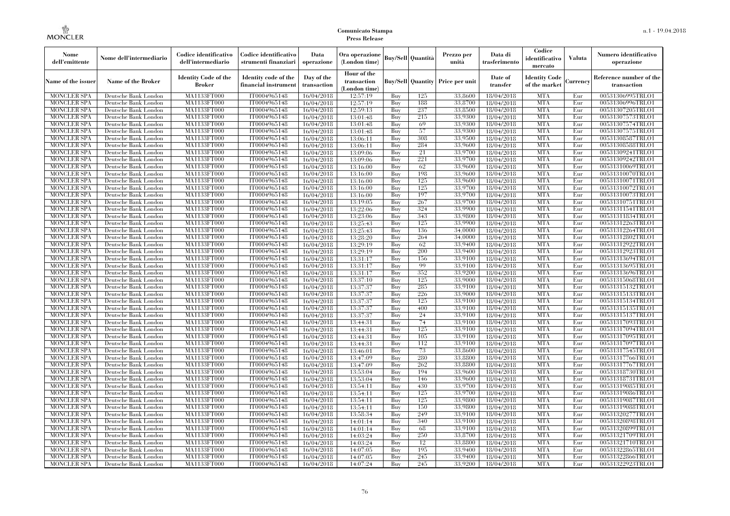**Comunicato Stampa**
**Press Release**

| Nome dell'emittente | Nome dell'intermediario | Codice identificativo dell'intermediario | Codice identificativo strumenti finanziari | Data operazione | Ora operazione (London time) | Buy/Sell | Quantità | Prezzo per unità | Data di trasferimento | Codice identificativo mercato | Valuta | Numero identificativo operazione |
|---|---|---|---|---|---|---|---|---|---|---|---|---|
| Name of the issuer | Name of the Broker | Identity Code of the Broker | Identity code of the financial instrument | Day of the transaction | Hour of the transaction (London time) | Buy/Sell | Quantity | Price per unit | Date of transfer | Identity Code of the market | Currency | Reference number of the transaction |
| MONCLER SPA | Deutsche Bank London | MA1133FT000 | IT0004965148 | 16/04/2018 | 12:57:19 | Buy | 125 | 33.8600 | 18/04/2018 | MTA | Eur | 00531306995TRLO1 |
| MONCLER SPA | Deutsche Bank London | MA1133FT000 | IT0004965148 | 16/04/2018 | 12:57:19 | Buy | 188 | 33.8700 | 18/04/2018 | MTA | Eur | 00531306996TRLO1 |
| MONCLER SPA | Deutsche Bank London | MA1133FT000 | IT0004965148 | 16/04/2018 | 12:59:13 | Buy | 237 | 33.8500 | 18/04/2018 | MTA | Eur | 00531307205TRLO1 |
| MONCLER SPA | Deutsche Bank London | MA1133FT000 | IT0004965148 | 16/04/2018 | 13:01:48 | Buy | 215 | 33.9300 | 18/04/2018 | MTA | Eur | 00531307573TRLO1 |
| MONCLER SPA | Deutsche Bank London | MA1133FT000 | IT0004965148 | 16/04/2018 | 13:01:48 | Buy | 69 | 33.9300 | 18/04/2018 | MTA | Eur | 00531307574TRLO1 |
| MONCLER SPA | Deutsche Bank London | MA1133FT000 | IT0004965148 | 16/04/2018 | 13:01:48 | Buy | 57 | 33.9300 | 18/04/2018 | MTA | Eur | 00531307575TRLO1 |
| MONCLER SPA | Deutsche Bank London | MA1133FT000 | IT0004965148 | 16/04/2018 | 13:06:11 | Buy | 308 | 33.9500 | 18/04/2018 | MTA | Eur | 00531308587TRLO1 |
| MONCLER SPA | Deutsche Bank London | MA1133FT000 | IT0004965148 | 16/04/2018 | 13:06:11 | Buy | 284 | 33.9600 | 18/04/2018 | MTA | Eur | 00531308588TRLO1 |
| MONCLER SPA | Deutsche Bank London | MA1133FT000 | IT0004965148 | 16/04/2018 | 13:09:06 | Buy | 21 | 33.9700 | 18/04/2018 | MTA | Eur | 00531309241TRLO1 |
| MONCLER SPA | Deutsche Bank London | MA1133FT000 | IT0004965148 | 16/04/2018 | 13:09:06 | Buy | 221 | 33.9700 | 18/04/2018 | MTA | Eur | 00531309242TRLO1 |
| MONCLER SPA | Deutsche Bank London | MA1133FT000 | IT0004965148 | 16/04/2018 | 13:16:00 | Buy | 62 | 33.9600 | 18/04/2018 | MTA | Eur | 00531310069TRLO1 |
| MONCLER SPA | Deutsche Bank London | MA1133FT000 | IT0004965148 | 16/04/2018 | 13:16:00 | Buy | 198 | 33.9600 | 18/04/2018 | MTA | Eur | 00531310070TRLO1 |
| MONCLER SPA | Deutsche Bank London | MA1133FT000 | IT0004965148 | 16/04/2018 | 13:16:00 | Buy | 125 | 33.9600 | 18/04/2018 | MTA | Eur | 00531310071TRLO1 |
| MONCLER SPA | Deutsche Bank London | MA1133FT000 | IT0004965148 | 16/04/2018 | 13:16:00 | Buy | 125 | 33.9700 | 18/04/2018 | MTA | Eur | 00531310072TRLO1 |
| MONCLER SPA | Deutsche Bank London | MA1133FT000 | IT0004965148 | 16/04/2018 | 13:16:00 | Buy | 197 | 33.9700 | 18/04/2018 | MTA | Eur | 00531310073TRLO1 |
| MONCLER SPA | Deutsche Bank London | MA1133FT000 | IT0004965148 | 16/04/2018 | 13:19:05 | Buy | 267 | 33.9700 | 18/04/2018 | MTA | Eur | 00531310751TRLO1 |
| MONCLER SPA | Deutsche Bank London | MA1133FT000 | IT0004965148 | 16/04/2018 | 13:22:06 | Buy | 324 | 33.9900 | 18/04/2018 | MTA | Eur | 00531311541TRLO1 |
| MONCLER SPA | Deutsche Bank London | MA1133FT000 | IT0004965148 | 16/04/2018 | 13:23:06 | Buy | 343 | 33.9800 | 18/04/2018 | MTA | Eur | 00531311834TRLO1 |
| MONCLER SPA | Deutsche Bank London | MA1133FT000 | IT0004965148 | 16/04/2018 | 13:25:43 | Buy | 125 | 33.9900 | 18/04/2018 | MTA | Eur | 00531312263TRLO1 |
| MONCLER SPA | Deutsche Bank London | MA1133FT000 | IT0004965148 | 16/04/2018 | 13:25:43 | Buy | 136 | 34.0000 | 18/04/2018 | MTA | Eur | 00531312264TRLO1 |
| MONCLER SPA | Deutsche Bank London | MA1133FT000 | IT0004965148 | 16/04/2018 | 13:28:20 | Buy | 264 | 34.0000 | 18/04/2018 | MTA | Eur | 00531312802TRLO1 |
| MONCLER SPA | Deutsche Bank London | MA1133FT000 | IT0004965148 | 16/04/2018 | 13:29:19 | Buy | 62 | 33.9400 | 18/04/2018 | MTA | Eur | 00531312922TRLO1 |
| MONCLER SPA | Deutsche Bank London | MA1133FT000 | IT0004965148 | 16/04/2018 | 13:29:19 | Buy | 200 | 33.9400 | 18/04/2018 | MTA | Eur | 00531312923TRLO1 |
| MONCLER SPA | Deutsche Bank London | MA1133FT000 | IT0004965148 | 16/04/2018 | 13:31:17 | Buy | 156 | 33.9100 | 18/04/2018 | MTA | Eur | 00531313694TRLO1 |
| MONCLER SPA | Deutsche Bank London | MA1133FT000 | IT0004965148 | 16/04/2018 | 13:31:17 | Buy | 99 | 33.9100 | 18/04/2018 | MTA | Eur | 00531313695TRLO1 |
| MONCLER SPA | Deutsche Bank London | MA1133FT000 | IT0004965148 | 16/04/2018 | 13:31:17 | Buy | 352 | 33.9200 | 18/04/2018 | MTA | Eur | 00531313696TRLO1 |
| MONCLER SPA | Deutsche Bank London | MA1133FT000 | IT0004965148 | 16/04/2018 | 13:37:10 | Buy | 125 | 33.9000 | 18/04/2018 | MTA | Eur | 00531315068TRLO1 |
| MONCLER SPA | Deutsche Bank London | MA1133FT000 | IT0004965148 | 16/04/2018 | 13:37:37 | Buy | 285 | 33.9100 | 18/04/2018 | MTA | Eur | 00531315132TRLO1 |
| MONCLER SPA | Deutsche Bank London | MA1133FT000 | IT0004965148 | 16/04/2018 | 13:37:37 | Buy | 226 | 33.9000 | 18/04/2018 | MTA | Eur | 00531315133TRLO1 |
| MONCLER SPA | Deutsche Bank London | MA1133FT000 | IT0004965148 | 16/04/2018 | 13:37:37 | Buy | 125 | 33.9100 | 18/04/2018 | MTA | Eur | 00531315134TRLO1 |
| MONCLER SPA | Deutsche Bank London | MA1133FT000 | IT0004965148 | 16/04/2018 | 13:37:37 | Buy | 400 | 33.9100 | 18/04/2018 | MTA | Eur | 00531315135TRLO1 |
| MONCLER SPA | Deutsche Bank London | MA1133FT000 | IT0004965148 | 16/04/2018 | 13:37:37 | Buy | 24 | 33.9100 | 18/04/2018 | MTA | Eur | 00531315137TRLO1 |
| MONCLER SPA | Deutsche Bank London | MA1133FT000 | IT0004965148 | 16/04/2018 | 13:44:31 | Buy | 74 | 33.9100 | 18/04/2018 | MTA | Eur | 00531317093TRLO1 |
| MONCLER SPA | Deutsche Bank London | MA1133FT000 | IT0004965148 | 16/04/2018 | 13:44:31 | Buy | 125 | 33.9100 | 18/04/2018 | MTA | Eur | 00531317094TRLO1 |
| MONCLER SPA | Deutsche Bank London | MA1133FT000 | IT0004965148 | 16/04/2018 | 13:44:31 | Buy | 105 | 33.9100 | 18/04/2018 | MTA | Eur | 00531317095TRLO1 |
| MONCLER SPA | Deutsche Bank London | MA1133FT000 | IT0004965148 | 16/04/2018 | 13:44:31 | Buy | 112 | 33.9100 | 18/04/2018 | MTA | Eur | 00531317097TRLO1 |
| MONCLER SPA | Deutsche Bank London | MA1133FT000 | IT0004965148 | 16/04/2018 | 13:46:01 | Buy | 73 | 33.8600 | 18/04/2018 | MTA | Eur | 00531317545TRLO1 |
| MONCLER SPA | Deutsche Bank London | MA1133FT000 | IT0004965148 | 16/04/2018 | 13:47:09 | Buy | 280 | 33.8800 | 18/04/2018 | MTA | Eur | 00531317766TRLO1 |
| MONCLER SPA | Deutsche Bank London | MA1133FT000 | IT0004965148 | 16/04/2018 | 13:47:09 | Buy | 262 | 33.8800 | 18/04/2018 | MTA | Eur | 00531317767TRLO1 |
| MONCLER SPA | Deutsche Bank London | MA1133FT000 | IT0004965148 | 16/04/2018 | 13:53:04 | Buy | 194 | 33.9600 | 18/04/2018 | MTA | Eur | 00531318730TRLO1 |
| MONCLER SPA | Deutsche Bank London | MA1133FT000 | IT0004965148 | 16/04/2018 | 13:53:04 | Buy | 146 | 33.9600 | 18/04/2018 | MTA | Eur | 00531318731TRLO1 |
| MONCLER SPA | Deutsche Bank London | MA1133FT000 | IT0004965148 | 16/04/2018 | 13:54:11 | Buy | 430 | 33.9700 | 18/04/2018 | MTA | Eur | 00531319085TRLO1 |
| MONCLER SPA | Deutsche Bank London | MA1133FT000 | IT0004965148 | 16/04/2018 | 13:54:11 | Buy | 125 | 33.9700 | 18/04/2018 | MTA | Eur | 00531319086TRLO1 |
| MONCLER SPA | Deutsche Bank London | MA1133FT000 | IT0004965148 | 16/04/2018 | 13:54:11 | Buy | 125 | 33.9800 | 18/04/2018 | MTA | Eur | 00531319087TRLO1 |
| MONCLER SPA | Deutsche Bank London | MA1133FT000 | IT0004965148 | 16/04/2018 | 13:54:11 | Buy | 150 | 33.9800 | 18/04/2018 | MTA | Eur | 00531319088TRLO1 |
| MONCLER SPA | Deutsche Bank London | MA1133FT000 | IT0004965148 | 16/04/2018 | 13:58:34 | Buy | 249 | 33.9100 | 18/04/2018 | MTA | Eur | 00531320277TRLO1 |
| MONCLER SPA | Deutsche Bank London | MA1133FT000 | IT0004965148 | 16/04/2018 | 14:01:14 | Buy | 340 | 33.9100 | 18/04/2018 | MTA | Eur | 00531320898TRLO1 |
| MONCLER SPA | Deutsche Bank London | MA1133FT000 | IT0004965148 | 16/04/2018 | 14:01:14 | Buy | 68 | 33.9100 | 18/04/2018 | MTA | Eur | 00531320899TRLO1 |
| MONCLER SPA | Deutsche Bank London | MA1133FT000 | IT0004965148 | 16/04/2018 | 14:03:24 | Buy | 250 | 33.8700 | 18/04/2018 | MTA | Eur | 00531321709TRLO1 |
| MONCLER SPA | Deutsche Bank London | MA1133FT000 | IT0004965148 | 16/04/2018 | 14:03:24 | Buy | 12 | 33.8800 | 18/04/2018 | MTA | Eur | 00531321710TRLO1 |
| MONCLER SPA | Deutsche Bank London | MA1133FT000 | IT0004965148 | 16/04/2018 | 14:07:05 | Buy | 195 | 33.9400 | 18/04/2018 | MTA | Eur | 00531322865TRLO1 |
| MONCLER SPA | Deutsche Bank London | MA1133FT000 | IT0004965148 | 16/04/2018 | 14:07:05 | Buy | 245 | 33.9400 | 18/04/2018 | MTA | Eur | 00531322866TRLO1 |
| MONCLER SPA | Deutsche Bank London | MA1133FT000 | IT0004965148 | 16/04/2018 | 14:07:24 | Buy | 245 | 33.9200 | 18/04/2018 | MTA | Eur | 00531322923TRLO1 |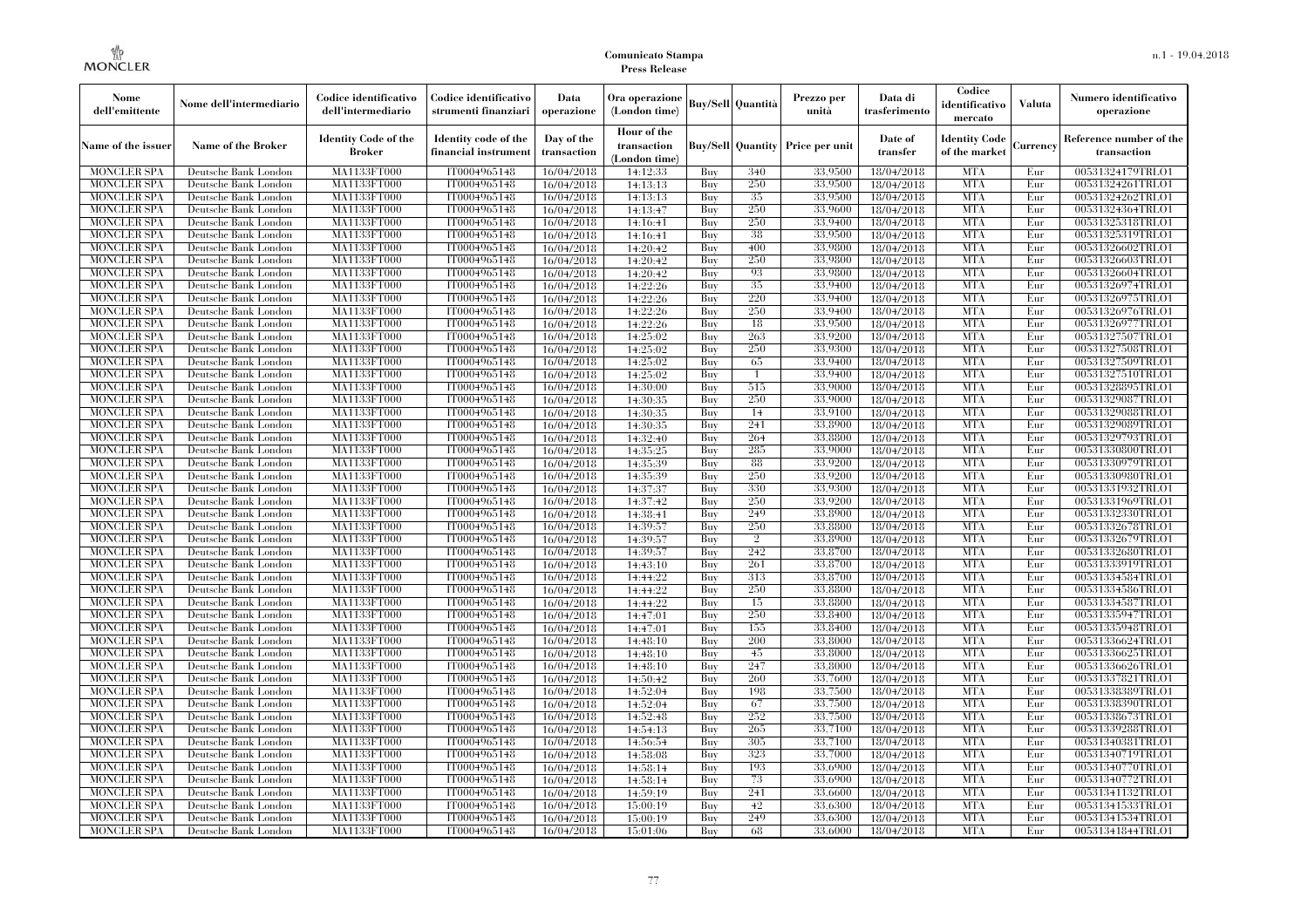**Comunicato Stampa**
**Press Release**

| Nome dell'emittente | Nome dell'intermediario | Codice identificativo dell'intermediario | Codice identificativo strumenti finanziari | Data operazione | Ora operazione (London time) | Buy/Sell | Quantità | Prezzo per unità | Data di trasferimento | Codice identificativo mercato | Valuta | Numero identificativo operazione |
|---|---|---|---|---|---|---|---|---|---|---|---|---|
| Name of the issuer | Name of the Broker | Identity Code of the Broker | Identity code of the financial instrument | Day of the transaction | Hour of the transaction (London time) | Buy/Sell | Quantity | Price per unit | Date of transfer | Identity Code of the market | Currency | Reference number of the transaction |
| MONCLER SPA | Deutsche Bank London | MA1133FT000 | IT0004965148 | 16/04/2018 | 14:12:33 | Buy | 340 | 33.9500 | 18/04/2018 | MTA | Eur | 00531324179TRLO1 |
| MONCLER SPA | Deutsche Bank London | MA1133FT000 | IT0004965148 | 16/04/2018 | 14:13:13 | Buy | 250 | 33.9500 | 18/04/2018 | MTA | Eur | 00531324261TRLO1 |
| MONCLER SPA | Deutsche Bank London | MA1133FT000 | IT0004965148 | 16/04/2018 | 14:13:13 | Buy | 35 | 33.9500 | 18/04/2018 | MTA | Eur | 00531324262TRLO1 |
| MONCLER SPA | Deutsche Bank London | MA1133FT000 | IT0004965148 | 16/04/2018 | 14:13:47 | Buy | 250 | 33.9600 | 18/04/2018 | MTA | Eur | 00531324364TRLO1 |
| MONCLER SPA | Deutsche Bank London | MA1133FT000 | IT0004965148 | 16/04/2018 | 14:16:41 | Buy | 250 | 33.9400 | 18/04/2018 | MTA | Eur | 00531325318TRLO1 |
| MONCLER SPA | Deutsche Bank London | MA1133FT000 | IT0004965148 | 16/04/2018 | 14:16:41 | Buy | 38 | 33.9500 | 18/04/2018 | MTA | Eur | 00531325319TRLO1 |
| MONCLER SPA | Deutsche Bank London | MA1133FT000 | IT0004965148 | 16/04/2018 | 14:20:42 | Buy | 400 | 33.9800 | 18/04/2018 | MTA | Eur | 00531326602TRLO1 |
| MONCLER SPA | Deutsche Bank London | MA1133FT000 | IT0004965148 | 16/04/2018 | 14:20:42 | Buy | 250 | 33.9800 | 18/04/2018 | MTA | Eur | 00531326603TRLO1 |
| MONCLER SPA | Deutsche Bank London | MA1133FT000 | IT0004965148 | 16/04/2018 | 14:20:42 | Buy | 93 | 33.9800 | 18/04/2018 | MTA | Eur | 00531326604TRLO1 |
| MONCLER SPA | Deutsche Bank London | MA1133FT000 | IT0004965148 | 16/04/2018 | 14:22:26 | Buy | 35 | 33.9400 | 18/04/2018 | MTA | Eur | 00531326974TRLO1 |
| MONCLER SPA | Deutsche Bank London | MA1133FT000 | IT0004965148 | 16/04/2018 | 14:22:26 | Buy | 220 | 33.9400 | 18/04/2018 | MTA | Eur | 00531326975TRLO1 |
| MONCLER SPA | Deutsche Bank London | MA1133FT000 | IT0004965148 | 16/04/2018 | 14:22:26 | Buy | 250 | 33.9400 | 18/04/2018 | MTA | Eur | 00531326976TRLO1 |
| MONCLER SPA | Deutsche Bank London | MA1133FT000 | IT0004965148 | 16/04/2018 | 14:22:26 | Buy | 18 | 33.9500 | 18/04/2018 | MTA | Eur | 00531326977TRLO1 |
| MONCLER SPA | Deutsche Bank London | MA1133FT000 | IT0004965148 | 16/04/2018 | 14:25:02 | Buy | 263 | 33.9200 | 18/04/2018 | MTA | Eur | 00531327507TRLO1 |
| MONCLER SPA | Deutsche Bank London | MA1133FT000 | IT0004965148 | 16/04/2018 | 14:25:02 | Buy | 250 | 33.9300 | 18/04/2018 | MTA | Eur | 00531327508TRLO1 |
| MONCLER SPA | Deutsche Bank London | MA1133FT000 | IT0004965148 | 16/04/2018 | 14:25:02 | Buy | 65 | 33.9400 | 18/04/2018 | MTA | Eur | 00531327509TRLO1 |
| MONCLER SPA | Deutsche Bank London | MA1133FT000 | IT0004965148 | 16/04/2018 | 14:25:02 | Buy | 1 | 33.9400 | 18/04/2018 | MTA | Eur | 00531327510TRLO1 |
| MONCLER SPA | Deutsche Bank London | MA1133FT000 | IT0004965148 | 16/04/2018 | 14:30:00 | Buy | 515 | 33.9000 | 18/04/2018 | MTA | Eur | 00531328895TRLO1 |
| MONCLER SPA | Deutsche Bank London | MA1133FT000 | IT0004965148 | 16/04/2018 | 14:30:35 | Buy | 250 | 33.9000 | 18/04/2018 | MTA | Eur | 00531329087TRLO1 |
| MONCLER SPA | Deutsche Bank London | MA1133FT000 | IT0004965148 | 16/04/2018 | 14:30:35 | Buy | 14 | 33.9100 | 18/04/2018 | MTA | Eur | 00531329088TRLO1 |
| MONCLER SPA | Deutsche Bank London | MA1133FT000 | IT0004965148 | 16/04/2018 | 14:30:35 | Buy | 241 | 33.8900 | 18/04/2018 | MTA | Eur | 00531329089TRLO1 |
| MONCLER SPA | Deutsche Bank London | MA1133FT000 | IT0004965148 | 16/04/2018 | 14:32:40 | Buy | 264 | 33.8800 | 18/04/2018 | MTA | Eur | 00531329793TRLO1 |
| MONCLER SPA | Deutsche Bank London | MA1133FT000 | IT0004965148 | 16/04/2018 | 14:35:25 | Buy | 285 | 33.9000 | 18/04/2018 | MTA | Eur | 00531330800TRLO1 |
| MONCLER SPA | Deutsche Bank London | MA1133FT000 | IT0004965148 | 16/04/2018 | 14:35:39 | Buy | 88 | 33.9200 | 18/04/2018 | MTA | Eur | 00531330979TRLO1 |
| MONCLER SPA | Deutsche Bank London | MA1133FT000 | IT0004965148 | 16/04/2018 | 14:35:39 | Buy | 250 | 33.9200 | 18/04/2018 | MTA | Eur | 00531330980TRLO1 |
| MONCLER SPA | Deutsche Bank London | MA1133FT000 | IT0004965148 | 16/04/2018 | 14:37:37 | Buy | 330 | 33.9300 | 18/04/2018 | MTA | Eur | 00531331932TRLO1 |
| MONCLER SPA | Deutsche Bank London | MA1133FT000 | IT0004965148 | 16/04/2018 | 14:37:42 | Buy | 250 | 33.9200 | 18/04/2018 | MTA | Eur | 00531331969TRLO1 |
| MONCLER SPA | Deutsche Bank London | MA1133FT000 | IT0004965148 | 16/04/2018 | 14:38:41 | Buy | 249 | 33.8900 | 18/04/2018 | MTA | Eur | 00531332330TRLO1 |
| MONCLER SPA | Deutsche Bank London | MA1133FT000 | IT0004965148 | 16/04/2018 | 14:39:57 | Buy | 250 | 33.8800 | 18/04/2018 | MTA | Eur | 00531332678TRLO1 |
| MONCLER SPA | Deutsche Bank London | MA1133FT000 | IT0004965148 | 16/04/2018 | 14:39:57 | Buy | 2 | 33.8900 | 18/04/2018 | MTA | Eur | 00531332679TRLO1 |
| MONCLER SPA | Deutsche Bank London | MA1133FT000 | IT0004965148 | 16/04/2018 | 14:39:57 | Buy | 242 | 33.8700 | 18/04/2018 | MTA | Eur | 00531332680TRLO1 |
| MONCLER SPA | Deutsche Bank London | MA1133FT000 | IT0004965148 | 16/04/2018 | 14:43:10 | Buy | 261 | 33.8700 | 18/04/2018 | MTA | Eur | 00531333919TRLO1 |
| MONCLER SPA | Deutsche Bank London | MA1133FT000 | IT0004965148 | 16/04/2018 | 14:44:22 | Buy | 313 | 33.8700 | 18/04/2018 | MTA | Eur | 00531334584TRLO1 |
| MONCLER SPA | Deutsche Bank London | MA1133FT000 | IT0004965148 | 16/04/2018 | 14:44:22 | Buy | 250 | 33.8800 | 18/04/2018 | MTA | Eur | 00531334586TRLO1 |
| MONCLER SPA | Deutsche Bank London | MA1133FT000 | IT0004965148 | 16/04/2018 | 14:44:22 | Buy | 15 | 33.8800 | 18/04/2018 | MTA | Eur | 00531334587TRLO1 |
| MONCLER SPA | Deutsche Bank London | MA1133FT000 | IT0004965148 | 16/04/2018 | 14:47:01 | Buy | 250 | 33.8400 | 18/04/2018 | MTA | Eur | 00531335947TRLO1 |
| MONCLER SPA | Deutsche Bank London | MA1133FT000 | IT0004965148 | 16/04/2018 | 14:47:01 | Buy | 155 | 33.8400 | 18/04/2018 | MTA | Eur | 00531335948TRLO1 |
| MONCLER SPA | Deutsche Bank London | MA1133FT000 | IT0004965148 | 16/04/2018 | 14:48:10 | Buy | 200 | 33.8000 | 18/04/2018 | MTA | Eur | 00531336624TRLO1 |
| MONCLER SPA | Deutsche Bank London | MA1133FT000 | IT0004965148 | 16/04/2018 | 14:48:10 | Buy | 45 | 33.8000 | 18/04/2018 | MTA | Eur | 00531336625TRLO1 |
| MONCLER SPA | Deutsche Bank London | MA1133FT000 | IT0004965148 | 16/04/2018 | 14:48:10 | Buy | 247 | 33.8000 | 18/04/2018 | MTA | Eur | 00531336626TRLO1 |
| MONCLER SPA | Deutsche Bank London | MA1133FT000 | IT0004965148 | 16/04/2018 | 14:50:42 | Buy | 260 | 33.7600 | 18/04/2018 | MTA | Eur | 00531337821TRLO1 |
| MONCLER SPA | Deutsche Bank London | MA1133FT000 | IT0004965148 | 16/04/2018 | 14:52:04 | Buy | 198 | 33.7500 | 18/04/2018 | MTA | Eur | 00531338389TRLO1 |
| MONCLER SPA | Deutsche Bank London | MA1133FT000 | IT0004965148 | 16/04/2018 | 14:52:04 | Buy | 67 | 33.7500 | 18/04/2018 | MTA | Eur | 00531338390TRLO1 |
| MONCLER SPA | Deutsche Bank London | MA1133FT000 | IT0004965148 | 16/04/2018 | 14:52:48 | Buy | 252 | 33.7500 | 18/04/2018 | MTA | Eur | 00531338673TRLO1 |
| MONCLER SPA | Deutsche Bank London | MA1133FT000 | IT0004965148 | 16/04/2018 | 14:54:13 | Buy | 265 | 33.7100 | 18/04/2018 | MTA | Eur | 00531339288TRLO1 |
| MONCLER SPA | Deutsche Bank London | MA1133FT000 | IT0004965148 | 16/04/2018 | 14:56:54 | Buy | 305 | 33.7100 | 18/04/2018 | MTA | Eur | 00531340381TRLO1 |
| MONCLER SPA | Deutsche Bank London | MA1133FT000 | IT0004965148 | 16/04/2018 | 14:58:08 | Buy | 323 | 33.7000 | 18/04/2018 | MTA | Eur | 00531340719TRLO1 |
| MONCLER SPA | Deutsche Bank London | MA1133FT000 | IT0004965148 | 16/04/2018 | 14:58:14 | Buy | 193 | 33.6900 | 18/04/2018 | MTA | Eur | 00531340770TRLO1 |
| MONCLER SPA | Deutsche Bank London | MA1133FT000 | IT0004965148 | 16/04/2018 | 14:58:14 | Buy | 73 | 33.6900 | 18/04/2018 | MTA | Eur | 00531340772TRLO1 |
| MONCLER SPA | Deutsche Bank London | MA1133FT000 | IT0004965148 | 16/04/2018 | 14:59:19 | Buy | 241 | 33.6600 | 18/04/2018 | MTA | Eur | 00531341132TRLO1 |
| MONCLER SPA | Deutsche Bank London | MA1133FT000 | IT0004965148 | 16/04/2018 | 15:00:19 | Buy | 42 | 33.6300 | 18/04/2018 | MTA | Eur | 00531341533TRLO1 |
| MONCLER SPA | Deutsche Bank London | MA1133FT000 | IT0004965148 | 16/04/2018 | 15:00:19 | Buy | 249 | 33.6300 | 18/04/2018 | MTA | Eur | 00531341534TRLO1 |
| MONCLER SPA | Deutsche Bank London | MA1133FT000 | IT0004965148 | 16/04/2018 | 15:01:06 | Buy | 68 | 33.6000 | 18/04/2018 | MTA | Eur | 00531341844TRLO1 |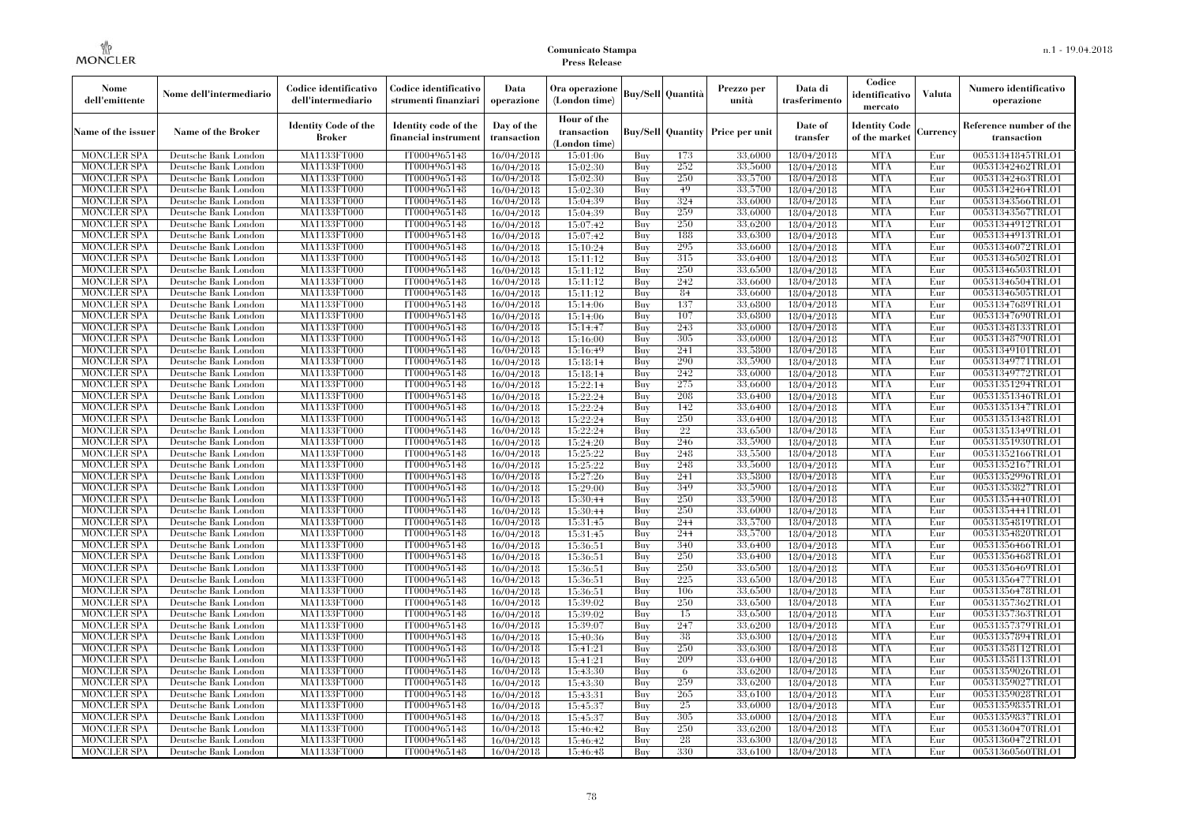**Comunicato Stampa**
**Press Release**

| Nome dell'emittente | Nome dell'intermediario | Codice identificativo dell'intermediario | Codice identificativo strumenti finanziari | Data operazione | Ora operazione (London time) | Buy/Sell | Quantità | Prezzo per unità | Data di trasferimento | Codice identificativo mercato | Valuta | Numero identificativo operazione |
|---|---|---|---|---|---|---|---|---|---|---|---|---|
| Name of the issuer | Name of the Broker | Identity Code of the Broker | Identity code of the financial instrument | Day of the transaction | Hour of the transaction (London time) | Buy/Sell | Quantity | Price per unit | Date of transfer | Identity Code of the market | Currency | Reference number of the transaction |
| MONCLER SPA | Deutsche Bank London | MA1133FT000 | IT0004965148 | 16/04/2018 | 15:01:06 | Buy | 173 | 33.6000 | 18/04/2018 | MTA | Eur | 00531341845TRLO1 |
| MONCLER SPA | Deutsche Bank London | MA1133FT000 | IT0004965148 | 16/04/2018 | 15:02:30 | Buy | 252 | 33.5600 | 18/04/2018 | MTA | Eur | 00531342462TRLO1 |
| MONCLER SPA | Deutsche Bank London | MA1133FT000 | IT0004965148 | 16/04/2018 | 15:02:30 | Buy | 250 | 33.5700 | 18/04/2018 | MTA | Eur | 00531342463TRLO1 |
| MONCLER SPA | Deutsche Bank London | MA1133FT000 | IT0004965148 | 16/04/2018 | 15:02:30 | Buy | 49 | 33.5700 | 18/04/2018 | MTA | Eur | 00531342464TRLO1 |
| MONCLER SPA | Deutsche Bank London | MA1133FT000 | IT0004965148 | 16/04/2018 | 15:04:39 | Buy | 324 | 33.6000 | 18/04/2018 | MTA | Eur | 00531343566TRLO1 |
| MONCLER SPA | Deutsche Bank London | MA1133FT000 | IT0004965148 | 16/04/2018 | 15:04:39 | Buy | 259 | 33.6000 | 18/04/2018 | MTA | Eur | 00531343567TRLO1 |
| MONCLER SPA | Deutsche Bank London | MA1133FT000 | IT0004965148 | 16/04/2018 | 15:07:42 | Buy | 250 | 33.6200 | 18/04/2018 | MTA | Eur | 00531344912TRLO1 |
| MONCLER SPA | Deutsche Bank London | MA1133FT000 | IT0004965148 | 16/04/2018 | 15:07:42 | Buy | 188 | 33.6300 | 18/04/2018 | MTA | Eur | 00531344913TRLO1 |
| MONCLER SPA | Deutsche Bank London | MA1133FT000 | IT0004965148 | 16/04/2018 | 15:10:24 | Buy | 295 | 33.6600 | 18/04/2018 | MTA | Eur | 00531346072TRLO1 |
| MONCLER SPA | Deutsche Bank London | MA1133FT000 | IT0004965148 | 16/04/2018 | 15:11:12 | Buy | 315 | 33.6400 | 18/04/2018 | MTA | Eur | 00531346502TRLO1 |
| MONCLER SPA | Deutsche Bank London | MA1133FT000 | IT0004965148 | 16/04/2018 | 15:11:12 | Buy | 250 | 33.6500 | 18/04/2018 | MTA | Eur | 00531346503TRLO1 |
| MONCLER SPA | Deutsche Bank London | MA1133FT000 | IT0004965148 | 16/04/2018 | 15:11:12 | Buy | 242 | 33.6600 | 18/04/2018 | MTA | Eur | 00531346504TRLO1 |
| MONCLER SPA | Deutsche Bank London | MA1133FT000 | IT0004965148 | 16/04/2018 | 15:11:12 | Buy | 84 | 33.6600 | 18/04/2018 | MTA | Eur | 00531346505TRLO1 |
| MONCLER SPA | Deutsche Bank London | MA1133FT000 | IT0004965148 | 16/04/2018 | 15:14:06 | Buy | 137 | 33.6800 | 18/04/2018 | MTA | Eur | 00531347689TRLO1 |
| MONCLER SPA | Deutsche Bank London | MA1133FT000 | IT0004965148 | 16/04/2018 | 15:14:06 | Buy | 107 | 33.6800 | 18/04/2018 | MTA | Eur | 00531347690TRLO1 |
| MONCLER SPA | Deutsche Bank London | MA1133FT000 | IT0004965148 | 16/04/2018 | 15:14:47 | Buy | 243 | 33.6000 | 18/04/2018 | MTA | Eur | 00531348133TRLO1 |
| MONCLER SPA | Deutsche Bank London | MA1133FT000 | IT0004965148 | 16/04/2018 | 15:16:00 | Buy | 305 | 33.6000 | 18/04/2018 | MTA | Eur | 00531348790TRLO1 |
| MONCLER SPA | Deutsche Bank London | MA1133FT000 | IT0004965148 | 16/04/2018 | 15:16:49 | Buy | 241 | 33.5800 | 18/04/2018 | MTA | Eur | 00531349101TRLO1 |
| MONCLER SPA | Deutsche Bank London | MA1133FT000 | IT0004965148 | 16/04/2018 | 15:18:14 | Buy | 290 | 33.5900 | 18/04/2018 | MTA | Eur | 00531349771TRLO1 |
| MONCLER SPA | Deutsche Bank London | MA1133FT000 | IT0004965148 | 16/04/2018 | 15:18:14 | Buy | 242 | 33.6000 | 18/04/2018 | MTA | Eur | 00531349772TRLO1 |
| MONCLER SPA | Deutsche Bank London | MA1133FT000 | IT0004965148 | 16/04/2018 | 15:22:14 | Buy | 275 | 33.6600 | 18/04/2018 | MTA | Eur | 00531351294TRLO1 |
| MONCLER SPA | Deutsche Bank London | MA1133FT000 | IT0004965148 | 16/04/2018 | 15:22:24 | Buy | 208 | 33.6400 | 18/04/2018 | MTA | Eur | 00531351346TRLO1 |
| MONCLER SPA | Deutsche Bank London | MA1133FT000 | IT0004965148 | 16/04/2018 | 15:22:24 | Buy | 142 | 33.6400 | 18/04/2018 | MTA | Eur | 00531351347TRLO1 |
| MONCLER SPA | Deutsche Bank London | MA1133FT000 | IT0004965148 | 16/04/2018 | 15:22:24 | Buy | 250 | 33.6400 | 18/04/2018 | MTA | Eur | 00531351348TRLO1 |
| MONCLER SPA | Deutsche Bank London | MA1133FT000 | IT0004965148 | 16/04/2018 | 15:22:24 | Buy | 22 | 33.6500 | 18/04/2018 | MTA | Eur | 00531351349TRLO1 |
| MONCLER SPA | Deutsche Bank London | MA1133FT000 | IT0004965148 | 16/04/2018 | 15:24:20 | Buy | 246 | 33.5900 | 18/04/2018 | MTA | Eur | 00531351930TRLO1 |
| MONCLER SPA | Deutsche Bank London | MA1133FT000 | IT0004965148 | 16/04/2018 | 15:25:22 | Buy | 248 | 33.5500 | 18/04/2018 | MTA | Eur | 00531352166TRLO1 |
| MONCLER SPA | Deutsche Bank London | MA1133FT000 | IT0004965148 | 16/04/2018 | 15:25:22 | Buy | 248 | 33.5600 | 18/04/2018 | MTA | Eur | 00531352167TRLO1 |
| MONCLER SPA | Deutsche Bank London | MA1133FT000 | IT0004965148 | 16/04/2018 | 15:27:26 | Buy | 241 | 33.5800 | 18/04/2018 | MTA | Eur | 00531352996TRLO1 |
| MONCLER SPA | Deutsche Bank London | MA1133FT000 | IT0004965148 | 16/04/2018 | 15:29:00 | Buy | 349 | 33.5900 | 18/04/2018 | MTA | Eur | 00531353827TRLO1 |
| MONCLER SPA | Deutsche Bank London | MA1133FT000 | IT0004965148 | 16/04/2018 | 15:30:44 | Buy | 250 | 33.5900 | 18/04/2018 | MTA | Eur | 00531354440TRLO1 |
| MONCLER SPA | Deutsche Bank London | MA1133FT000 | IT0004965148 | 16/04/2018 | 15:30:44 | Buy | 250 | 33.6000 | 18/04/2018 | MTA | Eur | 00531354441TRLO1 |
| MONCLER SPA | Deutsche Bank London | MA1133FT000 | IT0004965148 | 16/04/2018 | 15:31:45 | Buy | 244 | 33.5700 | 18/04/2018 | MTA | Eur | 00531354819TRLO1 |
| MONCLER SPA | Deutsche Bank London | MA1133FT000 | IT0004965148 | 16/04/2018 | 15:31:45 | Buy | 244 | 33.5700 | 18/04/2018 | MTA | Eur | 00531354820TRLO1 |
| MONCLER SPA | Deutsche Bank London | MA1133FT000 | IT0004965148 | 16/04/2018 | 15:36:51 | Buy | 340 | 33.6400 | 18/04/2018 | MTA | Eur | 00531356466TRLO1 |
| MONCLER SPA | Deutsche Bank London | MA1133FT000 | IT0004965148 | 16/04/2018 | 15:36:51 | Buy | 250 | 33.6400 | 18/04/2018 | MTA | Eur | 00531356468TRLO1 |
| MONCLER SPA | Deutsche Bank London | MA1133FT000 | IT0004965148 | 16/04/2018 | 15:36:51 | Buy | 250 | 33.6500 | 18/04/2018 | MTA | Eur | 00531356469TRLO1 |
| MONCLER SPA | Deutsche Bank London | MA1133FT000 | IT0004965148 | 16/04/2018 | 15:36:51 | Buy | 225 | 33.6500 | 18/04/2018 | MTA | Eur | 00531356477TRLO1 |
| MONCLER SPA | Deutsche Bank London | MA1133FT000 | IT0004965148 | 16/04/2018 | 15:36:51 | Buy | 106 | 33.6500 | 18/04/2018 | MTA | Eur | 00531356478TRLO1 |
| MONCLER SPA | Deutsche Bank London | MA1133FT000 | IT0004965148 | 16/04/2018 | 15:39:02 | Buy | 250 | 33.6500 | 18/04/2018 | MTA | Eur | 00531357362TRLO1 |
| MONCLER SPA | Deutsche Bank London | MA1133FT000 | IT0004965148 | 16/04/2018 | 15:39:02 | Buy | 15 | 33.6500 | 18/04/2018 | MTA | Eur | 00531357363TRLO1 |
| MONCLER SPA | Deutsche Bank London | MA1133FT000 | IT0004965148 | 16/04/2018 | 15:39:07 | Buy | 247 | 33.6200 | 18/04/2018 | MTA | Eur | 00531357379TRLO1 |
| MONCLER SPA | Deutsche Bank London | MA1133FT000 | IT0004965148 | 16/04/2018 | 15:40:36 | Buy | 38 | 33.6300 | 18/04/2018 | MTA | Eur | 00531357894TRLO1 |
| MONCLER SPA | Deutsche Bank London | MA1133FT000 | IT0004965148 | 16/04/2018 | 15:41:21 | Buy | 250 | 33.6300 | 18/04/2018 | MTA | Eur | 00531358112TRLO1 |
| MONCLER SPA | Deutsche Bank London | MA1133FT000 | IT0004965148 | 16/04/2018 | 15:41:21 | Buy | 209 | 33.6400 | 18/04/2018 | MTA | Eur | 00531358113TRLO1 |
| MONCLER SPA | Deutsche Bank London | MA1133FT000 | IT0004965148 | 16/04/2018 | 15:43:30 | Buy | 6 | 33.6200 | 18/04/2018 | MTA | Eur | 00531359026TRLO1 |
| MONCLER SPA | Deutsche Bank London | MA1133FT000 | IT0004965148 | 16/04/2018 | 15:43:30 | Buy | 259 | 33.6200 | 18/04/2018 | MTA | Eur | 00531359027TRLO1 |
| MONCLER SPA | Deutsche Bank London | MA1133FT000 | IT0004965148 | 16/04/2018 | 15:43:31 | Buy | 265 | 33.6100 | 18/04/2018 | MTA | Eur | 00531359028TRLO1 |
| MONCLER SPA | Deutsche Bank London | MA1133FT000 | IT0004965148 | 16/04/2018 | 15:45:37 | Buy | 25 | 33.6000 | 18/04/2018 | MTA | Eur | 00531359835TRLO1 |
| MONCLER SPA | Deutsche Bank London | MA1133FT000 | IT0004965148 | 16/04/2018 | 15:45:37 | Buy | 305 | 33.6000 | 18/04/2018 | MTA | Eur | 00531359837TRLO1 |
| MONCLER SPA | Deutsche Bank London | MA1133FT000 | IT0004965148 | 16/04/2018 | 15:46:42 | Buy | 250 | 33.6200 | 18/04/2018 | MTA | Eur | 00531360470TRLO1 |
| MONCLER SPA | Deutsche Bank London | MA1133FT000 | IT0004965148 | 16/04/2018 | 15:46:42 | Buy | 28 | 33.6300 | 18/04/2018 | MTA | Eur | 00531360472TRLO1 |
| MONCLER SPA | Deutsche Bank London | MA1133FT000 | IT0004965148 | 16/04/2018 | 15:46:48 | Buy | 330 | 33.6100 | 18/04/2018 | MTA | Eur | 00531360560TRLO1 |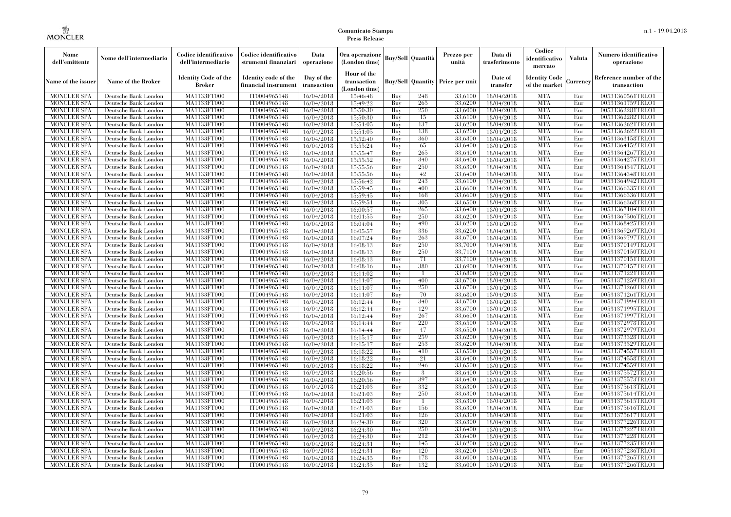| Nome dell'emittente | Nome dell'intermediario | Codice identificativo dell'intermediario | Codice identificativo strumenti finanziari | Data operazione | Ora operazione (London time) | Buy/Sell | Quantità | Prezzo per unità | Data di trasferimento | Codice identificativo mercato | Valuta | Numero identificativo operazione |
|---|---|---|---|---|---|---|---|---|---|---|---|---|
| Name of the issuer | Name of the Broker | Identity Code of the Broker | Identity code of the financial instrument | Day of the transaction | Hour of the transaction (London time) | Buy/Sell | Quantity | Price per unit | Date of transfer | Identity Code of the market | Currency | Reference number of the transaction |
| MONCLER SPA | Deutsche Bank London | MA1133FT000 | IT0004965148 | 16/04/2018 | 15:46:48 | Buy | 248 | 33.6100 | 18/04/2018 | MTA | Eur | 00531360561TRLO1 |
| MONCLER SPA | Deutsche Bank London | MA1133FT000 | IT0004965148 | 16/04/2018 | 15:49:22 | Buy | 265 | 33.6200 | 18/04/2018 | MTA | Eur | 00531361759TRLO1 |
| MONCLER SPA | Deutsche Bank London | MA1133FT000 | IT0004965148 | 16/04/2018 | 15:50:30 | Buy | 250 | 33.6000 | 18/04/2018 | MTA | Eur | 00531362281TRLO1 |
| MONCLER SPA | Deutsche Bank London | MA1133FT000 | IT0004965148 | 16/04/2018 | 15:50:30 | Buy | 15 | 33.6100 | 18/04/2018 | MTA | Eur | 00531362282TRLO1 |
| MONCLER SPA | Deutsche Bank London | MA1133FT000 | IT0004965148 | 16/04/2018 | 15:51:05 | Buy | 137 | 33.6200 | 18/04/2018 | MTA | Eur | 00531362621TRLO1 |
| MONCLER SPA | Deutsche Bank London | MA1133FT000 | IT0004965148 | 16/04/2018 | 15:51:05 | Buy | 138 | 33.6200 | 18/04/2018 | MTA | Eur | 00531362622TRLO1 |
| MONCLER SPA | Deutsche Bank London | MA1133FT000 | IT0004965148 | 16/04/2018 | 15:52:40 | Buy | 360 | 33.6300 | 18/04/2018 | MTA | Eur | 00531363158TRLO1 |
| MONCLER SPA | Deutsche Bank London | MA1133FT000 | IT0004965148 | 16/04/2018 | 15:55:24 | Buy | 65 | 33.6400 | 18/04/2018 | MTA | Eur | 00531364152TRLO1 |
| MONCLER SPA | Deutsche Bank London | MA1133FT000 | IT0004965148 | 16/04/2018 | 15:55:47 | Buy | 265 | 33.6400 | 18/04/2018 | MTA | Eur | 00531364267TRLO1 |
| MONCLER SPA | Deutsche Bank London | MA1133FT000 | IT0004965148 | 16/04/2018 | 15:55:52 | Buy | 340 | 33.6400 | 18/04/2018 | MTA | Eur | 00531364275TRLO1 |
| MONCLER SPA | Deutsche Bank London | MA1133FT000 | IT0004965148 | 16/04/2018 | 15:55:56 | Buy | 250 | 33.6300 | 18/04/2018 | MTA | Eur | 00531364347TRLO1 |
| MONCLER SPA | Deutsche Bank London | MA1133FT000 | IT0004965148 | 16/04/2018 | 15:55:56 | Buy | 42 | 33.6400 | 18/04/2018 | MTA | Eur | 00531364348TRLO1 |
| MONCLER SPA | Deutsche Bank London | MA1133FT000 | IT0004965148 | 16/04/2018 | 15:56:42 | Buy | 243 | 33.6100 | 18/04/2018 | MTA | Eur | 00531364942TRLO1 |
| MONCLER SPA | Deutsche Bank London | MA1133FT000 | IT0004965148 | 16/04/2018 | 15:59:45 | Buy | 400 | 33.6600 | 18/04/2018 | MTA | Eur | 00531366335TRLO1 |
| MONCLER SPA | Deutsche Bank London | MA1133FT000 | IT0004965148 | 16/04/2018 | 15:59:45 | Buy | 168 | 33.6600 | 18/04/2018 | MTA | Eur | 00531366336TRLO1 |
| MONCLER SPA | Deutsche Bank London | MA1133FT000 | IT0004965148 | 16/04/2018 | 15:59:51 | Buy | 305 | 33.6500 | 18/04/2018 | MTA | Eur | 00531366368TRLO1 |
| MONCLER SPA | Deutsche Bank London | MA1133FT000 | IT0004965148 | 16/04/2018 | 16:00:57 | Buy | 265 | 33.6400 | 18/04/2018 | MTA | Eur | 00531367104TRLO1 |
| MONCLER SPA | Deutsche Bank London | MA1133FT000 | IT0004965148 | 16/04/2018 | 16:01:55 | Buy | 250 | 33.6200 | 18/04/2018 | MTA | Eur | 00531367506TRLO1 |
| MONCLER SPA | Deutsche Bank London | MA1133FT000 | IT0004965148 | 16/04/2018 | 16:04:04 | Buy | 490 | 33.6200 | 18/04/2018 | MTA | Eur | 00531368425TRLO1 |
| MONCLER SPA | Deutsche Bank London | MA1133FT000 | IT0004965148 | 16/04/2018 | 16:05:57 | Buy | 336 | 33.6200 | 18/04/2018 | MTA | Eur | 00531369269TRLO1 |
| MONCLER SPA | Deutsche Bank London | MA1133FT000 | IT0004965148 | 16/04/2018 | 16:07:24 | Buy | 263 | 33.6700 | 18/04/2018 | MTA | Eur | 00531369797TRLO1 |
| MONCLER SPA | Deutsche Bank London | MA1133FT000 | IT0004965148 | 16/04/2018 | 16:08:13 | Buy | 250 | 33.7000 | 18/04/2018 | MTA | Eur | 00531370149TRLO1 |
| MONCLER SPA | Deutsche Bank London | MA1133FT000 | IT0004965148 | 16/04/2018 | 16:08:13 | Buy | 250 | 33.7100 | 18/04/2018 | MTA | Eur | 00531370150TRLO1 |
| MONCLER SPA | Deutsche Bank London | MA1133FT000 | IT0004965148 | 16/04/2018 | 16:08:13 | Buy | 71 | 33.7100 | 18/04/2018 | MTA | Eur | 00531370151TRLO1 |
| MONCLER SPA | Deutsche Bank London | MA1133FT000 | IT0004965148 | 16/04/2018 | 16:08:16 | Buy | 380 | 33.6900 | 18/04/2018 | MTA | Eur | 00531370157TRLO1 |
| MONCLER SPA | Deutsche Bank London | MA1133FT000 | IT0004965148 | 16/04/2018 | 16:11:02 | Buy | 1 | 33.6800 | 18/04/2018 | MTA | Eur | 00531371221TRLO1 |
| MONCLER SPA | Deutsche Bank London | MA1133FT000 | IT0004965148 | 16/04/2018 | 16:11:07 | Buy | 400 | 33.6700 | 18/04/2018 | MTA | Eur | 00531371259TRLO1 |
| MONCLER SPA | Deutsche Bank London | MA1133FT000 | IT0004965148 | 16/04/2018 | 16:11:07 | Buy | 250 | 33.6700 | 18/04/2018 | MTA | Eur | 00531371260TRLO1 |
| MONCLER SPA | Deutsche Bank London | MA1133FT000 | IT0004965148 | 16/04/2018 | 16:11:07 | Buy | 70 | 33.6800 | 18/04/2018 | MTA | Eur | 00531371261TRLO1 |
| MONCLER SPA | Deutsche Bank London | MA1133FT000 | IT0004965148 | 16/04/2018 | 16:12:44 | Buy | 340 | 33.6700 | 18/04/2018 | MTA | Eur | 00531371994TRLO1 |
| MONCLER SPA | Deutsche Bank London | MA1133FT000 | IT0004965148 | 16/04/2018 | 16:12:44 | Buy | 129 | 33.6700 | 18/04/2018 | MTA | Eur | 00531371995TRLO1 |
| MONCLER SPA | Deutsche Bank London | MA1133FT000 | IT0004965148 | 16/04/2018 | 16:12:44 | Buy | 267 | 33.6600 | 18/04/2018 | MTA | Eur | 00531371997TRLO1 |
| MONCLER SPA | Deutsche Bank London | MA1133FT000 | IT0004965148 | 16/04/2018 | 16:14:44 | Buy | 220 | 33.6500 | 18/04/2018 | MTA | Eur | 00531372978TRLO1 |
| MONCLER SPA | Deutsche Bank London | MA1133FT000 | IT0004965148 | 16/04/2018 | 16:14:44 | Buy | 47 | 33.6500 | 18/04/2018 | MTA | Eur | 00531372979TRLO1 |
| MONCLER SPA | Deutsche Bank London | MA1133FT000 | IT0004965148 | 16/04/2018 | 16:15:17 | Buy | 259 | 33.6200 | 18/04/2018 | MTA | Eur | 00531373328TRLO1 |
| MONCLER SPA | Deutsche Bank London | MA1133FT000 | IT0004965148 | 16/04/2018 | 16:15:17 | Buy | 253 | 33.6200 | 18/04/2018 | MTA | Eur | 00531373329TRLO1 |
| MONCLER SPA | Deutsche Bank London | MA1133FT000 | IT0004965148 | 16/04/2018 | 16:18:22 | Buy | 410 | 33.6500 | 18/04/2018 | MTA | Eur | 00531374557TRLO1 |
| MONCLER SPA | Deutsche Bank London | MA1133FT000 | IT0004965148 | 16/04/2018 | 16:18:22 | Buy | 21 | 33.6400 | 18/04/2018 | MTA | Eur | 00531374558TRLO1 |
| MONCLER SPA | Deutsche Bank London | MA1133FT000 | IT0004965148 | 16/04/2018 | 16:18:22 | Buy | 246 | 33.6500 | 18/04/2018 | MTA | Eur | 00531374559TRLO1 |
| MONCLER SPA | Deutsche Bank London | MA1133FT000 | IT0004965148 | 16/04/2018 | 16:20:56 | Buy | 3 | 33.6400 | 18/04/2018 | MTA | Eur | 00531375572TRLO1 |
| MONCLER SPA | Deutsche Bank London | MA1133FT000 | IT0004965148 | 16/04/2018 | 16:20:56 | Buy | 397 | 33.6400 | 18/04/2018 | MTA | Eur | 00531375573TRLO1 |
| MONCLER SPA | Deutsche Bank London | MA1133FT000 | IT0004965148 | 16/04/2018 | 16:21:03 | Buy | 332 | 33.6300 | 18/04/2018 | MTA | Eur | 00531375613TRLO1 |
| MONCLER SPA | Deutsche Bank London | MA1133FT000 | IT0004965148 | 16/04/2018 | 16:21:03 | Buy | 250 | 33.6300 | 18/04/2018 | MTA | Eur | 00531375614TRLO1 |
| MONCLER SPA | Deutsche Bank London | MA1133FT000 | IT0004965148 | 16/04/2018 | 16:21:03 | Buy | 1 | 33.6300 | 18/04/2018 | MTA | Eur | 00531375615TRLO1 |
| MONCLER SPA | Deutsche Bank London | MA1133FT000 | IT0004965148 | 16/04/2018 | 16:21:03 | Buy | 156 | 33.6300 | 18/04/2018 | MTA | Eur | 00531375616TRLO1 |
| MONCLER SPA | Deutsche Bank London | MA1133FT000 | IT0004965148 | 16/04/2018 | 16:21:03 | Buy | 126 | 33.6300 | 18/04/2018 | MTA | Eur | 00531375617TRLO1 |
| MONCLER SPA | Deutsche Bank London | MA1133FT000 | IT0004965148 | 16/04/2018 | 16:24:30 | Buy | 320 | 33.6300 | 18/04/2018 | MTA | Eur | 00531377226TRLO1 |
| MONCLER SPA | Deutsche Bank London | MA1133FT000 | IT0004965148 | 16/04/2018 | 16:24:30 | Buy | 250 | 33.6400 | 18/04/2018 | MTA | Eur | 00531377227TRLO1 |
| MONCLER SPA | Deutsche Bank London | MA1133FT000 | IT0004965148 | 16/04/2018 | 16:24:30 | Buy | 212 | 33.6400 | 18/04/2018 | MTA | Eur | 00531377228TRLO1 |
| MONCLER SPA | Deutsche Bank London | MA1133FT000 | IT0004965148 | 16/04/2018 | 16:24:31 | Buy | 145 | 33.6200 | 18/04/2018 | MTA | Eur | 00531377235TRLO1 |
| MONCLER SPA | Deutsche Bank London | MA1133FT000 | IT0004965148 | 16/04/2018 | 16:24:31 | Buy | 120 | 33.6200 | 18/04/2018 | MTA | Eur | 00531377236TRLO1 |
| MONCLER SPA | Deutsche Bank London | MA1133FT000 | IT0004965148 | 16/04/2018 | 16:24:35 | Buy | 178 | 33.6000 | 18/04/2018 | MTA | Eur | 00531377265TRLO1 |
| MONCLER SPA | Deutsche Bank London | MA1133FT000 | IT0004965148 | 16/04/2018 | 16:24:35 | Buy | 132 | 33.6000 | 18/04/2018 | MTA | Eur | 00531377266TRLO1 |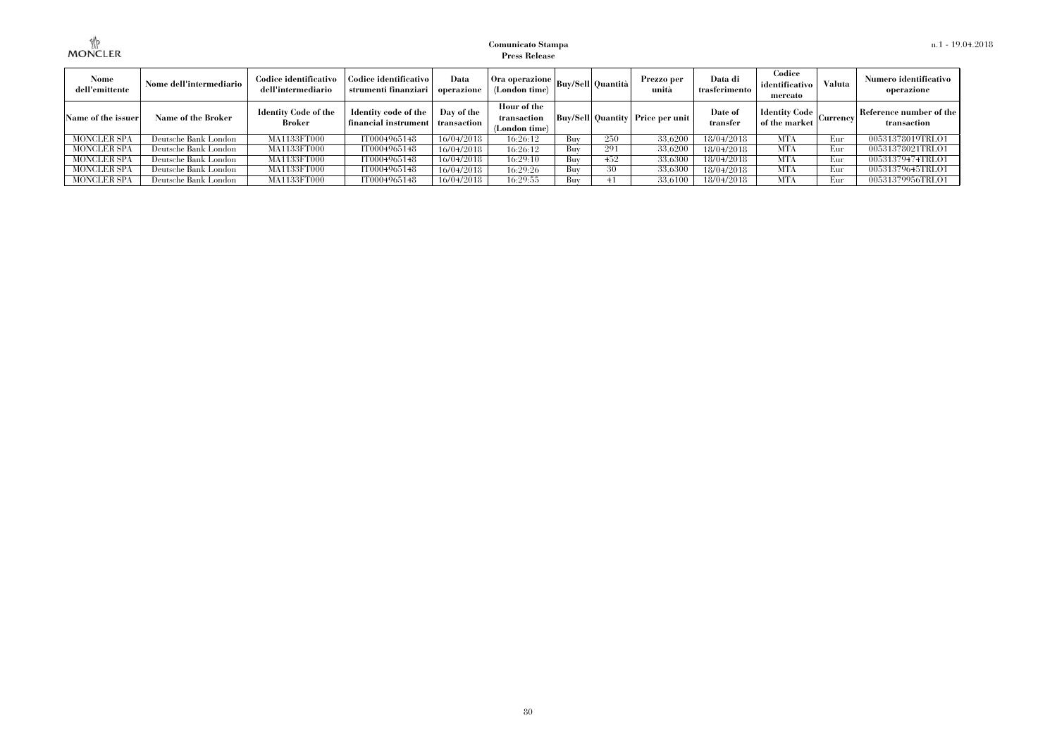| Nome dell'emittente | Nome dell'intermediario | Codice identificativo dell'intermediario | Codice identificativo strumenti finanziari | Data operazione | Ora operazione (London time) | Buy/Sell | Quantità | Prezzo per unità | Data di trasferimento | Codice identificativo mercato | Valuta | Numero identificativo operazione |
|---|---|---|---|---|---|---|---|---|---|---|---|---|
| **Name of the issuer** | **Name of the Broker** | **Identity Code of the Broker** | **Identity code of the financial instrument** | **Day of the transaction** | **Hour of the transaction (London time)** | **Buy/Sell** | **Quantity** | **Price per unit** | **Date of transfer** | **Identity Code of the market** | **Currency** | **Reference number of the transaction** |
| MONCLER SPA | Deutsche Bank London | MA1133FT000 | IT0004965148 | 16/04/2018 | 16:26:12 | Buy | 250 | 33,6200 | 18/04/2018 | MTA | Eur | 00531378019TRLO1 |
| MONCLER SPA | Deutsche Bank London | MA1133FT000 | IT0004965148 | 16/04/2018 | 16:26:12 | Buy | 291 | 33,6200 | 18/04/2018 | MTA | Eur | 00531378021TRLO1 |
| MONCLER SPA | Deutsche Bank London | MA1133FT000 | IT0004965148 | 16/04/2018 | 16:29:10 | Buy | 452 | 33,6300 | 18/04/2018 | MTA | Eur | 00531379474TRLO1 |
| MONCLER SPA | Deutsche Bank London | MA1133FT000 | IT0004965148 | 16/04/2018 | 16:29:26 | Buy | 30 | 33,6300 | 18/04/2018 | MTA | Eur | 00531379645TRLO1 |
| MONCLER SPA | Deutsche Bank London | MA1133FT000 | IT0004965148 | 16/04/2018 | 16:29:55 | Buy | 41 | 33,6100 | 18/04/2018 | MTA | Eur | 00531379956TRLO1 |